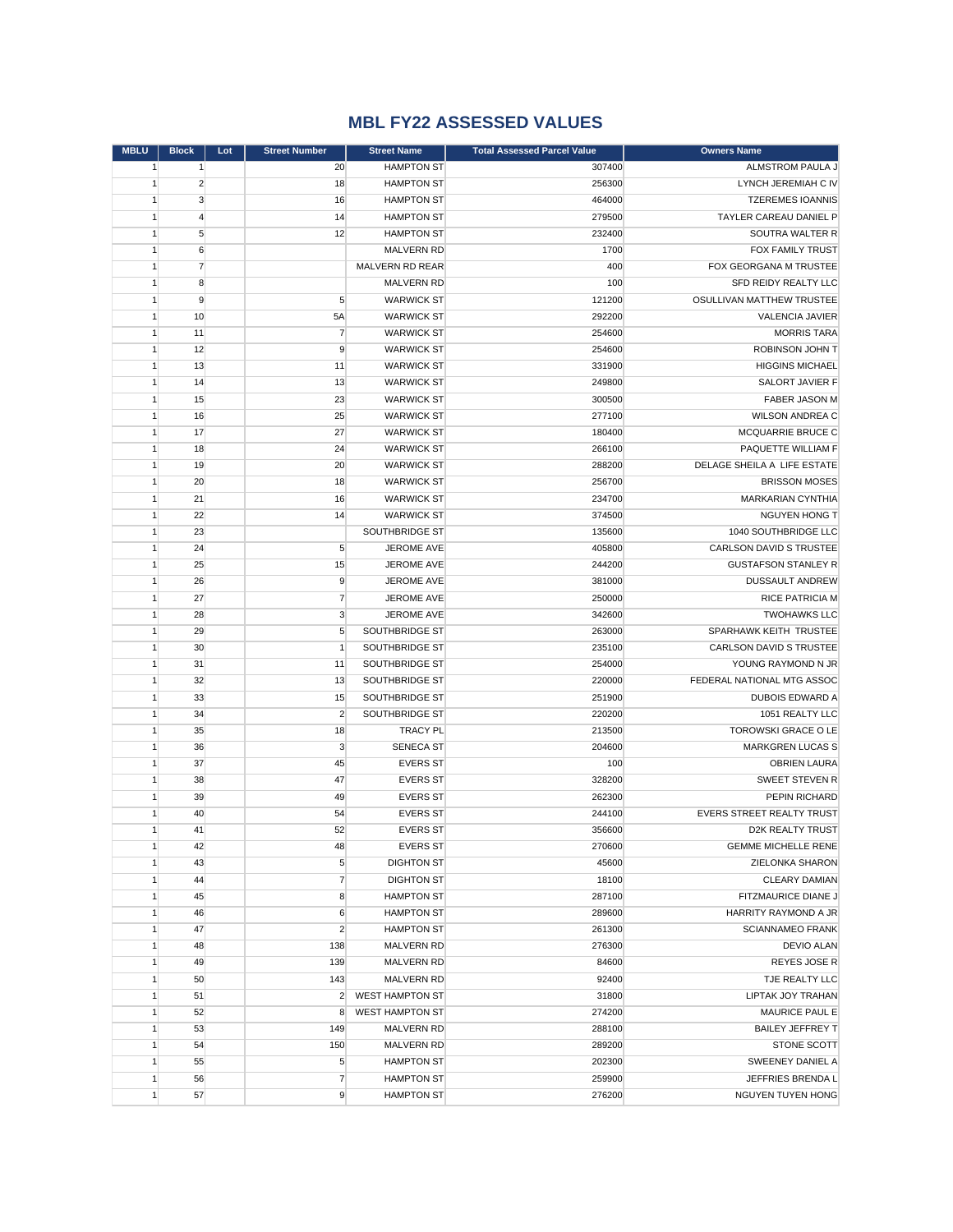# MBL FY22 ASSESSED VALUES

| MBLU | Block | Lot | Street Number | Street Name | Total Assessed Parcel Value | Owners Name |
|---|---|---|---|---|---|---|
| 1 | 1 | | 20 | HAMPTON ST | 307400 | ALMSTROM PAULA J |
| 1 | 2 | | 18 | HAMPTON ST | 256300 | LYNCH JEREMIAH C IV |
| 1 | 3 | | 16 | HAMPTON ST | 464000 | TZEREMES IOANNIS |
| 1 | 4 | | 14 | HAMPTON ST | 279500 | TAYLER CAREAU DANIEL P |
| 1 | 5 | | 12 | HAMPTON ST | 232400 | SOUTRA WALTER R |
| 1 | 6 | | | MALVERN RD | 1700 | FOX FAMILY TRUST |
| 1 | 7 | | | MALVERN RD REAR | 400 | FOX GEORGANA M TRUSTEE |
| 1 | 8 | | | MALVERN RD | 100 | SFD REIDY REALTY LLC |
| 1 | 9 | | 5 | WARWICK ST | 121200 | OSULLIVAN MATTHEW TRUSTEE |
| 1 | 10 | | 5A | WARWICK ST | 292200 | VALENCIA JAVIER |
| 1 | 11 | | 7 | WARWICK ST | 254600 | MORRIS TARA |
| 1 | 12 | | 9 | WARWICK ST | 254600 | ROBINSON JOHN T |
| 1 | 13 | | 11 | WARWICK ST | 331900 | HIGGINS MICHAEL |
| 1 | 14 | | 13 | WARWICK ST | 249800 | SALORT JAVIER F |
| 1 | 15 | | 23 | WARWICK ST | 300500 | FABER JASON M |
| 1 | 16 | | 25 | WARWICK ST | 277100 | WILSON ANDREA C |
| 1 | 17 | | 27 | WARWICK ST | 180400 | MCQUARRIE BRUCE C |
| 1 | 18 | | 24 | WARWICK ST | 266100 | PAQUETTE WILLIAM F |
| 1 | 19 | | 20 | WARWICK ST | 288200 | DELAGE SHEILA A LIFE ESTATE |
| 1 | 20 | | 18 | WARWICK ST | 256700 | BRISSON MOSES |
| 1 | 21 | | 16 | WARWICK ST | 234700 | MARKARIAN CYNTHIA |
| 1 | 22 | | 14 | WARWICK ST | 374500 | NGUYEN HONG T |
| 1 | 23 | | | SOUTHBRIDGE ST | 135600 | 1040 SOUTHBRIDGE LLC |
| 1 | 24 | | 5 | JEROME AVE | 405800 | CARLSON DAVID S TRUSTEE |
| 1 | 25 | | 15 | JEROME AVE | 244200 | GUSTAFSON STANLEY R |
| 1 | 26 | | 9 | JEROME AVE | 381000 | DUSSAULT ANDREW |
| 1 | 27 | | 7 | JEROME AVE | 250000 | RICE PATRICIA M |
| 1 | 28 | | 3 | JEROME AVE | 342600 | TWOHAWKS LLC |
| 1 | 29 | | 5 | SOUTHBRIDGE ST | 263000 | SPARHAWK KEITH TRUSTEE |
| 1 | 30 | | 1 | SOUTHBRIDGE ST | 235100 | CARLSON DAVID S TRUSTEE |
| 1 | 31 | | 11 | SOUTHBRIDGE ST | 254000 | YOUNG RAYMOND N JR |
| 1 | 32 | | 13 | SOUTHBRIDGE ST | 220000 | FEDERAL NATIONAL MTG ASSOC |
| 1 | 33 | | 15 | SOUTHBRIDGE ST | 251900 | DUBOIS EDWARD A |
| 1 | 34 | | 2 | SOUTHBRIDGE ST | 220200 | 1051 REALTY LLC |
| 1 | 35 | | 18 | TRACY PL | 213500 | TOROWSKI GRACE O LE |
| 1 | 36 | | 3 | SENECA ST | 204600 | MARKGREN LUCAS S |
| 1 | 37 | | 45 | EVERS ST | 100 | OBRIEN LAURA |
| 1 | 38 | | 47 | EVERS ST | 328200 | SWEET STEVEN R |
| 1 | 39 | | 49 | EVERS ST | 262300 | PEPIN RICHARD |
| 1 | 40 | | 54 | EVERS ST | 244100 | EVERS STREET REALTY TRUST |
| 1 | 41 | | 52 | EVERS ST | 356600 | D2K REALTY TRUST |
| 1 | 42 | | 48 | EVERS ST | 270600 | GEMME MICHELLE RENE |
| 1 | 43 | | 5 | DIGHTON ST | 45600 | ZIELONKA SHARON |
| 1 | 44 | | 7 | DIGHTON ST | 18100 | CLEARY DAMIAN |
| 1 | 45 | | 8 | HAMPTON ST | 287100 | FITZMAURICE DIANE J |
| 1 | 46 | | 6 | HAMPTON ST | 289600 | HARRITY RAYMOND A JR |
| 1 | 47 | | 2 | HAMPTON ST | 261300 | SCIANNAMEO FRANK |
| 1 | 48 | | 138 | MALVERN RD | 276300 | DEVIO ALAN |
| 1 | 49 | | 139 | MALVERN RD | 84600 | REYES JOSE R |
| 1 | 50 | | 143 | MALVERN RD | 92400 | TJE REALTY LLC |
| 1 | 51 | | 2 | WEST HAMPTON ST | 31800 | LIPTAK JOY TRAHAN |
| 1 | 52 | | 8 | WEST HAMPTON ST | 274200 | MAURICE PAUL E |
| 1 | 53 | | 149 | MALVERN RD | 288100 | BAILEY JEFFREY T |
| 1 | 54 | | 150 | MALVERN RD | 289200 | STONE SCOTT |
| 1 | 55 | | 5 | HAMPTON ST | 202300 | SWEENEY DANIEL A |
| 1 | 56 | | 7 | HAMPTON ST | 259900 | JEFFRIES BRENDA L |
| 1 | 57 | | 9 | HAMPTON ST | 276200 | NGUYEN TUYEN HONG |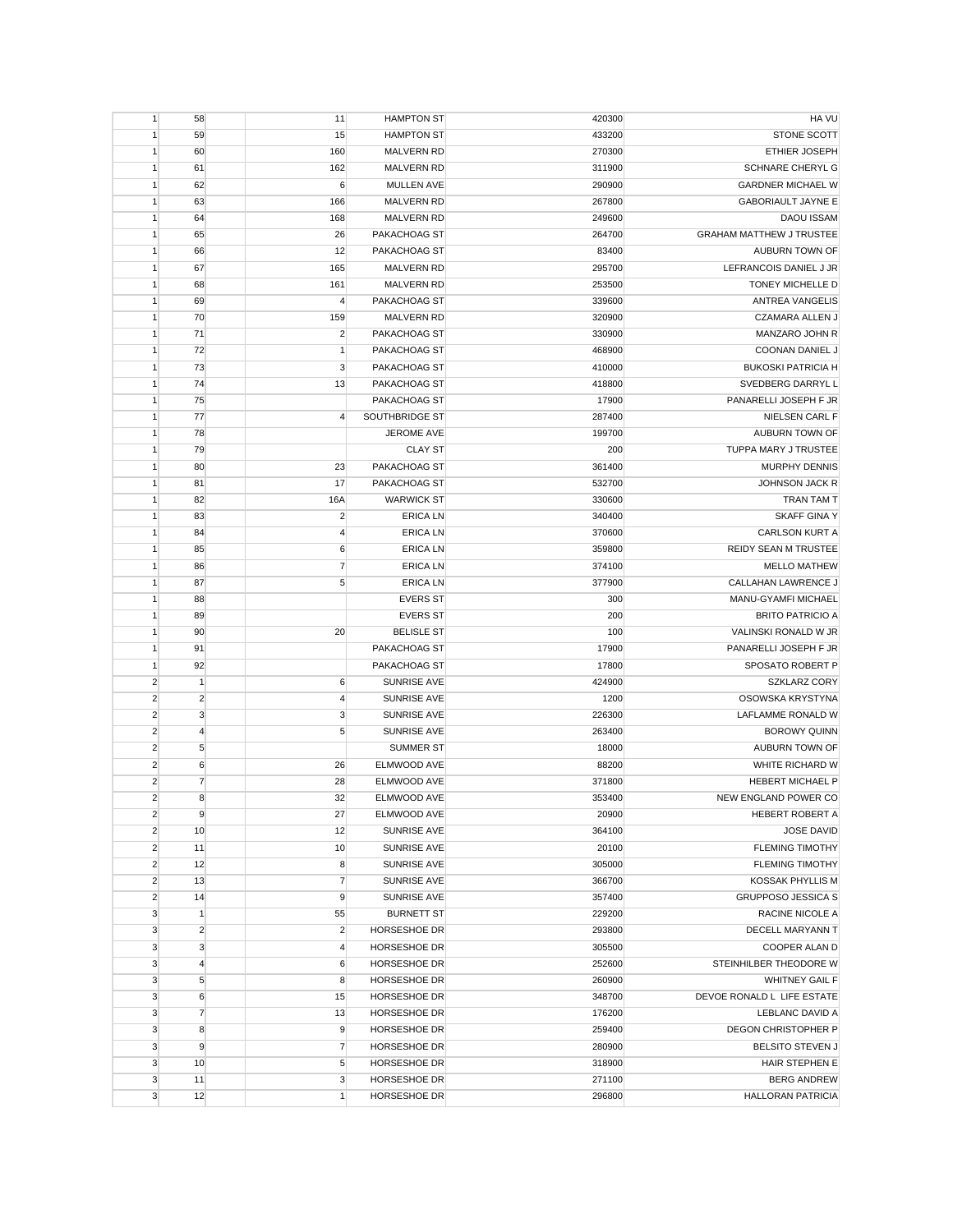| | | | | | | |
|---|---|---|---|---|---|---|
| 1 | 58 | | 11 | HAMPTON ST | 420300 | HA VU |
| 1 | 59 | | 15 | HAMPTON ST | 433200 | STONE SCOTT |
| 1 | 60 | | 160 | MALVERN RD | 270300 | ETHIER JOSEPH |
| 1 | 61 | | 162 | MALVERN RD | 311900 | SCHNARE CHERYL G |
| 1 | 62 | | 6 | MULLEN AVE | 290900 | GARDNER MICHAEL W |
| 1 | 63 | | 166 | MALVERN RD | 267800 | GABORIAULT JAYNE E |
| 1 | 64 | | 168 | MALVERN RD | 249600 | DAOU ISSAM |
| 1 | 65 | | 26 | PAKACHOAG ST | 264700 | GRAHAM MATTHEW J TRUSTEE |
| 1 | 66 | | 12 | PAKACHOAG ST | 83400 | AUBURN TOWN OF |
| 1 | 67 | | 165 | MALVERN RD | 295700 | LEFRANCOIS DANIEL J JR |
| 1 | 68 | | 161 | MALVERN RD | 253500 | TONEY MICHELLE D |
| 1 | 69 | | 4 | PAKACHOAG ST | 339600 | ANTREA VANGELIS |
| 1 | 70 | | 159 | MALVERN RD | 320900 | CZAMARA ALLEN J |
| 1 | 71 | | 2 | PAKACHOAG ST | 330900 | MANZARO JOHN R |
| 1 | 72 | | 1 | PAKACHOAG ST | 468900 | COONAN DANIEL J |
| 1 | 73 | | 3 | PAKACHOAG ST | 410000 | BUKOSKI PATRICIA H |
| 1 | 74 | | 13 | PAKACHOAG ST | 418800 | SVEDBERG DARRYL L |
| 1 | 75 | | | PAKACHOAG ST | 17900 | PANARELLI JOSEPH F JR |
| 1 | 77 | | 4 | SOUTHBRIDGE ST | 287400 | NIELSEN CARL F |
| 1 | 78 | | | JEROME AVE | 199700 | AUBURN TOWN OF |
| 1 | 79 | | | CLAY ST | 200 | TUPPA MARY J TRUSTEE |
| 1 | 80 | | 23 | PAKACHOAG ST | 361400 | MURPHY DENNIS |
| 1 | 81 | | 17 | PAKACHOAG ST | 532700 | JOHNSON JACK R |
| 1 | 82 | | 16A | WARWICK ST | 330600 | TRAN TAM T |
| 1 | 83 | | 2 | ERICA LN | 340400 | SKAFF GINA Y |
| 1 | 84 | | 4 | ERICA LN | 370600 | CARLSON KURT A |
| 1 | 85 | | 6 | ERICA LN | 359800 | REIDY SEAN M TRUSTEE |
| 1 | 86 | | 7 | ERICA LN | 374100 | MELLO MATHEW |
| 1 | 87 | | 5 | ERICA LN | 377900 | CALLAHAN LAWRENCE J |
| 1 | 88 | | | EVERS ST | 300 | MANU-GYAMFI MICHAEL |
| 1 | 89 | | | EVERS ST | 200 | BRITO PATRICIO A |
| 1 | 90 | | 20 | BELISLE ST | 100 | VALINSKI RONALD W JR |
| 1 | 91 | | | PAKACHOAG ST | 17900 | PANARELLI JOSEPH F JR |
| 1 | 92 | | | PAKACHOAG ST | 17800 | SPOSATO ROBERT P |
| 2 | 1 | | 6 | SUNRISE AVE | 424900 | SZKLARZ CORY |
| 2 | 2 | | 4 | SUNRISE AVE | 1200 | OSOWSKA KRYSTYNA |
| 2 | 3 | | 3 | SUNRISE AVE | 226300 | LAFLAMME RONALD W |
| 2 | 4 | | 5 | SUNRISE AVE | 263400 | BOROWY QUINN |
| 2 | 5 | | | SUMMER ST | 18000 | AUBURN TOWN OF |
| 2 | 6 | | 26 | ELMWOOD AVE | 88200 | WHITE RICHARD W |
| 2 | 7 | | 28 | ELMWOOD AVE | 371800 | HEBERT MICHAEL P |
| 2 | 8 | | 32 | ELMWOOD AVE | 353400 | NEW ENGLAND POWER CO |
| 2 | 9 | | 27 | ELMWOOD AVE | 20900 | HEBERT ROBERT A |
| 2 | 10 | | 12 | SUNRISE AVE | 364100 | JOSE DAVID |
| 2 | 11 | | 10 | SUNRISE AVE | 20100 | FLEMING TIMOTHY |
| 2 | 12 | | 8 | SUNRISE AVE | 305000 | FLEMING TIMOTHY |
| 2 | 13 | | 7 | SUNRISE AVE | 366700 | KOSSAK PHYLLIS M |
| 2 | 14 | | 9 | SUNRISE AVE | 357400 | GRUPPOSO JESSICA S |
| 3 | 1 | | 55 | BURNETT ST | 229200 | RACINE NICOLE A |
| 3 | 2 | | 2 | HORSESHOE DR | 293800 | DECELL MARYANN T |
| 3 | 3 | | 4 | HORSESHOE DR | 305500 | COOPER ALAN D |
| 3 | 4 | | 6 | HORSESHOE DR | 252600 | STEINHILBER THEODORE W |
| 3 | 5 | | 8 | HORSESHOE DR | 260900 | WHITNEY GAIL F |
| 3 | 6 | | 15 | HORSESHOE DR | 348700 | DEVOE RONALD L LIFE ESTATE |
| 3 | 7 | | 13 | HORSESHOE DR | 176200 | LEBLANC DAVID A |
| 3 | 8 | | 9 | HORSESHOE DR | 259400 | DEGON CHRISTOPHER P |
| 3 | 9 | | 7 | HORSESHOE DR | 280900 | BELSITO STEVEN J |
| 3 | 10 | | 5 | HORSESHOE DR | 318900 | HAIR STEPHEN E |
| 3 | 11 | | 3 | HORSESHOE DR | 271100 | BERG ANDREW |
| 3 | 12 | | 1 | HORSESHOE DR | 296800 | HALLORAN PATRICIA |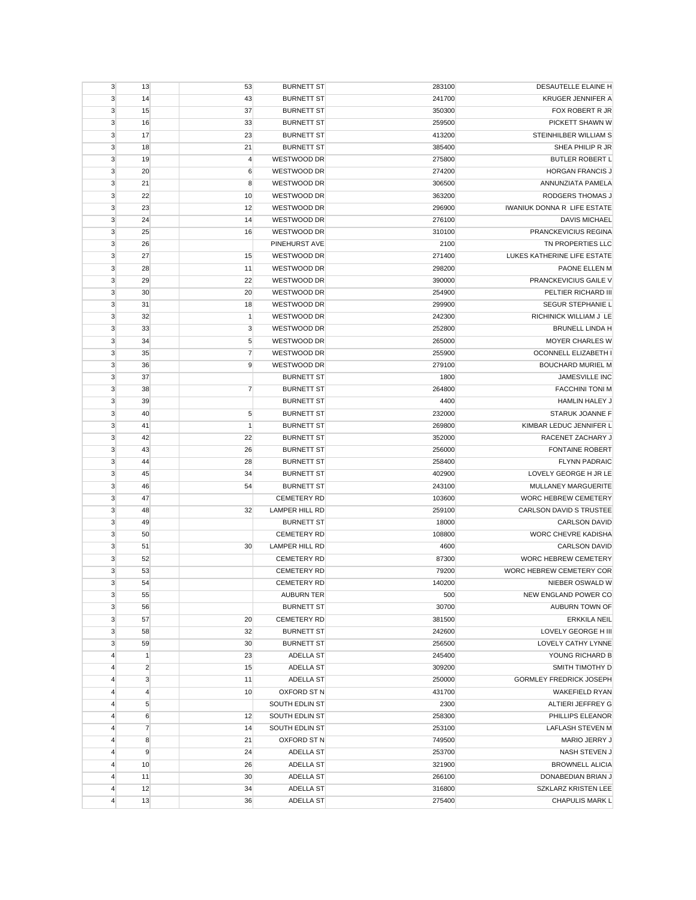| | | | | | | |
|---|---|---|---|---|---|---|
| 3 | 13 | | 53 | BURNETT ST | 283100 | DESAUTELLE ELAINE H |
| 3 | 14 | | 43 | BURNETT ST | 241700 | KRUGER JENNIFER A |
| 3 | 15 | | 37 | BURNETT ST | 350300 | FOX ROBERT R JR |
| 3 | 16 | | 33 | BURNETT ST | 259500 | PICKETT SHAWN W |
| 3 | 17 | | 23 | BURNETT ST | 413200 | STEINHILBER WILLIAM S |
| 3 | 18 | | 21 | BURNETT ST | 385400 | SHEA PHILIP R JR |
| 3 | 19 | | 4 | WESTWOOD DR | 275800 | BUTLER ROBERT L |
| 3 | 20 | | 6 | WESTWOOD DR | 274200 | HORGAN FRANCIS J |
| 3 | 21 | | 8 | WESTWOOD DR | 306500 | ANNUNZIATA PAMELA |
| 3 | 22 | | 10 | WESTWOOD DR | 363200 | RODGERS THOMAS J |
| 3 | 23 | | 12 | WESTWOOD DR | 296900 | IWANIUK DONNA R LIFE ESTATE |
| 3 | 24 | | 14 | WESTWOOD DR | 276100 | DAVIS MICHAEL |
| 3 | 25 | | 16 | WESTWOOD DR | 310100 | PRANCKEVICIUS REGINA |
| 3 | 26 | | | PINEHURST AVE | 2100 | TN PROPERTIES LLC |
| 3 | 27 | | 15 | WESTWOOD DR | 271400 | LUKES KATHERINE LIFE ESTATE |
| 3 | 28 | | 11 | WESTWOOD DR | 298200 | PAONE ELLEN M |
| 3 | 29 | | 22 | WESTWOOD DR | 390000 | PRANCKEVICIUS GAILE V |
| 3 | 30 | | 20 | WESTWOOD DR | 254900 | PELTIER RICHARD III |
| 3 | 31 | | 18 | WESTWOOD DR | 299900 | SEGUR STEPHANIE L |
| 3 | 32 | | 1 | WESTWOOD DR | 242300 | RICHINICK WILLIAM J LE |
| 3 | 33 | | 3 | WESTWOOD DR | 252800 | BRUNELL LINDA H |
| 3 | 34 | | 5 | WESTWOOD DR | 265000 | MOYER CHARLES W |
| 3 | 35 | | 7 | WESTWOOD DR | 255900 | OCONNELL ELIZABETH I |
| 3 | 36 | | 9 | WESTWOOD DR | 279100 | BOUCHARD MURIEL M |
| 3 | 37 | | | BURNETT ST | 1800 | JAMESVILLE INC |
| 3 | 38 | | 7 | BURNETT ST | 264800 | FACCHINI TONI M |
| 3 | 39 | | | BURNETT ST | 4400 | HAMLIN HALEY J |
| 3 | 40 | | 5 | BURNETT ST | 232000 | STARUK JOANNE F |
| 3 | 41 | | 1 | BURNETT ST | 269800 | KIMBAR LEDUC JENNIFER L |
| 3 | 42 | | 22 | BURNETT ST | 352000 | RACENET ZACHARY J |
| 3 | 43 | | 26 | BURNETT ST | 256000 | FONTAINE ROBERT |
| 3 | 44 | | 28 | BURNETT ST | 258400 | FLYNN PADRAIC |
| 3 | 45 | | 34 | BURNETT ST | 402900 | LOVELY GEORGE H JR LE |
| 3 | 46 | | 54 | BURNETT ST | 243100 | MULLANEY MARGUERITE |
| 3 | 47 | | | CEMETERY RD | 103600 | WORC HEBREW CEMETERY |
| 3 | 48 | | 32 | LAMPER HILL RD | 259100 | CARLSON DAVID S TRUSTEE |
| 3 | 49 | | | BURNETT ST | 18000 | CARLSON DAVID |
| 3 | 50 | | | CEMETERY RD | 108800 | WORC CHEVRE KADISHA |
| 3 | 51 | | 30 | LAMPER HILL RD | 4600 | CARLSON DAVID |
| 3 | 52 | | | CEMETERY RD | 87300 | WORC HEBREW CEMETERY |
| 3 | 53 | | | CEMETERY RD | 79200 | WORC HEBREW CEMETERY COR |
| 3 | 54 | | | CEMETERY RD | 140200 | NIEBER OSWALD W |
| 3 | 55 | | | AUBURN TER | 500 | NEW ENGLAND POWER CO |
| 3 | 56 | | | BURNETT ST | 30700 | AUBURN TOWN OF |
| 3 | 57 | | 20 | CEMETERY RD | 381500 | ERKKILA NEIL |
| 3 | 58 | | 32 | BURNETT ST | 242600 | LOVELY GEORGE H III |
| 3 | 59 | | 30 | BURNETT ST | 256500 | LOVELY CATHY LYNNE |
| 4 | 1 | | 23 | ADELLA ST | 245400 | YOUNG RICHARD B |
| 4 | 2 | | 15 | ADELLA ST | 309200 | SMITH TIMOTHY D |
| 4 | 3 | | 11 | ADELLA ST | 250000 | GORMLEY FREDRICK JOSEPH |
| 4 | 4 | | 10 | OXFORD ST N | 431700 | WAKEFIELD RYAN |
| 4 | 5 | | | SOUTH EDLIN ST | 2300 | ALTIERI JEFFREY G |
| 4 | 6 | | 12 | SOUTH EDLIN ST | 258300 | PHILLIPS ELEANOR |
| 4 | 7 | | 14 | SOUTH EDLIN ST | 253100 | LAFLASH STEVEN M |
| 4 | 8 | | 21 | OXFORD ST N | 749500 | MARIO JERRY J |
| 4 | 9 | | 24 | ADELLA ST | 253700 | NASH STEVEN J |
| 4 | 10 | | 26 | ADELLA ST | 321900 | BROWNELL ALICIA |
| 4 | 11 | | 30 | ADELLA ST | 266100 | DONABEDIAN BRIAN J |
| 4 | 12 | | 34 | ADELLA ST | 316800 | SZKLARZ KRISTEN LEE |
| 4 | 13 | | 36 | ADELLA ST | 275400 | CHAPULIS MARK L |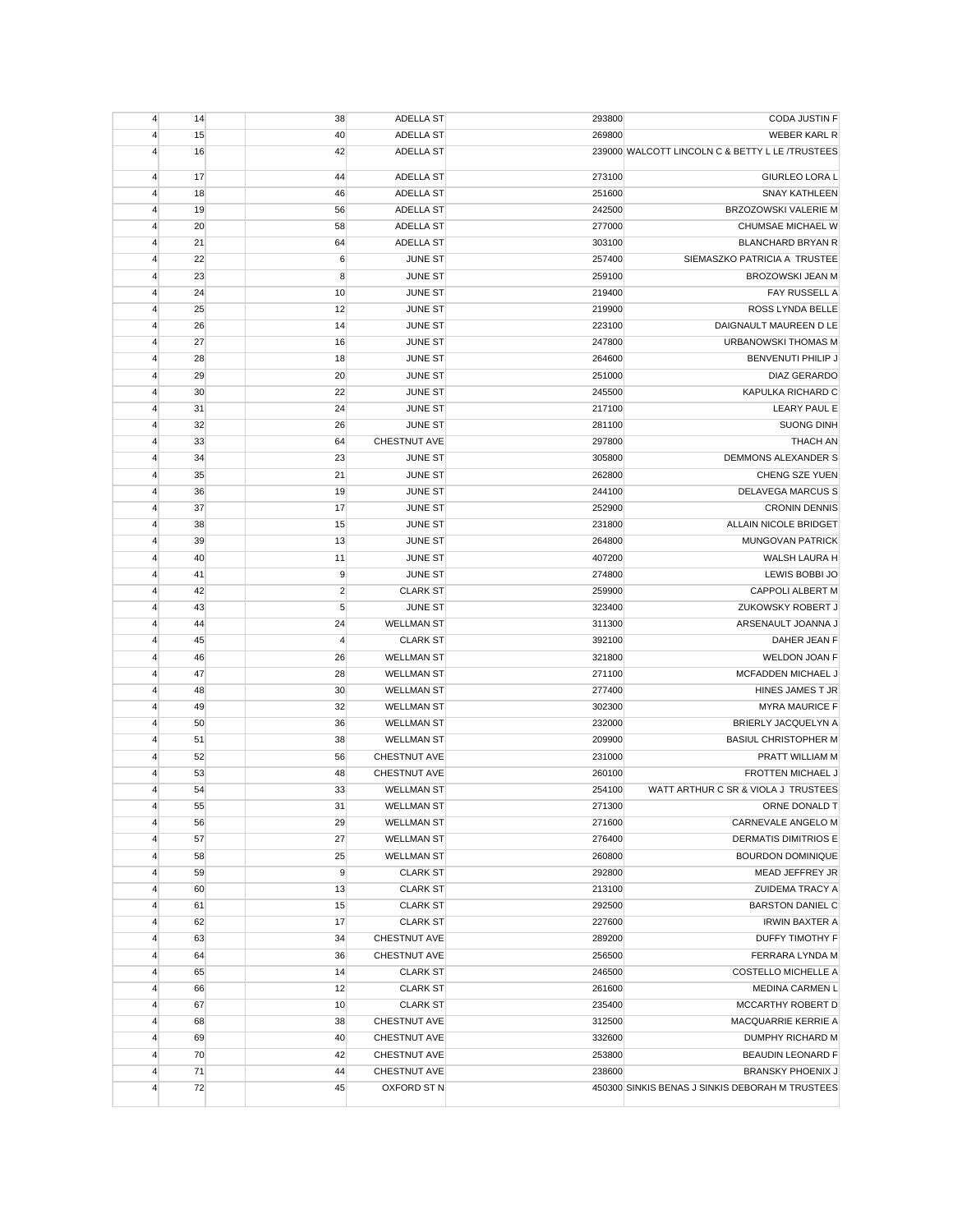| | | | | | | |
|---|---|---|---|---|---|---|
| 4 | 14 | | 38 | ADELLA ST | 293800 | CODA JUSTIN F |
| 4 | 15 | | 40 | ADELLA ST | 269800 | WEBER KARL R |
| 4 | 16 | | 42 | ADELLA ST | 239000 | WALCOTT LINCOLN C & BETTY L LE /TRUSTEES |
| 4 | 17 | | 44 | ADELLA ST | 273100 | GIURLEO LORA L |
| 4 | 18 | | 46 | ADELLA ST | 251600 | SNAY KATHLEEN |
| 4 | 19 | | 56 | ADELLA ST | 242500 | BRZOZOWSKI VALERIE M |
| 4 | 20 | | 58 | ADELLA ST | 277000 | CHUMSAE MICHAEL W |
| 4 | 21 | | 64 | ADELLA ST | 303100 | BLANCHARD BRYAN R |
| 4 | 22 | | 6 | JUNE ST | 257400 | SIEMASZKO PATRICIA A TRUSTEE |
| 4 | 23 | | 8 | JUNE ST | 259100 | BROZOWSKI JEAN M |
| 4 | 24 | | 10 | JUNE ST | 219400 | FAY RUSSELL A |
| 4 | 25 | | 12 | JUNE ST | 219900 | ROSS LYNDA BELLE |
| 4 | 26 | | 14 | JUNE ST | 223100 | DAIGNAULT MAUREEN D LE |
| 4 | 27 | | 16 | JUNE ST | 247800 | URBANOWSKI THOMAS M |
| 4 | 28 | | 18 | JUNE ST | 264600 | BENVENUTI PHILIP J |
| 4 | 29 | | 20 | JUNE ST | 251000 | DIAZ GERARDO |
| 4 | 30 | | 22 | JUNE ST | 245500 | KAPULKA RICHARD C |
| 4 | 31 | | 24 | JUNE ST | 217100 | LEARY PAUL E |
| 4 | 32 | | 26 | JUNE ST | 281100 | SUONG DINH |
| 4 | 33 | | 64 | CHESTNUT AVE | 297800 | THACH AN |
| 4 | 34 | | 23 | JUNE ST | 305800 | DEMMONS ALEXANDER S |
| 4 | 35 | | 21 | JUNE ST | 262800 | CHENG SZE YUEN |
| 4 | 36 | | 19 | JUNE ST | 244100 | DELAVEGA MARCUS S |
| 4 | 37 | | 17 | JUNE ST | 252900 | CRONIN DENNIS |
| 4 | 38 | | 15 | JUNE ST | 231800 | ALLAIN NICOLE BRIDGET |
| 4 | 39 | | 13 | JUNE ST | 264800 | MUNGOVAN PATRICK |
| 4 | 40 | | 11 | JUNE ST | 407200 | WALSH LAURA H |
| 4 | 41 | | 9 | JUNE ST | 274800 | LEWIS BOBBI JO |
| 4 | 42 | | 2 | CLARK ST | 259900 | CAPPOLI ALBERT M |
| 4 | 43 | | 5 | JUNE ST | 323400 | ZUKOWSKY ROBERT J |
| 4 | 44 | | 24 | WELLMAN ST | 311300 | ARSENAULT JOANNA J |
| 4 | 45 | | 4 | CLARK ST | 392100 | DAHER JEAN F |
| 4 | 46 | | 26 | WELLMAN ST | 321800 | WELDON JOAN F |
| 4 | 47 | | 28 | WELLMAN ST | 271100 | MCFADDEN MICHAEL J |
| 4 | 48 | | 30 | WELLMAN ST | 277400 | HINES JAMES T JR |
| 4 | 49 | | 32 | WELLMAN ST | 302300 | MYRA MAURICE F |
| 4 | 50 | | 36 | WELLMAN ST | 232000 | BRIERLY JACQUELYN A |
| 4 | 51 | | 38 | WELLMAN ST | 209900 | BASIUL CHRISTOPHER M |
| 4 | 52 | | 56 | CHESTNUT AVE | 231000 | PRATT WILLIAM M |
| 4 | 53 | | 48 | CHESTNUT AVE | 260100 | FROTTEN MICHAEL J |
| 4 | 54 | | 33 | WELLMAN ST | 254100 | WATT ARTHUR C SR & VIOLA J TRUSTEES |
| 4 | 55 | | 31 | WELLMAN ST | 271300 | ORNE DONALD T |
| 4 | 56 | | 29 | WELLMAN ST | 271600 | CARNEVALE ANGELO M |
| 4 | 57 | | 27 | WELLMAN ST | 276400 | DERMATIS DIMITRIOS E |
| 4 | 58 | | 25 | WELLMAN ST | 260800 | BOURDON DOMINIQUE |
| 4 | 59 | | 9 | CLARK ST | 292800 | MEAD JEFFREY JR |
| 4 | 60 | | 13 | CLARK ST | 213100 | ZUIDEMA TRACY A |
| 4 | 61 | | 15 | CLARK ST | 292500 | BARSTON DANIEL C |
| 4 | 62 | | 17 | CLARK ST | 227600 | IRWIN BAXTER A |
| 4 | 63 | | 34 | CHESTNUT AVE | 289200 | DUFFY TIMOTHY F |
| 4 | 64 | | 36 | CHESTNUT AVE | 256500 | FERRARA LYNDA M |
| 4 | 65 | | 14 | CLARK ST | 246500 | COSTELLO MICHELLE A |
| 4 | 66 | | 12 | CLARK ST | 261600 | MEDINA CARMEN L |
| 4 | 67 | | 10 | CLARK ST | 235400 | MCCARTHY ROBERT D |
| 4 | 68 | | 38 | CHESTNUT AVE | 312500 | MACQUARRIE KERRIE A |
| 4 | 69 | | 40 | CHESTNUT AVE | 332600 | DUMPHY RICHARD M |
| 4 | 70 | | 42 | CHESTNUT AVE | 253800 | BEAUDIN LEONARD F |
| 4 | 71 | | 44 | CHESTNUT AVE | 238600 | BRANSKY PHOENIX J |
| 4 | 72 | | 45 | OXFORD ST N | 450300 | SINKIS BENAS J SINKIS DEBORAH M TRUSTEES |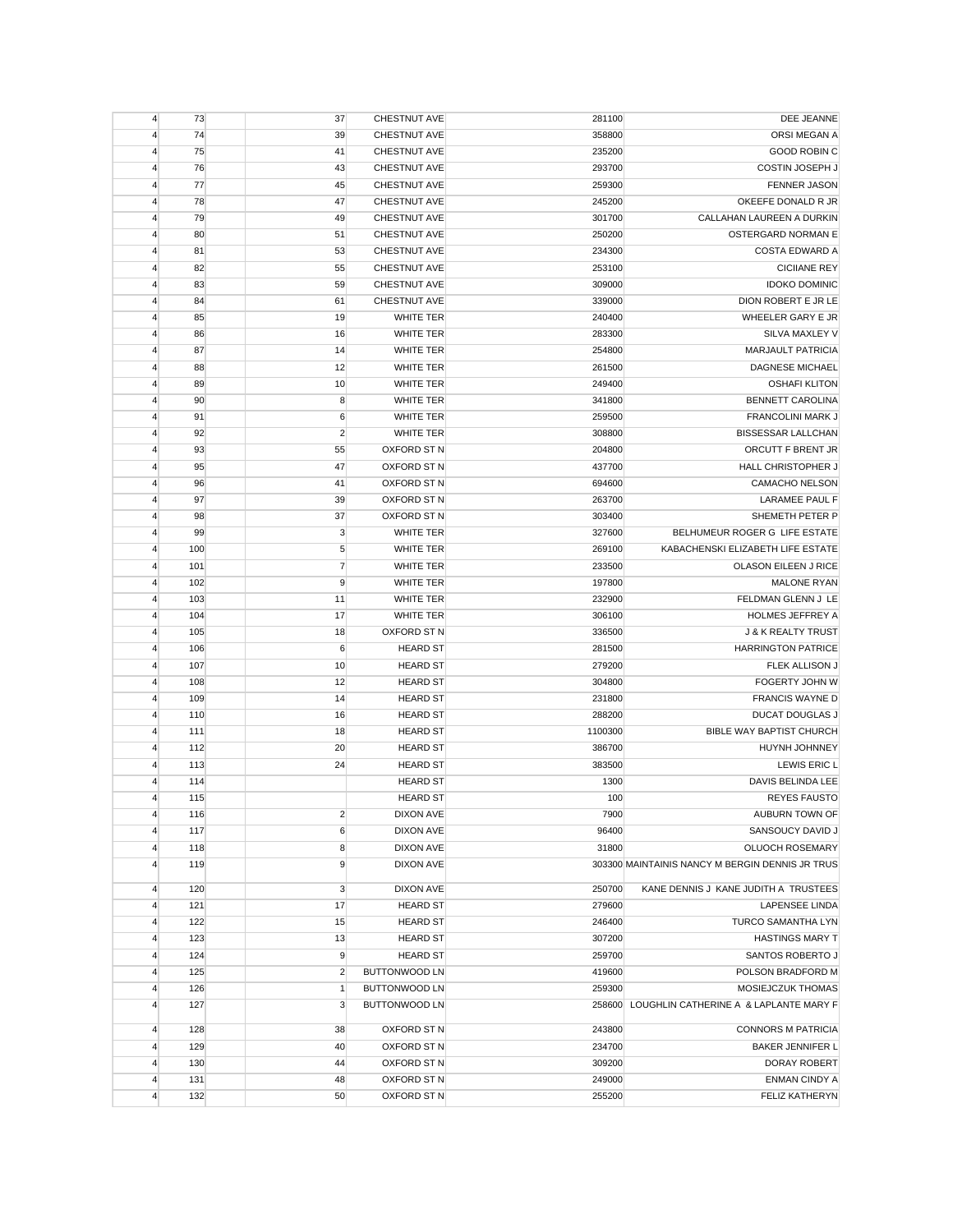| | | | | | | |
|---|---|---|---|---|---|---|
| 4 | 73 | | 37 | CHESTNUT AVE | 281100 | DEE JEANNE |
| 4 | 74 | | 39 | CHESTNUT AVE | 358800 | ORSI MEGAN A |
| 4 | 75 | | 41 | CHESTNUT AVE | 235200 | GOOD ROBIN C |
| 4 | 76 | | 43 | CHESTNUT AVE | 293700 | COSTIN JOSEPH J |
| 4 | 77 | | 45 | CHESTNUT AVE | 259300 | FENNER JASON |
| 4 | 78 | | 47 | CHESTNUT AVE | 245200 | OKEEFE DONALD R JR |
| 4 | 79 | | 49 | CHESTNUT AVE | 301700 | CALLAHAN LAUREEN A DURKIN |
| 4 | 80 | | 51 | CHESTNUT AVE | 250200 | OSTERGARD NORMAN E |
| 4 | 81 | | 53 | CHESTNUT AVE | 234300 | COSTA EDWARD A |
| 4 | 82 | | 55 | CHESTNUT AVE | 253100 | CICIIANE REY |
| 4 | 83 | | 59 | CHESTNUT AVE | 309000 | IDOKO DOMINIC |
| 4 | 84 | | 61 | CHESTNUT AVE | 339000 | DION ROBERT E JR LE |
| 4 | 85 | | 19 | WHITE TER | 240400 | WHEELER GARY E JR |
| 4 | 86 | | 16 | WHITE TER | 283300 | SILVA MAXLEY V |
| 4 | 87 | | 14 | WHITE TER | 254800 | MARJAULT PATRICIA |
| 4 | 88 | | 12 | WHITE TER | 261500 | DAGNESE MICHAEL |
| 4 | 89 | | 10 | WHITE TER | 249400 | OSHAFI KLITON |
| 4 | 90 | | 8 | WHITE TER | 341800 | BENNETT CAROLINA |
| 4 | 91 | | 6 | WHITE TER | 259500 | FRANCOLINI MARK J |
| 4 | 92 | | 2 | WHITE TER | 308800 | BISSESSAR LALLCHAN |
| 4 | 93 | | 55 | OXFORD ST N | 204800 | ORCUTT F BRENT JR |
| 4 | 95 | | 47 | OXFORD ST N | 437700 | HALL CHRISTOPHER J |
| 4 | 96 | | 41 | OXFORD ST N | 694600 | CAMACHO NELSON |
| 4 | 97 | | 39 | OXFORD ST N | 263700 | LARAMEE PAUL F |
| 4 | 98 | | 37 | OXFORD ST N | 303400 | SHEMETH PETER P |
| 4 | 99 | | 3 | WHITE TER | 327600 | BELHUMEUR ROGER G LIFE ESTATE |
| 4 | 100 | | 5 | WHITE TER | 269100 | KABACHENSKI ELIZABETH LIFE ESTATE |
| 4 | 101 | | 7 | WHITE TER | 233500 | OLASON EILEEN J RICE |
| 4 | 102 | | 9 | WHITE TER | 197800 | MALONE RYAN |
| 4 | 103 | | 11 | WHITE TER | 232900 | FELDMAN GLENN J LE |
| 4 | 104 | | 17 | WHITE TER | 306100 | HOLMES JEFFREY A |
| 4 | 105 | | 18 | OXFORD ST N | 336500 | J & K REALTY TRUST |
| 4 | 106 | | 6 | HEARD ST | 281500 | HARRINGTON PATRICE |
| 4 | 107 | | 10 | HEARD ST | 279200 | FLEK ALLISON J |
| 4 | 108 | | 12 | HEARD ST | 304800 | FOGERTY JOHN W |
| 4 | 109 | | 14 | HEARD ST | 231800 | FRANCIS WAYNE D |
| 4 | 110 | | 16 | HEARD ST | 288200 | DUCAT DOUGLAS J |
| 4 | 111 | | 18 | HEARD ST | 1100300 | BIBLE WAY BAPTIST CHURCH |
| 4 | 112 | | 20 | HEARD ST | 386700 | HUYNH JOHNNEY |
| 4 | 113 | | 24 | HEARD ST | 383500 | LEWIS ERIC L |
| 4 | 114 | | | HEARD ST | 1300 | DAVIS BELINDA LEE |
| 4 | 115 | | | HEARD ST | 100 | REYES FAUSTO |
| 4 | 116 | | 2 | DIXON AVE | 7900 | AUBURN TOWN OF |
| 4 | 117 | | 6 | DIXON AVE | 96400 | SANSOUCY DAVID J |
| 4 | 118 | | 8 | DIXON AVE | 31800 | OLUOCH ROSEMARY |
| 4 | 119 | | 9 | DIXON AVE | 303300 | MAINTAINIS NANCY M BERGIN DENNIS JR TRUS |
| 4 | 120 | | 3 | DIXON AVE | 250700 | KANE DENNIS J KANE JUDITH A TRUSTEES |
| 4 | 121 | | 17 | HEARD ST | 279600 | LAPENSEE LINDA |
| 4 | 122 | | 15 | HEARD ST | 246400 | TURCO SAMANTHA LYN |
| 4 | 123 | | 13 | HEARD ST | 307200 | HASTINGS MARY T |
| 4 | 124 | | 9 | HEARD ST | 259700 | SANTOS ROBERTO J |
| 4 | 125 | | 2 | BUTTONWOOD LN | 419600 | POLSON BRADFORD M |
| 4 | 126 | | 1 | BUTTONWOOD LN | 259300 | MOSIEJCZUK THOMAS |
| 4 | 127 | | 3 | BUTTONWOOD LN | 258600 | LOUGHLIN CATHERINE A & LAPLANTE MARY F |
| 4 | 128 | | 38 | OXFORD ST N | 243800 | CONNORS M PATRICIA |
| 4 | 129 | | 40 | OXFORD ST N | 234700 | BAKER JENNIFER L |
| 4 | 130 | | 44 | OXFORD ST N | 309200 | DORAY ROBERT |
| 4 | 131 | | 48 | OXFORD ST N | 249000 | ENMAN CINDY A |
| 4 | 132 | | 50 | OXFORD ST N | 255200 | FELIZ KATHERYN |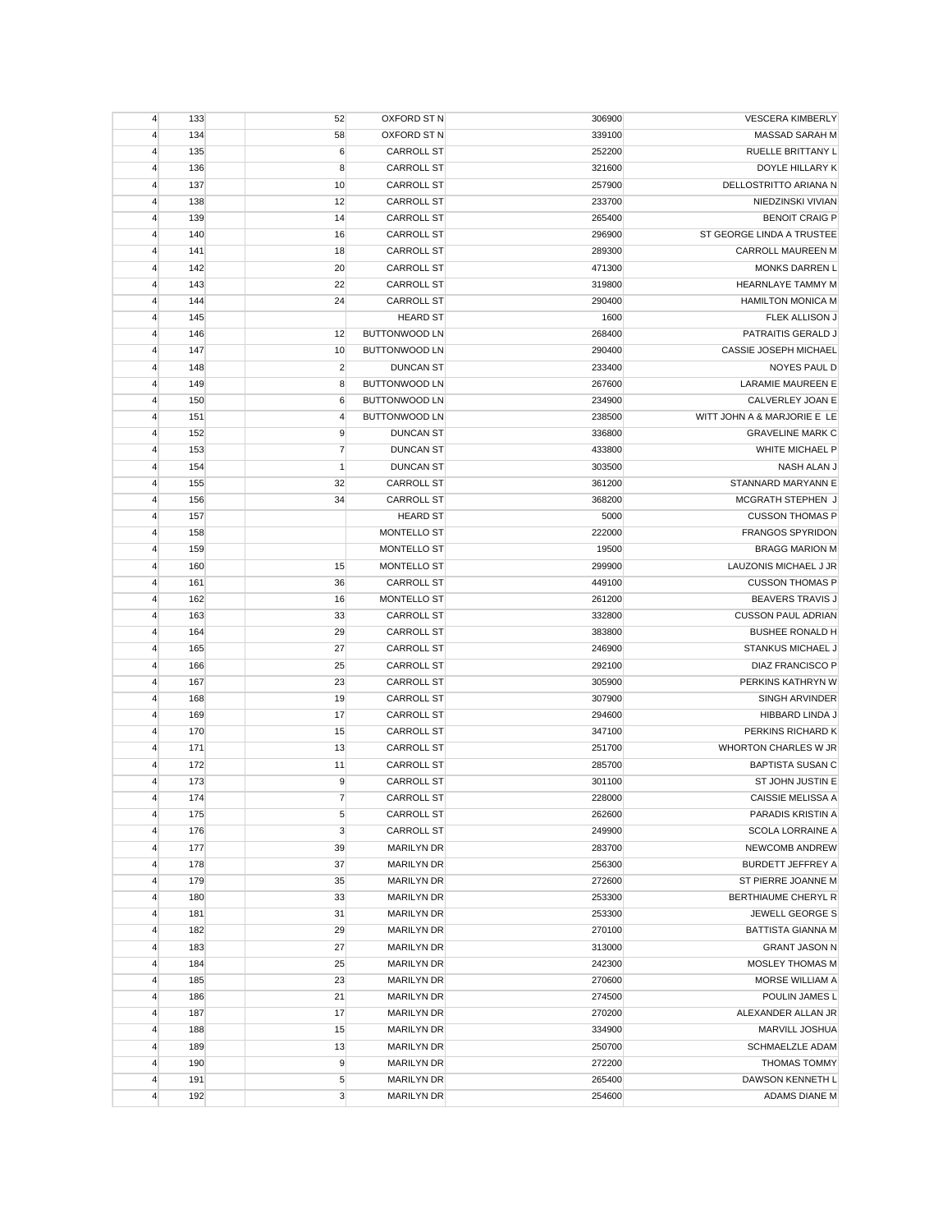| | | | | | | |
|---|---|---|---|---|---|---|
| 4 | 133 | | 52 | OXFORD ST N | 306900 | VESCERA KIMBERLY |
| 4 | 134 | | 58 | OXFORD ST N | 339100 | MASSAD SARAH M |
| 4 | 135 | | 6 | CARROLL ST | 252200 | RUELLE BRITTANY L |
| 4 | 136 | | 8 | CARROLL ST | 321600 | DOYLE HILLARY K |
| 4 | 137 | | 10 | CARROLL ST | 257900 | DELLOSTRITTO ARIANA N |
| 4 | 138 | | 12 | CARROLL ST | 233700 | NIEDZINSKI VIVIAN |
| 4 | 139 | | 14 | CARROLL ST | 265400 | BENOIT CRAIG P |
| 4 | 140 | | 16 | CARROLL ST | 296900 | ST GEORGE LINDA A TRUSTEE |
| 4 | 141 | | 18 | CARROLL ST | 289300 | CARROLL MAUREEN M |
| 4 | 142 | | 20 | CARROLL ST | 471300 | MONKS DARREN L |
| 4 | 143 | | 22 | CARROLL ST | 319800 | HEARNLAYE TAMMY M |
| 4 | 144 | | 24 | CARROLL ST | 290400 | HAMILTON MONICA M |
| 4 | 145 | | | HEARD ST | 1600 | FLEK ALLISON J |
| 4 | 146 | | 12 | BUTTONWOOD LN | 268400 | PATRAITIS GERALD J |
| 4 | 147 | | 10 | BUTTONWOOD LN | 290400 | CASSIE JOSEPH MICHAEL |
| 4 | 148 | | 2 | DUNCAN ST | 233400 | NOYES PAUL D |
| 4 | 149 | | 8 | BUTTONWOOD LN | 267600 | LARAMIE MAUREEN E |
| 4 | 150 | | 6 | BUTTONWOOD LN | 234900 | CALVERLEY JOAN E |
| 4 | 151 | | 4 | BUTTONWOOD LN | 238500 | WITT JOHN A & MARJORIE E LE |
| 4 | 152 | | 9 | DUNCAN ST | 336800 | GRAVELINE MARK C |
| 4 | 153 | | 7 | DUNCAN ST | 433800 | WHITE MICHAEL P |
| 4 | 154 | | 1 | DUNCAN ST | 303500 | NASH ALAN J |
| 4 | 155 | | 32 | CARROLL ST | 361200 | STANNARD MARYANN E |
| 4 | 156 | | 34 | CARROLL ST | 368200 | MCGRATH STEPHEN J |
| 4 | 157 | | | HEARD ST | 5000 | CUSSON THOMAS P |
| 4 | 158 | | | MONTELLO ST | 222000 | FRANGOS SPYRIDON |
| 4 | 159 | | | MONTELLO ST | 19500 | BRAGG MARION M |
| 4 | 160 | | 15 | MONTELLO ST | 299900 | LAUZONIS MICHAEL J JR |
| 4 | 161 | | 36 | CARROLL ST | 449100 | CUSSON THOMAS P |
| 4 | 162 | | 16 | MONTELLO ST | 261200 | BEAVERS TRAVIS J |
| 4 | 163 | | 33 | CARROLL ST | 332800 | CUSSON PAUL ADRIAN |
| 4 | 164 | | 29 | CARROLL ST | 383800 | BUSHEE RONALD H |
| 4 | 165 | | 27 | CARROLL ST | 246900 | STANKUS MICHAEL J |
| 4 | 166 | | 25 | CARROLL ST | 292100 | DIAZ FRANCISCO P |
| 4 | 167 | | 23 | CARROLL ST | 305900 | PERKINS KATHRYN W |
| 4 | 168 | | 19 | CARROLL ST | 307900 | SINGH ARVINDER |
| 4 | 169 | | 17 | CARROLL ST | 294600 | HIBBARD LINDA J |
| 4 | 170 | | 15 | CARROLL ST | 347100 | PERKINS RICHARD K |
| 4 | 171 | | 13 | CARROLL ST | 251700 | WHORTON CHARLES W JR |
| 4 | 172 | | 11 | CARROLL ST | 285700 | BAPTISTA SUSAN C |
| 4 | 173 | | 9 | CARROLL ST | 301100 | ST JOHN JUSTIN E |
| 4 | 174 | | 7 | CARROLL ST | 228000 | CAISSIE MELISSA A |
| 4 | 175 | | 5 | CARROLL ST | 262600 | PARADIS KRISTIN A |
| 4 | 176 | | 3 | CARROLL ST | 249900 | SCOLA LORRAINE A |
| 4 | 177 | | 39 | MARILYN DR | 283700 | NEWCOMB ANDREW |
| 4 | 178 | | 37 | MARILYN DR | 256300 | BURDETT JEFFREY A |
| 4 | 179 | | 35 | MARILYN DR | 272600 | ST PIERRE JOANNE M |
| 4 | 180 | | 33 | MARILYN DR | 253300 | BERTHIAUME CHERYL R |
| 4 | 181 | | 31 | MARILYN DR | 253300 | JEWELL GEORGE S |
| 4 | 182 | | 29 | MARILYN DR | 270100 | BATTISTA GIANNA M |
| 4 | 183 | | 27 | MARILYN DR | 313000 | GRANT JASON N |
| 4 | 184 | | 25 | MARILYN DR | 242300 | MOSLEY THOMAS M |
| 4 | 185 | | 23 | MARILYN DR | 270600 | MORSE WILLIAM A |
| 4 | 186 | | 21 | MARILYN DR | 274500 | POULIN JAMES L |
| 4 | 187 | | 17 | MARILYN DR | 270200 | ALEXANDER ALLAN JR |
| 4 | 188 | | 15 | MARILYN DR | 334900 | MARVILL JOSHUA |
| 4 | 189 | | 13 | MARILYN DR | 250700 | SCHMAELZLE ADAM |
| 4 | 190 | | 9 | MARILYN DR | 272200 | THOMAS TOMMY |
| 4 | 191 | | 5 | MARILYN DR | 265400 | DAWSON KENNETH L |
| 4 | 192 | | 3 | MARILYN DR | 254600 | ADAMS DIANE M |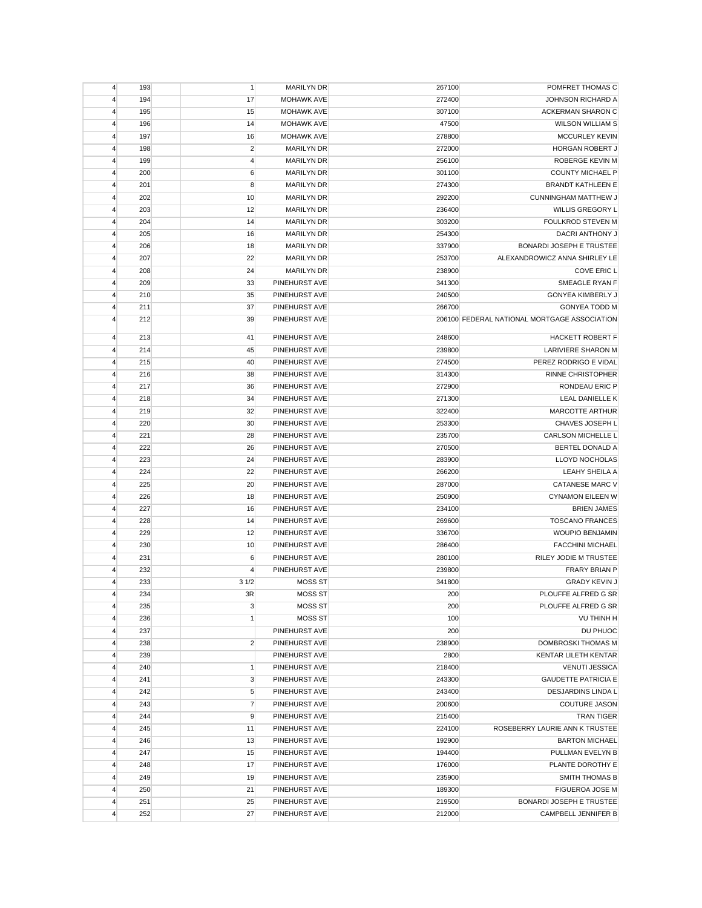| | | | | | |
|---|---|---|---|---|---|
| 4 | 193 | 1 | MARILYN DR | 267100 | POMFRET THOMAS C |
| 4 | 194 | 17 | MOHAWK AVE | 272400 | JOHNSON RICHARD A |
| 4 | 195 | 15 | MOHAWK AVE | 307100 | ACKERMAN SHARON C |
| 4 | 196 | 14 | MOHAWK AVE | 47500 | WILSON WILLIAM S |
| 4 | 197 | 16 | MOHAWK AVE | 278800 | MCCURLEY KEVIN |
| 4 | 198 | 2 | MARILYN DR | 272000 | HORGAN ROBERT J |
| 4 | 199 | 4 | MARILYN DR | 256100 | ROBERGE KEVIN M |
| 4 | 200 | 6 | MARILYN DR | 301100 | COUNTY MICHAEL P |
| 4 | 201 | 8 | MARILYN DR | 274300 | BRANDT KATHLEEN E |
| 4 | 202 | 10 | MARILYN DR | 292200 | CUNNINGHAM MATTHEW J |
| 4 | 203 | 12 | MARILYN DR | 236400 | WILLIS GREGORY L |
| 4 | 204 | 14 | MARILYN DR | 303200 | FOULKROD STEVEN M |
| 4 | 205 | 16 | MARILYN DR | 254300 | DACRI ANTHONY J |
| 4 | 206 | 18 | MARILYN DR | 337900 | BONARDI JOSEPH E TRUSTEE |
| 4 | 207 | 22 | MARILYN DR | 253700 | ALEXANDROWICZ ANNA SHIRLEY LE |
| 4 | 208 | 24 | MARILYN DR | 238900 | COVE ERIC L |
| 4 | 209 | 33 | PINEHURST AVE | 341300 | SMEAGLE RYAN F |
| 4 | 210 | 35 | PINEHURST AVE | 240500 | GONYEA KIMBERLY J |
| 4 | 211 | 37 | PINEHURST AVE | 266700 | GONYEA TODD M |
| 4 | 212 | 39 | PINEHURST AVE | 206100 | FEDERAL NATIONAL MORTGAGE ASSOCIATION |
| 4 | 213 | 41 | PINEHURST AVE | 248600 | HACKETT ROBERT F |
| 4 | 214 | 45 | PINEHURST AVE | 239800 | LARIVIERE SHARON M |
| 4 | 215 | 40 | PINEHURST AVE | 274500 | PEREZ RODRIGO E VIDAL |
| 4 | 216 | 38 | PINEHURST AVE | 314300 | RINNE CHRISTOPHER |
| 4 | 217 | 36 | PINEHURST AVE | 272900 | RONDEAU ERIC P |
| 4 | 218 | 34 | PINEHURST AVE | 271300 | LEAL DANIELLE K |
| 4 | 219 | 32 | PINEHURST AVE | 322400 | MARCOTTE ARTHUR |
| 4 | 220 | 30 | PINEHURST AVE | 253300 | CHAVES JOSEPH L |
| 4 | 221 | 28 | PINEHURST AVE | 235700 | CARLSON MICHELLE L |
| 4 | 222 | 26 | PINEHURST AVE | 270500 | BERTEL DONALD A |
| 4 | 223 | 24 | PINEHURST AVE | 283900 | LLOYD NOCHOLAS |
| 4 | 224 | 22 | PINEHURST AVE | 266200 | LEAHY SHEILA A |
| 4 | 225 | 20 | PINEHURST AVE | 287000 | CATANESE MARC V |
| 4 | 226 | 18 | PINEHURST AVE | 250900 | CYNAMON EILEEN W |
| 4 | 227 | 16 | PINEHURST AVE | 234100 | BRIEN JAMES |
| 4 | 228 | 14 | PINEHURST AVE | 269600 | TOSCANO FRANCES |
| 4 | 229 | 12 | PINEHURST AVE | 336700 | WOUPIO BENJAMIN |
| 4 | 230 | 10 | PINEHURST AVE | 286400 | FACCHINI MICHAEL |
| 4 | 231 | 6 | PINEHURST AVE | 280100 | RILEY JODIE M TRUSTEE |
| 4 | 232 | 4 | PINEHURST AVE | 239800 | FRARY BRIAN P |
| 4 | 233 | 3 1/2 | MOSS ST | 341800 | GRADY KEVIN J |
| 4 | 234 | 3R | MOSS ST | 200 | PLOUFFE ALFRED G SR |
| 4 | 235 | 3 | MOSS ST | 200 | PLOUFFE ALFRED G SR |
| 4 | 236 | 1 | MOSS ST | 100 | VU THINH H |
| 4 | 237 | | PINEHURST AVE | 200 | DU PHUOC |
| 4 | 238 | 2 | PINEHURST AVE | 238900 | DOMBROSKI THOMAS M |
| 4 | 239 | | PINEHURST AVE | 2800 | KENTAR LILETH KENTAR |
| 4 | 240 | 1 | PINEHURST AVE | 218400 | VENUTI JESSICA |
| 4 | 241 | 3 | PINEHURST AVE | 243300 | GAUDETTE PATRICIA E |
| 4 | 242 | 5 | PINEHURST AVE | 243400 | DESJARDINS LINDA L |
| 4 | 243 | 7 | PINEHURST AVE | 200600 | COUTURE JASON |
| 4 | 244 | 9 | PINEHURST AVE | 215400 | TRAN TIGER |
| 4 | 245 | 11 | PINEHURST AVE | 224100 | ROSEBERRY LAURIE ANN K TRUSTEE |
| 4 | 246 | 13 | PINEHURST AVE | 192900 | BARTON MICHAEL |
| 4 | 247 | 15 | PINEHURST AVE | 194400 | PULLMAN EVELYN B |
| 4 | 248 | 17 | PINEHURST AVE | 176000 | PLANTE DOROTHY E |
| 4 | 249 | 19 | PINEHURST AVE | 235900 | SMITH THOMAS B |
| 4 | 250 | 21 | PINEHURST AVE | 189300 | FIGUEROA JOSE M |
| 4 | 251 | 25 | PINEHURST AVE | 219500 | BONARDI JOSEPH E TRUSTEE |
| 4 | 252 | 27 | PINEHURST AVE | 212000 | CAMPBELL JENNIFER B |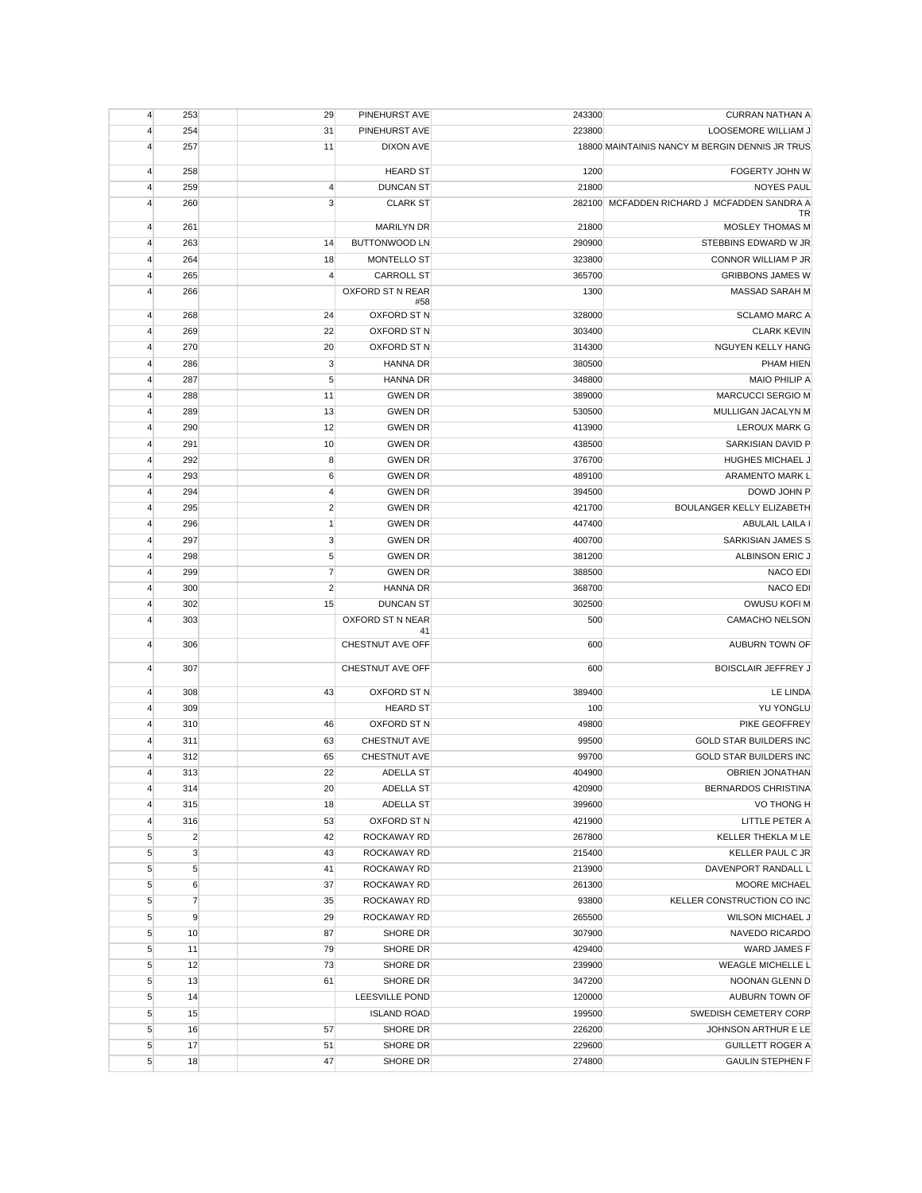| | | | | | | |
|---|---|---|---|---|---|---|
| 4 | 253 | | 29 | PINEHURST AVE | 243300 | CURRAN NATHAN A |
| 4 | 254 | | 31 | PINEHURST AVE | 223800 | LOOSEMORE WILLIAM J |
| 4 | 257 | | 11 | DIXON AVE | 18800 | MAINTAINIS NANCY M BERGIN DENNIS JR TRUS |
| 4 | 258 | | | HEARD ST | 1200 | FOGERTY JOHN W |
| 4 | 259 | | 4 | DUNCAN ST | 21800 | NOYES PAUL |
| 4 | 260 | | 3 | CLARK ST | 282100 | MCFADDEN RICHARD J MCFADDEN SANDRA A TR |
| 4 | 261 | | | MARILYN DR | 21800 | MOSLEY THOMAS M |
| 4 | 263 | | 14 | BUTTONWOOD LN | 290900 | STEBBINS EDWARD W JR |
| 4 | 264 | | 18 | MONTELLO ST | 323800 | CONNOR WILLIAM P JR |
| 4 | 265 | | 4 | CARROLL ST | 365700 | GRIBBONS JAMES W |
| 4 | 266 | | | OXFORD ST N REAR #58 | 1300 | MASSAD SARAH M |
| 4 | 268 | | 24 | OXFORD ST N | 328000 | SCLAMO MARC A |
| 4 | 269 | | 22 | OXFORD ST N | 303400 | CLARK KEVIN |
| 4 | 270 | | 20 | OXFORD ST N | 314300 | NGUYEN KELLY HANG |
| 4 | 286 | | 3 | HANNA DR | 380500 | PHAM HIEN |
| 4 | 287 | | 5 | HANNA DR | 348800 | MAIO PHILIP A |
| 4 | 288 | | 11 | GWEN DR | 389000 | MARCUCCI SERGIO M |
| 4 | 289 | | 13 | GWEN DR | 530500 | MULLIGAN JACALYN M |
| 4 | 290 | | 12 | GWEN DR | 413900 | LEROUX MARK G |
| 4 | 291 | | 10 | GWEN DR | 438500 | SARKISIAN DAVID P |
| 4 | 292 | | 8 | GWEN DR | 376700 | HUGHES MICHAEL J |
| 4 | 293 | | 6 | GWEN DR | 489100 | ARAMENTO MARK L |
| 4 | 294 | | 4 | GWEN DR | 394500 | DOWD JOHN P |
| 4 | 295 | | 2 | GWEN DR | 421700 | BOULANGER KELLY ELIZABETH |
| 4 | 296 | | 1 | GWEN DR | 447400 | ABULAIL LAILA I |
| 4 | 297 | | 3 | GWEN DR | 400700 | SARKISIAN JAMES S |
| 4 | 298 | | 5 | GWEN DR | 381200 | ALBINSON ERIC J |
| 4 | 299 | | 7 | GWEN DR | 388500 | NACO EDI |
| 4 | 300 | | 2 | HANNA DR | 368700 | NACO EDI |
| 4 | 302 | | 15 | DUNCAN ST | 302500 | OWUSU KOFI M |
| 4 | 303 | | | OXFORD ST N NEAR 41 | 500 | CAMACHO NELSON |
| 4 | 306 | | | CHESTNUT AVE OFF | 600 | AUBURN TOWN OF |
| 4 | 307 | | | CHESTNUT AVE OFF | 600 | BOISCLAIR JEFFREY J |
| 4 | 308 | | 43 | OXFORD ST N | 389400 | LE LINDA |
| 4 | 309 | | | HEARD ST | 100 | YU YONGLU |
| 4 | 310 | | 46 | OXFORD ST N | 49800 | PIKE GEOFFREY |
| 4 | 311 | | 63 | CHESTNUT AVE | 99500 | GOLD STAR BUILDERS INC |
| 4 | 312 | | 65 | CHESTNUT AVE | 99700 | GOLD STAR BUILDERS INC |
| 4 | 313 | | 22 | ADELLA ST | 404900 | OBRIEN JONATHAN |
| 4 | 314 | | 20 | ADELLA ST | 420900 | BERNARDOS CHRISTINA |
| 4 | 315 | | 18 | ADELLA ST | 399600 | VO THONG H |
| 4 | 316 | | 53 | OXFORD ST N | 421900 | LITTLE PETER A |
| 5 | 2 | | 42 | ROCKAWAY RD | 267800 | KELLER THEKLA M LE |
| 5 | 3 | | 43 | ROCKAWAY RD | 215400 | KELLER PAUL C JR |
| 5 | 5 | | 41 | ROCKAWAY RD | 213900 | DAVENPORT RANDALL L |
| 5 | 6 | | 37 | ROCKAWAY RD | 261300 | MOORE MICHAEL |
| 5 | 7 | | 35 | ROCKAWAY RD | 93800 | KELLER CONSTRUCTION CO INC |
| 5 | 9 | | 29 | ROCKAWAY RD | 265500 | WILSON MICHAEL J |
| 5 | 10 | | 87 | SHORE DR | 307900 | NAVEDO RICARDO |
| 5 | 11 | | 79 | SHORE DR | 429400 | WARD JAMES F |
| 5 | 12 | | 73 | SHORE DR | 239900 | WEAGLE MICHELLE L |
| 5 | 13 | | 61 | SHORE DR | 347200 | NOONAN GLENN D |
| 5 | 14 | | | LEESVILLE POND | 120000 | AUBURN TOWN OF |
| 5 | 15 | | | ISLAND ROAD | 199500 | SWEDISH CEMETERY CORP |
| 5 | 16 | | 57 | SHORE DR | 226200 | JOHNSON ARTHUR E LE |
| 5 | 17 | | 51 | SHORE DR | 229600 | GUILLETT ROGER A |
| 5 | 18 | | 47 | SHORE DR | 274800 | GAULIN STEPHEN F |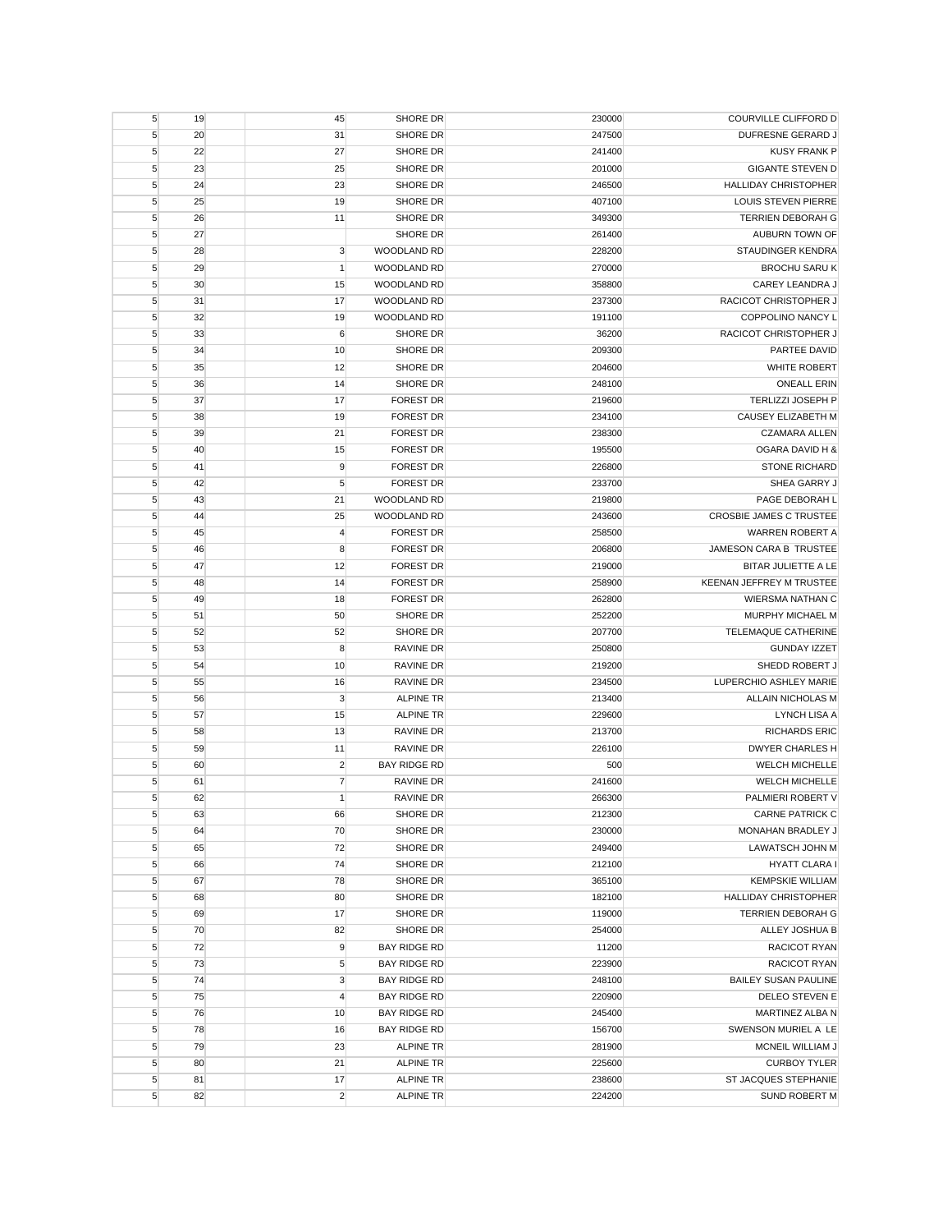| | | | | | | |
|---|---|---|---|---|---|---|
| 5 | 19 | | 45 | SHORE DR | 230000 | COURVILLE CLIFFORD D |
| 5 | 20 | | 31 | SHORE DR | 247500 | DUFRESNE GERARD J |
| 5 | 22 | | 27 | SHORE DR | 241400 | KUSY FRANK P |
| 5 | 23 | | 25 | SHORE DR | 201000 | GIGANTE STEVEN D |
| 5 | 24 | | 23 | SHORE DR | 246500 | HALLIDAY CHRISTOPHER |
| 5 | 25 | | 19 | SHORE DR | 407100 | LOUIS STEVEN PIERRE |
| 5 | 26 | | 11 | SHORE DR | 349300 | TERRIEN DEBORAH G |
| 5 | 27 | | | SHORE DR | 261400 | AUBURN TOWN OF |
| 5 | 28 | | 3 | WOODLAND RD | 228200 | STAUDINGER KENDRA |
| 5 | 29 | | 1 | WOODLAND RD | 270000 | BROCHU SARU K |
| 5 | 30 | | 15 | WOODLAND RD | 358800 | CAREY LEANDRA J |
| 5 | 31 | | 17 | WOODLAND RD | 237300 | RACICOT CHRISTOPHER J |
| 5 | 32 | | 19 | WOODLAND RD | 191100 | COPPOLINO NANCY L |
| 5 | 33 | | 6 | SHORE DR | 36200 | RACICOT CHRISTOPHER J |
| 5 | 34 | | 10 | SHORE DR | 209300 | PARTEE DAVID |
| 5 | 35 | | 12 | SHORE DR | 204600 | WHITE ROBERT |
| 5 | 36 | | 14 | SHORE DR | 248100 | ONEALL ERIN |
| 5 | 37 | | 17 | FOREST DR | 219600 | TERLIZZI JOSEPH P |
| 5 | 38 | | 19 | FOREST DR | 234100 | CAUSEY ELIZABETH M |
| 5 | 39 | | 21 | FOREST DR | 238300 | CZAMARA ALLEN |
| 5 | 40 | | 15 | FOREST DR | 195500 | OGARA DAVID H & |
| 5 | 41 | | 9 | FOREST DR | 226800 | STONE RICHARD |
| 5 | 42 | | 5 | FOREST DR | 233700 | SHEA GARRY J |
| 5 | 43 | | 21 | WOODLAND RD | 219800 | PAGE DEBORAH L |
| 5 | 44 | | 25 | WOODLAND RD | 243600 | CROSBIE JAMES C TRUSTEE |
| 5 | 45 | | 4 | FOREST DR | 258500 | WARREN ROBERT A |
| 5 | 46 | | 8 | FOREST DR | 206800 | JAMESON CARA B TRUSTEE |
| 5 | 47 | | 12 | FOREST DR | 219000 | BITAR JULIETTE A LE |
| 5 | 48 | | 14 | FOREST DR | 258900 | KEENAN JEFFREY M TRUSTEE |
| 5 | 49 | | 18 | FOREST DR | 262800 | WIERSMA NATHAN C |
| 5 | 51 | | 50 | SHORE DR | 252200 | MURPHY MICHAEL M |
| 5 | 52 | | 52 | SHORE DR | 207700 | TELEMAQUE CATHERINE |
| 5 | 53 | | 8 | RAVINE DR | 250800 | GUNDAY IZZET |
| 5 | 54 | | 10 | RAVINE DR | 219200 | SHEDD ROBERT J |
| 5 | 55 | | 16 | RAVINE DR | 234500 | LUPERCHIO ASHLEY MARIE |
| 5 | 56 | | 3 | ALPINE TR | 213400 | ALLAIN NICHOLAS M |
| 5 | 57 | | 15 | ALPINE TR | 229600 | LYNCH LISA A |
| 5 | 58 | | 13 | RAVINE DR | 213700 | RICHARDS ERIC |
| 5 | 59 | | 11 | RAVINE DR | 226100 | DWYER CHARLES H |
| 5 | 60 | | 2 | BAY RIDGE RD | 500 | WELCH MICHELLE |
| 5 | 61 | | 7 | RAVINE DR | 241600 | WELCH MICHELLE |
| 5 | 62 | | 1 | RAVINE DR | 266300 | PALMIERI ROBERT V |
| 5 | 63 | | 66 | SHORE DR | 212300 | CARNE PATRICK C |
| 5 | 64 | | 70 | SHORE DR | 230000 | MONAHAN BRADLEY J |
| 5 | 65 | | 72 | SHORE DR | 249400 | LAWATSCH JOHN M |
| 5 | 66 | | 74 | SHORE DR | 212100 | HYATT CLARA I |
| 5 | 67 | | 78 | SHORE DR | 365100 | KEMPSKIE WILLIAM |
| 5 | 68 | | 80 | SHORE DR | 182100 | HALLIDAY CHRISTOPHER |
| 5 | 69 | | 17 | SHORE DR | 119000 | TERRIEN DEBORAH G |
| 5 | 70 | | 82 | SHORE DR | 254000 | ALLEY JOSHUA B |
| 5 | 72 | | 9 | BAY RIDGE RD | 11200 | RACICOT RYAN |
| 5 | 73 | | 5 | BAY RIDGE RD | 223900 | RACICOT RYAN |
| 5 | 74 | | 3 | BAY RIDGE RD | 248100 | BAILEY SUSAN PAULINE |
| 5 | 75 | | 4 | BAY RIDGE RD | 220900 | DELEO STEVEN E |
| 5 | 76 | | 10 | BAY RIDGE RD | 245400 | MARTINEZ ALBA N |
| 5 | 78 | | 16 | BAY RIDGE RD | 156700 | SWENSON MURIEL A LE |
| 5 | 79 | | 23 | ALPINE TR | 281900 | MCNEIL WILLIAM J |
| 5 | 80 | | 21 | ALPINE TR | 225600 | CURBOY TYLER |
| 5 | 81 | | 17 | ALPINE TR | 238600 | ST JACQUES STEPHANIE |
| 5 | 82 | | 2 | ALPINE TR | 224200 | SUND ROBERT M |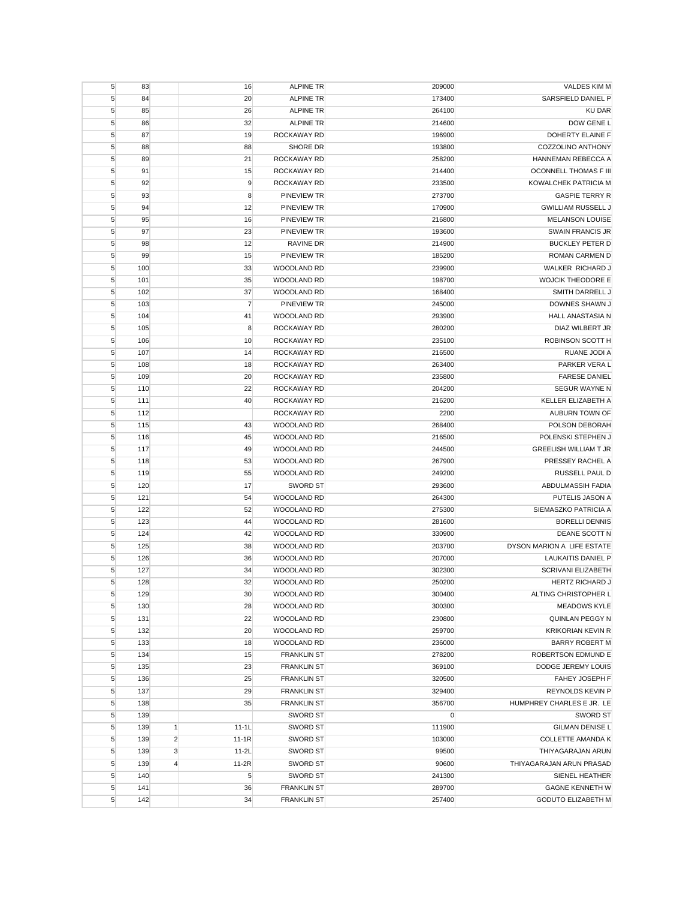| | | | | | | |
|---|---|---|---|---|---|---|
| 5 | 83 | | 16 | ALPINE TR | 209000 | VALDES KIM M |
| 5 | 84 | | 20 | ALPINE TR | 173400 | SARSFIELD DANIEL P |
| 5 | 85 | | 26 | ALPINE TR | 264100 | KU DAR |
| 5 | 86 | | 32 | ALPINE TR | 214600 | DOW GENE L |
| 5 | 87 | | 19 | ROCKAWAY RD | 196900 | DOHERTY ELAINE F |
| 5 | 88 | | 88 | SHORE DR | 193800 | COZZOLINO ANTHONY |
| 5 | 89 | | 21 | ROCKAWAY RD | 258200 | HANNEMAN REBECCA A |
| 5 | 91 | | 15 | ROCKAWAY RD | 214400 | OCONNELL THOMAS F III |
| 5 | 92 | | 9 | ROCKAWAY RD | 233500 | KOWALCHEK PATRICIA M |
| 5 | 93 | | 8 | PINEVIEW TR | 273700 | GASPIE TERRY R |
| 5 | 94 | | 12 | PINEVIEW TR | 170900 | GWILLIAM RUSSELL J |
| 5 | 95 | | 16 | PINEVIEW TR | 216800 | MELANSON LOUISE |
| 5 | 97 | | 23 | PINEVIEW TR | 193600 | SWAIN FRANCIS JR |
| 5 | 98 | | 12 | RAVINE DR | 214900 | BUCKLEY PETER D |
| 5 | 99 | | 15 | PINEVIEW TR | 185200 | ROMAN CARMEN D |
| 5 | 100 | | 33 | WOODLAND RD | 239900 | WALKER RICHARD J |
| 5 | 101 | | 35 | WOODLAND RD | 198700 | WOJCIK THEODORE E |
| 5 | 102 | | 37 | WOODLAND RD | 168400 | SMITH DARRELL J |
| 5 | 103 | | 7 | PINEVIEW TR | 245000 | DOWNES SHAWN J |
| 5 | 104 | | 41 | WOODLAND RD | 293900 | HALL ANASTASIA N |
| 5 | 105 | | 8 | ROCKAWAY RD | 280200 | DIAZ WILBERT JR |
| 5 | 106 | | 10 | ROCKAWAY RD | 235100 | ROBINSON SCOTT H |
| 5 | 107 | | 14 | ROCKAWAY RD | 216500 | RUANE JODI A |
| 5 | 108 | | 18 | ROCKAWAY RD | 263400 | PARKER VERA L |
| 5 | 109 | | 20 | ROCKAWAY RD | 235800 | FARESE DANIEL |
| 5 | 110 | | 22 | ROCKAWAY RD | 204200 | SEGUR WAYNE N |
| 5 | 111 | | 40 | ROCKAWAY RD | 216200 | KELLER ELIZABETH A |
| 5 | 112 | | | ROCKAWAY RD | 2200 | AUBURN TOWN OF |
| 5 | 115 | | 43 | WOODLAND RD | 268400 | POLSON DEBORAH |
| 5 | 116 | | 45 | WOODLAND RD | 216500 | POLENSKI STEPHEN J |
| 5 | 117 | | 49 | WOODLAND RD | 244500 | GREELISH WILLIAM T JR |
| 5 | 118 | | 53 | WOODLAND RD | 267900 | PRESSEY RACHEL A |
| 5 | 119 | | 55 | WOODLAND RD | 249200 | RUSSELL PAUL D |
| 5 | 120 | | 17 | SWORD ST | 293600 | ABDULMASSIH FADIA |
| 5 | 121 | | 54 | WOODLAND RD | 264300 | PUTELIS JASON A |
| 5 | 122 | | 52 | WOODLAND RD | 275300 | SIEMASZKO PATRICIA A |
| 5 | 123 | | 44 | WOODLAND RD | 281600 | BORELLI DENNIS |
| 5 | 124 | | 42 | WOODLAND RD | 330900 | DEANE SCOTT N |
| 5 | 125 | | 38 | WOODLAND RD | 203700 | DYSON MARION A LIFE ESTATE |
| 5 | 126 | | 36 | WOODLAND RD | 207000 | LAUKAITIS DANIEL P |
| 5 | 127 | | 34 | WOODLAND RD | 302300 | SCRIVANI ELIZABETH |
| 5 | 128 | | 32 | WOODLAND RD | 250200 | HERTZ RICHARD J |
| 5 | 129 | | 30 | WOODLAND RD | 300400 | ALTING CHRISTOPHER L |
| 5 | 130 | | 28 | WOODLAND RD | 300300 | MEADOWS KYLE |
| 5 | 131 | | 22 | WOODLAND RD | 230800 | QUINLAN PEGGY N |
| 5 | 132 | | 20 | WOODLAND RD | 259700 | KRIKORIAN KEVIN R |
| 5 | 133 | | 18 | WOODLAND RD | 236000 | BARRY ROBERT M |
| 5 | 134 | | 15 | FRANKLIN ST | 278200 | ROBERTSON EDMUND E |
| 5 | 135 | | 23 | FRANKLIN ST | 369100 | DODGE JEREMY LOUIS |
| 5 | 136 | | 25 | FRANKLIN ST | 320500 | FAHEY JOSEPH F |
| 5 | 137 | | 29 | FRANKLIN ST | 329400 | REYNOLDS KEVIN P |
| 5 | 138 | | 35 | FRANKLIN ST | 356700 | HUMPHREY CHARLES E JR. LE |
| 5 | 139 | | | SWORD ST | 0 | SWORD ST |
| 5 | 139 | 1 | 11-1L | SWORD ST | 111900 | GILMAN DENISE L |
| 5 | 139 | 2 | 11-1R | SWORD ST | 103000 | COLLETTE AMANDA K |
| 5 | 139 | 3 | 11-2L | SWORD ST | 99500 | THIYAGARAJAN ARUN |
| 5 | 139 | 4 | 11-2R | SWORD ST | 90600 | THIYAGARAJAN ARUN PRASAD |
| 5 | 140 | | 5 | SWORD ST | 241300 | SIENEL HEATHER |
| 5 | 141 | | 36 | FRANKLIN ST | 289700 | GAGNE KENNETH W |
| 5 | 142 | | 34 | FRANKLIN ST | 257400 | GODUTO ELIZABETH M |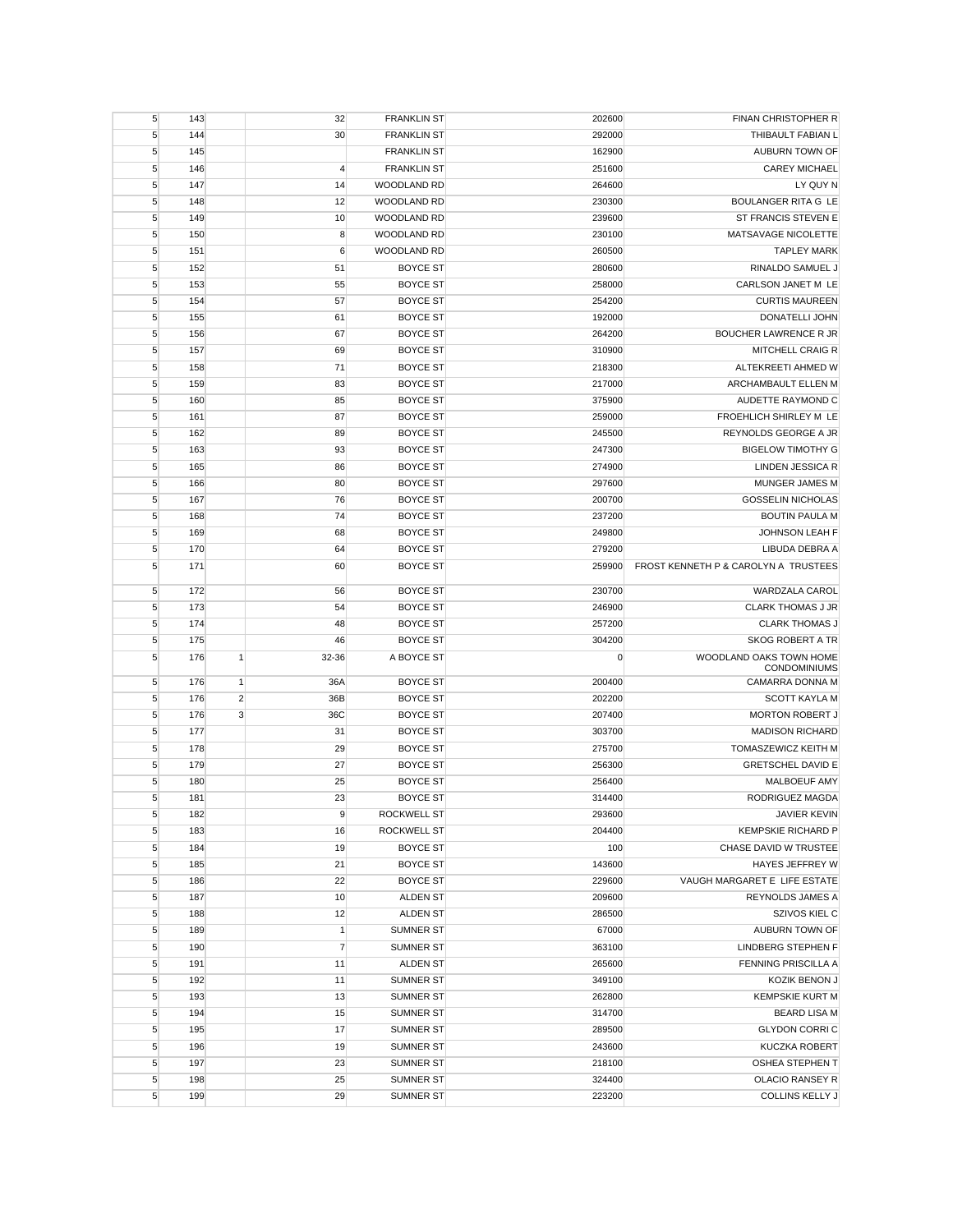| | | | | | | |
|---|---|---|---|---|---|---|
| 5 | 143 | | 32 | FRANKLIN ST | 202600 | FINAN CHRISTOPHER R |
| 5 | 144 | | 30 | FRANKLIN ST | 292000 | THIBAULT FABIAN L |
| 5 | 145 | | | FRANKLIN ST | 162900 | AUBURN TOWN OF |
| 5 | 146 | | 4 | FRANKLIN ST | 251600 | CAREY MICHAEL |
| 5 | 147 | | 14 | WOODLAND RD | 264600 | LY QUY N |
| 5 | 148 | | 12 | WOODLAND RD | 230300 | BOULANGER RITA G LE |
| 5 | 149 | | 10 | WOODLAND RD | 239600 | ST FRANCIS STEVEN E |
| 5 | 150 | | 8 | WOODLAND RD | 230100 | MATSAVAGE NICOLETTE |
| 5 | 151 | | 6 | WOODLAND RD | 260500 | TAPLEY MARK |
| 5 | 152 | | 51 | BOYCE ST | 280600 | RINALDO SAMUEL J |
| 5 | 153 | | 55 | BOYCE ST | 258000 | CARLSON JANET M LE |
| 5 | 154 | | 57 | BOYCE ST | 254200 | CURTIS MAUREEN |
| 5 | 155 | | 61 | BOYCE ST | 192000 | DONATELLI JOHN |
| 5 | 156 | | 67 | BOYCE ST | 264200 | BOUCHER LAWRENCE R JR |
| 5 | 157 | | 69 | BOYCE ST | 310900 | MITCHELL CRAIG R |
| 5 | 158 | | 71 | BOYCE ST | 218300 | ALTEKREETI AHMED W |
| 5 | 159 | | 83 | BOYCE ST | 217000 | ARCHAMBAULT ELLEN M |
| 5 | 160 | | 85 | BOYCE ST | 375900 | AUDETTE RAYMOND C |
| 5 | 161 | | 87 | BOYCE ST | 259000 | FROEHLICH SHIRLEY M LE |
| 5 | 162 | | 89 | BOYCE ST | 245500 | REYNOLDS GEORGE A JR |
| 5 | 163 | | 93 | BOYCE ST | 247300 | BIGELOW TIMOTHY G |
| 5 | 165 | | 86 | BOYCE ST | 274900 | LINDEN JESSICA R |
| 5 | 166 | | 80 | BOYCE ST | 297600 | MUNGER JAMES M |
| 5 | 167 | | 76 | BOYCE ST | 200700 | GOSSELIN NICHOLAS |
| 5 | 168 | | 74 | BOYCE ST | 237200 | BOUTIN PAULA M |
| 5 | 169 | | 68 | BOYCE ST | 249800 | JOHNSON LEAH F |
| 5 | 170 | | 64 | BOYCE ST | 279200 | LIBUDA DEBRA A |
| 5 | 171 | | 60 | BOYCE ST | 259900 | FROST KENNETH P & CAROLYN A TRUSTEES |
| 5 | 172 | | 56 | BOYCE ST | 230700 | WARDZALA CAROL |
| 5 | 173 | | 54 | BOYCE ST | 246900 | CLARK THOMAS J JR |
| 5 | 174 | | 48 | BOYCE ST | 257200 | CLARK THOMAS J |
| 5 | 175 | | 46 | BOYCE ST | 304200 | SKOG ROBERT A TR |
| 5 | 176 | 1 | 32-36 | A BOYCE ST | 0 | WOODLAND OAKS TOWN HOME CONDOMINIUMS |
| 5 | 176 | 1 | 36A | BOYCE ST | 200400 | CAMARRA DONNA M |
| 5 | 176 | 2 | 36B | BOYCE ST | 202200 | SCOTT KAYLA M |
| 5 | 176 | 3 | 36C | BOYCE ST | 207400 | MORTON ROBERT J |
| 5 | 177 | | 31 | BOYCE ST | 303700 | MADISON RICHARD |
| 5 | 178 | | 29 | BOYCE ST | 275700 | TOMASZEWICZ KEITH M |
| 5 | 179 | | 27 | BOYCE ST | 256300 | GRETSCHEL DAVID E |
| 5 | 180 | | 25 | BOYCE ST | 256400 | MALBOEUF AMY |
| 5 | 181 | | 23 | BOYCE ST | 314400 | RODRIGUEZ MAGDA |
| 5 | 182 | | 9 | ROCKWELL ST | 293600 | JAVIER KEVIN |
| 5 | 183 | | 16 | ROCKWELL ST | 204400 | KEMPSKIE RICHARD P |
| 5 | 184 | | 19 | BOYCE ST | 100 | CHASE DAVID W TRUSTEE |
| 5 | 185 | | 21 | BOYCE ST | 143600 | HAYES JEFFREY W |
| 5 | 186 | | 22 | BOYCE ST | 229600 | VAUGH MARGARET E LIFE ESTATE |
| 5 | 187 | | 10 | ALDEN ST | 209600 | REYNOLDS JAMES A |
| 5 | 188 | | 12 | ALDEN ST | 286500 | SZIVOS KIEL C |
| 5 | 189 | | 1 | SUMNER ST | 67000 | AUBURN TOWN OF |
| 5 | 190 | | 7 | SUMNER ST | 363100 | LINDBERG STEPHEN F |
| 5 | 191 | | 11 | ALDEN ST | 265600 | FENNING PRISCILLA A |
| 5 | 192 | | 11 | SUMNER ST | 349100 | KOZIK BENON J |
| 5 | 193 | | 13 | SUMNER ST | 262800 | KEMPSKIE KURT M |
| 5 | 194 | | 15 | SUMNER ST | 314700 | BEARD LISA M |
| 5 | 195 | | 17 | SUMNER ST | 289500 | GLYDON CORRI C |
| 5 | 196 | | 19 | SUMNER ST | 243600 | KUCZKA ROBERT |
| 5 | 197 | | 23 | SUMNER ST | 218100 | OSHEA STEPHEN T |
| 5 | 198 | | 25 | SUMNER ST | 324400 | OLACIO RANSEY R |
| 5 | 199 | | 29 | SUMNER ST | 223200 | COLLINS KELLY J |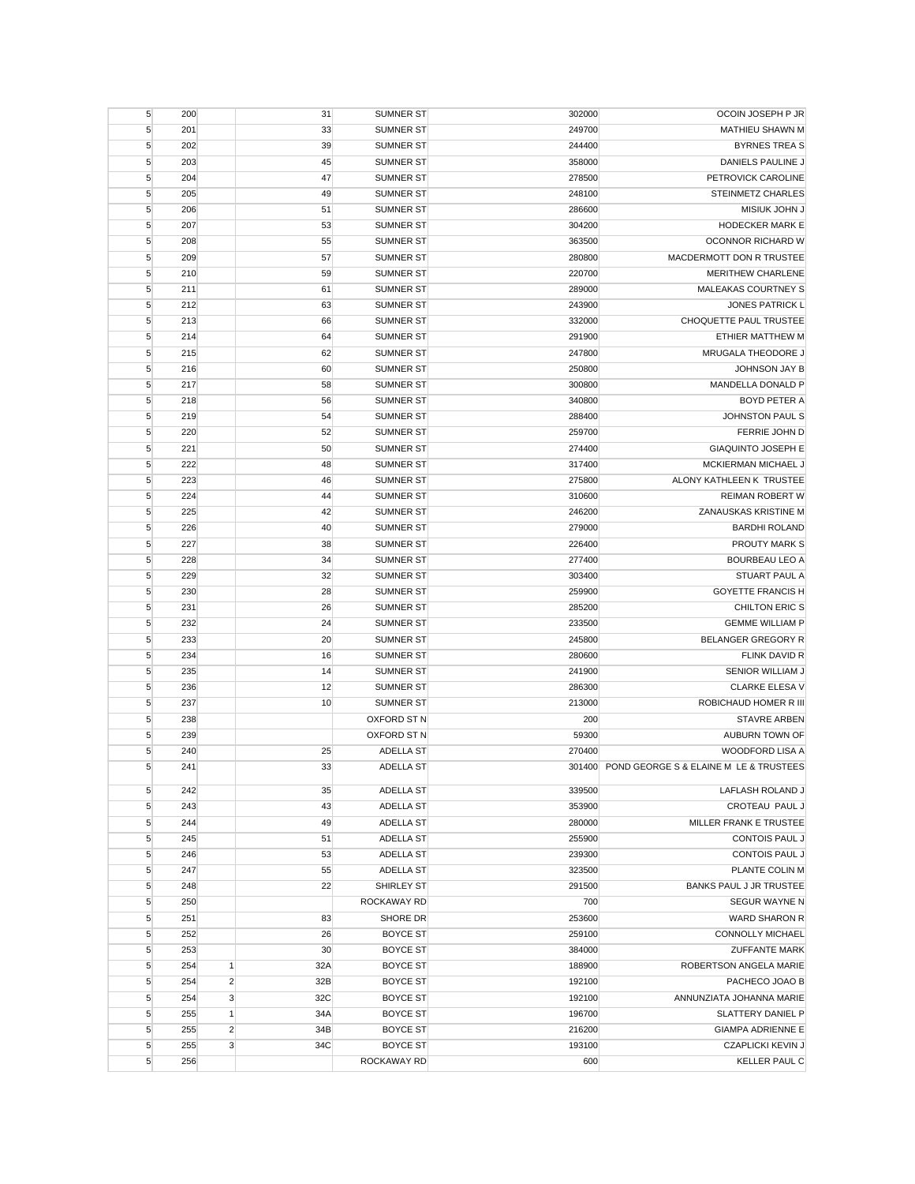| | | | | | | |
|---|---|---|---|---|---|---|
| 5 | 200 | | 31 | SUMNER ST | 302000 | OCOIN JOSEPH P JR |
| 5 | 201 | | 33 | SUMNER ST | 249700 | MATHIEU SHAWN M |
| 5 | 202 | | 39 | SUMNER ST | 244400 | BYRNES TREA S |
| 5 | 203 | | 45 | SUMNER ST | 358000 | DANIELS PAULINE J |
| 5 | 204 | | 47 | SUMNER ST | 278500 | PETROVICK CAROLINE |
| 5 | 205 | | 49 | SUMNER ST | 248100 | STEINMETZ CHARLES |
| 5 | 206 | | 51 | SUMNER ST | 286600 | MISIUK JOHN J |
| 5 | 207 | | 53 | SUMNER ST | 304200 | HODECKER MARK E |
| 5 | 208 | | 55 | SUMNER ST | 363500 | OCONNOR RICHARD W |
| 5 | 209 | | 57 | SUMNER ST | 280800 | MACDERMOTT DON R TRUSTEE |
| 5 | 210 | | 59 | SUMNER ST | 220700 | MERITHEW CHARLENE |
| 5 | 211 | | 61 | SUMNER ST | 289000 | MALEAKAS COURTNEY S |
| 5 | 212 | | 63 | SUMNER ST | 243900 | JONES PATRICK L |
| 5 | 213 | | 66 | SUMNER ST | 332000 | CHOQUETTE PAUL TRUSTEE |
| 5 | 214 | | 64 | SUMNER ST | 291900 | ETHIER MATTHEW M |
| 5 | 215 | | 62 | SUMNER ST | 247800 | MRUGALA THEODORE J |
| 5 | 216 | | 60 | SUMNER ST | 250800 | JOHNSON JAY B |
| 5 | 217 | | 58 | SUMNER ST | 300800 | MANDELLA DONALD P |
| 5 | 218 | | 56 | SUMNER ST | 340800 | BOYD PETER A |
| 5 | 219 | | 54 | SUMNER ST | 288400 | JOHNSTON PAUL S |
| 5 | 220 | | 52 | SUMNER ST | 259700 | FERRIE JOHN D |
| 5 | 221 | | 50 | SUMNER ST | 274400 | GIAQUINTO JOSEPH E |
| 5 | 222 | | 48 | SUMNER ST | 317400 | MCKIERMAN MICHAEL J |
| 5 | 223 | | 46 | SUMNER ST | 275800 | ALONY KATHLEEN K TRUSTEE |
| 5 | 224 | | 44 | SUMNER ST | 310600 | REIMAN ROBERT W |
| 5 | 225 | | 42 | SUMNER ST | 246200 | ZANAUSKAS KRISTINE M |
| 5 | 226 | | 40 | SUMNER ST | 279000 | BARDHI ROLAND |
| 5 | 227 | | 38 | SUMNER ST | 226400 | PROUTY MARK S |
| 5 | 228 | | 34 | SUMNER ST | 277400 | BOURBEAU LEO A |
| 5 | 229 | | 32 | SUMNER ST | 303400 | STUART PAUL A |
| 5 | 230 | | 28 | SUMNER ST | 259900 | GOYETTE FRANCIS H |
| 5 | 231 | | 26 | SUMNER ST | 285200 | CHILTON ERIC S |
| 5 | 232 | | 24 | SUMNER ST | 233500 | GEMME WILLIAM P |
| 5 | 233 | | 20 | SUMNER ST | 245800 | BELANGER GREGORY R |
| 5 | 234 | | 16 | SUMNER ST | 280600 | FLINK DAVID R |
| 5 | 235 | | 14 | SUMNER ST | 241900 | SENIOR WILLIAM J |
| 5 | 236 | | 12 | SUMNER ST | 286300 | CLARKE ELESA V |
| 5 | 237 | | 10 | SUMNER ST | 213000 | ROBICHAUD HOMER R III |
| 5 | 238 | | | OXFORD ST N | 200 | STAVRE ARBEN |
| 5 | 239 | | | OXFORD ST N | 59300 | AUBURN TOWN OF |
| 5 | 240 | | 25 | ADELLA ST | 270400 | WOODFORD LISA A |
| 5 | 241 | | 33 | ADELLA ST | 301400 | POND GEORGE S & ELAINE M LE & TRUSTEES |
| 5 | 242 | | 35 | ADELLA ST | 339500 | LAFLASH ROLAND J |
| 5 | 243 | | 43 | ADELLA ST | 353900 | CROTEAU PAUL J |
| 5 | 244 | | 49 | ADELLA ST | 280000 | MILLER FRANK E TRUSTEE |
| 5 | 245 | | 51 | ADELLA ST | 255900 | CONTOIS PAUL J |
| 5 | 246 | | 53 | ADELLA ST | 239300 | CONTOIS PAUL J |
| 5 | 247 | | 55 | ADELLA ST | 323500 | PLANTE COLIN M |
| 5 | 248 | | 22 | SHIRLEY ST | 291500 | BANKS PAUL J JR TRUSTEE |
| 5 | 250 | | | ROCKAWAY RD | 700 | SEGUR WAYNE N |
| 5 | 251 | | 83 | SHORE DR | 253600 | WARD SHARON R |
| 5 | 252 | | 26 | BOYCE ST | 259100 | CONNOLLY MICHAEL |
| 5 | 253 | | 30 | BOYCE ST | 384000 | ZUFFANTE MARK |
| 5 | 254 | 1 | 32A | BOYCE ST | 188900 | ROBERTSON ANGELA MARIE |
| 5 | 254 | 2 | 32B | BOYCE ST | 192100 | PACHECO JOAO B |
| 5 | 254 | 3 | 32C | BOYCE ST | 192100 | ANNUNZIATA JOHANNA MARIE |
| 5 | 255 | 1 | 34A | BOYCE ST | 196700 | SLATTERY DANIEL P |
| 5 | 255 | 2 | 34B | BOYCE ST | 216200 | GIAMPA ADRIENNE E |
| 5 | 255 | 3 | 34C | BOYCE ST | 193100 | CZAPLICKI KEVIN J |
| 5 | 256 | | | ROCKAWAY RD | 600 | KELLER PAUL C |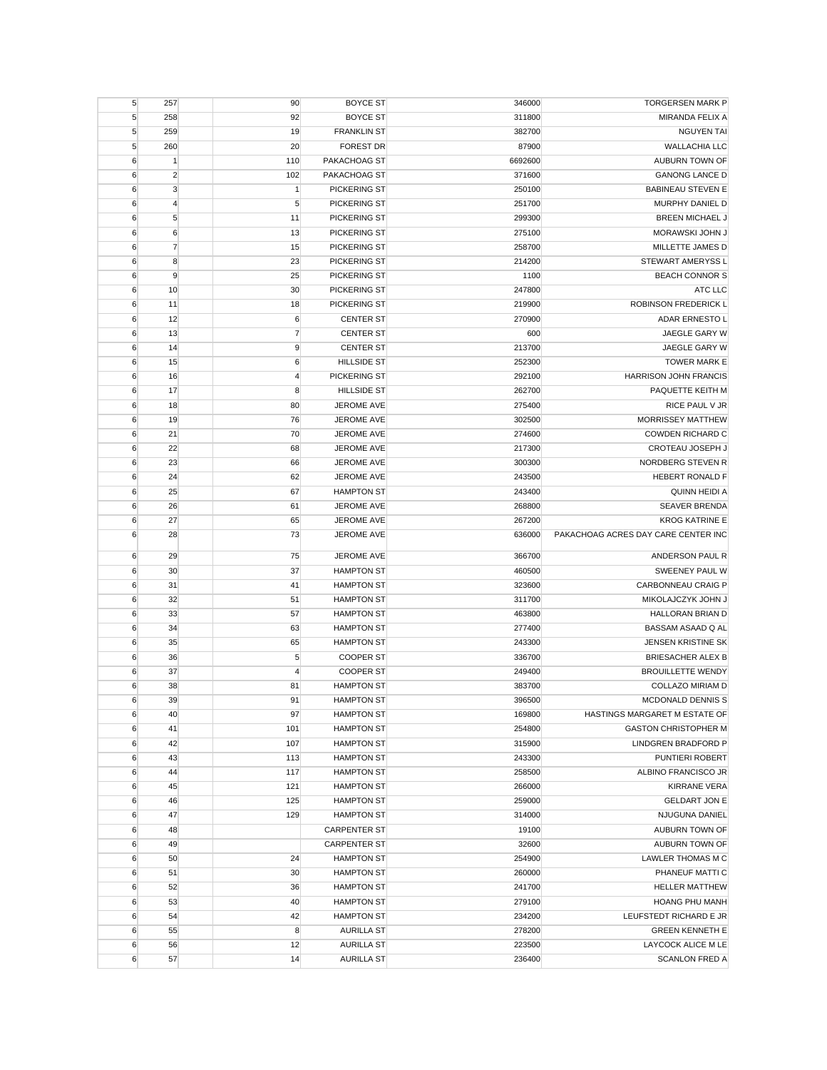| | | | | | | |
|---|---|---|---|---|---|---|
| 5 | 257 | | 90 | BOYCE ST | 346000 | TORGERSEN MARK P |
| 5 | 258 | | 92 | BOYCE ST | 311800 | MIRANDA FELIX A |
| 5 | 259 | | 19 | FRANKLIN ST | 382700 | NGUYEN TAI |
| 5 | 260 | | 20 | FOREST DR | 87900 | WALLACHIA LLC |
| 6 | 1 | | 110 | PAKACHOAG ST | 6692600 | AUBURN TOWN OF |
| 6 | 2 | | 102 | PAKACHOAG ST | 371600 | GANONG LANCE D |
| 6 | 3 | | 1 | PICKERING ST | 250100 | BABINEAU STEVEN E |
| 6 | 4 | | 5 | PICKERING ST | 251700 | MURPHY DANIEL D |
| 6 | 5 | | 11 | PICKERING ST | 299300 | BREEN MICHAEL J |
| 6 | 6 | | 13 | PICKERING ST | 275100 | MORAWSKI JOHN J |
| 6 | 7 | | 15 | PICKERING ST | 258700 | MILLETTE JAMES D |
| 6 | 8 | | 23 | PICKERING ST | 214200 | STEWART AMERYSS L |
| 6 | 9 | | 25 | PICKERING ST | 1100 | BEACH CONNOR S |
| 6 | 10 | | 30 | PICKERING ST | 247800 | ATC LLC |
| 6 | 11 | | 18 | PICKERING ST | 219900 | ROBINSON FREDERICK L |
| 6 | 12 | | 6 | CENTER ST | 270900 | ADAR ERNESTO L |
| 6 | 13 | | 7 | CENTER ST | 600 | JAEGLE GARY W |
| 6 | 14 | | 9 | CENTER ST | 213700 | JAEGLE GARY W |
| 6 | 15 | | 6 | HILLSIDE ST | 252300 | TOWER MARK E |
| 6 | 16 | | 4 | PICKERING ST | 292100 | HARRISON JOHN FRANCIS |
| 6 | 17 | | 8 | HILLSIDE ST | 262700 | PAQUETTE KEITH M |
| 6 | 18 | | 80 | JEROME AVE | 275400 | RICE PAUL V JR |
| 6 | 19 | | 76 | JEROME AVE | 302500 | MORRISSEY MATTHEW |
| 6 | 21 | | 70 | JEROME AVE | 274600 | COWDEN RICHARD C |
| 6 | 22 | | 68 | JEROME AVE | 217300 | CROTEAU JOSEPH J |
| 6 | 23 | | 66 | JEROME AVE | 300300 | NORDBERG STEVEN R |
| 6 | 24 | | 62 | JEROME AVE | 243500 | HEBERT RONALD F |
| 6 | 25 | | 67 | HAMPTON ST | 243400 | QUINN HEIDI A |
| 6 | 26 | | 61 | JEROME AVE | 268800 | SEAVER BRENDA |
| 6 | 27 | | 65 | JEROME AVE | 267200 | KROG KATRINE E |
| 6 | 28 | | 73 | JEROME AVE | 636000 | PAKACHOAG ACRES DAY CARE CENTER INC |
| 6 | 29 | | 75 | JEROME AVE | 366700 | ANDERSON PAUL R |
| 6 | 30 | | 37 | HAMPTON ST | 460500 | SWEENEY PAUL W |
| 6 | 31 | | 41 | HAMPTON ST | 323600 | CARBONNEAU CRAIG P |
| 6 | 32 | | 51 | HAMPTON ST | 311700 | MIKOLAJCZYK JOHN J |
| 6 | 33 | | 57 | HAMPTON ST | 463800 | HALLORAN BRIAN D |
| 6 | 34 | | 63 | HAMPTON ST | 277400 | BASSAM ASAAD Q AL |
| 6 | 35 | | 65 | HAMPTON ST | 243300 | JENSEN KRISTINE SK |
| 6 | 36 | | 5 | COOPER ST | 336700 | BRIESACHER ALEX B |
| 6 | 37 | | 4 | COOPER ST | 249400 | BROUILLETTE WENDY |
| 6 | 38 | | 81 | HAMPTON ST | 383700 | COLLAZO MIRIAM D |
| 6 | 39 | | 91 | HAMPTON ST | 396500 | MCDONALD DENNIS S |
| 6 | 40 | | 97 | HAMPTON ST | 169800 | HASTINGS MARGARET M ESTATE OF |
| 6 | 41 | | 101 | HAMPTON ST | 254800 | GASTON CHRISTOPHER M |
| 6 | 42 | | 107 | HAMPTON ST | 315900 | LINDGREN BRADFORD P |
| 6 | 43 | | 113 | HAMPTON ST | 243300 | PUNTIERI ROBERT |
| 6 | 44 | | 117 | HAMPTON ST | 258500 | ALBINO FRANCISCO JR |
| 6 | 45 | | 121 | HAMPTON ST | 266000 | KIRRANE VERA |
| 6 | 46 | | 125 | HAMPTON ST | 259000 | GELDART JON E |
| 6 | 47 | | 129 | HAMPTON ST | 314000 | NJUGUNA DANIEL |
| 6 | 48 | | | CARPENTER ST | 19100 | AUBURN TOWN OF |
| 6 | 49 | | | CARPENTER ST | 32600 | AUBURN TOWN OF |
| 6 | 50 | | 24 | HAMPTON ST | 254900 | LAWLER THOMAS M C |
| 6 | 51 | | 30 | HAMPTON ST | 260000 | PHANEUF MATTI C |
| 6 | 52 | | 36 | HAMPTON ST | 241700 | HELLER MATTHEW |
| 6 | 53 | | 40 | HAMPTON ST | 279100 | HOANG PHU MANH |
| 6 | 54 | | 42 | HAMPTON ST | 234200 | LEUFSTEDT RICHARD E JR |
| 6 | 55 | | 8 | AURILLA ST | 278200 | GREEN KENNETH E |
| 6 | 56 | | 12 | AURILLA ST | 223500 | LAYCOCK ALICE M LE |
| 6 | 57 | | 14 | AURILLA ST | 236400 | SCANLON FRED A |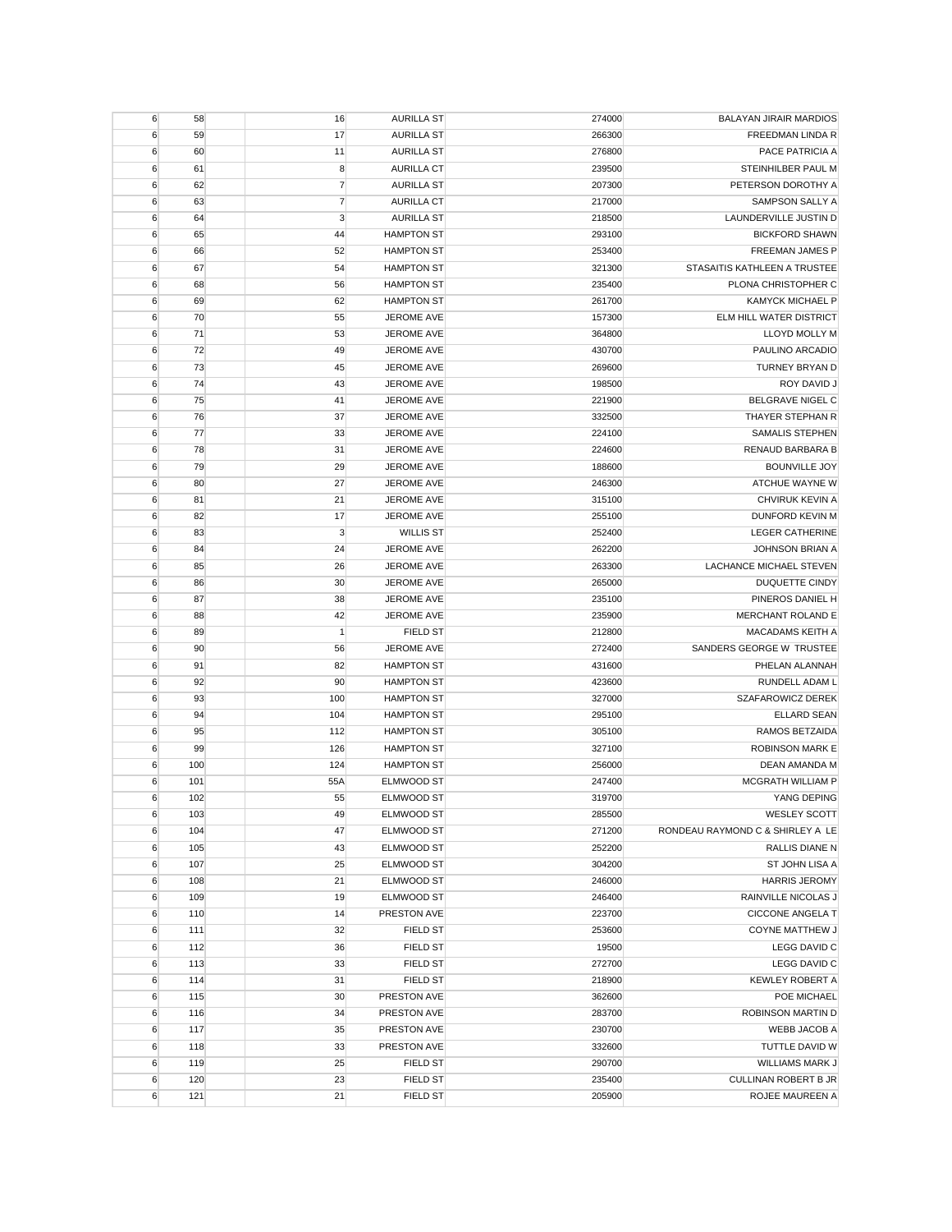| | | | | | | |
|---|---|---|---|---|---|---|
| 6 | 58 | | 16 | AURILLA ST | 274000 | BALAYAN JIRAIR MARDIOS |
| 6 | 59 | | 17 | AURILLA ST | 266300 | FREEDMAN LINDA R |
| 6 | 60 | | 11 | AURILLA ST | 276800 | PACE PATRICIA A |
| 6 | 61 | | 8 | AURILLA CT | 239500 | STEINHILBER PAUL M |
| 6 | 62 | | 7 | AURILLA ST | 207300 | PETERSON DOROTHY A |
| 6 | 63 | | 7 | AURILLA CT | 217000 | SAMPSON SALLY A |
| 6 | 64 | | 3 | AURILLA ST | 218500 | LAUNDERVILLE JUSTIN D |
| 6 | 65 | | 44 | HAMPTON ST | 293100 | BICKFORD SHAWN |
| 6 | 66 | | 52 | HAMPTON ST | 253400 | FREEMAN JAMES P |
| 6 | 67 | | 54 | HAMPTON ST | 321300 | STASAITIS KATHLEEN A TRUSTEE |
| 6 | 68 | | 56 | HAMPTON ST | 235400 | PLONA CHRISTOPHER C |
| 6 | 69 | | 62 | HAMPTON ST | 261700 | KAMYCK MICHAEL P |
| 6 | 70 | | 55 | JEROME AVE | 157300 | ELM HILL WATER DISTRICT |
| 6 | 71 | | 53 | JEROME AVE | 364800 | LLOYD MOLLY M |
| 6 | 72 | | 49 | JEROME AVE | 430700 | PAULINO ARCADIO |
| 6 | 73 | | 45 | JEROME AVE | 269600 | TURNEY BRYAN D |
| 6 | 74 | | 43 | JEROME AVE | 198500 | ROY DAVID J |
| 6 | 75 | | 41 | JEROME AVE | 221900 | BELGRAVE NIGEL C |
| 6 | 76 | | 37 | JEROME AVE | 332500 | THAYER STEPHAN R |
| 6 | 77 | | 33 | JEROME AVE | 224100 | SAMALIS STEPHEN |
| 6 | 78 | | 31 | JEROME AVE | 224600 | RENAUD BARBARA B |
| 6 | 79 | | 29 | JEROME AVE | 188600 | BOUNVILLE JOY |
| 6 | 80 | | 27 | JEROME AVE | 246300 | ATCHUE WAYNE W |
| 6 | 81 | | 21 | JEROME AVE | 315100 | CHVIRUK KEVIN A |
| 6 | 82 | | 17 | JEROME AVE | 255100 | DUNFORD KEVIN M |
| 6 | 83 | | 3 | WILLIS ST | 252400 | LEGER CATHERINE |
| 6 | 84 | | 24 | JEROME AVE | 262200 | JOHNSON BRIAN A |
| 6 | 85 | | 26 | JEROME AVE | 263300 | LACHANCE MICHAEL STEVEN |
| 6 | 86 | | 30 | JEROME AVE | 265000 | DUQUETTE CINDY |
| 6 | 87 | | 38 | JEROME AVE | 235100 | PINEROS DANIEL H |
| 6 | 88 | | 42 | JEROME AVE | 235900 | MERCHANT ROLAND E |
| 6 | 89 | | 1 | FIELD ST | 212800 | MACADAMS KEITH A |
| 6 | 90 | | 56 | JEROME AVE | 272400 | SANDERS GEORGE W TRUSTEE |
| 6 | 91 | | 82 | HAMPTON ST | 431600 | PHELAN ALANNAH |
| 6 | 92 | | 90 | HAMPTON ST | 423600 | RUNDELL ADAM L |
| 6 | 93 | | 100 | HAMPTON ST | 327000 | SZAFAROWICZ DEREK |
| 6 | 94 | | 104 | HAMPTON ST | 295100 | ELLARD SEAN |
| 6 | 95 | | 112 | HAMPTON ST | 305100 | RAMOS BETZAIDA |
| 6 | 99 | | 126 | HAMPTON ST | 327100 | ROBINSON MARK E |
| 6 | 100 | | 124 | HAMPTON ST | 256000 | DEAN AMANDA M |
| 6 | 101 | | 55A | ELMWOOD ST | 247400 | MCGRATH WILLIAM P |
| 6 | 102 | | 55 | ELMWOOD ST | 319700 | YANG DEPING |
| 6 | 103 | | 49 | ELMWOOD ST | 285500 | WESLEY SCOTT |
| 6 | 104 | | 47 | ELMWOOD ST | 271200 | RONDEAU RAYMOND C & SHIRLEY A LE |
| 6 | 105 | | 43 | ELMWOOD ST | 252200 | RALLIS DIANE N |
| 6 | 107 | | 25 | ELMWOOD ST | 304200 | ST JOHN LISA A |
| 6 | 108 | | 21 | ELMWOOD ST | 246000 | HARRIS JEROMY |
| 6 | 109 | | 19 | ELMWOOD ST | 246400 | RAINVILLE NICOLAS J |
| 6 | 110 | | 14 | PRESTON AVE | 223700 | CICCONE ANGELA T |
| 6 | 111 | | 32 | FIELD ST | 253600 | COYNE MATTHEW J |
| 6 | 112 | | 36 | FIELD ST | 19500 | LEGG DAVID C |
| 6 | 113 | | 33 | FIELD ST | 272700 | LEGG DAVID C |
| 6 | 114 | | 31 | FIELD ST | 218900 | KEWLEY ROBERT A |
| 6 | 115 | | 30 | PRESTON AVE | 362600 | POE MICHAEL |
| 6 | 116 | | 34 | PRESTON AVE | 283700 | ROBINSON MARTIN D |
| 6 | 117 | | 35 | PRESTON AVE | 230700 | WEBB JACOB A |
| 6 | 118 | | 33 | PRESTON AVE | 332600 | TUTTLE DAVID W |
| 6 | 119 | | 25 | FIELD ST | 290700 | WILLIAMS MARK J |
| 6 | 120 | | 23 | FIELD ST | 235400 | CULLINAN ROBERT B JR |
| 6 | 121 | | 21 | FIELD ST | 205900 | ROJEE MAUREEN A |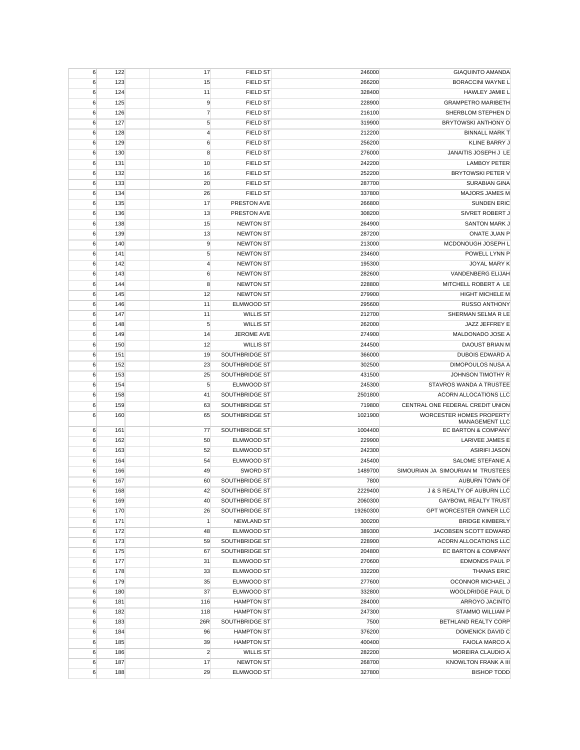| | | | | | | |
|---|---|---|---|---|---|---|
| 6 | 122 | | 17 | FIELD ST | 246000 | GIAQUINTO AMANDA |
| 6 | 123 | | 15 | FIELD ST | 266200 | BORACCINI WAYNE L |
| 6 | 124 | | 11 | FIELD ST | 328400 | HAWLEY JAMIE L |
| 6 | 125 | | 9 | FIELD ST | 228900 | GRAMPETRO MARIBETH |
| 6 | 126 | | 7 | FIELD ST | 216100 | SHERBLOM STEPHEN D |
| 6 | 127 | | 5 | FIELD ST | 319900 | BRYTOWSKI ANTHONY O |
| 6 | 128 | | 4 | FIELD ST | 212200 | BINNALL MARK T |
| 6 | 129 | | 6 | FIELD ST | 256200 | KLINE BARRY J |
| 6 | 130 | | 8 | FIELD ST | 276000 | JANAITIS JOSEPH J LE |
| 6 | 131 | | 10 | FIELD ST | 242200 | LAMBOY PETER |
| 6 | 132 | | 16 | FIELD ST | 252200 | BRYTOWSKI PETER V |
| 6 | 133 | | 20 | FIELD ST | 287700 | SURABIAN GINA |
| 6 | 134 | | 26 | FIELD ST | 337800 | MAJORS JAMES M |
| 6 | 135 | | 17 | PRESTON AVE | 266800 | SUNDEN ERIC |
| 6 | 136 | | 13 | PRESTON AVE | 308200 | SIVRET ROBERT J |
| 6 | 138 | | 15 | NEWTON ST | 264900 | SANTON MARK J |
| 6 | 139 | | 13 | NEWTON ST | 287200 | ONATE JUAN P |
| 6 | 140 | | 9 | NEWTON ST | 213000 | MCDONOUGH JOSEPH L |
| 6 | 141 | | 5 | NEWTON ST | 234600 | POWELL LYNN P |
| 6 | 142 | | 4 | NEWTON ST | 195300 | JOYAL MARY K |
| 6 | 143 | | 6 | NEWTON ST | 282600 | VANDENBERG ELIJAH |
| 6 | 144 | | 8 | NEWTON ST | 228800 | MITCHELL ROBERT A LE |
| 6 | 145 | | 12 | NEWTON ST | 279900 | HIGHT MICHELE M |
| 6 | 146 | | 11 | ELMWOOD ST | 295600 | RUSSO ANTHONY |
| 6 | 147 | | 11 | WILLIS ST | 212700 | SHERMAN SELMA R LE |
| 6 | 148 | | 5 | WILLIS ST | 262000 | JAZZ JEFFREY E |
| 6 | 149 | | 14 | JEROME AVE | 274900 | MALDONADO JOSE A |
| 6 | 150 | | 12 | WILLIS ST | 244500 | DAOUST BRIAN M |
| 6 | 151 | | 19 | SOUTHBRIDGE ST | 366000 | DUBOIS EDWARD A |
| 6 | 152 | | 23 | SOUTHBRIDGE ST | 302500 | DIMOPOULOS NUSA A |
| 6 | 153 | | 25 | SOUTHBRIDGE ST | 431500 | JOHNSON TIMOTHY R |
| 6 | 154 | | 5 | ELMWOOD ST | 245300 | STAVROS WANDA A TRUSTEE |
| 6 | 158 | | 41 | SOUTHBRIDGE ST | 2501800 | ACORN ALLOCATIONS LLC |
| 6 | 159 | | 63 | SOUTHBRIDGE ST | 719800 | CENTRAL ONE FEDERAL CREDIT UNION |
| 6 | 160 | | 65 | SOUTHBRIDGE ST | 1021900 | WORCESTER HOMES PROPERTY MANAGEMENT LLC |
| 6 | 161 | | 77 | SOUTHBRIDGE ST | 1004400 | EC BARTON & COMPANY |
| 6 | 162 | | 50 | ELMWOOD ST | 229900 | LARIVEE JAMES E |
| 6 | 163 | | 52 | ELMWOOD ST | 242300 | ASIRIFI JASON |
| 6 | 164 | | 54 | ELMWOOD ST | 245400 | SALOME STEFANIE A |
| 6 | 166 | | 49 | SWORD ST | 1489700 | SIMOURIAN JA SIMOURIAN M TRUSTEES |
| 6 | 167 | | 60 | SOUTHBRIDGE ST | 7800 | AUBURN TOWN OF |
| 6 | 168 | | 42 | SOUTHBRIDGE ST | 2229400 | J & S REALTY OF AUBURN LLC |
| 6 | 169 | | 40 | SOUTHBRIDGE ST | 2060300 | GAYBOWL REALTY TRUST |
| 6 | 170 | | 26 | SOUTHBRIDGE ST | 19260300 | GPT WORCESTER OWNER LLC |
| 6 | 171 | | 1 | NEWLAND ST | 300200 | BRIDGE KIMBERLY |
| 6 | 172 | | 48 | ELMWOOD ST | 389300 | JACOBSEN SCOTT EDWARD |
| 6 | 173 | | 59 | SOUTHBRIDGE ST | 228900 | ACORN ALLOCATIONS LLC |
| 6 | 175 | | 67 | SOUTHBRIDGE ST | 204800 | EC BARTON & COMPANY |
| 6 | 177 | | 31 | ELMWOOD ST | 270600 | EDMONDS PAUL P |
| 6 | 178 | | 33 | ELMWOOD ST | 332200 | THANAS ERIC |
| 6 | 179 | | 35 | ELMWOOD ST | 277600 | OCONNOR MICHAEL J |
| 6 | 180 | | 37 | ELMWOOD ST | 332800 | WOOLDRIDGE PAUL D |
| 6 | 181 | | 116 | HAMPTON ST | 284000 | ARROYO JACINTO |
| 6 | 182 | | 118 | HAMPTON ST | 247300 | STAMMO WILLIAM P |
| 6 | 183 | | 26R | SOUTHBRIDGE ST | 7500 | BETHLAND REALTY CORP |
| 6 | 184 | | 96 | HAMPTON ST | 376200 | DOMENICK DAVID C |
| 6 | 185 | | 39 | HAMPTON ST | 400400 | FAIOLA MARCO A |
| 6 | 186 | | 2 | WILLIS ST | 282200 | MOREIRA CLAUDIO A |
| 6 | 187 | | 17 | NEWTON ST | 268700 | KNOWLTON FRANK A III |
| 6 | 188 | | 29 | ELMWOOD ST | 327800 | BISHOP TODD |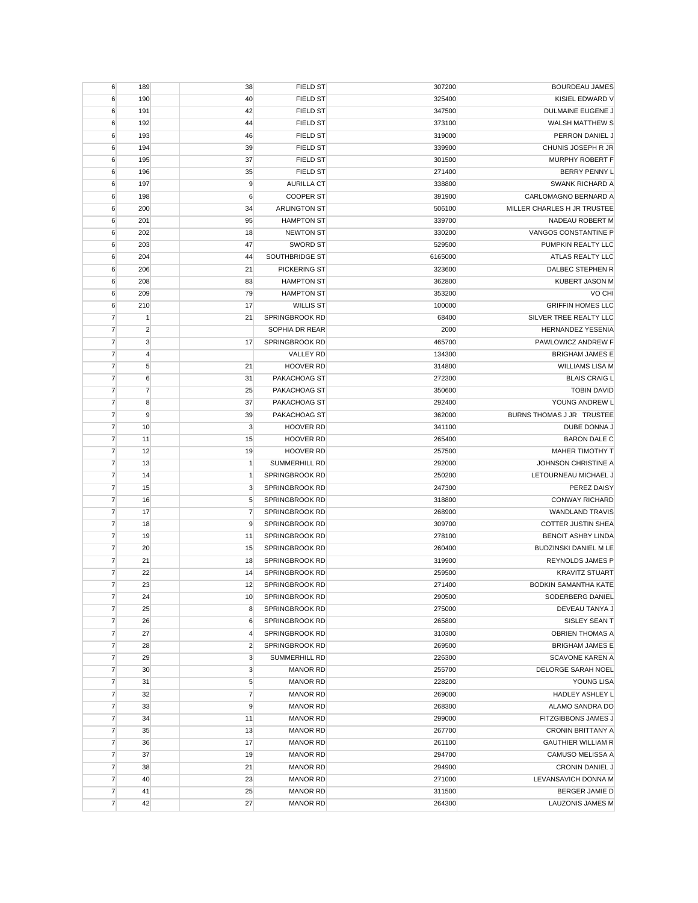| | | | | | | |
|---|---|---|---|---|---|---|
| 6 | 189 | | 38 | FIELD ST | 307200 | BOURDEAU JAMES |
| 6 | 190 | | 40 | FIELD ST | 325400 | KISIEL EDWARD V |
| 6 | 191 | | 42 | FIELD ST | 347500 | DULMAINE EUGENE J |
| 6 | 192 | | 44 | FIELD ST | 373100 | WALSH MATTHEW S |
| 6 | 193 | | 46 | FIELD ST | 319000 | PERRON DANIEL J |
| 6 | 194 | | 39 | FIELD ST | 339900 | CHUNIS JOSEPH R JR |
| 6 | 195 | | 37 | FIELD ST | 301500 | MURPHY ROBERT F |
| 6 | 196 | | 35 | FIELD ST | 271400 | BERRY PENNY L |
| 6 | 197 | | 9 | AURILLA CT | 338800 | SWANK RICHARD A |
| 6 | 198 | | 6 | COOPER ST | 391900 | CARLOMAGNO BERNARD A |
| 6 | 200 | | 34 | ARLINGTON ST | 506100 | MILLER CHARLES H JR TRUSTEE |
| 6 | 201 | | 95 | HAMPTON ST | 339700 | NADEAU ROBERT M |
| 6 | 202 | | 18 | NEWTON ST | 330200 | VANGOS CONSTANTINE P |
| 6 | 203 | | 47 | SWORD ST | 529500 | PUMPKIN REALTY LLC |
| 6 | 204 | | 44 | SOUTHBRIDGE ST | 6165000 | ATLAS REALTY LLC |
| 6 | 206 | | 21 | PICKERING ST | 323600 | DALBEC STEPHEN R |
| 6 | 208 | | 83 | HAMPTON ST | 362800 | KUBERT JASON M |
| 6 | 209 | | 79 | HAMPTON ST | 353200 | VO CHI |
| 6 | 210 | | 17 | WILLIS ST | 100000 | GRIFFIN HOMES LLC |
| 7 | 1 | | 21 | SPRINGBROOK RD | 68400 | SILVER TREE REALTY LLC |
| 7 | 2 | | | SOPHIA DR REAR | 2000 | HERNANDEZ YESENIA |
| 7 | 3 | | 17 | SPRINGBROOK RD | 465700 | PAWLOWICZ ANDREW F |
| 7 | 4 | | | VALLEY RD | 134300 | BRIGHAM JAMES E |
| 7 | 5 | | 21 | HOOVER RD | 314800 | WILLIAMS LISA M |
| 7 | 6 | | 31 | PAKACHOAG ST | 272300 | BLAIS CRAIG L |
| 7 | 7 | | 25 | PAKACHOAG ST | 350600 | TOBIN DAVID |
| 7 | 8 | | 37 | PAKACHOAG ST | 292400 | YOUNG ANDREW L |
| 7 | 9 | | 39 | PAKACHOAG ST | 362000 | BURNS THOMAS J JR TRUSTEE |
| 7 | 10 | | 3 | HOOVER RD | 341100 | DUBE DONNA J |
| 7 | 11 | | 15 | HOOVER RD | 265400 | BARON DALE C |
| 7 | 12 | | 19 | HOOVER RD | 257500 | MAHER TIMOTHY T |
| 7 | 13 | | 1 | SUMMERHILL RD | 292000 | JOHNSON CHRISTINE A |
| 7 | 14 | | 1 | SPRINGBROOK RD | 250200 | LETOURNEAU MICHAEL J |
| 7 | 15 | | 3 | SPRINGBROOK RD | 247300 | PEREZ DAISY |
| 7 | 16 | | 5 | SPRINGBROOK RD | 318800 | CONWAY RICHARD |
| 7 | 17 | | 7 | SPRINGBROOK RD | 268900 | WANDLAND TRAVIS |
| 7 | 18 | | 9 | SPRINGBROOK RD | 309700 | COTTER JUSTIN SHEA |
| 7 | 19 | | 11 | SPRINGBROOK RD | 278100 | BENOIT ASHBY LINDA |
| 7 | 20 | | 15 | SPRINGBROOK RD | 260400 | BUDZINSKI DANIEL M LE |
| 7 | 21 | | 18 | SPRINGBROOK RD | 319900 | REYNOLDS JAMES P |
| 7 | 22 | | 14 | SPRINGBROOK RD | 259500 | KRAVITZ STUART |
| 7 | 23 | | 12 | SPRINGBROOK RD | 271400 | BODKIN SAMANTHA KATE |
| 7 | 24 | | 10 | SPRINGBROOK RD | 290500 | SODERBERG DANIEL |
| 7 | 25 | | 8 | SPRINGBROOK RD | 275000 | DEVEAU TANYA J |
| 7 | 26 | | 6 | SPRINGBROOK RD | 265800 | SISLEY SEAN T |
| 7 | 27 | | 4 | SPRINGBROOK RD | 310300 | OBRIEN THOMAS A |
| 7 | 28 | | 2 | SPRINGBROOK RD | 269500 | BRIGHAM JAMES E |
| 7 | 29 | | 3 | SUMMERHILL RD | 226300 | SCAVONE KAREN A |
| 7 | 30 | | 3 | MANOR RD | 255700 | DELORGE SARAH NOEL |
| 7 | 31 | | 5 | MANOR RD | 228200 | YOUNG LISA |
| 7 | 32 | | 7 | MANOR RD | 269000 | HADLEY ASHLEY L |
| 7 | 33 | | 9 | MANOR RD | 268300 | ALAMO SANDRA DO |
| 7 | 34 | | 11 | MANOR RD | 299000 | FITZGIBBONS JAMES J |
| 7 | 35 | | 13 | MANOR RD | 267700 | CRONIN BRITTANY A |
| 7 | 36 | | 17 | MANOR RD | 261100 | GAUTHIER WILLIAM R |
| 7 | 37 | | 19 | MANOR RD | 294700 | CAMUSO MELISSA A |
| 7 | 38 | | 21 | MANOR RD | 294900 | CRONIN DANIEL J |
| 7 | 40 | | 23 | MANOR RD | 271000 | LEVANSAVICH DONNA M |
| 7 | 41 | | 25 | MANOR RD | 311500 | BERGER JAMIE D |
| 7 | 42 | | 27 | MANOR RD | 264300 | LAUZONIS JAMES M |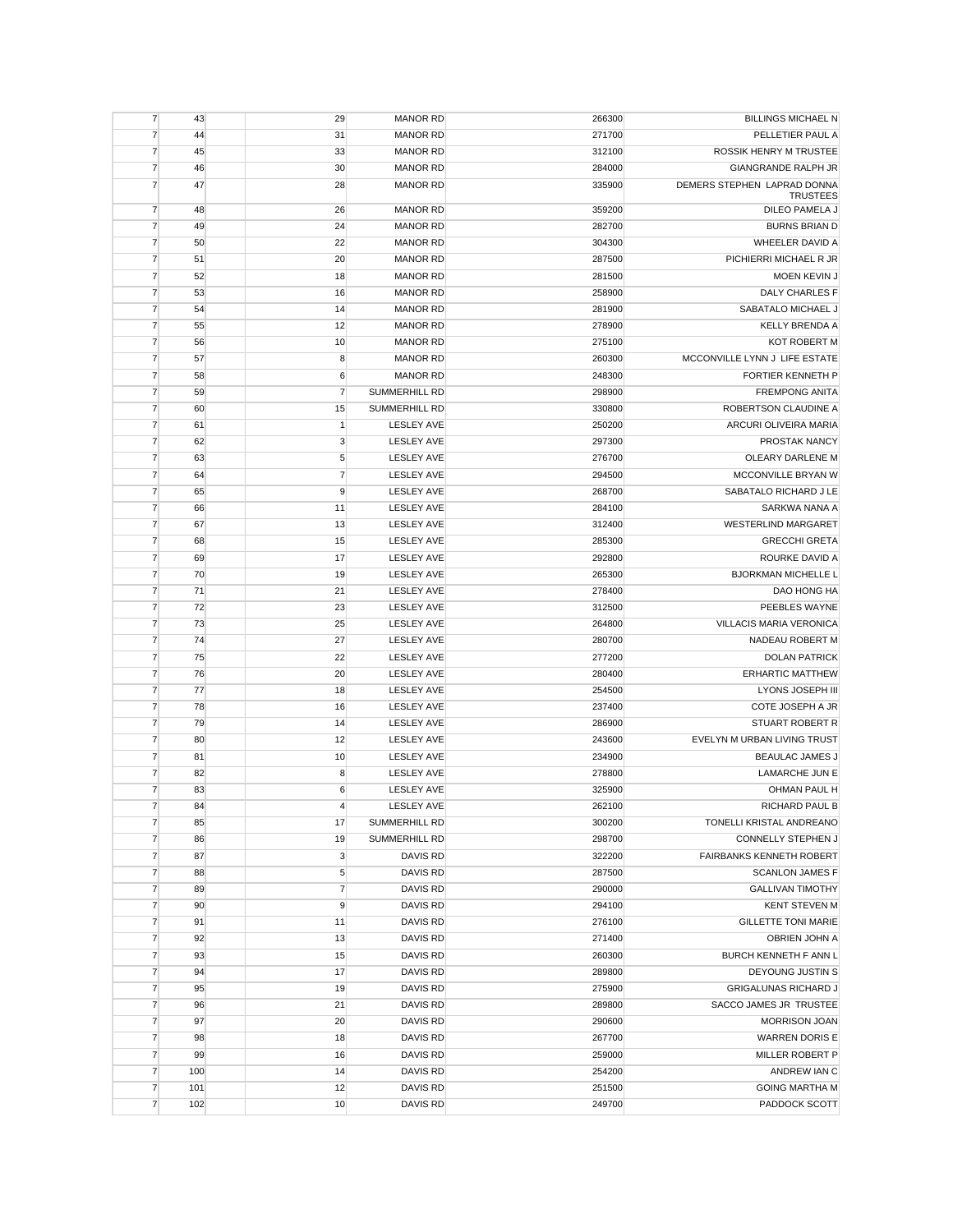| | | | | | |
|---|---|---|---|---|---|
| 7 | 43 | 29 | MANOR RD | 266300 | BILLINGS MICHAEL N |
| 7 | 44 | 31 | MANOR RD | 271700 | PELLETIER PAUL A |
| 7 | 45 | 33 | MANOR RD | 312100 | ROSSIK HENRY M TRUSTEE |
| 7 | 46 | 30 | MANOR RD | 284000 | GIANGRANDE RALPH JR |
| 7 | 47 | 28 | MANOR RD | 335900 | DEMERS STEPHEN LAPRAD DONNA TRUSTEES |
| 7 | 48 | 26 | MANOR RD | 359200 | DILEO PAMELA J |
| 7 | 49 | 24 | MANOR RD | 282700 | BURNS BRIAN D |
| 7 | 50 | 22 | MANOR RD | 304300 | WHEELER DAVID A |
| 7 | 51 | 20 | MANOR RD | 287500 | PICHIERRI MICHAEL R JR |
| 7 | 52 | 18 | MANOR RD | 281500 | MOEN KEVIN J |
| 7 | 53 | 16 | MANOR RD | 258900 | DALY CHARLES F |
| 7 | 54 | 14 | MANOR RD | 281900 | SABATALO MICHAEL J |
| 7 | 55 | 12 | MANOR RD | 278900 | KELLY BRENDA A |
| 7 | 56 | 10 | MANOR RD | 275100 | KOT ROBERT M |
| 7 | 57 | 8 | MANOR RD | 260300 | MCCONVILLE LYNN J LIFE ESTATE |
| 7 | 58 | 6 | MANOR RD | 248300 | FORTIER KENNETH P |
| 7 | 59 | 7 | SUMMERHILL RD | 298900 | FREMPONG ANITA |
| 7 | 60 | 15 | SUMMERHILL RD | 330800 | ROBERTSON CLAUDINE A |
| 7 | 61 | 1 | LESLEY AVE | 250200 | ARCURI OLIVEIRA MARIA |
| 7 | 62 | 3 | LESLEY AVE | 297300 | PROSTAK NANCY |
| 7 | 63 | 5 | LESLEY AVE | 276700 | OLEARY DARLENE M |
| 7 | 64 | 7 | LESLEY AVE | 294500 | MCCONVILLE BRYAN W |
| 7 | 65 | 9 | LESLEY AVE | 268700 | SABATALO RICHARD J LE |
| 7 | 66 | 11 | LESLEY AVE | 284100 | SARKWA NANA A |
| 7 | 67 | 13 | LESLEY AVE | 312400 | WESTERLIND MARGARET |
| 7 | 68 | 15 | LESLEY AVE | 285300 | GRECCHI GRETA |
| 7 | 69 | 17 | LESLEY AVE | 292800 | ROURKE DAVID A |
| 7 | 70 | 19 | LESLEY AVE | 265300 | BJORKMAN MICHELLE L |
| 7 | 71 | 21 | LESLEY AVE | 278400 | DAO HONG HA |
| 7 | 72 | 23 | LESLEY AVE | 312500 | PEEBLES WAYNE |
| 7 | 73 | 25 | LESLEY AVE | 264800 | VILLACIS MARIA VERONICA |
| 7 | 74 | 27 | LESLEY AVE | 280700 | NADEAU ROBERT M |
| 7 | 75 | 22 | LESLEY AVE | 277200 | DOLAN PATRICK |
| 7 | 76 | 20 | LESLEY AVE | 280400 | ERHARTIC MATTHEW |
| 7 | 77 | 18 | LESLEY AVE | 254500 | LYONS JOSEPH III |
| 7 | 78 | 16 | LESLEY AVE | 237400 | COTE JOSEPH A JR |
| 7 | 79 | 14 | LESLEY AVE | 286900 | STUART ROBERT R |
| 7 | 80 | 12 | LESLEY AVE | 243600 | EVELYN M URBAN LIVING TRUST |
| 7 | 81 | 10 | LESLEY AVE | 234900 | BEAULAC JAMES J |
| 7 | 82 | 8 | LESLEY AVE | 278800 | LAMARCHE JUN E |
| 7 | 83 | 6 | LESLEY AVE | 325900 | OHMAN PAUL H |
| 7 | 84 | 4 | LESLEY AVE | 262100 | RICHARD PAUL B |
| 7 | 85 | 17 | SUMMERHILL RD | 300200 | TONELLI KRISTAL ANDREANO |
| 7 | 86 | 19 | SUMMERHILL RD | 298700 | CONNELLY STEPHEN J |
| 7 | 87 | 3 | DAVIS RD | 322200 | FAIRBANKS KENNETH ROBERT |
| 7 | 88 | 5 | DAVIS RD | 287500 | SCANLON JAMES F |
| 7 | 89 | 7 | DAVIS RD | 290000 | GALLIVAN TIMOTHY |
| 7 | 90 | 9 | DAVIS RD | 294100 | KENT STEVEN M |
| 7 | 91 | 11 | DAVIS RD | 276100 | GILLETTE TONI MARIE |
| 7 | 92 | 13 | DAVIS RD | 271400 | OBRIEN JOHN A |
| 7 | 93 | 15 | DAVIS RD | 260300 | BURCH KENNETH F ANN L |
| 7 | 94 | 17 | DAVIS RD | 289800 | DEYOUNG JUSTIN S |
| 7 | 95 | 19 | DAVIS RD | 275900 | GRIGALUNAS RICHARD J |
| 7 | 96 | 21 | DAVIS RD | 289800 | SACCO JAMES JR TRUSTEE |
| 7 | 97 | 20 | DAVIS RD | 290600 | MORRISON JOAN |
| 7 | 98 | 18 | DAVIS RD | 267700 | WARREN DORIS E |
| 7 | 99 | 16 | DAVIS RD | 259000 | MILLER ROBERT P |
| 7 | 100 | 14 | DAVIS RD | 254200 | ANDREW IAN C |
| 7 | 101 | 12 | DAVIS RD | 251500 | GOING MARTHA M |
| 7 | 102 | 10 | DAVIS RD | 249700 | PADDOCK SCOTT |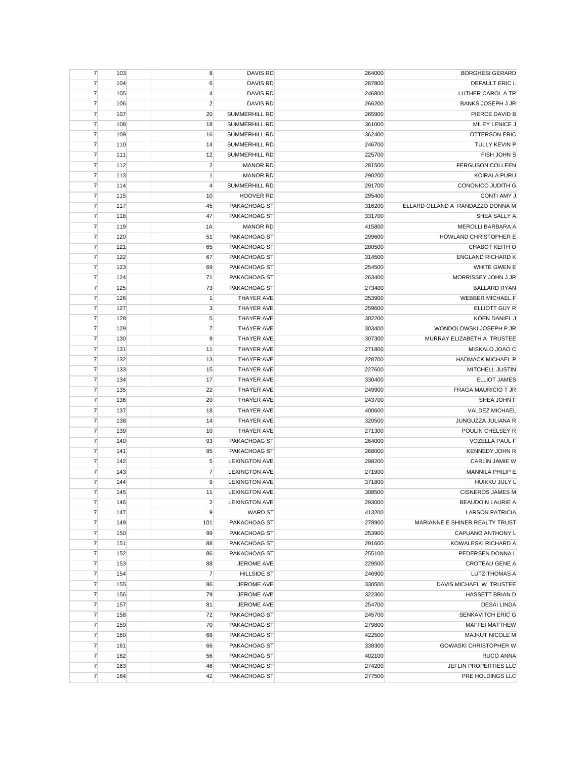| | | | | | | |
|---|---|---|---|---|---|---|
| 7 | 103 | | 8 | DAVIS RD | 264000 | BORGHESI GERARD |
| 7 | 104 | | 6 | DAVIS RD | 287800 | DEFAULT ERIC L |
| 7 | 105 | | 4 | DAVIS RD | 246800 | LUTHER CAROL A TR |
| 7 | 106 | | 2 | DAVIS RD | 266200 | BANKS JOSEPH J JR |
| 7 | 107 | | 20 | SUMMERHILL RD | 265900 | PIERCE DAVID B |
| 7 | 108 | | 18 | SUMMERHILL RD | 361000 | MILEY LENICE J |
| 7 | 109 | | 16 | SUMMERHILL RD | 362400 | OTTERSON ERIC |
| 7 | 110 | | 14 | SUMMERHILL RD | 246700 | TULLY KEVIN P |
| 7 | 111 | | 12 | SUMMERHILL RD | 225700 | FISH JOHN S |
| 7 | 112 | | 2 | MANOR RD | 281500 | FERGUSON COLLEEN |
| 7 | 113 | | 1 | MANOR RD | 290200 | KOIRALA PURU |
| 7 | 114 | | 4 | SUMMERHILL RD | 291700 | CONONICO JUDITH G |
| 7 | 115 | | 10 | HOOVER RD | 295400 | CONTI AMY J |
| 7 | 117 | | 45 | PAKACHOAG ST | 316200 | ELLARD OLLAND A RANDAZZO DONNA M |
| 7 | 118 | | 47 | PAKACHOAG ST | 331700 | SHEA SALLY A |
| 7 | 119 | | 1A | MANOR RD | 415800 | MEROLLI BARBARA A |
| 7 | 120 | | 51 | PAKACHOAG ST | 299600 | HOWLAND CHRISTOPHER E |
| 7 | 121 | | 65 | PAKACHOAG ST | 280500 | CHABOT KEITH O |
| 7 | 122 | | 67 | PAKACHOAG ST | 314500 | ENGLAND RICHARD K |
| 7 | 123 | | 69 | PAKACHOAG ST | 254500 | WHITE GWEN E |
| 7 | 124 | | 71 | PAKACHOAG ST | 263400 | MORRISSEY JOHN J JR |
| 7 | 125 | | 73 | PAKACHOAG ST | 273400 | BALLARD RYAN |
| 7 | 126 | | 1 | THAYER AVE | 253900 | WEBBER MICHAEL F |
| 7 | 127 | | 3 | THAYER AVE | 259600 | ELLIOTT GUY R |
| 7 | 128 | | 5 | THAYER AVE | 302200 | KOEN DANIEL J |
| 7 | 129 | | 7 | THAYER AVE | 303400 | WONDOLOWSKI JOSEPH P JR |
| 7 | 130 | | 9 | THAYER AVE | 307300 | MURRAY ELIZABETH A TRUSTEE |
| 7 | 131 | | 11 | THAYER AVE | 271800 | MISKALO JOAO C |
| 7 | 132 | | 13 | THAYER AVE | 228700 | HADMACK MICHAEL P |
| 7 | 133 | | 15 | THAYER AVE | 227600 | MITCHELL JUSTIN |
| 7 | 134 | | 17 | THAYER AVE | 330400 | ELLIOT JAMES |
| 7 | 135 | | 22 | THAYER AVE | 249900 | FRAGA MAURICIO T JR |
| 7 | 136 | | 20 | THAYER AVE | 243700 | SHEA JOHN F |
| 7 | 137 | | 18 | THAYER AVE | 400600 | VALDEZ MICHAEL |
| 7 | 138 | | 14 | THAYER AVE | 320500 | JUNGUZZA JULIANA R |
| 7 | 139 | | 10 | THAYER AVE | 271300 | POULIN CHELSEY R |
| 7 | 140 | | 93 | PAKACHOAG ST | 264000 | VOZELLA PAUL F |
| 7 | 141 | | 95 | PAKACHOAG ST | 268000 | KENNEDY JOHN R |
| 7 | 142 | | 5 | LEXINGTON AVE | 298200 | CARLIN JAMIE W |
| 7 | 143 | | 7 | LEXINGTON AVE | 271900 | MANNILA PHILIP E |
| 7 | 144 | | 9 | LEXINGTON AVE | 371800 | HUIKKU JULY L |
| 7 | 145 | | 11 | LEXINGTON AVE | 308500 | CISNEROS JAMES M |
| 7 | 146 | | 2 | LEXINGTON AVE | 293000 | BEAUDOIN LAURIE A |
| 7 | 147 | | 9 | WARD ST | 413200 | LARSON PATRICIA |
| 7 | 149 | | 101 | PAKACHOAG ST | 278900 | MARIANNE E SHINER REALTY TRUST |
| 7 | 150 | | 99 | PAKACHOAG ST | 253900 | CAPUANO ANTHONY L |
| 7 | 151 | | 88 | PAKACHOAG ST | 291600 | KOWALESKI RICHARD A |
| 7 | 152 | | 86 | PAKACHOAG ST | 255100 | PEDERSEN DONNA L |
| 7 | 153 | | 88 | JEROME AVE | 229500 | CROTEAU GENE A |
| 7 | 154 | | 7 | HILLSIDE ST | 246900 | LUTZ THOMAS A |
| 7 | 155 | | 86 | JEROME AVE | 330500 | DAVIS MICHAEL W TRUSTEE |
| 7 | 156 | | 79 | JEROME AVE | 322300 | HASSETT BRIAN D |
| 7 | 157 | | 81 | JEROME AVE | 254700 | DESAI LINDA |
| 7 | 158 | | 72 | PAKACHOAG ST | 245700 | SENKAVITCH ERIC G |
| 7 | 159 | | 70 | PAKACHOAG ST | 279800 | MAFFEI MATTHEW |
| 7 | 160 | | 68 | PAKACHOAG ST | 422500 | MAJKUT NICOLE M |
| 7 | 161 | | 66 | PAKACHOAG ST | 338300 | GOWASKI CHRISTOPHER W |
| 7 | 162 | | 56 | PAKACHOAG ST | 402100 | RUCO ANNA |
| 7 | 163 | | 46 | PAKACHOAG ST | 274200 | JEFLIN PROPERTIES LLC |
| 7 | 164 | | 42 | PAKACHOAG ST | 277500 | PRE HOLDINGS LLC |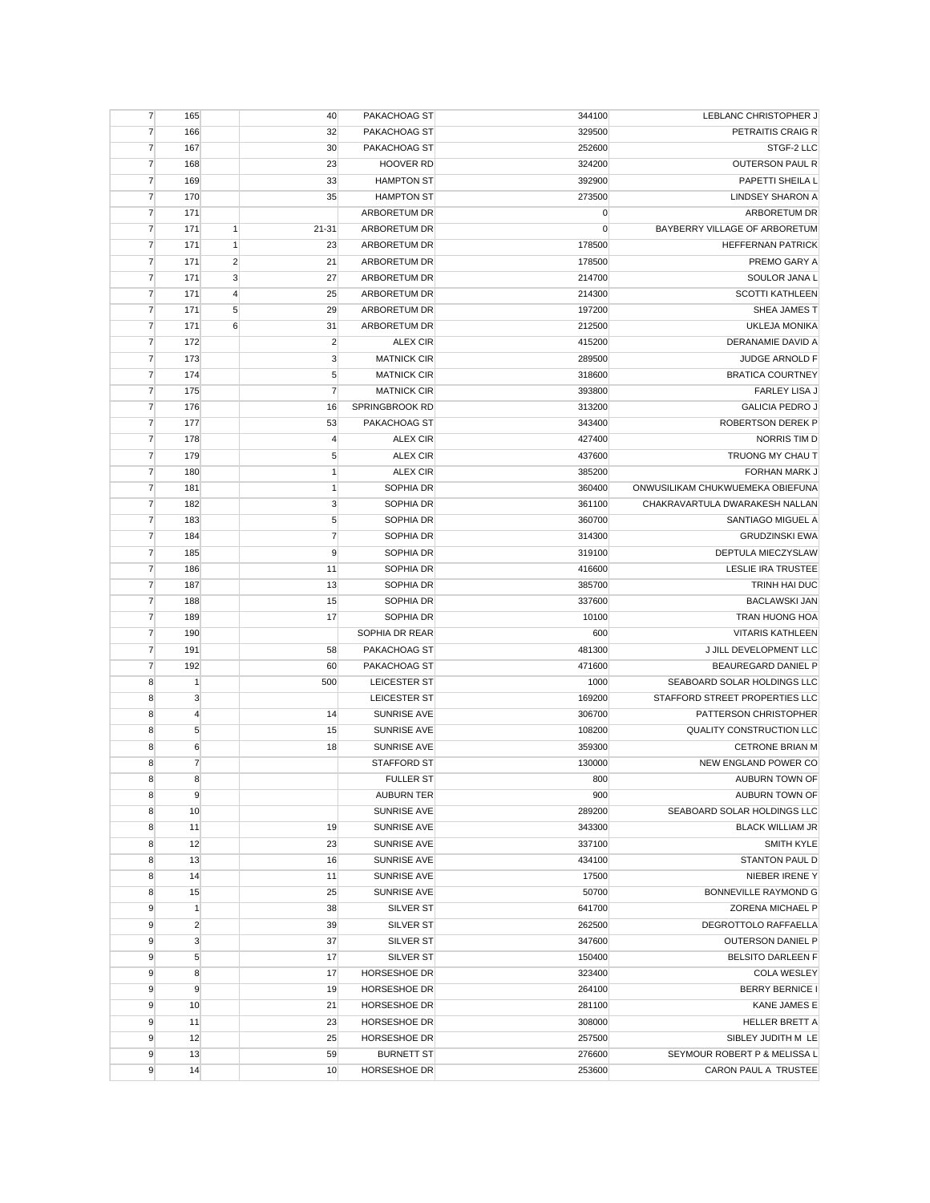| | | | | | | |
|---|---|---|---|---|---|---|
| 7 | 165 | | 40 | PAKACHOAG ST | 344100 | LEBLANC CHRISTOPHER J |
| 7 | 166 | | 32 | PAKACHOAG ST | 329500 | PETRAITIS CRAIG R |
| 7 | 167 | | 30 | PAKACHOAG ST | 252600 | STGF-2 LLC |
| 7 | 168 | | 23 | HOOVER RD | 324200 | OUTERSON PAUL R |
| 7 | 169 | | 33 | HAMPTON ST | 392900 | PAPETTI SHEILA L |
| 7 | 170 | | 35 | HAMPTON ST | 273500 | LINDSEY SHARON A |
| 7 | 171 | | | ARBORETUM DR | 0 | ARBORETUM DR |
| 7 | 171 | 1 | 21-31 | ARBORETUM DR | 0 | BAYBERRY VILLAGE OF ARBORETUM |
| 7 | 171 | 1 | 23 | ARBORETUM DR | 178500 | HEFFERNAN PATRICK |
| 7 | 171 | 2 | 21 | ARBORETUM DR | 178500 | PREMO GARY A |
| 7 | 171 | 3 | 27 | ARBORETUM DR | 214700 | SOULOR JANA L |
| 7 | 171 | 4 | 25 | ARBORETUM DR | 214300 | SCOTTI KATHLEEN |
| 7 | 171 | 5 | 29 | ARBORETUM DR | 197200 | SHEA JAMES T |
| 7 | 171 | 6 | 31 | ARBORETUM DR | 212500 | UKLEJA MONIKA |
| 7 | 172 | | 2 | ALEX CIR | 415200 | DERANAMIE DAVID A |
| 7 | 173 | | 3 | MATNICK CIR | 289500 | JUDGE ARNOLD F |
| 7 | 174 | | 5 | MATNICK CIR | 318600 | BRATICA COURTNEY |
| 7 | 175 | | 7 | MATNICK CIR | 393800 | FARLEY LISA J |
| 7 | 176 | | 16 | SPRINGBROOK RD | 313200 | GALICIA PEDRO J |
| 7 | 177 | | 53 | PAKACHOAG ST | 343400 | ROBERTSON DEREK P |
| 7 | 178 | | 4 | ALEX CIR | 427400 | NORRIS TIM D |
| 7 | 179 | | 5 | ALEX CIR | 437600 | TRUONG MY CHAU T |
| 7 | 180 | | 1 | ALEX CIR | 385200 | FORHAN MARK J |
| 7 | 181 | | 1 | SOPHIA DR | 360400 | ONWUSILIKAM CHUKWUEMEKA OBIEFUNA |
| 7 | 182 | | 3 | SOPHIA DR | 361100 | CHAKRAVARTULA DWARAKESH NALLAN |
| 7 | 183 | | 5 | SOPHIA DR | 360700 | SANTIAGO MIGUEL A |
| 7 | 184 | | 7 | SOPHIA DR | 314300 | GRUDZINSKI EWA |
| 7 | 185 | | 9 | SOPHIA DR | 319100 | DEPTULA MIECZYSLAW |
| 7 | 186 | | 11 | SOPHIA DR | 416600 | LESLIE IRA TRUSTEE |
| 7 | 187 | | 13 | SOPHIA DR | 385700 | TRINH HAI DUC |
| 7 | 188 | | 15 | SOPHIA DR | 337600 | BACLAWSKI JAN |
| 7 | 189 | | 17 | SOPHIA DR | 10100 | TRAN HUONG HOA |
| 7 | 190 | | | SOPHIA DR REAR | 600 | VITARIS KATHLEEN |
| 7 | 191 | | 58 | PAKACHOAG ST | 481300 | J JILL DEVELOPMENT LLC |
| 7 | 192 | | 60 | PAKACHOAG ST | 471600 | BEAUREGARD DANIEL P |
| 8 | 1 | | 500 | LEICESTER ST | 1000 | SEABOARD SOLAR HOLDINGS LLC |
| 8 | 3 | | | LEICESTER ST | 169200 | STAFFORD STREET PROPERTIES LLC |
| 8 | 4 | | 14 | SUNRISE AVE | 306700 | PATTERSON CHRISTOPHER |
| 8 | 5 | | 15 | SUNRISE AVE | 108200 | QUALITY CONSTRUCTION LLC |
| 8 | 6 | | 18 | SUNRISE AVE | 359300 | CETRONE BRIAN M |
| 8 | 7 | | | STAFFORD ST | 130000 | NEW ENGLAND POWER CO |
| 8 | 8 | | | FULLER ST | 800 | AUBURN TOWN OF |
| 8 | 9 | | | AUBURN TER | 900 | AUBURN TOWN OF |
| 8 | 10 | | | SUNRISE AVE | 289200 | SEABOARD SOLAR HOLDINGS LLC |
| 8 | 11 | | 19 | SUNRISE AVE | 343300 | BLACK WILLIAM JR |
| 8 | 12 | | 23 | SUNRISE AVE | 337100 | SMITH KYLE |
| 8 | 13 | | 16 | SUNRISE AVE | 434100 | STANTON PAUL D |
| 8 | 14 | | 11 | SUNRISE AVE | 17500 | NIEBER IRENE Y |
| 8 | 15 | | 25 | SUNRISE AVE | 50700 | BONNEVILLE RAYMOND G |
| 9 | 1 | | 38 | SILVER ST | 641700 | ZORENA MICHAEL P |
| 9 | 2 | | 39 | SILVER ST | 262500 | DEGROTTOLO RAFFAELLA |
| 9 | 3 | | 37 | SILVER ST | 347600 | OUTERSON DANIEL P |
| 9 | 5 | | 17 | SILVER ST | 150400 | BELSITO DARLEEN F |
| 9 | 8 | | 17 | HORSESHOE DR | 323400 | COLA WESLEY |
| 9 | 9 | | 19 | HORSESHOE DR | 264100 | BERRY BERNICE I |
| 9 | 10 | | 21 | HORSESHOE DR | 281100 | KANE JAMES E |
| 9 | 11 | | 23 | HORSESHOE DR | 308000 | HELLER BRETT A |
| 9 | 12 | | 25 | HORSESHOE DR | 257500 | SIBLEY JUDITH M LE |
| 9 | 13 | | 59 | BURNETT ST | 276600 | SEYMOUR ROBERT P & MELISSA L |
| 9 | 14 | | 10 | HORSESHOE DR | 253600 | CARON PAUL A TRUSTEE |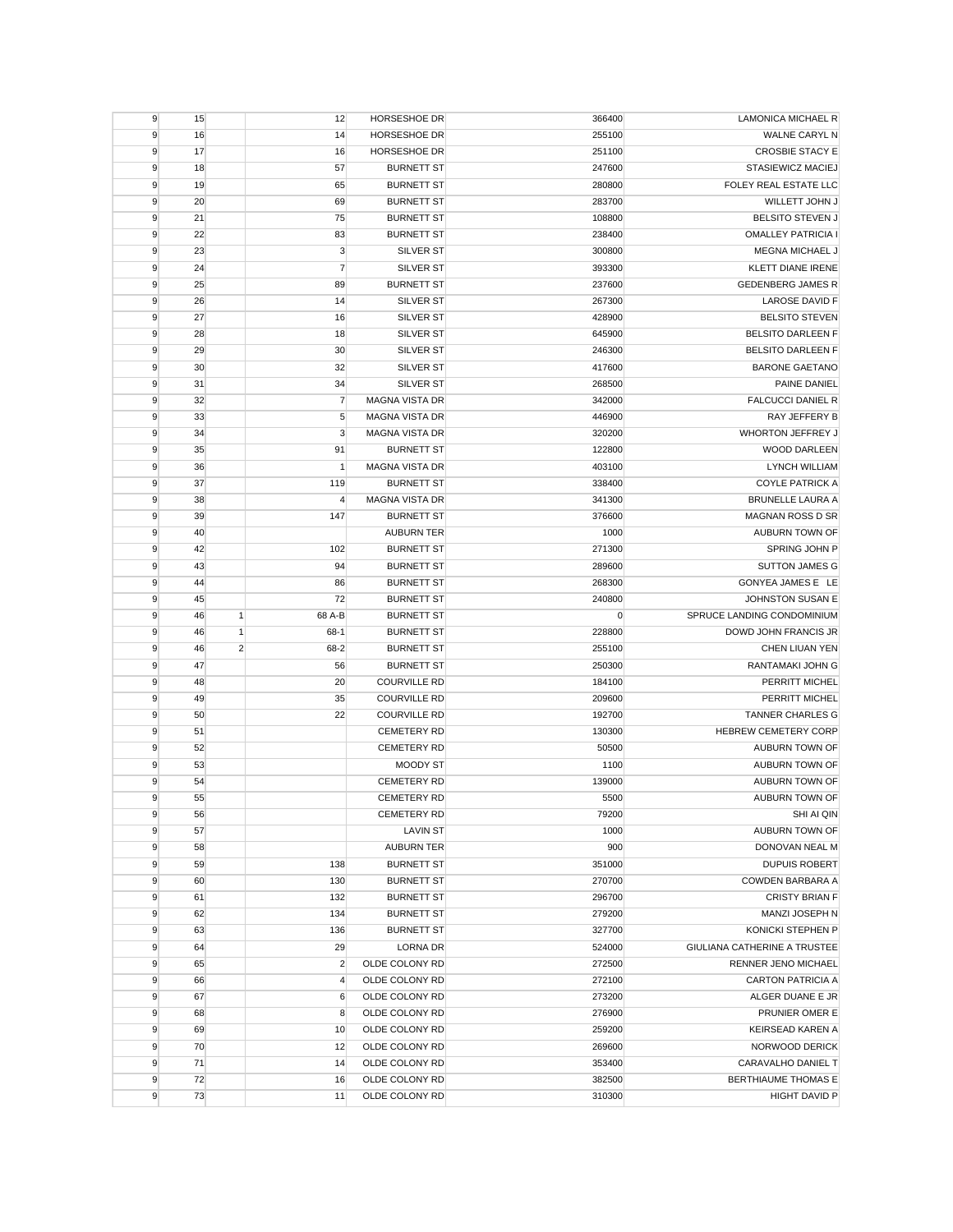| | | | | | | |
|---|---|---|---|---|---|---|
| 9 | 15 | | 12 | HORSESHOE DR | 366400 | LAMONICA MICHAEL R |
| 9 | 16 | | 14 | HORSESHOE DR | 255100 | WALNE CARYL N |
| 9 | 17 | | 16 | HORSESHOE DR | 251100 | CROSBIE STACY E |
| 9 | 18 | | 57 | BURNETT ST | 247600 | STASIEWICZ MACIEJ |
| 9 | 19 | | 65 | BURNETT ST | 280800 | FOLEY REAL ESTATE LLC |
| 9 | 20 | | 69 | BURNETT ST | 283700 | WILLETT JOHN J |
| 9 | 21 | | 75 | BURNETT ST | 108800 | BELSITO STEVEN J |
| 9 | 22 | | 83 | BURNETT ST | 238400 | OMALLEY PATRICIA I |
| 9 | 23 | | 3 | SILVER ST | 300800 | MEGNA MICHAEL J |
| 9 | 24 | | 7 | SILVER ST | 393300 | KLETT DIANE IRENE |
| 9 | 25 | | 89 | BURNETT ST | 237600 | GEDENBERG JAMES R |
| 9 | 26 | | 14 | SILVER ST | 267300 | LAROSE DAVID F |
| 9 | 27 | | 16 | SILVER ST | 428900 | BELSITO STEVEN |
| 9 | 28 | | 18 | SILVER ST | 645900 | BELSITO DARLEEN F |
| 9 | 29 | | 30 | SILVER ST | 246300 | BELSITO DARLEEN F |
| 9 | 30 | | 32 | SILVER ST | 417600 | BARONE GAETANO |
| 9 | 31 | | 34 | SILVER ST | 268500 | PAINE DANIEL |
| 9 | 32 | | 7 | MAGNA VISTA DR | 342000 | FALCUCCI DANIEL R |
| 9 | 33 | | 5 | MAGNA VISTA DR | 446900 | RAY JEFFERY B |
| 9 | 34 | | 3 | MAGNA VISTA DR | 320200 | WHORTON JEFFREY J |
| 9 | 35 | | 91 | BURNETT ST | 122800 | WOOD DARLEEN |
| 9 | 36 | | 1 | MAGNA VISTA DR | 403100 | LYNCH WILLIAM |
| 9 | 37 | | 119 | BURNETT ST | 338400 | COYLE PATRICK A |
| 9 | 38 | | 4 | MAGNA VISTA DR | 341300 | BRUNELLE LAURA A |
| 9 | 39 | | 147 | BURNETT ST | 376600 | MAGNAN ROSS D SR |
| 9 | 40 | | | AUBURN TER | 1000 | AUBURN TOWN OF |
| 9 | 42 | | 102 | BURNETT ST | 271300 | SPRING JOHN P |
| 9 | 43 | | 94 | BURNETT ST | 289600 | SUTTON JAMES G |
| 9 | 44 | | 86 | BURNETT ST | 268300 | GONYEA JAMES E LE |
| 9 | 45 | | 72 | BURNETT ST | 240800 | JOHNSTON SUSAN E |
| 9 | 46 | 1 | 68 A-B | BURNETT ST | 0 | SPRUCE LANDING CONDOMINIUM |
| 9 | 46 | 1 | 68-1 | BURNETT ST | 228800 | DOWD JOHN FRANCIS JR |
| 9 | 46 | 2 | 68-2 | BURNETT ST | 255100 | CHEN LIUAN YEN |
| 9 | 47 | | 56 | BURNETT ST | 250300 | RANTAMAKI JOHN G |
| 9 | 48 | | 20 | COURVILLE RD | 184100 | PERRITT MICHEL |
| 9 | 49 | | 35 | COURVILLE RD | 209600 | PERRITT MICHEL |
| 9 | 50 | | 22 | COURVILLE RD | 192700 | TANNER CHARLES G |
| 9 | 51 | | | CEMETERY RD | 130300 | HEBREW CEMETERY CORP |
| 9 | 52 | | | CEMETERY RD | 50500 | AUBURN TOWN OF |
| 9 | 53 | | | MOODY ST | 1100 | AUBURN TOWN OF |
| 9 | 54 | | | CEMETERY RD | 139000 | AUBURN TOWN OF |
| 9 | 55 | | | CEMETERY RD | 5500 | AUBURN TOWN OF |
| 9 | 56 | | | CEMETERY RD | 79200 | SHI AI QIN |
| 9 | 57 | | | LAVIN ST | 1000 | AUBURN TOWN OF |
| 9 | 58 | | | AUBURN TER | 900 | DONOVAN NEAL M |
| 9 | 59 | | 138 | BURNETT ST | 351000 | DUPUIS ROBERT |
| 9 | 60 | | 130 | BURNETT ST | 270700 | COWDEN BARBARA A |
| 9 | 61 | | 132 | BURNETT ST | 296700 | CRISTY BRIAN F |
| 9 | 62 | | 134 | BURNETT ST | 279200 | MANZI JOSEPH N |
| 9 | 63 | | 136 | BURNETT ST | 327700 | KONICKI STEPHEN P |
| 9 | 64 | | 29 | LORNA DR | 524000 | GIULIANA CATHERINE A TRUSTEE |
| 9 | 65 | | 2 | OLDE COLONY RD | 272500 | RENNER JENO MICHAEL |
| 9 | 66 | | 4 | OLDE COLONY RD | 272100 | CARTON PATRICIA A |
| 9 | 67 | | 6 | OLDE COLONY RD | 273200 | ALGER DUANE E JR |
| 9 | 68 | | 8 | OLDE COLONY RD | 276900 | PRUNIER OMER E |
| 9 | 69 | | 10 | OLDE COLONY RD | 259200 | KEIRSEAD KAREN A |
| 9 | 70 | | 12 | OLDE COLONY RD | 269600 | NORWOOD DERICK |
| 9 | 71 | | 14 | OLDE COLONY RD | 353400 | CARAVALHO DANIEL T |
| 9 | 72 | | 16 | OLDE COLONY RD | 382500 | BERTHIAUME THOMAS E |
| 9 | 73 | | 11 | OLDE COLONY RD | 310300 | HIGHT DAVID P |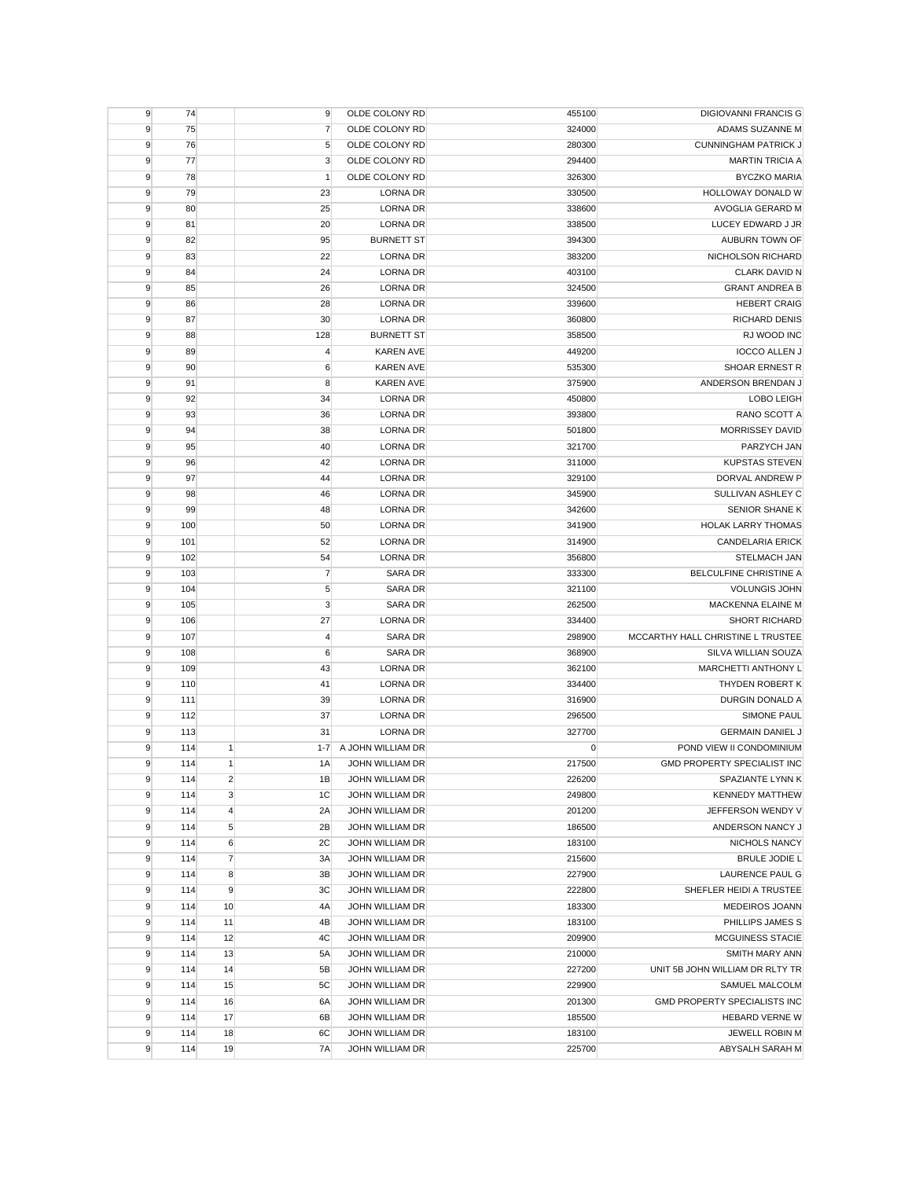| | | | | | | |
|---|---|---|---|---|---|---|
| 9 | 74 | | 9 | OLDE COLONY RD | 455100 | DIGIOVANNI FRANCIS G |
| 9 | 75 | | 7 | OLDE COLONY RD | 324000 | ADAMS SUZANNE M |
| 9 | 76 | | 5 | OLDE COLONY RD | 280300 | CUNNINGHAM PATRICK J |
| 9 | 77 | | 3 | OLDE COLONY RD | 294400 | MARTIN TRICIA A |
| 9 | 78 | | 1 | OLDE COLONY RD | 326300 | BYCZKO MARIA |
| 9 | 79 | | 23 | LORNA DR | 330500 | HOLLOWAY DONALD W |
| 9 | 80 | | 25 | LORNA DR | 338600 | AVOGLIA GERARD M |
| 9 | 81 | | 20 | LORNA DR | 338500 | LUCEY EDWARD J JR |
| 9 | 82 | | 95 | BURNETT ST | 394300 | AUBURN TOWN OF |
| 9 | 83 | | 22 | LORNA DR | 383200 | NICHOLSON RICHARD |
| 9 | 84 | | 24 | LORNA DR | 403100 | CLARK DAVID N |
| 9 | 85 | | 26 | LORNA DR | 324500 | GRANT ANDREA B |
| 9 | 86 | | 28 | LORNA DR | 339600 | HEBERT CRAIG |
| 9 | 87 | | 30 | LORNA DR | 360800 | RICHARD DENIS |
| 9 | 88 | | 128 | BURNETT ST | 358500 | RJ WOOD INC |
| 9 | 89 | | 4 | KAREN AVE | 449200 | IOCCO ALLEN J |
| 9 | 90 | | 6 | KAREN AVE | 535300 | SHOAR ERNEST R |
| 9 | 91 | | 8 | KAREN AVE | 375900 | ANDERSON BRENDAN J |
| 9 | 92 | | 34 | LORNA DR | 450800 | LOBO LEIGH |
| 9 | 93 | | 36 | LORNA DR | 393800 | RANO SCOTT A |
| 9 | 94 | | 38 | LORNA DR | 501800 | MORRISSEY DAVID |
| 9 | 95 | | 40 | LORNA DR | 321700 | PARZYCH JAN |
| 9 | 96 | | 42 | LORNA DR | 311000 | KUPSTAS STEVEN |
| 9 | 97 | | 44 | LORNA DR | 329100 | DORVAL ANDREW P |
| 9 | 98 | | 46 | LORNA DR | 345900 | SULLIVAN ASHLEY C |
| 9 | 99 | | 48 | LORNA DR | 342600 | SENIOR SHANE K |
| 9 | 100 | | 50 | LORNA DR | 341900 | HOLAK LARRY THOMAS |
| 9 | 101 | | 52 | LORNA DR | 314900 | CANDELARIA ERICK |
| 9 | 102 | | 54 | LORNA DR | 356800 | STELMACH JAN |
| 9 | 103 | | 7 | SARA DR | 333300 | BELCULFINE CHRISTINE A |
| 9 | 104 | | 5 | SARA DR | 321100 | VOLUNGIS JOHN |
| 9 | 105 | | 3 | SARA DR | 262500 | MACKENNA ELAINE M |
| 9 | 106 | | 27 | LORNA DR | 334400 | SHORT RICHARD |
| 9 | 107 | | 4 | SARA DR | 298900 | MCCARTHY HALL CHRISTINE L TRUSTEE |
| 9 | 108 | | 6 | SARA DR | 368900 | SILVA WILLIAN SOUZA |
| 9 | 109 | | 43 | LORNA DR | 362100 | MARCHETTI ANTHONY L |
| 9 | 110 | | 41 | LORNA DR | 334400 | THYDEN ROBERT K |
| 9 | 111 | | 39 | LORNA DR | 316900 | DURGIN DONALD A |
| 9 | 112 | | 37 | LORNA DR | 296500 | SIMONE PAUL |
| 9 | 113 | | 31 | LORNA DR | 327700 | GERMAIN DANIEL J |
| 9 | 114 | 1 | 1-7 | A JOHN WILLIAM DR | 0 | POND VIEW II CONDOMINIUM |
| 9 | 114 | 1 | 1A | JOHN WILLIAM DR | 217500 | GMD PROPERTY SPECIALIST INC |
| 9 | 114 | 2 | 1B | JOHN WILLIAM DR | 226200 | SPAZIANTE LYNN K |
| 9 | 114 | 3 | 1C | JOHN WILLIAM DR | 249800 | KENNEDY MATTHEW |
| 9 | 114 | 4 | 2A | JOHN WILLIAM DR | 201200 | JEFFERSON WENDY V |
| 9 | 114 | 5 | 2B | JOHN WILLIAM DR | 186500 | ANDERSON NANCY J |
| 9 | 114 | 6 | 2C | JOHN WILLIAM DR | 183100 | NICHOLS NANCY |
| 9 | 114 | 7 | 3A | JOHN WILLIAM DR | 215600 | BRULE JODIE L |
| 9 | 114 | 8 | 3B | JOHN WILLIAM DR | 227900 | LAURENCE PAUL G |
| 9 | 114 | 9 | 3C | JOHN WILLIAM DR | 222800 | SHEFLER HEIDI A TRUSTEE |
| 9 | 114 | 10 | 4A | JOHN WILLIAM DR | 183300 | MEDEIROS JOANN |
| 9 | 114 | 11 | 4B | JOHN WILLIAM DR | 183100 | PHILLIPS JAMES S |
| 9 | 114 | 12 | 4C | JOHN WILLIAM DR | 209900 | MCGUINESS STACIE |
| 9 | 114 | 13 | 5A | JOHN WILLIAM DR | 210000 | SMITH MARY ANN |
| 9 | 114 | 14 | 5B | JOHN WILLIAM DR | 227200 | UNIT 5B JOHN WILLIAM DR RLTY TR |
| 9 | 114 | 15 | 5C | JOHN WILLIAM DR | 229900 | SAMUEL MALCOLM |
| 9 | 114 | 16 | 6A | JOHN WILLIAM DR | 201300 | GMD PROPERTY SPECIALISTS INC |
| 9 | 114 | 17 | 6B | JOHN WILLIAM DR | 185500 | HEBARD VERNE W |
| 9 | 114 | 18 | 6C | JOHN WILLIAM DR | 183100 | JEWELL ROBIN M |
| 9 | 114 | 19 | 7A | JOHN WILLIAM DR | 225700 | ABYSALH SARAH M |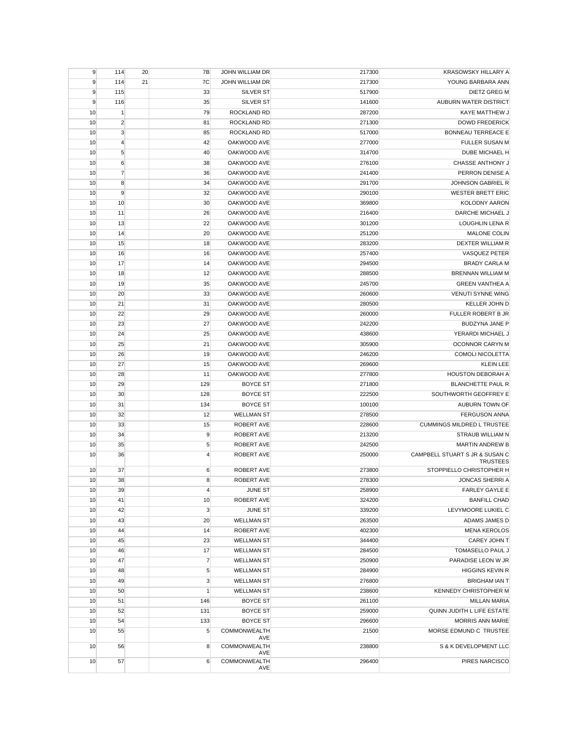| | | | | | | |
|---|---|---|---|---|---|---|
| 9 | 114 | 20 | 7B | JOHN WILLIAM DR | 217300 | KRASOWSKY HILLARY A |
| 9 | 114 | 21 | 7C | JOHN WILLIAM DR | 217300 | YOUNG BARBARA ANN |
| 9 | 115 | | 33 | SILVER ST | 517900 | DIETZ GREG M |
| 9 | 116 | | 35 | SILVER ST | 141600 | AUBURN WATER DISTRICT |
| 10 | 1 | | 79 | ROCKLAND RD | 287200 | KAYE MATTHEW J |
| 10 | 2 | | 81 | ROCKLAND RD | 271300 | DOWD FREDERICK |
| 10 | 3 | | 85 | ROCKLAND RD | 517000 | BONNEAU TERREACE E |
| 10 | 4 | | 42 | OAKWOOD AVE | 277000 | FULLER SUSAN M |
| 10 | 5 | | 40 | OAKWOOD AVE | 314700 | DUBE MICHAEL H |
| 10 | 6 | | 38 | OAKWOOD AVE | 276100 | CHASSE ANTHONY J |
| 10 | 7 | | 36 | OAKWOOD AVE | 241400 | PERRON DENISE A |
| 10 | 8 | | 34 | OAKWOOD AVE | 291700 | JOHNSON GABRIEL R |
| 10 | 9 | | 32 | OAKWOOD AVE | 290100 | WESTER BRETT ERIC |
| 10 | 10 | | 30 | OAKWOOD AVE | 369800 | KOLODNY AARON |
| 10 | 11 | | 26 | OAKWOOD AVE | 216400 | DARCHE MICHAEL J |
| 10 | 13 | | 22 | OAKWOOD AVE | 301200 | LOUGHLIN LENA R |
| 10 | 14 | | 20 | OAKWOOD AVE | 251200 | MALONE COLIN |
| 10 | 15 | | 18 | OAKWOOD AVE | 283200 | DEXTER WILLIAM R |
| 10 | 16 | | 16 | OAKWOOD AVE | 257400 | VASQUEZ PETER |
| 10 | 17 | | 14 | OAKWOOD AVE | 294500 | BRADY CARLA M |
| 10 | 18 | | 12 | OAKWOOD AVE | 288500 | BRENNAN WILLIAM M |
| 10 | 19 | | 35 | OAKWOOD AVE | 245700 | GREEN VANTHEA A |
| 10 | 20 | | 33 | OAKWOOD AVE | 260600 | VENUTI SYNNE WING |
| 10 | 21 | | 31 | OAKWOOD AVE | 280500 | KELLER JOHN D |
| 10 | 22 | | 29 | OAKWOOD AVE | 260000 | FULLER ROBERT B JR |
| 10 | 23 | | 27 | OAKWOOD AVE | 242200 | BUDZYNA JANE P |
| 10 | 24 | | 25 | OAKWOOD AVE | 438600 | YERARDI MICHAEL J |
| 10 | 25 | | 21 | OAKWOOD AVE | 305900 | OCONNOR CARYN M |
| 10 | 26 | | 19 | OAKWOOD AVE | 246200 | COMOLI NICOLETTA |
| 10 | 27 | | 15 | OAKWOOD AVE | 269600 | KLEIN LEE |
| 10 | 28 | | 11 | OAKWOOD AVE | 277800 | HOUSTON DEBORAH A |
| 10 | 29 | | 129 | BOYCE ST | 271800 | BLANCHETTE PAUL R |
| 10 | 30 | | 128 | BOYCE ST | 222500 | SOUTHWORTH GEOFFREY E |
| 10 | 31 | | 134 | BOYCE ST | 100100 | AUBURN TOWN OF |
| 10 | 32 | | 12 | WELLMAN ST | 278500 | FERGUSON ANNA |
| 10 | 33 | | 15 | ROBERT AVE | 228600 | CUMMINGS MILDRED L TRUSTEE |
| 10 | 34 | | 9 | ROBERT AVE | 213200 | STRAUB WILLIAM N |
| 10 | 35 | | 5 | ROBERT AVE | 242500 | MARTIN ANDREW B |
| 10 | 36 | | 4 | ROBERT AVE | 250000 | CAMPBELL STUART S JR & SUSAN C TRUSTEES |
| 10 | 37 | | 6 | ROBERT AVE | 273800 | STOPPIELLO CHRISTOPHER H |
| 10 | 38 | | 8 | ROBERT AVE | 278300 | JONCAS SHERRI A |
| 10 | 39 | | 4 | JUNE ST | 258900 | FARLEY GAYLE E |
| 10 | 41 | | 10 | ROBERT AVE | 324200 | BANFILL CHAD |
| 10 | 42 | | 3 | JUNE ST | 339200 | LEVYMOORE LUKIEL C |
| 10 | 43 | | 20 | WELLMAN ST | 263500 | ADAMS JAMES D |
| 10 | 44 | | 14 | ROBERT AVE | 402300 | MENA KEROLOS |
| 10 | 45 | | 23 | WELLMAN ST | 344400 | CAREY JOHN T |
| 10 | 46 | | 17 | WELLMAN ST | 284500 | TOMASELLO PAUL J |
| 10 | 47 | | 7 | WELLMAN ST | 250900 | PARADISE LEON W JR |
| 10 | 48 | | 5 | WELLMAN ST | 284900 | HIGGINS KEVIN R |
| 10 | 49 | | 3 | WELLMAN ST | 276800 | BRIGHAM IAN T |
| 10 | 50 | | 1 | WELLMAN ST | 238600 | KENNEDY CHRISTOPHER M |
| 10 | 51 | | 146 | BOYCE ST | 261100 | MILLAN MARIA |
| 10 | 52 | | 131 | BOYCE ST | 259000 | QUINN JUDITH L LIFE ESTATE |
| 10 | 54 | | 133 | BOYCE ST | 296600 | MORRIS ANN MARIE |
| 10 | 55 | | 5 | COMMONWEALTH AVE | 21500 | MORSE EDMUND C TRUSTEE |
| 10 | 56 | | 8 | COMMONWEALTH AVE | 238800 | S & K DEVELOPMENT LLC |
| 10 | 57 | | 6 | COMMONWEALTH AVE | 296400 | PIRES NARCISCO |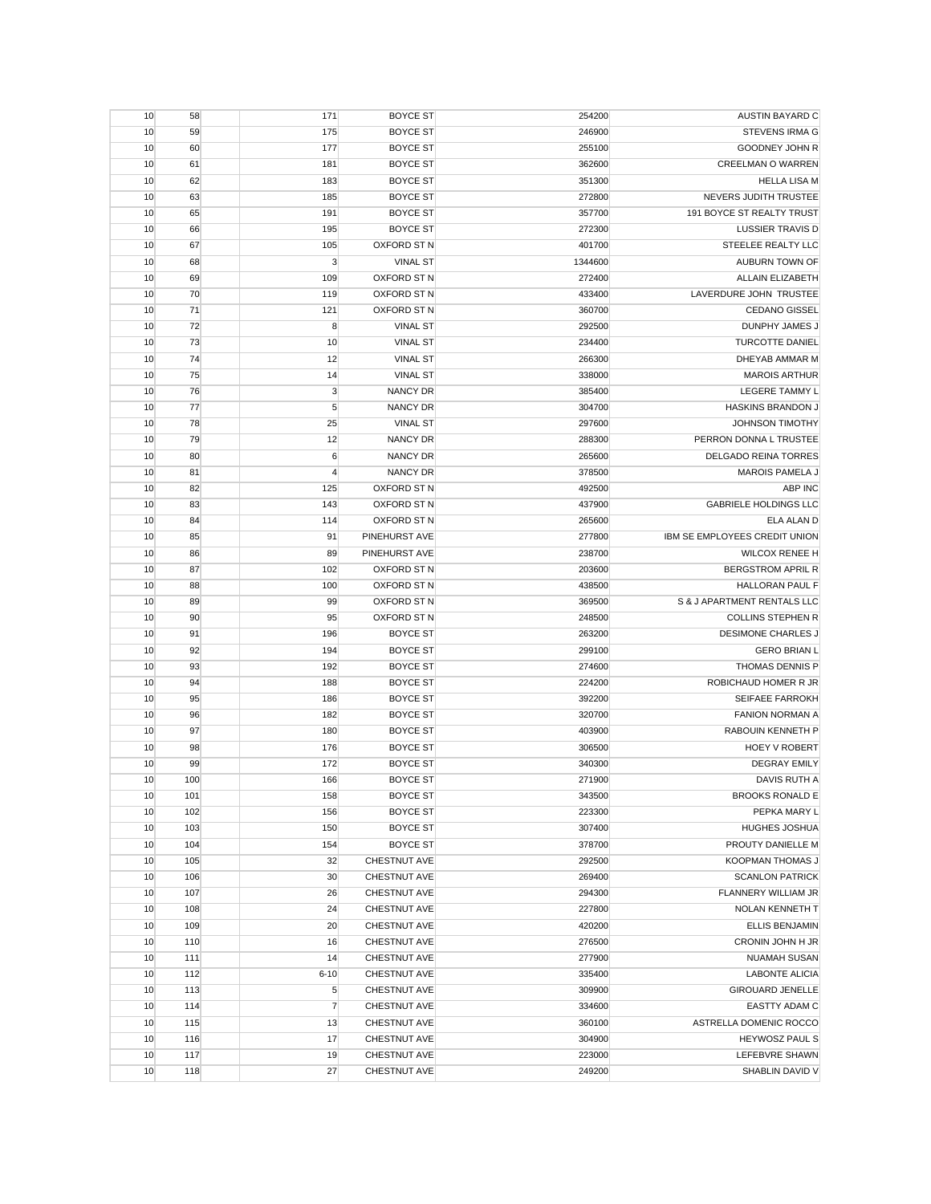| 10 | 58 | | 171 | BOYCE ST | 254200 | AUSTIN BAYARD C |
|---|---|---|---|---|---|---|
| 10 | 59 | | 175 | BOYCE ST | 246900 | STEVENS IRMA G |
| 10 | 60 | | 177 | BOYCE ST | 255100 | GOODNEY JOHN R |
| 10 | 61 | | 181 | BOYCE ST | 362600 | CREELMAN O WARREN |
| 10 | 62 | | 183 | BOYCE ST | 351300 | HELLA LISA M |
| 10 | 63 | | 185 | BOYCE ST | 272800 | NEVERS JUDITH TRUSTEE |
| 10 | 65 | | 191 | BOYCE ST | 357700 | 191 BOYCE ST REALTY TRUST |
| 10 | 66 | | 195 | BOYCE ST | 272300 | LUSSIER TRAVIS D |
| 10 | 67 | | 105 | OXFORD ST N | 401700 | STEELEE REALTY LLC |
| 10 | 68 | | 3 | VINAL ST | 1344600 | AUBURN TOWN OF |
| 10 | 69 | | 109 | OXFORD ST N | 272400 | ALLAIN ELIZABETH |
| 10 | 70 | | 119 | OXFORD ST N | 433400 | LAVERDURE JOHN TRUSTEE |
| 10 | 71 | | 121 | OXFORD ST N | 360700 | CEDANO GISSEL |
| 10 | 72 | | 8 | VINAL ST | 292500 | DUNPHY JAMES J |
| 10 | 73 | | 10 | VINAL ST | 234400 | TURCOTTE DANIEL |
| 10 | 74 | | 12 | VINAL ST | 266300 | DHEYAB AMMAR M |
| 10 | 75 | | 14 | VINAL ST | 338000 | MAROIS ARTHUR |
| 10 | 76 | | 3 | NANCY DR | 385400 | LEGERE TAMMY L |
| 10 | 77 | | 5 | NANCY DR | 304700 | HASKINS BRANDON J |
| 10 | 78 | | 25 | VINAL ST | 297600 | JOHNSON TIMOTHY |
| 10 | 79 | | 12 | NANCY DR | 288300 | PERRON DONNA L TRUSTEE |
| 10 | 80 | | 6 | NANCY DR | 265600 | DELGADO REINA TORRES |
| 10 | 81 | | 4 | NANCY DR | 378500 | MAROIS PAMELA J |
| 10 | 82 | | 125 | OXFORD ST N | 492500 | ABP INC |
| 10 | 83 | | 143 | OXFORD ST N | 437900 | GABRIELE HOLDINGS LLC |
| 10 | 84 | | 114 | OXFORD ST N | 265600 | ELA ALAN D |
| 10 | 85 | | 91 | PINEHURST AVE | 277800 | IBM SE EMPLOYEES CREDIT UNION |
| 10 | 86 | | 89 | PINEHURST AVE | 238700 | WILCOX RENEE H |
| 10 | 87 | | 102 | OXFORD ST N | 203600 | BERGSTROM APRIL R |
| 10 | 88 | | 100 | OXFORD ST N | 438500 | HALLORAN PAUL F |
| 10 | 89 | | 99 | OXFORD ST N | 369500 | S & J APARTMENT RENTALS LLC |
| 10 | 90 | | 95 | OXFORD ST N | 248500 | COLLINS STEPHEN R |
| 10 | 91 | | 196 | BOYCE ST | 263200 | DESIMONE CHARLES J |
| 10 | 92 | | 194 | BOYCE ST | 299100 | GERO BRIAN L |
| 10 | 93 | | 192 | BOYCE ST | 274600 | THOMAS DENNIS P |
| 10 | 94 | | 188 | BOYCE ST | 224200 | ROBICHAUD HOMER R JR |
| 10 | 95 | | 186 | BOYCE ST | 392200 | SEIFAEE FARROKH |
| 10 | 96 | | 182 | BOYCE ST | 320700 | FANION NORMAN A |
| 10 | 97 | | 180 | BOYCE ST | 403900 | RABOUIN KENNETH P |
| 10 | 98 | | 176 | BOYCE ST | 306500 | HOEY V ROBERT |
| 10 | 99 | | 172 | BOYCE ST | 340300 | DEGRAY EMILY |
| 10 | 100 | | 166 | BOYCE ST | 271900 | DAVIS RUTH A |
| 10 | 101 | | 158 | BOYCE ST | 343500 | BROOKS RONALD E |
| 10 | 102 | | 156 | BOYCE ST | 223300 | PEPKA MARY L |
| 10 | 103 | | 150 | BOYCE ST | 307400 | HUGHES JOSHUA |
| 10 | 104 | | 154 | BOYCE ST | 378700 | PROUTY DANIELLE M |
| 10 | 105 | | 32 | CHESTNUT AVE | 292500 | KOOPMAN THOMAS J |
| 10 | 106 | | 30 | CHESTNUT AVE | 269400 | SCANLON PATRICK |
| 10 | 107 | | 26 | CHESTNUT AVE | 294300 | FLANNERY WILLIAM JR |
| 10 | 108 | | 24 | CHESTNUT AVE | 227800 | NOLAN KENNETH T |
| 10 | 109 | | 20 | CHESTNUT AVE | 420200 | ELLIS BENJAMIN |
| 10 | 110 | | 16 | CHESTNUT AVE | 276500 | CRONIN JOHN H JR |
| 10 | 111 | | 14 | CHESTNUT AVE | 277900 | NUAMAH SUSAN |
| 10 | 112 | | 6-10 | CHESTNUT AVE | 335400 | LABONTE ALICIA |
| 10 | 113 | | 5 | CHESTNUT AVE | 309900 | GIROUARD JENELLE |
| 10 | 114 | | 7 | CHESTNUT AVE | 334600 | EASTTY ADAM C |
| 10 | 115 | | 13 | CHESTNUT AVE | 360100 | ASTRELLA DOMENIC ROCCO |
| 10 | 116 | | 17 | CHESTNUT AVE | 304900 | HEYWOSZ PAUL S |
| 10 | 117 | | 19 | CHESTNUT AVE | 223000 | LEFEBVRE SHAWN |
| 10 | 118 | | 27 | CHESTNUT AVE | 249200 | SHABLIN DAVID V |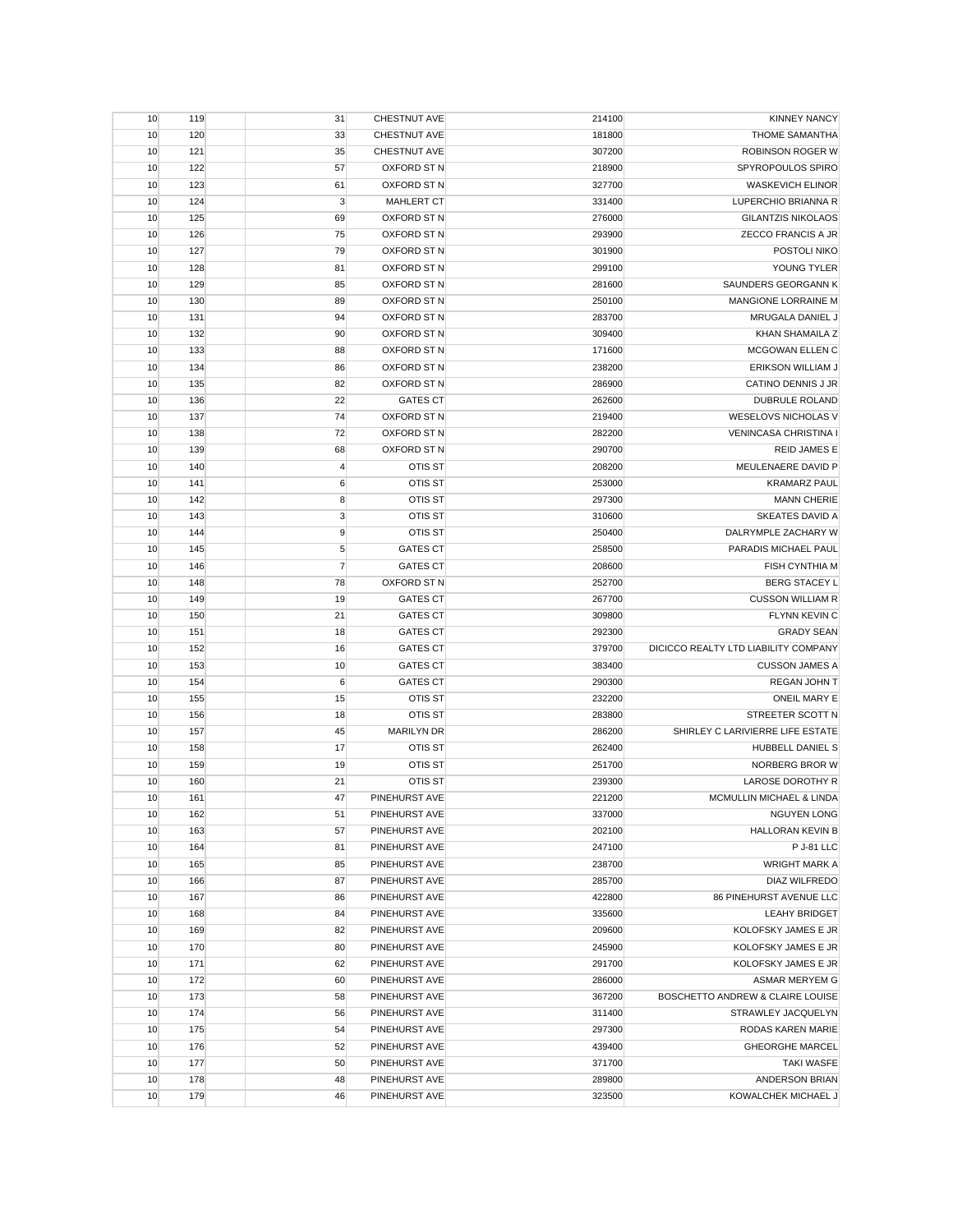| | | | | | | |
|---|---|---|---|---|---|---|
| 10 | 119 | | 31 | CHESTNUT AVE | 214100 | KINNEY NANCY |
| 10 | 120 | | 33 | CHESTNUT AVE | 181800 | THOME SAMANTHA |
| 10 | 121 | | 35 | CHESTNUT AVE | 307200 | ROBINSON ROGER W |
| 10 | 122 | | 57 | OXFORD ST N | 218900 | SPYROPOULOS SPIRO |
| 10 | 123 | | 61 | OXFORD ST N | 327700 | WASKEVICH ELINOR |
| 10 | 124 | | 3 | MAHLERT CT | 331400 | LUPERCHIO BRIANNA R |
| 10 | 125 | | 69 | OXFORD ST N | 276000 | GILANTZIS NIKOLAOS |
| 10 | 126 | | 75 | OXFORD ST N | 293900 | ZECCO FRANCIS A JR |
| 10 | 127 | | 79 | OXFORD ST N | 301900 | POSTOLI NIKO |
| 10 | 128 | | 81 | OXFORD ST N | 299100 | YOUNG TYLER |
| 10 | 129 | | 85 | OXFORD ST N | 281600 | SAUNDERS GEORGANN K |
| 10 | 130 | | 89 | OXFORD ST N | 250100 | MANGIONE LORRAINE M |
| 10 | 131 | | 94 | OXFORD ST N | 283700 | MRUGALA DANIEL J |
| 10 | 132 | | 90 | OXFORD ST N | 309400 | KHAN SHAMAILA Z |
| 10 | 133 | | 88 | OXFORD ST N | 171600 | MCGOWAN ELLEN C |
| 10 | 134 | | 86 | OXFORD ST N | 238200 | ERIKSON WILLIAM J |
| 10 | 135 | | 82 | OXFORD ST N | 286900 | CATINO DENNIS J JR |
| 10 | 136 | | 22 | GATES CT | 262600 | DUBRULE ROLAND |
| 10 | 137 | | 74 | OXFORD ST N | 219400 | WESELOVS NICHOLAS V |
| 10 | 138 | | 72 | OXFORD ST N | 282200 | VENINCASA CHRISTINA I |
| 10 | 139 | | 68 | OXFORD ST N | 290700 | REID JAMES E |
| 10 | 140 | | 4 | OTIS ST | 208200 | MEULENAERE DAVID P |
| 10 | 141 | | 6 | OTIS ST | 253000 | KRAMARZ PAUL |
| 10 | 142 | | 8 | OTIS ST | 297300 | MANN CHERIE |
| 10 | 143 | | 3 | OTIS ST | 310600 | SKEATES DAVID A |
| 10 | 144 | | 9 | OTIS ST | 250400 | DALRYMPLE ZACHARY W |
| 10 | 145 | | 5 | GATES CT | 258500 | PARADIS MICHAEL PAUL |
| 10 | 146 | | 7 | GATES CT | 208600 | FISH CYNTHIA M |
| 10 | 148 | | 78 | OXFORD ST N | 252700 | BERG STACEY L |
| 10 | 149 | | 19 | GATES CT | 267700 | CUSSON WILLIAM R |
| 10 | 150 | | 21 | GATES CT | 309800 | FLYNN KEVIN C |
| 10 | 151 | | 18 | GATES CT | 292300 | GRADY SEAN |
| 10 | 152 | | 16 | GATES CT | 379700 | DICICCO REALTY LTD LIABILITY COMPANY |
| 10 | 153 | | 10 | GATES CT | 383400 | CUSSON JAMES A |
| 10 | 154 | | 6 | GATES CT | 290300 | REGAN JOHN T |
| 10 | 155 | | 15 | OTIS ST | 232200 | ONEIL MARY E |
| 10 | 156 | | 18 | OTIS ST | 283800 | STREETER SCOTT N |
| 10 | 157 | | 45 | MARILYN DR | 286200 | SHIRLEY C LARIVIERRE LIFE ESTATE |
| 10 | 158 | | 17 | OTIS ST | 262400 | HUBBELL DANIEL S |
| 10 | 159 | | 19 | OTIS ST | 251700 | NORBERG BROR W |
| 10 | 160 | | 21 | OTIS ST | 239300 | LAROSE DOROTHY R |
| 10 | 161 | | 47 | PINEHURST AVE | 221200 | MCMULLIN MICHAEL & LINDA |
| 10 | 162 | | 51 | PINEHURST AVE | 337000 | NGUYEN LONG |
| 10 | 163 | | 57 | PINEHURST AVE | 202100 | HALLORAN KEVIN B |
| 10 | 164 | | 81 | PINEHURST AVE | 247100 | P J-81 LLC |
| 10 | 165 | | 85 | PINEHURST AVE | 238700 | WRIGHT MARK A |
| 10 | 166 | | 87 | PINEHURST AVE | 285700 | DIAZ WILFREDO |
| 10 | 167 | | 86 | PINEHURST AVE | 422800 | 86 PINEHURST AVENUE LLC |
| 10 | 168 | | 84 | PINEHURST AVE | 335600 | LEAHY BRIDGET |
| 10 | 169 | | 82 | PINEHURST AVE | 209600 | KOLOFSKY JAMES E JR |
| 10 | 170 | | 80 | PINEHURST AVE | 245900 | KOLOFSKY JAMES E JR |
| 10 | 171 | | 62 | PINEHURST AVE | 291700 | KOLOFSKY JAMES E JR |
| 10 | 172 | | 60 | PINEHURST AVE | 286000 | ASMAR MERYEM G |
| 10 | 173 | | 58 | PINEHURST AVE | 367200 | BOSCHETTO ANDREW & CLAIRE LOUISE |
| 10 | 174 | | 56 | PINEHURST AVE | 311400 | STRAWLEY JACQUELYN |
| 10 | 175 | | 54 | PINEHURST AVE | 297300 | RODAS KAREN MARIE |
| 10 | 176 | | 52 | PINEHURST AVE | 439400 | GHEORGHE MARCEL |
| 10 | 177 | | 50 | PINEHURST AVE | 371700 | TAKI WASFE |
| 10 | 178 | | 48 | PINEHURST AVE | 289800 | ANDERSON BRIAN |
| 10 | 179 | | 46 | PINEHURST AVE | 323500 | KOWALCHEK MICHAEL J |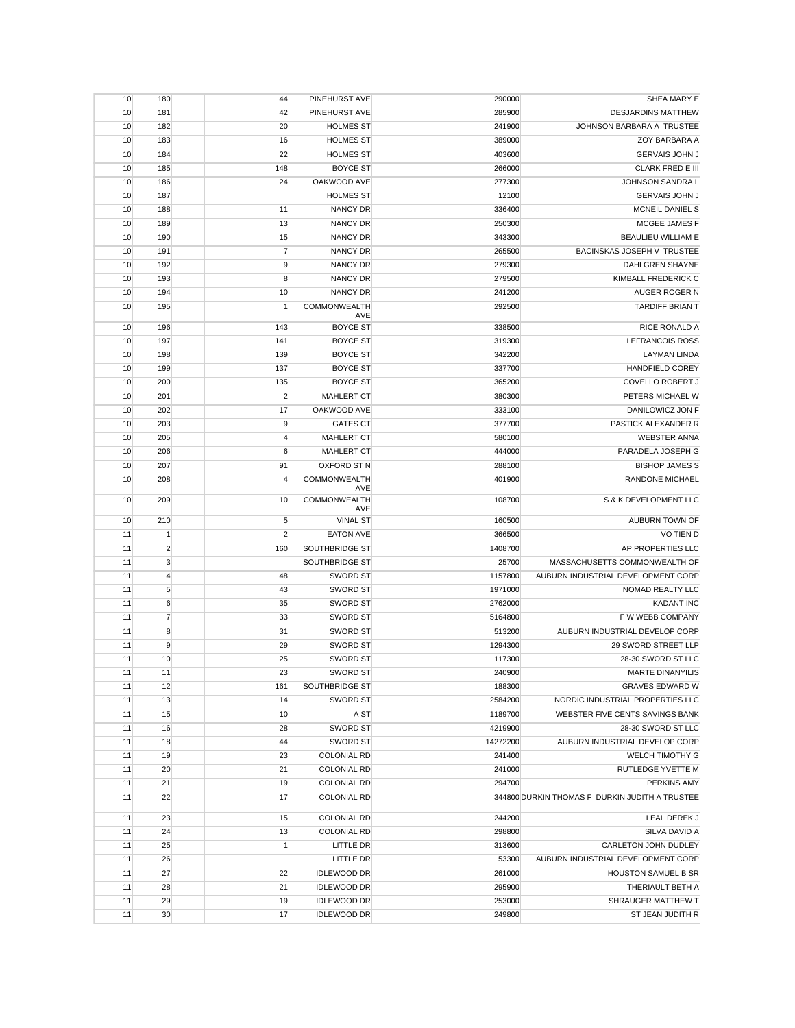| | | | | | | |
|---|---|---|---|---|---|---|
| 10 | 180 | | 44 | PINEHURST AVE | 290000 | SHEA MARY E |
| 10 | 181 | | 42 | PINEHURST AVE | 285900 | DESJARDINS MATTHEW |
| 10 | 182 | | 20 | HOLMES ST | 241900 | JOHNSON BARBARA A TRUSTEE |
| 10 | 183 | | 16 | HOLMES ST | 389000 | ZOY BARBARA A |
| 10 | 184 | | 22 | HOLMES ST | 403600 | GERVAIS JOHN J |
| 10 | 185 | | 148 | BOYCE ST | 266000 | CLARK FRED E III |
| 10 | 186 | | 24 | OAKWOOD AVE | 277300 | JOHNSON SANDRA L |
| 10 | 187 | | | HOLMES ST | 12100 | GERVAIS JOHN J |
| 10 | 188 | | 11 | NANCY DR | 336400 | MCNEIL DANIEL S |
| 10 | 189 | | 13 | NANCY DR | 250300 | MCGEE JAMES F |
| 10 | 190 | | 15 | NANCY DR | 343300 | BEAULIEU WILLIAM E |
| 10 | 191 | | 7 | NANCY DR | 265500 | BACINSKAS JOSEPH V TRUSTEE |
| 10 | 192 | | 9 | NANCY DR | 279300 | DAHLGREN SHAYNE |
| 10 | 193 | | 8 | NANCY DR | 279500 | KIMBALL FREDERICK C |
| 10 | 194 | | 10 | NANCY DR | 241200 | AUGER ROGER N |
| 10 | 195 | | 1 | COMMONWEALTH AVE | 292500 | TARDIFF BRIAN T |
| 10 | 196 | | 143 | BOYCE ST | 338500 | RICE RONALD A |
| 10 | 197 | | 141 | BOYCE ST | 319300 | LEFRANCOIS ROSS |
| 10 | 198 | | 139 | BOYCE ST | 342200 | LAYMAN LINDA |
| 10 | 199 | | 137 | BOYCE ST | 337700 | HANDFIELD COREY |
| 10 | 200 | | 135 | BOYCE ST | 365200 | COVELLO ROBERT J |
| 10 | 201 | | 2 | MAHLERT CT | 380300 | PETERS MICHAEL W |
| 10 | 202 | | 17 | OAKWOOD AVE | 333100 | DANILOWICZ JON F |
| 10 | 203 | | 9 | GATES CT | 377700 | PASTICK ALEXANDER R |
| 10 | 205 | | 4 | MAHLERT CT | 580100 | WEBSTER ANNA |
| 10 | 206 | | 6 | MAHLERT CT | 444000 | PARADELA JOSEPH G |
| 10 | 207 | | 91 | OXFORD ST N | 288100 | BISHOP JAMES S |
| 10 | 208 | | 4 | COMMONWEALTH AVE | 401900 | RANDONE MICHAEL |
| 10 | 209 | | 10 | COMMONWEALTH AVE | 108700 | S & K DEVELOPMENT LLC |
| 10 | 210 | | 5 | VINAL ST | 160500 | AUBURN TOWN OF |
| 11 | 1 | | 2 | EATON AVE | 366500 | VO TIEN D |
| 11 | 2 | | 160 | SOUTHBRIDGE ST | 1408700 | AP PROPERTIES LLC |
| 11 | 3 | | | SOUTHBRIDGE ST | 25700 | MASSACHUSETTS COMMONWEALTH OF |
| 11 | 4 | | 48 | SWORD ST | 1157800 | AUBURN INDUSTRIAL DEVELOPMENT CORP |
| 11 | 5 | | 43 | SWORD ST | 1971000 | NOMAD REALTY LLC |
| 11 | 6 | | 35 | SWORD ST | 2762000 | KADANT INC |
| 11 | 7 | | 33 | SWORD ST | 5164800 | F W WEBB COMPANY |
| 11 | 8 | | 31 | SWORD ST | 513200 | AUBURN INDUSTRIAL DEVELOP CORP |
| 11 | 9 | | 29 | SWORD ST | 1294300 | 29 SWORD STREET LLP |
| 11 | 10 | | 25 | SWORD ST | 117300 | 28-30 SWORD ST LLC |
| 11 | 11 | | 23 | SWORD ST | 240900 | MARTE DINANYILIS |
| 11 | 12 | | 161 | SOUTHBRIDGE ST | 188300 | GRAVES EDWARD W |
| 11 | 13 | | 14 | SWORD ST | 2584200 | NORDIC INDUSTRIAL PROPERTIES LLC |
| 11 | 15 | | 10 | A ST | 1189700 | WEBSTER FIVE CENTS SAVINGS BANK |
| 11 | 16 | | 28 | SWORD ST | 4219900 | 28-30 SWORD ST LLC |
| 11 | 18 | | 44 | SWORD ST | 14272200 | AUBURN INDUSTRIAL DEVELOP CORP |
| 11 | 19 | | 23 | COLONIAL RD | 241400 | WELCH TIMOTHY G |
| 11 | 20 | | 21 | COLONIAL RD | 241000 | RUTLEDGE YVETTE M |
| 11 | 21 | | 19 | COLONIAL RD | 294700 | PERKINS AMY |
| 11 | 22 | | 17 | COLONIAL RD | 344800 | DURKIN THOMAS F DURKIN JUDITH A TRUSTEE |
| 11 | 23 | | 15 | COLONIAL RD | 244200 | LEAL DEREK J |
| 11 | 24 | | 13 | COLONIAL RD | 298800 | SILVA DAVID A |
| 11 | 25 | | 1 | LITTLE DR | 313600 | CARLETON JOHN DUDLEY |
| 11 | 26 | | | LITTLE DR | 53300 | AUBURN INDUSTRIAL DEVELOPMENT CORP |
| 11 | 27 | | 22 | IDLEWOOD DR | 261000 | HOUSTON SAMUEL B SR |
| 11 | 28 | | 21 | IDLEWOOD DR | 295900 | THERIAULT BETH A |
| 11 | 29 | | 19 | IDLEWOOD DR | 253000 | SHRAUGER MATTHEW T |
| 11 | 30 | | 17 | IDLEWOOD DR | 249800 | ST JEAN JUDITH R |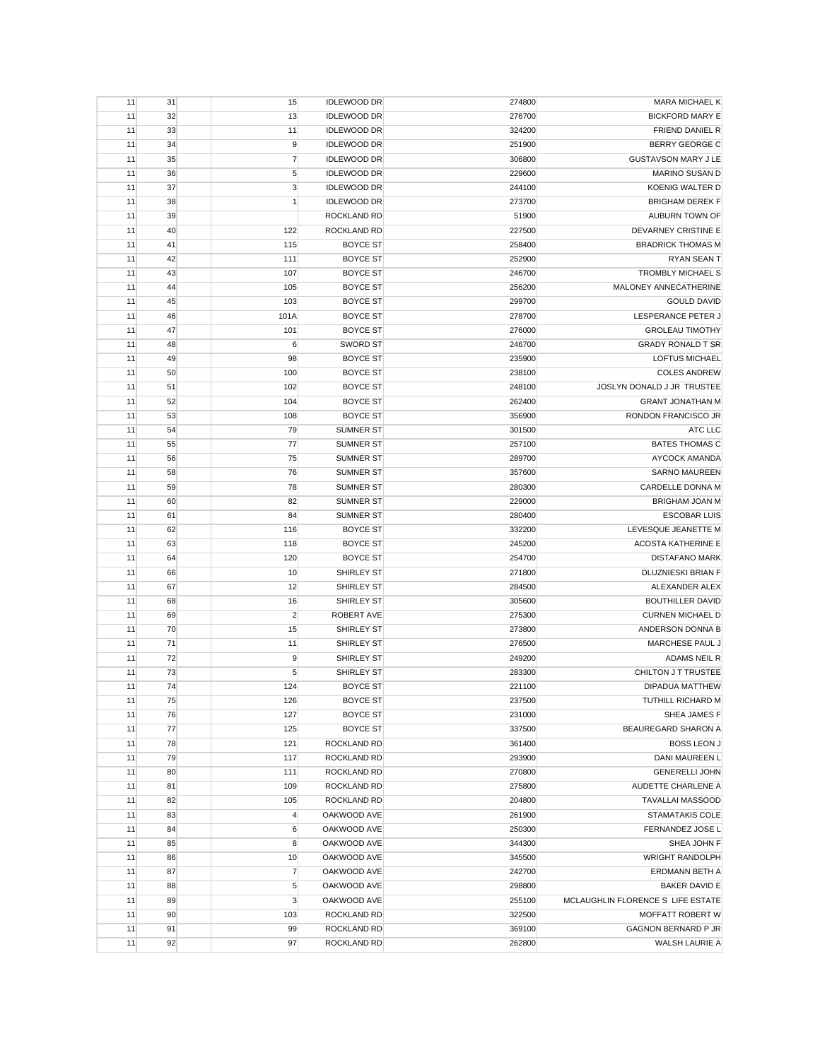| | | | | | | |
|---|---|---|---|---|---|---|
| 11 | 31 | | 15 | IDLEWOOD DR | 274800 | MARA MICHAEL K |
| 11 | 32 | | 13 | IDLEWOOD DR | 276700 | BICKFORD MARY E |
| 11 | 33 | | 11 | IDLEWOOD DR | 324200 | FRIEND DANIEL R |
| 11 | 34 | | 9 | IDLEWOOD DR | 251900 | BERRY GEORGE C |
| 11 | 35 | | 7 | IDLEWOOD DR | 306800 | GUSTAVSON MARY J LE |
| 11 | 36 | | 5 | IDLEWOOD DR | 229600 | MARINO SUSAN D |
| 11 | 37 | | 3 | IDLEWOOD DR | 244100 | KOENIG WALTER D |
| 11 | 38 | | 1 | IDLEWOOD DR | 273700 | BRIGHAM DEREK F |
| 11 | 39 | | | ROCKLAND RD | 51900 | AUBURN TOWN OF |
| 11 | 40 | | 122 | ROCKLAND RD | 227500 | DEVARNEY CRISTINE E |
| 11 | 41 | | 115 | BOYCE ST | 258400 | BRADRICK THOMAS M |
| 11 | 42 | | 111 | BOYCE ST | 252900 | RYAN SEAN T |
| 11 | 43 | | 107 | BOYCE ST | 246700 | TROMBLY MICHAEL S |
| 11 | 44 | | 105 | BOYCE ST | 256200 | MALONEY ANNECATHERINE |
| 11 | 45 | | 103 | BOYCE ST | 299700 | GOULD DAVID |
| 11 | 46 | | 101A | BOYCE ST | 278700 | LESPERANCE PETER J |
| 11 | 47 | | 101 | BOYCE ST | 276000 | GROLEAU TIMOTHY |
| 11 | 48 | | 6 | SWORD ST | 246700 | GRADY RONALD T SR |
| 11 | 49 | | 98 | BOYCE ST | 235900 | LOFTUS MICHAEL |
| 11 | 50 | | 100 | BOYCE ST | 238100 | COLES ANDREW |
| 11 | 51 | | 102 | BOYCE ST | 248100 | JOSLYN DONALD J JR TRUSTEE |
| 11 | 52 | | 104 | BOYCE ST | 262400 | GRANT JONATHAN M |
| 11 | 53 | | 108 | BOYCE ST | 356900 | RONDON FRANCISCO JR |
| 11 | 54 | | 79 | SUMNER ST | 301500 | ATC LLC |
| 11 | 55 | | 77 | SUMNER ST | 257100 | BATES THOMAS C |
| 11 | 56 | | 75 | SUMNER ST | 289700 | AYCOCK AMANDA |
| 11 | 58 | | 76 | SUMNER ST | 357600 | SARNO MAUREEN |
| 11 | 59 | | 78 | SUMNER ST | 280300 | CARDELLE DONNA M |
| 11 | 60 | | 82 | SUMNER ST | 229000 | BRIGHAM JOAN M |
| 11 | 61 | | 84 | SUMNER ST | 280400 | ESCOBAR LUIS |
| 11 | 62 | | 116 | BOYCE ST | 332200 | LEVESQUE JEANETTE M |
| 11 | 63 | | 118 | BOYCE ST | 245200 | ACOSTA KATHERINE E |
| 11 | 64 | | 120 | BOYCE ST | 254700 | DISTAFANO MARK |
| 11 | 66 | | 10 | SHIRLEY ST | 271800 | DLUZNIESKI BRIAN F |
| 11 | 67 | | 12 | SHIRLEY ST | 284500 | ALEXANDER ALEX |
| 11 | 68 | | 16 | SHIRLEY ST | 305600 | BOUTHILLER DAVID |
| 11 | 69 | | 2 | ROBERT AVE | 275300 | CURNEN MICHAEL D |
| 11 | 70 | | 15 | SHIRLEY ST | 273800 | ANDERSON DONNA B |
| 11 | 71 | | 11 | SHIRLEY ST | 276500 | MARCHESE PAUL J |
| 11 | 72 | | 9 | SHIRLEY ST | 249200 | ADAMS NEIL R |
| 11 | 73 | | 5 | SHIRLEY ST | 283300 | CHILTON J T TRUSTEE |
| 11 | 74 | | 124 | BOYCE ST | 221100 | DIPADUA MATTHEW |
| 11 | 75 | | 126 | BOYCE ST | 237500 | TUTHILL RICHARD M |
| 11 | 76 | | 127 | BOYCE ST | 231000 | SHEA JAMES F |
| 11 | 77 | | 125 | BOYCE ST | 337500 | BEAUREGARD SHARON A |
| 11 | 78 | | 121 | ROCKLAND RD | 361400 | BOSS LEON J |
| 11 | 79 | | 117 | ROCKLAND RD | 293900 | DANI MAUREEN L |
| 11 | 80 | | 111 | ROCKLAND RD | 270800 | GENERELLI JOHN |
| 11 | 81 | | 109 | ROCKLAND RD | 275800 | AUDETTE CHARLENE A |
| 11 | 82 | | 105 | ROCKLAND RD | 204800 | TAVALLAI MASSOOD |
| 11 | 83 | | 4 | OAKWOOD AVE | 261900 | STAMATAKIS COLE |
| 11 | 84 | | 6 | OAKWOOD AVE | 250300 | FERNANDEZ JOSE L |
| 11 | 85 | | 8 | OAKWOOD AVE | 344300 | SHEA JOHN F |
| 11 | 86 | | 10 | OAKWOOD AVE | 345500 | WRIGHT RANDOLPH |
| 11 | 87 | | 7 | OAKWOOD AVE | 242700 | ERDMANN BETH A |
| 11 | 88 | | 5 | OAKWOOD AVE | 298800 | BAKER DAVID E |
| 11 | 89 | | 3 | OAKWOOD AVE | 255100 | MCLAUGHLIN FLORENCE S LIFE ESTATE |
| 11 | 90 | | 103 | ROCKLAND RD | 322500 | MOFFATT ROBERT W |
| 11 | 91 | | 99 | ROCKLAND RD | 369100 | GAGNON BERNARD P JR |
| 11 | 92 | | 97 | ROCKLAND RD | 262800 | WALSH LAURIE A |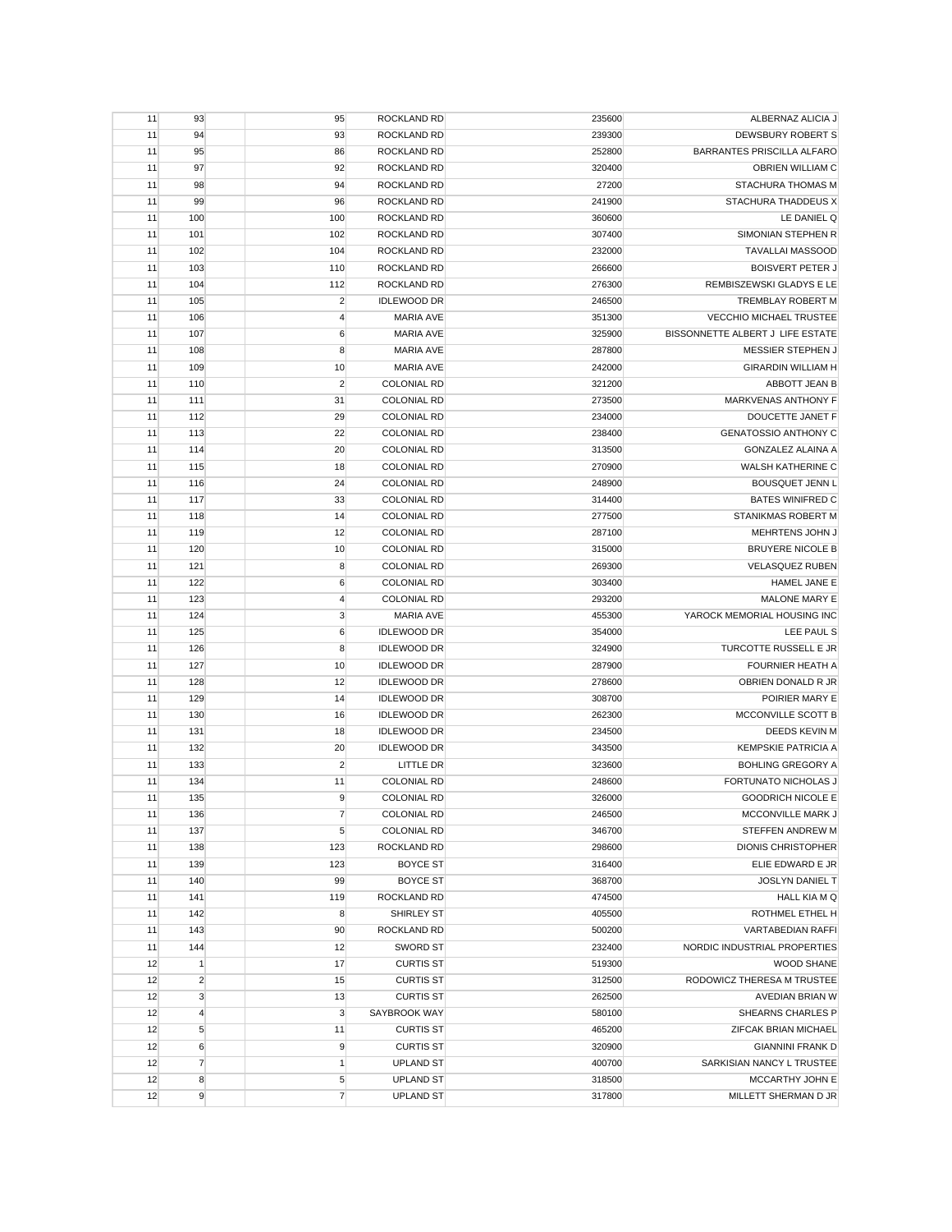| | | | | | | |
|---|---|---|---|---|---|---|
| 11 | 93 | | 95 | ROCKLAND RD | 235600 | ALBERNAZ ALICIA J |
| 11 | 94 | | 93 | ROCKLAND RD | 239300 | DEWSBURY ROBERT S |
| 11 | 95 | | 86 | ROCKLAND RD | 252800 | BARRANTES PRISCILLA ALFARO |
| 11 | 97 | | 92 | ROCKLAND RD | 320400 | OBRIEN WILLIAM C |
| 11 | 98 | | 94 | ROCKLAND RD | 27200 | STACHURA THOMAS M |
| 11 | 99 | | 96 | ROCKLAND RD | 241900 | STACHURA THADDEUS X |
| 11 | 100 | | 100 | ROCKLAND RD | 360600 | LE DANIEL Q |
| 11 | 101 | | 102 | ROCKLAND RD | 307400 | SIMONIAN STEPHEN R |
| 11 | 102 | | 104 | ROCKLAND RD | 232000 | TAVALLAI MASSOOD |
| 11 | 103 | | 110 | ROCKLAND RD | 266600 | BOISVERT PETER J |
| 11 | 104 | | 112 | ROCKLAND RD | 276300 | REMBISZEWSKI GLADYS E LE |
| 11 | 105 | | 2 | IDLEWOOD DR | 246500 | TREMBLAY ROBERT M |
| 11 | 106 | | 4 | MARIA AVE | 351300 | VECCHIO MICHAEL TRUSTEE |
| 11 | 107 | | 6 | MARIA AVE | 325900 | BISSONNETTE ALBERT J LIFE ESTATE |
| 11 | 108 | | 8 | MARIA AVE | 287800 | MESSIER STEPHEN J |
| 11 | 109 | | 10 | MARIA AVE | 242000 | GIRARDIN WILLIAM H |
| 11 | 110 | | 2 | COLONIAL RD | 321200 | ABBOTT JEAN B |
| 11 | 111 | | 31 | COLONIAL RD | 273500 | MARKVENAS ANTHONY F |
| 11 | 112 | | 29 | COLONIAL RD | 234000 | DOUCETTE JANET F |
| 11 | 113 | | 22 | COLONIAL RD | 238400 | GENATOSSIO ANTHONY C |
| 11 | 114 | | 20 | COLONIAL RD | 313500 | GONZALEZ ALAINA A |
| 11 | 115 | | 18 | COLONIAL RD | 270900 | WALSH KATHERINE C |
| 11 | 116 | | 24 | COLONIAL RD | 248900 | BOUSQUET JENN L |
| 11 | 117 | | 33 | COLONIAL RD | 314400 | BATES WINIFRED C |
| 11 | 118 | | 14 | COLONIAL RD | 277500 | STANIKMAS ROBERT M |
| 11 | 119 | | 12 | COLONIAL RD | 287100 | MEHRTENS JOHN J |
| 11 | 120 | | 10 | COLONIAL RD | 315000 | BRUYERE NICOLE B |
| 11 | 121 | | 8 | COLONIAL RD | 269300 | VELASQUEZ RUBEN |
| 11 | 122 | | 6 | COLONIAL RD | 303400 | HAMEL JANE E |
| 11 | 123 | | 4 | COLONIAL RD | 293200 | MALONE MARY E |
| 11 | 124 | | 3 | MARIA AVE | 455300 | YAROCK MEMORIAL HOUSING INC |
| 11 | 125 | | 6 | IDLEWOOD DR | 354000 | LEE PAUL S |
| 11 | 126 | | 8 | IDLEWOOD DR | 324900 | TURCOTTE RUSSELL E JR |
| 11 | 127 | | 10 | IDLEWOOD DR | 287900 | FOURNIER HEATH A |
| 11 | 128 | | 12 | IDLEWOOD DR | 278600 | OBRIEN DONALD R JR |
| 11 | 129 | | 14 | IDLEWOOD DR | 308700 | POIRIER MARY E |
| 11 | 130 | | 16 | IDLEWOOD DR | 262300 | MCCONVILLE SCOTT B |
| 11 | 131 | | 18 | IDLEWOOD DR | 234500 | DEEDS KEVIN M |
| 11 | 132 | | 20 | IDLEWOOD DR | 343500 | KEMPSKIE PATRICIA A |
| 11 | 133 | | 2 | LITTLE DR | 323600 | BOHLING GREGORY A |
| 11 | 134 | | 11 | COLONIAL RD | 248600 | FORTUNATO NICHOLAS J |
| 11 | 135 | | 9 | COLONIAL RD | 326000 | GOODRICH NICOLE E |
| 11 | 136 | | 7 | COLONIAL RD | 246500 | MCCONVILLE MARK J |
| 11 | 137 | | 5 | COLONIAL RD | 346700 | STEFFEN ANDREW M |
| 11 | 138 | | 123 | ROCKLAND RD | 298600 | DIONIS CHRISTOPHER |
| 11 | 139 | | 123 | BOYCE ST | 316400 | ELIE EDWARD E JR |
| 11 | 140 | | 99 | BOYCE ST | 368700 | JOSLYN DANIEL T |
| 11 | 141 | | 119 | ROCKLAND RD | 474500 | HALL KIA M Q |
| 11 | 142 | | 8 | SHIRLEY ST | 405500 | ROTHMEL ETHEL H |
| 11 | 143 | | 90 | ROCKLAND RD | 500200 | VARTABEDIAN RAFFI |
| 11 | 144 | | 12 | SWORD ST | 232400 | NORDIC INDUSTRIAL PROPERTIES |
| 12 | 1 | | 17 | CURTIS ST | 519300 | WOOD SHANE |
| 12 | 2 | | 15 | CURTIS ST | 312500 | RODOWICZ THERESA M TRUSTEE |
| 12 | 3 | | 13 | CURTIS ST | 262500 | AVEDIAN BRIAN W |
| 12 | 4 | | 3 | SAYBROOK WAY | 580100 | SHEARNS CHARLES P |
| 12 | 5 | | 11 | CURTIS ST | 465200 | ZIFCAK BRIAN MICHAEL |
| 12 | 6 | | 9 | CURTIS ST | 320900 | GIANNINI FRANK D |
| 12 | 7 | | 1 | UPLAND ST | 400700 | SARKISIAN NANCY L TRUSTEE |
| 12 | 8 | | 5 | UPLAND ST | 318500 | MCCARTHY JOHN E |
| 12 | 9 | | 7 | UPLAND ST | 317800 | MILLETT SHERMAN D JR |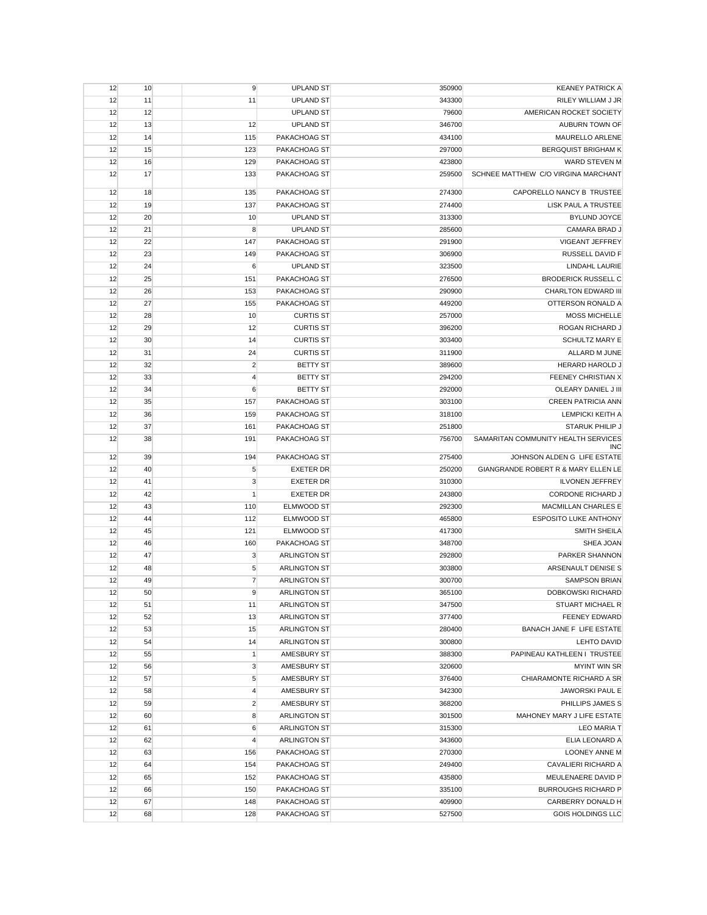| | | | | | | |
|---|---|---|---|---|---|---|
| 12 | 10 | | 9 | UPLAND ST | 350900 | KEANEY PATRICK A |
| 12 | 11 | | 11 | UPLAND ST | 343300 | RILEY WILLIAM J JR |
| 12 | 12 | | | UPLAND ST | 79600 | AMERICAN ROCKET SOCIETY |
| 12 | 13 | | 12 | UPLAND ST | 346700 | AUBURN TOWN OF |
| 12 | 14 | | 115 | PAKACHOAG ST | 434100 | MAURELLO ARLENE |
| 12 | 15 | | 123 | PAKACHOAG ST | 297000 | BERGQUIST BRIGHAM K |
| 12 | 16 | | 129 | PAKACHOAG ST | 423800 | WARD STEVEN M |
| 12 | 17 | | 133 | PAKACHOAG ST | 259500 | SCHNEE MATTHEW C/O VIRGINA MARCHANT |
| 12 | 18 | | 135 | PAKACHOAG ST | 274300 | CAPORELLO NANCY B TRUSTEE |
| 12 | 19 | | 137 | PAKACHOAG ST | 274400 | LISK PAUL A TRUSTEE |
| 12 | 20 | | 10 | UPLAND ST | 313300 | BYLUND JOYCE |
| 12 | 21 | | 8 | UPLAND ST | 285600 | CAMARA BRAD J |
| 12 | 22 | | 147 | PAKACHOAG ST | 291900 | VIGEANT JEFFREY |
| 12 | 23 | | 149 | PAKACHOAG ST | 306900 | RUSSELL DAVID F |
| 12 | 24 | | 6 | UPLAND ST | 323500 | LINDAHL LAURIE |
| 12 | 25 | | 151 | PAKACHOAG ST | 276500 | BRODERICK RUSSELL C |
| 12 | 26 | | 153 | PAKACHOAG ST | 290900 | CHARLTON EDWARD III |
| 12 | 27 | | 155 | PAKACHOAG ST | 449200 | OTTERSON RONALD A |
| 12 | 28 | | 10 | CURTIS ST | 257000 | MOSS MICHELLE |
| 12 | 29 | | 12 | CURTIS ST | 396200 | ROGAN RICHARD J |
| 12 | 30 | | 14 | CURTIS ST | 303400 | SCHULTZ MARY E |
| 12 | 31 | | 24 | CURTIS ST | 311900 | ALLARD M JUNE |
| 12 | 32 | | 2 | BETTY ST | 389600 | HERARD HAROLD J |
| 12 | 33 | | 4 | BETTY ST | 294200 | FEENEY CHRISTIAN X |
| 12 | 34 | | 6 | BETTY ST | 292000 | OLEARY DANIEL J III |
| 12 | 35 | | 157 | PAKACHOAG ST | 303100 | CREEN PATRICIA ANN |
| 12 | 36 | | 159 | PAKACHOAG ST | 318100 | LEMPICKI KEITH A |
| 12 | 37 | | 161 | PAKACHOAG ST | 251800 | STARUK PHILIP J |
| 12 | 38 | | 191 | PAKACHOAG ST | 756700 | SAMARITAN COMMUNITY HEALTH SERVICES INC |
| 12 | 39 | | 194 | PAKACHOAG ST | 275400 | JOHNSON ALDEN G LIFE ESTATE |
| 12 | 40 | | 5 | EXETER DR | 250200 | GIANGRANDE ROBERT R & MARY ELLEN LE |
| 12 | 41 | | 3 | EXETER DR | 310300 | ILVONEN JEFFREY |
| 12 | 42 | | 1 | EXETER DR | 243800 | CORDONE RICHARD J |
| 12 | 43 | | 110 | ELMWOOD ST | 292300 | MACMILLAN CHARLES E |
| 12 | 44 | | 112 | ELMWOOD ST | 465800 | ESPOSITO LUKE ANTHONY |
| 12 | 45 | | 121 | ELMWOOD ST | 417300 | SMITH SHEILA |
| 12 | 46 | | 160 | PAKACHOAG ST | 348700 | SHEA JOAN |
| 12 | 47 | | 3 | ARLINGTON ST | 292800 | PARKER SHANNON |
| 12 | 48 | | 5 | ARLINGTON ST | 303800 | ARSENAULT DENISE S |
| 12 | 49 | | 7 | ARLINGTON ST | 300700 | SAMPSON BRIAN |
| 12 | 50 | | 9 | ARLINGTON ST | 365100 | DOBKOWSKI RICHARD |
| 12 | 51 | | 11 | ARLINGTON ST | 347500 | STUART MICHAEL R |
| 12 | 52 | | 13 | ARLINGTON ST | 377400 | FEENEY EDWARD |
| 12 | 53 | | 15 | ARLINGTON ST | 280400 | BANACH JANE F LIFE ESTATE |
| 12 | 54 | | 14 | ARLINGTON ST | 300800 | LEHTO DAVID |
| 12 | 55 | | 1 | AMESBURY ST | 388300 | PAPINEAU KATHLEEN I TRUSTEE |
| 12 | 56 | | 3 | AMESBURY ST | 320600 | MYINT WIN SR |
| 12 | 57 | | 5 | AMESBURY ST | 376400 | CHIARAMONTE RICHARD A SR |
| 12 | 58 | | 4 | AMESBURY ST | 342300 | JAWORSKI PAUL E |
| 12 | 59 | | 2 | AMESBURY ST | 368200 | PHILLIPS JAMES S |
| 12 | 60 | | 8 | ARLINGTON ST | 301500 | MAHONEY MARY J LIFE ESTATE |
| 12 | 61 | | 6 | ARLINGTON ST | 315300 | LEO MARIA T |
| 12 | 62 | | 4 | ARLINGTON ST | 343600 | ELIA LEONARD A |
| 12 | 63 | | 156 | PAKACHOAG ST | 270300 | LOONEY ANNE M |
| 12 | 64 | | 154 | PAKACHOAG ST | 249400 | CAVALIERI RICHARD A |
| 12 | 65 | | 152 | PAKACHOAG ST | 435800 | MEULENAERE DAVID P |
| 12 | 66 | | 150 | PAKACHOAG ST | 335100 | BURROUGHS RICHARD P |
| 12 | 67 | | 148 | PAKACHOAG ST | 409900 | CARBERRY DONALD H |
| 12 | 68 | | 128 | PAKACHOAG ST | 527500 | GOIS HOLDINGS LLC |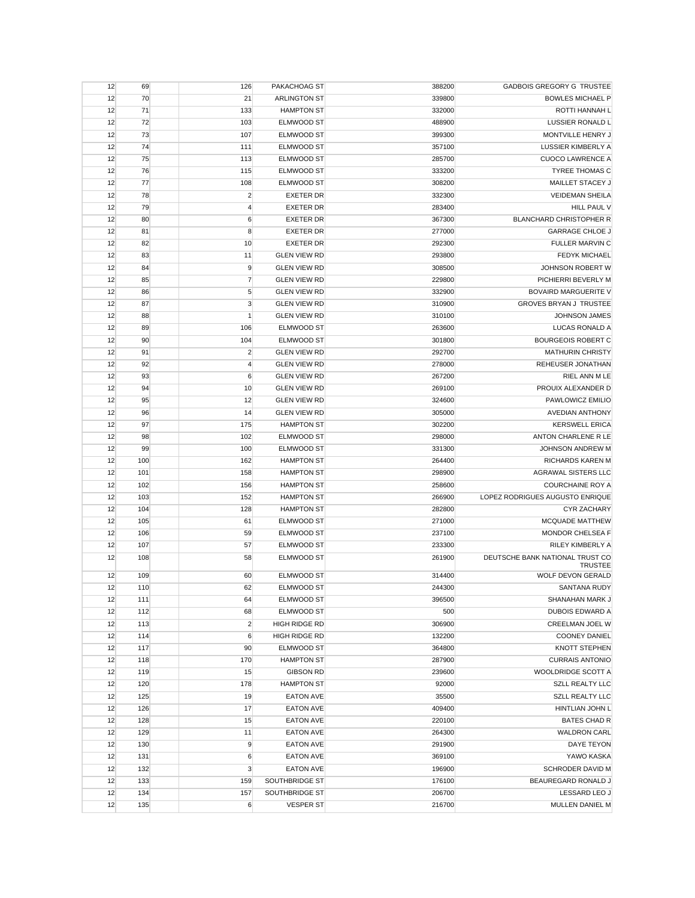| | | | | | | |
|---|---|---|---|---|---|---|
| 12 | 69 | | 126 | PAKACHOAG ST | 388200 | GADBOIS GREGORY G TRUSTEE |
| 12 | 70 | | 21 | ARLINGTON ST | 339800 | BOWLES MICHAEL P |
| 12 | 71 | | 133 | HAMPTON ST | 332000 | ROTTI HANNAH L |
| 12 | 72 | | 103 | ELMWOOD ST | 488900 | LUSSIER RONALD L |
| 12 | 73 | | 107 | ELMWOOD ST | 399300 | MONTVILLE HENRY J |
| 12 | 74 | | 111 | ELMWOOD ST | 357100 | LUSSIER KIMBERLY A |
| 12 | 75 | | 113 | ELMWOOD ST | 285700 | CUOCO LAWRENCE A |
| 12 | 76 | | 115 | ELMWOOD ST | 333200 | TYREE THOMAS C |
| 12 | 77 | | 108 | ELMWOOD ST | 308200 | MAILLET STACEY J |
| 12 | 78 | | 2 | EXETER DR | 332300 | VEIDEMAN SHEILA |
| 12 | 79 | | 4 | EXETER DR | 283400 | HILL PAUL V |
| 12 | 80 | | 6 | EXETER DR | 367300 | BLANCHARD CHRISTOPHER R |
| 12 | 81 | | 8 | EXETER DR | 277000 | GARRAGE CHLOE J |
| 12 | 82 | | 10 | EXETER DR | 292300 | FULLER MARVIN C |
| 12 | 83 | | 11 | GLEN VIEW RD | 293800 | FEDYK MICHAEL |
| 12 | 84 | | 9 | GLEN VIEW RD | 308500 | JOHNSON ROBERT W |
| 12 | 85 | | 7 | GLEN VIEW RD | 229800 | PICHIERRI BEVERLY M |
| 12 | 86 | | 5 | GLEN VIEW RD | 332900 | BOVAIRD MARGUERITE V |
| 12 | 87 | | 3 | GLEN VIEW RD | 310900 | GROVES BRYAN J TRUSTEE |
| 12 | 88 | | 1 | GLEN VIEW RD | 310100 | JOHNSON JAMES |
| 12 | 89 | | 106 | ELMWOOD ST | 263600 | LUCAS RONALD A |
| 12 | 90 | | 104 | ELMWOOD ST | 301800 | BOURGEOIS ROBERT C |
| 12 | 91 | | 2 | GLEN VIEW RD | 292700 | MATHURIN CHRISTY |
| 12 | 92 | | 4 | GLEN VIEW RD | 278000 | REHEUSER JONATHAN |
| 12 | 93 | | 6 | GLEN VIEW RD | 267200 | RIEL ANN M LE |
| 12 | 94 | | 10 | GLEN VIEW RD | 269100 | PROUIX ALEXANDER D |
| 12 | 95 | | 12 | GLEN VIEW RD | 324600 | PAWLOWICZ EMILIO |
| 12 | 96 | | 14 | GLEN VIEW RD | 305000 | AVEDIAN ANTHONY |
| 12 | 97 | | 175 | HAMPTON ST | 302200 | KERSWELL ERICA |
| 12 | 98 | | 102 | ELMWOOD ST | 298000 | ANTON CHARLENE R LE |
| 12 | 99 | | 100 | ELMWOOD ST | 331300 | JOHNSON ANDREW M |
| 12 | 100 | | 162 | HAMPTON ST | 264400 | RICHARDS KAREN M |
| 12 | 101 | | 158 | HAMPTON ST | 298900 | AGRAWAL SISTERS LLC |
| 12 | 102 | | 156 | HAMPTON ST | 258600 | COURCHAINE ROY A |
| 12 | 103 | | 152 | HAMPTON ST | 266900 | LOPEZ RODRIGUES AUGUSTO ENRIQUE |
| 12 | 104 | | 128 | HAMPTON ST | 282800 | CYR ZACHARY |
| 12 | 105 | | 61 | ELMWOOD ST | 271000 | MCQUADE MATTHEW |
| 12 | 106 | | 59 | ELMWOOD ST | 237100 | MONDOR CHELSEA F |
| 12 | 107 | | 57 | ELMWOOD ST | 233300 | RILEY KIMBERLY A |
| 12 | 108 | | 58 | ELMWOOD ST | 261900 | DEUTSCHE BANK NATIONAL TRUST CO TRUSTEE |
| 12 | 109 | | 60 | ELMWOOD ST | 314400 | WOLF DEVON GERALD |
| 12 | 110 | | 62 | ELMWOOD ST | 244300 | SANTANA RUDY |
| 12 | 111 | | 64 | ELMWOOD ST | 396500 | SHANAHAN MARK J |
| 12 | 112 | | 68 | ELMWOOD ST | 500 | DUBOIS EDWARD A |
| 12 | 113 | | 2 | HIGH RIDGE RD | 306900 | CREELMAN JOEL W |
| 12 | 114 | | 6 | HIGH RIDGE RD | 132200 | COONEY DANIEL |
| 12 | 117 | | 90 | ELMWOOD ST | 364800 | KNOTT STEPHEN |
| 12 | 118 | | 170 | HAMPTON ST | 287900 | CURRAIS ANTONIO |
| 12 | 119 | | 15 | GIBSON RD | 239600 | WOOLDRIDGE SCOTT A |
| 12 | 120 | | 178 | HAMPTON ST | 92000 | SZLL REALTY LLC |
| 12 | 125 | | 19 | EATON AVE | 35500 | SZLL REALTY LLC |
| 12 | 126 | | 17 | EATON AVE | 409400 | HINTLIAN JOHN L |
| 12 | 128 | | 15 | EATON AVE | 220100 | BATES CHAD R |
| 12 | 129 | | 11 | EATON AVE | 264300 | WALDRON CARL |
| 12 | 130 | | 9 | EATON AVE | 291900 | DAYE TEYON |
| 12 | 131 | | 6 | EATON AVE | 369100 | YAWO KASKA |
| 12 | 132 | | 3 | EATON AVE | 196900 | SCHRODER DAVID M |
| 12 | 133 | | 159 | SOUTHBRIDGE ST | 176100 | BEAUREGARD RONALD J |
| 12 | 134 | | 157 | SOUTHBRIDGE ST | 206700 | LESSARD LEO J |
| 12 | 135 | | 6 | VESPER ST | 216700 | MULLEN DANIEL M |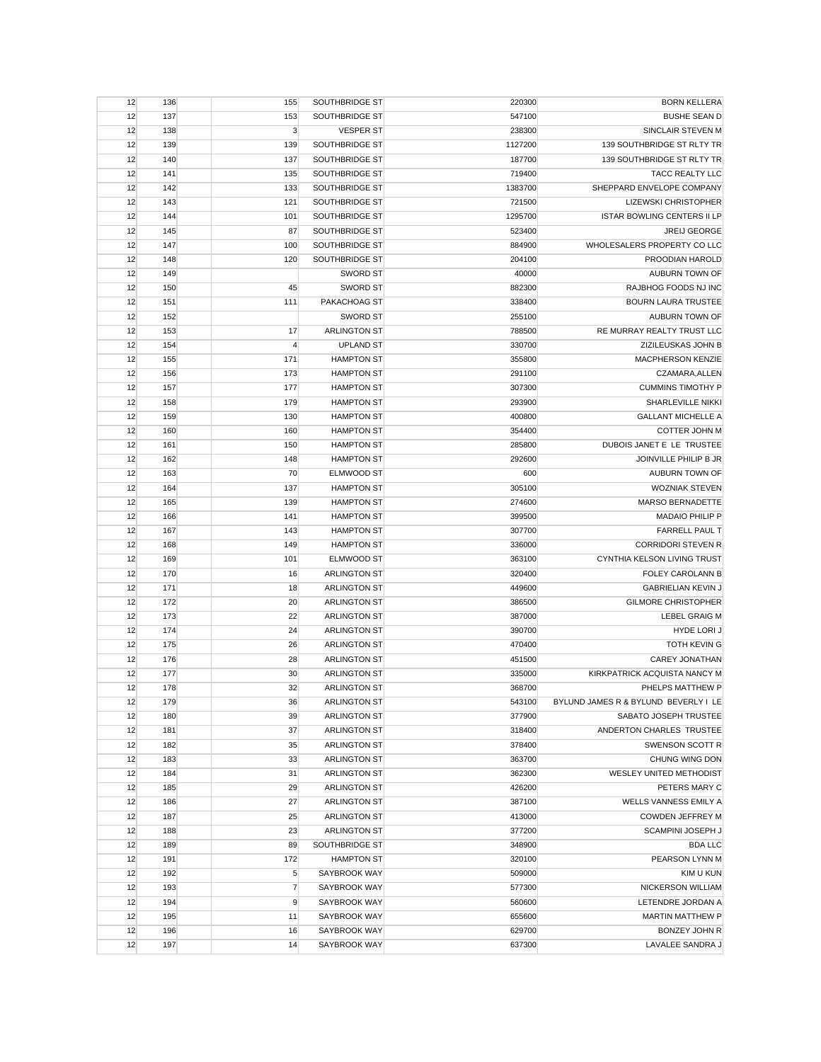| | | | | | | |
|---|---|---|---|---|---|---|
| 12 | 136 | | 155 | SOUTHBRIDGE ST | 220300 | BORN KELLERA |
| 12 | 137 | | 153 | SOUTHBRIDGE ST | 547100 | BUSHE SEAN D |
| 12 | 138 | | 3 | VESPER ST | 238300 | SINCLAIR STEVEN M |
| 12 | 139 | | 139 | SOUTHBRIDGE ST | 1127200 | 139 SOUTHBRIDGE ST RLTY TR |
| 12 | 140 | | 137 | SOUTHBRIDGE ST | 187700 | 139 SOUTHBRIDGE ST RLTY TR |
| 12 | 141 | | 135 | SOUTHBRIDGE ST | 719400 | TACC REALTY LLC |
| 12 | 142 | | 133 | SOUTHBRIDGE ST | 1383700 | SHEPPARD ENVELOPE COMPANY |
| 12 | 143 | | 121 | SOUTHBRIDGE ST | 721500 | LIZEWSKI CHRISTOPHER |
| 12 | 144 | | 101 | SOUTHBRIDGE ST | 1295700 | ISTAR BOWLING CENTERS II LP |
| 12 | 145 | | 87 | SOUTHBRIDGE ST | 523400 | JREIJ GEORGE |
| 12 | 147 | | 100 | SOUTHBRIDGE ST | 884900 | WHOLESALERS PROPERTY CO LLC |
| 12 | 148 | | 120 | SOUTHBRIDGE ST | 204100 | PROODIAN HAROLD |
| 12 | 149 | | | SWORD ST | 40000 | AUBURN TOWN OF |
| 12 | 150 | | 45 | SWORD ST | 882300 | RAJBHOG FOODS NJ INC |
| 12 | 151 | | 111 | PAKACHOAG ST | 338400 | BOURN LAURA TRUSTEE |
| 12 | 152 | | | SWORD ST | 255100 | AUBURN TOWN OF |
| 12 | 153 | | 17 | ARLINGTON ST | 788500 | RE MURRAY REALTY TRUST LLC |
| 12 | 154 | | 4 | UPLAND ST | 330700 | ZIZILEUSKAS JOHN B |
| 12 | 155 | | 171 | HAMPTON ST | 355800 | MACPHERSON KENZIE |
| 12 | 156 | | 173 | HAMPTON ST | 291100 | CZAMARA,ALLEN |
| 12 | 157 | | 177 | HAMPTON ST | 307300 | CUMMINS TIMOTHY P |
| 12 | 158 | | 179 | HAMPTON ST | 293900 | SHARLEVILLE NIKKI |
| 12 | 159 | | 130 | HAMPTON ST | 400800 | GALLANT MICHELLE A |
| 12 | 160 | | 160 | HAMPTON ST | 354400 | COTTER JOHN M |
| 12 | 161 | | 150 | HAMPTON ST | 285800 | DUBOIS JANET E LE TRUSTEE |
| 12 | 162 | | 148 | HAMPTON ST | 292600 | JOINVILLE PHILIP B JR |
| 12 | 163 | | 70 | ELMWOOD ST | 600 | AUBURN TOWN OF |
| 12 | 164 | | 137 | HAMPTON ST | 305100 | WOZNIAK STEVEN |
| 12 | 165 | | 139 | HAMPTON ST | 274600 | MARSO BERNADETTE |
| 12 | 166 | | 141 | HAMPTON ST | 399500 | MADAIO PHILIP P |
| 12 | 167 | | 143 | HAMPTON ST | 307700 | FARRELL PAUL T |
| 12 | 168 | | 149 | HAMPTON ST | 336000 | CORRIDORI STEVEN R |
| 12 | 169 | | 101 | ELMWOOD ST | 363100 | CYNTHIA KELSON LIVING TRUST |
| 12 | 170 | | 16 | ARLINGTON ST | 320400 | FOLEY CAROLANN B |
| 12 | 171 | | 18 | ARLINGTON ST | 449600 | GABRIELIAN KEVIN J |
| 12 | 172 | | 20 | ARLINGTON ST | 386500 | GILMORE CHRISTOPHER |
| 12 | 173 | | 22 | ARLINGTON ST | 387000 | LEBEL GRAIG M |
| 12 | 174 | | 24 | ARLINGTON ST | 390700 | HYDE LORI J |
| 12 | 175 | | 26 | ARLINGTON ST | 470400 | TOTH KEVIN G |
| 12 | 176 | | 28 | ARLINGTON ST | 451500 | CAREY JONATHAN |
| 12 | 177 | | 30 | ARLINGTON ST | 335000 | KIRKPATRICK ACQUISTA NANCY M |
| 12 | 178 | | 32 | ARLINGTON ST | 368700 | PHELPS MATTHEW P |
| 12 | 179 | | 36 | ARLINGTON ST | 543100 | BYLUND JAMES R & BYLUND BEVERLY I LE |
| 12 | 180 | | 39 | ARLINGTON ST | 377900 | SABATO JOSEPH TRUSTEE |
| 12 | 181 | | 37 | ARLINGTON ST | 318400 | ANDERTON CHARLES TRUSTEE |
| 12 | 182 | | 35 | ARLINGTON ST | 378400 | SWENSON SCOTT R |
| 12 | 183 | | 33 | ARLINGTON ST | 363700 | CHUNG WING DON |
| 12 | 184 | | 31 | ARLINGTON ST | 362300 | WESLEY UNITED METHODIST |
| 12 | 185 | | 29 | ARLINGTON ST | 426200 | PETERS MARY C |
| 12 | 186 | | 27 | ARLINGTON ST | 387100 | WELLS VANNESS EMILY A |
| 12 | 187 | | 25 | ARLINGTON ST | 413000 | COWDEN JEFFREY M |
| 12 | 188 | | 23 | ARLINGTON ST | 377200 | SCAMPINI JOSEPH J |
| 12 | 189 | | 89 | SOUTHBRIDGE ST | 348900 | BDA LLC |
| 12 | 191 | | 172 | HAMPTON ST | 320100 | PEARSON LYNN M |
| 12 | 192 | | 5 | SAYBROOK WAY | 509000 | KIM U KUN |
| 12 | 193 | | 7 | SAYBROOK WAY | 577300 | NICKERSON WILLIAM |
| 12 | 194 | | 9 | SAYBROOK WAY | 560600 | LETENDRE JORDAN A |
| 12 | 195 | | 11 | SAYBROOK WAY | 655600 | MARTIN MATTHEW P |
| 12 | 196 | | 16 | SAYBROOK WAY | 629700 | BONZEY JOHN R |
| 12 | 197 | | 14 | SAYBROOK WAY | 637300 | LAVALEE SANDRA J |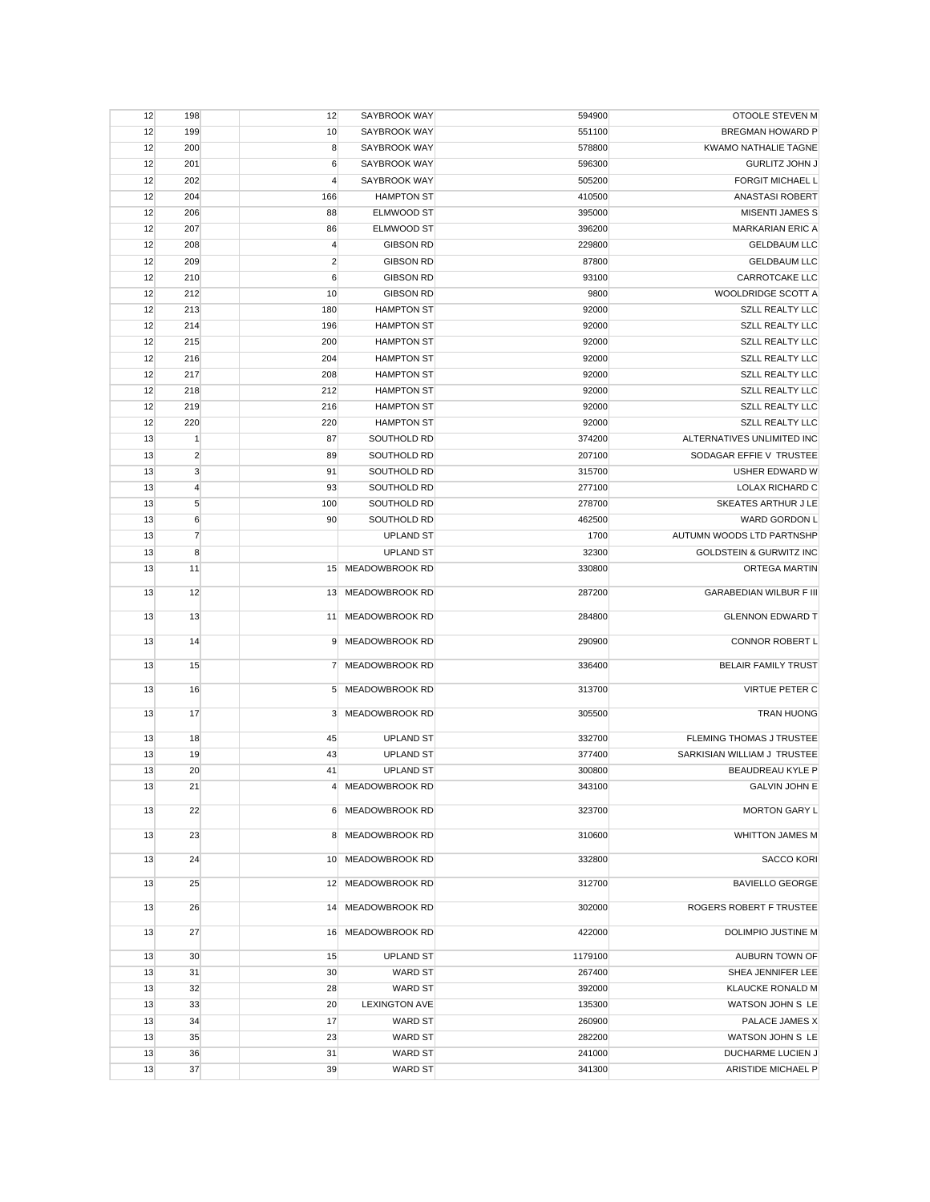| | | | | | |
|---|---|---|---|---|---|
| 12 | 198 | 12 | SAYBROOK WAY | 594900 | OTOOLE STEVEN M |
| 12 | 199 | 10 | SAYBROOK WAY | 551100 | BREGMAN HOWARD P |
| 12 | 200 | 8 | SAYBROOK WAY | 578800 | KWAMO NATHALIE TAGNE |
| 12 | 201 | 6 | SAYBROOK WAY | 596300 | GURLITZ JOHN J |
| 12 | 202 | 4 | SAYBROOK WAY | 505200 | FORGIT MICHAEL L |
| 12 | 204 | 166 | HAMPTON ST | 410500 | ANASTASI ROBERT |
| 12 | 206 | 88 | ELMWOOD ST | 395000 | MISENTI JAMES S |
| 12 | 207 | 86 | ELMWOOD ST | 396200 | MARKARIAN ERIC A |
| 12 | 208 | 4 | GIBSON RD | 229800 | GELDBAUM LLC |
| 12 | 209 | 2 | GIBSON RD | 87800 | GELDBAUM LLC |
| 12 | 210 | 6 | GIBSON RD | 93100 | CARROTCAKE LLC |
| 12 | 212 | 10 | GIBSON RD | 9800 | WOOLDRIDGE SCOTT A |
| 12 | 213 | 180 | HAMPTON ST | 92000 | SZLL REALTY LLC |
| 12 | 214 | 196 | HAMPTON ST | 92000 | SZLL REALTY LLC |
| 12 | 215 | 200 | HAMPTON ST | 92000 | SZLL REALTY LLC |
| 12 | 216 | 204 | HAMPTON ST | 92000 | SZLL REALTY LLC |
| 12 | 217 | 208 | HAMPTON ST | 92000 | SZLL REALTY LLC |
| 12 | 218 | 212 | HAMPTON ST | 92000 | SZLL REALTY LLC |
| 12 | 219 | 216 | HAMPTON ST | 92000 | SZLL REALTY LLC |
| 12 | 220 | 220 | HAMPTON ST | 92000 | SZLL REALTY LLC |
| 13 | 1 | 87 | SOUTHOLD RD | 374200 | ALTERNATIVES UNLIMITED INC |
| 13 | 2 | 89 | SOUTHOLD RD | 207100 | SODAGAR EFFIE V TRUSTEE |
| 13 | 3 | 91 | SOUTHOLD RD | 315700 | USHER EDWARD W |
| 13 | 4 | 93 | SOUTHOLD RD | 277100 | LOLAX RICHARD C |
| 13 | 5 | 100 | SOUTHOLD RD | 278700 | SKEATES ARTHUR J LE |
| 13 | 6 | 90 | SOUTHOLD RD | 462500 | WARD GORDON L |
| 13 | 7 | | UPLAND ST | 1700 | AUTUMN WOODS LTD PARTNSHP |
| 13 | 8 | | UPLAND ST | 32300 | GOLDSTEIN & GURWITZ INC |
| 13 | 11 | 15 | MEADOWBROOK RD | 330800 | ORTEGA MARTIN |
| 13 | 12 | 13 | MEADOWBROOK RD | 287200 | GARABEDIAN WILBUR F III |
| 13 | 13 | 11 | MEADOWBROOK RD | 284800 | GLENNON EDWARD T |
| 13 | 14 | 9 | MEADOWBROOK RD | 290900 | CONNOR ROBERT L |
| 13 | 15 | 7 | MEADOWBROOK RD | 336400 | BELAIR FAMILY TRUST |
| 13 | 16 | 5 | MEADOWBROOK RD | 313700 | VIRTUE PETER C |
| 13 | 17 | 3 | MEADOWBROOK RD | 305500 | TRAN HUONG |
| 13 | 18 | 45 | UPLAND ST | 332700 | FLEMING THOMAS J TRUSTEE |
| 13 | 19 | 43 | UPLAND ST | 377400 | SARKISIAN WILLIAM J TRUSTEE |
| 13 | 20 | 41 | UPLAND ST | 300800 | BEAUDREAU KYLE P |
| 13 | 21 | 4 | MEADOWBROOK RD | 343100 | GALVIN JOHN E |
| 13 | 22 | 6 | MEADOWBROOK RD | 323700 | MORTON GARY L |
| 13 | 23 | 8 | MEADOWBROOK RD | 310600 | WHITTON JAMES M |
| 13 | 24 | 10 | MEADOWBROOK RD | 332800 | SACCO KORI |
| 13 | 25 | 12 | MEADOWBROOK RD | 312700 | BAVIELLO GEORGE |
| 13 | 26 | 14 | MEADOWBROOK RD | 302000 | ROGERS ROBERT F TRUSTEE |
| 13 | 27 | 16 | MEADOWBROOK RD | 422000 | DOLIMPIO JUSTINE M |
| 13 | 30 | 15 | UPLAND ST | 1179100 | AUBURN TOWN OF |
| 13 | 31 | 30 | WARD ST | 267400 | SHEA JENNIFER LEE |
| 13 | 32 | 28 | WARD ST | 392000 | KLAUCKE RONALD M |
| 13 | 33 | 20 | LEXINGTON AVE | 135300 | WATSON JOHN S LE |
| 13 | 34 | 17 | WARD ST | 260900 | PALACE JAMES X |
| 13 | 35 | 23 | WARD ST | 282200 | WATSON JOHN S LE |
| 13 | 36 | 31 | WARD ST | 241000 | DUCHARME LUCIEN J |
| 13 | 37 | 39 | WARD ST | 341300 | ARISTIDE MICHAEL P |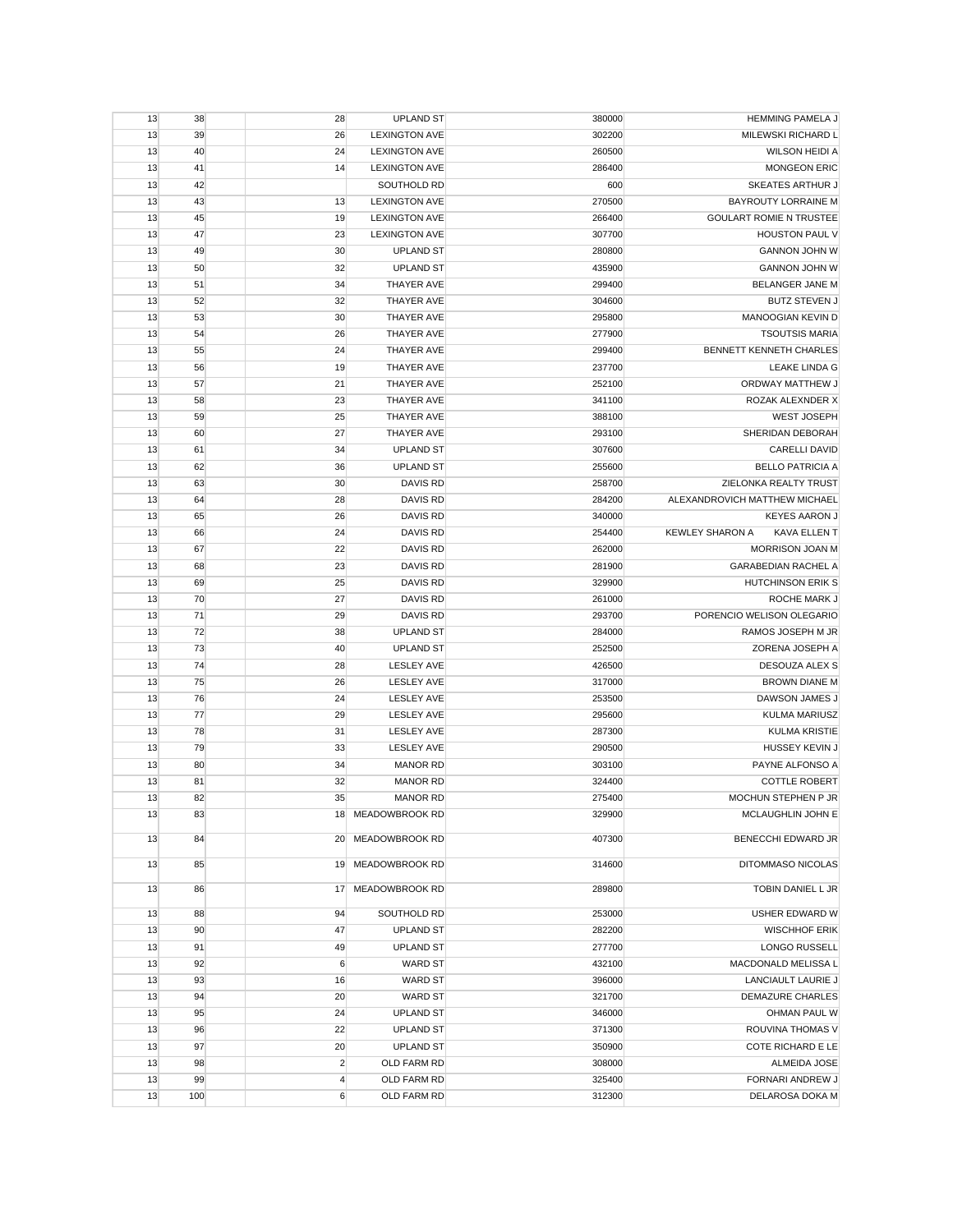| | | | | | | |
|---|---|---|---|---|---|---|
| 13 | 38 | | 28 | UPLAND ST | 380000 | HEMMING PAMELA J |
| 13 | 39 | | 26 | LEXINGTON AVE | 302200 | MILEWSKI RICHARD L |
| 13 | 40 | | 24 | LEXINGTON AVE | 260500 | WILSON HEIDI A |
| 13 | 41 | | 14 | LEXINGTON AVE | 286400 | MONGEON ERIC |
| 13 | 42 | | | SOUTHOLD RD | 600 | SKEATES ARTHUR J |
| 13 | 43 | | 13 | LEXINGTON AVE | 270500 | BAYROUTY LORRAINE M |
| 13 | 45 | | 19 | LEXINGTON AVE | 266400 | GOULART ROMIE N TRUSTEE |
| 13 | 47 | | 23 | LEXINGTON AVE | 307700 | HOUSTON PAUL V |
| 13 | 49 | | 30 | UPLAND ST | 280800 | GANNON JOHN W |
| 13 | 50 | | 32 | UPLAND ST | 435900 | GANNON JOHN W |
| 13 | 51 | | 34 | THAYER AVE | 299400 | BELANGER JANE M |
| 13 | 52 | | 32 | THAYER AVE | 304600 | BUTZ STEVEN J |
| 13 | 53 | | 30 | THAYER AVE | 295800 | MANOOGIAN KEVIN D |
| 13 | 54 | | 26 | THAYER AVE | 277900 | TSOUTSIS MARIA |
| 13 | 55 | | 24 | THAYER AVE | 299400 | BENNETT KENNETH CHARLES |
| 13 | 56 | | 19 | THAYER AVE | 237700 | LEAKE LINDA G |
| 13 | 57 | | 21 | THAYER AVE | 252100 | ORDWAY MATTHEW J |
| 13 | 58 | | 23 | THAYER AVE | 341100 | ROZAK ALEXNDER X |
| 13 | 59 | | 25 | THAYER AVE | 388100 | WEST JOSEPH |
| 13 | 60 | | 27 | THAYER AVE | 293100 | SHERIDAN DEBORAH |
| 13 | 61 | | 34 | UPLAND ST | 307600 | CARELLI DAVID |
| 13 | 62 | | 36 | UPLAND ST | 255600 | BELLO PATRICIA A |
| 13 | 63 | | 30 | DAVIS RD | 258700 | ZIELONKA REALTY TRUST |
| 13 | 64 | | 28 | DAVIS RD | 284200 | ALEXANDROVICH MATTHEW MICHAEL |
| 13 | 65 | | 26 | DAVIS RD | 340000 | KEYES AARON J |
| 13 | 66 | | 24 | DAVIS RD | 254400 | KEWLEY SHARON A KAVA ELLEN T |
| 13 | 67 | | 22 | DAVIS RD | 262000 | MORRISON JOAN M |
| 13 | 68 | | 23 | DAVIS RD | 281900 | GARABEDIAN RACHEL A |
| 13 | 69 | | 25 | DAVIS RD | 329900 | HUTCHINSON ERIK S |
| 13 | 70 | | 27 | DAVIS RD | 261000 | ROCHE MARK J |
| 13 | 71 | | 29 | DAVIS RD | 293700 | PORENCIO WELISON OLEGARIO |
| 13 | 72 | | 38 | UPLAND ST | 284000 | RAMOS JOSEPH M JR |
| 13 | 73 | | 40 | UPLAND ST | 252500 | ZORENA JOSEPH A |
| 13 | 74 | | 28 | LESLEY AVE | 426500 | DESOUZA ALEX S |
| 13 | 75 | | 26 | LESLEY AVE | 317000 | BROWN DIANE M |
| 13 | 76 | | 24 | LESLEY AVE | 253500 | DAWSON JAMES J |
| 13 | 77 | | 29 | LESLEY AVE | 295600 | KULMA MARIUSZ |
| 13 | 78 | | 31 | LESLEY AVE | 287300 | KULMA KRISTIE |
| 13 | 79 | | 33 | LESLEY AVE | 290500 | HUSSEY KEVIN J |
| 13 | 80 | | 34 | MANOR RD | 303100 | PAYNE ALFONSO A |
| 13 | 81 | | 32 | MANOR RD | 324400 | COTTLE ROBERT |
| 13 | 82 | | 35 | MANOR RD | 275400 | MOCHUN STEPHEN P JR |
| 13 | 83 | | 18 | MEADOWBROOK RD | 329900 | MCLAUGHLIN JOHN E |
| 13 | 84 | | 20 | MEADOWBROOK RD | 407300 | BENECCHI EDWARD JR |
| 13 | 85 | | 19 | MEADOWBROOK RD | 314600 | DITOMMASO NICOLAS |
| 13 | 86 | | 17 | MEADOWBROOK RD | 289800 | TOBIN DANIEL L JR |
| 13 | 88 | | 94 | SOUTHOLD RD | 253000 | USHER EDWARD W |
| 13 | 90 | | 47 | UPLAND ST | 282200 | WISCHHOF ERIK |
| 13 | 91 | | 49 | UPLAND ST | 277700 | LONGO RUSSELL |
| 13 | 92 | | 6 | WARD ST | 432100 | MACDONALD MELISSA L |
| 13 | 93 | | 16 | WARD ST | 396000 | LANCIAULT LAURIE J |
| 13 | 94 | | 20 | WARD ST | 321700 | DEMAZURE CHARLES |
| 13 | 95 | | 24 | UPLAND ST | 346000 | OHMAN PAUL W |
| 13 | 96 | | 22 | UPLAND ST | 371300 | ROUVINA THOMAS V |
| 13 | 97 | | 20 | UPLAND ST | 350900 | COTE RICHARD E LE |
| 13 | 98 | | 2 | OLD FARM RD | 308000 | ALMEIDA JOSE |
| 13 | 99 | | 4 | OLD FARM RD | 325400 | FORNARI ANDREW J |
| 13 | 100 | | 6 | OLD FARM RD | 312300 | DELAROSA DOKA M |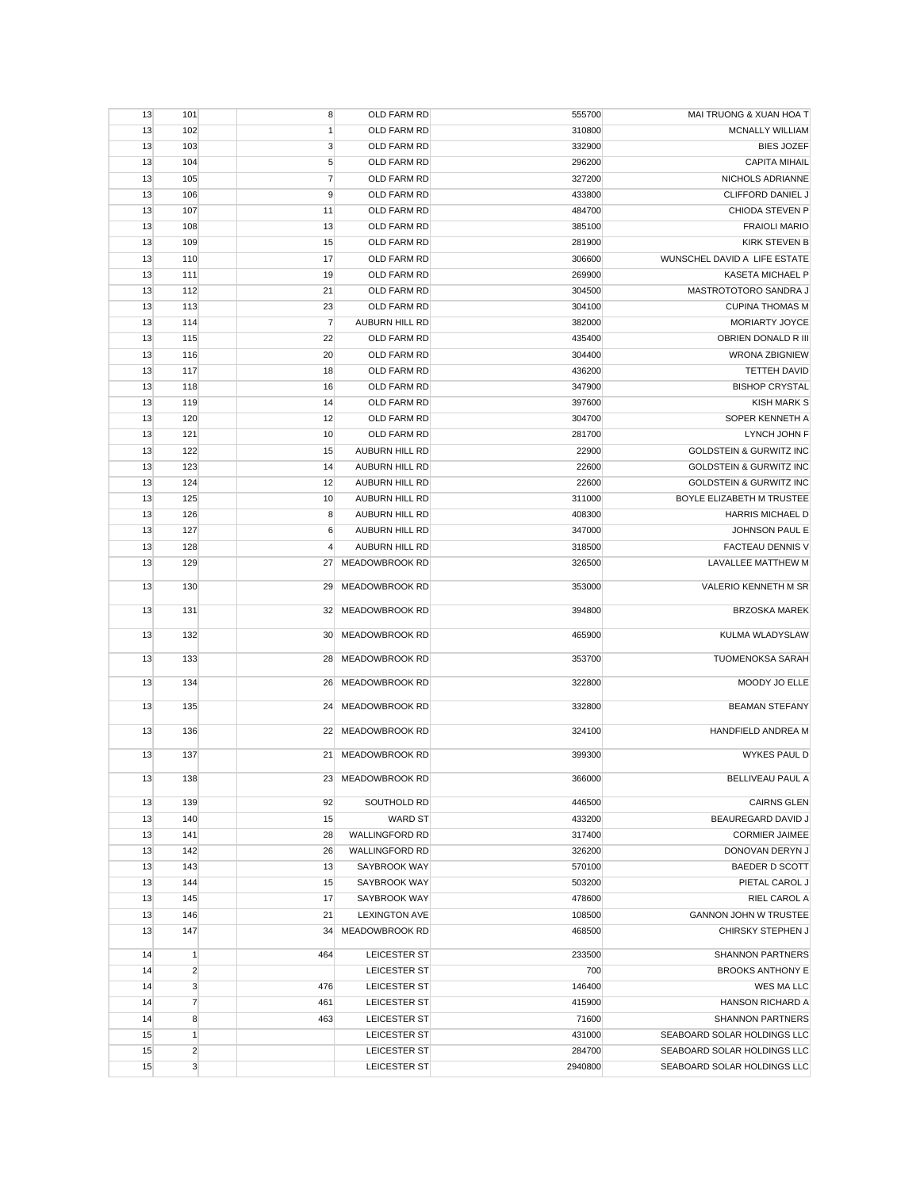| | | | | | | |
|---|---|---|---|---|---|---|
| 13 | 101 | | 8 | OLD FARM RD | 555700 | MAI TRUONG & XUAN HOA T |
| 13 | 102 | | 1 | OLD FARM RD | 310800 | MCNALLY WILLIAM |
| 13 | 103 | | 3 | OLD FARM RD | 332900 | BIES JOZEF |
| 13 | 104 | | 5 | OLD FARM RD | 296200 | CAPITA MIHAIL |
| 13 | 105 | | 7 | OLD FARM RD | 327200 | NICHOLS ADRIANNE |
| 13 | 106 | | 9 | OLD FARM RD | 433800 | CLIFFORD DANIEL J |
| 13 | 107 | | 11 | OLD FARM RD | 484700 | CHIODA STEVEN P |
| 13 | 108 | | 13 | OLD FARM RD | 385100 | FRAIOLI MARIO |
| 13 | 109 | | 15 | OLD FARM RD | 281900 | KIRK STEVEN B |
| 13 | 110 | | 17 | OLD FARM RD | 306600 | WUNSCHEL DAVID A LIFE ESTATE |
| 13 | 111 | | 19 | OLD FARM RD | 269900 | KASETA MICHAEL P |
| 13 | 112 | | 21 | OLD FARM RD | 304500 | MASTROTOTORO SANDRA J |
| 13 | 113 | | 23 | OLD FARM RD | 304100 | CUPINA THOMAS M |
| 13 | 114 | | 7 | AUBURN HILL RD | 382000 | MORIARTY JOYCE |
| 13 | 115 | | 22 | OLD FARM RD | 435400 | OBRIEN DONALD R III |
| 13 | 116 | | 20 | OLD FARM RD | 304400 | WRONA ZBIGNIEW |
| 13 | 117 | | 18 | OLD FARM RD | 436200 | TETTEH DAVID |
| 13 | 118 | | 16 | OLD FARM RD | 347900 | BISHOP CRYSTAL |
| 13 | 119 | | 14 | OLD FARM RD | 397600 | KISH MARK S |
| 13 | 120 | | 12 | OLD FARM RD | 304700 | SOPER KENNETH A |
| 13 | 121 | | 10 | OLD FARM RD | 281700 | LYNCH JOHN F |
| 13 | 122 | | 15 | AUBURN HILL RD | 22900 | GOLDSTEIN & GURWITZ INC |
| 13 | 123 | | 14 | AUBURN HILL RD | 22600 | GOLDSTEIN & GURWITZ INC |
| 13 | 124 | | 12 | AUBURN HILL RD | 22600 | GOLDSTEIN & GURWITZ INC |
| 13 | 125 | | 10 | AUBURN HILL RD | 311000 | BOYLE ELIZABETH M TRUSTEE |
| 13 | 126 | | 8 | AUBURN HILL RD | 408300 | HARRIS MICHAEL D |
| 13 | 127 | | 6 | AUBURN HILL RD | 347000 | JOHNSON PAUL E |
| 13 | 128 | | 4 | AUBURN HILL RD | 318500 | FACTEAU DENNIS V |
| 13 | 129 | | 27 | MEADOWBROOK RD | 326500 | LAVALLEE MATTHEW M |
| 13 | 130 | | 29 | MEADOWBROOK RD | 353000 | VALERIO KENNETH M SR |
| 13 | 131 | | 32 | MEADOWBROOK RD | 394800 | BRZOSKA MAREK |
| 13 | 132 | | 30 | MEADOWBROOK RD | 465900 | KULMA WLADYSLAW |
| 13 | 133 | | 28 | MEADOWBROOK RD | 353700 | TUOMENOKSA SARAH |
| 13 | 134 | | 26 | MEADOWBROOK RD | 322800 | MOODY JO ELLE |
| 13 | 135 | | 24 | MEADOWBROOK RD | 332800 | BEAMAN STEFANY |
| 13 | 136 | | 22 | MEADOWBROOK RD | 324100 | HANDFIELD ANDREA M |
| 13 | 137 | | 21 | MEADOWBROOK RD | 399300 | WYKES PAUL D |
| 13 | 138 | | 23 | MEADOWBROOK RD | 366000 | BELLIVEAU PAUL A |
| 13 | 139 | | 92 | SOUTHOLD RD | 446500 | CAIRNS GLEN |
| 13 | 140 | | 15 | WARD ST | 433200 | BEAUREGARD DAVID J |
| 13 | 141 | | 28 | WALLINGFORD RD | 317400 | CORMIER JAIMEE |
| 13 | 142 | | 26 | WALLINGFORD RD | 326200 | DONOVAN DERYN J |
| 13 | 143 | | 13 | SAYBROOK WAY | 570100 | BAEDER D SCOTT |
| 13 | 144 | | 15 | SAYBROOK WAY | 503200 | PIETAL CAROL J |
| 13 | 145 | | 17 | SAYBROOK WAY | 478600 | RIEL CAROL A |
| 13 | 146 | | 21 | LEXINGTON AVE | 108500 | GANNON JOHN W TRUSTEE |
| 13 | 147 | | 34 | MEADOWBROOK RD | 468500 | CHIRSKY STEPHEN J |
| 14 | 1 | | 464 | LEICESTER ST | 233500 | SHANNON PARTNERS |
| 14 | 2 | | | LEICESTER ST | 700 | BROOKS ANTHONY E |
| 14 | 3 | | 476 | LEICESTER ST | 146400 | WES MA LLC |
| 14 | 7 | | 461 | LEICESTER ST | 415900 | HANSON RICHARD A |
| 14 | 8 | | 463 | LEICESTER ST | 71600 | SHANNON PARTNERS |
| 15 | 1 | | | LEICESTER ST | 431000 | SEABOARD SOLAR HOLDINGS LLC |
| 15 | 2 | | | LEICESTER ST | 284700 | SEABOARD SOLAR HOLDINGS LLC |
| 15 | 3 | | | LEICESTER ST | 2940800 | SEABOARD SOLAR HOLDINGS LLC |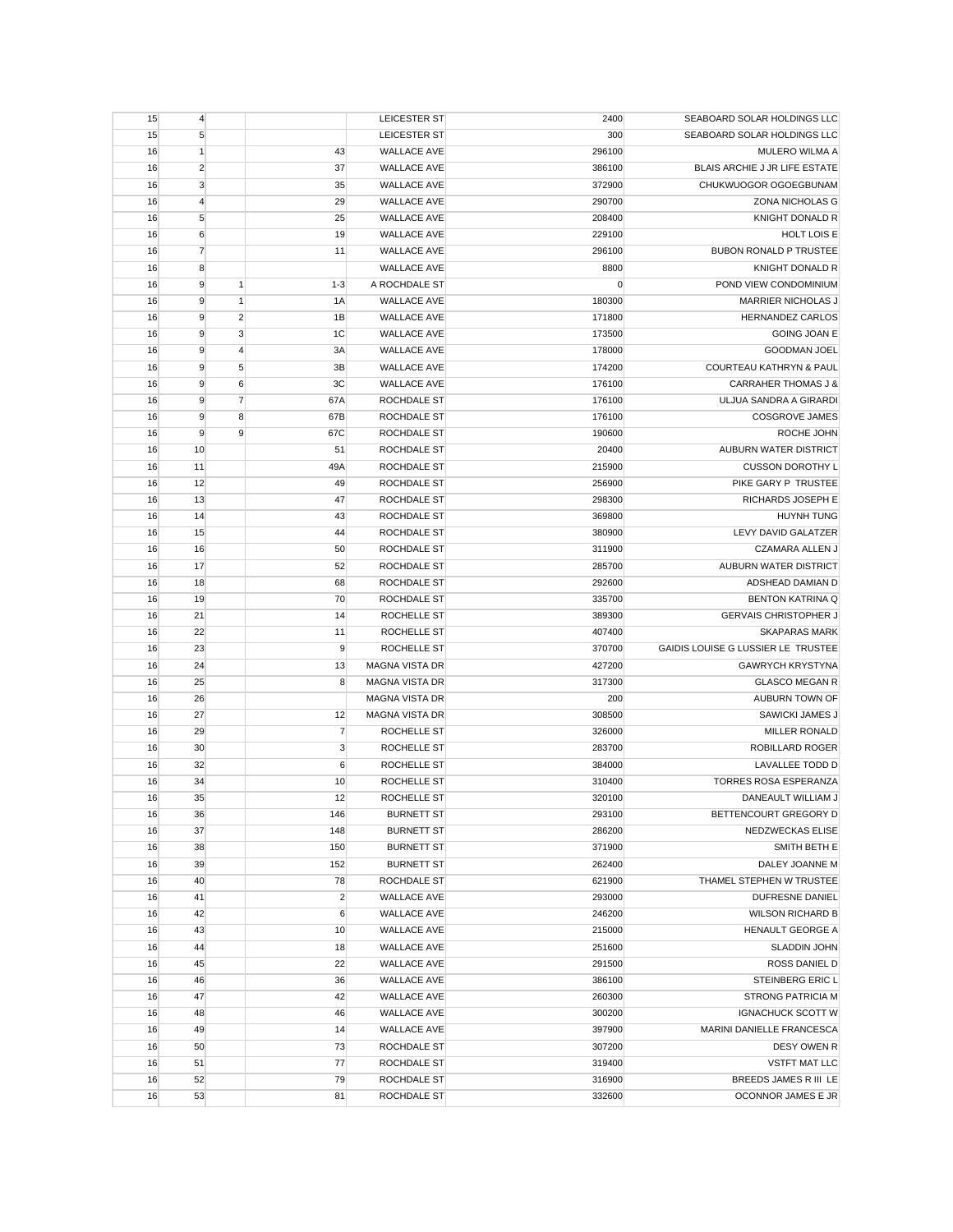| | | | | | | |
|---|---|---|---|---|---|---|
| 15 | 4 | | | LEICESTER ST | 2400 | SEABOARD SOLAR HOLDINGS LLC |
| 15 | 5 | | | LEICESTER ST | 300 | SEABOARD SOLAR HOLDINGS LLC |
| 16 | 1 | | 43 | WALLACE AVE | 296100 | MULERO WILMA A |
| 16 | 2 | | 37 | WALLACE AVE | 386100 | BLAIS ARCHIE J JR LIFE ESTATE |
| 16 | 3 | | 35 | WALLACE AVE | 372900 | CHUKWUOGOR OGOEGBUNAM |
| 16 | 4 | | 29 | WALLACE AVE | 290700 | ZONA NICHOLAS G |
| 16 | 5 | | 25 | WALLACE AVE | 208400 | KNIGHT DONALD R |
| 16 | 6 | | 19 | WALLACE AVE | 229100 | HOLT LOIS E |
| 16 | 7 | | 11 | WALLACE AVE | 296100 | BUBON RONALD P TRUSTEE |
| 16 | 8 | | | WALLACE AVE | 8800 | KNIGHT DONALD R |
| 16 | 9 | 1 | 1-3 | A ROCHDALE ST | 0 | POND VIEW CONDOMINIUM |
| 16 | 9 | 1 | 1A | WALLACE AVE | 180300 | MARRIER NICHOLAS J |
| 16 | 9 | 2 | 1B | WALLACE AVE | 171800 | HERNANDEZ CARLOS |
| 16 | 9 | 3 | 1C | WALLACE AVE | 173500 | GOING JOAN E |
| 16 | 9 | 4 | 3A | WALLACE AVE | 178000 | GOODMAN JOEL |
| 16 | 9 | 5 | 3B | WALLACE AVE | 174200 | COURTEAU KATHRYN & PAUL |
| 16 | 9 | 6 | 3C | WALLACE AVE | 176100 | CARRAHER THOMAS J & |
| 16 | 9 | 7 | 67A | ROCHDALE ST | 176100 | ULJUA SANDRA A GIRARDI |
| 16 | 9 | 8 | 67B | ROCHDALE ST | 176100 | COSGROVE JAMES |
| 16 | 9 | 9 | 67C | ROCHDALE ST | 190600 | ROCHE JOHN |
| 16 | 10 | | 51 | ROCHDALE ST | 20400 | AUBURN WATER DISTRICT |
| 16 | 11 | | 49A | ROCHDALE ST | 215900 | CUSSON DOROTHY L |
| 16 | 12 | | 49 | ROCHDALE ST | 256900 | PIKE GARY P TRUSTEE |
| 16 | 13 | | 47 | ROCHDALE ST | 298300 | RICHARDS JOSEPH E |
| 16 | 14 | | 43 | ROCHDALE ST | 369800 | HUYNH TUNG |
| 16 | 15 | | 44 | ROCHDALE ST | 380900 | LEVY DAVID GALATZER |
| 16 | 16 | | 50 | ROCHDALE ST | 311900 | CZAMARA ALLEN J |
| 16 | 17 | | 52 | ROCHDALE ST | 285700 | AUBURN WATER DISTRICT |
| 16 | 18 | | 68 | ROCHDALE ST | 292600 | ADSHEAD DAMIAN D |
| 16 | 19 | | 70 | ROCHDALE ST | 335700 | BENTON KATRINA Q |
| 16 | 21 | | 14 | ROCHELLE ST | 389300 | GERVAIS CHRISTOPHER J |
| 16 | 22 | | 11 | ROCHELLE ST | 407400 | SKAPARAS MARK |
| 16 | 23 | | 9 | ROCHELLE ST | 370700 | GAIDIS LOUISE G LUSSIER LE TRUSTEE |
| 16 | 24 | | 13 | MAGNA VISTA DR | 427200 | GAWRYCH KRYSTYNA |
| 16 | 25 | | 8 | MAGNA VISTA DR | 317300 | GLASCO MEGAN R |
| 16 | 26 | | | MAGNA VISTA DR | 200 | AUBURN TOWN OF |
| 16 | 27 | | 12 | MAGNA VISTA DR | 308500 | SAWICKI JAMES J |
| 16 | 29 | | 7 | ROCHELLE ST | 326000 | MILLER RONALD |
| 16 | 30 | | 3 | ROCHELLE ST | 283700 | ROBILLARD ROGER |
| 16 | 32 | | 6 | ROCHELLE ST | 384000 | LAVALLEE TODD D |
| 16 | 34 | | 10 | ROCHELLE ST | 310400 | TORRES ROSA ESPERANZA |
| 16 | 35 | | 12 | ROCHELLE ST | 320100 | DANEAULT WILLIAM J |
| 16 | 36 | | 146 | BURNETT ST | 293100 | BETTENCOURT GREGORY D |
| 16 | 37 | | 148 | BURNETT ST | 286200 | NEDZWECKAS ELISE |
| 16 | 38 | | 150 | BURNETT ST | 371900 | SMITH BETH E |
| 16 | 39 | | 152 | BURNETT ST | 262400 | DALEY JOANNE M |
| 16 | 40 | | 78 | ROCHDALE ST | 621900 | THAMEL STEPHEN W TRUSTEE |
| 16 | 41 | | 2 | WALLACE AVE | 293000 | DUFRESNE DANIEL |
| 16 | 42 | | 6 | WALLACE AVE | 246200 | WILSON RICHARD B |
| 16 | 43 | | 10 | WALLACE AVE | 215000 | HENAULT GEORGE A |
| 16 | 44 | | 18 | WALLACE AVE | 251600 | SLADDIN JOHN |
| 16 | 45 | | 22 | WALLACE AVE | 291500 | ROSS DANIEL D |
| 16 | 46 | | 36 | WALLACE AVE | 386100 | STEINBERG ERIC L |
| 16 | 47 | | 42 | WALLACE AVE | 260300 | STRONG PATRICIA M |
| 16 | 48 | | 46 | WALLACE AVE | 300200 | IGNACHUCK SCOTT W |
| 16 | 49 | | 14 | WALLACE AVE | 397900 | MARINI DANIELLE FRANCESCA |
| 16 | 50 | | 73 | ROCHDALE ST | 307200 | DESY OWEN R |
| 16 | 51 | | 77 | ROCHDALE ST | 319400 | VSTFT MAT LLC |
| 16 | 52 | | 79 | ROCHDALE ST | 316900 | BREEDS JAMES R III LE |
| 16 | 53 | | 81 | ROCHDALE ST | 332600 | OCONNOR JAMES E JR |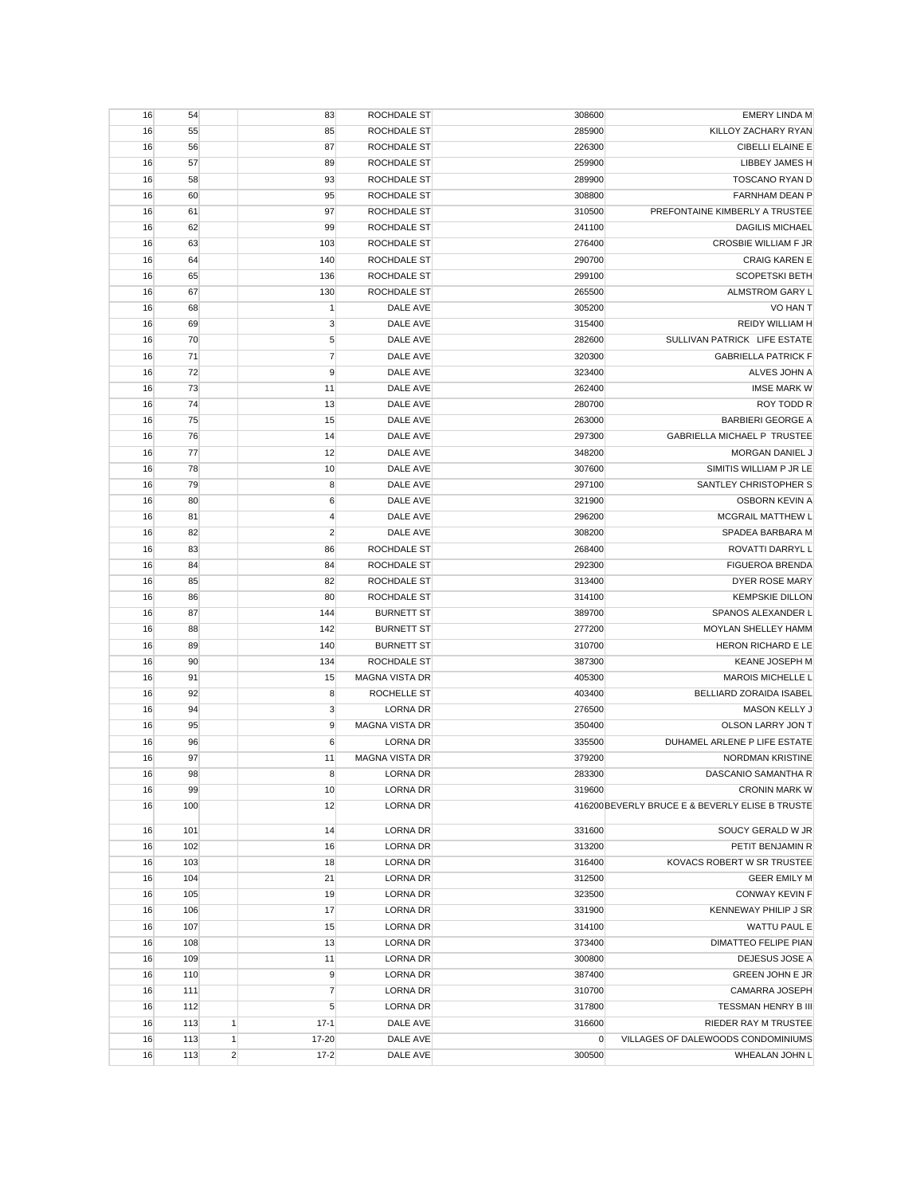| | | | | | | |
|---|---|---|---|---|---|---|
| 16 | 54 | | 83 | ROCHDALE ST | 308600 | EMERY LINDA M |
| 16 | 55 | | 85 | ROCHDALE ST | 285900 | KILLOY ZACHARY RYAN |
| 16 | 56 | | 87 | ROCHDALE ST | 226300 | CIBELLI ELAINE E |
| 16 | 57 | | 89 | ROCHDALE ST | 259900 | LIBBEY JAMES H |
| 16 | 58 | | 93 | ROCHDALE ST | 289900 | TOSCANO RYAN D |
| 16 | 60 | | 95 | ROCHDALE ST | 308800 | FARNHAM DEAN P |
| 16 | 61 | | 97 | ROCHDALE ST | 310500 | PREFONTAINE KIMBERLY A TRUSTEE |
| 16 | 62 | | 99 | ROCHDALE ST | 241100 | DAGILIS MICHAEL |
| 16 | 63 | | 103 | ROCHDALE ST | 276400 | CROSBIE WILLIAM F JR |
| 16 | 64 | | 140 | ROCHDALE ST | 290700 | CRAIG KAREN E |
| 16 | 65 | | 136 | ROCHDALE ST | 299100 | SCOPETSKI BETH |
| 16 | 67 | | 130 | ROCHDALE ST | 265500 | ALMSTROM GARY L |
| 16 | 68 | | 1 | DALE AVE | 305200 | VO HAN T |
| 16 | 69 | | 3 | DALE AVE | 315400 | REIDY WILLIAM H |
| 16 | 70 | | 5 | DALE AVE | 282600 | SULLIVAN PATRICK LIFE ESTATE |
| 16 | 71 | | 7 | DALE AVE | 320300 | GABRIELLA PATRICK F |
| 16 | 72 | | 9 | DALE AVE | 323400 | ALVES JOHN A |
| 16 | 73 | | 11 | DALE AVE | 262400 | IMSE MARK W |
| 16 | 74 | | 13 | DALE AVE | 280700 | ROY TODD R |
| 16 | 75 | | 15 | DALE AVE | 263000 | BARBIERI GEORGE A |
| 16 | 76 | | 14 | DALE AVE | 297300 | GABRIELLA MICHAEL P TRUSTEE |
| 16 | 77 | | 12 | DALE AVE | 348200 | MORGAN DANIEL J |
| 16 | 78 | | 10 | DALE AVE | 307600 | SIMITIS WILLIAM P JR LE |
| 16 | 79 | | 8 | DALE AVE | 297100 | SANTLEY CHRISTOPHER S |
| 16 | 80 | | 6 | DALE AVE | 321900 | OSBORN KEVIN A |
| 16 | 81 | | 4 | DALE AVE | 296200 | MCGRAIL MATTHEW L |
| 16 | 82 | | 2 | DALE AVE | 308200 | SPADEA BARBARA M |
| 16 | 83 | | 86 | ROCHDALE ST | 268400 | ROVATTI DARRYL L |
| 16 | 84 | | 84 | ROCHDALE ST | 292300 | FIGUEROA BRENDA |
| 16 | 85 | | 82 | ROCHDALE ST | 313400 | DYER ROSE MARY |
| 16 | 86 | | 80 | ROCHDALE ST | 314100 | KEMPSKIE DILLON |
| 16 | 87 | | 144 | BURNETT ST | 389700 | SPANOS ALEXANDER L |
| 16 | 88 | | 142 | BURNETT ST | 277200 | MOYLAN SHELLEY HAMM |
| 16 | 89 | | 140 | BURNETT ST | 310700 | HERON RICHARD E LE |
| 16 | 90 | | 134 | ROCHDALE ST | 387300 | KEANE JOSEPH M |
| 16 | 91 | | 15 | MAGNA VISTA DR | 405300 | MAROIS MICHELLE L |
| 16 | 92 | | 8 | ROCHELLE ST | 403400 | BELLIARD ZORAIDA ISABEL |
| 16 | 94 | | 3 | LORNA DR | 276500 | MASON KELLY J |
| 16 | 95 | | 9 | MAGNA VISTA DR | 350400 | OLSON LARRY JON T |
| 16 | 96 | | 6 | LORNA DR | 335500 | DUHAMEL ARLENE P LIFE ESTATE |
| 16 | 97 | | 11 | MAGNA VISTA DR | 379200 | NORDMAN KRISTINE |
| 16 | 98 | | 8 | LORNA DR | 283300 | DASCANIO SAMANTHA R |
| 16 | 99 | | 10 | LORNA DR | 319600 | CRONIN MARK W |
| 16 | 100 | | 12 | LORNA DR | 416200 | BEVERLY BRUCE E & BEVERLY ELISE B TRUSTE |
| 16 | 101 | | 14 | LORNA DR | 331600 | SOUCY GERALD W JR |
| 16 | 102 | | 16 | LORNA DR | 313200 | PETIT BENJAMIN R |
| 16 | 103 | | 18 | LORNA DR | 316400 | KOVACS ROBERT W SR TRUSTEE |
| 16 | 104 | | 21 | LORNA DR | 312500 | GEER EMILY M |
| 16 | 105 | | 19 | LORNA DR | 323500 | CONWAY KEVIN F |
| 16 | 106 | | 17 | LORNA DR | 331900 | KENNEWAY PHILIP J SR |
| 16 | 107 | | 15 | LORNA DR | 314100 | WATTU PAUL E |
| 16 | 108 | | 13 | LORNA DR | 373400 | DIMATTEO FELIPE PIAN |
| 16 | 109 | | 11 | LORNA DR | 300800 | DEJESUS JOSE A |
| 16 | 110 | | 9 | LORNA DR | 387400 | GREEN JOHN E JR |
| 16 | 111 | | 7 | LORNA DR | 310700 | CAMARRA JOSEPH |
| 16 | 112 | | 5 | LORNA DR | 317800 | TESSMAN HENRY B III |
| 16 | 113 | 1 | 17-1 | DALE AVE | 316600 | RIEDER RAY M TRUSTEE |
| 16 | 113 | 1 | 17-20 | DALE AVE | 0 | VILLAGES OF DALEWOODS CONDOMINIUMS |
| 16 | 113 | 2 | 17-2 | DALE AVE | 300500 | WHEALAN JOHN L |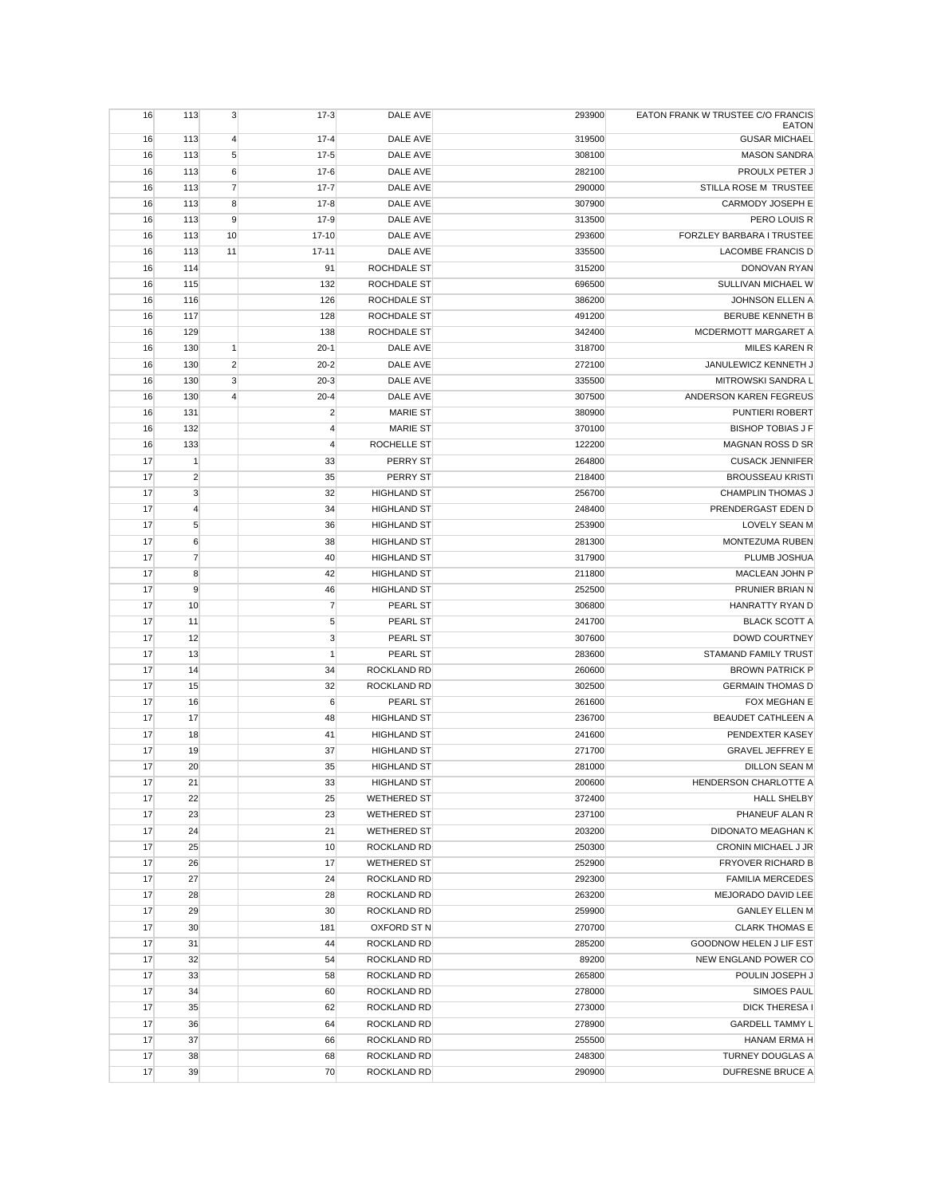| | | | | | | |
|---|---|---|---|---|---|---|
| 16 | 113 | 3 | 17-3 | DALE AVE | 293900 | EATON FRANK W TRUSTEE C/O FRANCIS EATON |
| 16 | 113 | 4 | 17-4 | DALE AVE | 319500 | GUSAR MICHAEL |
| 16 | 113 | 5 | 17-5 | DALE AVE | 308100 | MASON SANDRA |
| 16 | 113 | 6 | 17-6 | DALE AVE | 282100 | PROULX PETER J |
| 16 | 113 | 7 | 17-7 | DALE AVE | 290000 | STILLA ROSE M TRUSTEE |
| 16 | 113 | 8 | 17-8 | DALE AVE | 307900 | CARMODY JOSEPH E |
| 16 | 113 | 9 | 17-9 | DALE AVE | 313500 | PERO LOUIS R |
| 16 | 113 | 10 | 17-10 | DALE AVE | 293600 | FORZLEY BARBARA I TRUSTEE |
| 16 | 113 | 11 | 17-11 | DALE AVE | 335500 | LACOMBE FRANCIS D |
| 16 | 114 | | 91 | ROCHDALE ST | 315200 | DONOVAN RYAN |
| 16 | 115 | | 132 | ROCHDALE ST | 696500 | SULLIVAN MICHAEL W |
| 16 | 116 | | 126 | ROCHDALE ST | 386200 | JOHNSON ELLEN A |
| 16 | 117 | | 128 | ROCHDALE ST | 491200 | BERUBE KENNETH B |
| 16 | 129 | | 138 | ROCHDALE ST | 342400 | MCDERMOTT MARGARET A |
| 16 | 130 | 1 | 20-1 | DALE AVE | 318700 | MILES KAREN R |
| 16 | 130 | 2 | 20-2 | DALE AVE | 272100 | JANULEWICZ KENNETH J |
| 16 | 130 | 3 | 20-3 | DALE AVE | 335500 | MITROWSKI SANDRA L |
| 16 | 130 | 4 | 20-4 | DALE AVE | 307500 | ANDERSON KAREN FEGREUS |
| 16 | 131 | | 2 | MARIE ST | 380900 | PUNTIERI ROBERT |
| 16 | 132 | | 4 | MARIE ST | 370100 | BISHOP TOBIAS J F |
| 16 | 133 | | 4 | ROCHELLE ST | 122200 | MAGNAN ROSS D SR |
| 17 | 1 | | 33 | PERRY ST | 264800 | CUSACK JENNIFER |
| 17 | 2 | | 35 | PERRY ST | 218400 | BROUSSEAU KRISTI |
| 17 | 3 | | 32 | HIGHLAND ST | 256700 | CHAMPLIN THOMAS J |
| 17 | 4 | | 34 | HIGHLAND ST | 248400 | PRENDERGAST EDEN D |
| 17 | 5 | | 36 | HIGHLAND ST | 253900 | LOVELY SEAN M |
| 17 | 6 | | 38 | HIGHLAND ST | 281300 | MONTEZUMA RUBEN |
| 17 | 7 | | 40 | HIGHLAND ST | 317900 | PLUMB JOSHUA |
| 17 | 8 | | 42 | HIGHLAND ST | 211800 | MACLEAN JOHN P |
| 17 | 9 | | 46 | HIGHLAND ST | 252500 | PRUNIER BRIAN N |
| 17 | 10 | | 7 | PEARL ST | 306800 | HANRATTY RYAN D |
| 17 | 11 | | 5 | PEARL ST | 241700 | BLACK SCOTT A |
| 17 | 12 | | 3 | PEARL ST | 307600 | DOWD COURTNEY |
| 17 | 13 | | 1 | PEARL ST | 283600 | STAMAND FAMILY TRUST |
| 17 | 14 | | 34 | ROCKLAND RD | 260600 | BROWN PATRICK P |
| 17 | 15 | | 32 | ROCKLAND RD | 302500 | GERMAIN THOMAS D |
| 17 | 16 | | 6 | PEARL ST | 261600 | FOX MEGHAN E |
| 17 | 17 | | 48 | HIGHLAND ST | 236700 | BEAUDET CATHLEEN A |
| 17 | 18 | | 41 | HIGHLAND ST | 241600 | PENDEXTER KASEY |
| 17 | 19 | | 37 | HIGHLAND ST | 271700 | GRAVEL JEFFREY E |
| 17 | 20 | | 35 | HIGHLAND ST | 281000 | DILLON SEAN M |
| 17 | 21 | | 33 | HIGHLAND ST | 200600 | HENDERSON CHARLOTTE A |
| 17 | 22 | | 25 | WETHERED ST | 372400 | HALL SHELBY |
| 17 | 23 | | 23 | WETHERED ST | 237100 | PHANEUF ALAN R |
| 17 | 24 | | 21 | WETHERED ST | 203200 | DIDONATO MEAGHAN K |
| 17 | 25 | | 10 | ROCKLAND RD | 250300 | CRONIN MICHAEL J JR |
| 17 | 26 | | 17 | WETHERED ST | 252900 | FRYOVER RICHARD B |
| 17 | 27 | | 24 | ROCKLAND RD | 292300 | FAMILIA MERCEDES |
| 17 | 28 | | 28 | ROCKLAND RD | 263200 | MEJORADO DAVID LEE |
| 17 | 29 | | 30 | ROCKLAND RD | 259900 | GANLEY ELLEN M |
| 17 | 30 | | 181 | OXFORD ST N | 270700 | CLARK THOMAS E |
| 17 | 31 | | 44 | ROCKLAND RD | 285200 | GOODNOW HELEN J LIF EST |
| 17 | 32 | | 54 | ROCKLAND RD | 89200 | NEW ENGLAND POWER CO |
| 17 | 33 | | 58 | ROCKLAND RD | 265800 | POULIN JOSEPH J |
| 17 | 34 | | 60 | ROCKLAND RD | 278000 | SIMOES PAUL |
| 17 | 35 | | 62 | ROCKLAND RD | 273000 | DICK THERESA I |
| 17 | 36 | | 64 | ROCKLAND RD | 278900 | GARDELL TAMMY L |
| 17 | 37 | | 66 | ROCKLAND RD | 255500 | HANAM ERMA H |
| 17 | 38 | | 68 | ROCKLAND RD | 248300 | TURNEY DOUGLAS A |
| 17 | 39 | | 70 | ROCKLAND RD | 290900 | DUFRESNE BRUCE A |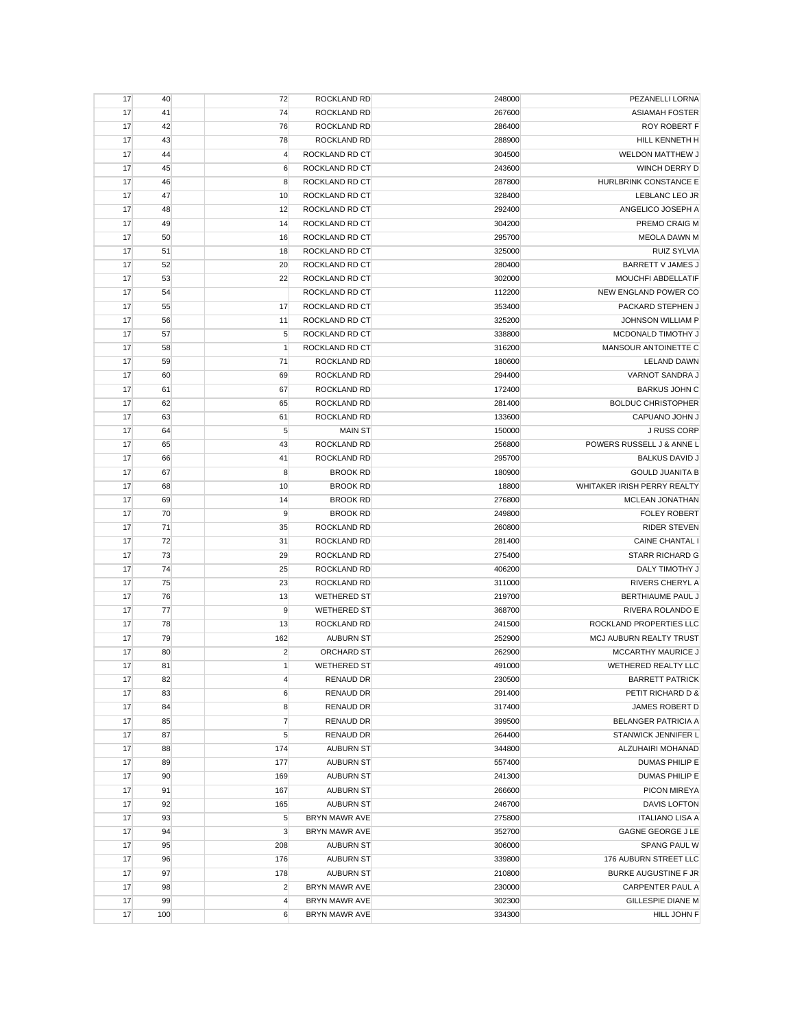| | | | | | | |
|---|---|---|---|---|---|---|
| 17 | 40 | | 72 | ROCKLAND RD | 248000 | PEZANELLI LORNA |
| 17 | 41 | | 74 | ROCKLAND RD | 267600 | ASIAMAH FOSTER |
| 17 | 42 | | 76 | ROCKLAND RD | 286400 | ROY ROBERT F |
| 17 | 43 | | 78 | ROCKLAND RD | 288900 | HILL KENNETH H |
| 17 | 44 | | 4 | ROCKLAND RD CT | 304500 | WELDON MATTHEW J |
| 17 | 45 | | 6 | ROCKLAND RD CT | 243600 | WINCH DERRY D |
| 17 | 46 | | 8 | ROCKLAND RD CT | 287800 | HURLBRINK CONSTANCE E |
| 17 | 47 | | 10 | ROCKLAND RD CT | 328400 | LEBLANC LEO JR |
| 17 | 48 | | 12 | ROCKLAND RD CT | 292400 | ANGELICO JOSEPH A |
| 17 | 49 | | 14 | ROCKLAND RD CT | 304200 | PREMO CRAIG M |
| 17 | 50 | | 16 | ROCKLAND RD CT | 295700 | MEOLA DAWN M |
| 17 | 51 | | 18 | ROCKLAND RD CT | 325000 | RUIZ SYLVIA |
| 17 | 52 | | 20 | ROCKLAND RD CT | 280400 | BARRETT V JAMES J |
| 17 | 53 | | 22 | ROCKLAND RD CT | 302000 | MOUCHFI ABDELLATIF |
| 17 | 54 | | | ROCKLAND RD CT | 112200 | NEW ENGLAND POWER CO |
| 17 | 55 | | 17 | ROCKLAND RD CT | 353400 | PACKARD STEPHEN J |
| 17 | 56 | | 11 | ROCKLAND RD CT | 325200 | JOHNSON WILLIAM P |
| 17 | 57 | | 5 | ROCKLAND RD CT | 338800 | MCDONALD TIMOTHY J |
| 17 | 58 | | 1 | ROCKLAND RD CT | 316200 | MANSOUR ANTOINETTE C |
| 17 | 59 | | 71 | ROCKLAND RD | 180600 | LELAND DAWN |
| 17 | 60 | | 69 | ROCKLAND RD | 294400 | VARNOT SANDRA J |
| 17 | 61 | | 67 | ROCKLAND RD | 172400 | BARKUS JOHN C |
| 17 | 62 | | 65 | ROCKLAND RD | 281400 | BOLDUC CHRISTOPHER |
| 17 | 63 | | 61 | ROCKLAND RD | 133600 | CAPUANO JOHN J |
| 17 | 64 | | 5 | MAIN ST | 150000 | J RUSS CORP |
| 17 | 65 | | 43 | ROCKLAND RD | 256800 | POWERS RUSSELL J & ANNE L |
| 17 | 66 | | 41 | ROCKLAND RD | 295700 | BALKUS DAVID J |
| 17 | 67 | | 8 | BROOK RD | 180900 | GOULD JUANITA B |
| 17 | 68 | | 10 | BROOK RD | 18800 | WHITAKER IRISH PERRY REALTY |
| 17 | 69 | | 14 | BROOK RD | 276800 | MCLEAN JONATHAN |
| 17 | 70 | | 9 | BROOK RD | 249800 | FOLEY ROBERT |
| 17 | 71 | | 35 | ROCKLAND RD | 260800 | RIDER STEVEN |
| 17 | 72 | | 31 | ROCKLAND RD | 281400 | CAINE CHANTAL I |
| 17 | 73 | | 29 | ROCKLAND RD | 275400 | STARR RICHARD G |
| 17 | 74 | | 25 | ROCKLAND RD | 406200 | DALY TIMOTHY J |
| 17 | 75 | | 23 | ROCKLAND RD | 311000 | RIVERS CHERYL A |
| 17 | 76 | | 13 | WETHERED ST | 219700 | BERTHIAUME PAUL J |
| 17 | 77 | | 9 | WETHERED ST | 368700 | RIVERA ROLANDO E |
| 17 | 78 | | 13 | ROCKLAND RD | 241500 | ROCKLAND PROPERTIES LLC |
| 17 | 79 | | 162 | AUBURN ST | 252900 | MCJ AUBURN REALTY TRUST |
| 17 | 80 | | 2 | ORCHARD ST | 262900 | MCCARTHY MAURICE J |
| 17 | 81 | | 1 | WETHERED ST | 491000 | WETHERED REALTY LLC |
| 17 | 82 | | 4 | RENAUD DR | 230500 | BARRETT PATRICK |
| 17 | 83 | | 6 | RENAUD DR | 291400 | PETIT RICHARD D & |
| 17 | 84 | | 8 | RENAUD DR | 317400 | JAMES ROBERT D |
| 17 | 85 | | 7 | RENAUD DR | 399500 | BELANGER PATRICIA A |
| 17 | 87 | | 5 | RENAUD DR | 264400 | STANWICK JENNIFER L |
| 17 | 88 | | 174 | AUBURN ST | 344800 | ALZUHAIRI MOHANAD |
| 17 | 89 | | 177 | AUBURN ST | 557400 | DUMAS PHILIP E |
| 17 | 90 | | 169 | AUBURN ST | 241300 | DUMAS PHILIP E |
| 17 | 91 | | 167 | AUBURN ST | 266600 | PICON MIREYA |
| 17 | 92 | | 165 | AUBURN ST | 246700 | DAVIS LOFTON |
| 17 | 93 | | 5 | BRYN MAWR AVE | 275800 | ITALIANO LISA A |
| 17 | 94 | | 3 | BRYN MAWR AVE | 352700 | GAGNE GEORGE J LE |
| 17 | 95 | | 208 | AUBURN ST | 306000 | SPANG PAUL W |
| 17 | 96 | | 176 | AUBURN ST | 339800 | 176 AUBURN STREET LLC |
| 17 | 97 | | 178 | AUBURN ST | 210800 | BURKE AUGUSTINE F JR |
| 17 | 98 | | 2 | BRYN MAWR AVE | 230000 | CARPENTER PAUL A |
| 17 | 99 | | 4 | BRYN MAWR AVE | 302300 | GILLESPIE DIANE M |
| 17 | 100 | | 6 | BRYN MAWR AVE | 334300 | HILL JOHN F |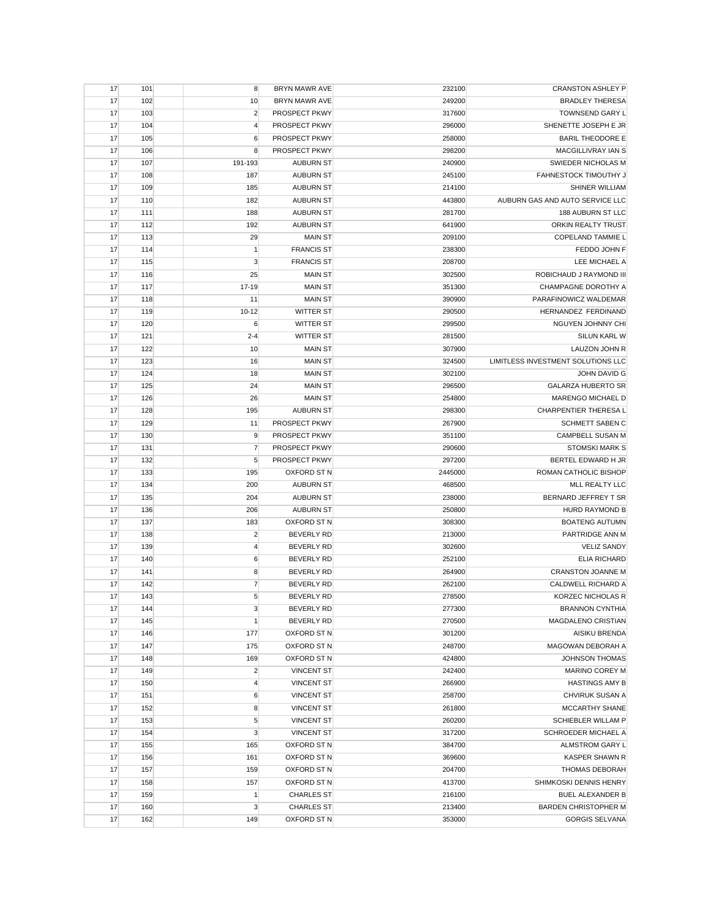| | | | | | | |
|---|---|---|---|---|---|---|
| 17 | 101 | | 8 | BRYN MAWR AVE | 232100 | CRANSTON ASHLEY P |
| 17 | 102 | | 10 | BRYN MAWR AVE | 249200 | BRADLEY THERESA |
| 17 | 103 | | 2 | PROSPECT PKWY | 317600 | TOWNSEND GARY L |
| 17 | 104 | | 4 | PROSPECT PKWY | 296000 | SHENETTE JOSEPH E JR |
| 17 | 105 | | 6 | PROSPECT PKWY | 258000 | BARIL THEODORE E |
| 17 | 106 | | 8 | PROSPECT PKWY | 298200 | MACGILLIVRAY IAN S |
| 17 | 107 | | 191-193 | AUBURN ST | 240900 | SWIEDER NICHOLAS M |
| 17 | 108 | | 187 | AUBURN ST | 245100 | FAHNESTOCK TIMOUTHY J |
| 17 | 109 | | 185 | AUBURN ST | 214100 | SHINER WILLIAM |
| 17 | 110 | | 182 | AUBURN ST | 443800 | AUBURN GAS AND AUTO SERVICE LLC |
| 17 | 111 | | 188 | AUBURN ST | 281700 | 188 AUBURN ST LLC |
| 17 | 112 | | 192 | AUBURN ST | 641900 | ORKIN REALTY TRUST |
| 17 | 113 | | 29 | MAIN ST | 209100 | COPELAND TAMMIE L |
| 17 | 114 | | 1 | FRANCIS ST | 238300 | FEDDO JOHN F |
| 17 | 115 | | 3 | FRANCIS ST | 208700 | LEE MICHAEL A |
| 17 | 116 | | 25 | MAIN ST | 302500 | ROBICHAUD J RAYMOND III |
| 17 | 117 | | 17-19 | MAIN ST | 351300 | CHAMPAGNE DOROTHY A |
| 17 | 118 | | 11 | MAIN ST | 390900 | PARAFINOWICZ WALDEMAR |
| 17 | 119 | | 10-12 | WITTER ST | 290500 | HERNANDEZ FERDINAND |
| 17 | 120 | | 6 | WITTER ST | 299500 | NGUYEN JOHNNY CHI |
| 17 | 121 | | 2-4 | WITTER ST | 281500 | SILUN KARL W |
| 17 | 122 | | 10 | MAIN ST | 307900 | LAUZON JOHN R |
| 17 | 123 | | 16 | MAIN ST | 324500 | LIMITLESS INVESTMENT SOLUTIONS LLC |
| 17 | 124 | | 18 | MAIN ST | 302100 | JOHN DAVID G |
| 17 | 125 | | 24 | MAIN ST | 296500 | GALARZA HUBERTO SR |
| 17 | 126 | | 26 | MAIN ST | 254800 | MARENGO MICHAEL D |
| 17 | 128 | | 195 | AUBURN ST | 298300 | CHARPENTIER THERESA L |
| 17 | 129 | | 11 | PROSPECT PKWY | 267900 | SCHMETT SABEN C |
| 17 | 130 | | 9 | PROSPECT PKWY | 351100 | CAMPBELL SUSAN M |
| 17 | 131 | | 7 | PROSPECT PKWY | 290600 | STOMSKI MARK S |
| 17 | 132 | | 5 | PROSPECT PKWY | 297200 | BERTEL EDWARD H JR |
| 17 | 133 | | 195 | OXFORD ST N | 2445000 | ROMAN CATHOLIC BISHOP |
| 17 | 134 | | 200 | AUBURN ST | 468500 | MLL REALTY LLC |
| 17 | 135 | | 204 | AUBURN ST | 238000 | BERNARD JEFFREY T SR |
| 17 | 136 | | 206 | AUBURN ST | 250800 | HURD RAYMOND B |
| 17 | 137 | | 183 | OXFORD ST N | 308300 | BOATENG AUTUMN |
| 17 | 138 | | 2 | BEVERLY RD | 213000 | PARTRIDGE ANN M |
| 17 | 139 | | 4 | BEVERLY RD | 302600 | VELIZ SANDY |
| 17 | 140 | | 6 | BEVERLY RD | 252100 | ELIA RICHARD |
| 17 | 141 | | 8 | BEVERLY RD | 264900 | CRANSTON JOANNE M |
| 17 | 142 | | 7 | BEVERLY RD | 262100 | CALDWELL RICHARD A |
| 17 | 143 | | 5 | BEVERLY RD | 278500 | KORZEC NICHOLAS R |
| 17 | 144 | | 3 | BEVERLY RD | 277300 | BRANNON CYNTHIA |
| 17 | 145 | | 1 | BEVERLY RD | 270500 | MAGDALENO CRISTIAN |
| 17 | 146 | | 177 | OXFORD ST N | 301200 | AISIKU BRENDA |
| 17 | 147 | | 175 | OXFORD ST N | 248700 | MAGOWAN DEBORAH A |
| 17 | 148 | | 169 | OXFORD ST N | 424800 | JOHNSON THOMAS |
| 17 | 149 | | 2 | VINCENT ST | 242400 | MARINO COREY M |
| 17 | 150 | | 4 | VINCENT ST | 266900 | HASTINGS AMY B |
| 17 | 151 | | 6 | VINCENT ST | 258700 | CHVIRUK SUSAN A |
| 17 | 152 | | 8 | VINCENT ST | 261800 | MCCARTHY SHANE |
| 17 | 153 | | 5 | VINCENT ST | 260200 | SCHIEBLER WILLAM P |
| 17 | 154 | | 3 | VINCENT ST | 317200 | SCHROEDER MICHAEL A |
| 17 | 155 | | 165 | OXFORD ST N | 384700 | ALMSTROM GARY L |
| 17 | 156 | | 161 | OXFORD ST N | 369600 | KASPER SHAWN R |
| 17 | 157 | | 159 | OXFORD ST N | 204700 | THOMAS DEBORAH |
| 17 | 158 | | 157 | OXFORD ST N | 413700 | SHIMKOSKI DENNIS HENRY |
| 17 | 159 | | 1 | CHARLES ST | 216100 | BUEL ALEXANDER B |
| 17 | 160 | | 3 | CHARLES ST | 213400 | BARDEN CHRISTOPHER M |
| 17 | 162 | | 149 | OXFORD ST N | 353000 | GORGIS SELVANA |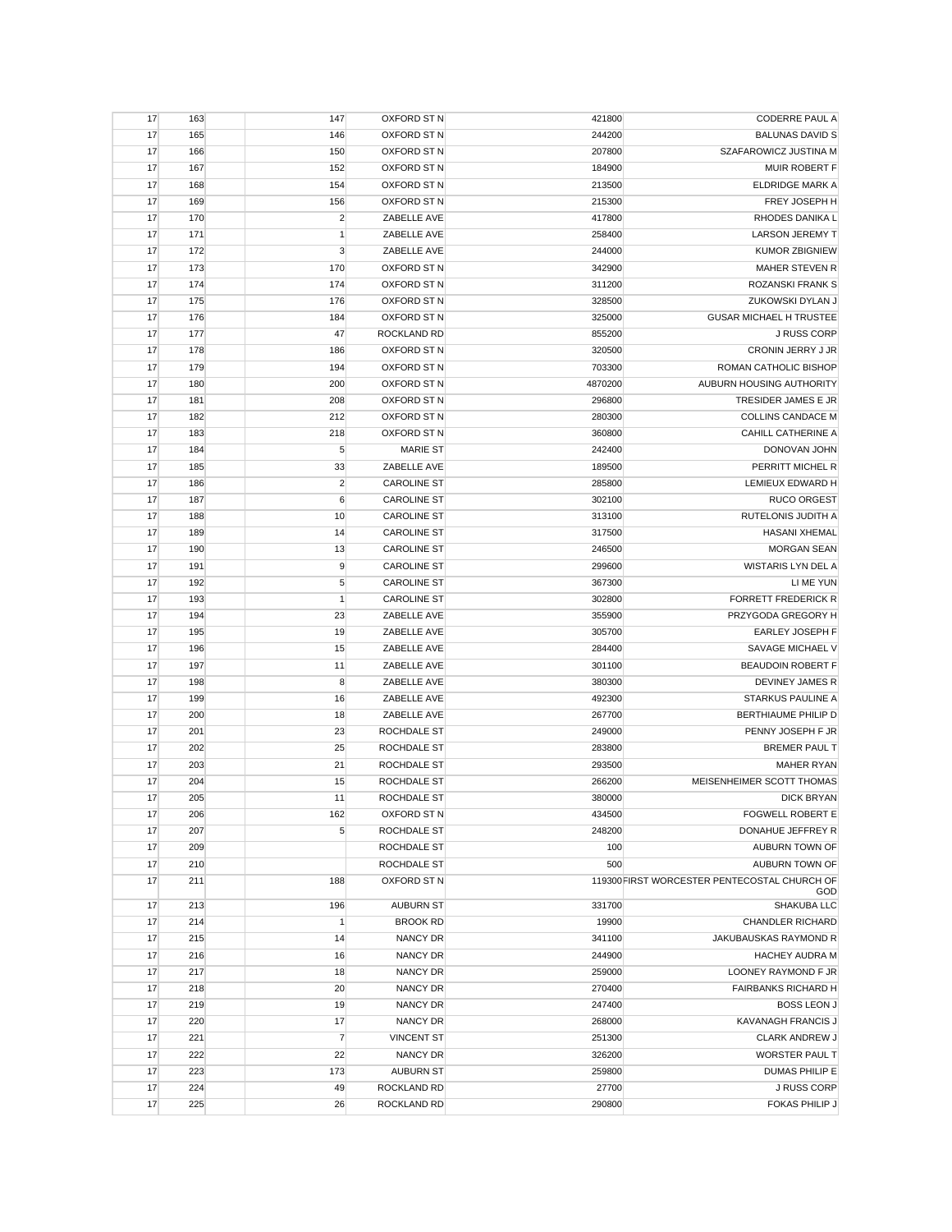| | | | | | |
|---|---|---|---|---|---|
| 17 | 163 | 147 | OXFORD ST N | 421800 | CODERRE PAUL A |
| 17 | 165 | 146 | OXFORD ST N | 244200 | BALUNAS DAVID S |
| 17 | 166 | 150 | OXFORD ST N | 207800 | SZAFAROWICZ JUSTINA M |
| 17 | 167 | 152 | OXFORD ST N | 184900 | MUIR ROBERT F |
| 17 | 168 | 154 | OXFORD ST N | 213500 | ELDRIDGE MARK A |
| 17 | 169 | 156 | OXFORD ST N | 215300 | FREY JOSEPH H |
| 17 | 170 | 2 | ZABELLE AVE | 417800 | RHODES DANIKA L |
| 17 | 171 | 1 | ZABELLE AVE | 258400 | LARSON JEREMY T |
| 17 | 172 | 3 | ZABELLE AVE | 244000 | KUMOR ZBIGNIEW |
| 17 | 173 | 170 | OXFORD ST N | 342900 | MAHER STEVEN R |
| 17 | 174 | 174 | OXFORD ST N | 311200 | ROZANSKI FRANK S |
| 17 | 175 | 176 | OXFORD ST N | 328500 | ZUKOWSKI DYLAN J |
| 17 | 176 | 184 | OXFORD ST N | 325000 | GUSAR MICHAEL H TRUSTEE |
| 17 | 177 | 47 | ROCKLAND RD | 855200 | J RUSS CORP |
| 17 | 178 | 186 | OXFORD ST N | 320500 | CRONIN JERRY J JR |
| 17 | 179 | 194 | OXFORD ST N | 703300 | ROMAN CATHOLIC BISHOP |
| 17 | 180 | 200 | OXFORD ST N | 4870200 | AUBURN HOUSING AUTHORITY |
| 17 | 181 | 208 | OXFORD ST N | 296800 | TRESIDER JAMES E JR |
| 17 | 182 | 212 | OXFORD ST N | 280300 | COLLINS CANDACE M |
| 17 | 183 | 218 | OXFORD ST N | 360800 | CAHILL CATHERINE A |
| 17 | 184 | 5 | MARIE ST | 242400 | DONOVAN JOHN |
| 17 | 185 | 33 | ZABELLE AVE | 189500 | PERRITT MICHEL R |
| 17 | 186 | 2 | CAROLINE ST | 285800 | LEMIEUX EDWARD H |
| 17 | 187 | 6 | CAROLINE ST | 302100 | RUCO ORGEST |
| 17 | 188 | 10 | CAROLINE ST | 313100 | RUTELONIS JUDITH A |
| 17 | 189 | 14 | CAROLINE ST | 317500 | HASANI XHEMAL |
| 17 | 190 | 13 | CAROLINE ST | 246500 | MORGAN SEAN |
| 17 | 191 | 9 | CAROLINE ST | 299600 | WISTARIS LYN DEL A |
| 17 | 192 | 5 | CAROLINE ST | 367300 | LI ME YUN |
| 17 | 193 | 1 | CAROLINE ST | 302800 | FORRETT FREDERICK R |
| 17 | 194 | 23 | ZABELLE AVE | 355900 | PRZYGODA GREGORY H |
| 17 | 195 | 19 | ZABELLE AVE | 305700 | EARLEY JOSEPH F |
| 17 | 196 | 15 | ZABELLE AVE | 284400 | SAVAGE MICHAEL V |
| 17 | 197 | 11 | ZABELLE AVE | 301100 | BEAUDOIN ROBERT F |
| 17 | 198 | 8 | ZABELLE AVE | 380300 | DEVINEY JAMES R |
| 17 | 199 | 16 | ZABELLE AVE | 492300 | STARKUS PAULINE A |
| 17 | 200 | 18 | ZABELLE AVE | 267700 | BERTHIAUME PHILIP D |
| 17 | 201 | 23 | ROCHDALE ST | 249000 | PENNY JOSEPH F JR |
| 17 | 202 | 25 | ROCHDALE ST | 283800 | BREMER PAUL T |
| 17 | 203 | 21 | ROCHDALE ST | 293500 | MAHER RYAN |
| 17 | 204 | 15 | ROCHDALE ST | 266200 | MEISENHEIMER SCOTT THOMAS |
| 17 | 205 | 11 | ROCHDALE ST | 380000 | DICK BRYAN |
| 17 | 206 | 162 | OXFORD ST N | 434500 | FOGWELL ROBERT E |
| 17 | 207 | 5 | ROCHDALE ST | 248200 | DONAHUE JEFFREY R |
| 17 | 209 | | ROCHDALE ST | 100 | AUBURN TOWN OF |
| 17 | 210 | | ROCHDALE ST | 500 | AUBURN TOWN OF |
| 17 | 211 | 188 | OXFORD ST N | 119300 | FIRST WORCESTER PENTECOSTAL CHURCH OF GOD |
| 17 | 213 | 196 | AUBURN ST | 331700 | SHAKUBA LLC |
| 17 | 214 | 1 | BROOK RD | 19900 | CHANDLER RICHARD |
| 17 | 215 | 14 | NANCY DR | 341100 | JAKUBAUSKAS RAYMOND R |
| 17 | 216 | 16 | NANCY DR | 244900 | HACHEY AUDRA M |
| 17 | 217 | 18 | NANCY DR | 259000 | LOONEY RAYMOND F JR |
| 17 | 218 | 20 | NANCY DR | 270400 | FAIRBANKS RICHARD H |
| 17 | 219 | 19 | NANCY DR | 247400 | BOSS LEON J |
| 17 | 220 | 17 | NANCY DR | 268000 | KAVANAGH FRANCIS J |
| 17 | 221 | 7 | VINCENT ST | 251300 | CLARK ANDREW J |
| 17 | 222 | 22 | NANCY DR | 326200 | WORSTER PAUL T |
| 17 | 223 | 173 | AUBURN ST | 259800 | DUMAS PHILIP E |
| 17 | 224 | 49 | ROCKLAND RD | 27700 | J RUSS CORP |
| 17 | 225 | 26 | ROCKLAND RD | 290800 | FOKAS PHILIP J |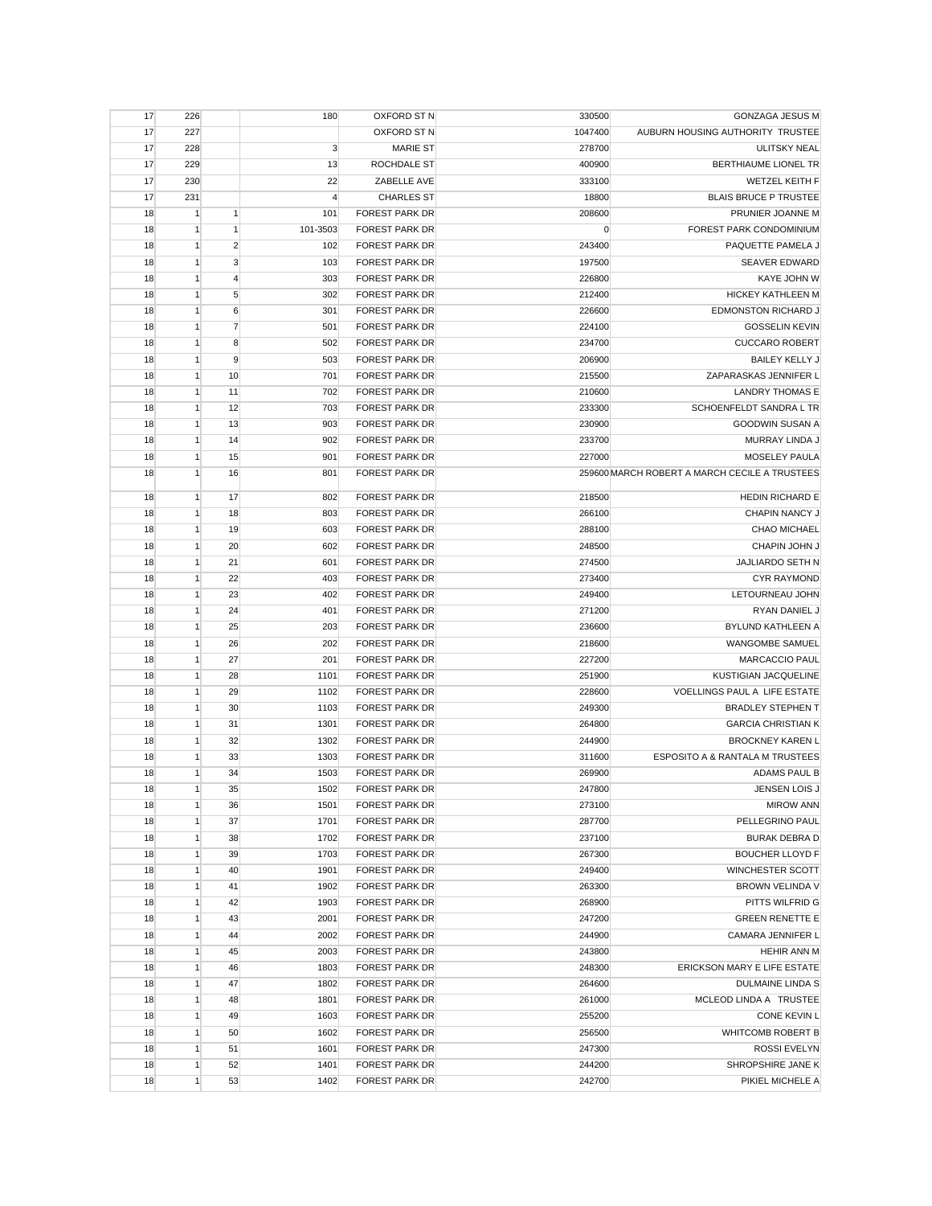| | | | | | | |
|---|---|---|---|---|---|---|
| 17 | 226 | | 180 | OXFORD ST N | 330500 | GONZAGA JESUS M |
| 17 | 227 | | | OXFORD ST N | 1047400 | AUBURN HOUSING AUTHORITY TRUSTEE |
| 17 | 228 | | 3 | MARIE ST | 278700 | ULITSKY NEAL |
| 17 | 229 | | 13 | ROCHDALE ST | 400900 | BERTHIAUME LIONEL TR |
| 17 | 230 | | 22 | ZABELLE AVE | 333100 | WETZEL KEITH F |
| 17 | 231 | | 4 | CHARLES ST | 18800 | BLAIS BRUCE P TRUSTEE |
| 18 | 1 | 1 | 101 | FOREST PARK DR | 208600 | PRUNIER JOANNE M |
| 18 | 1 | 1 | 101-3503 | FOREST PARK DR | 0 | FOREST PARK CONDOMINIUM |
| 18 | 1 | 2 | 102 | FOREST PARK DR | 243400 | PAQUETTE PAMELA J |
| 18 | 1 | 3 | 103 | FOREST PARK DR | 197500 | SEAVER EDWARD |
| 18 | 1 | 4 | 303 | FOREST PARK DR | 226800 | KAYE JOHN W |
| 18 | 1 | 5 | 302 | FOREST PARK DR | 212400 | HICKEY KATHLEEN M |
| 18 | 1 | 6 | 301 | FOREST PARK DR | 226600 | EDMONSTON RICHARD J |
| 18 | 1 | 7 | 501 | FOREST PARK DR | 224100 | GOSSELIN KEVIN |
| 18 | 1 | 8 | 502 | FOREST PARK DR | 234700 | CUCCARO ROBERT |
| 18 | 1 | 9 | 503 | FOREST PARK DR | 206900 | BAILEY KELLY J |
| 18 | 1 | 10 | 701 | FOREST PARK DR | 215500 | ZAPARASKAS JENNIFER L |
| 18 | 1 | 11 | 702 | FOREST PARK DR | 210600 | LANDRY THOMAS E |
| 18 | 1 | 12 | 703 | FOREST PARK DR | 233300 | SCHOENFELDT SANDRA L TR |
| 18 | 1 | 13 | 903 | FOREST PARK DR | 230900 | GOODWIN SUSAN A |
| 18 | 1 | 14 | 902 | FOREST PARK DR | 233700 | MURRAY LINDA J |
| 18 | 1 | 15 | 901 | FOREST PARK DR | 227000 | MOSELEY PAULA |
| 18 | 1 | 16 | 801 | FOREST PARK DR | 259600 | MARCH ROBERT A MARCH CECILE A TRUSTEES |
| 18 | 1 | 17 | 802 | FOREST PARK DR | 218500 | HEDIN RICHARD E |
| 18 | 1 | 18 | 803 | FOREST PARK DR | 266100 | CHAPIN NANCY J |
| 18 | 1 | 19 | 603 | FOREST PARK DR | 288100 | CHAO MICHAEL |
| 18 | 1 | 20 | 602 | FOREST PARK DR | 248500 | CHAPIN JOHN J |
| 18 | 1 | 21 | 601 | FOREST PARK DR | 274500 | JAJLIARDO SETH N |
| 18 | 1 | 22 | 403 | FOREST PARK DR | 273400 | CYR RAYMOND |
| 18 | 1 | 23 | 402 | FOREST PARK DR | 249400 | LETOURNEAU JOHN |
| 18 | 1 | 24 | 401 | FOREST PARK DR | 271200 | RYAN DANIEL J |
| 18 | 1 | 25 | 203 | FOREST PARK DR | 236600 | BYLUND KATHLEEN A |
| 18 | 1 | 26 | 202 | FOREST PARK DR | 218600 | WANGOMBE SAMUEL |
| 18 | 1 | 27 | 201 | FOREST PARK DR | 227200 | MARCACCIO PAUL |
| 18 | 1 | 28 | 1101 | FOREST PARK DR | 251900 | KUSTIGIAN JACQUELINE |
| 18 | 1 | 29 | 1102 | FOREST PARK DR | 228600 | VOELLINGS PAUL A LIFE ESTATE |
| 18 | 1 | 30 | 1103 | FOREST PARK DR | 249300 | BRADLEY STEPHEN T |
| 18 | 1 | 31 | 1301 | FOREST PARK DR | 264800 | GARCIA CHRISTIAN K |
| 18 | 1 | 32 | 1302 | FOREST PARK DR | 244900 | BROCKNEY KAREN L |
| 18 | 1 | 33 | 1303 | FOREST PARK DR | 311600 | ESPOSITO A & RANTALA M TRUSTEES |
| 18 | 1 | 34 | 1503 | FOREST PARK DR | 269900 | ADAMS PAUL B |
| 18 | 1 | 35 | 1502 | FOREST PARK DR | 247800 | JENSEN LOIS J |
| 18 | 1 | 36 | 1501 | FOREST PARK DR | 273100 | MIROW ANN |
| 18 | 1 | 37 | 1701 | FOREST PARK DR | 287700 | PELLEGRINO PAUL |
| 18 | 1 | 38 | 1702 | FOREST PARK DR | 237100 | BURAK DEBRA D |
| 18 | 1 | 39 | 1703 | FOREST PARK DR | 267300 | BOUCHER LLOYD F |
| 18 | 1 | 40 | 1901 | FOREST PARK DR | 249400 | WINCHESTER SCOTT |
| 18 | 1 | 41 | 1902 | FOREST PARK DR | 263300 | BROWN VELINDA V |
| 18 | 1 | 42 | 1903 | FOREST PARK DR | 268900 | PITTS WILFRID G |
| 18 | 1 | 43 | 2001 | FOREST PARK DR | 247200 | GREEN RENETTE E |
| 18 | 1 | 44 | 2002 | FOREST PARK DR | 244900 | CAMARA JENNIFER L |
| 18 | 1 | 45 | 2003 | FOREST PARK DR | 243800 | HEHIR ANN M |
| 18 | 1 | 46 | 1803 | FOREST PARK DR | 248300 | ERICKSON MARY E LIFE ESTATE |
| 18 | 1 | 47 | 1802 | FOREST PARK DR | 264600 | DULMAINE LINDA S |
| 18 | 1 | 48 | 1801 | FOREST PARK DR | 261000 | MCLEOD LINDA A TRUSTEE |
| 18 | 1 | 49 | 1603 | FOREST PARK DR | 255200 | CONE KEVIN L |
| 18 | 1 | 50 | 1602 | FOREST PARK DR | 256500 | WHITCOMB ROBERT B |
| 18 | 1 | 51 | 1601 | FOREST PARK DR | 247300 | ROSSI EVELYN |
| 18 | 1 | 52 | 1401 | FOREST PARK DR | 244200 | SHROPSHIRE JANE K |
| 18 | 1 | 53 | 1402 | FOREST PARK DR | 242700 | PIKIEL MICHELE A |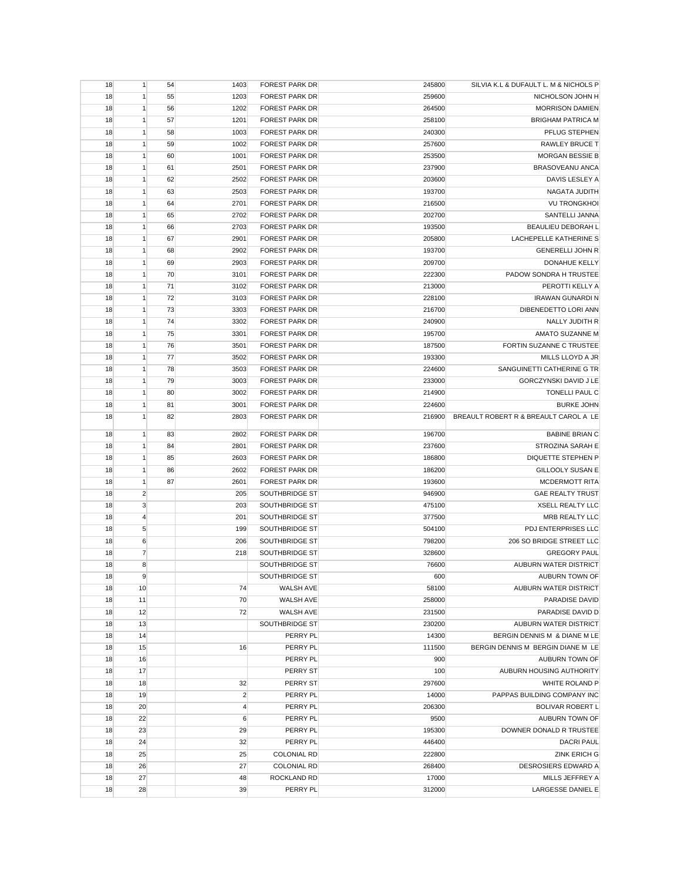| | | | | | | |
|---|---|---|---|---|---|---|
| 18 | 1 | 54 | 1403 | FOREST PARK DR | 245800 | SILVIA K.L & DUFAULT L. M & NICHOLS P |
| 18 | 1 | 55 | 1203 | FOREST PARK DR | 259600 | NICHOLSON JOHN H |
| 18 | 1 | 56 | 1202 | FOREST PARK DR | 264500 | MORRISON DAMIEN |
| 18 | 1 | 57 | 1201 | FOREST PARK DR | 258100 | BRIGHAM PATRICA M |
| 18 | 1 | 58 | 1003 | FOREST PARK DR | 240300 | PFLUG STEPHEN |
| 18 | 1 | 59 | 1002 | FOREST PARK DR | 257600 | RAWLEY BRUCE T |
| 18 | 1 | 60 | 1001 | FOREST PARK DR | 253500 | MORGAN BESSIE B |
| 18 | 1 | 61 | 2501 | FOREST PARK DR | 237900 | BRASOVEANU ANCA |
| 18 | 1 | 62 | 2502 | FOREST PARK DR | 203600 | DAVIS LESLEY A |
| 18 | 1 | 63 | 2503 | FOREST PARK DR | 193700 | NAGATA JUDITH |
| 18 | 1 | 64 | 2701 | FOREST PARK DR | 216500 | VU TRONGKHOI |
| 18 | 1 | 65 | 2702 | FOREST PARK DR | 202700 | SANTELLI JANNA |
| 18 | 1 | 66 | 2703 | FOREST PARK DR | 193500 | BEAULIEU DEBORAH L |
| 18 | 1 | 67 | 2901 | FOREST PARK DR | 205800 | LACHEPELLE KATHERINE S |
| 18 | 1 | 68 | 2902 | FOREST PARK DR | 193700 | GENERELLI JOHN R |
| 18 | 1 | 69 | 2903 | FOREST PARK DR | 209700 | DONAHUE KELLY |
| 18 | 1 | 70 | 3101 | FOREST PARK DR | 222300 | PADOW SONDRA H TRUSTEE |
| 18 | 1 | 71 | 3102 | FOREST PARK DR | 213000 | PEROTTI KELLY A |
| 18 | 1 | 72 | 3103 | FOREST PARK DR | 228100 | IRAWAN GUNARDI N |
| 18 | 1 | 73 | 3303 | FOREST PARK DR | 216700 | DIBENEDETTO LORI ANN |
| 18 | 1 | 74 | 3302 | FOREST PARK DR | 240900 | NALLY JUDITH R |
| 18 | 1 | 75 | 3301 | FOREST PARK DR | 195700 | AMATO SUZANNE M |
| 18 | 1 | 76 | 3501 | FOREST PARK DR | 187500 | FORTIN SUZANNE C TRUSTEE |
| 18 | 1 | 77 | 3502 | FOREST PARK DR | 193300 | MILLS LLOYD A JR |
| 18 | 1 | 78 | 3503 | FOREST PARK DR | 224600 | SANGUINETTI CATHERINE G TR |
| 18 | 1 | 79 | 3003 | FOREST PARK DR | 233000 | GORCZYNSKI DAVID J LE |
| 18 | 1 | 80 | 3002 | FOREST PARK DR | 214900 | TONELLI PAUL C |
| 18 | 1 | 81 | 3001 | FOREST PARK DR | 224600 | BURKE JOHN |
| 18 | 1 | 82 | 2803 | FOREST PARK DR | 216900 | BREAULT ROBERT R & BREAULT CAROL A LE |
| 18 | 1 | 83 | 2802 | FOREST PARK DR | 196700 | BABINE BRIAN C |
| 18 | 1 | 84 | 2801 | FOREST PARK DR | 237600 | STROZINA SARAH E |
| 18 | 1 | 85 | 2603 | FOREST PARK DR | 186800 | DIQUETTE STEPHEN P |
| 18 | 1 | 86 | 2602 | FOREST PARK DR | 186200 | GILLOOLY SUSAN E |
| 18 | 1 | 87 | 2601 | FOREST PARK DR | 193600 | MCDERMOTT RITA |
| 18 | 2 | | 205 | SOUTHBRIDGE ST | 946900 | GAE REALTY TRUST |
| 18 | 3 | | 203 | SOUTHBRIDGE ST | 475100 | XSELL REALTY LLC |
| 18 | 4 | | 201 | SOUTHBRIDGE ST | 377500 | MRB REALTY LLC |
| 18 | 5 | | 199 | SOUTHBRIDGE ST | 504100 | PDJ ENTERPRISES LLC |
| 18 | 6 | | 206 | SOUTHBRIDGE ST | 798200 | 206 SO BRIDGE STREET LLC |
| 18 | 7 | | 218 | SOUTHBRIDGE ST | 328600 | GREGORY PAUL |
| 18 | 8 | | | SOUTHBRIDGE ST | 76600 | AUBURN WATER DISTRICT |
| 18 | 9 | | | SOUTHBRIDGE ST | 600 | AUBURN TOWN OF |
| 18 | 10 | | 74 | WALSH AVE | 58100 | AUBURN WATER DISTRICT |
| 18 | 11 | | 70 | WALSH AVE | 258000 | PARADISE DAVID |
| 18 | 12 | | 72 | WALSH AVE | 231500 | PARADISE DAVID D |
| 18 | 13 | | | SOUTHBRIDGE ST | 230200 | AUBURN WATER DISTRICT |
| 18 | 14 | | | PERRY PL | 14300 | BERGIN DENNIS M & DIANE M LE |
| 18 | 15 | | 16 | PERRY PL | 111500 | BERGIN DENNIS M BERGIN DIANE M LE |
| 18 | 16 | | | PERRY PL | 900 | AUBURN TOWN OF |
| 18 | 17 | | | PERRY ST | 100 | AUBURN HOUSING AUTHORITY |
| 18 | 18 | | 32 | PERRY ST | 297600 | WHITE ROLAND P |
| 18 | 19 | | 2 | PERRY PL | 14000 | PAPPAS BUILDING COMPANY INC |
| 18 | 20 | | 4 | PERRY PL | 206300 | BOLIVAR ROBERT L |
| 18 | 22 | | 6 | PERRY PL | 9500 | AUBURN TOWN OF |
| 18 | 23 | | 29 | PERRY PL | 195300 | DOWNER DONALD R TRUSTEE |
| 18 | 24 | | 32 | PERRY PL | 446400 | DACRI PAUL |
| 18 | 25 | | 25 | COLONIAL RD | 222800 | ZINK ERICH G |
| 18 | 26 | | 27 | COLONIAL RD | 268400 | DESROSIERS EDWARD A |
| 18 | 27 | | 48 | ROCKLAND RD | 17000 | MILLS JEFFREY A |
| 18 | 28 | | 39 | PERRY PL | 312000 | LARGESSE DANIEL E |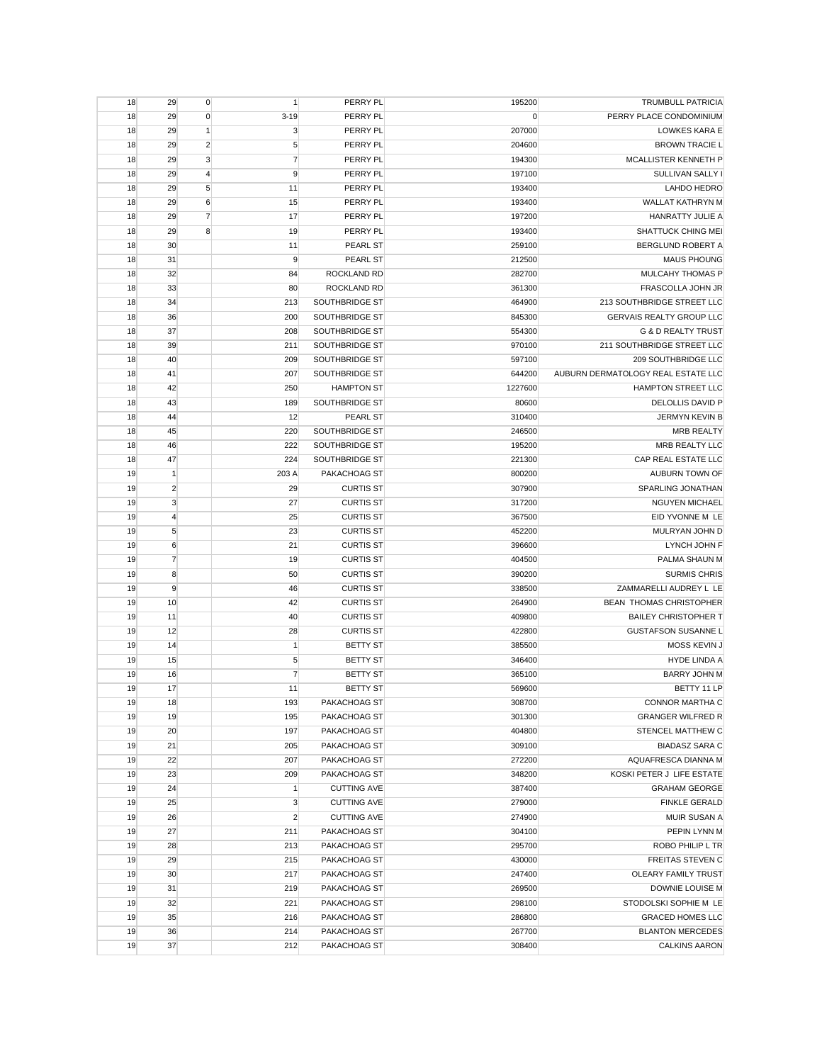| | | | | | | |
|---|---|---|---|---|---|---|
| 18 | 29 | 0 | 1 | PERRY PL | 195200 | TRUMBULL PATRICIA |
| 18 | 29 | 0 | 3-19 | PERRY PL | 0 | PERRY PLACE CONDOMINIUM |
| 18 | 29 | 1 | 3 | PERRY PL | 207000 | LOWKES KARA E |
| 18 | 29 | 2 | 5 | PERRY PL | 204600 | BROWN TRACIE L |
| 18 | 29 | 3 | 7 | PERRY PL | 194300 | MCALLISTER KENNETH P |
| 18 | 29 | 4 | 9 | PERRY PL | 197100 | SULLIVAN SALLY I |
| 18 | 29 | 5 | 11 | PERRY PL | 193400 | LAHDO HEDRO |
| 18 | 29 | 6 | 15 | PERRY PL | 193400 | WALLAT KATHRYN M |
| 18 | 29 | 7 | 17 | PERRY PL | 197200 | HANRATTY JULIE A |
| 18 | 29 | 8 | 19 | PERRY PL | 193400 | SHATTUCK CHING MEI |
| 18 | 30 | | 11 | PEARL ST | 259100 | BERGLUND ROBERT A |
| 18 | 31 | | 9 | PEARL ST | 212500 | MAUS PHOUNG |
| 18 | 32 | | 84 | ROCKLAND RD | 282700 | MULCAHY THOMAS P |
| 18 | 33 | | 80 | ROCKLAND RD | 361300 | FRASCOLLA JOHN JR |
| 18 | 34 | | 213 | SOUTHBRIDGE ST | 464900 | 213 SOUTHBRIDGE STREET LLC |
| 18 | 36 | | 200 | SOUTHBRIDGE ST | 845300 | GERVAIS REALTY GROUP LLC |
| 18 | 37 | | 208 | SOUTHBRIDGE ST | 554300 | G & D REALTY TRUST |
| 18 | 39 | | 211 | SOUTHBRIDGE ST | 970100 | 211 SOUTHBRIDGE STREET LLC |
| 18 | 40 | | 209 | SOUTHBRIDGE ST | 597100 | 209 SOUTHBRIDGE LLC |
| 18 | 41 | | 207 | SOUTHBRIDGE ST | 644200 | AUBURN DERMATOLOGY REAL ESTATE LLC |
| 18 | 42 | | 250 | HAMPTON ST | 1227600 | HAMPTON STREET LLC |
| 18 | 43 | | 189 | SOUTHBRIDGE ST | 80600 | DELOLLIS DAVID P |
| 18 | 44 | | 12 | PEARL ST | 310400 | JERMYN KEVIN B |
| 18 | 45 | | 220 | SOUTHBRIDGE ST | 246500 | MRB REALTY |
| 18 | 46 | | 222 | SOUTHBRIDGE ST | 195200 | MRB REALTY LLC |
| 18 | 47 | | 224 | SOUTHBRIDGE ST | 221300 | CAP REAL ESTATE LLC |
| 19 | 1 | | 203 A | PAKACHOAG ST | 800200 | AUBURN TOWN OF |
| 19 | 2 | | 29 | CURTIS ST | 307900 | SPARLING JONATHAN |
| 19 | 3 | | 27 | CURTIS ST | 317200 | NGUYEN MICHAEL |
| 19 | 4 | | 25 | CURTIS ST | 367500 | EID YVONNE M LE |
| 19 | 5 | | 23 | CURTIS ST | 452200 | MULRYAN JOHN D |
| 19 | 6 | | 21 | CURTIS ST | 396600 | LYNCH JOHN F |
| 19 | 7 | | 19 | CURTIS ST | 404500 | PALMA SHAUN M |
| 19 | 8 | | 50 | CURTIS ST | 390200 | SURMIS CHRIS |
| 19 | 9 | | 46 | CURTIS ST | 338500 | ZAMMARELLI AUDREY L LE |
| 19 | 10 | | 42 | CURTIS ST | 264900 | BEAN THOMAS CHRISTOPHER |
| 19 | 11 | | 40 | CURTIS ST | 409800 | BAILEY CHRISTOPHER T |
| 19 | 12 | | 28 | CURTIS ST | 422800 | GUSTAFSON SUSANNE L |
| 19 | 14 | | 1 | BETTY ST | 385500 | MOSS KEVIN J |
| 19 | 15 | | 5 | BETTY ST | 346400 | HYDE LINDA A |
| 19 | 16 | | 7 | BETTY ST | 365100 | BARRY JOHN M |
| 19 | 17 | | 11 | BETTY ST | 569600 | BETTY 11 LP |
| 19 | 18 | | 193 | PAKACHOAG ST | 308700 | CONNOR MARTHA C |
| 19 | 19 | | 195 | PAKACHOAG ST | 301300 | GRANGER WILFRED R |
| 19 | 20 | | 197 | PAKACHOAG ST | 404800 | STENCEL MATTHEW C |
| 19 | 21 | | 205 | PAKACHOAG ST | 309100 | BIADASZ SARA C |
| 19 | 22 | | 207 | PAKACHOAG ST | 272200 | AQUAFRESCA DIANNA M |
| 19 | 23 | | 209 | PAKACHOAG ST | 348200 | KOSKI PETER J LIFE ESTATE |
| 19 | 24 | | 1 | CUTTING AVE | 387400 | GRAHAM GEORGE |
| 19 | 25 | | 3 | CUTTING AVE | 279000 | FINKLE GERALD |
| 19 | 26 | | 2 | CUTTING AVE | 274900 | MUIR SUSAN A |
| 19 | 27 | | 211 | PAKACHOAG ST | 304100 | PEPIN LYNN M |
| 19 | 28 | | 213 | PAKACHOAG ST | 295700 | ROBO PHILIP L TR |
| 19 | 29 | | 215 | PAKACHOAG ST | 430000 | FREITAS STEVEN C |
| 19 | 30 | | 217 | PAKACHOAG ST | 247400 | OLEARY FAMILY TRUST |
| 19 | 31 | | 219 | PAKACHOAG ST | 269500 | DOWNIE LOUISE M |
| 19 | 32 | | 221 | PAKACHOAG ST | 298100 | STODOLSKI SOPHIE M LE |
| 19 | 35 | | 216 | PAKACHOAG ST | 286800 | GRACED HOMES LLC |
| 19 | 36 | | 214 | PAKACHOAG ST | 267700 | BLANTON MERCEDES |
| 19 | 37 | | 212 | PAKACHOAG ST | 308400 | CALKINS AARON |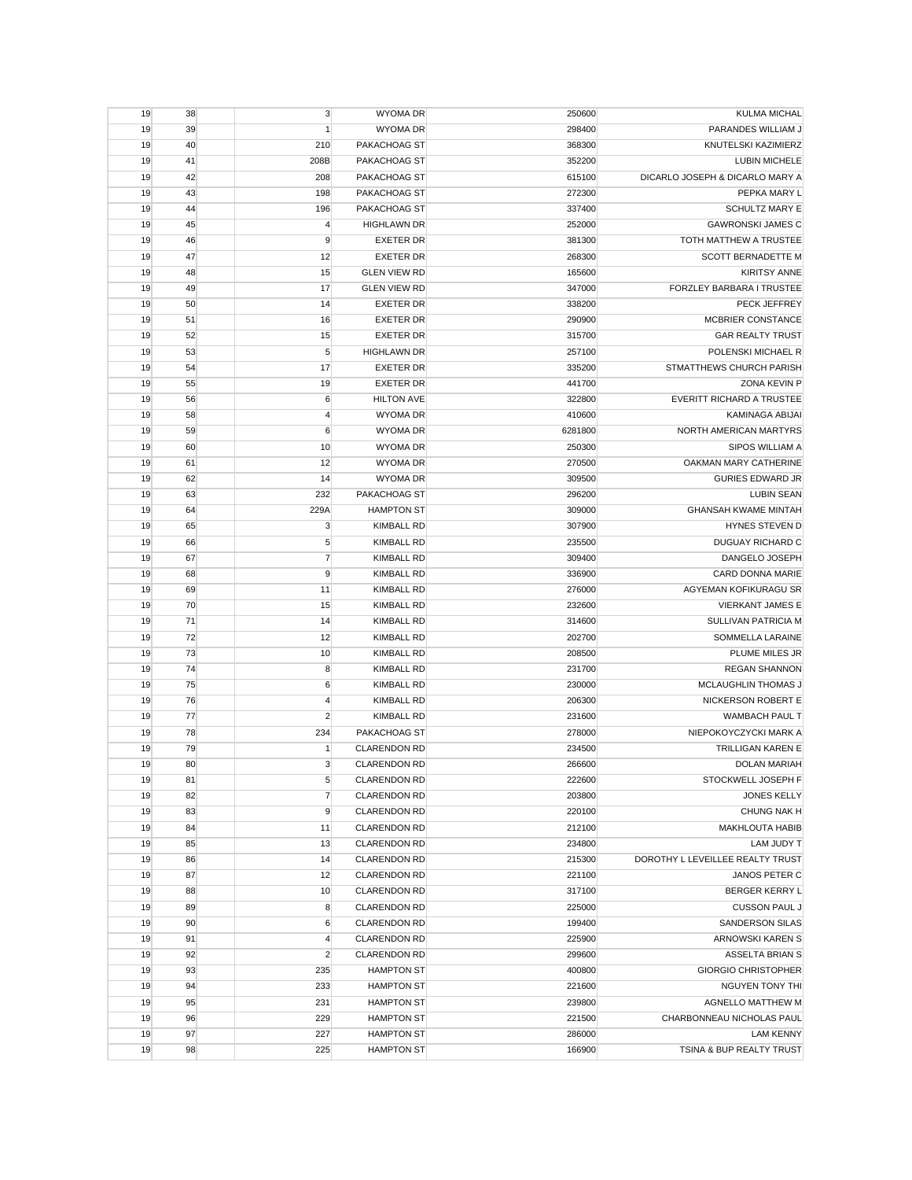| | | | | | | |
|---|---|---|---|---|---|---|
| 19 | 38 | | 3 | WYOMA DR | 250600 | KULMA MICHAL |
| 19 | 39 | | 1 | WYOMA DR | 298400 | PARANDES WILLIAM J |
| 19 | 40 | | 210 | PAKACHOAG ST | 368300 | KNUTELSKI KAZIMIERZ |
| 19 | 41 | | 208B | PAKACHOAG ST | 352200 | LUBIN MICHELE |
| 19 | 42 | | 208 | PAKACHOAG ST | 615100 | DICARLO JOSEPH & DICARLO MARY A |
| 19 | 43 | | 198 | PAKACHOAG ST | 272300 | PEPKA MARY L |
| 19 | 44 | | 196 | PAKACHOAG ST | 337400 | SCHULTZ MARY E |
| 19 | 45 | | 4 | HIGHLAWN DR | 252000 | GAWRONSKI JAMES C |
| 19 | 46 | | 9 | EXETER DR | 381300 | TOTH MATTHEW A TRUSTEE |
| 19 | 47 | | 12 | EXETER DR | 268300 | SCOTT BERNADETTE M |
| 19 | 48 | | 15 | GLEN VIEW RD | 165600 | KIRITSY ANNE |
| 19 | 49 | | 17 | GLEN VIEW RD | 347000 | FORZLEY BARBARA I TRUSTEE |
| 19 | 50 | | 14 | EXETER DR | 338200 | PECK JEFFREY |
| 19 | 51 | | 16 | EXETER DR | 290900 | MCBRIER CONSTANCE |
| 19 | 52 | | 15 | EXETER DR | 315700 | GAR REALTY TRUST |
| 19 | 53 | | 5 | HIGHLAWN DR | 257100 | POLENSKI MICHAEL R |
| 19 | 54 | | 17 | EXETER DR | 335200 | STMATTHEWS CHURCH PARISH |
| 19 | 55 | | 19 | EXETER DR | 441700 | ZONA KEVIN P |
| 19 | 56 | | 6 | HILTON AVE | 322800 | EVERITT RICHARD A TRUSTEE |
| 19 | 58 | | 4 | WYOMA DR | 410600 | KAMINAGA ABIJAI |
| 19 | 59 | | 6 | WYOMA DR | 6281800 | NORTH AMERICAN MARTYRS |
| 19 | 60 | | 10 | WYOMA DR | 250300 | SIPOS WILLIAM A |
| 19 | 61 | | 12 | WYOMA DR | 270500 | OAKMAN MARY CATHERINE |
| 19 | 62 | | 14 | WYOMA DR | 309500 | GURIES EDWARD JR |
| 19 | 63 | | 232 | PAKACHOAG ST | 296200 | LUBIN SEAN |
| 19 | 64 | | 229A | HAMPTON ST | 309000 | GHANSAH KWAME MINTAH |
| 19 | 65 | | 3 | KIMBALL RD | 307900 | HYNES STEVEN D |
| 19 | 66 | | 5 | KIMBALL RD | 235500 | DUGUAY RICHARD C |
| 19 | 67 | | 7 | KIMBALL RD | 309400 | DANGELO JOSEPH |
| 19 | 68 | | 9 | KIMBALL RD | 336900 | CARD DONNA MARIE |
| 19 | 69 | | 11 | KIMBALL RD | 276000 | AGYEMAN KOFIKURAGU SR |
| 19 | 70 | | 15 | KIMBALL RD | 232600 | VIERKANT JAMES E |
| 19 | 71 | | 14 | KIMBALL RD | 314600 | SULLIVAN PATRICIA M |
| 19 | 72 | | 12 | KIMBALL RD | 202700 | SOMMELLA LARAINE |
| 19 | 73 | | 10 | KIMBALL RD | 208500 | PLUME MILES JR |
| 19 | 74 | | 8 | KIMBALL RD | 231700 | REGAN SHANNON |
| 19 | 75 | | 6 | KIMBALL RD | 230000 | MCLAUGHLIN THOMAS J |
| 19 | 76 | | 4 | KIMBALL RD | 206300 | NICKERSON ROBERT E |
| 19 | 77 | | 2 | KIMBALL RD | 231600 | WAMBACH PAUL T |
| 19 | 78 | | 234 | PAKACHOAG ST | 278000 | NIEPOKOYCZYCKI MARK A |
| 19 | 79 | | 1 | CLARENDON RD | 234500 | TRILLIGAN KAREN E |
| 19 | 80 | | 3 | CLARENDON RD | 266600 | DOLAN MARIAH |
| 19 | 81 | | 5 | CLARENDON RD | 222600 | STOCKWELL JOSEPH F |
| 19 | 82 | | 7 | CLARENDON RD | 203800 | JONES KELLY |
| 19 | 83 | | 9 | CLARENDON RD | 220100 | CHUNG NAK H |
| 19 | 84 | | 11 | CLARENDON RD | 212100 | MAKHLOUTA HABIB |
| 19 | 85 | | 13 | CLARENDON RD | 234800 | LAM JUDY T |
| 19 | 86 | | 14 | CLARENDON RD | 215300 | DOROTHY L LEVEILLEE REALTY TRUST |
| 19 | 87 | | 12 | CLARENDON RD | 221100 | JANOS PETER C |
| 19 | 88 | | 10 | CLARENDON RD | 317100 | BERGER KERRY L |
| 19 | 89 | | 8 | CLARENDON RD | 225000 | CUSSON PAUL J |
| 19 | 90 | | 6 | CLARENDON RD | 199400 | SANDERSON SILAS |
| 19 | 91 | | 4 | CLARENDON RD | 225900 | ARNOWSKI KAREN S |
| 19 | 92 | | 2 | CLARENDON RD | 299600 | ASSELTA BRIAN S |
| 19 | 93 | | 235 | HAMPTON ST | 400800 | GIORGIO CHRISTOPHER |
| 19 | 94 | | 233 | HAMPTON ST | 221600 | NGUYEN TONY THI |
| 19 | 95 | | 231 | HAMPTON ST | 239800 | AGNELLO MATTHEW M |
| 19 | 96 | | 229 | HAMPTON ST | 221500 | CHARBONNEAU NICHOLAS PAUL |
| 19 | 97 | | 227 | HAMPTON ST | 286000 | LAM KENNY |
| 19 | 98 | | 225 | HAMPTON ST | 166900 | TSINA & BUP REALTY TRUST |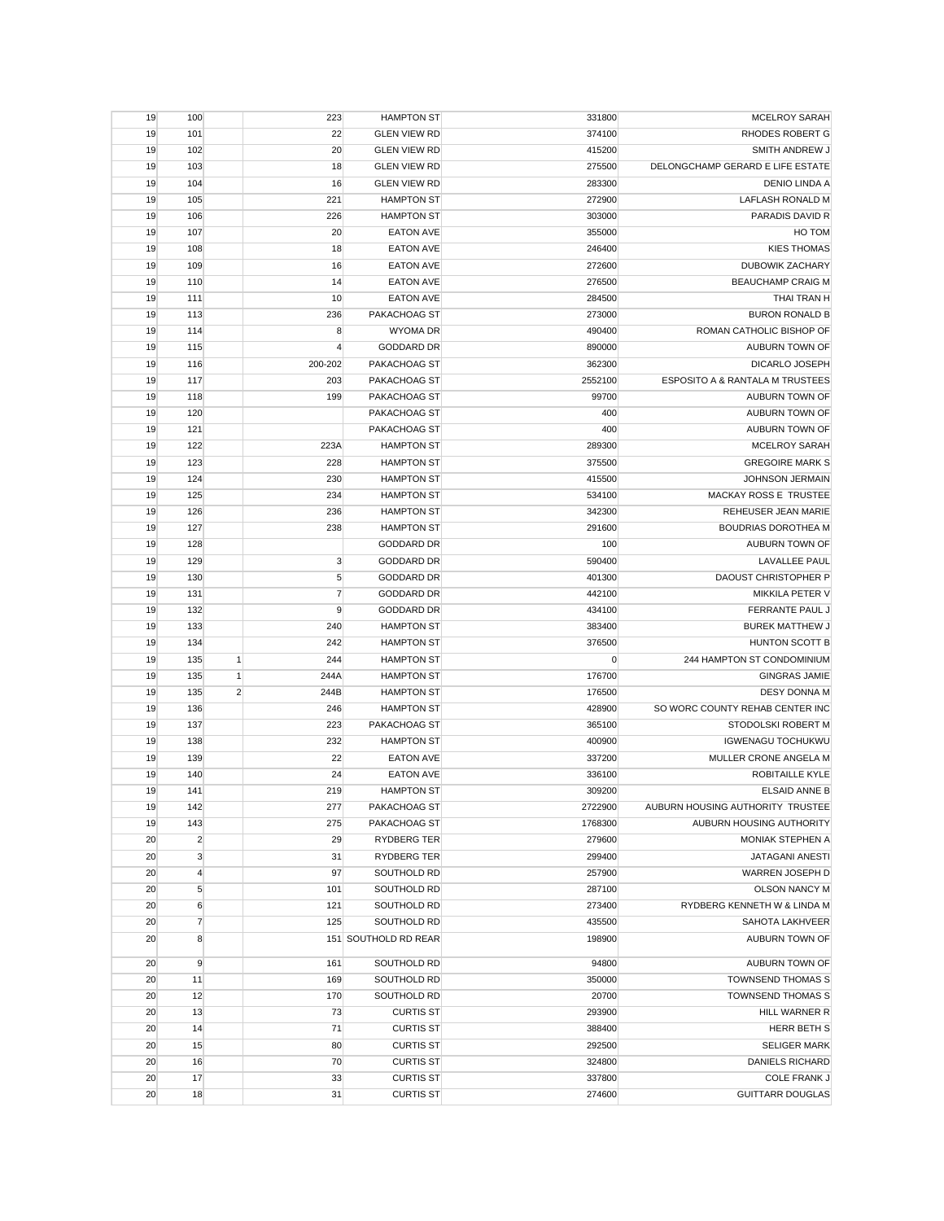| | | | | | | |
|---|---|---|---|---|---|---|
| 19 | 100 | | 223 | HAMPTON ST | 331800 | MCELROY SARAH |
| 19 | 101 | | 22 | GLEN VIEW RD | 374100 | RHODES ROBERT G |
| 19 | 102 | | 20 | GLEN VIEW RD | 415200 | SMITH ANDREW J |
| 19 | 103 | | 18 | GLEN VIEW RD | 275500 | DELONGCHAMP GERARD E LIFE ESTATE |
| 19 | 104 | | 16 | GLEN VIEW RD | 283300 | DENIO LINDA A |
| 19 | 105 | | 221 | HAMPTON ST | 272900 | LAFLASH RONALD M |
| 19 | 106 | | 226 | HAMPTON ST | 303000 | PARADIS DAVID R |
| 19 | 107 | | 20 | EATON AVE | 355000 | HO TOM |
| 19 | 108 | | 18 | EATON AVE | 246400 | KIES THOMAS |
| 19 | 109 | | 16 | EATON AVE | 272600 | DUBOWIK ZACHARY |
| 19 | 110 | | 14 | EATON AVE | 276500 | BEAUCHAMP CRAIG M |
| 19 | 111 | | 10 | EATON AVE | 284500 | THAI TRAN H |
| 19 | 113 | | 236 | PAKACHOAG ST | 273000 | BURON RONALD B |
| 19 | 114 | | 8 | WYOMA DR | 490400 | ROMAN CATHOLIC BISHOP OF |
| 19 | 115 | | 4 | GODDARD DR | 890000 | AUBURN TOWN OF |
| 19 | 116 | | 200-202 | PAKACHOAG ST | 362300 | DICARLO JOSEPH |
| 19 | 117 | | 203 | PAKACHOAG ST | 2552100 | ESPOSITO A & RANTALA M TRUSTEES |
| 19 | 118 | | 199 | PAKACHOAG ST | 99700 | AUBURN TOWN OF |
| 19 | 120 | | | PAKACHOAG ST | 400 | AUBURN TOWN OF |
| 19 | 121 | | | PAKACHOAG ST | 400 | AUBURN TOWN OF |
| 19 | 122 | | 223A | HAMPTON ST | 289300 | MCELROY SARAH |
| 19 | 123 | | 228 | HAMPTON ST | 375500 | GREGOIRE MARK S |
| 19 | 124 | | 230 | HAMPTON ST | 415500 | JOHNSON JERMAIN |
| 19 | 125 | | 234 | HAMPTON ST | 534100 | MACKAY ROSS E TRUSTEE |
| 19 | 126 | | 236 | HAMPTON ST | 342300 | REHEUSER JEAN MARIE |
| 19 | 127 | | 238 | HAMPTON ST | 291600 | BOUDRIAS DOROTHEA M |
| 19 | 128 | | | GODDARD DR | 100 | AUBURN TOWN OF |
| 19 | 129 | | 3 | GODDARD DR | 590400 | LAVALLEE PAUL |
| 19 | 130 | | 5 | GODDARD DR | 401300 | DAOUST CHRISTOPHER P |
| 19 | 131 | | 7 | GODDARD DR | 442100 | MIKKILA PETER V |
| 19 | 132 | | 9 | GODDARD DR | 434100 | FERRANTE PAUL J |
| 19 | 133 | | 240 | HAMPTON ST | 383400 | BUREK MATTHEW J |
| 19 | 134 | | 242 | HAMPTON ST | 376500 | HUNTON SCOTT B |
| 19 | 135 | 1 | 244 | HAMPTON ST | 0 | 244 HAMPTON ST CONDOMINIUM |
| 19 | 135 | 1 | 244A | HAMPTON ST | 176700 | GINGRAS JAMIE |
| 19 | 135 | 2 | 244B | HAMPTON ST | 176500 | DESY DONNA M |
| 19 | 136 | | 246 | HAMPTON ST | 428900 | SO WORC COUNTY REHAB CENTER INC |
| 19 | 137 | | 223 | PAKACHOAG ST | 365100 | STODOLSKI ROBERT M |
| 19 | 138 | | 232 | HAMPTON ST | 400900 | IGWENAGU TOCHUKWU |
| 19 | 139 | | 22 | EATON AVE | 337200 | MULLER CRONE ANGELA M |
| 19 | 140 | | 24 | EATON AVE | 336100 | ROBITAILLE KYLE |
| 19 | 141 | | 219 | HAMPTON ST | 309200 | ELSAID ANNE B |
| 19 | 142 | | 277 | PAKACHOAG ST | 2722900 | AUBURN HOUSING AUTHORITY TRUSTEE |
| 19 | 143 | | 275 | PAKACHOAG ST | 1768300 | AUBURN HOUSING AUTHORITY |
| 20 | 2 | | 29 | RYDBERG TER | 279600 | MONIAK STEPHEN A |
| 20 | 3 | | 31 | RYDBERG TER | 299400 | JATAGANI ANESTI |
| 20 | 4 | | 97 | SOUTHOLD RD | 257900 | WARREN JOSEPH D |
| 20 | 5 | | 101 | SOUTHOLD RD | 287100 | OLSON NANCY M |
| 20 | 6 | | 121 | SOUTHOLD RD | 273400 | RYDBERG KENNETH W & LINDA M |
| 20 | 7 | | 125 | SOUTHOLD RD | 435500 | SAHOTA LAKHVEER |
| 20 | 8 | | 151 | SOUTHOLD RD REAR | 198900 | AUBURN TOWN OF |
| 20 | 9 | | 161 | SOUTHOLD RD | 94800 | AUBURN TOWN OF |
| 20 | 11 | | 169 | SOUTHOLD RD | 350000 | TOWNSEND THOMAS S |
| 20 | 12 | | 170 | SOUTHOLD RD | 20700 | TOWNSEND THOMAS S |
| 20 | 13 | | 73 | CURTIS ST | 293900 | HILL WARNER R |
| 20 | 14 | | 71 | CURTIS ST | 388400 | HERR BETH S |
| 20 | 15 | | 80 | CURTIS ST | 292500 | SELIGER MARK |
| 20 | 16 | | 70 | CURTIS ST | 324800 | DANIELS RICHARD |
| 20 | 17 | | 33 | CURTIS ST | 337800 | COLE FRANK J |
| 20 | 18 | | 31 | CURTIS ST | 274600 | GUITTARR DOUGLAS |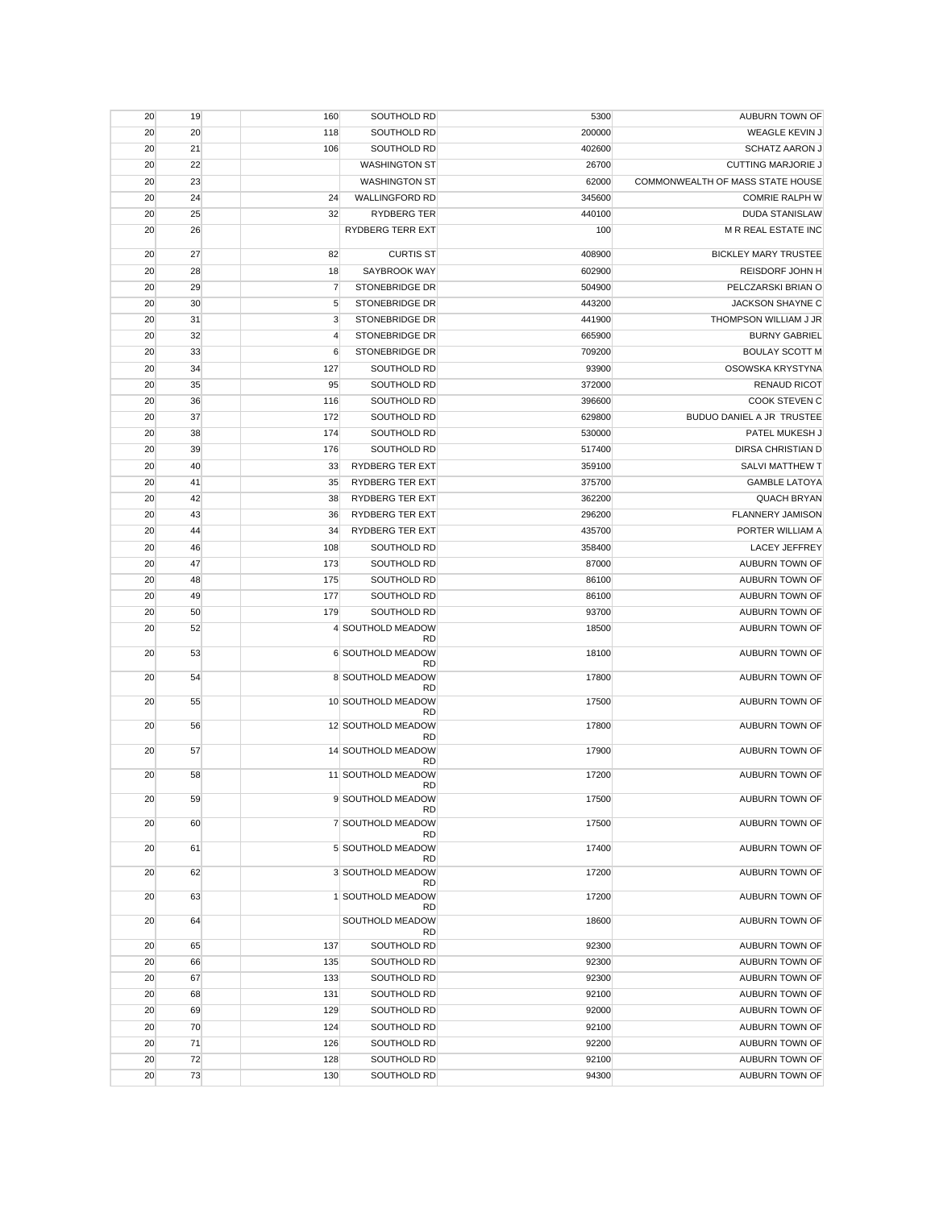| | | | | | | |
|---|---|---|---|---|---|---|
| 20 | 19 | | 160 | SOUTHOLD RD | 5300 | AUBURN TOWN OF |
| 20 | 20 | | 118 | SOUTHOLD RD | 200000 | WEAGLE KEVIN J |
| 20 | 21 | | 106 | SOUTHOLD RD | 402600 | SCHATZ AARON J |
| 20 | 22 | | | WASHINGTON ST | 26700 | CUTTING MARJORIE J |
| 20 | 23 | | | WASHINGTON ST | 62000 | COMMONWEALTH OF MASS STATE HOUSE |
| 20 | 24 | | 24 | WALLINGFORD RD | 345600 | COMRIE RALPH W |
| 20 | 25 | | 32 | RYDBERG TER | 440100 | DUDA STANISLAW |
| 20 | 26 | | | RYDBERG TERR EXT | 100 | M R REAL ESTATE INC |
| 20 | 27 | | 82 | CURTIS ST | 408900 | BICKLEY MARY TRUSTEE |
| 20 | 28 | | 18 | SAYBROOK WAY | 602900 | REISDORF JOHN H |
| 20 | 29 | | 7 | STONEBRIDGE DR | 504900 | PELCZARSKI BRIAN O |
| 20 | 30 | | 5 | STONEBRIDGE DR | 443200 | JACKSON SHAYNE C |
| 20 | 31 | | 3 | STONEBRIDGE DR | 441900 | THOMPSON WILLIAM J JR |
| 20 | 32 | | 4 | STONEBRIDGE DR | 665900 | BURNY GABRIEL |
| 20 | 33 | | 6 | STONEBRIDGE DR | 709200 | BOULAY SCOTT M |
| 20 | 34 | | 127 | SOUTHOLD RD | 93900 | OSOWSKA KRYSTYNA |
| 20 | 35 | | 95 | SOUTHOLD RD | 372000 | RENAUD RICOT |
| 20 | 36 | | 116 | SOUTHOLD RD | 396600 | COOK STEVEN C |
| 20 | 37 | | 172 | SOUTHOLD RD | 629800 | BUDUO DANIEL A JR TRUSTEE |
| 20 | 38 | | 174 | SOUTHOLD RD | 530000 | PATEL MUKESH J |
| 20 | 39 | | 176 | SOUTHOLD RD | 517400 | DIRSA CHRISTIAN D |
| 20 | 40 | | 33 | RYDBERG TER EXT | 359100 | SALVI MATTHEW T |
| 20 | 41 | | 35 | RYDBERG TER EXT | 375700 | GAMBLE LATOYA |
| 20 | 42 | | 38 | RYDBERG TER EXT | 362200 | QUACH BRYAN |
| 20 | 43 | | 36 | RYDBERG TER EXT | 296200 | FLANNERY JAMISON |
| 20 | 44 | | 34 | RYDBERG TER EXT | 435700 | PORTER WILLIAM A |
| 20 | 46 | | 108 | SOUTHOLD RD | 358400 | LACEY JEFFREY |
| 20 | 47 | | 173 | SOUTHOLD RD | 87000 | AUBURN TOWN OF |
| 20 | 48 | | 175 | SOUTHOLD RD | 86100 | AUBURN TOWN OF |
| 20 | 49 | | 177 | SOUTHOLD RD | 86100 | AUBURN TOWN OF |
| 20 | 50 | | 179 | SOUTHOLD RD | 93700 | AUBURN TOWN OF |
| 20 | 52 | | 4 | SOUTHOLD MEADOW RD | 18500 | AUBURN TOWN OF |
| 20 | 53 | | 6 | SOUTHOLD MEADOW RD | 18100 | AUBURN TOWN OF |
| 20 | 54 | | 8 | SOUTHOLD MEADOW RD | 17800 | AUBURN TOWN OF |
| 20 | 55 | | 10 | SOUTHOLD MEADOW RD | 17500 | AUBURN TOWN OF |
| 20 | 56 | | 12 | SOUTHOLD MEADOW RD | 17800 | AUBURN TOWN OF |
| 20 | 57 | | 14 | SOUTHOLD MEADOW RD | 17900 | AUBURN TOWN OF |
| 20 | 58 | | 11 | SOUTHOLD MEADOW RD | 17200 | AUBURN TOWN OF |
| 20 | 59 | | 9 | SOUTHOLD MEADOW RD | 17500 | AUBURN TOWN OF |
| 20 | 60 | | 7 | SOUTHOLD MEADOW RD | 17500 | AUBURN TOWN OF |
| 20 | 61 | | 5 | SOUTHOLD MEADOW RD | 17400 | AUBURN TOWN OF |
| 20 | 62 | | 3 | SOUTHOLD MEADOW RD | 17200 | AUBURN TOWN OF |
| 20 | 63 | | 1 | SOUTHOLD MEADOW RD | 17200 | AUBURN TOWN OF |
| 20 | 64 | | | SOUTHOLD MEADOW RD | 18600 | AUBURN TOWN OF |
| 20 | 65 | | 137 | SOUTHOLD RD | 92300 | AUBURN TOWN OF |
| 20 | 66 | | 135 | SOUTHOLD RD | 92300 | AUBURN TOWN OF |
| 20 | 67 | | 133 | SOUTHOLD RD | 92300 | AUBURN TOWN OF |
| 20 | 68 | | 131 | SOUTHOLD RD | 92100 | AUBURN TOWN OF |
| 20 | 69 | | 129 | SOUTHOLD RD | 92000 | AUBURN TOWN OF |
| 20 | 70 | | 124 | SOUTHOLD RD | 92100 | AUBURN TOWN OF |
| 20 | 71 | | 126 | SOUTHOLD RD | 92200 | AUBURN TOWN OF |
| 20 | 72 | | 128 | SOUTHOLD RD | 92100 | AUBURN TOWN OF |
| 20 | 73 | | 130 | SOUTHOLD RD | 94300 | AUBURN TOWN OF |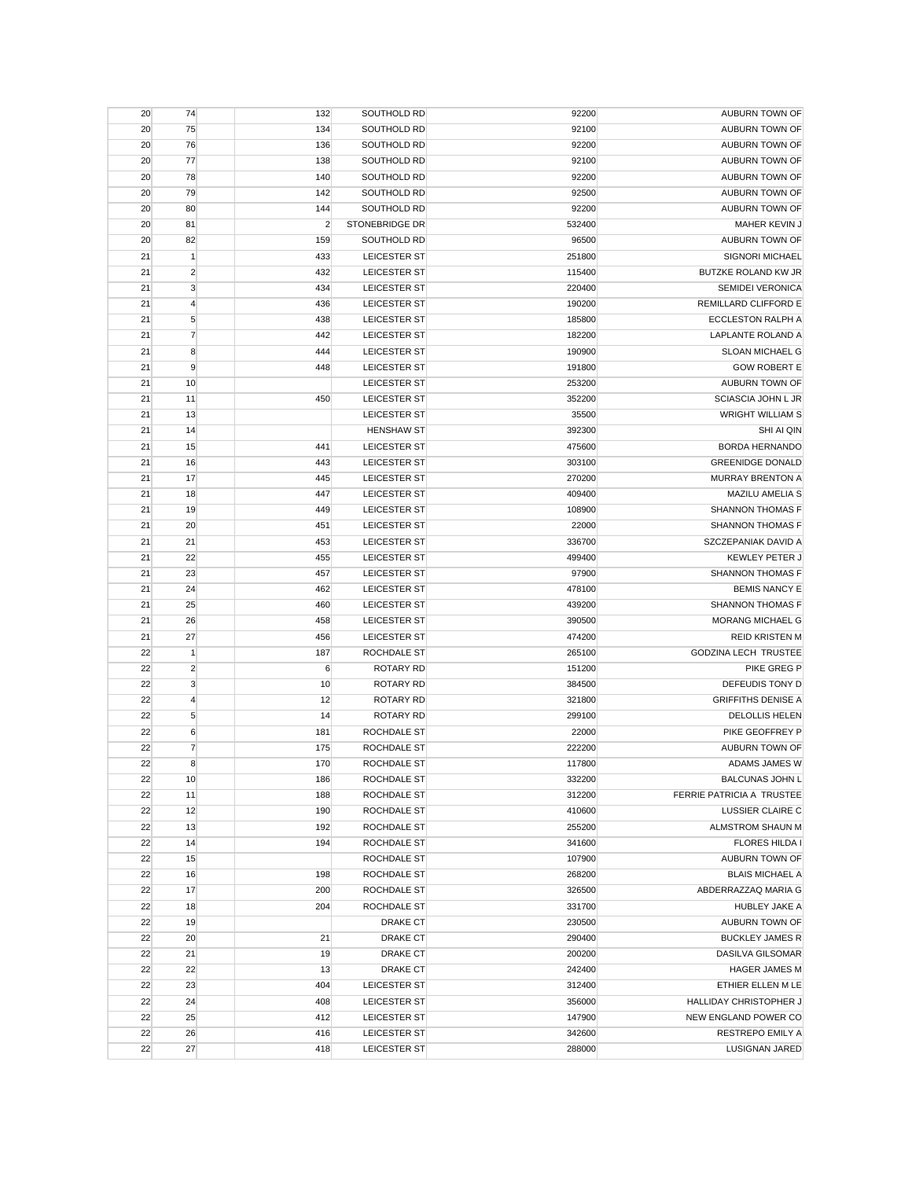| | | | | | | |
|---|---|---|---|---|---|---|
| 20 | 74 | | 132 | SOUTHOLD RD | 92200 | AUBURN TOWN OF |
| 20 | 75 | | 134 | SOUTHOLD RD | 92100 | AUBURN TOWN OF |
| 20 | 76 | | 136 | SOUTHOLD RD | 92200 | AUBURN TOWN OF |
| 20 | 77 | | 138 | SOUTHOLD RD | 92100 | AUBURN TOWN OF |
| 20 | 78 | | 140 | SOUTHOLD RD | 92200 | AUBURN TOWN OF |
| 20 | 79 | | 142 | SOUTHOLD RD | 92500 | AUBURN TOWN OF |
| 20 | 80 | | 144 | SOUTHOLD RD | 92200 | AUBURN TOWN OF |
| 20 | 81 | | 2 | STONEBRIDGE DR | 532400 | MAHER KEVIN J |
| 20 | 82 | | 159 | SOUTHOLD RD | 96500 | AUBURN TOWN OF |
| 21 | 1 | | 433 | LEICESTER ST | 251800 | SIGNORI MICHAEL |
| 21 | 2 | | 432 | LEICESTER ST | 115400 | BUTZKE ROLAND KW JR |
| 21 | 3 | | 434 | LEICESTER ST | 220400 | SEMIDEI VERONICA |
| 21 | 4 | | 436 | LEICESTER ST | 190200 | REMILLARD CLIFFORD E |
| 21 | 5 | | 438 | LEICESTER ST | 185800 | ECCLESTON RALPH A |
| 21 | 7 | | 442 | LEICESTER ST | 182200 | LAPLANTE ROLAND A |
| 21 | 8 | | 444 | LEICESTER ST | 190900 | SLOAN MICHAEL G |
| 21 | 9 | | 448 | LEICESTER ST | 191800 | GOW ROBERT E |
| 21 | 10 | | | LEICESTER ST | 253200 | AUBURN TOWN OF |
| 21 | 11 | | 450 | LEICESTER ST | 352200 | SCIASCIA JOHN L JR |
| 21 | 13 | | | LEICESTER ST | 35500 | WRIGHT WILLIAM S |
| 21 | 14 | | | HENSHAW ST | 392300 | SHI AI QIN |
| 21 | 15 | | 441 | LEICESTER ST | 475600 | BORDA HERNANDO |
| 21 | 16 | | 443 | LEICESTER ST | 303100 | GREENIDGE DONALD |
| 21 | 17 | | 445 | LEICESTER ST | 270200 | MURRAY BRENTON A |
| 21 | 18 | | 447 | LEICESTER ST | 409400 | MAZILU AMELIA S |
| 21 | 19 | | 449 | LEICESTER ST | 108900 | SHANNON THOMAS F |
| 21 | 20 | | 451 | LEICESTER ST | 22000 | SHANNON THOMAS F |
| 21 | 21 | | 453 | LEICESTER ST | 336700 | SZCZEPANIAK DAVID A |
| 21 | 22 | | 455 | LEICESTER ST | 499400 | KEWLEY PETER J |
| 21 | 23 | | 457 | LEICESTER ST | 97900 | SHANNON THOMAS F |
| 21 | 24 | | 462 | LEICESTER ST | 478100 | BEMIS NANCY E |
| 21 | 25 | | 460 | LEICESTER ST | 439200 | SHANNON THOMAS F |
| 21 | 26 | | 458 | LEICESTER ST | 390500 | MORANG MICHAEL G |
| 21 | 27 | | 456 | LEICESTER ST | 474200 | REID KRISTEN M |
| 22 | 1 | | 187 | ROCHDALE ST | 265100 | GODZINA LECH TRUSTEE |
| 22 | 2 | | 6 | ROTARY RD | 151200 | PIKE GREG P |
| 22 | 3 | | 10 | ROTARY RD | 384500 | DEFEUDIS TONY D |
| 22 | 4 | | 12 | ROTARY RD | 321800 | GRIFFITHS DENISE A |
| 22 | 5 | | 14 | ROTARY RD | 299100 | DELOLLIS HELEN |
| 22 | 6 | | 181 | ROCHDALE ST | 22000 | PIKE GEOFFREY P |
| 22 | 7 | | 175 | ROCHDALE ST | 222200 | AUBURN TOWN OF |
| 22 | 8 | | 170 | ROCHDALE ST | 117800 | ADAMS JAMES W |
| 22 | 10 | | 186 | ROCHDALE ST | 332200 | BALCUNAS JOHN L |
| 22 | 11 | | 188 | ROCHDALE ST | 312200 | FERRIE PATRICIA A TRUSTEE |
| 22 | 12 | | 190 | ROCHDALE ST | 410600 | LUSSIER CLAIRE C |
| 22 | 13 | | 192 | ROCHDALE ST | 255200 | ALMSTROM SHAUN M |
| 22 | 14 | | 194 | ROCHDALE ST | 341600 | FLORES HILDA I |
| 22 | 15 | | | ROCHDALE ST | 107900 | AUBURN TOWN OF |
| 22 | 16 | | 198 | ROCHDALE ST | 268200 | BLAIS MICHAEL A |
| 22 | 17 | | 200 | ROCHDALE ST | 326500 | ABDERRAZZAQ MARIA G |
| 22 | 18 | | 204 | ROCHDALE ST | 331700 | HUBLEY JAKE A |
| 22 | 19 | | | DRAKE CT | 230500 | AUBURN TOWN OF |
| 22 | 20 | | 21 | DRAKE CT | 290400 | BUCKLEY JAMES R |
| 22 | 21 | | 19 | DRAKE CT | 200200 | DASILVA GILSOMAR |
| 22 | 22 | | 13 | DRAKE CT | 242400 | HAGER JAMES M |
| 22 | 23 | | 404 | LEICESTER ST | 312400 | ETHIER ELLEN M LE |
| 22 | 24 | | 408 | LEICESTER ST | 356000 | HALLIDAY CHRISTOPHER J |
| 22 | 25 | | 412 | LEICESTER ST | 147900 | NEW ENGLAND POWER CO |
| 22 | 26 | | 416 | LEICESTER ST | 342600 | RESTREPO EMILY A |
| 22 | 27 | | 418 | LEICESTER ST | 288000 | LUSIGNAN JARED |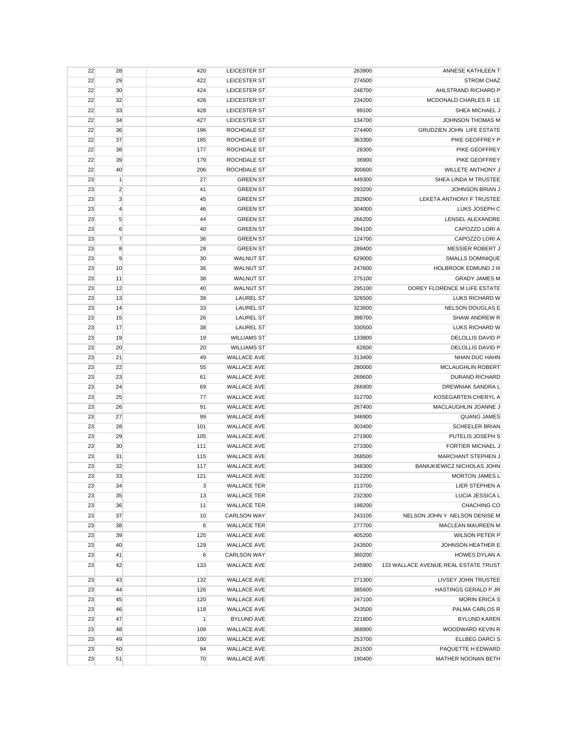| | | | | | | |
|---|---|---|---|---|---|---|
| 22 | 28 | | 420 | LEICESTER ST | 263900 | ANNESE KATHLEEN T |
| 22 | 29 | | 422 | LEICESTER ST | 274500 | STROM CHAZ |
| 22 | 30 | | 424 | LEICESTER ST | 248700 | AHLSTRAND RICHARD P |
| 22 | 32 | | 426 | LEICESTER ST | 234200 | MCDONALD CHARLES R LE |
| 22 | 33 | | 428 | LEICESTER ST | 99100 | SHEA MICHAEL J |
| 22 | 34 | | 427 | LEICESTER ST | 134700 | JOHNSON THOMAS M |
| 22 | 36 | | 196 | ROCHDALE ST | 274400 | GRUDZIEN JOHN LIFE ESTATE |
| 22 | 37 | | 185 | ROCHDALE ST | 363300 | PIKE GEOFFREY P |
| 22 | 38 | | 177 | ROCHDALE ST | 28300 | PIKE GEOFFREY |
| 22 | 39 | | 179 | ROCHDALE ST | 36900 | PIKE GEOFFREY |
| 22 | 40 | | 206 | ROCHDALE ST | 300600 | WILLETE ANTHONY J |
| 23 | 1 | | 27 | GREEN ST | 449300 | SHEA LINDA M TRUSTEE |
| 23 | 2 | | 41 | GREEN ST | 293200 | JOHNSON BRIAN J |
| 23 | 3 | | 45 | GREEN ST | 282900 | LEKETA ANTHONY F TRUSTEE |
| 23 | 4 | | 46 | GREEN ST | 304000 | LUKS JOSEPH C |
| 23 | 5 | | 44 | GREEN ST | 266200 | LENSEL ALEXANDRE |
| 23 | 6 | | 40 | GREEN ST | 394100 | CAPOZZO LORI A |
| 23 | 7 | | 36 | GREEN ST | 124700 | CAPOZZO LORI A |
| 23 | 8 | | 28 | GREEN ST | 289400 | MESSIER ROBERT J |
| 23 | 9 | | 30 | WALNUT ST | 629000 | SMALLS DOMINIQUE |
| 23 | 10 | | 36 | WALNUT ST | 247600 | HOLBROOK EDMUND J III |
| 23 | 11 | | 38 | WALNUT ST | 275100 | GRADY JAMES M |
| 23 | 12 | | 40 | WALNUT ST | 295100 | DOREY FLORENCE M LIFE ESTATE |
| 23 | 13 | | 39 | LAUREL ST | 326500 | LUKS RICHARD W |
| 23 | 14 | | 33 | LAUREL ST | 323600 | NELSON DOUGLAS E |
| 23 | 15 | | 26 | LAUREL ST | 398700 | SHAW ANDREW R |
| 23 | 17 | | 38 | LAUREL ST | 330500 | LUKS RICHARD W |
| 23 | 19 | | 19 | WILLIAMS ST | 133800 | DELOLLIS DAVID P |
| 23 | 20 | | 20 | WILLIAMS ST | 62600 | DELOLLIS DAVID P |
| 23 | 21 | | 49 | WALLACE AVE | 313400 | NHAN DUC HAHN |
| 23 | 22 | | 55 | WALLACE AVE | 280000 | MCLAUGHLIN ROBERT |
| 23 | 23 | | 61 | WALLACE AVE | 269600 | DURAND RICHARD |
| 23 | 24 | | 69 | WALLACE AVE | 266900 | DREWNIAK SANDRA L |
| 23 | 25 | | 77 | WALLACE AVE | 312700 | KOSEGARTEN CHERYL A |
| 23 | 26 | | 91 | WALLACE AVE | 267400 | MACLAUGHLIN JOANNE J |
| 23 | 27 | | 99 | WALLACE AVE | 346900 | QUANG JAMES |
| 23 | 28 | | 101 | WALLACE AVE | 303400 | SCHEELER BRIAN |
| 23 | 29 | | 105 | WALLACE AVE | 271900 | PUTELIS JOSEPH S |
| 23 | 30 | | 111 | WALLACE AVE | 273300 | FORTIER MICHAEL J |
| 23 | 31 | | 115 | WALLACE AVE | 268500 | MARCHANT STEPHEN J |
| 23 | 32 | | 117 | WALLACE AVE | 348300 | BANIUKIEWICZ NICHOLAS JOHN |
| 23 | 33 | | 121 | WALLACE AVE | 312200 | MORTON JAMES L |
| 23 | 34 | | 3 | WALLACE TER | 213700 | LIER STEPHEN A |
| 23 | 35 | | 13 | WALLACE TER | 232300 | LUCIA JESSICA L |
| 23 | 36 | | 11 | WALLACE TER | 198200 | CHACHING CO |
| 23 | 37 | | 10 | CARLSON WAY | 243100 | NELSON JOHN Y NELSON DENISE M |
| 23 | 38 | | 6 | WALLACE TER | 277700 | MACLEAN MAUREEN M |
| 23 | 39 | | 125 | WALLACE AVE | 405200 | WILSON PETER P |
| 23 | 40 | | 129 | WALLACE AVE | 243500 | JOHNSON HEATHER E |
| 23 | 41 | | 6 | CARLSON WAY | 360200 | HOWES DYLAN A |
| 23 | 42 | | 133 | WALLACE AVE | 245900 | 133 WALLACE AVENUE REAL ESTATE TRUST |
| 23 | 43 | | 132 | WALLACE AVE | 271300 | LIVSEY JOHN TRUSTEE |
| 23 | 44 | | 126 | WALLACE AVE | 385600 | HASTINGS GERALD P JR |
| 23 | 45 | | 120 | WALLACE AVE | 247100 | MORIN ERICA S |
| 23 | 46 | | 118 | WALLACE AVE | 343500 | PALMA CARLOS R |
| 23 | 47 | | 1 | BYLUND AVE | 221800 | BYLUND KAREN |
| 23 | 48 | | 108 | WALLACE AVE | 368900 | WOODWARD KEVIN R |
| 23 | 49 | | 100 | WALLACE AVE | 253700 | ELLBEG DARCI S |
| 23 | 50 | | 94 | WALLACE AVE | 261500 | PAQUETTE H EDWARD |
| 23 | 51 | | 70 | WALLACE AVE | 190400 | MATHER NOONAN BETH |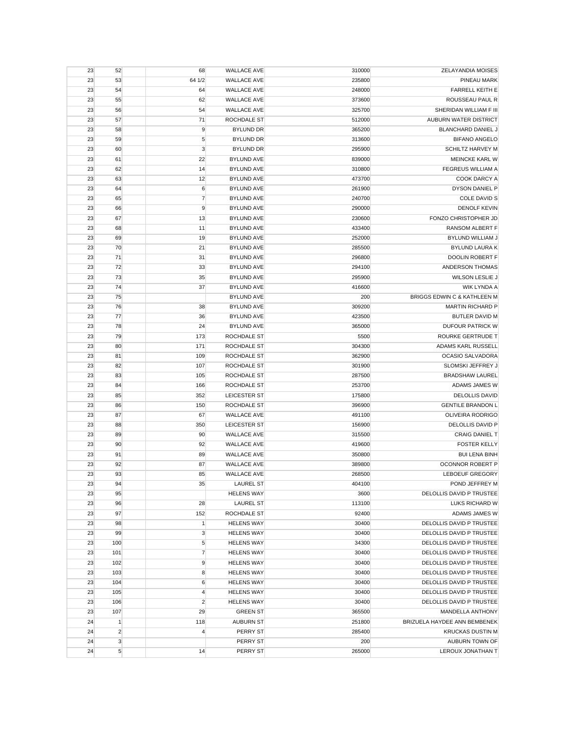| | | | | | | |
|---|---|---|---|---|---|---|
| 23 | 52 | | 68 | WALLACE AVE | 310000 | ZELAYANDIA MOISES |
| 23 | 53 | | 64 1/2 | WALLACE AVE | 235800 | PINEAU MARK |
| 23 | 54 | | 64 | WALLACE AVE | 248000 | FARRELL KEITH E |
| 23 | 55 | | 62 | WALLACE AVE | 373600 | ROUSSEAU PAUL R |
| 23 | 56 | | 54 | WALLACE AVE | 325700 | SHERIDAN WILLIAM F III |
| 23 | 57 | | 71 | ROCHDALE ST | 512000 | AUBURN WATER DISTRICT |
| 23 | 58 | | 9 | BYLUND DR | 365200 | BLANCHARD DANIEL J |
| 23 | 59 | | 5 | BYLUND DR | 313600 | BIFANO ANGELO |
| 23 | 60 | | 3 | BYLUND DR | 295900 | SCHILTZ HARVEY M |
| 23 | 61 | | 22 | BYLUND AVE | 839000 | MEINCKE KARL W |
| 23 | 62 | | 14 | BYLUND AVE | 310800 | FEGREUS WILLIAM A |
| 23 | 63 | | 12 | BYLUND AVE | 473700 | COOK DARCY A |
| 23 | 64 | | 6 | BYLUND AVE | 261900 | DYSON DANIEL P |
| 23 | 65 | | 7 | BYLUND AVE | 240700 | COLE DAVID S |
| 23 | 66 | | 9 | BYLUND AVE | 290000 | DENOLF KEVIN |
| 23 | 67 | | 13 | BYLUND AVE | 230600 | FONZO CHRISTOPHER JD |
| 23 | 68 | | 11 | BYLUND AVE | 433400 | RANSOM ALBERT F |
| 23 | 69 | | 19 | BYLUND AVE | 252000 | BYLUND WILLIAM J |
| 23 | 70 | | 21 | BYLUND AVE | 285500 | BYLUND LAURA K |
| 23 | 71 | | 31 | BYLUND AVE | 296800 | DOOLIN ROBERT F |
| 23 | 72 | | 33 | BYLUND AVE | 294100 | ANDERSON THOMAS |
| 23 | 73 | | 35 | BYLUND AVE | 295900 | WILSON LESLIE J |
| 23 | 74 | | 37 | BYLUND AVE | 416600 | WIK LYNDA A |
| 23 | 75 | | | BYLUND AVE | 200 | BRIGGS EDWIN C & KATHLEEN M |
| 23 | 76 | | 38 | BYLUND AVE | 309200 | MARTIN RICHARD P |
| 23 | 77 | | 36 | BYLUND AVE | 423500 | BUTLER DAVID M |
| 23 | 78 | | 24 | BYLUND AVE | 365000 | DUFOUR PATRICK W |
| 23 | 79 | | 173 | ROCHDALE ST | 5500 | ROURKE GERTRUDE T |
| 23 | 80 | | 171 | ROCHDALE ST | 304300 | ADAMS KARL RUSSELL |
| 23 | 81 | | 109 | ROCHDALE ST | 362900 | OCASIO SALVADORA |
| 23 | 82 | | 107 | ROCHDALE ST | 301900 | SLOMSKI JEFFREY J |
| 23 | 83 | | 105 | ROCHDALE ST | 287500 | BRADSHAW LAUREL |
| 23 | 84 | | 166 | ROCHDALE ST | 253700 | ADAMS JAMES W |
| 23 | 85 | | 352 | LEICESTER ST | 175800 | DELOLLIS DAVID |
| 23 | 86 | | 150 | ROCHDALE ST | 396900 | GENTILE BRANDON L |
| 23 | 87 | | 67 | WALLACE AVE | 491100 | OLIVEIRA RODRIGO |
| 23 | 88 | | 350 | LEICESTER ST | 156900 | DELOLLIS DAVID P |
| 23 | 89 | | 90 | WALLACE AVE | 315500 | CRAIG DANIEL T |
| 23 | 90 | | 92 | WALLACE AVE | 419600 | FOSTER KELLY |
| 23 | 91 | | 89 | WALLACE AVE | 350800 | BUI LENA BINH |
| 23 | 92 | | 87 | WALLACE AVE | 389800 | OCONNOR ROBERT P |
| 23 | 93 | | 85 | WALLACE AVE | 268500 | LEBOEUF GREGORY |
| 23 | 94 | | 35 | LAUREL ST | 404100 | POND JEFFREY M |
| 23 | 95 | | | HELENS WAY | 3600 | DELOLLIS DAVID P TRUSTEE |
| 23 | 96 | | 28 | LAUREL ST | 113100 | LUKS RICHARD W |
| 23 | 97 | | 152 | ROCHDALE ST | 92400 | ADAMS JAMES W |
| 23 | 98 | | 1 | HELENS WAY | 30400 | DELOLLIS DAVID P TRUSTEE |
| 23 | 99 | | 3 | HELENS WAY | 30400 | DELOLLIS DAVID P TRUSTEE |
| 23 | 100 | | 5 | HELENS WAY | 34300 | DELOLLIS DAVID P TRUSTEE |
| 23 | 101 | | 7 | HELENS WAY | 30400 | DELOLLIS DAVID P TRUSTEE |
| 23 | 102 | | 9 | HELENS WAY | 30400 | DELOLLIS DAVID P TRUSTEE |
| 23 | 103 | | 8 | HELENS WAY | 30400 | DELOLLIS DAVID P TRUSTEE |
| 23 | 104 | | 6 | HELENS WAY | 30400 | DELOLLIS DAVID P TRUSTEE |
| 23 | 105 | | 4 | HELENS WAY | 30400 | DELOLLIS DAVID P TRUSTEE |
| 23 | 106 | | 2 | HELENS WAY | 30400 | DELOLLIS DAVID P TRUSTEE |
| 23 | 107 | | 29 | GREEN ST | 365500 | MANDELLA ANTHONY |
| 24 | 1 | | 118 | AUBURN ST | 251800 | BRIZUELA HAYDEE ANN BEMBENEK |
| 24 | 2 | | 4 | PERRY ST | 285400 | KRUCKAS DUSTIN M |
| 24 | 3 | | | PERRY ST | 200 | AUBURN TOWN OF |
| 24 | 5 | | 14 | PERRY ST | 265000 | LEROUX JONATHAN T |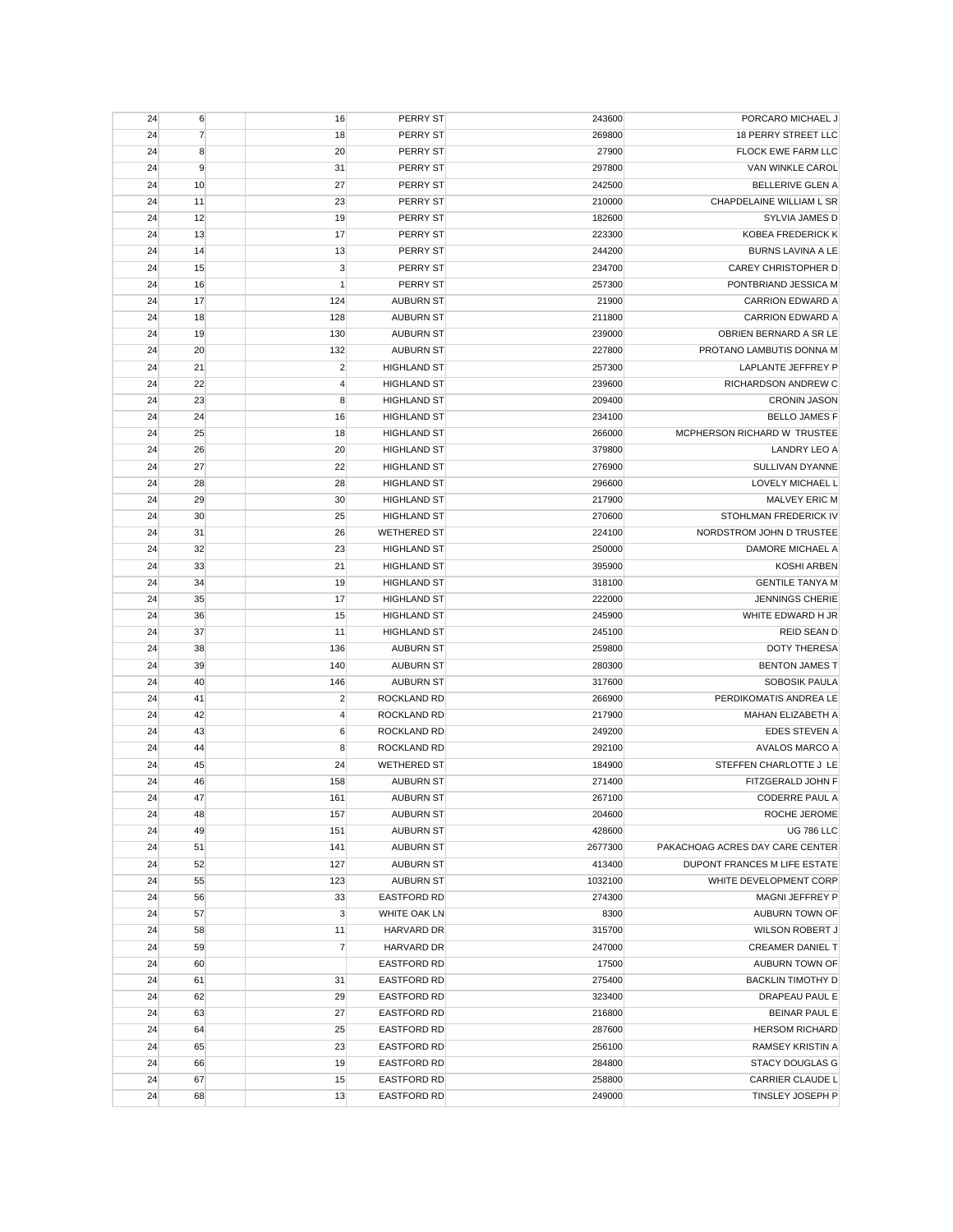| | | | | | | |
|---|---|---|---|---|---|---|
| 24 | 6 | | 16 | PERRY ST | 243600 | PORCARO MICHAEL J |
| 24 | 7 | | 18 | PERRY ST | 269800 | 18 PERRY STREET LLC |
| 24 | 8 | | 20 | PERRY ST | 27900 | FLOCK EWE FARM LLC |
| 24 | 9 | | 31 | PERRY ST | 297800 | VAN WINKLE CAROL |
| 24 | 10 | | 27 | PERRY ST | 242500 | BELLERIVE GLEN A |
| 24 | 11 | | 23 | PERRY ST | 210000 | CHAPDELAINE WILLIAM L SR |
| 24 | 12 | | 19 | PERRY ST | 182600 | SYLVIA JAMES D |
| 24 | 13 | | 17 | PERRY ST | 223300 | KOBEA FREDERICK K |
| 24 | 14 | | 13 | PERRY ST | 244200 | BURNS LAVINA A LE |
| 24 | 15 | | 3 | PERRY ST | 234700 | CAREY CHRISTOPHER D |
| 24 | 16 | | 1 | PERRY ST | 257300 | PONTBRIAND JESSICA M |
| 24 | 17 | | 124 | AUBURN ST | 21900 | CARRION EDWARD A |
| 24 | 18 | | 128 | AUBURN ST | 211800 | CARRION EDWARD A |
| 24 | 19 | | 130 | AUBURN ST | 239000 | OBRIEN BERNARD A SR LE |
| 24 | 20 | | 132 | AUBURN ST | 227800 | PROTANO LAMBUTIS DONNA M |
| 24 | 21 | | 2 | HIGHLAND ST | 257300 | LAPLANTE JEFFREY P |
| 24 | 22 | | 4 | HIGHLAND ST | 239600 | RICHARDSON ANDREW C |
| 24 | 23 | | 8 | HIGHLAND ST | 209400 | CRONIN JASON |
| 24 | 24 | | 16 | HIGHLAND ST | 234100 | BELLO JAMES F |
| 24 | 25 | | 18 | HIGHLAND ST | 266000 | MCPHERSON RICHARD W TRUSTEE |
| 24 | 26 | | 20 | HIGHLAND ST | 379800 | LANDRY LEO A |
| 24 | 27 | | 22 | HIGHLAND ST | 276900 | SULLIVAN DYANNE |
| 24 | 28 | | 28 | HIGHLAND ST | 296600 | LOVELY MICHAEL L |
| 24 | 29 | | 30 | HIGHLAND ST | 217900 | MALVEY ERIC M |
| 24 | 30 | | 25 | HIGHLAND ST | 270600 | STOHLMAN FREDERICK IV |
| 24 | 31 | | 26 | WETHERED ST | 224100 | NORDSTROM JOHN D TRUSTEE |
| 24 | 32 | | 23 | HIGHLAND ST | 250000 | DAMORE MICHAEL A |
| 24 | 33 | | 21 | HIGHLAND ST | 395900 | KOSHI ARBEN |
| 24 | 34 | | 19 | HIGHLAND ST | 318100 | GENTILE TANYA M |
| 24 | 35 | | 17 | HIGHLAND ST | 222000 | JENNINGS CHERIE |
| 24 | 36 | | 15 | HIGHLAND ST | 245900 | WHITE EDWARD H JR |
| 24 | 37 | | 11 | HIGHLAND ST | 245100 | REID SEAN D |
| 24 | 38 | | 136 | AUBURN ST | 259800 | DOTY THERESA |
| 24 | 39 | | 140 | AUBURN ST | 280300 | BENTON JAMES T |
| 24 | 40 | | 146 | AUBURN ST | 317600 | SOBOSIK PAULA |
| 24 | 41 | | 2 | ROCKLAND RD | 266900 | PERDIKOMATIS ANDREA LE |
| 24 | 42 | | 4 | ROCKLAND RD | 217900 | MAHAN ELIZABETH A |
| 24 | 43 | | 6 | ROCKLAND RD | 249200 | EDES STEVEN A |
| 24 | 44 | | 8 | ROCKLAND RD | 292100 | AVALOS MARCO A |
| 24 | 45 | | 24 | WETHERED ST | 184900 | STEFFEN CHARLOTTE J LE |
| 24 | 46 | | 158 | AUBURN ST | 271400 | FITZGERALD JOHN F |
| 24 | 47 | | 161 | AUBURN ST | 267100 | CODERRE PAUL A |
| 24 | 48 | | 157 | AUBURN ST | 204600 | ROCHE JEROME |
| 24 | 49 | | 151 | AUBURN ST | 428600 | UG 786 LLC |
| 24 | 51 | | 141 | AUBURN ST | 2677300 | PAKACHOAG ACRES DAY CARE CENTER |
| 24 | 52 | | 127 | AUBURN ST | 413400 | DUPONT FRANCES M LIFE ESTATE |
| 24 | 55 | | 123 | AUBURN ST | 1032100 | WHITE DEVELOPMENT CORP |
| 24 | 56 | | 33 | EASTFORD RD | 274300 | MAGNI JEFFREY P |
| 24 | 57 | | 3 | WHITE OAK LN | 8300 | AUBURN TOWN OF |
| 24 | 58 | | 11 | HARVARD DR | 315700 | WILSON ROBERT J |
| 24 | 59 | | 7 | HARVARD DR | 247000 | CREAMER DANIEL T |
| 24 | 60 | | | EASTFORD RD | 17500 | AUBURN TOWN OF |
| 24 | 61 | | 31 | EASTFORD RD | 275400 | BACKLIN TIMOTHY D |
| 24 | 62 | | 29 | EASTFORD RD | 323400 | DRAPEAU PAUL E |
| 24 | 63 | | 27 | EASTFORD RD | 216800 | BEINAR PAUL E |
| 24 | 64 | | 25 | EASTFORD RD | 287600 | HERSOM RICHARD |
| 24 | 65 | | 23 | EASTFORD RD | 256100 | RAMSEY KRISTIN A |
| 24 | 66 | | 19 | EASTFORD RD | 284800 | STACY DOUGLAS G |
| 24 | 67 | | 15 | EASTFORD RD | 258800 | CARRIER CLAUDE L |
| 24 | 68 | | 13 | EASTFORD RD | 249000 | TINSLEY JOSEPH P |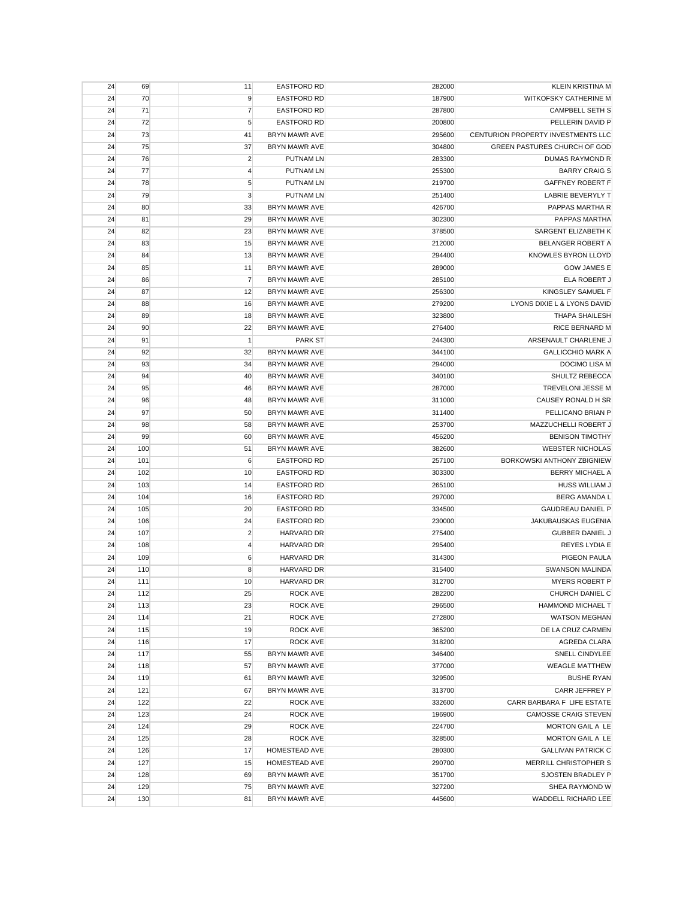| | | | | | | |
|---|---|---|---|---|---|---|
| 24 | 69 | | 11 | EASTFORD RD | 282000 | KLEIN KRISTINA M |
| 24 | 70 | | 9 | EASTFORD RD | 187900 | WITKOFSKY CATHERINE M |
| 24 | 71 | | 7 | EASTFORD RD | 287800 | CAMPBELL SETH S |
| 24 | 72 | | 5 | EASTFORD RD | 200800 | PELLERIN DAVID P |
| 24 | 73 | | 41 | BRYN MAWR AVE | 295600 | CENTURION PROPERTY INVESTMENTS LLC |
| 24 | 75 | | 37 | BRYN MAWR AVE | 304800 | GREEN PASTURES CHURCH OF GOD |
| 24 | 76 | | 2 | PUTNAM LN | 283300 | DUMAS RAYMOND R |
| 24 | 77 | | 4 | PUTNAM LN | 255300 | BARRY CRAIG S |
| 24 | 78 | | 5 | PUTNAM LN | 219700 | GAFFNEY ROBERT F |
| 24 | 79 | | 3 | PUTNAM LN | 251400 | LABRIE BEVERYLY T |
| 24 | 80 | | 33 | BRYN MAWR AVE | 426700 | PAPPAS MARTHA R |
| 24 | 81 | | 29 | BRYN MAWR AVE | 302300 | PAPPAS MARTHA |
| 24 | 82 | | 23 | BRYN MAWR AVE | 378500 | SARGENT ELIZABETH K |
| 24 | 83 | | 15 | BRYN MAWR AVE | 212000 | BELANGER ROBERT A |
| 24 | 84 | | 13 | BRYN MAWR AVE | 294400 | KNOWLES BYRON LLOYD |
| 24 | 85 | | 11 | BRYN MAWR AVE | 289000 | GOW JAMES E |
| 24 | 86 | | 7 | BRYN MAWR AVE | 285100 | ELA ROBERT J |
| 24 | 87 | | 12 | BRYN MAWR AVE | 256300 | KINGSLEY SAMUEL F |
| 24 | 88 | | 16 | BRYN MAWR AVE | 279200 | LYONS DIXIE L & LYONS DAVID |
| 24 | 89 | | 18 | BRYN MAWR AVE | 323800 | THAPA SHAILESH |
| 24 | 90 | | 22 | BRYN MAWR AVE | 276400 | RICE BERNARD M |
| 24 | 91 | | 1 | PARK ST | 244300 | ARSENAULT CHARLENE J |
| 24 | 92 | | 32 | BRYN MAWR AVE | 344100 | GALLICCHIO MARK A |
| 24 | 93 | | 34 | BRYN MAWR AVE | 294000 | DOCIMO LISA M |
| 24 | 94 | | 40 | BRYN MAWR AVE | 340100 | SHULTZ REBECCA |
| 24 | 95 | | 46 | BRYN MAWR AVE | 287000 | TREVELONI JESSE M |
| 24 | 96 | | 48 | BRYN MAWR AVE | 311000 | CAUSEY RONALD H SR |
| 24 | 97 | | 50 | BRYN MAWR AVE | 311400 | PELLICANO BRIAN P |
| 24 | 98 | | 58 | BRYN MAWR AVE | 253700 | MAZZUCHELLI ROBERT J |
| 24 | 99 | | 60 | BRYN MAWR AVE | 456200 | BENISON TIMOTHY |
| 24 | 100 | | 51 | BRYN MAWR AVE | 382600 | WEBSTER NICHOLAS |
| 24 | 101 | | 6 | EASTFORD RD | 257100 | BORKOWSKI ANTHONY ZBIGNIEW |
| 24 | 102 | | 10 | EASTFORD RD | 303300 | BERRY MICHAEL A |
| 24 | 103 | | 14 | EASTFORD RD | 265100 | HUSS WILLIAM J |
| 24 | 104 | | 16 | EASTFORD RD | 297000 | BERG AMANDA L |
| 24 | 105 | | 20 | EASTFORD RD | 334500 | GAUDREAU DANIEL P |
| 24 | 106 | | 24 | EASTFORD RD | 230000 | JAKUBAUSKAS EUGENIA |
| 24 | 107 | | 2 | HARVARD DR | 275400 | GUBBER DANIEL J |
| 24 | 108 | | 4 | HARVARD DR | 295400 | REYES LYDIA E |
| 24 | 109 | | 6 | HARVARD DR | 314300 | PIGEON PAULA |
| 24 | 110 | | 8 | HARVARD DR | 315400 | SWANSON MALINDA |
| 24 | 111 | | 10 | HARVARD DR | 312700 | MYERS ROBERT P |
| 24 | 112 | | 25 | ROCK AVE | 282200 | CHURCH DANIEL C |
| 24 | 113 | | 23 | ROCK AVE | 296500 | HAMMOND MICHAEL T |
| 24 | 114 | | 21 | ROCK AVE | 272800 | WATSON MEGHAN |
| 24 | 115 | | 19 | ROCK AVE | 365200 | DE LA CRUZ CARMEN |
| 24 | 116 | | 17 | ROCK AVE | 318200 | AGREDA CLARA |
| 24 | 117 | | 55 | BRYN MAWR AVE | 346400 | SNELL CINDYLEE |
| 24 | 118 | | 57 | BRYN MAWR AVE | 377000 | WEAGLE MATTHEW |
| 24 | 119 | | 61 | BRYN MAWR AVE | 329500 | BUSHE RYAN |
| 24 | 121 | | 67 | BRYN MAWR AVE | 313700 | CARR JEFFREY P |
| 24 | 122 | | 22 | ROCK AVE | 332600 | CARR BARBARA F LIFE ESTATE |
| 24 | 123 | | 24 | ROCK AVE | 196900 | CAMOSSE CRAIG STEVEN |
| 24 | 124 | | 29 | ROCK AVE | 224700 | MORTON GAIL A LE |
| 24 | 125 | | 28 | ROCK AVE | 328500 | MORTON GAIL A LE |
| 24 | 126 | | 17 | HOMESTEAD AVE | 280300 | GALLIVAN PATRICK C |
| 24 | 127 | | 15 | HOMESTEAD AVE | 290700 | MERRILL CHRISTOPHER S |
| 24 | 128 | | 69 | BRYN MAWR AVE | 351700 | SJOSTEN BRADLEY P |
| 24 | 129 | | 75 | BRYN MAWR AVE | 327200 | SHEA RAYMOND W |
| 24 | 130 | | 81 | BRYN MAWR AVE | 445600 | WADDELL RICHARD LEE |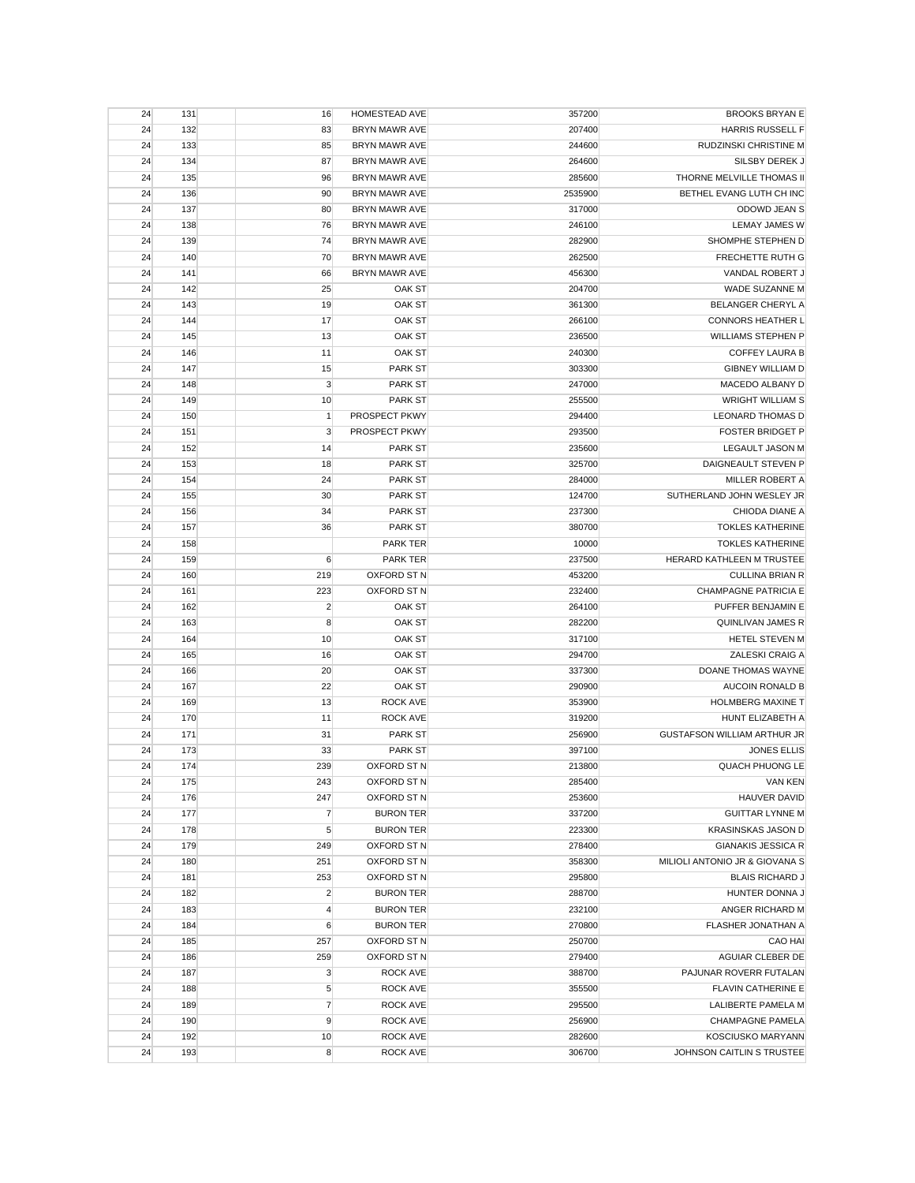| | | | | | | |
|---|---|---|---|---|---|---|
| 24 | 131 | | 16 | HOMESTEAD AVE | 357200 | BROOKS BRYAN E |
| 24 | 132 | | 83 | BRYN MAWR AVE | 207400 | HARRIS RUSSELL F |
| 24 | 133 | | 85 | BRYN MAWR AVE | 244600 | RUDZINSKI CHRISTINE M |
| 24 | 134 | | 87 | BRYN MAWR AVE | 264600 | SILSBY DEREK J |
| 24 | 135 | | 96 | BRYN MAWR AVE | 285600 | THORNE MELVILLE THOMAS II |
| 24 | 136 | | 90 | BRYN MAWR AVE | 2535900 | BETHEL EVANG LUTH CH INC |
| 24 | 137 | | 80 | BRYN MAWR AVE | 317000 | ODOWD JEAN S |
| 24 | 138 | | 76 | BRYN MAWR AVE | 246100 | LEMAY JAMES W |
| 24 | 139 | | 74 | BRYN MAWR AVE | 282900 | SHOMPHE STEPHEN D |
| 24 | 140 | | 70 | BRYN MAWR AVE | 262500 | FRECHETTE RUTH G |
| 24 | 141 | | 66 | BRYN MAWR AVE | 456300 | VANDAL ROBERT J |
| 24 | 142 | | 25 | OAK ST | 204700 | WADE SUZANNE M |
| 24 | 143 | | 19 | OAK ST | 361300 | BELANGER CHERYL A |
| 24 | 144 | | 17 | OAK ST | 266100 | CONNORS HEATHER L |
| 24 | 145 | | 13 | OAK ST | 236500 | WILLIAMS STEPHEN P |
| 24 | 146 | | 11 | OAK ST | 240300 | COFFEY LAURA B |
| 24 | 147 | | 15 | PARK ST | 303300 | GIBNEY WILLIAM D |
| 24 | 148 | | 3 | PARK ST | 247000 | MACEDO ALBANY D |
| 24 | 149 | | 10 | PARK ST | 255500 | WRIGHT WILLIAM S |
| 24 | 150 | | 1 | PROSPECT PKWY | 294400 | LEONARD THOMAS D |
| 24 | 151 | | 3 | PROSPECT PKWY | 293500 | FOSTER BRIDGET P |
| 24 | 152 | | 14 | PARK ST | 235600 | LEGAULT JASON M |
| 24 | 153 | | 18 | PARK ST | 325700 | DAIGNEAULT STEVEN P |
| 24 | 154 | | 24 | PARK ST | 284000 | MILLER ROBERT A |
| 24 | 155 | | 30 | PARK ST | 124700 | SUTHERLAND JOHN WESLEY JR |
| 24 | 156 | | 34 | PARK ST | 237300 | CHIODA DIANE A |
| 24 | 157 | | 36 | PARK ST | 380700 | TOKLES KATHERINE |
| 24 | 158 | | | PARK TER | 10000 | TOKLES KATHERINE |
| 24 | 159 | | 6 | PARK TER | 237500 | HERARD KATHLEEN M TRUSTEE |
| 24 | 160 | | 219 | OXFORD ST N | 453200 | CULLINA BRIAN R |
| 24 | 161 | | 223 | OXFORD ST N | 232400 | CHAMPAGNE PATRICIA E |
| 24 | 162 | | 2 | OAK ST | 264100 | PUFFER BENJAMIN E |
| 24 | 163 | | 8 | OAK ST | 282200 | QUINLIVAN JAMES R |
| 24 | 164 | | 10 | OAK ST | 317100 | HETEL STEVEN M |
| 24 | 165 | | 16 | OAK ST | 294700 | ZALESKI CRAIG A |
| 24 | 166 | | 20 | OAK ST | 337300 | DOANE THOMAS WAYNE |
| 24 | 167 | | 22 | OAK ST | 290900 | AUCOIN RONALD B |
| 24 | 169 | | 13 | ROCK AVE | 353900 | HOLMBERG MAXINE T |
| 24 | 170 | | 11 | ROCK AVE | 319200 | HUNT ELIZABETH A |
| 24 | 171 | | 31 | PARK ST | 256900 | GUSTAFSON WILLIAM ARTHUR JR |
| 24 | 173 | | 33 | PARK ST | 397100 | JONES ELLIS |
| 24 | 174 | | 239 | OXFORD ST N | 213800 | QUACH PHUONG LE |
| 24 | 175 | | 243 | OXFORD ST N | 285400 | VAN KEN |
| 24 | 176 | | 247 | OXFORD ST N | 253600 | HAUVER DAVID |
| 24 | 177 | | 7 | BURON TER | 337200 | GUITTAR LYNNE M |
| 24 | 178 | | 5 | BURON TER | 223300 | KRASINSKAS JASON D |
| 24 | 179 | | 249 | OXFORD ST N | 278400 | GIANAKIS JESSICA R |
| 24 | 180 | | 251 | OXFORD ST N | 358300 | MILIOLI ANTONIO JR & GIOVANA S |
| 24 | 181 | | 253 | OXFORD ST N | 295800 | BLAIS RICHARD J |
| 24 | 182 | | 2 | BURON TER | 288700 | HUNTER DONNA J |
| 24 | 183 | | 4 | BURON TER | 232100 | ANGER RICHARD M |
| 24 | 184 | | 6 | BURON TER | 270800 | FLASHER JONATHAN A |
| 24 | 185 | | 257 | OXFORD ST N | 250700 | CAO HAI |
| 24 | 186 | | 259 | OXFORD ST N | 279400 | AGUIAR CLEBER DE |
| 24 | 187 | | 3 | ROCK AVE | 388700 | PAJUNAR ROVERR FUTALAN |
| 24 | 188 | | 5 | ROCK AVE | 355500 | FLAVIN CATHERINE E |
| 24 | 189 | | 7 | ROCK AVE | 295500 | LALIBERTE PAMELA M |
| 24 | 190 | | 9 | ROCK AVE | 256900 | CHAMPAGNE PAMELA |
| 24 | 192 | | 10 | ROCK AVE | 282600 | KOSCIUSKO MARYANN |
| 24 | 193 | | 8 | ROCK AVE | 306700 | JOHNSON CAITLIN S TRUSTEE |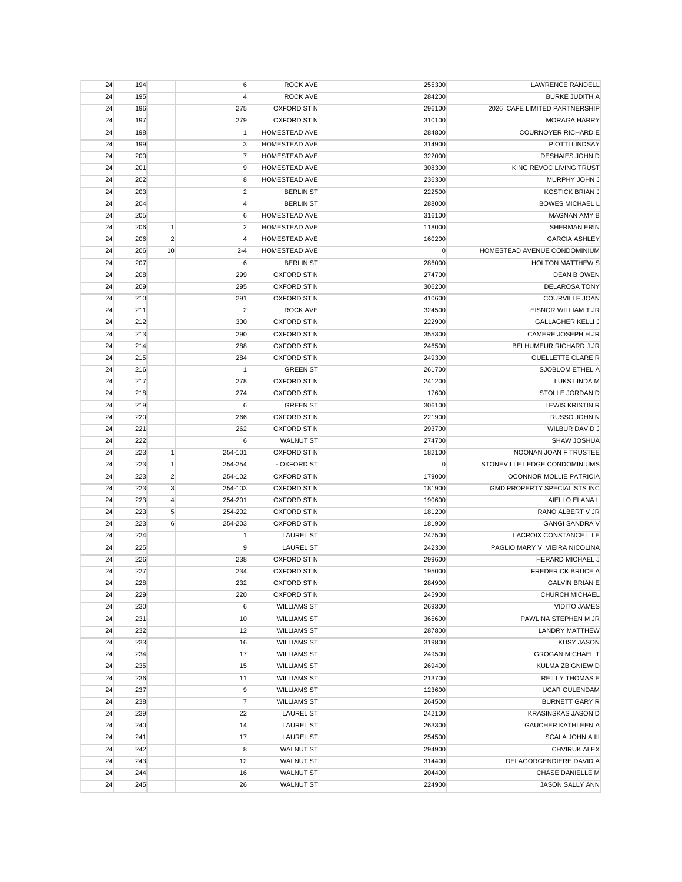| | | | | | | |
|---|---|---|---|---|---|---|
| 24 | 194 | | 6 | ROCK AVE | 255300 | LAWRENCE RANDELL |
| 24 | 195 | | 4 | ROCK AVE | 284200 | BURKE JUDITH A |
| 24 | 196 | | 275 | OXFORD ST N | 296100 | 2026 CAFE LIMITED PARTNERSHIP |
| 24 | 197 | | 279 | OXFORD ST N | 310100 | MORAGA HARRY |
| 24 | 198 | | 1 | HOMESTEAD AVE | 284800 | COURNOYER RICHARD E |
| 24 | 199 | | 3 | HOMESTEAD AVE | 314900 | PIOTTI LINDSAY |
| 24 | 200 | | 7 | HOMESTEAD AVE | 322000 | DESHAIES JOHN D |
| 24 | 201 | | 9 | HOMESTEAD AVE | 308300 | KING REVOC LIVING TRUST |
| 24 | 202 | | 8 | HOMESTEAD AVE | 236300 | MURPHY JOHN J |
| 24 | 203 | | 2 | BERLIN ST | 222500 | KOSTICK BRIAN J |
| 24 | 204 | | 4 | BERLIN ST | 288000 | BOWES MICHAEL L |
| 24 | 205 | | 6 | HOMESTEAD AVE | 316100 | MAGNAN AMY B |
| 24 | 206 | 1 | 2 | HOMESTEAD AVE | 118000 | SHERMAN ERIN |
| 24 | 206 | 2 | 4 | HOMESTEAD AVE | 160200 | GARCIA ASHLEY |
| 24 | 206 | 10 | 2-4 | HOMESTEAD AVE | 0 | HOMESTEAD AVENUE CONDOMINIUM |
| 24 | 207 | | 6 | BERLIN ST | 286000 | HOLTON MATTHEW S |
| 24 | 208 | | 299 | OXFORD ST N | 274700 | DEAN B OWEN |
| 24 | 209 | | 295 | OXFORD ST N | 306200 | DELAROSA TONY |
| 24 | 210 | | 291 | OXFORD ST N | 410600 | COURVILLE JOAN |
| 24 | 211 | | 2 | ROCK AVE | 324500 | EISNOR WILLIAM T JR |
| 24 | 212 | | 300 | OXFORD ST N | 222900 | GALLAGHER KELLI J |
| 24 | 213 | | 290 | OXFORD ST N | 355300 | CAMERE JOSEPH H JR |
| 24 | 214 | | 288 | OXFORD ST N | 246500 | BELHUMEUR RICHARD J JR |
| 24 | 215 | | 284 | OXFORD ST N | 249300 | OUELLETTE CLARE R |
| 24 | 216 | | 1 | GREEN ST | 261700 | SJOBLOM ETHEL A |
| 24 | 217 | | 278 | OXFORD ST N | 241200 | LUKS LINDA M |
| 24 | 218 | | 274 | OXFORD ST N | 17600 | STOLLE JORDAN D |
| 24 | 219 | | 6 | GREEN ST | 306100 | LEWIS KRISTIN R |
| 24 | 220 | | 266 | OXFORD ST N | 221900 | RUSSO JOHN N |
| 24 | 221 | | 262 | OXFORD ST N | 293700 | WILBUR DAVID J |
| 24 | 222 | | 6 | WALNUT ST | 274700 | SHAW JOSHUA |
| 24 | 223 | 1 | 254-101 | OXFORD ST N | 182100 | NOONAN JOAN F TRUSTEE |
| 24 | 223 | 1 | 254-254 | - OXFORD ST | 0 | STONEVILLE LEDGE CONDOMINIUMS |
| 24 | 223 | 2 | 254-102 | OXFORD ST N | 179000 | OCONNOR MOLLIE PATRICIA |
| 24 | 223 | 3 | 254-103 | OXFORD ST N | 181900 | GMD PROPERTY SPECIALISTS INC |
| 24 | 223 | 4 | 254-201 | OXFORD ST N | 190600 | AIELLO ELANA L |
| 24 | 223 | 5 | 254-202 | OXFORD ST N | 181200 | RANO ALBERT V JR |
| 24 | 223 | 6 | 254-203 | OXFORD ST N | 181900 | GANGI SANDRA V |
| 24 | 224 | | 1 | LAUREL ST | 247500 | LACROIX CONSTANCE L LE |
| 24 | 225 | | 9 | LAUREL ST | 242300 | PAGLIO MARY V VIEIRA NICOLINA |
| 24 | 226 | | 238 | OXFORD ST N | 299600 | HERARD MICHAEL J |
| 24 | 227 | | 234 | OXFORD ST N | 195000 | FREDERICK BRUCE A |
| 24 | 228 | | 232 | OXFORD ST N | 284900 | GALVIN BRIAN E |
| 24 | 229 | | 220 | OXFORD ST N | 245900 | CHURCH MICHAEL |
| 24 | 230 | | 6 | WILLIAMS ST | 269300 | VIDITO JAMES |
| 24 | 231 | | 10 | WILLIAMS ST | 365600 | PAWLINA STEPHEN M JR |
| 24 | 232 | | 12 | WILLIAMS ST | 287800 | LANDRY MATTHEW |
| 24 | 233 | | 16 | WILLIAMS ST | 319800 | KUSY JASON |
| 24 | 234 | | 17 | WILLIAMS ST | 249500 | GROGAN MICHAEL T |
| 24 | 235 | | 15 | WILLIAMS ST | 269400 | KULMA ZBIGNIEW D |
| 24 | 236 | | 11 | WILLIAMS ST | 213700 | REILLY THOMAS E |
| 24 | 237 | | 9 | WILLIAMS ST | 123600 | UCAR GULENDAM |
| 24 | 238 | | 7 | WILLIAMS ST | 264500 | BURNETT GARY R |
| 24 | 239 | | 22 | LAUREL ST | 242100 | KRASINSKAS JASON D |
| 24 | 240 | | 14 | LAUREL ST | 263300 | GAUCHER KATHLEEN A |
| 24 | 241 | | 17 | LAUREL ST | 254500 | SCALA JOHN A III |
| 24 | 242 | | 8 | WALNUT ST | 294900 | CHVIRUK ALEX |
| 24 | 243 | | 12 | WALNUT ST | 314400 | DELAGORGENDIERE DAVID A |
| 24 | 244 | | 16 | WALNUT ST | 204400 | CHASE DANIELLE M |
| 24 | 245 | | 26 | WALNUT ST | 224900 | JASON SALLY ANN |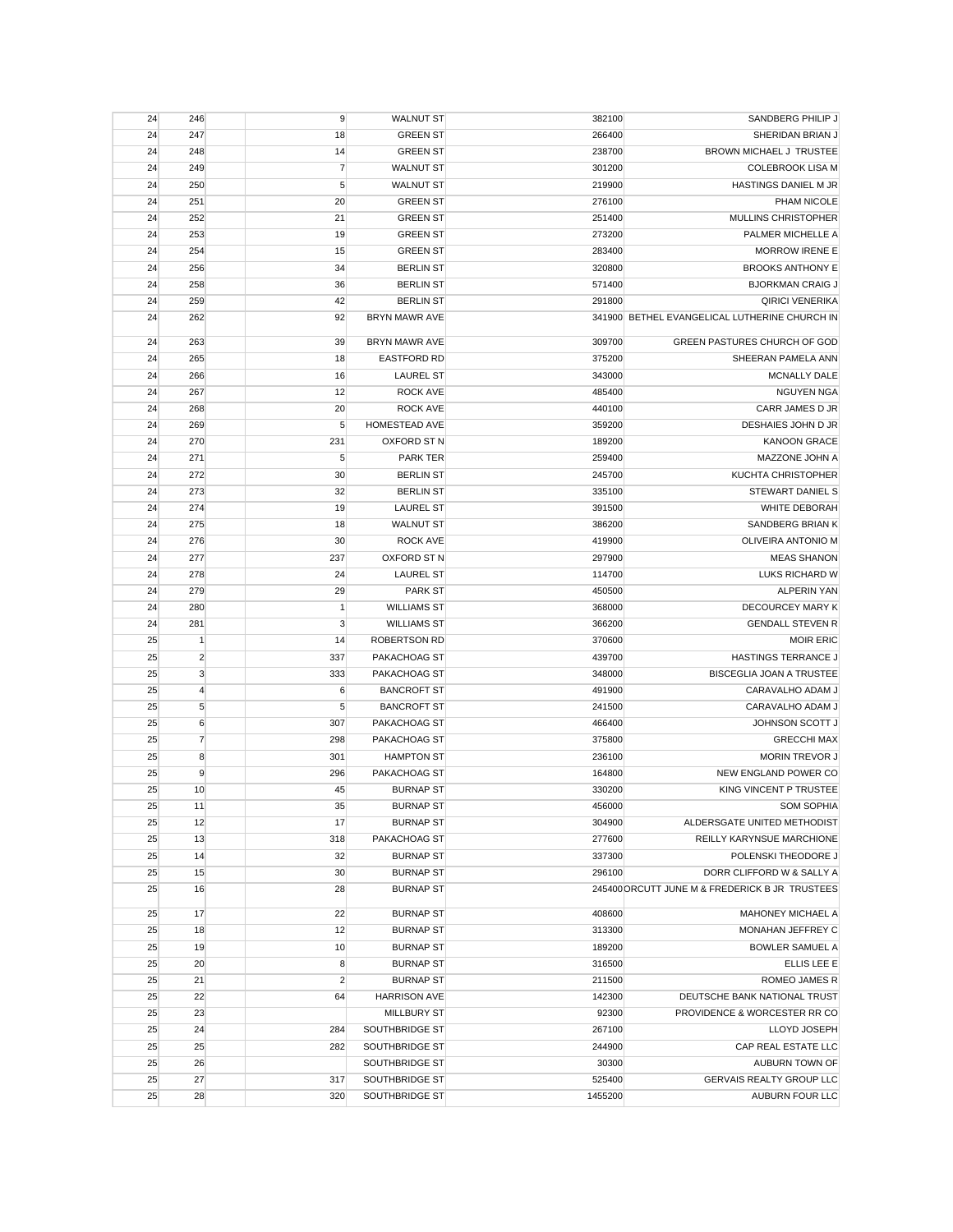| | | | | | | |
|---|---|---|---|---|---|---|
| 24 | 246 | | 9 | WALNUT ST | 382100 | SANDBERG PHILIP J |
| 24 | 247 | | 18 | GREEN ST | 266400 | SHERIDAN BRIAN J |
| 24 | 248 | | 14 | GREEN ST | 238700 | BROWN MICHAEL J TRUSTEE |
| 24 | 249 | | 7 | WALNUT ST | 301200 | COLEBROOK LISA M |
| 24 | 250 | | 5 | WALNUT ST | 219900 | HASTINGS DANIEL M JR |
| 24 | 251 | | 20 | GREEN ST | 276100 | PHAM NICOLE |
| 24 | 252 | | 21 | GREEN ST | 251400 | MULLINS CHRISTOPHER |
| 24 | 253 | | 19 | GREEN ST | 273200 | PALMER MICHELLE A |
| 24 | 254 | | 15 | GREEN ST | 283400 | MORROW IRENE E |
| 24 | 256 | | 34 | BERLIN ST | 320800 | BROOKS ANTHONY E |
| 24 | 258 | | 36 | BERLIN ST | 571400 | BJORKMAN CRAIG J |
| 24 | 259 | | 42 | BERLIN ST | 291800 | QIRICI VENERIKA |
| 24 | 262 | | 92 | BRYN MAWR AVE | 341900 | BETHEL EVANGELICAL LUTHERINE CHURCH IN |
| 24 | 263 | | 39 | BRYN MAWR AVE | 309700 | GREEN PASTURES CHURCH OF GOD |
| 24 | 265 | | 18 | EASTFORD RD | 375200 | SHEERAN PAMELA ANN |
| 24 | 266 | | 16 | LAUREL ST | 343000 | MCNALLY DALE |
| 24 | 267 | | 12 | ROCK AVE | 485400 | NGUYEN NGA |
| 24 | 268 | | 20 | ROCK AVE | 440100 | CARR JAMES D JR |
| 24 | 269 | | 5 | HOMESTEAD AVE | 359200 | DESHAIES JOHN D JR |
| 24 | 270 | | 231 | OXFORD ST N | 189200 | KANOON GRACE |
| 24 | 271 | | 5 | PARK TER | 259400 | MAZZONE JOHN A |
| 24 | 272 | | 30 | BERLIN ST | 245700 | KUCHTA CHRISTOPHER |
| 24 | 273 | | 32 | BERLIN ST | 335100 | STEWART DANIEL S |
| 24 | 274 | | 19 | LAUREL ST | 391500 | WHITE DEBORAH |
| 24 | 275 | | 18 | WALNUT ST | 386200 | SANDBERG BRIAN K |
| 24 | 276 | | 30 | ROCK AVE | 419900 | OLIVEIRA ANTONIO M |
| 24 | 277 | | 237 | OXFORD ST N | 297900 | MEAS SHANON |
| 24 | 278 | | 24 | LAUREL ST | 114700 | LUKS RICHARD W |
| 24 | 279 | | 29 | PARK ST | 450500 | ALPERIN YAN |
| 24 | 280 | | 1 | WILLIAMS ST | 368000 | DECOURCEY MARY K |
| 24 | 281 | | 3 | WILLIAMS ST | 366200 | GENDALL STEVEN R |
| 25 | 1 | | 14 | ROBERTSON RD | 370600 | MOIR ERIC |
| 25 | 2 | | 337 | PAKACHOAG ST | 439700 | HASTINGS TERRANCE J |
| 25 | 3 | | 333 | PAKACHOAG ST | 348000 | BISCEGLIA JOAN A TRUSTEE |
| 25 | 4 | | 6 | BANCROFT ST | 491900 | CARAVALHO ADAM J |
| 25 | 5 | | 5 | BANCROFT ST | 241500 | CARAVALHO ADAM J |
| 25 | 6 | | 307 | PAKACHOAG ST | 466400 | JOHNSON SCOTT J |
| 25 | 7 | | 298 | PAKACHOAG ST | 375800 | GRECCHI MAX |
| 25 | 8 | | 301 | HAMPTON ST | 236100 | MORIN TREVOR J |
| 25 | 9 | | 296 | PAKACHOAG ST | 164800 | NEW ENGLAND POWER CO |
| 25 | 10 | | 45 | BURNAP ST | 330200 | KING VINCENT P TRUSTEE |
| 25 | 11 | | 35 | BURNAP ST | 456000 | SOM SOPHIA |
| 25 | 12 | | 17 | BURNAP ST | 304900 | ALDERSGATE UNITED METHODIST |
| 25 | 13 | | 318 | PAKACHOAG ST | 277600 | REILLY KARYNSUE MARCHIONE |
| 25 | 14 | | 32 | BURNAP ST | 337300 | POLENSKI THEODORE J |
| 25 | 15 | | 30 | BURNAP ST | 296100 | DORR CLIFFORD W & SALLY A |
| 25 | 16 | | 28 | BURNAP ST | 245400 | ORCUTT JUNE M & FREDERICK B JR TRUSTEES |
| 25 | 17 | | 22 | BURNAP ST | 408600 | MAHONEY MICHAEL A |
| 25 | 18 | | 12 | BURNAP ST | 313300 | MONAHAN JEFFREY C |
| 25 | 19 | | 10 | BURNAP ST | 189200 | BOWLER SAMUEL A |
| 25 | 20 | | 8 | BURNAP ST | 316500 | ELLIS LEE E |
| 25 | 21 | | 2 | BURNAP ST | 211500 | ROMEO JAMES R |
| 25 | 22 | | 64 | HARRISON AVE | 142300 | DEUTSCHE BANK NATIONAL TRUST |
| 25 | 23 | | | MILLBURY ST | 92300 | PROVIDENCE & WORCESTER RR CO |
| 25 | 24 | | 284 | SOUTHBRIDGE ST | 267100 | LLOYD JOSEPH |
| 25 | 25 | | 282 | SOUTHBRIDGE ST | 244900 | CAP REAL ESTATE LLC |
| 25 | 26 | | | SOUTHBRIDGE ST | 30300 | AUBURN TOWN OF |
| 25 | 27 | | 317 | SOUTHBRIDGE ST | 525400 | GERVAIS REALTY GROUP LLC |
| 25 | 28 | | 320 | SOUTHBRIDGE ST | 1455200 | AUBURN FOUR LLC |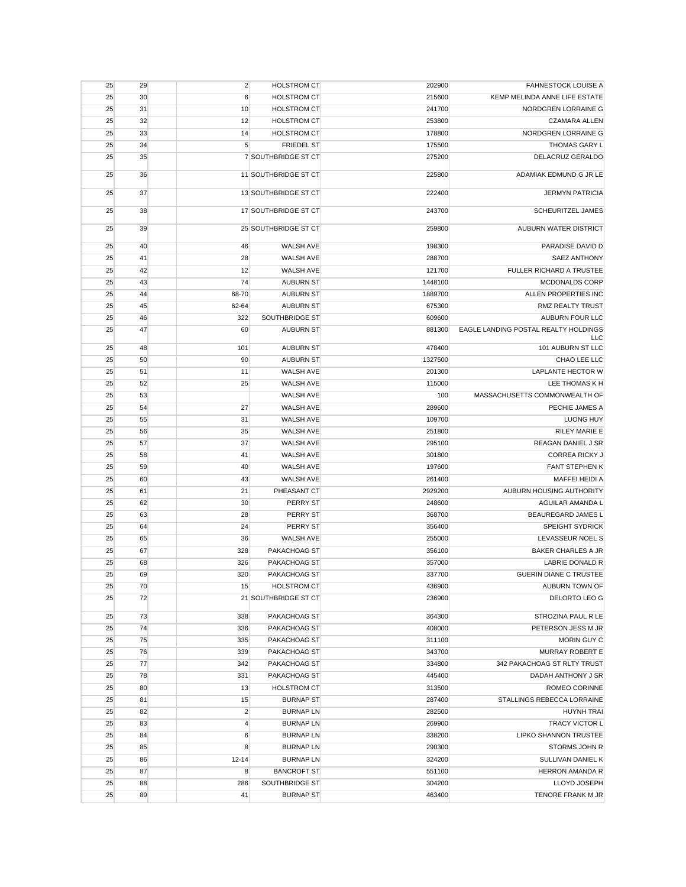| | | | | | | |
|---|---|---|---|---|---|---|
| 25 | 29 | | 2 | HOLSTROM CT | 202900 | FAHNESTOCK LOUISE A |
| 25 | 30 | | 6 | HOLSTROM CT | 215600 | KEMP MELINDA ANNE LIFE ESTATE |
| 25 | 31 | | 10 | HOLSTROM CT | 241700 | NORDGREN LORRAINE G |
| 25 | 32 | | 12 | HOLSTROM CT | 253800 | CZAMARA ALLEN |
| 25 | 33 | | 14 | HOLSTROM CT | 178800 | NORDGREN LORRAINE G |
| 25 | 34 | | 5 | FRIEDEL ST | 175500 | THOMAS GARY L |
| 25 | 35 | | 7 | SOUTHBRIDGE ST CT | 275200 | DELACRUZ GERALDO |
| 25 | 36 | | 11 | SOUTHBRIDGE ST CT | 225800 | ADAMIAK EDMUND G JR LE |
| 25 | 37 | | 13 | SOUTHBRIDGE ST CT | 222400 | JERMYN PATRICIA |
| 25 | 38 | | 17 | SOUTHBRIDGE ST CT | 243700 | SCHEURITZEL JAMES |
| 25 | 39 | | 25 | SOUTHBRIDGE ST CT | 259800 | AUBURN WATER DISTRICT |
| 25 | 40 | | 46 | WALSH AVE | 198300 | PARADISE DAVID D |
| 25 | 41 | | 28 | WALSH AVE | 288700 | SAEZ ANTHONY |
| 25 | 42 | | 12 | WALSH AVE | 121700 | FULLER RICHARD A TRUSTEE |
| 25 | 43 | | 74 | AUBURN ST | 1448100 | MCDONALDS CORP |
| 25 | 44 | | 68-70 | AUBURN ST | 1889700 | ALLEN PROPERTIES INC |
| 25 | 45 | | 62-64 | AUBURN ST | 675300 | RMZ REALTY TRUST |
| 25 | 46 | | 322 | SOUTHBRIDGE ST | 609600 | AUBURN FOUR LLC |
| 25 | 47 | | 60 | AUBURN ST | 881300 | EAGLE LANDING POSTAL REALTY HOLDINGS LLC |
| 25 | 48 | | 101 | AUBURN ST | 478400 | 101 AUBURN ST LLC |
| 25 | 50 | | 90 | AUBURN ST | 1327500 | CHAO LEE LLC |
| 25 | 51 | | 11 | WALSH AVE | 201300 | LAPLANTE HECTOR W |
| 25 | 52 | | 25 | WALSH AVE | 115000 | LEE THOMAS K H |
| 25 | 53 | | | WALSH AVE | 100 | MASSACHUSETTS COMMONWEALTH OF |
| 25 | 54 | | 27 | WALSH AVE | 289600 | PECHIE JAMES A |
| 25 | 55 | | 31 | WALSH AVE | 109700 | LUONG HUY |
| 25 | 56 | | 35 | WALSH AVE | 251800 | RILEY MARIE E |
| 25 | 57 | | 37 | WALSH AVE | 295100 | REAGAN DANIEL J SR |
| 25 | 58 | | 41 | WALSH AVE | 301800 | CORREA RICKY J |
| 25 | 59 | | 40 | WALSH AVE | 197600 | FANT STEPHEN K |
| 25 | 60 | | 43 | WALSH AVE | 261400 | MAFFEI HEIDI A |
| 25 | 61 | | 21 | PHEASANT CT | 2929200 | AUBURN HOUSING AUTHORITY |
| 25 | 62 | | 30 | PERRY ST | 248600 | AGUILAR AMANDA L |
| 25 | 63 | | 28 | PERRY ST | 368700 | BEAUREGARD JAMES L |
| 25 | 64 | | 24 | PERRY ST | 356400 | SPEIGHT SYDRICK |
| 25 | 65 | | 36 | WALSH AVE | 255000 | LEVASSEUR NOEL S |
| 25 | 67 | | 328 | PAKACHOAG ST | 356100 | BAKER CHARLES A JR |
| 25 | 68 | | 326 | PAKACHOAG ST | 357000 | LABRIE DONALD R |
| 25 | 69 | | 320 | PAKACHOAG ST | 337700 | GUERIN DIANE C TRUSTEE |
| 25 | 70 | | 15 | HOLSTROM CT | 436900 | AUBURN TOWN OF |
| 25 | 72 | | 21 | SOUTHBRIDGE ST CT | 236900 | DELORTO LEO G |
| 25 | 73 | | 338 | PAKACHOAG ST | 364300 | STROZINA PAUL R LE |
| 25 | 74 | | 336 | PAKACHOAG ST | 408000 | PETERSON JESS M JR |
| 25 | 75 | | 335 | PAKACHOAG ST | 311100 | MORIN GUY C |
| 25 | 76 | | 339 | PAKACHOAG ST | 343700 | MURRAY ROBERT E |
| 25 | 77 | | 342 | PAKACHOAG ST | 334800 | 342 PAKACHOAG ST RLTY TRUST |
| 25 | 78 | | 331 | PAKACHOAG ST | 445400 | DADAH ANTHONY J SR |
| 25 | 80 | | 13 | HOLSTROM CT | 313500 | ROMEO CORINNE |
| 25 | 81 | | 15 | BURNAP ST | 287400 | STALLINGS REBECCA LORRAINE |
| 25 | 82 | | 2 | BURNAP LN | 282500 | HUYNH TRAI |
| 25 | 83 | | 4 | BURNAP LN | 269900 | TRACY VICTOR L |
| 25 | 84 | | 6 | BURNAP LN | 338200 | LIPKO SHANNON TRUSTEE |
| 25 | 85 | | 8 | BURNAP LN | 290300 | STORMS JOHN R |
| 25 | 86 | | 12-14 | BURNAP LN | 324200 | SULLIVAN DANIEL K |
| 25 | 87 | | 8 | BANCROFT ST | 551100 | HERRON AMANDA R |
| 25 | 88 | | 286 | SOUTHBRIDGE ST | 304200 | LLOYD JOSEPH |
| 25 | 89 | | 41 | BURNAP ST | 463400 | TENORE FRANK M JR |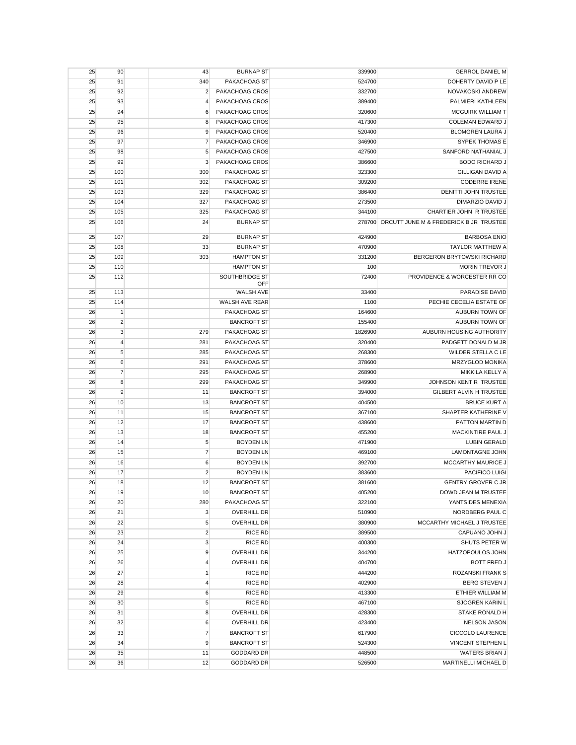| | | | | | | |
|---|---|---|---|---|---|---|
| 25 | 90 | | 43 | BURNAP ST | 339900 | GERROL DANIEL M |
| 25 | 91 | | 340 | PAKACHOAG ST | 524700 | DOHERTY DAVID P LE |
| 25 | 92 | | 2 | PAKACHOAG CROS | 332700 | NOVAKOSKI ANDREW |
| 25 | 93 | | 4 | PAKACHOAG CROS | 389400 | PALMIERI KATHLEEN |
| 25 | 94 | | 6 | PAKACHOAG CROS | 320600 | MCGUIRK WILLIAM T |
| 25 | 95 | | 8 | PAKACHOAG CROS | 417300 | COLEMAN EDWARD J |
| 25 | 96 | | 9 | PAKACHOAG CROS | 520400 | BLOMGREN LAURA J |
| 25 | 97 | | 7 | PAKACHOAG CROS | 346900 | SYPEK THOMAS E |
| 25 | 98 | | 5 | PAKACHOAG CROS | 427500 | SANFORD NATHANIAL J |
| 25 | 99 | | 3 | PAKACHOAG CROS | 386600 | BODO RICHARD J |
| 25 | 100 | | 300 | PAKACHOAG ST | 323300 | GILLIGAN DAVID A |
| 25 | 101 | | 302 | PAKACHOAG ST | 309200 | CODERRE IRENE |
| 25 | 103 | | 329 | PAKACHOAG ST | 386400 | DENITTI JOHN TRUSTEE |
| 25 | 104 | | 327 | PAKACHOAG ST | 273500 | DIMARZIO DAVID J |
| 25 | 105 | | 325 | PAKACHOAG ST | 344100 | CHARTIER JOHN R TRUSTEE |
| 25 | 106 | | 24 | BURNAP ST | 278700 | ORCUTT JUNE M & FREDERICK B JR TRUSTEE |
| 25 | 107 | | 29 | BURNAP ST | 424900 | BARBOSA ENIO |
| 25 | 108 | | 33 | BURNAP ST | 470900 | TAYLOR MATTHEW A |
| 25 | 109 | | 303 | HAMPTON ST | 331200 | BERGERON BRYTOWSKI RICHARD |
| 25 | 110 | | | HAMPTON ST | 100 | MORIN TREVOR J |
| 25 | 112 | | | SOUTHBRIDGE ST OFF | 72400 | PROVIDENCE & WORCESTER RR CO |
| 25 | 113 | | | WALSH AVE | 33400 | PARADISE DAVID |
| 25 | 114 | | | WALSH AVE REAR | 1100 | PECHIE CECELIA ESTATE OF |
| 26 | 1 | | | PAKACHOAG ST | 164600 | AUBURN TOWN OF |
| 26 | 2 | | | BANCROFT ST | 155400 | AUBURN TOWN OF |
| 26 | 3 | | 279 | PAKACHOAG ST | 1826900 | AUBURN HOUSING AUTHORITY |
| 26 | 4 | | 281 | PAKACHOAG ST | 320400 | PADGETT DONALD M JR |
| 26 | 5 | | 285 | PAKACHOAG ST | 268300 | WILDER STELLA C LE |
| 26 | 6 | | 291 | PAKACHOAG ST | 378600 | MRZYGLOD MONIKA |
| 26 | 7 | | 295 | PAKACHOAG ST | 268900 | MIKKILA KELLY A |
| 26 | 8 | | 299 | PAKACHOAG ST | 349900 | JOHNSON KENT R TRUSTEE |
| 26 | 9 | | 11 | BANCROFT ST | 394000 | GILBERT ALVIN H TRUSTEE |
| 26 | 10 | | 13 | BANCROFT ST | 404500 | BRUCE KURT A |
| 26 | 11 | | 15 | BANCROFT ST | 367100 | SHAPTER KATHERINE V |
| 26 | 12 | | 17 | BANCROFT ST | 438600 | PATTON MARTIN D |
| 26 | 13 | | 18 | BANCROFT ST | 455200 | MACKINTIRE PAUL J |
| 26 | 14 | | 5 | BOYDEN LN | 471900 | LUBIN GERALD |
| 26 | 15 | | 7 | BOYDEN LN | 469100 | LAMONTAGNE JOHN |
| 26 | 16 | | 6 | BOYDEN LN | 392700 | MCCARTHY MAURICE J |
| 26 | 17 | | 2 | BOYDEN LN | 383600 | PACIFICO LUIGI |
| 26 | 18 | | 12 | BANCROFT ST | 381600 | GENTRY GROVER C JR |
| 26 | 19 | | 10 | BANCROFT ST | 405200 | DOWD JEAN M TRUSTEE |
| 26 | 20 | | 280 | PAKACHOAG ST | 322100 | YANTSIDES MENEXIA |
| 26 | 21 | | 3 | OVERHILL DR | 510900 | NORDBERG PAUL C |
| 26 | 22 | | 5 | OVERHILL DR | 380900 | MCCARTHY MICHAEL J TRUSTEE |
| 26 | 23 | | 2 | RICE RD | 389500 | CAPUANO JOHN J |
| 26 | 24 | | 3 | RICE RD | 400300 | SHUTS PETER W |
| 26 | 25 | | 9 | OVERHILL DR | 344200 | HATZOPOULOS JOHN |
| 26 | 26 | | 4 | OVERHILL DR | 404700 | BOTT FRED J |
| 26 | 27 | | 1 | RICE RD | 444200 | ROZANSKI FRANK S |
| 26 | 28 | | 4 | RICE RD | 402900 | BERG STEVEN J |
| 26 | 29 | | 6 | RICE RD | 413300 | ETHIER WILLIAM M |
| 26 | 30 | | 5 | RICE RD | 467100 | SJOGREN KARIN L |
| 26 | 31 | | 8 | OVERHILL DR | 428300 | STAKE RONALD H |
| 26 | 32 | | 6 | OVERHILL DR | 423400 | NELSON JASON |
| 26 | 33 | | 7 | BANCROFT ST | 617900 | CICCOLO LAURENCE |
| 26 | 34 | | 9 | BANCROFT ST | 524300 | VINCENT STEPHEN L |
| 26 | 35 | | 11 | GODDARD DR | 448500 | WATERS BRIAN J |
| 26 | 36 | | 12 | GODDARD DR | 526500 | MARTINELLI MICHAEL D |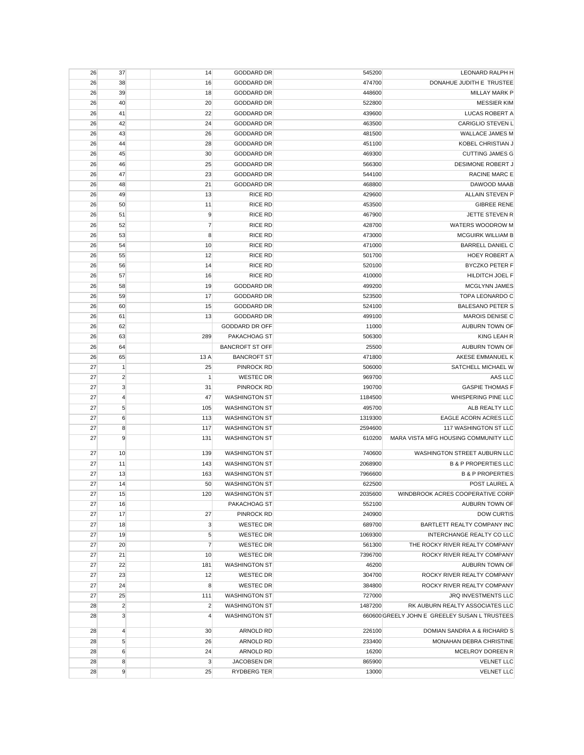| | | | | | | |
|---|---|---|---|---|---|---|
| 26 | 37 | | 14 | GODDARD DR | 545200 | LEONARD RALPH H |
| 26 | 38 | | 16 | GODDARD DR | 474700 | DONAHUE JUDITH E TRUSTEE |
| 26 | 39 | | 18 | GODDARD DR | 448600 | MILLAY MARK P |
| 26 | 40 | | 20 | GODDARD DR | 522800 | MESSIER KIM |
| 26 | 41 | | 22 | GODDARD DR | 439600 | LUCAS ROBERT A |
| 26 | 42 | | 24 | GODDARD DR | 463500 | CARIGLIO STEVEN L |
| 26 | 43 | | 26 | GODDARD DR | 481500 | WALLACE JAMES M |
| 26 | 44 | | 28 | GODDARD DR | 451100 | KOBEL CHRISTIAN J |
| 26 | 45 | | 30 | GODDARD DR | 469300 | CUTTING JAMES G |
| 26 | 46 | | 25 | GODDARD DR | 566300 | DESIMONE ROBERT J |
| 26 | 47 | | 23 | GODDARD DR | 544100 | RACINE MARC E |
| 26 | 48 | | 21 | GODDARD DR | 468800 | DAWOOD MAAB |
| 26 | 49 | | 13 | RICE RD | 429600 | ALLAIN STEVEN P |
| 26 | 50 | | 11 | RICE RD | 453500 | GIBREE RENE |
| 26 | 51 | | 9 | RICE RD | 467900 | JETTE STEVEN R |
| 26 | 52 | | 7 | RICE RD | 428700 | WATERS WOODROW M |
| 26 | 53 | | 8 | RICE RD | 473000 | MCGUIRK WILLIAM B |
| 26 | 54 | | 10 | RICE RD | 471000 | BARRELL DANIEL C |
| 26 | 55 | | 12 | RICE RD | 501700 | HOEY ROBERT A |
| 26 | 56 | | 14 | RICE RD | 520100 | BYCZKO PETER F |
| 26 | 57 | | 16 | RICE RD | 410000 | HILDITCH JOEL F |
| 26 | 58 | | 19 | GODDARD DR | 499200 | MCGLYNN JAMES |
| 26 | 59 | | 17 | GODDARD DR | 523500 | TOPA LEONARDO C |
| 26 | 60 | | 15 | GODDARD DR | 524100 | BALESANO PETER S |
| 26 | 61 | | 13 | GODDARD DR | 499100 | MAROIS DENISE C |
| 26 | 62 | | | GODDARD DR OFF | 11000 | AUBURN TOWN OF |
| 26 | 63 | | 289 | PAKACHOAG ST | 506300 | KING LEAH R |
| 26 | 64 | | | BANCROFT ST OFF | 25500 | AUBURN TOWN OF |
| 26 | 65 | | 13 A | BANCROFT ST | 471800 | AKESE EMMANUEL K |
| 27 | 1 | | 25 | PINROCK RD | 506000 | SATCHELL MICHAEL W |
| 27 | 2 | | 1 | WESTEC DR | 969700 | AAS LLC |
| 27 | 3 | | 31 | PINROCK RD | 190700 | GASPIE THOMAS F |
| 27 | 4 | | 47 | WASHINGTON ST | 1184500 | WHISPERING PINE LLC |
| 27 | 5 | | 105 | WASHINGTON ST | 495700 | ALB REALTY LLC |
| 27 | 6 | | 113 | WASHINGTON ST | 1319300 | EAGLE ACORN ACRES LLC |
| 27 | 8 | | 117 | WASHINGTON ST | 2594600 | 117 WASHINGTON ST LLC |
| 27 | 9 | | 131 | WASHINGTON ST | 610200 | MARA VISTA MFG HOUSING COMMUNITY LLC |
| 27 | 10 | | 139 | WASHINGTON ST | 740600 | WASHINGTON STREET AUBURN LLC |
| 27 | 11 | | 143 | WASHINGTON ST | 2068900 | B & P PROPERTIES LLC |
| 27 | 13 | | 163 | WASHINGTON ST | 7966600 | B & P PROPERTIES |
| 27 | 14 | | 50 | WASHINGTON ST | 622500 | POST LAUREL A |
| 27 | 15 | | 120 | WASHINGTON ST | 2035600 | WINDBROOK ACRES COOPERATIVE CORP |
| 27 | 16 | | | PAKACHOAG ST | 552100 | AUBURN TOWN OF |
| 27 | 17 | | 27 | PINROCK RD | 240900 | DOW CURTIS |
| 27 | 18 | | 3 | WESTEC DR | 689700 | BARTLETT REALTY COMPANY INC |
| 27 | 19 | | 5 | WESTEC DR | 1069300 | INTERCHANGE REALTY CO LLC |
| 27 | 20 | | 7 | WESTEC DR | 561300 | THE ROCKY RIVER REALTY COMPANY |
| 27 | 21 | | 10 | WESTEC DR | 7396700 | ROCKY RIVER REALTY COMPANY |
| 27 | 22 | | 181 | WASHINGTON ST | 46200 | AUBURN TOWN OF |
| 27 | 23 | | 12 | WESTEC DR | 304700 | ROCKY RIVER REALTY COMPANY |
| 27 | 24 | | 8 | WESTEC DR | 384800 | ROCKY RIVER REALTY COMPANY |
| 27 | 25 | | 111 | WASHINGTON ST | 727000 | JRQ INVESTMENTS LLC |
| 28 | 2 | | 2 | WASHINGTON ST | 1487200 | RK AUBURN REALTY ASSOCIATES LLC |
| 28 | 3 | | 4 | WASHINGTON ST | 660600 | GREELY JOHN E GREELEY SUSAN L TRUSTEES |
| 28 | 4 | | 30 | ARNOLD RD | 226100 | DOMIAN SANDRA A & RICHARD S |
| 28 | 5 | | 26 | ARNOLD RD | 233400 | MONAHAN DEBRA CHRISTINE |
| 28 | 6 | | 24 | ARNOLD RD | 16200 | MCELROY DOREEN R |
| 28 | 8 | | 3 | JACOBSEN DR | 865900 | VELNET LLC |
| 28 | 9 | | 25 | RYDBERG TER | 13000 | VELNET LLC |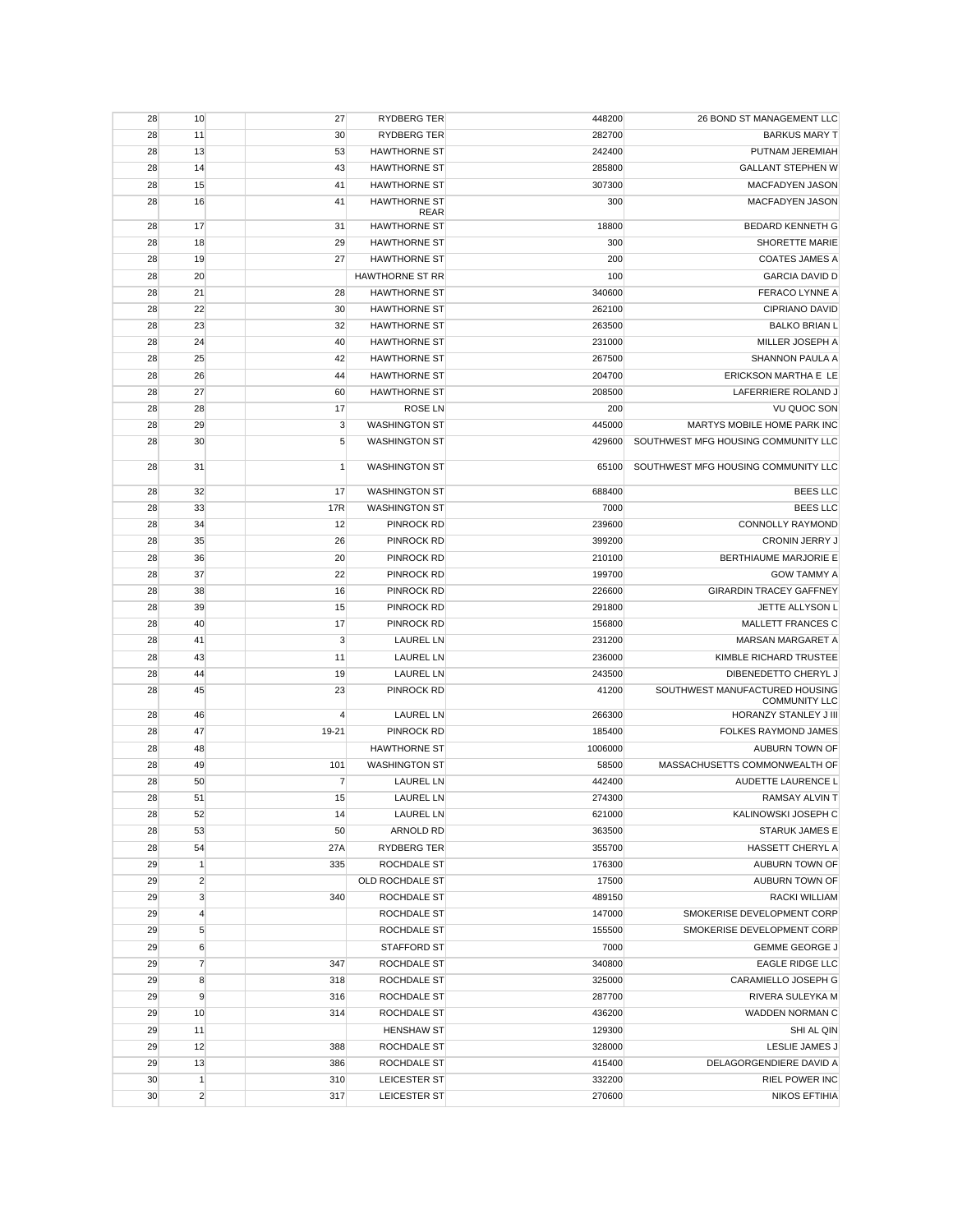| | | | | | | |
|---|---|---|---|---|---|---|
| 28 | 10 | | 27 | RYDBERG TER | 448200 | 26 BOND ST MANAGEMENT LLC |
| 28 | 11 | | 30 | RYDBERG TER | 282700 | BARKUS MARY T |
| 28 | 13 | | 53 | HAWTHORNE ST | 242400 | PUTNAM JEREMIAH |
| 28 | 14 | | 43 | HAWTHORNE ST | 285800 | GALLANT STEPHEN W |
| 28 | 15 | | 41 | HAWTHORNE ST | 307300 | MACFADYEN JASON |
| 28 | 16 | | 41 | HAWTHORNE ST REAR | 300 | MACFADYEN JASON |
| 28 | 17 | | 31 | HAWTHORNE ST | 18800 | BEDARD KENNETH G |
| 28 | 18 | | 29 | HAWTHORNE ST | 300 | SHORETTE MARIE |
| 28 | 19 | | 27 | HAWTHORNE ST | 200 | COATES JAMES A |
| 28 | 20 | | | HAWTHORNE ST RR | 100 | GARCIA DAVID D |
| 28 | 21 | | 28 | HAWTHORNE ST | 340600 | FERACO LYNNE A |
| 28 | 22 | | 30 | HAWTHORNE ST | 262100 | CIPRIANO DAVID |
| 28 | 23 | | 32 | HAWTHORNE ST | 263500 | BALKO BRIAN L |
| 28 | 24 | | 40 | HAWTHORNE ST | 231000 | MILLER JOSEPH A |
| 28 | 25 | | 42 | HAWTHORNE ST | 267500 | SHANNON PAULA A |
| 28 | 26 | | 44 | HAWTHORNE ST | 204700 | ERICKSON MARTHA E LE |
| 28 | 27 | | 60 | HAWTHORNE ST | 208500 | LAFERRIERE ROLAND J |
| 28 | 28 | | 17 | ROSE LN | 200 | VU QUOC SON |
| 28 | 29 | | 3 | WASHINGTON ST | 445000 | MARTYS MOBILE HOME PARK INC |
| 28 | 30 | | 5 | WASHINGTON ST | 429600 | SOUTHWEST MFG HOUSING COMMUNITY LLC |
| 28 | 31 | | 1 | WASHINGTON ST | 65100 | SOUTHWEST MFG HOUSING COMMUNITY LLC |
| 28 | 32 | | 17 | WASHINGTON ST | 688400 | BEES LLC |
| 28 | 33 | | 17R | WASHINGTON ST | 7000 | BEES LLC |
| 28 | 34 | | 12 | PINROCK RD | 239600 | CONNOLLY RAYMOND |
| 28 | 35 | | 26 | PINROCK RD | 399200 | CRONIN JERRY J |
| 28 | 36 | | 20 | PINROCK RD | 210100 | BERTHIAUME MARJORIE E |
| 28 | 37 | | 22 | PINROCK RD | 199700 | GOW TAMMY A |
| 28 | 38 | | 16 | PINROCK RD | 226600 | GIRARDIN TRACEY GAFFNEY |
| 28 | 39 | | 15 | PINROCK RD | 291800 | JETTE ALLYSON L |
| 28 | 40 | | 17 | PINROCK RD | 156800 | MALLETT FRANCES C |
| 28 | 41 | | 3 | LAUREL LN | 231200 | MARSAN MARGARET A |
| 28 | 43 | | 11 | LAUREL LN | 236000 | KIMBLE RICHARD TRUSTEE |
| 28 | 44 | | 19 | LAUREL LN | 243500 | DIBENEDETTO CHERYL J |
| 28 | 45 | | 23 | PINROCK RD | 41200 | SOUTHWEST MANUFACTURED HOUSING COMMUNITY LLC |
| 28 | 46 | | 4 | LAUREL LN | 266300 | HORANZY STANLEY J III |
| 28 | 47 | | 19-21 | PINROCK RD | 185400 | FOLKES RAYMOND JAMES |
| 28 | 48 | | | HAWTHORNE ST | 1006000 | AUBURN TOWN OF |
| 28 | 49 | | 101 | WASHINGTON ST | 58500 | MASSACHUSETTS COMMONWEALTH OF |
| 28 | 50 | | 7 | LAUREL LN | 442400 | AUDETTE LAURENCE L |
| 28 | 51 | | 15 | LAUREL LN | 274300 | RAMSAY ALVIN T |
| 28 | 52 | | 14 | LAUREL LN | 621000 | KALINOWSKI JOSEPH C |
| 28 | 53 | | 50 | ARNOLD RD | 363500 | STARUK JAMES E |
| 28 | 54 | | 27A | RYDBERG TER | 355700 | HASSETT CHERYL A |
| 29 | 1 | | 335 | ROCHDALE ST | 176300 | AUBURN TOWN OF |
| 29 | 2 | | | OLD ROCHDALE ST | 17500 | AUBURN TOWN OF |
| 29 | 3 | | 340 | ROCHDALE ST | 489150 | RACKI WILLIAM |
| 29 | 4 | | | ROCHDALE ST | 147000 | SMOKERISE DEVELOPMENT CORP |
| 29 | 5 | | | ROCHDALE ST | 155500 | SMOKERISE DEVELOPMENT CORP |
| 29 | 6 | | | STAFFORD ST | 7000 | GEMME GEORGE J |
| 29 | 7 | | 347 | ROCHDALE ST | 340800 | EAGLE RIDGE LLC |
| 29 | 8 | | 318 | ROCHDALE ST | 325000 | CARAMIELLO JOSEPH G |
| 29 | 9 | | 316 | ROCHDALE ST | 287700 | RIVERA SULEYKA M |
| 29 | 10 | | 314 | ROCHDALE ST | 436200 | WADDEN NORMAN C |
| 29 | 11 | | | HENSHAW ST | 129300 | SHI AL QIN |
| 29 | 12 | | 388 | ROCHDALE ST | 328000 | LESLIE JAMES J |
| 29 | 13 | | 386 | ROCHDALE ST | 415400 | DELAGORGENDIERE DAVID A |
| 30 | 1 | | 310 | LEICESTER ST | 332200 | RIEL POWER INC |
| 30 | 2 | | 317 | LEICESTER ST | 270600 | NIKOS EFTIHIA |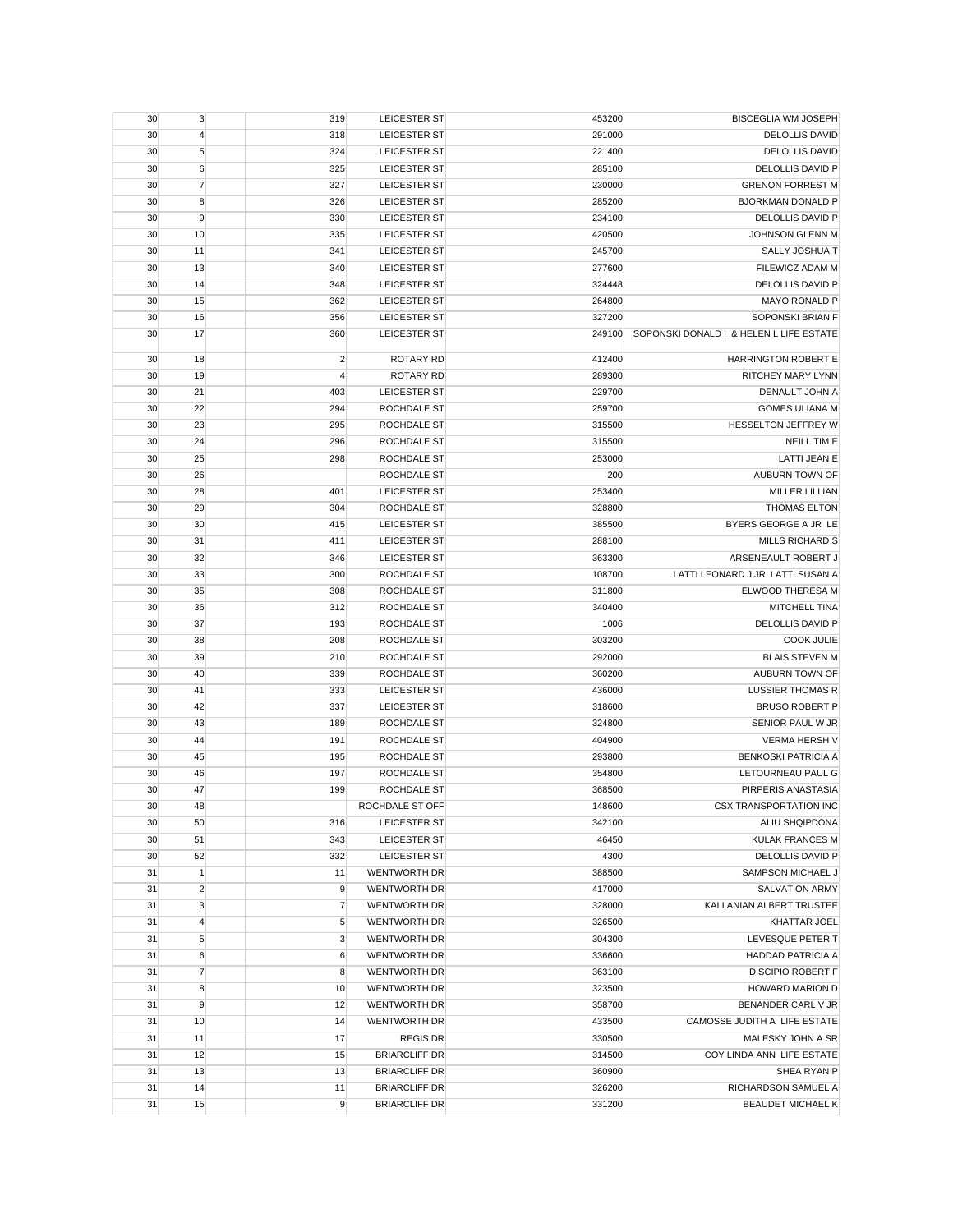| | | | | | | |
|---|---|---|---|---|---|---|
| 30 | 3 | | 319 | LEICESTER ST | 453200 | BISCEGLIA WM JOSEPH |
| 30 | 4 | | 318 | LEICESTER ST | 291000 | DELOLLIS DAVID |
| 30 | 5 | | 324 | LEICESTER ST | 221400 | DELOLLIS DAVID |
| 30 | 6 | | 325 | LEICESTER ST | 285100 | DELOLLIS DAVID P |
| 30 | 7 | | 327 | LEICESTER ST | 230000 | GRENON FORREST M |
| 30 | 8 | | 326 | LEICESTER ST | 285200 | BJORKMAN DONALD P |
| 30 | 9 | | 330 | LEICESTER ST | 234100 | DELOLLIS DAVID P |
| 30 | 10 | | 335 | LEICESTER ST | 420500 | JOHNSON GLENN M |
| 30 | 11 | | 341 | LEICESTER ST | 245700 | SALLY JOSHUA T |
| 30 | 13 | | 340 | LEICESTER ST | 277600 | FILEWICZ ADAM M |
| 30 | 14 | | 348 | LEICESTER ST | 324448 | DELOLLIS DAVID P |
| 30 | 15 | | 362 | LEICESTER ST | 264800 | MAYO RONALD P |
| 30 | 16 | | 356 | LEICESTER ST | 327200 | SOPONSKI BRIAN F |
| 30 | 17 | | 360 | LEICESTER ST | 249100 | SOPONSKI DONALD I & HELEN L LIFE ESTATE |
| 30 | 18 | | 2 | ROTARY RD | 412400 | HARRINGTON ROBERT E |
| 30 | 19 | | 4 | ROTARY RD | 289300 | RITCHEY MARY LYNN |
| 30 | 21 | | 403 | LEICESTER ST | 229700 | DENAULT JOHN A |
| 30 | 22 | | 294 | ROCHDALE ST | 259700 | GOMES ULIANA M |
| 30 | 23 | | 295 | ROCHDALE ST | 315500 | HESSELTON JEFFREY W |
| 30 | 24 | | 296 | ROCHDALE ST | 315500 | NEILL TIM E |
| 30 | 25 | | 298 | ROCHDALE ST | 253000 | LATTI JEAN E |
| 30 | 26 | | | ROCHDALE ST | 200 | AUBURN TOWN OF |
| 30 | 28 | | 401 | LEICESTER ST | 253400 | MILLER LILLIAN |
| 30 | 29 | | 304 | ROCHDALE ST | 328800 | THOMAS ELTON |
| 30 | 30 | | 415 | LEICESTER ST | 385500 | BYERS GEORGE A JR LE |
| 30 | 31 | | 411 | LEICESTER ST | 288100 | MILLS RICHARD S |
| 30 | 32 | | 346 | LEICESTER ST | 363300 | ARSENEAULT ROBERT J |
| 30 | 33 | | 300 | ROCHDALE ST | 108700 | LATTI LEONARD J JR LATTI SUSAN A |
| 30 | 35 | | 308 | ROCHDALE ST | 311800 | ELWOOD THERESA M |
| 30 | 36 | | 312 | ROCHDALE ST | 340400 | MITCHELL TINA |
| 30 | 37 | | 193 | ROCHDALE ST | 1006 | DELOLLIS DAVID P |
| 30 | 38 | | 208 | ROCHDALE ST | 303200 | COOK JULIE |
| 30 | 39 | | 210 | ROCHDALE ST | 292000 | BLAIS STEVEN M |
| 30 | 40 | | 339 | ROCHDALE ST | 360200 | AUBURN TOWN OF |
| 30 | 41 | | 333 | LEICESTER ST | 436000 | LUSSIER THOMAS R |
| 30 | 42 | | 337 | LEICESTER ST | 318600 | BRUSO ROBERT P |
| 30 | 43 | | 189 | ROCHDALE ST | 324800 | SENIOR PAUL W JR |
| 30 | 44 | | 191 | ROCHDALE ST | 404900 | VERMA HERSH V |
| 30 | 45 | | 195 | ROCHDALE ST | 293800 | BENKOSKI PATRICIA A |
| 30 | 46 | | 197 | ROCHDALE ST | 354800 | LETOURNEAU PAUL G |
| 30 | 47 | | 199 | ROCHDALE ST | 368500 | PIRPERIS ANASTASIA |
| 30 | 48 | | | ROCHDALE ST OFF | 148600 | CSX TRANSPORTATION INC |
| 30 | 50 | | 316 | LEICESTER ST | 342100 | ALIU SHQIPDONA |
| 30 | 51 | | 343 | LEICESTER ST | 46450 | KULAK FRANCES M |
| 30 | 52 | | 332 | LEICESTER ST | 4300 | DELOLLIS DAVID P |
| 31 | 1 | | 11 | WENTWORTH DR | 388500 | SAMPSON MICHAEL J |
| 31 | 2 | | 9 | WENTWORTH DR | 417000 | SALVATION ARMY |
| 31 | 3 | | 7 | WENTWORTH DR | 328000 | KALLANIAN ALBERT TRUSTEE |
| 31 | 4 | | 5 | WENTWORTH DR | 326500 | KHATTAR JOEL |
| 31 | 5 | | 3 | WENTWORTH DR | 304300 | LEVESQUE PETER T |
| 31 | 6 | | 6 | WENTWORTH DR | 336600 | HADDAD PATRICIA A |
| 31 | 7 | | 8 | WENTWORTH DR | 363100 | DISCIPIO ROBERT F |
| 31 | 8 | | 10 | WENTWORTH DR | 323500 | HOWARD MARION D |
| 31 | 9 | | 12 | WENTWORTH DR | 358700 | BENANDER CARL V JR |
| 31 | 10 | | 14 | WENTWORTH DR | 433500 | CAMOSSE JUDITH A LIFE ESTATE |
| 31 | 11 | | 17 | REGIS DR | 330500 | MALESKY JOHN A SR |
| 31 | 12 | | 15 | BRIARCLIFF DR | 314500 | COY LINDA ANN LIFE ESTATE |
| 31 | 13 | | 13 | BRIARCLIFF DR | 360900 | SHEA RYAN P |
| 31 | 14 | | 11 | BRIARCLIFF DR | 326200 | RICHARDSON SAMUEL A |
| 31 | 15 | | 9 | BRIARCLIFF DR | 331200 | BEAUDET MICHAEL K |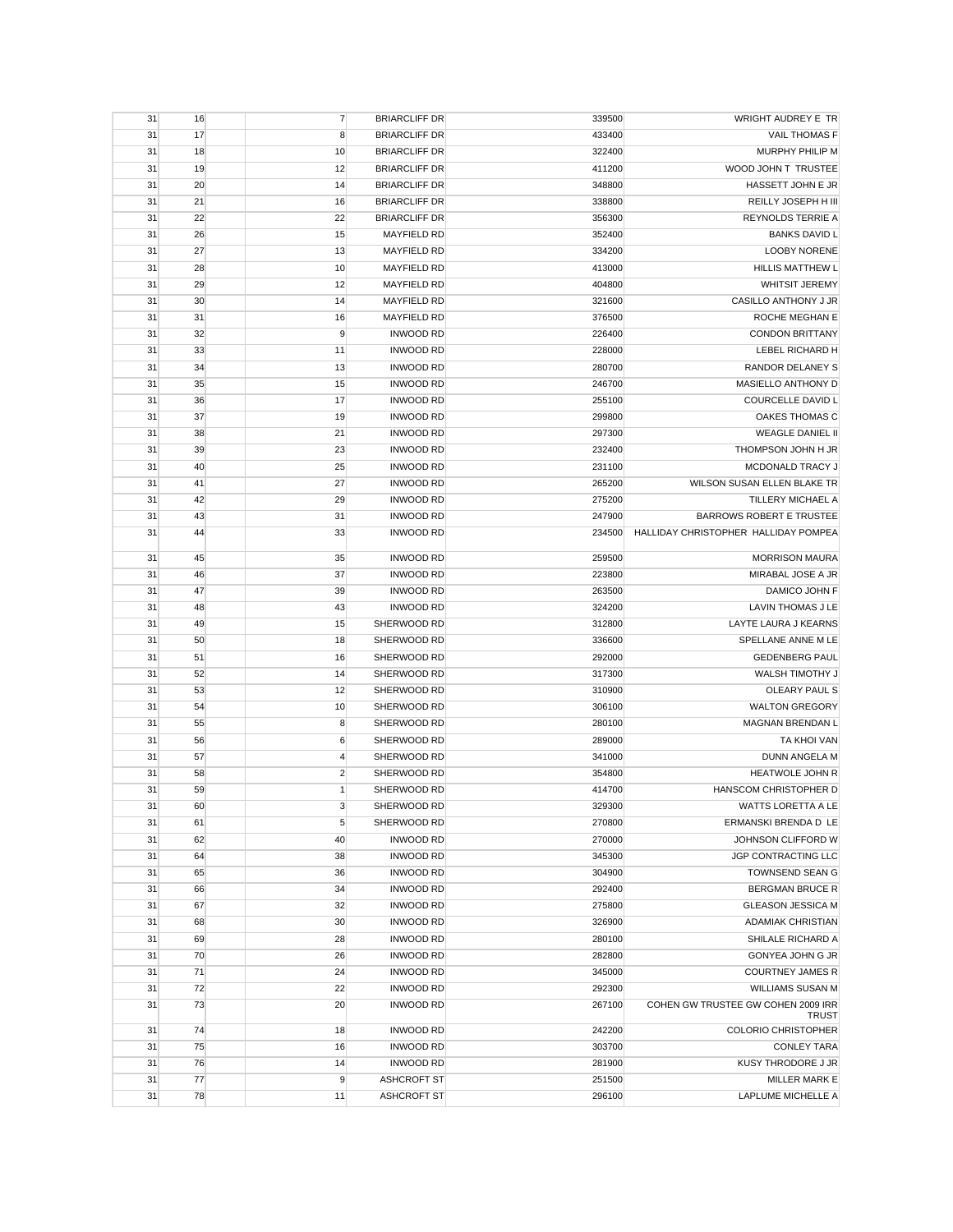| | | | | | | |
|---|---|---|---|---|---|---|
| 31 | 16 | | 7 | BRIARCLIFF DR | 339500 | WRIGHT AUDREY E TR |
| 31 | 17 | | 8 | BRIARCLIFF DR | 433400 | VAIL THOMAS F |
| 31 | 18 | | 10 | BRIARCLIFF DR | 322400 | MURPHY PHILIP M |
| 31 | 19 | | 12 | BRIARCLIFF DR | 411200 | WOOD JOHN T TRUSTEE |
| 31 | 20 | | 14 | BRIARCLIFF DR | 348800 | HASSETT JOHN E JR |
| 31 | 21 | | 16 | BRIARCLIFF DR | 338800 | REILLY JOSEPH H III |
| 31 | 22 | | 22 | BRIARCLIFF DR | 356300 | REYNOLDS TERRIE A |
| 31 | 26 | | 15 | MAYFIELD RD | 352400 | BANKS DAVID L |
| 31 | 27 | | 13 | MAYFIELD RD | 334200 | LOOBY NORENE |
| 31 | 28 | | 10 | MAYFIELD RD | 413000 | HILLIS MATTHEW L |
| 31 | 29 | | 12 | MAYFIELD RD | 404800 | WHITSIT JEREMY |
| 31 | 30 | | 14 | MAYFIELD RD | 321600 | CASILLO ANTHONY J JR |
| 31 | 31 | | 16 | MAYFIELD RD | 376500 | ROCHE MEGHAN E |
| 31 | 32 | | 9 | INWOOD RD | 226400 | CONDON BRITTANY |
| 31 | 33 | | 11 | INWOOD RD | 228000 | LEBEL RICHARD H |
| 31 | 34 | | 13 | INWOOD RD | 280700 | RANDOR DELANEY S |
| 31 | 35 | | 15 | INWOOD RD | 246700 | MASIELLO ANTHONY D |
| 31 | 36 | | 17 | INWOOD RD | 255100 | COURCELLE DAVID L |
| 31 | 37 | | 19 | INWOOD RD | 299800 | OAKES THOMAS C |
| 31 | 38 | | 21 | INWOOD RD | 297300 | WEAGLE DANIEL II |
| 31 | 39 | | 23 | INWOOD RD | 232400 | THOMPSON JOHN H JR |
| 31 | 40 | | 25 | INWOOD RD | 231100 | MCDONALD TRACY J |
| 31 | 41 | | 27 | INWOOD RD | 265200 | WILSON SUSAN ELLEN BLAKE TR |
| 31 | 42 | | 29 | INWOOD RD | 275200 | TILLERY MICHAEL A |
| 31 | 43 | | 31 | INWOOD RD | 247900 | BARROWS ROBERT E TRUSTEE |
| 31 | 44 | | 33 | INWOOD RD | 234500 | HALLIDAY CHRISTOPHER HALLIDAY POMPEA |
| 31 | 45 | | 35 | INWOOD RD | 259500 | MORRISON MAURA |
| 31 | 46 | | 37 | INWOOD RD | 223800 | MIRABAL JOSE A JR |
| 31 | 47 | | 39 | INWOOD RD | 263500 | DAMICO JOHN F |
| 31 | 48 | | 43 | INWOOD RD | 324200 | LAVIN THOMAS J LE |
| 31 | 49 | | 15 | SHERWOOD RD | 312800 | LAYTE LAURA J KEARNS |
| 31 | 50 | | 18 | SHERWOOD RD | 336600 | SPELLANE ANNE M LE |
| 31 | 51 | | 16 | SHERWOOD RD | 292000 | GEDENBERG PAUL |
| 31 | 52 | | 14 | SHERWOOD RD | 317300 | WALSH TIMOTHY J |
| 31 | 53 | | 12 | SHERWOOD RD | 310900 | OLEARY PAUL S |
| 31 | 54 | | 10 | SHERWOOD RD | 306100 | WALTON GREGORY |
| 31 | 55 | | 8 | SHERWOOD RD | 280100 | MAGNAN BRENDAN L |
| 31 | 56 | | 6 | SHERWOOD RD | 289000 | TA KHOI VAN |
| 31 | 57 | | 4 | SHERWOOD RD | 341000 | DUNN ANGELA M |
| 31 | 58 | | 2 | SHERWOOD RD | 354800 | HEATWOLE JOHN R |
| 31 | 59 | | 1 | SHERWOOD RD | 414700 | HANSCOM CHRISTOPHER D |
| 31 | 60 | | 3 | SHERWOOD RD | 329300 | WATTS LORETTA A LE |
| 31 | 61 | | 5 | SHERWOOD RD | 270800 | ERMANSKI BRENDA D LE |
| 31 | 62 | | 40 | INWOOD RD | 270000 | JOHNSON CLIFFORD W |
| 31 | 64 | | 38 | INWOOD RD | 345300 | JGP CONTRACTING LLC |
| 31 | 65 | | 36 | INWOOD RD | 304900 | TOWNSEND SEAN G |
| 31 | 66 | | 34 | INWOOD RD | 292400 | BERGMAN BRUCE R |
| 31 | 67 | | 32 | INWOOD RD | 275800 | GLEASON JESSICA M |
| 31 | 68 | | 30 | INWOOD RD | 326900 | ADAMIAK CHRISTIAN |
| 31 | 69 | | 28 | INWOOD RD | 280100 | SHILALE RICHARD A |
| 31 | 70 | | 26 | INWOOD RD | 282800 | GONYEA JOHN G JR |
| 31 | 71 | | 24 | INWOOD RD | 345000 | COURTNEY JAMES R |
| 31 | 72 | | 22 | INWOOD RD | 292300 | WILLIAMS SUSAN M |
| 31 | 73 | | 20 | INWOOD RD | 267100 | COHEN GW TRUSTEE GW COHEN 2009 IRR TRUST |
| 31 | 74 | | 18 | INWOOD RD | 242200 | COLORIO CHRISTOPHER |
| 31 | 75 | | 16 | INWOOD RD | 303700 | CONLEY TARA |
| 31 | 76 | | 14 | INWOOD RD | 281900 | KUSY THRODORE J JR |
| 31 | 77 | | 9 | ASHCROFT ST | 251500 | MILLER MARK E |
| 31 | 78 | | 11 | ASHCROFT ST | 296100 | LAPLUME MICHELLE A |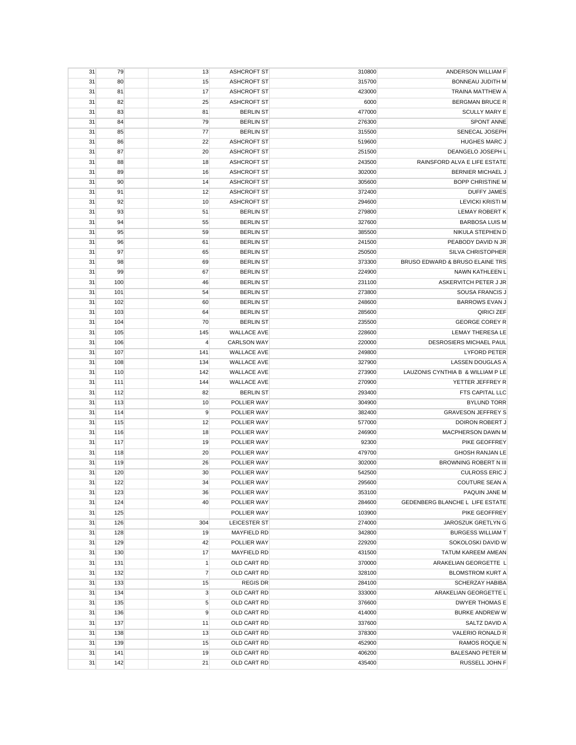| | | | | | | |
|---|---|---|---|---|---|---|
| 31 | 79 | | 13 | ASHCROFT ST | 310800 | ANDERSON WILLIAM F |
| 31 | 80 | | 15 | ASHCROFT ST | 315700 | BONNEAU JUDITH M |
| 31 | 81 | | 17 | ASHCROFT ST | 423000 | TRAINA MATTHEW A |
| 31 | 82 | | 25 | ASHCROFT ST | 6000 | BERGMAN BRUCE R |
| 31 | 83 | | 81 | BERLIN ST | 477000 | SCULLY MARY E |
| 31 | 84 | | 79 | BERLIN ST | 276300 | SPONT ANNE |
| 31 | 85 | | 77 | BERLIN ST | 315500 | SENECAL JOSEPH |
| 31 | 86 | | 22 | ASHCROFT ST | 519600 | HUGHES MARC J |
| 31 | 87 | | 20 | ASHCROFT ST | 251500 | DEANGELO JOSEPH L |
| 31 | 88 | | 18 | ASHCROFT ST | 243500 | RAINSFORD ALVA E LIFE ESTATE |
| 31 | 89 | | 16 | ASHCROFT ST | 302000 | BERNIER MICHAEL J |
| 31 | 90 | | 14 | ASHCROFT ST | 305600 | BOPP CHRISTINE M |
| 31 | 91 | | 12 | ASHCROFT ST | 372400 | DUFFY JAMES |
| 31 | 92 | | 10 | ASHCROFT ST | 294600 | LEVICKI KRISTI M |
| 31 | 93 | | 51 | BERLIN ST | 279800 | LEMAY ROBERT K |
| 31 | 94 | | 55 | BERLIN ST | 327600 | BARBOSA LUIS M |
| 31 | 95 | | 59 | BERLIN ST | 385500 | NIKULA STEPHEN D |
| 31 | 96 | | 61 | BERLIN ST | 241500 | PEABODY DAVID N JR |
| 31 | 97 | | 65 | BERLIN ST | 250500 | SILVA CHRISTOPHER |
| 31 | 98 | | 69 | BERLIN ST | 373300 | BRUSO EDWARD & BRUSO ELAINE TRS |
| 31 | 99 | | 67 | BERLIN ST | 224900 | NAWN KATHLEEN L |
| 31 | 100 | | 46 | BERLIN ST | 231100 | ASKERVITCH PETER J JR |
| 31 | 101 | | 54 | BERLIN ST | 273800 | SOUSA FRANCIS J |
| 31 | 102 | | 60 | BERLIN ST | 248600 | BARROWS EVAN J |
| 31 | 103 | | 64 | BERLIN ST | 285600 | QIRICI ZEF |
| 31 | 104 | | 70 | BERLIN ST | 235500 | GEORGE COREY R |
| 31 | 105 | | 145 | WALLACE AVE | 228600 | LEMAY THERESA LE |
| 31 | 106 | | 4 | CARLSON WAY | 220000 | DESROSIERS MICHAEL PAUL |
| 31 | 107 | | 141 | WALLACE AVE | 249800 | LYFORD PETER |
| 31 | 108 | | 134 | WALLACE AVE | 327900 | LASSEN DOUGLAS A |
| 31 | 110 | | 142 | WALLACE AVE | 273900 | LAUZONIS CYNTHIA B & WILLIAM P LE |
| 31 | 111 | | 144 | WALLACE AVE | 270900 | YETTER JEFFREY R |
| 31 | 112 | | 82 | BERLIN ST | 293400 | FTS CAPITAL LLC |
| 31 | 113 | | 10 | POLLIER WAY | 304900 | BYLUND TORR |
| 31 | 114 | | 9 | POLLIER WAY | 382400 | GRAVESON JEFFREY S |
| 31 | 115 | | 12 | POLLIER WAY | 577000 | DOIRON ROBERT J |
| 31 | 116 | | 18 | POLLIER WAY | 246900 | MACPHERSON DAWN M |
| 31 | 117 | | 19 | POLLIER WAY | 92300 | PIKE GEOFFREY |
| 31 | 118 | | 20 | POLLIER WAY | 479700 | GHOSH RANJAN LE |
| 31 | 119 | | 26 | POLLIER WAY | 302000 | BROWNING ROBERT N III |
| 31 | 120 | | 30 | POLLIER WAY | 542500 | CULROSS ERIC J |
| 31 | 122 | | 34 | POLLIER WAY | 295600 | COUTURE SEAN A |
| 31 | 123 | | 36 | POLLIER WAY | 353100 | PAQUIN JANE M |
| 31 | 124 | | 40 | POLLIER WAY | 284600 | GEDENBERG BLANCHE L LIFE ESTATE |
| 31 | 125 | | | POLLIER WAY | 103900 | PIKE GEOFFREY |
| 31 | 126 | | 304 | LEICESTER ST | 274000 | JAROSZUK GRETLYN G |
| 31 | 128 | | 19 | MAYFIELD RD | 342800 | BURGESS WILLIAM T |
| 31 | 129 | | 42 | POLLIER WAY | 229200 | SOKOLOSKI DAVID W |
| 31 | 130 | | 17 | MAYFIELD RD | 431500 | TATUM KAREEM AMEAN |
| 31 | 131 | | 1 | OLD CART RD | 370000 | ARAKELIAN GEORGETTE L |
| 31 | 132 | | 7 | OLD CART RD | 328100 | BLOMSTROM KURT A |
| 31 | 133 | | 15 | REGIS DR | 284100 | SCHERZAY HABIBA |
| 31 | 134 | | 3 | OLD CART RD | 333000 | ARAKELIAN GEORGETTE L |
| 31 | 135 | | 5 | OLD CART RD | 376600 | DWYER THOMAS E |
| 31 | 136 | | 9 | OLD CART RD | 414000 | BURKE ANDREW W |
| 31 | 137 | | 11 | OLD CART RD | 337600 | SALTZ DAVID A |
| 31 | 138 | | 13 | OLD CART RD | 378300 | VALERIO RONALD R |
| 31 | 139 | | 15 | OLD CART RD | 452900 | RAMOS ROQUE N |
| 31 | 141 | | 19 | OLD CART RD | 406200 | BALESANO PETER M |
| 31 | 142 | | 21 | OLD CART RD | 435400 | RUSSELL JOHN F |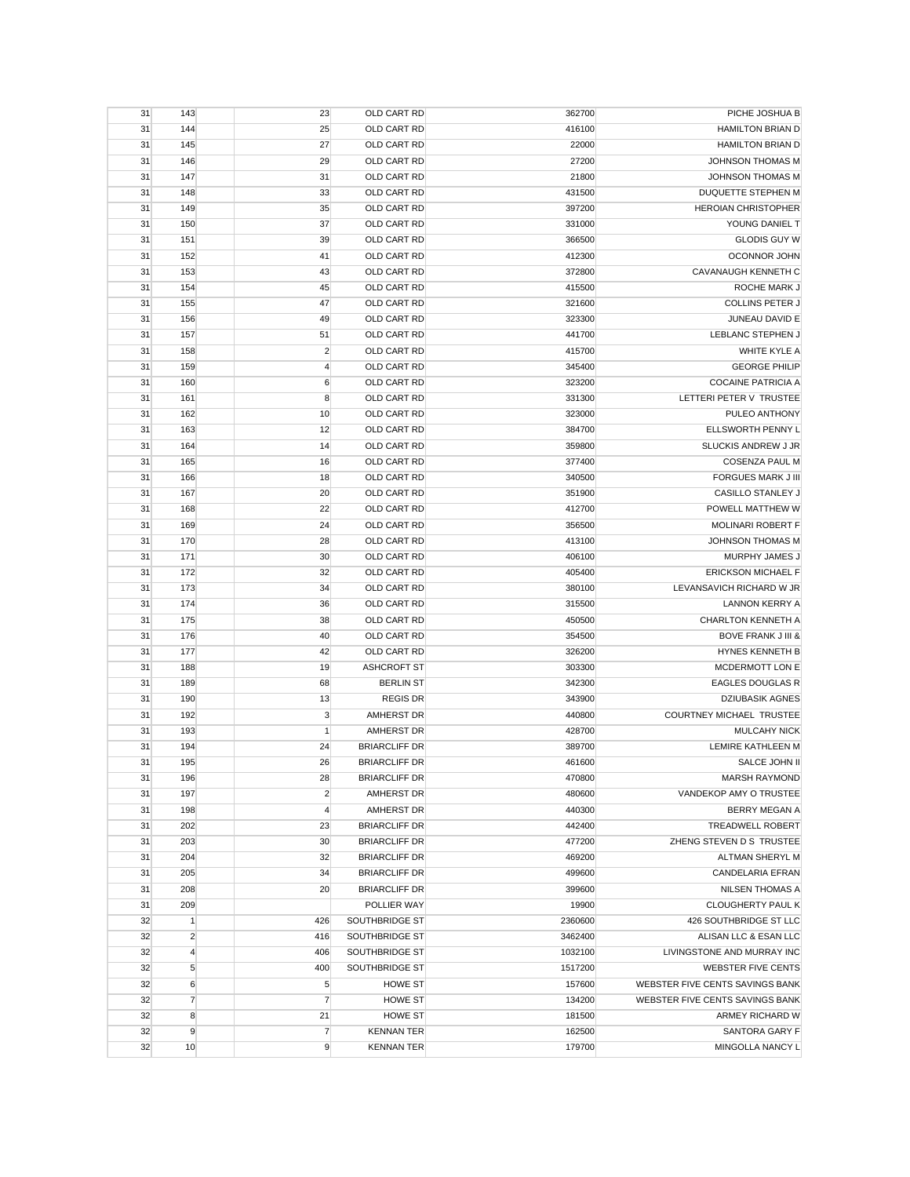| | | | | | | |
|---|---|---|---|---|---|---|
| 31 | 143 | | 23 | OLD CART RD | 362700 | PICHE JOSHUA B |
| 31 | 144 | | 25 | OLD CART RD | 416100 | HAMILTON BRIAN D |
| 31 | 145 | | 27 | OLD CART RD | 22000 | HAMILTON BRIAN D |
| 31 | 146 | | 29 | OLD CART RD | 27200 | JOHNSON THOMAS M |
| 31 | 147 | | 31 | OLD CART RD | 21800 | JOHNSON THOMAS M |
| 31 | 148 | | 33 | OLD CART RD | 431500 | DUQUETTE STEPHEN M |
| 31 | 149 | | 35 | OLD CART RD | 397200 | HEROIAN CHRISTOPHER |
| 31 | 150 | | 37 | OLD CART RD | 331000 | YOUNG DANIEL T |
| 31 | 151 | | 39 | OLD CART RD | 366500 | GLODIS GUY W |
| 31 | 152 | | 41 | OLD CART RD | 412300 | OCONNOR JOHN |
| 31 | 153 | | 43 | OLD CART RD | 372800 | CAVANAUGH KENNETH C |
| 31 | 154 | | 45 | OLD CART RD | 415500 | ROCHE MARK J |
| 31 | 155 | | 47 | OLD CART RD | 321600 | COLLINS PETER J |
| 31 | 156 | | 49 | OLD CART RD | 323300 | JUNEAU DAVID E |
| 31 | 157 | | 51 | OLD CART RD | 441700 | LEBLANC STEPHEN J |
| 31 | 158 | | 2 | OLD CART RD | 415700 | WHITE KYLE A |
| 31 | 159 | | 4 | OLD CART RD | 345400 | GEORGE PHILIP |
| 31 | 160 | | 6 | OLD CART RD | 323200 | COCAINE PATRICIA A |
| 31 | 161 | | 8 | OLD CART RD | 331300 | LETTERI PETER V TRUSTEE |
| 31 | 162 | | 10 | OLD CART RD | 323000 | PULEO ANTHONY |
| 31 | 163 | | 12 | OLD CART RD | 384700 | ELLSWORTH PENNY L |
| 31 | 164 | | 14 | OLD CART RD | 359800 | SLUCKIS ANDREW J JR |
| 31 | 165 | | 16 | OLD CART RD | 377400 | COSENZA PAUL M |
| 31 | 166 | | 18 | OLD CART RD | 340500 | FORGUES MARK J III |
| 31 | 167 | | 20 | OLD CART RD | 351900 | CASILLO STANLEY J |
| 31 | 168 | | 22 | OLD CART RD | 412700 | POWELL MATTHEW W |
| 31 | 169 | | 24 | OLD CART RD | 356500 | MOLINARI ROBERT F |
| 31 | 170 | | 28 | OLD CART RD | 413100 | JOHNSON THOMAS M |
| 31 | 171 | | 30 | OLD CART RD | 406100 | MURPHY JAMES J |
| 31 | 172 | | 32 | OLD CART RD | 405400 | ERICKSON MICHAEL F |
| 31 | 173 | | 34 | OLD CART RD | 380100 | LEVANSAVICH RICHARD W JR |
| 31 | 174 | | 36 | OLD CART RD | 315500 | LANNON KERRY A |
| 31 | 175 | | 38 | OLD CART RD | 450500 | CHARLTON KENNETH A |
| 31 | 176 | | 40 | OLD CART RD | 354500 | BOVE FRANK J III & |
| 31 | 177 | | 42 | OLD CART RD | 326200 | HYNES KENNETH B |
| 31 | 188 | | 19 | ASHCROFT ST | 303300 | MCDERMOTT LON E |
| 31 | 189 | | 68 | BERLIN ST | 342300 | EAGLES DOUGLAS R |
| 31 | 190 | | 13 | REGIS DR | 343900 | DZIUBASIK AGNES |
| 31 | 192 | | 3 | AMHERST DR | 440800 | COURTNEY MICHAEL TRUSTEE |
| 31 | 193 | | 1 | AMHERST DR | 428700 | MULCAHY NICK |
| 31 | 194 | | 24 | BRIARCLIFF DR | 389700 | LEMIRE KATHLEEN M |
| 31 | 195 | | 26 | BRIARCLIFF DR | 461600 | SALCE JOHN II |
| 31 | 196 | | 28 | BRIARCLIFF DR | 470800 | MARSH RAYMOND |
| 31 | 197 | | 2 | AMHERST DR | 480600 | VANDEKOP AMY O TRUSTEE |
| 31 | 198 | | 4 | AMHERST DR | 440300 | BERRY MEGAN A |
| 31 | 202 | | 23 | BRIARCLIFF DR | 442400 | TREADWELL ROBERT |
| 31 | 203 | | 30 | BRIARCLIFF DR | 477200 | ZHENG STEVEN D S TRUSTEE |
| 31 | 204 | | 32 | BRIARCLIFF DR | 469200 | ALTMAN SHERYL M |
| 31 | 205 | | 34 | BRIARCLIFF DR | 499600 | CANDELARIA EFRAN |
| 31 | 208 | | 20 | BRIARCLIFF DR | 399600 | NILSEN THOMAS A |
| 31 | 209 | | | POLLIER WAY | 19900 | CLOUGHERTY PAUL K |
| 32 | 1 | | 426 | SOUTHBRIDGE ST | 2360600 | 426 SOUTHBRIDGE ST LLC |
| 32 | 2 | | 416 | SOUTHBRIDGE ST | 3462400 | ALISAN LLC & ESAN LLC |
| 32 | 4 | | 406 | SOUTHBRIDGE ST | 1032100 | LIVINGSTONE AND MURRAY INC |
| 32 | 5 | | 400 | SOUTHBRIDGE ST | 1517200 | WEBSTER FIVE CENTS |
| 32 | 6 | | 5 | HOWE ST | 157600 | WEBSTER FIVE CENTS SAVINGS BANK |
| 32 | 7 | | 7 | HOWE ST | 134200 | WEBSTER FIVE CENTS SAVINGS BANK |
| 32 | 8 | | 21 | HOWE ST | 181500 | ARMEY RICHARD W |
| 32 | 9 | | 7 | KENNAN TER | 162500 | SANTORA GARY F |
| 32 | 10 | | 9 | KENNAN TER | 179700 | MINGOLLA NANCY L |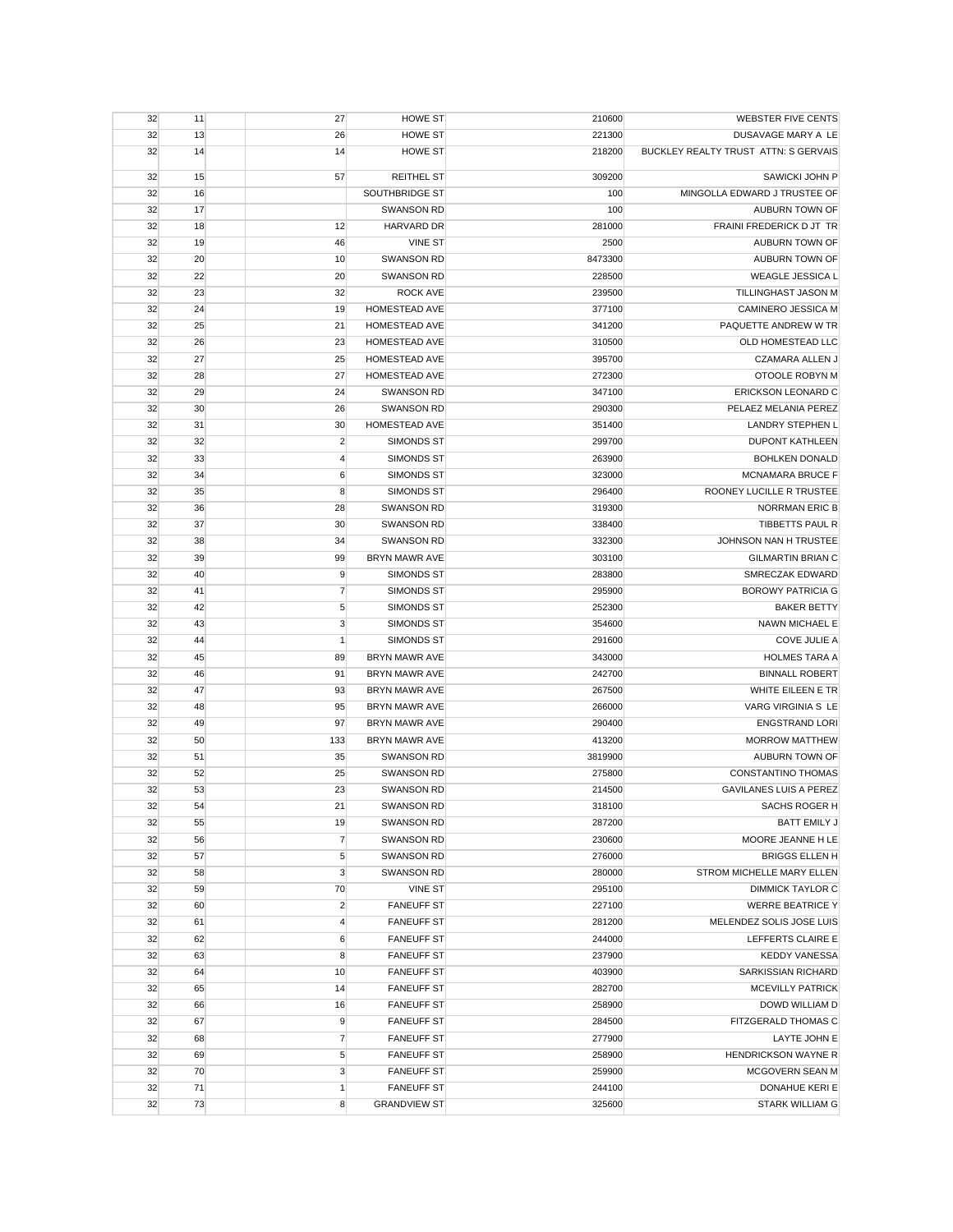| | | | | | | |
|---|---|---|---|---|---|---|
| 32 | 11 | | 27 | HOWE ST | 210600 | WEBSTER FIVE CENTS |
| 32 | 13 | | 26 | HOWE ST | 221300 | DUSAVAGE MARY A LE |
| 32 | 14 | | 14 | HOWE ST | 218200 | BUCKLEY REALTY TRUST ATTN: S GERVAIS |
| 32 | 15 | | 57 | REITHEL ST | 309200 | SAWICKI JOHN P |
| 32 | 16 | | | SOUTHBRIDGE ST | 100 | MINGOLLA EDWARD J TRUSTEE OF |
| 32 | 17 | | | SWANSON RD | 100 | AUBURN TOWN OF |
| 32 | 18 | | 12 | HARVARD DR | 281000 | FRAINI FREDERICK D JT TR |
| 32 | 19 | | 46 | VINE ST | 2500 | AUBURN TOWN OF |
| 32 | 20 | | 10 | SWANSON RD | 8473300 | AUBURN TOWN OF |
| 32 | 22 | | 20 | SWANSON RD | 228500 | WEAGLE JESSICA L |
| 32 | 23 | | 32 | ROCK AVE | 239500 | TILLINGHAST JASON M |
| 32 | 24 | | 19 | HOMESTEAD AVE | 377100 | CAMINERO JESSICA M |
| 32 | 25 | | 21 | HOMESTEAD AVE | 341200 | PAQUETTE ANDREW W TR |
| 32 | 26 | | 23 | HOMESTEAD AVE | 310500 | OLD HOMESTEAD LLC |
| 32 | 27 | | 25 | HOMESTEAD AVE | 395700 | CZAMARA ALLEN J |
| 32 | 28 | | 27 | HOMESTEAD AVE | 272300 | OTOOLE ROBYN M |
| 32 | 29 | | 24 | SWANSON RD | 347100 | ERICKSON LEONARD C |
| 32 | 30 | | 26 | SWANSON RD | 290300 | PELAEZ MELANIA PEREZ |
| 32 | 31 | | 30 | HOMESTEAD AVE | 351400 | LANDRY STEPHEN L |
| 32 | 32 | | 2 | SIMONDS ST | 299700 | DUPONT KATHLEEN |
| 32 | 33 | | 4 | SIMONDS ST | 263900 | BOHLKEN DONALD |
| 32 | 34 | | 6 | SIMONDS ST | 323000 | MCNAMARA BRUCE F |
| 32 | 35 | | 8 | SIMONDS ST | 296400 | ROONEY LUCILLE R TRUSTEE |
| 32 | 36 | | 28 | SWANSON RD | 319300 | NORRMAN ERIC B |
| 32 | 37 | | 30 | SWANSON RD | 338400 | TIBBETTS PAUL R |
| 32 | 38 | | 34 | SWANSON RD | 332300 | JOHNSON NAN H TRUSTEE |
| 32 | 39 | | 99 | BRYN MAWR AVE | 303100 | GILMARTIN BRIAN C |
| 32 | 40 | | 9 | SIMONDS ST | 283800 | SMRECZAK EDWARD |
| 32 | 41 | | 7 | SIMONDS ST | 295900 | BOROWY PATRICIA G |
| 32 | 42 | | 5 | SIMONDS ST | 252300 | BAKER BETTY |
| 32 | 43 | | 3 | SIMONDS ST | 354600 | NAWN MICHAEL E |
| 32 | 44 | | 1 | SIMONDS ST | 291600 | COVE JULIE A |
| 32 | 45 | | 89 | BRYN MAWR AVE | 343000 | HOLMES TARA A |
| 32 | 46 | | 91 | BRYN MAWR AVE | 242700 | BINNALL ROBERT |
| 32 | 47 | | 93 | BRYN MAWR AVE | 267500 | WHITE EILEEN E TR |
| 32 | 48 | | 95 | BRYN MAWR AVE | 266000 | VARG VIRGINIA S LE |
| 32 | 49 | | 97 | BRYN MAWR AVE | 290400 | ENGSTRAND LORI |
| 32 | 50 | | 133 | BRYN MAWR AVE | 413200 | MORROW MATTHEW |
| 32 | 51 | | 35 | SWANSON RD | 3819900 | AUBURN TOWN OF |
| 32 | 52 | | 25 | SWANSON RD | 275800 | CONSTANTINO THOMAS |
| 32 | 53 | | 23 | SWANSON RD | 214500 | GAVILANES LUIS A PEREZ |
| 32 | 54 | | 21 | SWANSON RD | 318100 | SACHS ROGER H |
| 32 | 55 | | 19 | SWANSON RD | 287200 | BATT EMILY J |
| 32 | 56 | | 7 | SWANSON RD | 230600 | MOORE JEANNE H LE |
| 32 | 57 | | 5 | SWANSON RD | 276000 | BRIGGS ELLEN H |
| 32 | 58 | | 3 | SWANSON RD | 280000 | STROM MICHELLE MARY ELLEN |
| 32 | 59 | | 70 | VINE ST | 295100 | DIMMICK TAYLOR C |
| 32 | 60 | | 2 | FANEUFF ST | 227100 | WERRE BEATRICE Y |
| 32 | 61 | | 4 | FANEUFF ST | 281200 | MELENDEZ SOLIS JOSE LUIS |
| 32 | 62 | | 6 | FANEUFF ST | 244000 | LEFFERTS CLAIRE E |
| 32 | 63 | | 8 | FANEUFF ST | 237900 | KEDDY VANESSA |
| 32 | 64 | | 10 | FANEUFF ST | 403900 | SARKISSIAN RICHARD |
| 32 | 65 | | 14 | FANEUFF ST | 282700 | MCEVILLY PATRICK |
| 32 | 66 | | 16 | FANEUFF ST | 258900 | DOWD WILLIAM D |
| 32 | 67 | | 9 | FANEUFF ST | 284500 | FITZGERALD THOMAS C |
| 32 | 68 | | 7 | FANEUFF ST | 277900 | LAYTE JOHN E |
| 32 | 69 | | 5 | FANEUFF ST | 258900 | HENDRICKSON WAYNE R |
| 32 | 70 | | 3 | FANEUFF ST | 259900 | MCGOVERN SEAN M |
| 32 | 71 | | 1 | FANEUFF ST | 244100 | DONAHUE KERI E |
| 32 | 73 | | 8 | GRANDVIEW ST | 325600 | STARK WILLIAM G |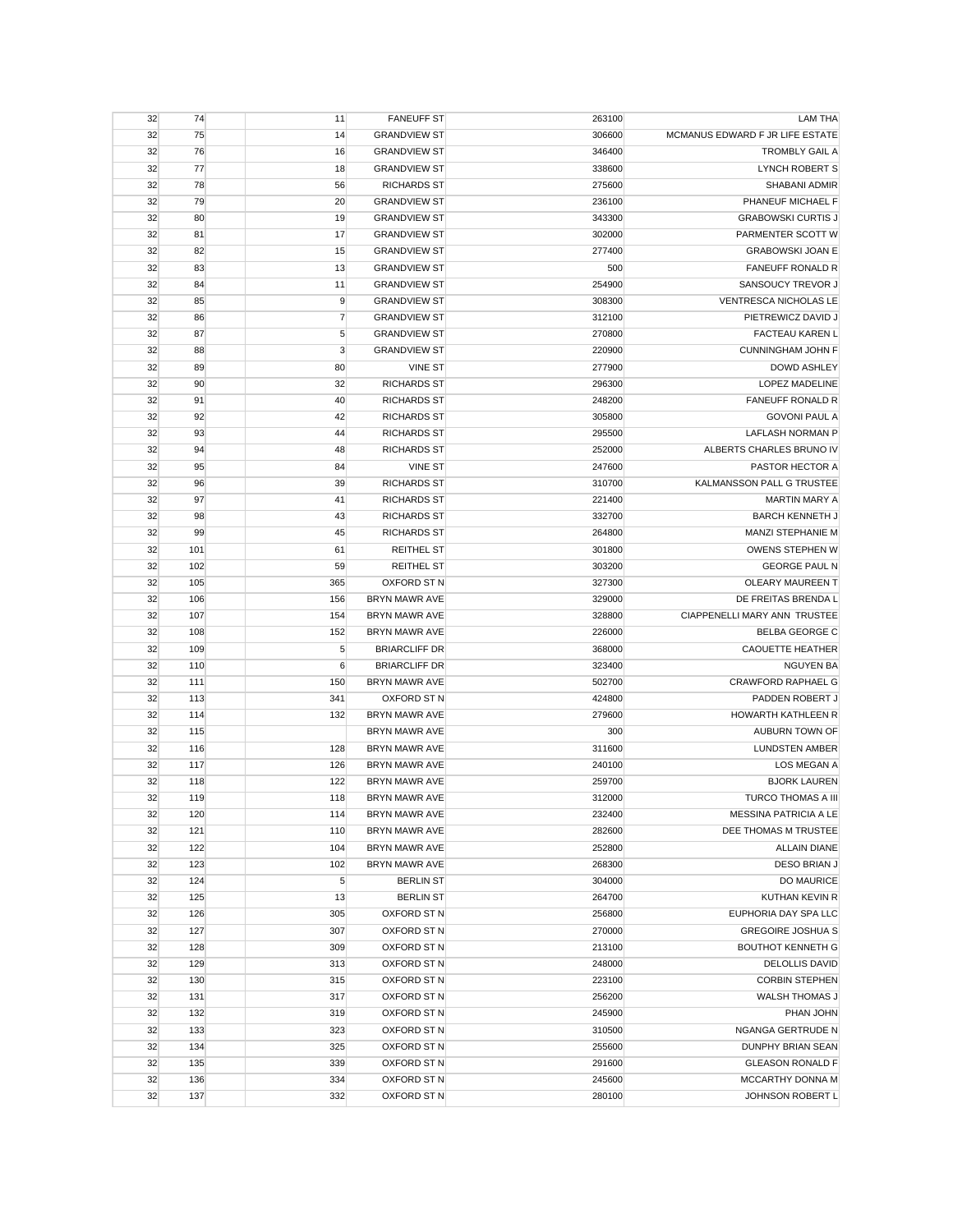| | | | | | | |
|---|---|---|---|---|---|---|
| 32 | 74 | | 11 | FANEUFF ST | 263100 | LAM THA |
| 32 | 75 | | 14 | GRANDVIEW ST | 306600 | MCMANUS EDWARD F JR LIFE ESTATE |
| 32 | 76 | | 16 | GRANDVIEW ST | 346400 | TROMBLY GAIL A |
| 32 | 77 | | 18 | GRANDVIEW ST | 338600 | LYNCH ROBERT S |
| 32 | 78 | | 56 | RICHARDS ST | 275600 | SHABANI ADMIR |
| 32 | 79 | | 20 | GRANDVIEW ST | 236100 | PHANEUF MICHAEL F |
| 32 | 80 | | 19 | GRANDVIEW ST | 343300 | GRABOWSKI CURTIS J |
| 32 | 81 | | 17 | GRANDVIEW ST | 302000 | PARMENTER SCOTT W |
| 32 | 82 | | 15 | GRANDVIEW ST | 277400 | GRABOWSKI JOAN E |
| 32 | 83 | | 13 | GRANDVIEW ST | 500 | FANEUFF RONALD R |
| 32 | 84 | | 11 | GRANDVIEW ST | 254900 | SANSOUCY TREVOR J |
| 32 | 85 | | 9 | GRANDVIEW ST | 308300 | VENTRESCA NICHOLAS LE |
| 32 | 86 | | 7 | GRANDVIEW ST | 312100 | PIETREWICZ DAVID J |
| 32 | 87 | | 5 | GRANDVIEW ST | 270800 | FACTEAU KAREN L |
| 32 | 88 | | 3 | GRANDVIEW ST | 220900 | CUNNINGHAM JOHN F |
| 32 | 89 | | 80 | VINE ST | 277900 | DOWD ASHLEY |
| 32 | 90 | | 32 | RICHARDS ST | 296300 | LOPEZ MADELINE |
| 32 | 91 | | 40 | RICHARDS ST | 248200 | FANEUFF RONALD R |
| 32 | 92 | | 42 | RICHARDS ST | 305800 | GOVONI PAUL A |
| 32 | 93 | | 44 | RICHARDS ST | 295500 | LAFLASH NORMAN P |
| 32 | 94 | | 48 | RICHARDS ST | 252000 | ALBERTS CHARLES BRUNO IV |
| 32 | 95 | | 84 | VINE ST | 247600 | PASTOR HECTOR A |
| 32 | 96 | | 39 | RICHARDS ST | 310700 | KALMANSSON PALL G TRUSTEE |
| 32 | 97 | | 41 | RICHARDS ST | 221400 | MARTIN MARY A |
| 32 | 98 | | 43 | RICHARDS ST | 332700 | BARCH KENNETH J |
| 32 | 99 | | 45 | RICHARDS ST | 264800 | MANZI STEPHANIE M |
| 32 | 101 | | 61 | REITHEL ST | 301800 | OWENS STEPHEN W |
| 32 | 102 | | 59 | REITHEL ST | 303200 | GEORGE PAUL N |
| 32 | 105 | | 365 | OXFORD ST N | 327300 | OLEARY MAUREEN T |
| 32 | 106 | | 156 | BRYN MAWR AVE | 329000 | DE FREITAS BRENDA L |
| 32 | 107 | | 154 | BRYN MAWR AVE | 328800 | CIAPPENELLI MARY ANN TRUSTEE |
| 32 | 108 | | 152 | BRYN MAWR AVE | 226000 | BELBA GEORGE C |
| 32 | 109 | | 5 | BRIARCLIFF DR | 368000 | CAOUETTE HEATHER |
| 32 | 110 | | 6 | BRIARCLIFF DR | 323400 | NGUYEN BA |
| 32 | 111 | | 150 | BRYN MAWR AVE | 502700 | CRAWFORD RAPHAEL G |
| 32 | 113 | | 341 | OXFORD ST N | 424800 | PADDEN ROBERT J |
| 32 | 114 | | 132 | BRYN MAWR AVE | 279600 | HOWARTH KATHLEEN R |
| 32 | 115 | | | BRYN MAWR AVE | 300 | AUBURN TOWN OF |
| 32 | 116 | | 128 | BRYN MAWR AVE | 311600 | LUNDSTEN AMBER |
| 32 | 117 | | 126 | BRYN MAWR AVE | 240100 | LOS MEGAN A |
| 32 | 118 | | 122 | BRYN MAWR AVE | 259700 | BJORK LAUREN |
| 32 | 119 | | 118 | BRYN MAWR AVE | 312000 | TURCO THOMAS A III |
| 32 | 120 | | 114 | BRYN MAWR AVE | 232400 | MESSINA PATRICIA A LE |
| 32 | 121 | | 110 | BRYN MAWR AVE | 282600 | DEE THOMAS M TRUSTEE |
| 32 | 122 | | 104 | BRYN MAWR AVE | 252800 | ALLAIN DIANE |
| 32 | 123 | | 102 | BRYN MAWR AVE | 268300 | DESO BRIAN J |
| 32 | 124 | | 5 | BERLIN ST | 304000 | DO MAURICE |
| 32 | 125 | | 13 | BERLIN ST | 264700 | KUTHAN KEVIN R |
| 32 | 126 | | 305 | OXFORD ST N | 256800 | EUPHORIA DAY SPA LLC |
| 32 | 127 | | 307 | OXFORD ST N | 270000 | GREGOIRE JOSHUA S |
| 32 | 128 | | 309 | OXFORD ST N | 213100 | BOUTHOT KENNETH G |
| 32 | 129 | | 313 | OXFORD ST N | 248000 | DELOLLIS DAVID |
| 32 | 130 | | 315 | OXFORD ST N | 223100 | CORBIN STEPHEN |
| 32 | 131 | | 317 | OXFORD ST N | 256200 | WALSH THOMAS J |
| 32 | 132 | | 319 | OXFORD ST N | 245900 | PHAN JOHN |
| 32 | 133 | | 323 | OXFORD ST N | 310500 | NGANGA GERTRUDE N |
| 32 | 134 | | 325 | OXFORD ST N | 255600 | DUNPHY BRIAN SEAN |
| 32 | 135 | | 339 | OXFORD ST N | 291600 | GLEASON RONALD F |
| 32 | 136 | | 334 | OXFORD ST N | 245600 | MCCARTHY DONNA M |
| 32 | 137 | | 332 | OXFORD ST N | 280100 | JOHNSON ROBERT L |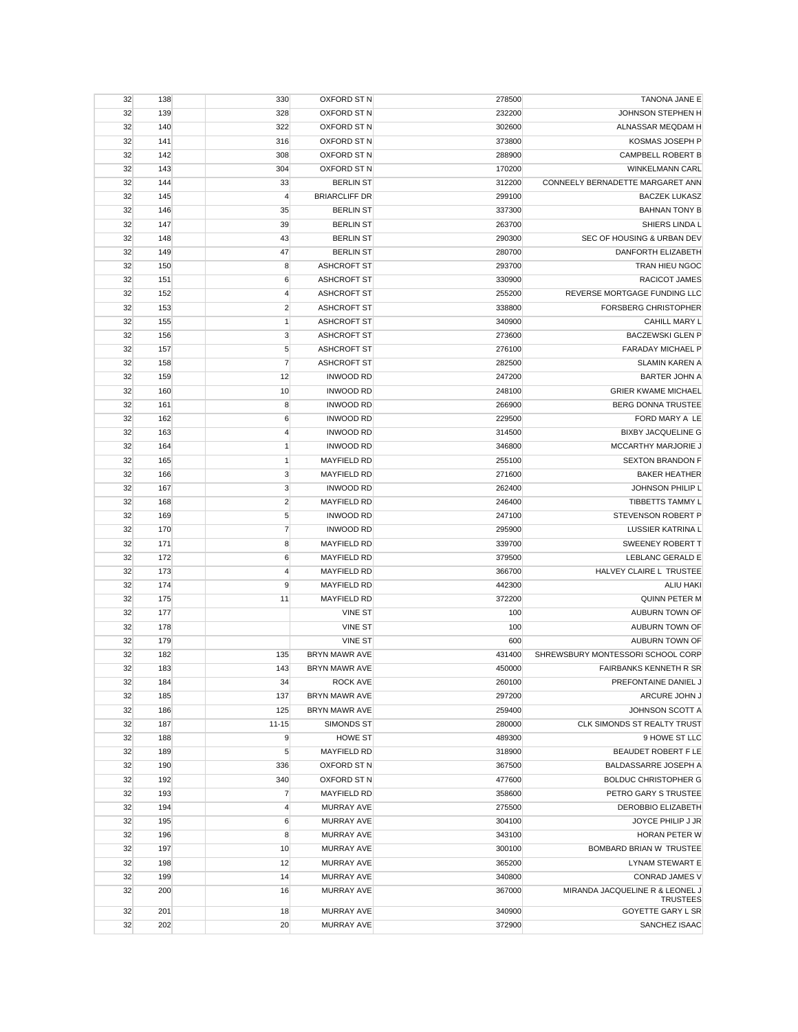| | | | | | | |
|---|---|---|---|---|---|---|
| 32 | 138 | | 330 | OXFORD ST N | 278500 | TANONA JANE E |
| 32 | 139 | | 328 | OXFORD ST N | 232200 | JOHNSON STEPHEN H |
| 32 | 140 | | 322 | OXFORD ST N | 302600 | ALNASSAR MEQDAM H |
| 32 | 141 | | 316 | OXFORD ST N | 373800 | KOSMAS JOSEPH P |
| 32 | 142 | | 308 | OXFORD ST N | 288900 | CAMPBELL ROBERT B |
| 32 | 143 | | 304 | OXFORD ST N | 170200 | WINKELMANN CARL |
| 32 | 144 | | 33 | BERLIN ST | 312200 | CONNEELY BERNADETTE MARGARET ANN |
| 32 | 145 | | 4 | BRIARCLIFF DR | 299100 | BACZEK LUKASZ |
| 32 | 146 | | 35 | BERLIN ST | 337300 | BAHNAN TONY B |
| 32 | 147 | | 39 | BERLIN ST | 263700 | SHIERS LINDA L |
| 32 | 148 | | 43 | BERLIN ST | 290300 | SEC OF HOUSING & URBAN DEV |
| 32 | 149 | | 47 | BERLIN ST | 280700 | DANFORTH ELIZABETH |
| 32 | 150 | | 8 | ASHCROFT ST | 293700 | TRAN HIEU NGOC |
| 32 | 151 | | 6 | ASHCROFT ST | 330900 | RACICOT JAMES |
| 32 | 152 | | 4 | ASHCROFT ST | 255200 | REVERSE MORTGAGE FUNDING LLC |
| 32 | 153 | | 2 | ASHCROFT ST | 338800 | FORSBERG CHRISTOPHER |
| 32 | 155 | | 1 | ASHCROFT ST | 340900 | CAHILL MARY L |
| 32 | 156 | | 3 | ASHCROFT ST | 273600 | BACZEWSKI GLEN P |
| 32 | 157 | | 5 | ASHCROFT ST | 276100 | FARADAY MICHAEL P |
| 32 | 158 | | 7 | ASHCROFT ST | 282500 | SLAMIN KAREN A |
| 32 | 159 | | 12 | INWOOD RD | 247200 | BARTER JOHN A |
| 32 | 160 | | 10 | INWOOD RD | 248100 | GRIER KWAME MICHAEL |
| 32 | 161 | | 8 | INWOOD RD | 266900 | BERG DONNA TRUSTEE |
| 32 | 162 | | 6 | INWOOD RD | 229500 | FORD MARY A LE |
| 32 | 163 | | 4 | INWOOD RD | 314500 | BIXBY JACQUELINE G |
| 32 | 164 | | 1 | INWOOD RD | 346800 | MCCARTHY MARJORIE J |
| 32 | 165 | | 1 | MAYFIELD RD | 255100 | SEXTON BRANDON F |
| 32 | 166 | | 3 | MAYFIELD RD | 271600 | BAKER HEATHER |
| 32 | 167 | | 3 | INWOOD RD | 262400 | JOHNSON PHILIP L |
| 32 | 168 | | 2 | MAYFIELD RD | 246400 | TIBBETTS TAMMY L |
| 32 | 169 | | 5 | INWOOD RD | 247100 | STEVENSON ROBERT P |
| 32 | 170 | | 7 | INWOOD RD | 295900 | LUSSIER KATRINA L |
| 32 | 171 | | 8 | MAYFIELD RD | 339700 | SWEENEY ROBERT T |
| 32 | 172 | | 6 | MAYFIELD RD | 379500 | LEBLANC GERALD E |
| 32 | 173 | | 4 | MAYFIELD RD | 366700 | HALVEY CLAIRE L TRUSTEE |
| 32 | 174 | | 9 | MAYFIELD RD | 442300 | ALIU HAKI |
| 32 | 175 | | 11 | MAYFIELD RD | 372200 | QUINN PETER M |
| 32 | 177 | | | VINE ST | 100 | AUBURN TOWN OF |
| 32 | 178 | | | VINE ST | 100 | AUBURN TOWN OF |
| 32 | 179 | | | VINE ST | 600 | AUBURN TOWN OF |
| 32 | 182 | | 135 | BRYN MAWR AVE | 431400 | SHREWSBURY MONTESSORI SCHOOL CORP |
| 32 | 183 | | 143 | BRYN MAWR AVE | 450000 | FAIRBANKS KENNETH R SR |
| 32 | 184 | | 34 | ROCK AVE | 260100 | PREFONTAINE DANIEL J |
| 32 | 185 | | 137 | BRYN MAWR AVE | 297200 | ARCURE JOHN J |
| 32 | 186 | | 125 | BRYN MAWR AVE | 259400 | JOHNSON SCOTT A |
| 32 | 187 | | 11-15 | SIMONDS ST | 280000 | CLK SIMONDS ST REALTY TRUST |
| 32 | 188 | | 9 | HOWE ST | 489300 | 9 HOWE ST LLC |
| 32 | 189 | | 5 | MAYFIELD RD | 318900 | BEAUDET ROBERT F LE |
| 32 | 190 | | 336 | OXFORD ST N | 367500 | BALDASSARRE JOSEPH A |
| 32 | 192 | | 340 | OXFORD ST N | 477600 | BOLDUC CHRISTOPHER G |
| 32 | 193 | | 7 | MAYFIELD RD | 358600 | PETRO GARY S TRUSTEE |
| 32 | 194 | | 4 | MURRAY AVE | 275500 | DEROBBIO ELIZABETH |
| 32 | 195 | | 6 | MURRAY AVE | 304100 | JOYCE PHILIP J JR |
| 32 | 196 | | 8 | MURRAY AVE | 343100 | HORAN PETER W |
| 32 | 197 | | 10 | MURRAY AVE | 300100 | BOMBARD BRIAN W TRUSTEE |
| 32 | 198 | | 12 | MURRAY AVE | 365200 | LYNAM STEWART E |
| 32 | 199 | | 14 | MURRAY AVE | 340800 | CONRAD JAMES V |
| 32 | 200 | | 16 | MURRAY AVE | 367000 | MIRANDA JACQUELINE R & LEONEL J TRUSTEES |
| 32 | 201 | | 18 | MURRAY AVE | 340900 | GOYETTE GARY L SR |
| 32 | 202 | | 20 | MURRAY AVE | 372900 | SANCHEZ ISAAC |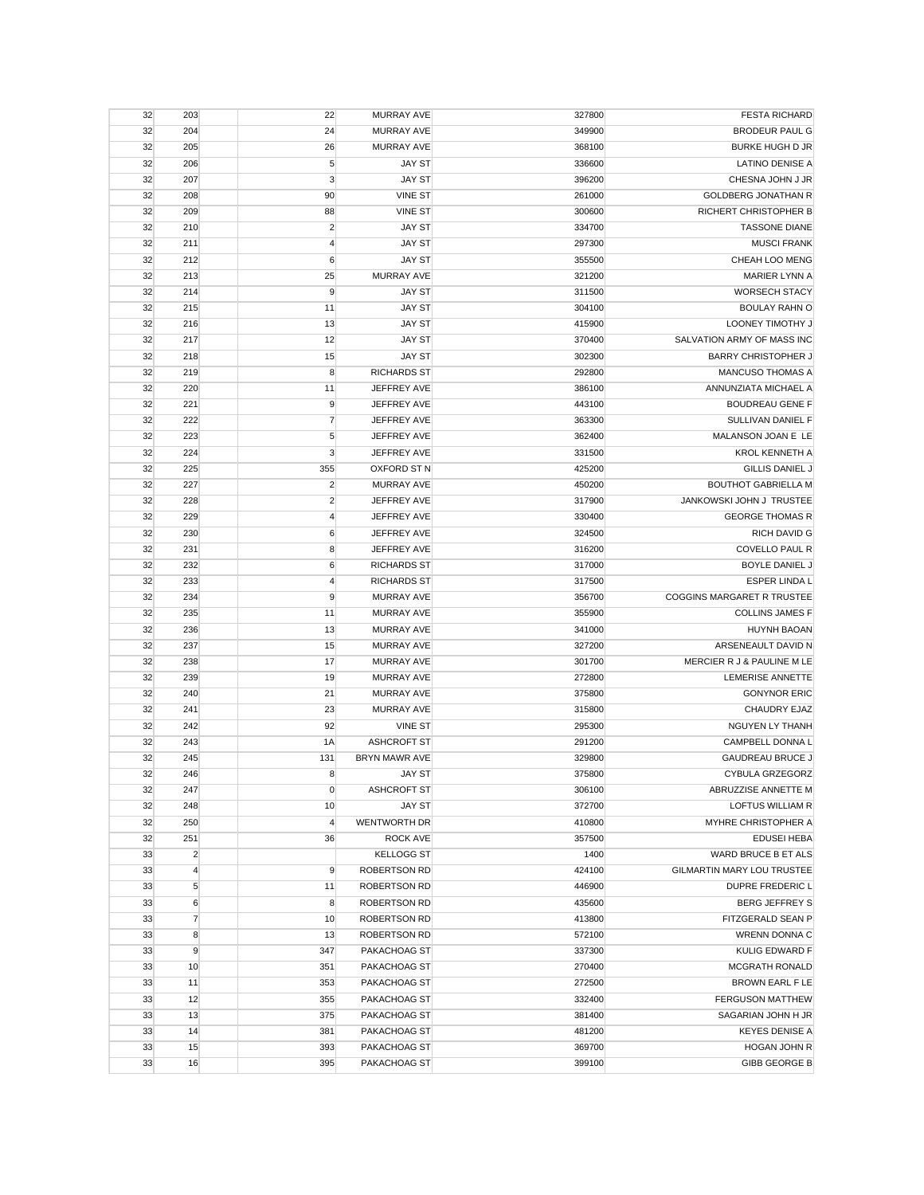| | | | | | | |
|---|---|---|---|---|---|---|
| 32 | 203 | | 22 | MURRAY AVE | 327800 | FESTA RICHARD |
| 32 | 204 | | 24 | MURRAY AVE | 349900 | BRODEUR PAUL G |
| 32 | 205 | | 26 | MURRAY AVE | 368100 | BURKE HUGH D JR |
| 32 | 206 | | 5 | JAY ST | 336600 | LATINO DENISE A |
| 32 | 207 | | 3 | JAY ST | 396200 | CHESNA JOHN J JR |
| 32 | 208 | | 90 | VINE ST | 261000 | GOLDBERG JONATHAN R |
| 32 | 209 | | 88 | VINE ST | 300600 | RICHERT CHRISTOPHER B |
| 32 | 210 | | 2 | JAY ST | 334700 | TASSONE DIANE |
| 32 | 211 | | 4 | JAY ST | 297300 | MUSCI FRANK |
| 32 | 212 | | 6 | JAY ST | 355500 | CHEAH LOO MENG |
| 32 | 213 | | 25 | MURRAY AVE | 321200 | MARIER LYNN A |
| 32 | 214 | | 9 | JAY ST | 311500 | WORSECH STACY |
| 32 | 215 | | 11 | JAY ST | 304100 | BOULAY RAHN O |
| 32 | 216 | | 13 | JAY ST | 415900 | LOONEY TIMOTHY J |
| 32 | 217 | | 12 | JAY ST | 370400 | SALVATION ARMY OF MASS INC |
| 32 | 218 | | 15 | JAY ST | 302300 | BARRY CHRISTOPHER J |
| 32 | 219 | | 8 | RICHARDS ST | 292800 | MANCUSO THOMAS A |
| 32 | 220 | | 11 | JEFFREY AVE | 386100 | ANNUNZIATA MICHAEL A |
| 32 | 221 | | 9 | JEFFREY AVE | 443100 | BOUDREAU GENE F |
| 32 | 222 | | 7 | JEFFREY AVE | 363300 | SULLIVAN DANIEL F |
| 32 | 223 | | 5 | JEFFREY AVE | 362400 | MALANSON JOAN E LE |
| 32 | 224 | | 3 | JEFFREY AVE | 331500 | KROL KENNETH A |
| 32 | 225 | | 355 | OXFORD ST N | 425200 | GILLIS DANIEL J |
| 32 | 227 | | 2 | MURRAY AVE | 450200 | BOUTHOT GABRIELLA M |
| 32 | 228 | | 2 | JEFFREY AVE | 317900 | JANKOWSKI JOHN J TRUSTEE |
| 32 | 229 | | 4 | JEFFREY AVE | 330400 | GEORGE THOMAS R |
| 32 | 230 | | 6 | JEFFREY AVE | 324500 | RICH DAVID G |
| 32 | 231 | | 8 | JEFFREY AVE | 316200 | COVELLO PAUL R |
| 32 | 232 | | 6 | RICHARDS ST | 317000 | BOYLE DANIEL J |
| 32 | 233 | | 4 | RICHARDS ST | 317500 | ESPER LINDA L |
| 32 | 234 | | 9 | MURRAY AVE | 356700 | COGGINS MARGARET R TRUSTEE |
| 32 | 235 | | 11 | MURRAY AVE | 355900 | COLLINS JAMES F |
| 32 | 236 | | 13 | MURRAY AVE | 341000 | HUYNH BAOAN |
| 32 | 237 | | 15 | MURRAY AVE | 327200 | ARSENEAULT DAVID N |
| 32 | 238 | | 17 | MURRAY AVE | 301700 | MERCIER R J & PAULINE M LE |
| 32 | 239 | | 19 | MURRAY AVE | 272800 | LEMERISE ANNETTE |
| 32 | 240 | | 21 | MURRAY AVE | 375800 | GONYNOR ERIC |
| 32 | 241 | | 23 | MURRAY AVE | 315800 | CHAUDRY EJAZ |
| 32 | 242 | | 92 | VINE ST | 295300 | NGUYEN LY THANH |
| 32 | 243 | | 1A | ASHCROFT ST | 291200 | CAMPBELL DONNA L |
| 32 | 245 | | 131 | BRYN MAWR AVE | 329800 | GAUDREAU BRUCE J |
| 32 | 246 | | 8 | JAY ST | 375800 | CYBULA GRZEGORZ |
| 32 | 247 | | 0 | ASHCROFT ST | 306100 | ABRUZZISE ANNETTE M |
| 32 | 248 | | 10 | JAY ST | 372700 | LOFTUS WILLIAM R |
| 32 | 250 | | 4 | WENTWORTH DR | 410800 | MYHRE CHRISTOPHER A |
| 32 | 251 | | 36 | ROCK AVE | 357500 | EDUSEI HEBA |
| 33 | 2 | | | KELLOGG ST | 1400 | WARD BRUCE B ET ALS |
| 33 | 4 | | 9 | ROBERTSON RD | 424100 | GILMARTIN MARY LOU TRUSTEE |
| 33 | 5 | | 11 | ROBERTSON RD | 446900 | DUPRE FREDERIC L |
| 33 | 6 | | 8 | ROBERTSON RD | 435600 | BERG JEFFREY S |
| 33 | 7 | | 10 | ROBERTSON RD | 413800 | FITZGERALD SEAN P |
| 33 | 8 | | 13 | ROBERTSON RD | 572100 | WRENN DONNA C |
| 33 | 9 | | 347 | PAKACHOAG ST | 337300 | KULIG EDWARD F |
| 33 | 10 | | 351 | PAKACHOAG ST | 270400 | MCGRATH RONALD |
| 33 | 11 | | 353 | PAKACHOAG ST | 272500 | BROWN EARL F LE |
| 33 | 12 | | 355 | PAKACHOAG ST | 332400 | FERGUSON MATTHEW |
| 33 | 13 | | 375 | PAKACHOAG ST | 381400 | SAGARIAN JOHN H JR |
| 33 | 14 | | 381 | PAKACHOAG ST | 481200 | KEYES DENISE A |
| 33 | 15 | | 393 | PAKACHOAG ST | 369700 | HOGAN JOHN R |
| 33 | 16 | | 395 | PAKACHOAG ST | 399100 | GIBB GEORGE B |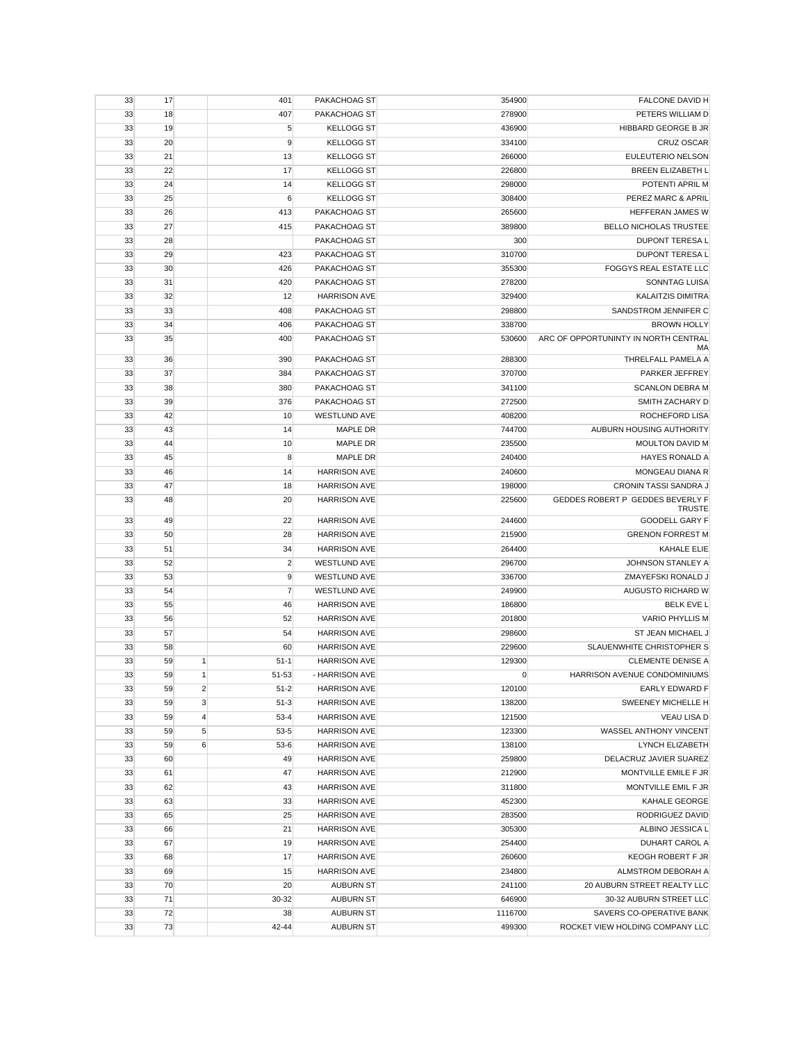| | | | | | | |
|---|---|---|---|---|---|---|
| 33 | 17 | | 401 | PAKACHOAG ST | 354900 | FALCONE DAVID H |
| 33 | 18 | | 407 | PAKACHOAG ST | 278900 | PETERS WILLIAM D |
| 33 | 19 | | 5 | KELLOGG ST | 436900 | HIBBARD GEORGE B JR |
| 33 | 20 | | 9 | KELLOGG ST | 334100 | CRUZ OSCAR |
| 33 | 21 | | 13 | KELLOGG ST | 266000 | EULEUTERIO NELSON |
| 33 | 22 | | 17 | KELLOGG ST | 226800 | BREEN ELIZABETH L |
| 33 | 24 | | 14 | KELLOGG ST | 298000 | POTENTI APRIL M |
| 33 | 25 | | 6 | KELLOGG ST | 308400 | PEREZ MARC & APRIL |
| 33 | 26 | | 413 | PAKACHOAG ST | 265600 | HEFFERAN JAMES W |
| 33 | 27 | | 415 | PAKACHOAG ST | 389800 | BELLO NICHOLAS TRUSTEE |
| 33 | 28 | | | PAKACHOAG ST | 300 | DUPONT TERESA L |
| 33 | 29 | | 423 | PAKACHOAG ST | 310700 | DUPONT TERESA L |
| 33 | 30 | | 426 | PAKACHOAG ST | 355300 | FOGGYS REAL ESTATE LLC |
| 33 | 31 | | 420 | PAKACHOAG ST | 278200 | SONNTAG LUISA |
| 33 | 32 | | 12 | HARRISON AVE | 329400 | KALAITZIS DIMITRA |
| 33 | 33 | | 408 | PAKACHOAG ST | 298800 | SANDSTROM JENNIFER C |
| 33 | 34 | | 406 | PAKACHOAG ST | 338700 | BROWN HOLLY |
| 33 | 35 | | 400 | PAKACHOAG ST | 530600 | ARC OF OPPORTUNINTY IN NORTH CENTRAL MA |
| 33 | 36 | | 390 | PAKACHOAG ST | 288300 | THRELFALL PAMELA A |
| 33 | 37 | | 384 | PAKACHOAG ST | 370700 | PARKER JEFFREY |
| 33 | 38 | | 380 | PAKACHOAG ST | 341100 | SCANLON DEBRA M |
| 33 | 39 | | 376 | PAKACHOAG ST | 272500 | SMITH ZACHARY D |
| 33 | 42 | | 10 | WESTLUND AVE | 408200 | ROCHEFORD LISA |
| 33 | 43 | | 14 | MAPLE DR | 744700 | AUBURN HOUSING AUTHORITY |
| 33 | 44 | | 10 | MAPLE DR | 235500 | MOULTON DAVID M |
| 33 | 45 | | 8 | MAPLE DR | 240400 | HAYES RONALD A |
| 33 | 46 | | 14 | HARRISON AVE | 240600 | MONGEAU DIANA R |
| 33 | 47 | | 18 | HARRISON AVE | 198000 | CRONIN TASSI SANDRA J |
| 33 | 48 | | 20 | HARRISON AVE | 225600 | GEDDES ROBERT P GEDDES BEVERLY F TRUSTE |
| 33 | 49 | | 22 | HARRISON AVE | 244600 | GOODELL GARY F |
| 33 | 50 | | 28 | HARRISON AVE | 215900 | GRENON FORREST M |
| 33 | 51 | | 34 | HARRISON AVE | 264400 | KAHALE ELIE |
| 33 | 52 | | 2 | WESTLUND AVE | 296700 | JOHNSON STANLEY A |
| 33 | 53 | | 9 | WESTLUND AVE | 336700 | ZMAYEFSKI RONALD J |
| 33 | 54 | | 7 | WESTLUND AVE | 249900 | AUGUSTO RICHARD W |
| 33 | 55 | | 46 | HARRISON AVE | 186800 | BELK EVE L |
| 33 | 56 | | 52 | HARRISON AVE | 201800 | VARIO PHYLLIS M |
| 33 | 57 | | 54 | HARRISON AVE | 298600 | ST JEAN MICHAEL J |
| 33 | 58 | | 60 | HARRISON AVE | 229600 | SLAUENWHITE CHRISTOPHER S |
| 33 | 59 | 1 | 51-1 | HARRISON AVE | 129300 | CLEMENTE DENISE A |
| 33 | 59 | 1 | 51-53 | - HARRISON AVE | 0 | HARRISON AVENUE CONDOMINIUMS |
| 33 | 59 | 2 | 51-2 | HARRISON AVE | 120100 | EARLY EDWARD F |
| 33 | 59 | 3 | 51-3 | HARRISON AVE | 138200 | SWEENEY MICHELLE H |
| 33 | 59 | 4 | 53-4 | HARRISON AVE | 121500 | VEAU LISA D |
| 33 | 59 | 5 | 53-5 | HARRISON AVE | 123300 | WASSEL ANTHONY VINCENT |
| 33 | 59 | 6 | 53-6 | HARRISON AVE | 138100 | LYNCH ELIZABETH |
| 33 | 60 | | 49 | HARRISON AVE | 259800 | DELACRUZ JAVIER SUAREZ |
| 33 | 61 | | 47 | HARRISON AVE | 212900 | MONTVILLE EMILE F JR |
| 33 | 62 | | 43 | HARRISON AVE | 311800 | MONTVILLE EMIL F JR |
| 33 | 63 | | 33 | HARRISON AVE | 452300 | KAHALE GEORGE |
| 33 | 65 | | 25 | HARRISON AVE | 283500 | RODRIGUEZ DAVID |
| 33 | 66 | | 21 | HARRISON AVE | 305300 | ALBINO JESSICA L |
| 33 | 67 | | 19 | HARRISON AVE | 254400 | DUHART CAROL A |
| 33 | 68 | | 17 | HARRISON AVE | 260600 | KEOGH ROBERT F JR |
| 33 | 69 | | 15 | HARRISON AVE | 234800 | ALMSTROM DEBORAH A |
| 33 | 70 | | 20 | AUBURN ST | 241100 | 20 AUBURN STREET REALTY LLC |
| 33 | 71 | | 30-32 | AUBURN ST | 646900 | 30-32 AUBURN STREET LLC |
| 33 | 72 | | 38 | AUBURN ST | 1116700 | SAVERS CO-OPERATIVE BANK |
| 33 | 73 | | 42-44 | AUBURN ST | 499300 | ROCKET VIEW HOLDING COMPANY LLC |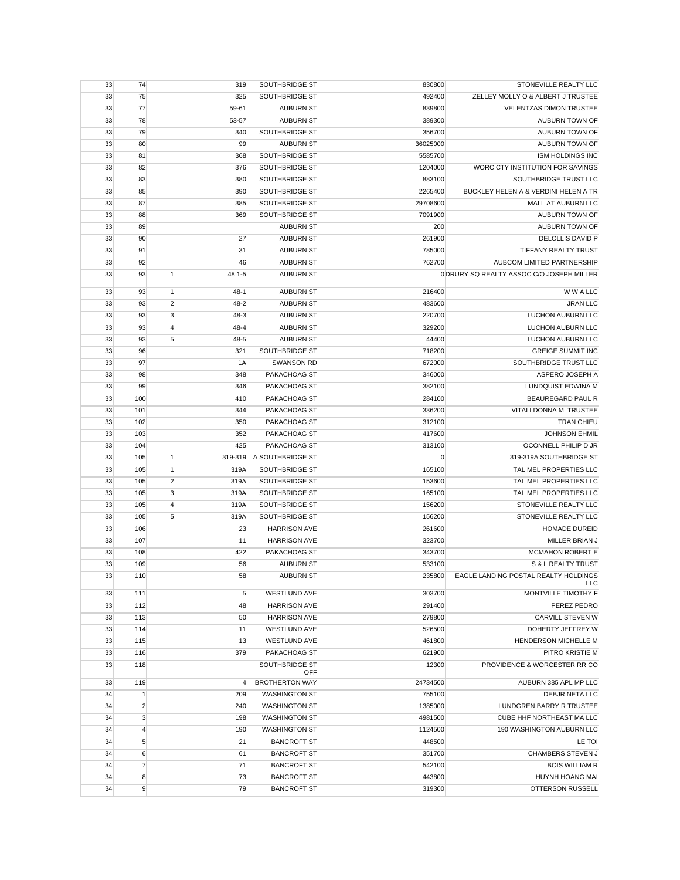| | | | | | | |
|---|---|---|---|---|---|---|
| 33 | 74 | | 319 | SOUTHBRIDGE ST | 830800 | STONEVILLE REALTY LLC |
| 33 | 75 | | 325 | SOUTHBRIDGE ST | 492400 | ZELLEY MOLLY O & ALBERT J TRUSTEE |
| 33 | 77 | | 59-61 | AUBURN ST | 839800 | VELENTZAS DIMON TRUSTEE |
| 33 | 78 | | 53-57 | AUBURN ST | 389300 | AUBURN TOWN OF |
| 33 | 79 | | 340 | SOUTHBRIDGE ST | 356700 | AUBURN TOWN OF |
| 33 | 80 | | 99 | AUBURN ST | 36025000 | AUBURN TOWN OF |
| 33 | 81 | | 368 | SOUTHBRIDGE ST | 5585700 | ISM HOLDINGS INC |
| 33 | 82 | | 376 | SOUTHBRIDGE ST | 1204000 | WORC CTY INSTITUTION FOR SAVINGS |
| 33 | 83 | | 380 | SOUTHBRIDGE ST | 883100 | SOUTHBRIDGE TRUST LLC |
| 33 | 85 | | 390 | SOUTHBRIDGE ST | 2265400 | BUCKLEY HELEN A & VERDINI HELEN A TR |
| 33 | 87 | | 385 | SOUTHBRIDGE ST | 29708600 | MALL AT AUBURN LLC |
| 33 | 88 | | 369 | SOUTHBRIDGE ST | 7091900 | AUBURN TOWN OF |
| 33 | 89 | | | AUBURN ST | 200 | AUBURN TOWN OF |
| 33 | 90 | | 27 | AUBURN ST | 261900 | DELOLLIS DAVID P |
| 33 | 91 | | 31 | AUBURN ST | 785000 | TIFFANY REALTY TRUST |
| 33 | 92 | | 46 | AUBURN ST | 762700 | AUBCOM LIMITED PARTNERSHIP |
| 33 | 93 | 1 | 48 1-5 | AUBURN ST | 0 | DRURY SQ REALTY ASSOC C/O JOSEPH MILLER |
| 33 | 93 | 1 | 48-1 | AUBURN ST | 216400 | W W A LLC |
| 33 | 93 | 2 | 48-2 | AUBURN ST | 483600 | JRAN LLC |
| 33 | 93 | 3 | 48-3 | AUBURN ST | 220700 | LUCHON AUBURN LLC |
| 33 | 93 | 4 | 48-4 | AUBURN ST | 329200 | LUCHON AUBURN LLC |
| 33 | 93 | 5 | 48-5 | AUBURN ST | 44400 | LUCHON AUBURN LLC |
| 33 | 96 | | 321 | SOUTHBRIDGE ST | 718200 | GREIGE SUMMIT INC |
| 33 | 97 | | 1A | SWANSON RD | 672000 | SOUTHBRIDGE TRUST LLC |
| 33 | 98 | | 348 | PAKACHOAG ST | 346000 | ASPERO JOSEPH A |
| 33 | 99 | | 346 | PAKACHOAG ST | 382100 | LUNDQUIST EDWINA M |
| 33 | 100 | | 410 | PAKACHOAG ST | 284100 | BEAUREGARD PAUL R |
| 33 | 101 | | 344 | PAKACHOAG ST | 336200 | VITALI DONNA M TRUSTEE |
| 33 | 102 | | 350 | PAKACHOAG ST | 312100 | TRAN CHIEU |
| 33 | 103 | | 352 | PAKACHOAG ST | 417600 | JOHNSON EHMIL |
| 33 | 104 | | 425 | PAKACHOAG ST | 313100 | OCONNELL PHILIP D JR |
| 33 | 105 | 1 | 319-319 | A SOUTHBRIDGE ST | 0 | 319-319A SOUTHBRIDGE ST |
| 33 | 105 | 1 | 319A | SOUTHBRIDGE ST | 165100 | TAL MEL PROPERTIES LLC |
| 33 | 105 | 2 | 319A | SOUTHBRIDGE ST | 153600 | TAL MEL PROPERTIES LLC |
| 33 | 105 | 3 | 319A | SOUTHBRIDGE ST | 165100 | TAL MEL PROPERTIES LLC |
| 33 | 105 | 4 | 319A | SOUTHBRIDGE ST | 156200 | STONEVILLE REALTY LLC |
| 33 | 105 | 5 | 319A | SOUTHBRIDGE ST | 156200 | STONEVILLE REALTY LLC |
| 33 | 106 | | 23 | HARRISON AVE | 261600 | HOMADE DUREID |
| 33 | 107 | | 11 | HARRISON AVE | 323700 | MILLER BRIAN J |
| 33 | 108 | | 422 | PAKACHOAG ST | 343700 | MCMAHON ROBERT E |
| 33 | 109 | | 56 | AUBURN ST | 533100 | S & L REALTY TRUST |
| 33 | 110 | | 58 | AUBURN ST | 235800 | EAGLE LANDING POSTAL REALTY HOLDINGS LLC |
| 33 | 111 | | 5 | WESTLUND AVE | 303700 | MONTVILLE TIMOTHY F |
| 33 | 112 | | 48 | HARRISON AVE | 291400 | PEREZ PEDRO |
| 33 | 113 | | 50 | HARRISON AVE | 279800 | CARVILL STEVEN W |
| 33 | 114 | | 11 | WESTLUND AVE | 526500 | DOHERTY JEFFREY W |
| 33 | 115 | | 13 | WESTLUND AVE | 461800 | HENDERSON MICHELLE M |
| 33 | 116 | | 379 | PAKACHOAG ST | 621900 | PITRO KRISTIE M |
| 33 | 118 | | | SOUTHBRIDGE ST OFF | 12300 | PROVIDENCE & WORCESTER RR CO |
| 33 | 119 | | 4 | BROTHERTON WAY | 24734500 | AUBURN 385 APL MP LLC |
| 34 | 1 | | 209 | WASHINGTON ST | 755100 | DEBJR NETA LLC |
| 34 | 2 | | 240 | WASHINGTON ST | 1385000 | LUNDGREN BARRY R TRUSTEE |
| 34 | 3 | | 198 | WASHINGTON ST | 4981500 | CUBE HHF NORTHEAST MA LLC |
| 34 | 4 | | 190 | WASHINGTON ST | 1124500 | 190 WASHINGTON AUBURN LLC |
| 34 | 5 | | 21 | BANCROFT ST | 448500 | LE TOI |
| 34 | 6 | | 61 | BANCROFT ST | 351700 | CHAMBERS STEVEN J |
| 34 | 7 | | 71 | BANCROFT ST | 542100 | BOIS WILLIAM R |
| 34 | 8 | | 73 | BANCROFT ST | 443800 | HUYNH HOANG MAI |
| 34 | 9 | | 79 | BANCROFT ST | 319300 | OTTERSON RUSSELL |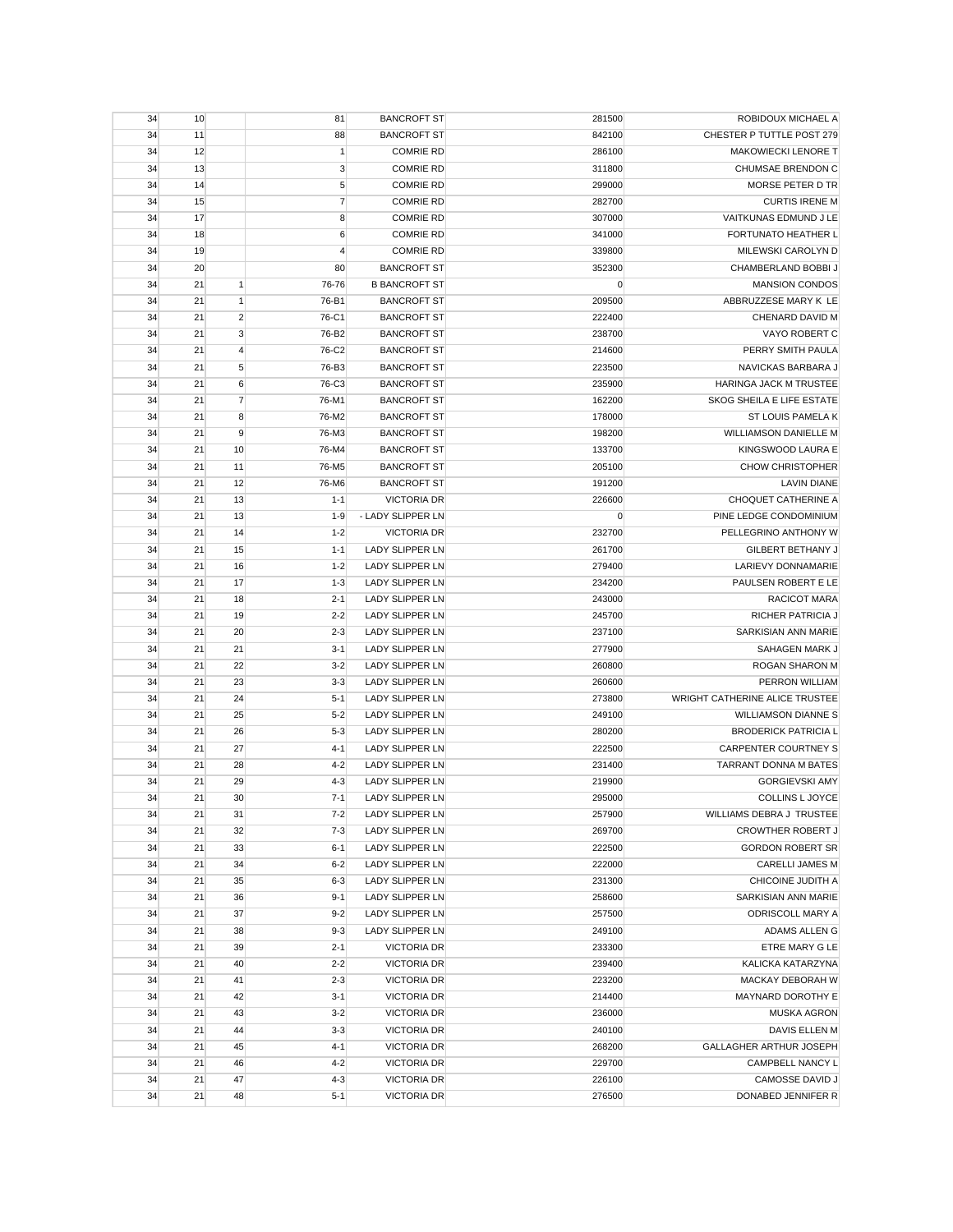| | | | | | | |
|---|---|---|---|---|---|---|
| 34 | 10 | | 81 | BANCROFT ST | 281500 | ROBIDOUX MICHAEL A |
| 34 | 11 | | 88 | BANCROFT ST | 842100 | CHESTER P TUTTLE POST 279 |
| 34 | 12 | | 1 | COMRIE RD | 286100 | MAKOWIECKI LENORE T |
| 34 | 13 | | 3 | COMRIE RD | 311800 | CHUMSAE BRENDON C |
| 34 | 14 | | 5 | COMRIE RD | 299000 | MORSE PETER D TR |
| 34 | 15 | | 7 | COMRIE RD | 282700 | CURTIS IRENE M |
| 34 | 17 | | 8 | COMRIE RD | 307000 | VAITKUNAS EDMUND J LE |
| 34 | 18 | | 6 | COMRIE RD | 341000 | FORTUNATO HEATHER L |
| 34 | 19 | | 4 | COMRIE RD | 339800 | MILEWSKI CAROLYN D |
| 34 | 20 | | 80 | BANCROFT ST | 352300 | CHAMBERLAND BOBBI J |
| 34 | 21 | 1 | 76-76 | B BANCROFT ST | 0 | MANSION CONDOS |
| 34 | 21 | 1 | 76-B1 | BANCROFT ST | 209500 | ABBRUZZESE MARY K LE |
| 34 | 21 | 2 | 76-C1 | BANCROFT ST | 222400 | CHENARD DAVID M |
| 34 | 21 | 3 | 76-B2 | BANCROFT ST | 238700 | VAYO ROBERT C |
| 34 | 21 | 4 | 76-C2 | BANCROFT ST | 214600 | PERRY SMITH PAULA |
| 34 | 21 | 5 | 76-B3 | BANCROFT ST | 223500 | NAVICKAS BARBARA J |
| 34 | 21 | 6 | 76-C3 | BANCROFT ST | 235900 | HARINGA JACK M TRUSTEE |
| 34 | 21 | 7 | 76-M1 | BANCROFT ST | 162200 | SKOG SHEILA E LIFE ESTATE |
| 34 | 21 | 8 | 76-M2 | BANCROFT ST | 178000 | ST LOUIS PAMELA K |
| 34 | 21 | 9 | 76-M3 | BANCROFT ST | 198200 | WILLIAMSON DANIELLE M |
| 34 | 21 | 10 | 76-M4 | BANCROFT ST | 133700 | KINGSWOOD LAURA E |
| 34 | 21 | 11 | 76-M5 | BANCROFT ST | 205100 | CHOW CHRISTOPHER |
| 34 | 21 | 12 | 76-M6 | BANCROFT ST | 191200 | LAVIN DIANE |
| 34 | 21 | 13 | 1-1 | VICTORIA DR | 226600 | CHOQUET CATHERINE A |
| 34 | 21 | 13 | 1-9 | - LADY SLIPPER LN | 0 | PINE LEDGE CONDOMINIUM |
| 34 | 21 | 14 | 1-2 | VICTORIA DR | 232700 | PELLEGRINO ANTHONY W |
| 34 | 21 | 15 | 1-1 | LADY SLIPPER LN | 261700 | GILBERT BETHANY J |
| 34 | 21 | 16 | 1-2 | LADY SLIPPER LN | 279400 | LARIEVY DONNAMARIE |
| 34 | 21 | 17 | 1-3 | LADY SLIPPER LN | 234200 | PAULSEN ROBERT E LE |
| 34 | 21 | 18 | 2-1 | LADY SLIPPER LN | 243000 | RACICOT MARA |
| 34 | 21 | 19 | 2-2 | LADY SLIPPER LN | 245700 | RICHER PATRICIA J |
| 34 | 21 | 20 | 2-3 | LADY SLIPPER LN | 237100 | SARKISIAN ANN MARIE |
| 34 | 21 | 21 | 3-1 | LADY SLIPPER LN | 277900 | SAHAGEN MARK J |
| 34 | 21 | 22 | 3-2 | LADY SLIPPER LN | 260800 | ROGAN SHARON M |
| 34 | 21 | 23 | 3-3 | LADY SLIPPER LN | 260600 | PERRON WILLIAM |
| 34 | 21 | 24 | 5-1 | LADY SLIPPER LN | 273800 | WRIGHT CATHERINE ALICE TRUSTEE |
| 34 | 21 | 25 | 5-2 | LADY SLIPPER LN | 249100 | WILLIAMSON DIANNE S |
| 34 | 21 | 26 | 5-3 | LADY SLIPPER LN | 280200 | BRODERICK PATRICIA L |
| 34 | 21 | 27 | 4-1 | LADY SLIPPER LN | 222500 | CARPENTER COURTNEY S |
| 34 | 21 | 28 | 4-2 | LADY SLIPPER LN | 231400 | TARRANT DONNA M BATES |
| 34 | 21 | 29 | 4-3 | LADY SLIPPER LN | 219900 | GORGIEVSKI AMY |
| 34 | 21 | 30 | 7-1 | LADY SLIPPER LN | 295000 | COLLINS L JOYCE |
| 34 | 21 | 31 | 7-2 | LADY SLIPPER LN | 257900 | WILLIAMS DEBRA J TRUSTEE |
| 34 | 21 | 32 | 7-3 | LADY SLIPPER LN | 269700 | CROWTHER ROBERT J |
| 34 | 21 | 33 | 6-1 | LADY SLIPPER LN | 222500 | GORDON ROBERT SR |
| 34 | 21 | 34 | 6-2 | LADY SLIPPER LN | 222000 | CARELLI JAMES M |
| 34 | 21 | 35 | 6-3 | LADY SLIPPER LN | 231300 | CHICOINE JUDITH A |
| 34 | 21 | 36 | 9-1 | LADY SLIPPER LN | 258600 | SARKISIAN ANN MARIE |
| 34 | 21 | 37 | 9-2 | LADY SLIPPER LN | 257500 | ODRISCOLL MARY A |
| 34 | 21 | 38 | 9-3 | LADY SLIPPER LN | 249100 | ADAMS ALLEN G |
| 34 | 21 | 39 | 2-1 | VICTORIA DR | 233300 | ETRE MARY G LE |
| 34 | 21 | 40 | 2-2 | VICTORIA DR | 239400 | KALICKA KATARZYNA |
| 34 | 21 | 41 | 2-3 | VICTORIA DR | 223200 | MACKAY DEBORAH W |
| 34 | 21 | 42 | 3-1 | VICTORIA DR | 214400 | MAYNARD DOROTHY E |
| 34 | 21 | 43 | 3-2 | VICTORIA DR | 236000 | MUSKA AGRON |
| 34 | 21 | 44 | 3-3 | VICTORIA DR | 240100 | DAVIS ELLEN M |
| 34 | 21 | 45 | 4-1 | VICTORIA DR | 268200 | GALLAGHER ARTHUR JOSEPH |
| 34 | 21 | 46 | 4-2 | VICTORIA DR | 229700 | CAMPBELL NANCY L |
| 34 | 21 | 47 | 4-3 | VICTORIA DR | 226100 | CAMOSSE DAVID J |
| 34 | 21 | 48 | 5-1 | VICTORIA DR | 276500 | DONABED JENNIFER R |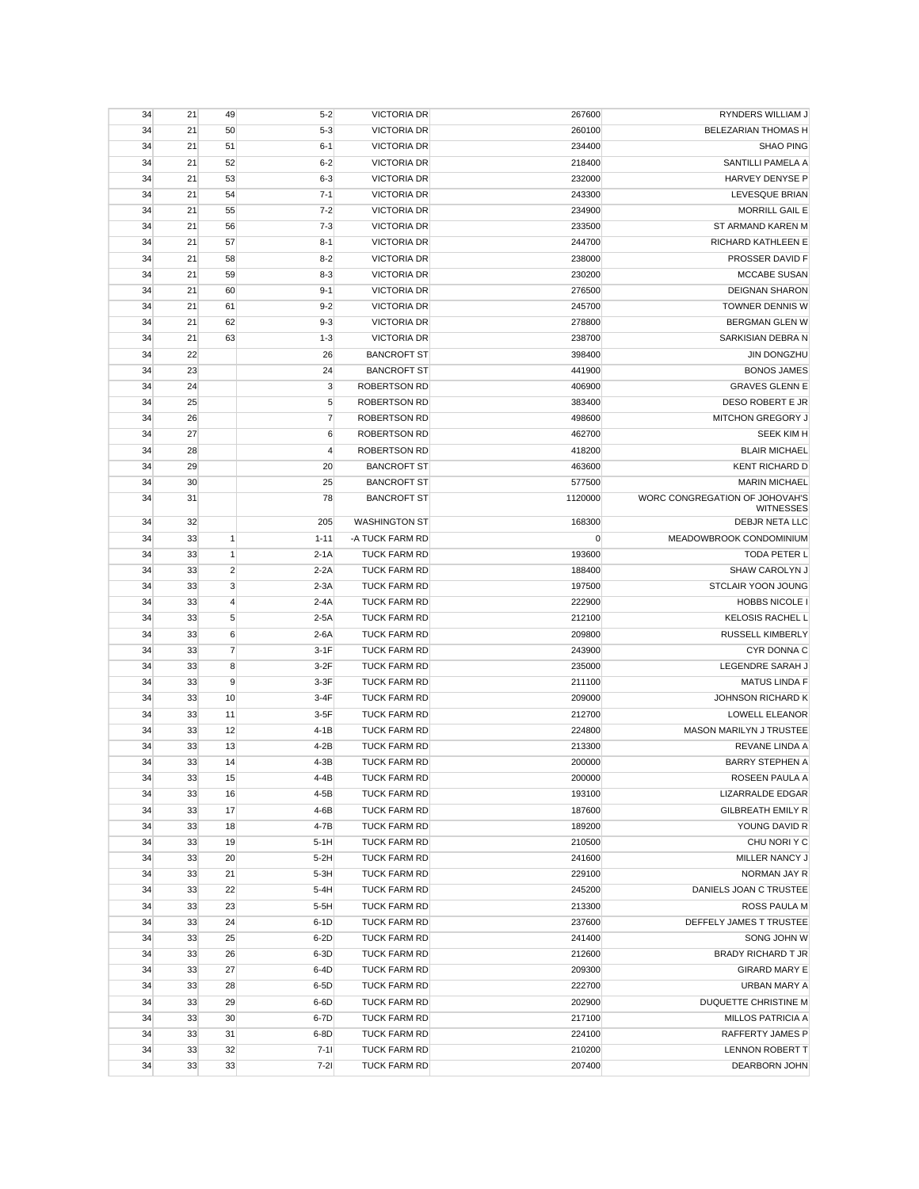| | | | | | | |
|---|---|---|---|---|---|---|
| 34 | 21 | 49 | 5-2 | VICTORIA DR | 267600 | RYNDERS WILLIAM J |
| 34 | 21 | 50 | 5-3 | VICTORIA DR | 260100 | BELEZARIAN THOMAS H |
| 34 | 21 | 51 | 6-1 | VICTORIA DR | 234400 | SHAO PING |
| 34 | 21 | 52 | 6-2 | VICTORIA DR | 218400 | SANTILLI PAMELA A |
| 34 | 21 | 53 | 6-3 | VICTORIA DR | 232000 | HARVEY DENYSE P |
| 34 | 21 | 54 | 7-1 | VICTORIA DR | 243300 | LEVESQUE BRIAN |
| 34 | 21 | 55 | 7-2 | VICTORIA DR | 234900 | MORRILL GAIL E |
| 34 | 21 | 56 | 7-3 | VICTORIA DR | 233500 | ST ARMAND KAREN M |
| 34 | 21 | 57 | 8-1 | VICTORIA DR | 244700 | RICHARD KATHLEEN E |
| 34 | 21 | 58 | 8-2 | VICTORIA DR | 238000 | PROSSER DAVID F |
| 34 | 21 | 59 | 8-3 | VICTORIA DR | 230200 | MCCABE SUSAN |
| 34 | 21 | 60 | 9-1 | VICTORIA DR | 276500 | DEIGNAN SHARON |
| 34 | 21 | 61 | 9-2 | VICTORIA DR | 245700 | TOWNER DENNIS W |
| 34 | 21 | 62 | 9-3 | VICTORIA DR | 278800 | BERGMAN GLEN W |
| 34 | 21 | 63 | 1-3 | VICTORIA DR | 238700 | SARKISIAN DEBRA N |
| 34 | 22 | | 26 | BANCROFT ST | 398400 | JIN DONGZHU |
| 34 | 23 | | 24 | BANCROFT ST | 441900 | BONOS JAMES |
| 34 | 24 | | 3 | ROBERTSON RD | 406900 | GRAVES GLENN E |
| 34 | 25 | | 5 | ROBERTSON RD | 383400 | DESO ROBERT E JR |
| 34 | 26 | | 7 | ROBERTSON RD | 498600 | MITCHON GREGORY J |
| 34 | 27 | | 6 | ROBERTSON RD | 462700 | SEEK KIM H |
| 34 | 28 | | 4 | ROBERTSON RD | 418200 | BLAIR MICHAEL |
| 34 | 29 | | 20 | BANCROFT ST | 463600 | KENT RICHARD D |
| 34 | 30 | | 25 | BANCROFT ST | 577500 | MARIN MICHAEL |
| 34 | 31 | | 78 | BANCROFT ST | 1120000 | WORC CONGREGATION OF JOHOVAH'S WITNESSES |
| 34 | 32 | | 205 | WASHINGTON ST | 168300 | DEBJR NETA LLC |
| 34 | 33 | 1 | 1-11 | -A TUCK FARM RD | 0 | MEADOWBROOK CONDOMINIUM |
| 34 | 33 | 1 | 2-1A | TUCK FARM RD | 193600 | TODA PETER L |
| 34 | 33 | 2 | 2-2A | TUCK FARM RD | 188400 | SHAW CAROLYN J |
| 34 | 33 | 3 | 2-3A | TUCK FARM RD | 197500 | STCLAIR YOON JOUNG |
| 34 | 33 | 4 | 2-4A | TUCK FARM RD | 222900 | HOBBS NICOLE I |
| 34 | 33 | 5 | 2-5A | TUCK FARM RD | 212100 | KELOSIS RACHEL L |
| 34 | 33 | 6 | 2-6A | TUCK FARM RD | 209800 | RUSSELL KIMBERLY |
| 34 | 33 | 7 | 3-1F | TUCK FARM RD | 243900 | CYR DONNA C |
| 34 | 33 | 8 | 3-2F | TUCK FARM RD | 235000 | LEGENDRE SARAH J |
| 34 | 33 | 9 | 3-3F | TUCK FARM RD | 211100 | MATUS LINDA F |
| 34 | 33 | 10 | 3-4F | TUCK FARM RD | 209000 | JOHNSON RICHARD K |
| 34 | 33 | 11 | 3-5F | TUCK FARM RD | 212700 | LOWELL ELEANOR |
| 34 | 33 | 12 | 4-1B | TUCK FARM RD | 224800 | MASON MARILYN J TRUSTEE |
| 34 | 33 | 13 | 4-2B | TUCK FARM RD | 213300 | REVANE LINDA A |
| 34 | 33 | 14 | 4-3B | TUCK FARM RD | 200000 | BARRY STEPHEN A |
| 34 | 33 | 15 | 4-4B | TUCK FARM RD | 200000 | ROSEEN PAULA A |
| 34 | 33 | 16 | 4-5B | TUCK FARM RD | 193100 | LIZARRALDE EDGAR |
| 34 | 33 | 17 | 4-6B | TUCK FARM RD | 187600 | GILBREATH EMILY R |
| 34 | 33 | 18 | 4-7B | TUCK FARM RD | 189200 | YOUNG DAVID R |
| 34 | 33 | 19 | 5-1H | TUCK FARM RD | 210500 | CHU NORI Y C |
| 34 | 33 | 20 | 5-2H | TUCK FARM RD | 241600 | MILLER NANCY J |
| 34 | 33 | 21 | 5-3H | TUCK FARM RD | 229100 | NORMAN JAY R |
| 34 | 33 | 22 | 5-4H | TUCK FARM RD | 245200 | DANIELS JOAN C TRUSTEE |
| 34 | 33 | 23 | 5-5H | TUCK FARM RD | 213300 | ROSS PAULA M |
| 34 | 33 | 24 | 6-1D | TUCK FARM RD | 237600 | DEFFELY JAMES T TRUSTEE |
| 34 | 33 | 25 | 6-2D | TUCK FARM RD | 241400 | SONG JOHN W |
| 34 | 33 | 26 | 6-3D | TUCK FARM RD | 212600 | BRADY RICHARD T JR |
| 34 | 33 | 27 | 6-4D | TUCK FARM RD | 209300 | GIRARD MARY E |
| 34 | 33 | 28 | 6-5D | TUCK FARM RD | 222700 | URBAN MARY A |
| 34 | 33 | 29 | 6-6D | TUCK FARM RD | 202900 | DUQUETTE CHRISTINE M |
| 34 | 33 | 30 | 6-7D | TUCK FARM RD | 217100 | MILLOS PATRICIA A |
| 34 | 33 | 31 | 6-8D | TUCK FARM RD | 224100 | RAFFERTY JAMES P |
| 34 | 33 | 32 | 7-1I | TUCK FARM RD | 210200 | LENNON ROBERT T |
| 34 | 33 | 33 | 7-2I | TUCK FARM RD | 207400 | DEARBORN JOHN |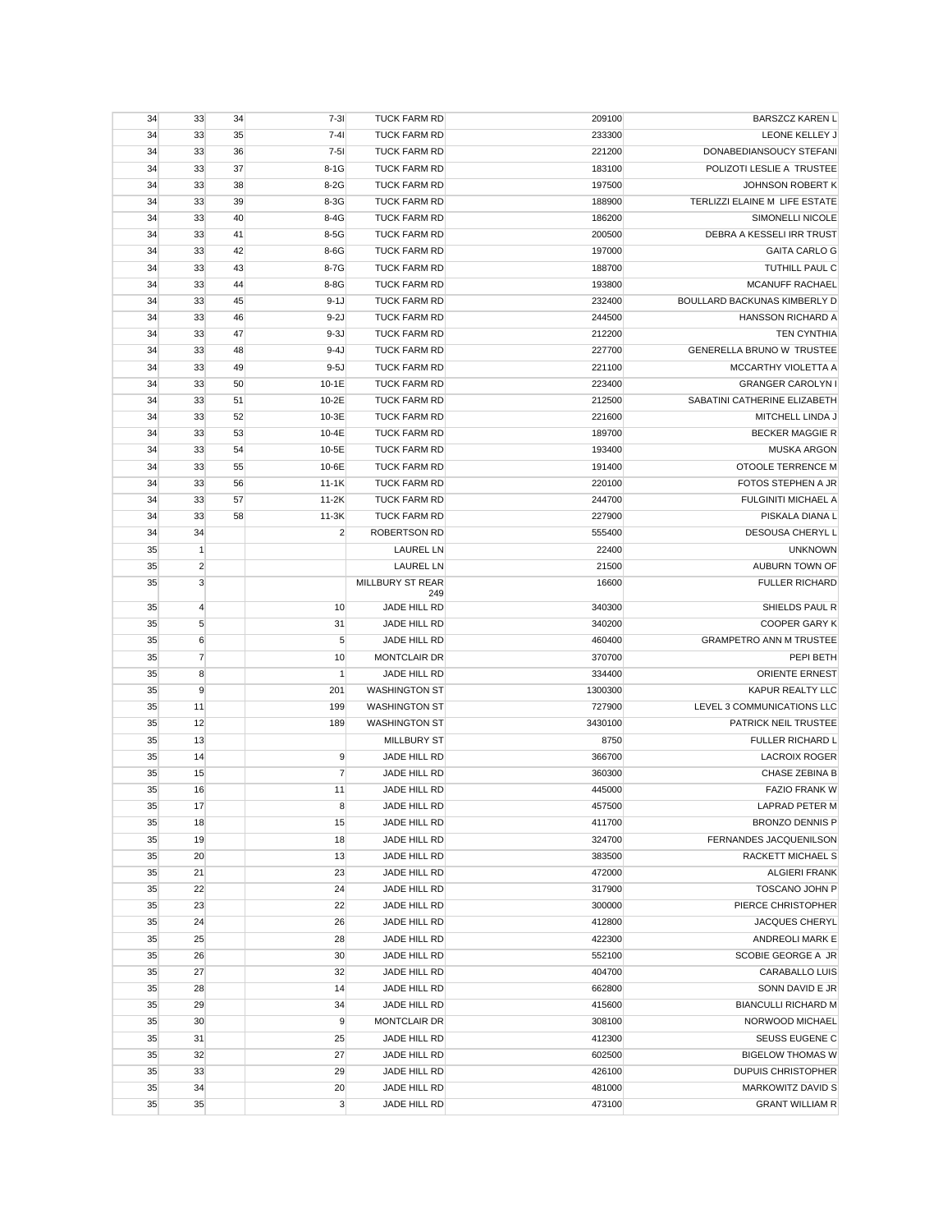| | | | | | | |
|---|---|---|---|---|---|---|
| 34 | 33 | 34 | 7-3I | TUCK FARM RD | 209100 | BARSZCZ KAREN L |
| 34 | 33 | 35 | 7-4I | TUCK FARM RD | 233300 | LEONE KELLEY J |
| 34 | 33 | 36 | 7-5I | TUCK FARM RD | 221200 | DONABEDIANSOUCY STEFANI |
| 34 | 33 | 37 | 8-1G | TUCK FARM RD | 183100 | POLIZOTI LESLIE A TRUSTEE |
| 34 | 33 | 38 | 8-2G | TUCK FARM RD | 197500 | JOHNSON ROBERT K |
| 34 | 33 | 39 | 8-3G | TUCK FARM RD | 188900 | TERLIZZI ELAINE M LIFE ESTATE |
| 34 | 33 | 40 | 8-4G | TUCK FARM RD | 186200 | SIMONELLI NICOLE |
| 34 | 33 | 41 | 8-5G | TUCK FARM RD | 200500 | DEBRA A KESSELI IRR TRUST |
| 34 | 33 | 42 | 8-6G | TUCK FARM RD | 197000 | GAITA CARLO G |
| 34 | 33 | 43 | 8-7G | TUCK FARM RD | 188700 | TUTHILL PAUL C |
| 34 | 33 | 44 | 8-8G | TUCK FARM RD | 193800 | MCANUFF RACHAEL |
| 34 | 33 | 45 | 9-1J | TUCK FARM RD | 232400 | BOULLARD BACKUNAS KIMBERLY D |
| 34 | 33 | 46 | 9-2J | TUCK FARM RD | 244500 | HANSSON RICHARD A |
| 34 | 33 | 47 | 9-3J | TUCK FARM RD | 212200 | TEN CYNTHIA |
| 34 | 33 | 48 | 9-4J | TUCK FARM RD | 227700 | GENERELLA BRUNO W TRUSTEE |
| 34 | 33 | 49 | 9-5J | TUCK FARM RD | 221100 | MCCARTHY VIOLETTA A |
| 34 | 33 | 50 | 10-1E | TUCK FARM RD | 223400 | GRANGER CAROLYN I |
| 34 | 33 | 51 | 10-2E | TUCK FARM RD | 212500 | SABATINI CATHERINE ELIZABETH |
| 34 | 33 | 52 | 10-3E | TUCK FARM RD | 221600 | MITCHELL LINDA J |
| 34 | 33 | 53 | 10-4E | TUCK FARM RD | 189700 | BECKER MAGGIE R |
| 34 | 33 | 54 | 10-5E | TUCK FARM RD | 193400 | MUSKA ARGON |
| 34 | 33 | 55 | 10-6E | TUCK FARM RD | 191400 | OTOOLE TERRENCE M |
| 34 | 33 | 56 | 11-1K | TUCK FARM RD | 220100 | FOTOS STEPHEN A JR |
| 34 | 33 | 57 | 11-2K | TUCK FARM RD | 244700 | FULGINITI MICHAEL A |
| 34 | 33 | 58 | 11-3K | TUCK FARM RD | 227900 | PISKALA DIANA L |
| 34 | 34 | | 2 | ROBERTSON RD | 555400 | DESOUSA CHERYL L |
| 35 | 1 | | | LAUREL LN | 22400 | UNKNOWN |
| 35 | 2 | | | LAUREL LN | 21500 | AUBURN TOWN OF |
| 35 | 3 | | | MILLBURY ST REAR 249 | 16600 | FULLER RICHARD |
| 35 | 4 | | 10 | JADE HILL RD | 340300 | SHIELDS PAUL R |
| 35 | 5 | | 31 | JADE HILL RD | 340200 | COOPER GARY K |
| 35 | 6 | | 5 | JADE HILL RD | 460400 | GRAMPETRO ANN M TRUSTEE |
| 35 | 7 | | 10 | MONTCLAIR DR | 370700 | PEPI BETH |
| 35 | 8 | | 1 | JADE HILL RD | 334400 | ORIENTE ERNEST |
| 35 | 9 | | 201 | WASHINGTON ST | 1300300 | KAPUR REALTY LLC |
| 35 | 11 | | 199 | WASHINGTON ST | 727900 | LEVEL 3 COMMUNICATIONS LLC |
| 35 | 12 | | 189 | WASHINGTON ST | 3430100 | PATRICK NEIL TRUSTEE |
| 35 | 13 | | | MILLBURY ST | 8750 | FULLER RICHARD L |
| 35 | 14 | | 9 | JADE HILL RD | 366700 | LACROIX ROGER |
| 35 | 15 | | 7 | JADE HILL RD | 360300 | CHASE ZEBINA B |
| 35 | 16 | | 11 | JADE HILL RD | 445000 | FAZIO FRANK W |
| 35 | 17 | | 8 | JADE HILL RD | 457500 | LAPRAD PETER M |
| 35 | 18 | | 15 | JADE HILL RD | 411700 | BRONZO DENNIS P |
| 35 | 19 | | 18 | JADE HILL RD | 324700 | FERNANDES JACQUENILSON |
| 35 | 20 | | 13 | JADE HILL RD | 383500 | RACKETT MICHAEL S |
| 35 | 21 | | 23 | JADE HILL RD | 472000 | ALGIERI FRANK |
| 35 | 22 | | 24 | JADE HILL RD | 317900 | TOSCANO JOHN P |
| 35 | 23 | | 22 | JADE HILL RD | 300000 | PIERCE CHRISTOPHER |
| 35 | 24 | | 26 | JADE HILL RD | 412800 | JACQUES CHERYL |
| 35 | 25 | | 28 | JADE HILL RD | 422300 | ANDREOLI MARK E |
| 35 | 26 | | 30 | JADE HILL RD | 552100 | SCOBIE GEORGE A JR |
| 35 | 27 | | 32 | JADE HILL RD | 404700 | CARABALLO LUIS |
| 35 | 28 | | 14 | JADE HILL RD | 662800 | SONN DAVID E JR |
| 35 | 29 | | 34 | JADE HILL RD | 415600 | BIANCULLI RICHARD M |
| 35 | 30 | | 9 | MONTCLAIR DR | 308100 | NORWOOD MICHAEL |
| 35 | 31 | | 25 | JADE HILL RD | 412300 | SEUSS EUGENE C |
| 35 | 32 | | 27 | JADE HILL RD | 602500 | BIGELOW THOMAS W |
| 35 | 33 | | 29 | JADE HILL RD | 426100 | DUPUIS CHRISTOPHER |
| 35 | 34 | | 20 | JADE HILL RD | 481000 | MARKOWITZ DAVID S |
| 35 | 35 | | 3 | JADE HILL RD | 473100 | GRANT WILLIAM R |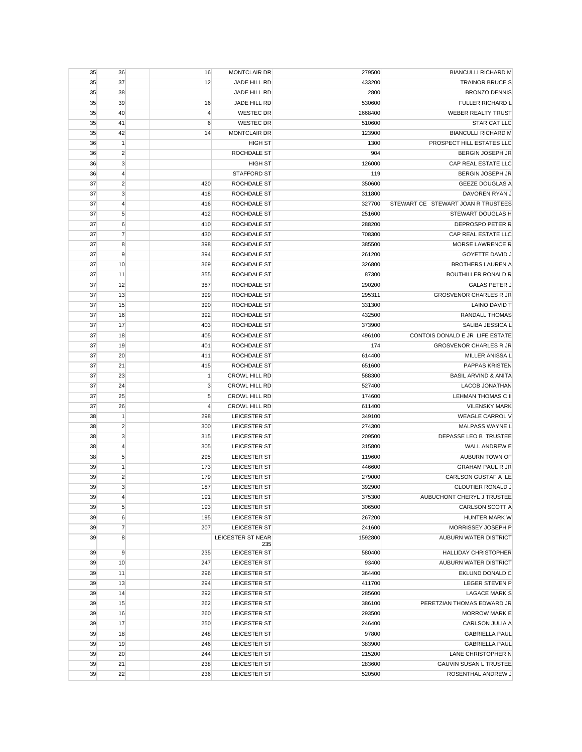| | | | | | | |
|---|---|---|---|---|---|---|
| 35 | 36 | | 16 | MONTCLAIR DR | 279500 | BIANCULLI RICHARD M |
| 35 | 37 | | 12 | JADE HILL RD | 433200 | TRAINOR BRUCE S |
| 35 | 38 | | | JADE HILL RD | 2800 | BRONZO DENNIS |
| 35 | 39 | | 16 | JADE HILL RD | 530600 | FULLER RICHARD L |
| 35 | 40 | | 4 | WESTEC DR | 2668400 | WEBER REALTY TRUST |
| 35 | 41 | | 6 | WESTEC DR | 510600 | STAR CAT LLC |
| 35 | 42 | | 14 | MONTCLAIR DR | 123900 | BIANCULLI RICHARD M |
| 36 | 1 | | | HIGH ST | 1300 | PROSPECT HILL ESTATES LLC |
| 36 | 2 | | | ROCHDALE ST | 904 | BERGIN JOSEPH JR |
| 36 | 3 | | | HIGH ST | 126000 | CAP REAL ESTATE LLC |
| 36 | 4 | | | STAFFORD ST | 119 | BERGIN JOSEPH JR |
| 37 | 2 | | 420 | ROCHDALE ST | 350600 | GEEZE DOUGLAS A |
| 37 | 3 | | 418 | ROCHDALE ST | 311800 | DAVOREN RYAN J |
| 37 | 4 | | 416 | ROCHDALE ST | 327700 | STEWART CE STEWART JOAN R TRUSTEES |
| 37 | 5 | | 412 | ROCHDALE ST | 251600 | STEWART DOUGLAS H |
| 37 | 6 | | 410 | ROCHDALE ST | 288200 | DEPROSPO PETER R |
| 37 | 7 | | 430 | ROCHDALE ST | 708300 | CAP REAL ESTATE LLC |
| 37 | 8 | | 398 | ROCHDALE ST | 385500 | MORSE LAWRENCE R |
| 37 | 9 | | 394 | ROCHDALE ST | 261200 | GOYETTE DAVID J |
| 37 | 10 | | 369 | ROCHDALE ST | 326800 | BROTHERS LAUREN A |
| 37 | 11 | | 355 | ROCHDALE ST | 87300 | BOUTHILLER RONALD R |
| 37 | 12 | | 387 | ROCHDALE ST | 290200 | GALAS PETER J |
| 37 | 13 | | 399 | ROCHDALE ST | 295311 | GROSVENOR CHARLES R JR |
| 37 | 15 | | 390 | ROCHDALE ST | 331300 | LAINO DAVID T |
| 37 | 16 | | 392 | ROCHDALE ST | 432500 | RANDALL THOMAS |
| 37 | 17 | | 403 | ROCHDALE ST | 373900 | SALIBA JESSICA L |
| 37 | 18 | | 405 | ROCHDALE ST | 496100 | CONTOIS DONALD E JR LIFE ESTATE |
| 37 | 19 | | 401 | ROCHDALE ST | 174 | GROSVENOR CHARLES R JR |
| 37 | 20 | | 411 | ROCHDALE ST | 614400 | MILLER ANISSA L |
| 37 | 21 | | 415 | ROCHDALE ST | 651600 | PAPPAS KRISTEN |
| 37 | 23 | | 1 | CROWL HILL RD | 588300 | BASIL ARVIND & ANITA |
| 37 | 24 | | 3 | CROWL HILL RD | 527400 | LACOB JONATHAN |
| 37 | 25 | | 5 | CROWL HILL RD | 174600 | LEHMAN THOMAS C II |
| 37 | 26 | | 4 | CROWL HILL RD | 611400 | VILENSKY MARK |
| 38 | 1 | | 298 | LEICESTER ST | 349100 | WEAGLE CARROL V |
| 38 | 2 | | 300 | LEICESTER ST | 274300 | MALPASS WAYNE L |
| 38 | 3 | | 315 | LEICESTER ST | 209500 | DEPASSE LEO B TRUSTEE |
| 38 | 4 | | 305 | LEICESTER ST | 315800 | WALL ANDREW E |
| 38 | 5 | | 295 | LEICESTER ST | 119600 | AUBURN TOWN OF |
| 39 | 1 | | 173 | LEICESTER ST | 446600 | GRAHAM PAUL R JR |
| 39 | 2 | | 179 | LEICESTER ST | 279000 | CARLSON GUSTAF A LE |
| 39 | 3 | | 187 | LEICESTER ST | 392900 | CLOUTIER RONALD J |
| 39 | 4 | | 191 | LEICESTER ST | 375300 | AUBUCHONT CHERYL J TRUSTEE |
| 39 | 5 | | 193 | LEICESTER ST | 306500 | CARLSON SCOTT A |
| 39 | 6 | | 195 | LEICESTER ST | 267200 | HUNTER MARK W |
| 39 | 7 | | 207 | LEICESTER ST | 241600 | MORRISSEY JOSEPH P |
| 39 | 8 | | | LEICESTER ST NEAR 235 | 1592800 | AUBURN WATER DISTRICT |
| 39 | 9 | | 235 | LEICESTER ST | 580400 | HALLIDAY CHRISTOPHER |
| 39 | 10 | | 247 | LEICESTER ST | 93400 | AUBURN WATER DISTRICT |
| 39 | 11 | | 296 | LEICESTER ST | 364400 | EKLUND DONALD C |
| 39 | 13 | | 294 | LEICESTER ST | 411700 | LEGER STEVEN P |
| 39 | 14 | | 292 | LEICESTER ST | 285600 | LAGACE MARK S |
| 39 | 15 | | 262 | LEICESTER ST | 386100 | PERETZIAN THOMAS EDWARD JR |
| 39 | 16 | | 260 | LEICESTER ST | 293500 | MORROW MARK E |
| 39 | 17 | | 250 | LEICESTER ST | 246400 | CARLSON JULIA A |
| 39 | 18 | | 248 | LEICESTER ST | 97800 | GABRIELLA PAUL |
| 39 | 19 | | 246 | LEICESTER ST | 383900 | GABRIELLA PAUL |
| 39 | 20 | | 244 | LEICESTER ST | 215200 | LANE CHRISTOPHER N |
| 39 | 21 | | 238 | LEICESTER ST | 283600 | GAUVIN SUSAN L TRUSTEE |
| 39 | 22 | | 236 | LEICESTER ST | 520500 | ROSENTHAL ANDREW J |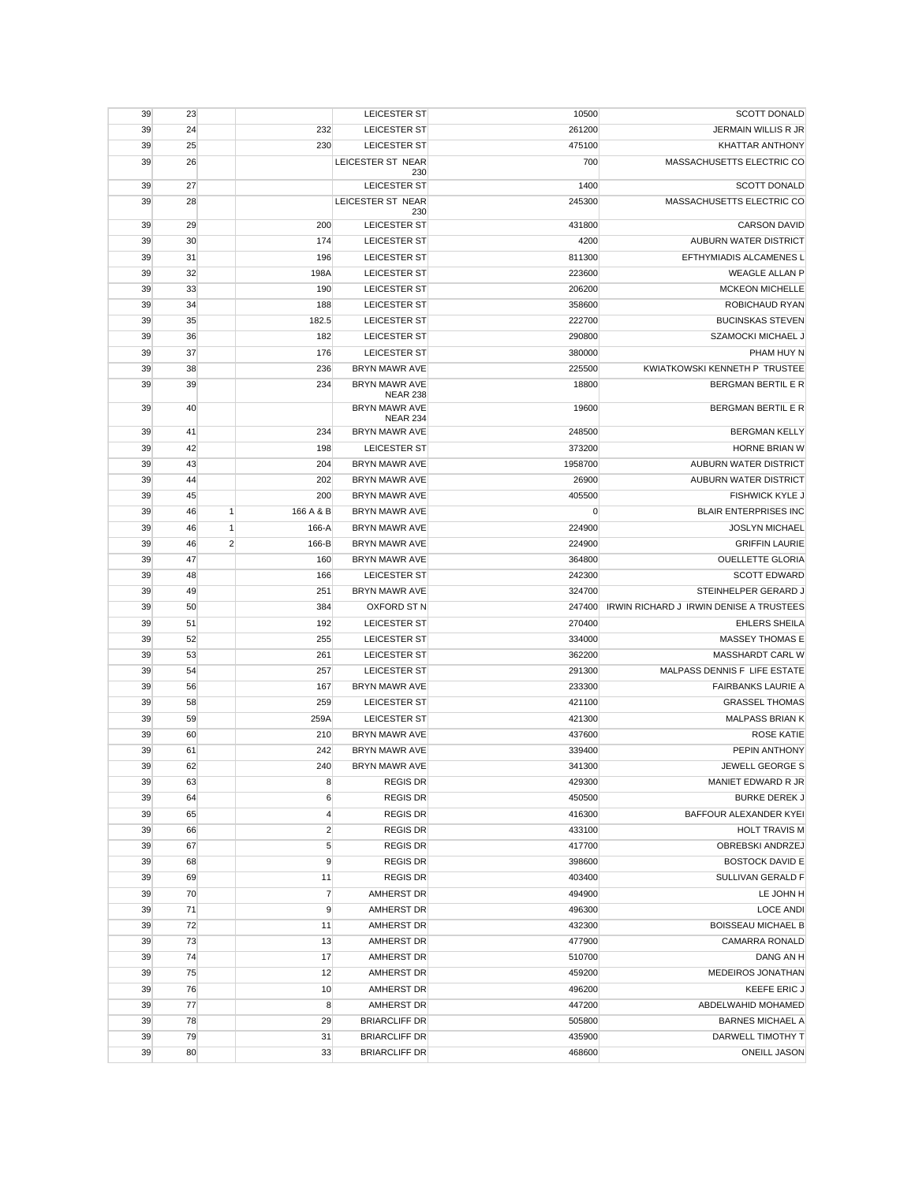| | | | | | | |
|---|---|---|---|---|---|---|
| 39 | 23 | | | LEICESTER ST | 10500 | SCOTT DONALD |
| 39 | 24 | | 232 | LEICESTER ST | 261200 | JERMAIN WILLIS R JR |
| 39 | 25 | | 230 | LEICESTER ST | 475100 | KHATTAR ANTHONY |
| 39 | 26 | | | LEICESTER ST NEAR 230 | 700 | MASSACHUSETTS ELECTRIC CO |
| 39 | 27 | | | LEICESTER ST | 1400 | SCOTT DONALD |
| 39 | 28 | | | LEICESTER ST NEAR 230 | 245300 | MASSACHUSETTS ELECTRIC CO |
| 39 | 29 | | 200 | LEICESTER ST | 431800 | CARSON DAVID |
| 39 | 30 | | 174 | LEICESTER ST | 4200 | AUBURN WATER DISTRICT |
| 39 | 31 | | 196 | LEICESTER ST | 811300 | EFTHYMIADIS ALCAMENES L |
| 39 | 32 | | 198A | LEICESTER ST | 223600 | WEAGLE ALLAN P |
| 39 | 33 | | 190 | LEICESTER ST | 206200 | MCKEON MICHELLE |
| 39 | 34 | | 188 | LEICESTER ST | 358600 | ROBICHAUD RYAN |
| 39 | 35 | | 182.5 | LEICESTER ST | 222700 | BUCINSKAS STEVEN |
| 39 | 36 | | 182 | LEICESTER ST | 290800 | SZAMOCKI MICHAEL J |
| 39 | 37 | | 176 | LEICESTER ST | 380000 | PHAM HUY N |
| 39 | 38 | | 236 | BRYN MAWR AVE | 225500 | KWIATKOWSKI KENNETH P TRUSTEE |
| 39 | 39 | | 234 | BRYN MAWR AVE NEAR 238 | 18800 | BERGMAN BERTIL E R |
| 39 | 40 | | | BRYN MAWR AVE NEAR 234 | 19600 | BERGMAN BERTIL E R |
| 39 | 41 | | 234 | BRYN MAWR AVE | 248500 | BERGMAN KELLY |
| 39 | 42 | | 198 | LEICESTER ST | 373200 | HORNE BRIAN W |
| 39 | 43 | | 204 | BRYN MAWR AVE | 1958700 | AUBURN WATER DISTRICT |
| 39 | 44 | | 202 | BRYN MAWR AVE | 26900 | AUBURN WATER DISTRICT |
| 39 | 45 | | 200 | BRYN MAWR AVE | 405500 | FISHWICK KYLE J |
| 39 | 46 | 1 | 166 A & B | BRYN MAWR AVE | 0 | BLAIR ENTERPRISES INC |
| 39 | 46 | 1 | 166-A | BRYN MAWR AVE | 224900 | JOSLYN MICHAEL |
| 39 | 46 | 2 | 166-B | BRYN MAWR AVE | 224900 | GRIFFIN LAURIE |
| 39 | 47 | | 160 | BRYN MAWR AVE | 364800 | OUELLETTE GLORIA |
| 39 | 48 | | 166 | LEICESTER ST | 242300 | SCOTT EDWARD |
| 39 | 49 | | 251 | BRYN MAWR AVE | 324700 | STEINHELPER GERARD J |
| 39 | 50 | | 384 | OXFORD ST N | 247400 | IRWIN RICHARD J IRWIN DENISE A TRUSTEES |
| 39 | 51 | | 192 | LEICESTER ST | 270400 | EHLERS SHEILA |
| 39 | 52 | | 255 | LEICESTER ST | 334000 | MASSEY THOMAS E |
| 39 | 53 | | 261 | LEICESTER ST | 362200 | MASSHARDT CARL W |
| 39 | 54 | | 257 | LEICESTER ST | 291300 | MALPASS DENNIS F LIFE ESTATE |
| 39 | 56 | | 167 | BRYN MAWR AVE | 233300 | FAIRBANKS LAURIE A |
| 39 | 58 | | 259 | LEICESTER ST | 421100 | GRASSEL THOMAS |
| 39 | 59 | | 259A | LEICESTER ST | 421300 | MALPASS BRIAN K |
| 39 | 60 | | 210 | BRYN MAWR AVE | 437600 | ROSE KATIE |
| 39 | 61 | | 242 | BRYN MAWR AVE | 339400 | PEPIN ANTHONY |
| 39 | 62 | | 240 | BRYN MAWR AVE | 341300 | JEWELL GEORGE S |
| 39 | 63 | | 8 | REGIS DR | 429300 | MANIET EDWARD R JR |
| 39 | 64 | | 6 | REGIS DR | 450500 | BURKE DEREK J |
| 39 | 65 | | 4 | REGIS DR | 416300 | BAFFOUR ALEXANDER KYEI |
| 39 | 66 | | 2 | REGIS DR | 433100 | HOLT TRAVIS M |
| 39 | 67 | | 5 | REGIS DR | 417700 | OBREBSKI ANDRZEJ |
| 39 | 68 | | 9 | REGIS DR | 398600 | BOSTOCK DAVID E |
| 39 | 69 | | 11 | REGIS DR | 403400 | SULLIVAN GERALD F |
| 39 | 70 | | 7 | AMHERST DR | 494900 | LE JOHN H |
| 39 | 71 | | 9 | AMHERST DR | 496300 | LOCE ANDI |
| 39 | 72 | | 11 | AMHERST DR | 432300 | BOISSEAU MICHAEL B |
| 39 | 73 | | 13 | AMHERST DR | 477900 | CAMARRA RONALD |
| 39 | 74 | | 17 | AMHERST DR | 510700 | DANG AN H |
| 39 | 75 | | 12 | AMHERST DR | 459200 | MEDEIROS JONATHAN |
| 39 | 76 | | 10 | AMHERST DR | 496200 | KEEFE ERIC J |
| 39 | 77 | | 8 | AMHERST DR | 447200 | ABDELWAHID MOHAMED |
| 39 | 78 | | 29 | BRIARCLIFF DR | 505800 | BARNES MICHAEL A |
| 39 | 79 | | 31 | BRIARCLIFF DR | 435900 | DARWELL TIMOTHY T |
| 39 | 80 | | 33 | BRIARCLIFF DR | 468600 | ONEILL JASON |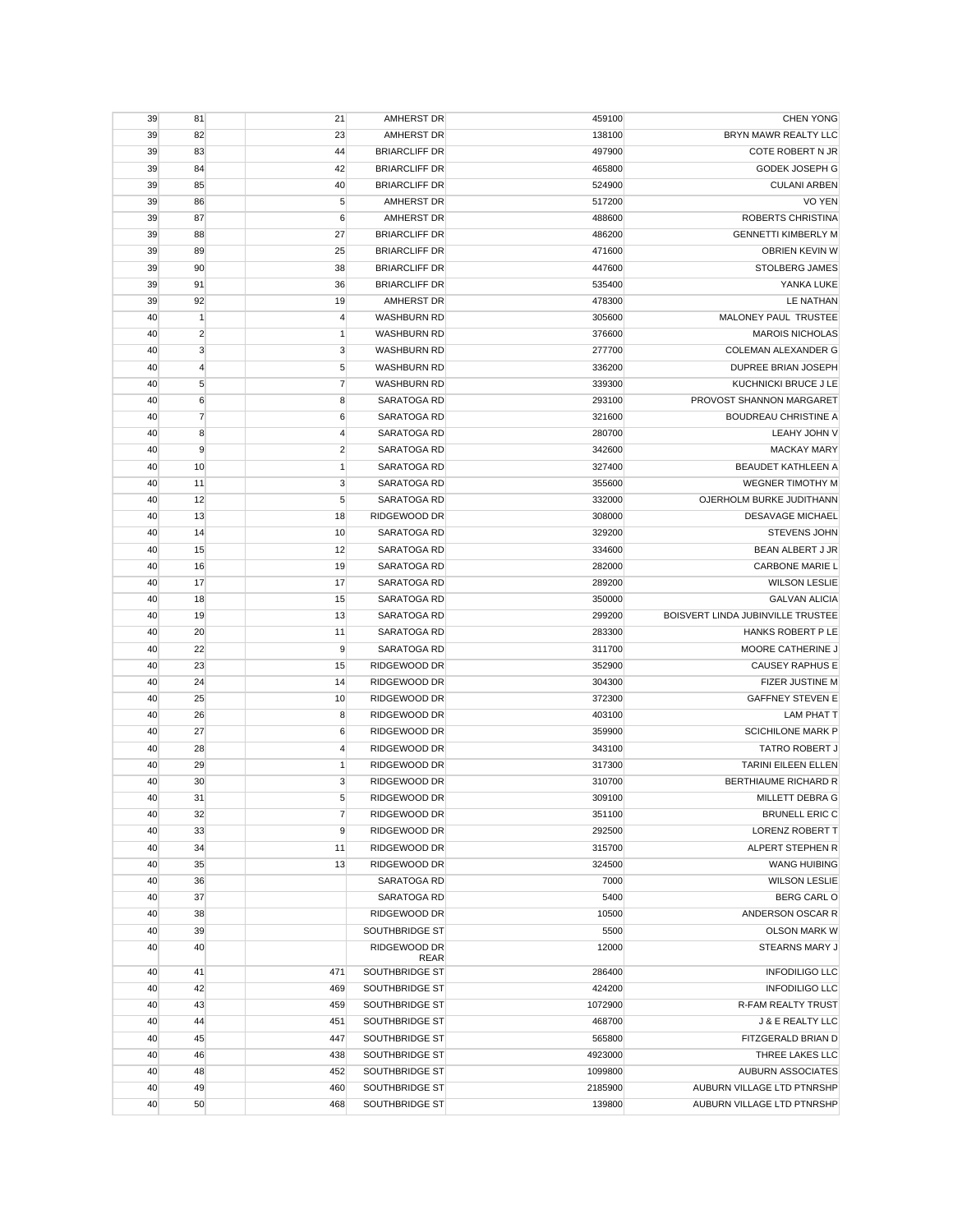| | | | | | |
|---|---|---|---|---|---|
| 39 | 81 | | 21 | AMHERST DR | 459100 | CHEN YONG |
| 39 | 82 | | 23 | AMHERST DR | 138100 | BRYN MAWR REALTY LLC |
| 39 | 83 | | 44 | BRIARCLIFF DR | 497900 | COTE ROBERT N JR |
| 39 | 84 | | 42 | BRIARCLIFF DR | 465800 | GODEK JOSEPH G |
| 39 | 85 | | 40 | BRIARCLIFF DR | 524900 | CULANI ARBEN |
| 39 | 86 | | 5 | AMHERST DR | 517200 | VO YEN |
| 39 | 87 | | 6 | AMHERST DR | 488600 | ROBERTS CHRISTINA |
| 39 | 88 | | 27 | BRIARCLIFF DR | 486200 | GENNETTI KIMBERLY M |
| 39 | 89 | | 25 | BRIARCLIFF DR | 471600 | OBRIEN KEVIN W |
| 39 | 90 | | 38 | BRIARCLIFF DR | 447600 | STOLBERG JAMES |
| 39 | 91 | | 36 | BRIARCLIFF DR | 535400 | YANKA LUKE |
| 39 | 92 | | 19 | AMHERST DR | 478300 | LE NATHAN |
| 40 | 1 | | 4 | WASHBURN RD | 305600 | MALONEY PAUL TRUSTEE |
| 40 | 2 | | 1 | WASHBURN RD | 376600 | MAROIS NICHOLAS |
| 40 | 3 | | 3 | WASHBURN RD | 277700 | COLEMAN ALEXANDER G |
| 40 | 4 | | 5 | WASHBURN RD | 336200 | DUPREE BRIAN JOSEPH |
| 40 | 5 | | 7 | WASHBURN RD | 339300 | KUCHNICKI BRUCE J LE |
| 40 | 6 | | 8 | SARATOGA RD | 293100 | PROVOST SHANNON MARGARET |
| 40 | 7 | | 6 | SARATOGA RD | 321600 | BOUDREAU CHRISTINE A |
| 40 | 8 | | 4 | SARATOGA RD | 280700 | LEAHY JOHN V |
| 40 | 9 | | 2 | SARATOGA RD | 342600 | MACKAY MARY |
| 40 | 10 | | 1 | SARATOGA RD | 327400 | BEAUDET KATHLEEN A |
| 40 | 11 | | 3 | SARATOGA RD | 355600 | WEGNER TIMOTHY M |
| 40 | 12 | | 5 | SARATOGA RD | 332000 | OJERHOLM BURKE JUDITHANN |
| 40 | 13 | | 18 | RIDGEWOOD DR | 308000 | DESAVAGE MICHAEL |
| 40 | 14 | | 10 | SARATOGA RD | 329200 | STEVENS JOHN |
| 40 | 15 | | 12 | SARATOGA RD | 334600 | BEAN ALBERT J JR |
| 40 | 16 | | 19 | SARATOGA RD | 282000 | CARBONE MARIE L |
| 40 | 17 | | 17 | SARATOGA RD | 289200 | WILSON LESLIE |
| 40 | 18 | | 15 | SARATOGA RD | 350000 | GALVAN ALICIA |
| 40 | 19 | | 13 | SARATOGA RD | 299200 | BOISVERT LINDA JUBINVILLE TRUSTEE |
| 40 | 20 | | 11 | SARATOGA RD | 283300 | HANKS ROBERT P LE |
| 40 | 22 | | 9 | SARATOGA RD | 311700 | MOORE CATHERINE J |
| 40 | 23 | | 15 | RIDGEWOOD DR | 352900 | CAUSEY RAPHUS E |
| 40 | 24 | | 14 | RIDGEWOOD DR | 304300 | FIZER JUSTINE M |
| 40 | 25 | | 10 | RIDGEWOOD DR | 372300 | GAFFNEY STEVEN E |
| 40 | 26 | | 8 | RIDGEWOOD DR | 403100 | LAM PHAT T |
| 40 | 27 | | 6 | RIDGEWOOD DR | 359900 | SCICHILONE MARK P |
| 40 | 28 | | 4 | RIDGEWOOD DR | 343100 | TATRO ROBERT J |
| 40 | 29 | | 1 | RIDGEWOOD DR | 317300 | TARINI EILEEN ELLEN |
| 40 | 30 | | 3 | RIDGEWOOD DR | 310700 | BERTHIAUME RICHARD R |
| 40 | 31 | | 5 | RIDGEWOOD DR | 309100 | MILLETT DEBRA G |
| 40 | 32 | | 7 | RIDGEWOOD DR | 351100 | BRUNELL ERIC C |
| 40 | 33 | | 9 | RIDGEWOOD DR | 292500 | LORENZ ROBERT T |
| 40 | 34 | | 11 | RIDGEWOOD DR | 315700 | ALPERT STEPHEN R |
| 40 | 35 | | 13 | RIDGEWOOD DR | 324500 | WANG HUIBING |
| 40 | 36 | | | SARATOGA RD | 7000 | WILSON LESLIE |
| 40 | 37 | | | SARATOGA RD | 5400 | BERG CARL O |
| 40 | 38 | | | RIDGEWOOD DR | 10500 | ANDERSON OSCAR R |
| 40 | 39 | | | SOUTHBRIDGE ST | 5500 | OLSON MARK W |
| 40 | 40 | | | RIDGEWOOD DR REAR | 12000 | STEARNS MARY J |
| 40 | 41 | | 471 | SOUTHBRIDGE ST | 286400 | INFODILIGO LLC |
| 40 | 42 | | 469 | SOUTHBRIDGE ST | 424200 | INFODILIGO LLC |
| 40 | 43 | | 459 | SOUTHBRIDGE ST | 1072900 | R-FAM REALTY TRUST |
| 40 | 44 | | 451 | SOUTHBRIDGE ST | 468700 | J & E REALTY LLC |
| 40 | 45 | | 447 | SOUTHBRIDGE ST | 565800 | FITZGERALD BRIAN D |
| 40 | 46 | | 438 | SOUTHBRIDGE ST | 4923000 | THREE LAKES LLC |
| 40 | 48 | | 452 | SOUTHBRIDGE ST | 1099800 | AUBURN ASSOCIATES |
| 40 | 49 | | 460 | SOUTHBRIDGE ST | 2185900 | AUBURN VILLAGE LTD PTNRSHP |
| 40 | 50 | | 468 | SOUTHBRIDGE ST | 139800 | AUBURN VILLAGE LTD PTNRSHP |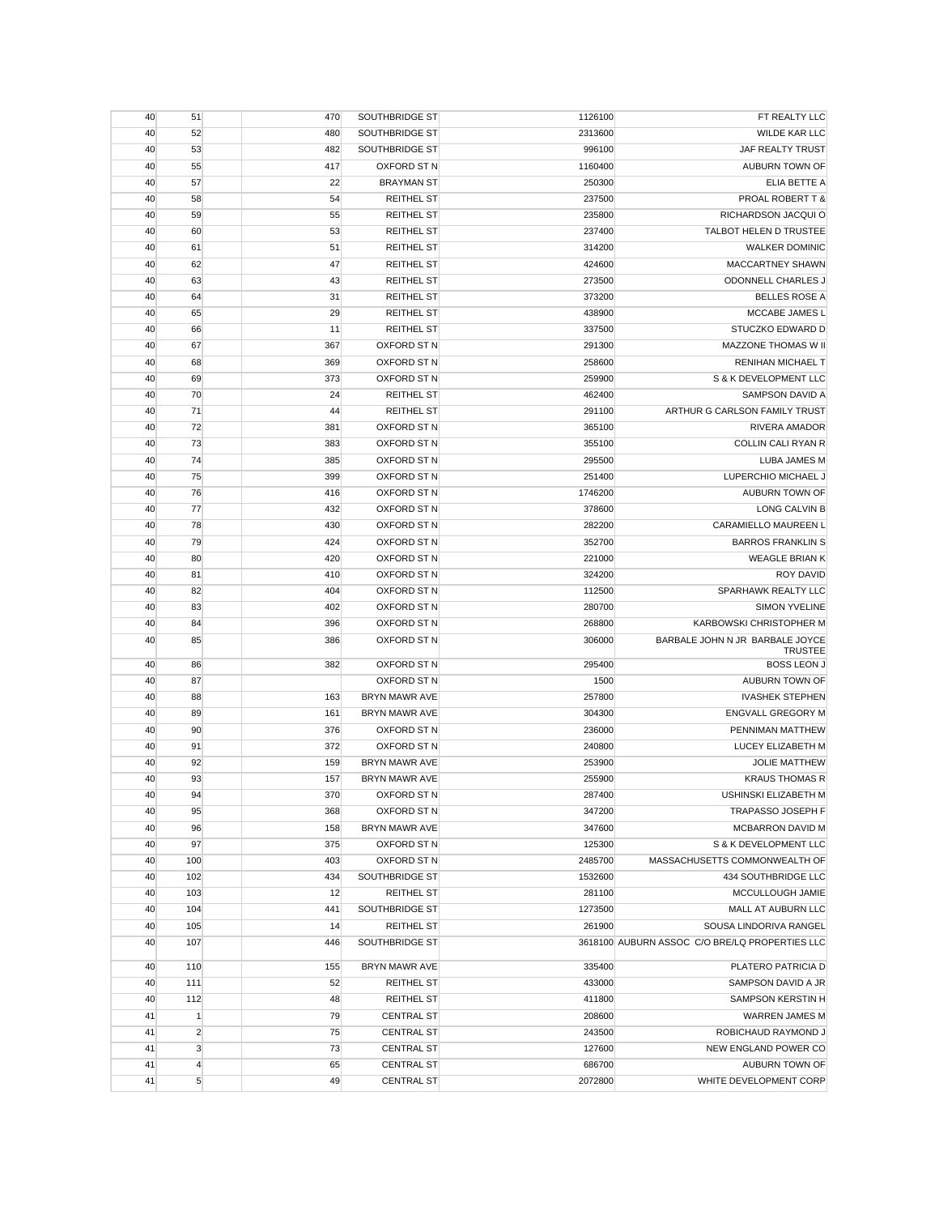| | | | | | | |
|---|---|---|---|---|---|---|
| 40 | 51 | | 470 | SOUTHBRIDGE ST | 1126100 | FT REALTY LLC |
| 40 | 52 | | 480 | SOUTHBRIDGE ST | 2313600 | WILDE KAR LLC |
| 40 | 53 | | 482 | SOUTHBRIDGE ST | 996100 | JAF REALTY TRUST |
| 40 | 55 | | 417 | OXFORD ST N | 1160400 | AUBURN TOWN OF |
| 40 | 57 | | 22 | BRAYMAN ST | 250300 | ELIA BETTE A |
| 40 | 58 | | 54 | REITHEL ST | 237500 | PROAL ROBERT T & |
| 40 | 59 | | 55 | REITHEL ST | 235800 | RICHARDSON JACQUI O |
| 40 | 60 | | 53 | REITHEL ST | 237400 | TALBOT HELEN D TRUSTEE |
| 40 | 61 | | 51 | REITHEL ST | 314200 | WALKER DOMINIC |
| 40 | 62 | | 47 | REITHEL ST | 424600 | MACCARTNEY SHAWN |
| 40 | 63 | | 43 | REITHEL ST | 273500 | ODONNELL CHARLES J |
| 40 | 64 | | 31 | REITHEL ST | 373200 | BELLES ROSE A |
| 40 | 65 | | 29 | REITHEL ST | 438900 | MCCABE JAMES L |
| 40 | 66 | | 11 | REITHEL ST | 337500 | STUCZKO EDWARD D |
| 40 | 67 | | 367 | OXFORD ST N | 291300 | MAZZONE THOMAS W II |
| 40 | 68 | | 369 | OXFORD ST N | 258600 | RENIHAN MICHAEL T |
| 40 | 69 | | 373 | OXFORD ST N | 259900 | S & K DEVELOPMENT LLC |
| 40 | 70 | | 24 | REITHEL ST | 462400 | SAMPSON DAVID A |
| 40 | 71 | | 44 | REITHEL ST | 291100 | ARTHUR G CARLSON FAMILY TRUST |
| 40 | 72 | | 381 | OXFORD ST N | 365100 | RIVERA AMADOR |
| 40 | 73 | | 383 | OXFORD ST N | 355100 | COLLIN CALI RYAN R |
| 40 | 74 | | 385 | OXFORD ST N | 295500 | LUBA JAMES M |
| 40 | 75 | | 399 | OXFORD ST N | 251400 | LUPERCHIO MICHAEL J |
| 40 | 76 | | 416 | OXFORD ST N | 1746200 | AUBURN TOWN OF |
| 40 | 77 | | 432 | OXFORD ST N | 378600 | LONG CALVIN B |
| 40 | 78 | | 430 | OXFORD ST N | 282200 | CARAMIELLO MAUREEN L |
| 40 | 79 | | 424 | OXFORD ST N | 352700 | BARROS FRANKLIN S |
| 40 | 80 | | 420 | OXFORD ST N | 221000 | WEAGLE BRIAN K |
| 40 | 81 | | 410 | OXFORD ST N | 324200 | ROY DAVID |
| 40 | 82 | | 404 | OXFORD ST N | 112500 | SPARHAWK REALTY LLC |
| 40 | 83 | | 402 | OXFORD ST N | 280700 | SIMON YVELINE |
| 40 | 84 | | 396 | OXFORD ST N | 268800 | KARBOWSKI CHRISTOPHER M |
| 40 | 85 | | 386 | OXFORD ST N | 306000 | BARBALE JOHN N JR BARBALE JOYCE TRUSTEE |
| 40 | 86 | | 382 | OXFORD ST N | 295400 | BOSS LEON J |
| 40 | 87 | | | OXFORD ST N | 1500 | AUBURN TOWN OF |
| 40 | 88 | | 163 | BRYN MAWR AVE | 257800 | IVASHEK STEPHEN |
| 40 | 89 | | 161 | BRYN MAWR AVE | 304300 | ENGVALL GREGORY M |
| 40 | 90 | | 376 | OXFORD ST N | 236000 | PENNIMAN MATTHEW |
| 40 | 91 | | 372 | OXFORD ST N | 240800 | LUCEY ELIZABETH M |
| 40 | 92 | | 159 | BRYN MAWR AVE | 253900 | JOLIE MATTHEW |
| 40 | 93 | | 157 | BRYN MAWR AVE | 255900 | KRAUS THOMAS R |
| 40 | 94 | | 370 | OXFORD ST N | 287400 | USHINSKI ELIZABETH M |
| 40 | 95 | | 368 | OXFORD ST N | 347200 | TRAPASSO JOSEPH F |
| 40 | 96 | | 158 | BRYN MAWR AVE | 347600 | MCBARRON DAVID M |
| 40 | 97 | | 375 | OXFORD ST N | 125300 | S & K DEVELOPMENT LLC |
| 40 | 100 | | 403 | OXFORD ST N | 2485700 | MASSACHUSETTS COMMONWEALTH OF |
| 40 | 102 | | 434 | SOUTHBRIDGE ST | 1532600 | 434 SOUTHBRIDGE LLC |
| 40 | 103 | | 12 | REITHEL ST | 281100 | MCCULLOUGH JAMIE |
| 40 | 104 | | 441 | SOUTHBRIDGE ST | 1273500 | MALL AT AUBURN LLC |
| 40 | 105 | | 14 | REITHEL ST | 261900 | SOUSA LINDORIVA RANGEL |
| 40 | 107 | | 446 | SOUTHBRIDGE ST | 3618100 | AUBURN ASSOC C/O BRE/LQ PROPERTIES LLC |
| 40 | 110 | | 155 | BRYN MAWR AVE | 335400 | PLATERO PATRICIA D |
| 40 | 111 | | 52 | REITHEL ST | 433000 | SAMPSON DAVID A JR |
| 40 | 112 | | 48 | REITHEL ST | 411800 | SAMPSON KERSTIN H |
| 41 | 1 | | 79 | CENTRAL ST | 208600 | WARREN JAMES M |
| 41 | 2 | | 75 | CENTRAL ST | 243500 | ROBICHAUD RAYMOND J |
| 41 | 3 | | 73 | CENTRAL ST | 127600 | NEW ENGLAND POWER CO |
| 41 | 4 | | 65 | CENTRAL ST | 686700 | AUBURN TOWN OF |
| 41 | 5 | | 49 | CENTRAL ST | 2072800 | WHITE DEVELOPMENT CORP |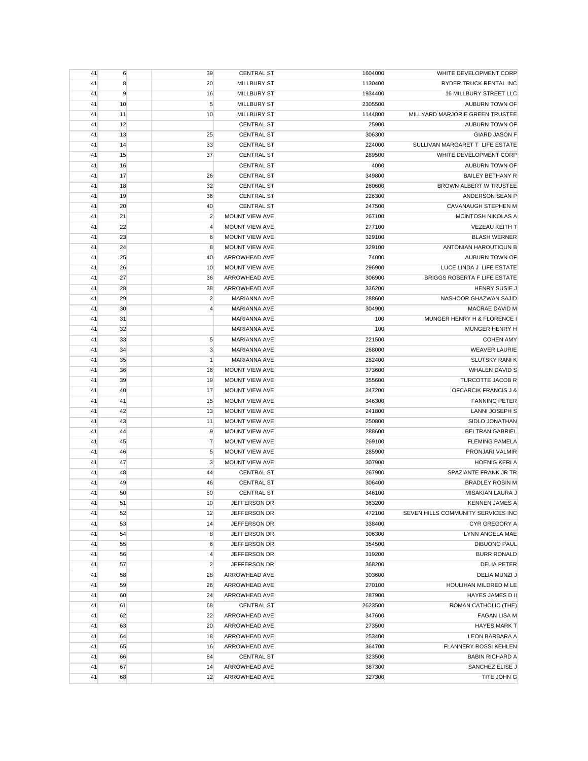| | | | | | | |
|---|---|---|---|---|---|---|
| 41 | 6 | | 39 | CENTRAL ST | 1604000 | WHITE DEVELOPMENT CORP |
| 41 | 8 | | 20 | MILLBURY ST | 1130400 | RYDER TRUCK RENTAL INC |
| 41 | 9 | | 16 | MILLBURY ST | 1934400 | 16 MILLBURY STREET LLC |
| 41 | 10 | | 5 | MILLBURY ST | 2305500 | AUBURN TOWN OF |
| 41 | 11 | | 10 | MILLBURY ST | 1144800 | MILLYARD MARJORIE GREEN TRUSTEE |
| 41 | 12 | | | CENTRAL ST | 25900 | AUBURN TOWN OF |
| 41 | 13 | | 25 | CENTRAL ST | 306300 | GIARD JASON F |
| 41 | 14 | | 33 | CENTRAL ST | 224000 | SULLIVAN MARGARET T LIFE ESTATE |
| 41 | 15 | | 37 | CENTRAL ST | 289500 | WHITE DEVELOPMENT CORP |
| 41 | 16 | | | CENTRAL ST | 4000 | AUBURN TOWN OF |
| 41 | 17 | | 26 | CENTRAL ST | 349800 | BAILEY BETHANY R |
| 41 | 18 | | 32 | CENTRAL ST | 260600 | BROWN ALBERT W TRUSTEE |
| 41 | 19 | | 36 | CENTRAL ST | 226300 | ANDERSON SEAN P |
| 41 | 20 | | 40 | CENTRAL ST | 247500 | CAVANAUGH STEPHEN M |
| 41 | 21 | | 2 | MOUNT VIEW AVE | 267100 | MCINTOSH NIKOLAS A |
| 41 | 22 | | 4 | MOUNT VIEW AVE | 277100 | VEZEAU KEITH T |
| 41 | 23 | | 6 | MOUNT VIEW AVE | 329100 | BLASH WERNER |
| 41 | 24 | | 8 | MOUNT VIEW AVE | 329100 | ANTONIAN HAROUTIOUN B |
| 41 | 25 | | 40 | ARROWHEAD AVE | 74000 | AUBURN TOWN OF |
| 41 | 26 | | 10 | MOUNT VIEW AVE | 296900 | LUCE LINDA J LIFE ESTATE |
| 41 | 27 | | 36 | ARROWHEAD AVE | 306900 | BRIGGS ROBERTA F LIFE ESTATE |
| 41 | 28 | | 38 | ARROWHEAD AVE | 336200 | HENRY SUSIE J |
| 41 | 29 | | 2 | MARIANNA AVE | 288600 | NASHOOR GHAZWAN SAJID |
| 41 | 30 | | 4 | MARIANNA AVE | 304900 | MACRAE DAVID M |
| 41 | 31 | | | MARIANNA AVE | 100 | MUNGER HENRY H & FLORENCE I |
| 41 | 32 | | | MARIANNA AVE | 100 | MUNGER HENRY H |
| 41 | 33 | | 5 | MARIANNA AVE | 221500 | COHEN AMY |
| 41 | 34 | | 3 | MARIANNA AVE | 268000 | WEAVER LAURIE |
| 41 | 35 | | 1 | MARIANNA AVE | 282400 | SLUTSKY RANI K |
| 41 | 36 | | 16 | MOUNT VIEW AVE | 373600 | WHALEN DAVID S |
| 41 | 39 | | 19 | MOUNT VIEW AVE | 355600 | TURCOTTE JACOB R |
| 41 | 40 | | 17 | MOUNT VIEW AVE | 347200 | OFCARCIK FRANCIS J & |
| 41 | 41 | | 15 | MOUNT VIEW AVE | 346300 | FANNING PETER |
| 41 | 42 | | 13 | MOUNT VIEW AVE | 241800 | LANNI JOSEPH S |
| 41 | 43 | | 11 | MOUNT VIEW AVE | 250800 | SIDLO JONATHAN |
| 41 | 44 | | 9 | MOUNT VIEW AVE | 288600 | BELTRAN GABRIEL |
| 41 | 45 | | 7 | MOUNT VIEW AVE | 269100 | FLEMING PAMELA |
| 41 | 46 | | 5 | MOUNT VIEW AVE | 285900 | PRONJARI VALMIR |
| 41 | 47 | | 3 | MOUNT VIEW AVE | 307900 | HOENIG KERI A |
| 41 | 48 | | 44 | CENTRAL ST | 267900 | SPAZIANTE FRANK JR TR |
| 41 | 49 | | 46 | CENTRAL ST | 306400 | BRADLEY ROBIN M |
| 41 | 50 | | 50 | CENTRAL ST | 346100 | MISAKIAN LAURA J |
| 41 | 51 | | 10 | JEFFERSON DR | 363200 | KENNEN JAMES A |
| 41 | 52 | | 12 | JEFFERSON DR | 472100 | SEVEN HILLS COMMUNITY SERVICES INC |
| 41 | 53 | | 14 | JEFFERSON DR | 338400 | CYR GREGORY A |
| 41 | 54 | | 8 | JEFFERSON DR | 306300 | LYNN ANGELA MAE |
| 41 | 55 | | 6 | JEFFERSON DR | 354500 | DIBUONO PAUL |
| 41 | 56 | | 4 | JEFFERSON DR | 319200 | BURR RONALD |
| 41 | 57 | | 2 | JEFFERSON DR | 368200 | DELIA PETER |
| 41 | 58 | | 28 | ARROWHEAD AVE | 303600 | DELIA MUNZI J |
| 41 | 59 | | 26 | ARROWHEAD AVE | 270100 | HOULIHAN MILDRED M LE |
| 41 | 60 | | 24 | ARROWHEAD AVE | 287900 | HAYES JAMES D II |
| 41 | 61 | | 68 | CENTRAL ST | 2623500 | ROMAN CATHOLIC (THE) |
| 41 | 62 | | 22 | ARROWHEAD AVE | 347600 | FAGAN LISA M |
| 41 | 63 | | 20 | ARROWHEAD AVE | 273500 | HAYES MARK T |
| 41 | 64 | | 18 | ARROWHEAD AVE | 253400 | LEON BARBARA A |
| 41 | 65 | | 16 | ARROWHEAD AVE | 364700 | FLANNERY ROSSI KEHLEN |
| 41 | 66 | | 84 | CENTRAL ST | 323500 | BABIN RICHARD A |
| 41 | 67 | | 14 | ARROWHEAD AVE | 387300 | SANCHEZ ELISE J |
| 41 | 68 | | 12 | ARROWHEAD AVE | 327300 | TITE JOHN G |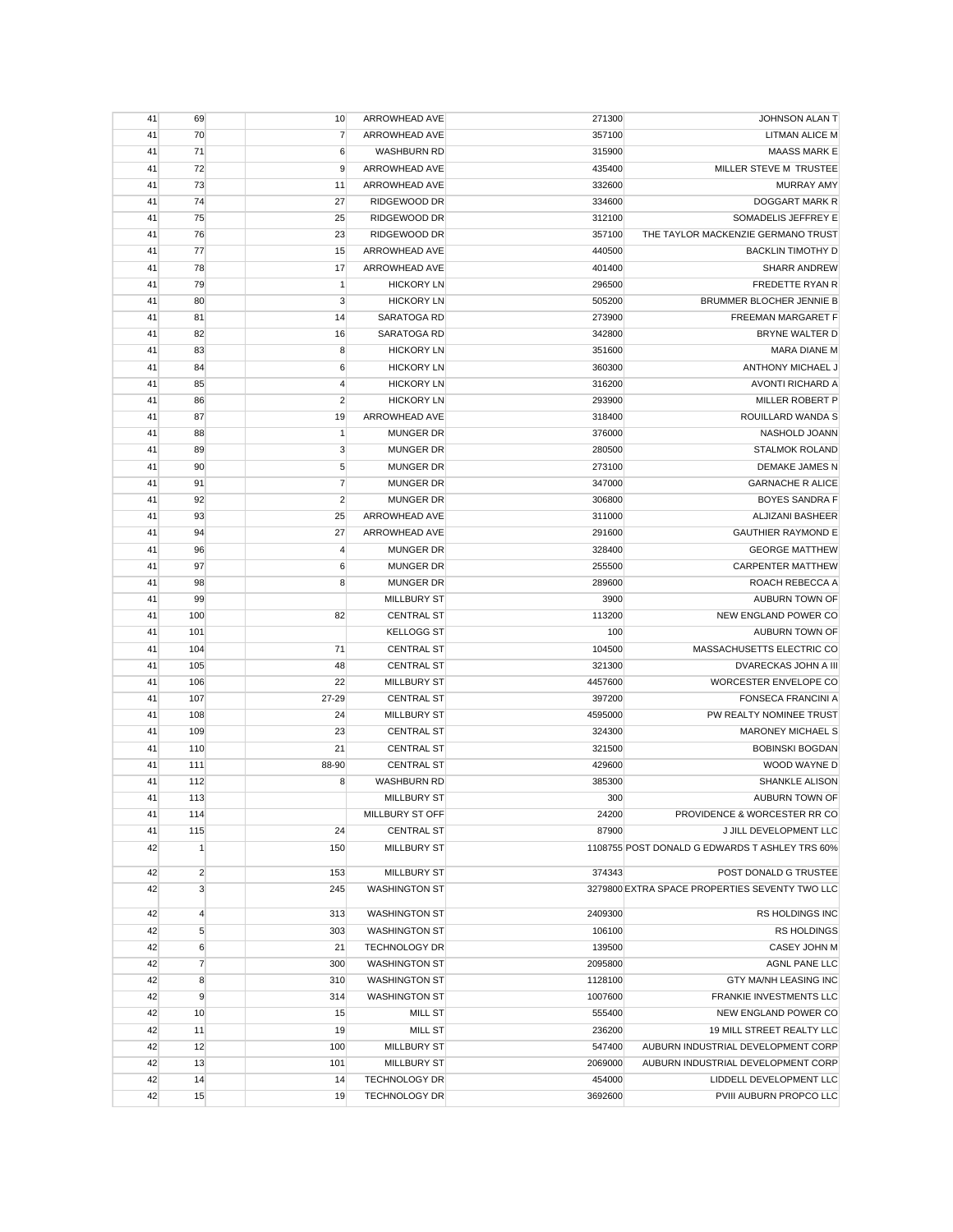| | | | | | | |
|---|---|---|---|---|---|---|
| 41 | 69 | | 10 | ARROWHEAD AVE | 271300 | JOHNSON ALAN T |
| 41 | 70 | | 7 | ARROWHEAD AVE | 357100 | LITMAN ALICE M |
| 41 | 71 | | 6 | WASHBURN RD | 315900 | MAASS MARK E |
| 41 | 72 | | 9 | ARROWHEAD AVE | 435400 | MILLER STEVE M TRUSTEE |
| 41 | 73 | | 11 | ARROWHEAD AVE | 332600 | MURRAY AMY |
| 41 | 74 | | 27 | RIDGEWOOD DR | 334600 | DOGGART MARK R |
| 41 | 75 | | 25 | RIDGEWOOD DR | 312100 | SOMADELIS JEFFREY E |
| 41 | 76 | | 23 | RIDGEWOOD DR | 357100 | THE TAYLOR MACKENZIE GERMANO TRUST |
| 41 | 77 | | 15 | ARROWHEAD AVE | 440500 | BACKLIN TIMOTHY D |
| 41 | 78 | | 17 | ARROWHEAD AVE | 401400 | SHARR ANDREW |
| 41 | 79 | | 1 | HICKORY LN | 296500 | FREDETTE RYAN R |
| 41 | 80 | | 3 | HICKORY LN | 505200 | BRUMMER BLOCHER JENNIE B |
| 41 | 81 | | 14 | SARATOGA RD | 273900 | FREEMAN MARGARET F |
| 41 | 82 | | 16 | SARATOGA RD | 342800 | BRYNE WALTER D |
| 41 | 83 | | 8 | HICKORY LN | 351600 | MARA DIANE M |
| 41 | 84 | | 6 | HICKORY LN | 360300 | ANTHONY MICHAEL J |
| 41 | 85 | | 4 | HICKORY LN | 316200 | AVONTI RICHARD A |
| 41 | 86 | | 2 | HICKORY LN | 293900 | MILLER ROBERT P |
| 41 | 87 | | 19 | ARROWHEAD AVE | 318400 | ROUILLARD WANDA S |
| 41 | 88 | | 1 | MUNGER DR | 376000 | NASHOLD JOANN |
| 41 | 89 | | 3 | MUNGER DR | 280500 | STALMOK ROLAND |
| 41 | 90 | | 5 | MUNGER DR | 273100 | DEMAKE JAMES N |
| 41 | 91 | | 7 | MUNGER DR | 347000 | GARNACHE R ALICE |
| 41 | 92 | | 2 | MUNGER DR | 306800 | BOYES SANDRA F |
| 41 | 93 | | 25 | ARROWHEAD AVE | 311000 | ALJIZANI BASHEER |
| 41 | 94 | | 27 | ARROWHEAD AVE | 291600 | GAUTHIER RAYMOND E |
| 41 | 96 | | 4 | MUNGER DR | 328400 | GEORGE MATTHEW |
| 41 | 97 | | 6 | MUNGER DR | 255500 | CARPENTER MATTHEW |
| 41 | 98 | | 8 | MUNGER DR | 289600 | ROACH REBECCA A |
| 41 | 99 | | | MILLBURY ST | 3900 | AUBURN TOWN OF |
| 41 | 100 | | 82 | CENTRAL ST | 113200 | NEW ENGLAND POWER CO |
| 41 | 101 | | | KELLOGG ST | 100 | AUBURN TOWN OF |
| 41 | 104 | | 71 | CENTRAL ST | 104500 | MASSACHUSETTS ELECTRIC CO |
| 41 | 105 | | 48 | CENTRAL ST | 321300 | DVARECKAS JOHN A III |
| 41 | 106 | | 22 | MILLBURY ST | 4457600 | WORCESTER ENVELOPE CO |
| 41 | 107 | | 27-29 | CENTRAL ST | 397200 | FONSECA FRANCINI A |
| 41 | 108 | | 24 | MILLBURY ST | 4595000 | PW REALTY NOMINEE TRUST |
| 41 | 109 | | 23 | CENTRAL ST | 324300 | MARONEY MICHAEL S |
| 41 | 110 | | 21 | CENTRAL ST | 321500 | BOBINSKI BOGDAN |
| 41 | 111 | | 88-90 | CENTRAL ST | 429600 | WOOD WAYNE D |
| 41 | 112 | | 8 | WASHBURN RD | 385300 | SHANKLE ALISON |
| 41 | 113 | | | MILLBURY ST | 300 | AUBURN TOWN OF |
| 41 | 114 | | | MILLBURY ST OFF | 24200 | PROVIDENCE & WORCESTER RR CO |
| 41 | 115 | | 24 | CENTRAL ST | 87900 | J JILL DEVELOPMENT LLC |
| 42 | 1 | | 150 | MILLBURY ST | 1108755 | POST DONALD G EDWARDS T ASHLEY TRS 60% |
| 42 | 2 | | 153 | MILLBURY ST | 374343 | POST DONALD G TRUSTEE |
| 42 | 3 | | 245 | WASHINGTON ST | 3279800 | EXTRA SPACE PROPERTIES SEVENTY TWO LLC |
| 42 | 4 | | 313 | WASHINGTON ST | 2409300 | RS HOLDINGS INC |
| 42 | 5 | | 303 | WASHINGTON ST | 106100 | RS HOLDINGS |
| 42 | 6 | | 21 | TECHNOLOGY DR | 139500 | CASEY JOHN M |
| 42 | 7 | | 300 | WASHINGTON ST | 2095800 | AGNL PANE LLC |
| 42 | 8 | | 310 | WASHINGTON ST | 1128100 | GTY MA/NH LEASING INC |
| 42 | 9 | | 314 | WASHINGTON ST | 1007600 | FRANKIE INVESTMENTS LLC |
| 42 | 10 | | 15 | MILL ST | 555400 | NEW ENGLAND POWER CO |
| 42 | 11 | | 19 | MILL ST | 236200 | 19 MILL STREET REALTY LLC |
| 42 | 12 | | 100 | MILLBURY ST | 547400 | AUBURN INDUSTRIAL DEVELOPMENT CORP |
| 42 | 13 | | 101 | MILLBURY ST | 2069000 | AUBURN INDUSTRIAL DEVELOPMENT CORP |
| 42 | 14 | | 14 | TECHNOLOGY DR | 454000 | LIDDELL DEVELOPMENT LLC |
| 42 | 15 | | 19 | TECHNOLOGY DR | 3692600 | PVIII AUBURN PROPCO LLC |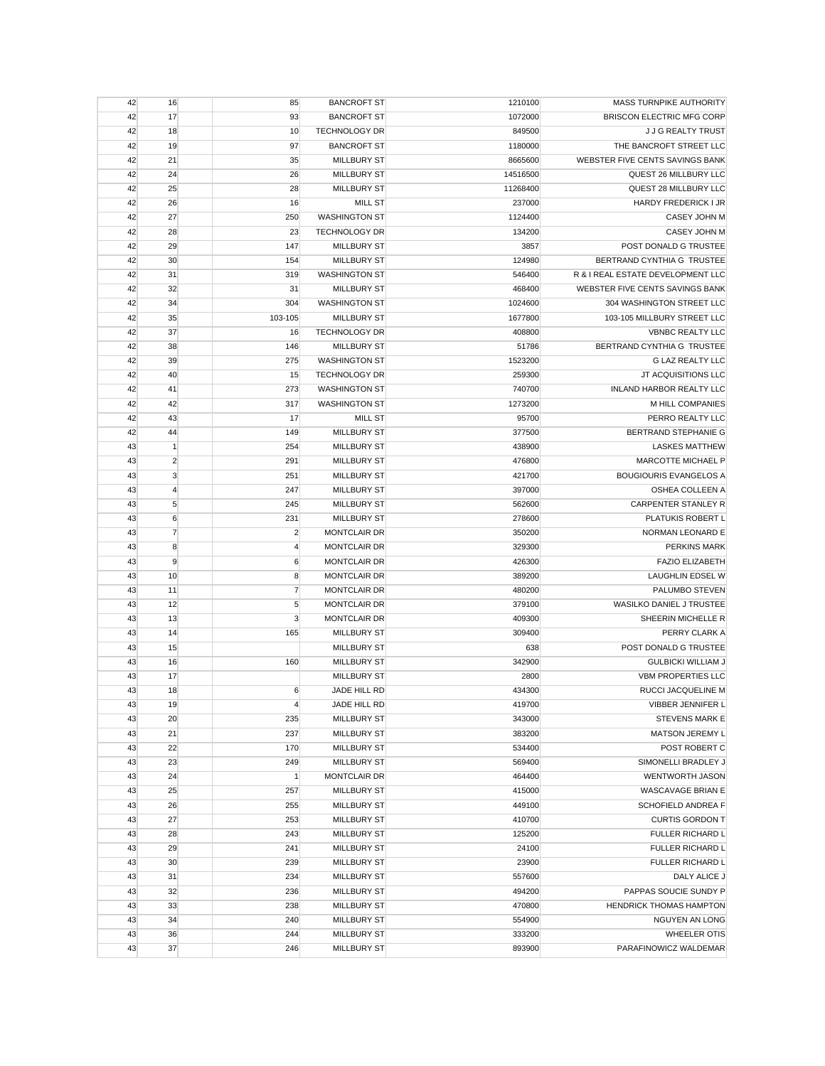| 42 | 16 | | 85 | BANCROFT ST | 1210100 | MASS TURNPIKE AUTHORITY |
|---|---|---|---|---|---|---|
| 42 | 17 | | 93 | BANCROFT ST | 1072000 | BRISCON ELECTRIC MFG CORP |
| 42 | 18 | | 10 | TECHNOLOGY DR | 849500 | J J G REALTY TRUST |
| 42 | 19 | | 97 | BANCROFT ST | 1180000 | THE BANCROFT STREET LLC |
| 42 | 21 | | 35 | MILLBURY ST | 8665600 | WEBSTER FIVE CENTS SAVINGS BANK |
| 42 | 24 | | 26 | MILLBURY ST | 14516500 | QUEST 26 MILLBURY LLC |
| 42 | 25 | | 28 | MILLBURY ST | 11268400 | QUEST 28 MILLBURY LLC |
| 42 | 26 | | 16 | MILL ST | 237000 | HARDY FREDERICK I JR |
| 42 | 27 | | 250 | WASHINGTON ST | 1124400 | CASEY JOHN M |
| 42 | 28 | | 23 | TECHNOLOGY DR | 134200 | CASEY JOHN M |
| 42 | 29 | | 147 | MILLBURY ST | 3857 | POST DONALD G TRUSTEE |
| 42 | 30 | | 154 | MILLBURY ST | 124980 | BERTRAND CYNTHIA G TRUSTEE |
| 42 | 31 | | 319 | WASHINGTON ST | 546400 | R & I REAL ESTATE DEVELOPMENT LLC |
| 42 | 32 | | 31 | MILLBURY ST | 468400 | WEBSTER FIVE CENTS SAVINGS BANK |
| 42 | 34 | | 304 | WASHINGTON ST | 1024600 | 304 WASHINGTON STREET LLC |
| 42 | 35 | | 103-105 | MILLBURY ST | 1677800 | 103-105 MILLBURY STREET LLC |
| 42 | 37 | | 16 | TECHNOLOGY DR | 408800 | VBNBC REALTY LLC |
| 42 | 38 | | 146 | MILLBURY ST | 51786 | BERTRAND CYNTHIA G TRUSTEE |
| 42 | 39 | | 275 | WASHINGTON ST | 1523200 | G LAZ REALTY LLC |
| 42 | 40 | | 15 | TECHNOLOGY DR | 259300 | JT ACQUISITIONS LLC |
| 42 | 41 | | 273 | WASHINGTON ST | 740700 | INLAND HARBOR REALTY LLC |
| 42 | 42 | | 317 | WASHINGTON ST | 1273200 | M HILL COMPANIES |
| 42 | 43 | | 17 | MILL ST | 95700 | PERRO REALTY LLC |
| 42 | 44 | | 149 | MILLBURY ST | 377500 | BERTRAND STEPHANIE G |
| 43 | 1 | | 254 | MILLBURY ST | 438900 | LASKES MATTHEW |
| 43 | 2 | | 291 | MILLBURY ST | 476800 | MARCOTTE MICHAEL P |
| 43 | 3 | | 251 | MILLBURY ST | 421700 | BOUGIOURIS EVANGELOS A |
| 43 | 4 | | 247 | MILLBURY ST | 397000 | OSHEA COLLEEN A |
| 43 | 5 | | 245 | MILLBURY ST | 562600 | CARPENTER STANLEY R |
| 43 | 6 | | 231 | MILLBURY ST | 278600 | PLATUKIS ROBERT L |
| 43 | 7 | | 2 | MONTCLAIR DR | 350200 | NORMAN LEONARD E |
| 43 | 8 | | 4 | MONTCLAIR DR | 329300 | PERKINS MARK |
| 43 | 9 | | 6 | MONTCLAIR DR | 426300 | FAZIO ELIZABETH |
| 43 | 10 | | 8 | MONTCLAIR DR | 389200 | LAUGHLIN EDSEL W |
| 43 | 11 | | 7 | MONTCLAIR DR | 480200 | PALUMBO STEVEN |
| 43 | 12 | | 5 | MONTCLAIR DR | 379100 | WASILKO DANIEL J TRUSTEE |
| 43 | 13 | | 3 | MONTCLAIR DR | 409300 | SHEERIN MICHELLE R |
| 43 | 14 | | 165 | MILLBURY ST | 309400 | PERRY CLARK A |
| 43 | 15 | | | MILLBURY ST | 638 | POST DONALD G TRUSTEE |
| 43 | 16 | | 160 | MILLBURY ST | 342900 | GULBICKI WILLIAM J |
| 43 | 17 | | | MILLBURY ST | 2800 | VBM PROPERTIES LLC |
| 43 | 18 | | 6 | JADE HILL RD | 434300 | RUCCI JACQUELINE M |
| 43 | 19 | | 4 | JADE HILL RD | 419700 | VIBBER JENNIFER L |
| 43 | 20 | | 235 | MILLBURY ST | 343000 | STEVENS MARK E |
| 43 | 21 | | 237 | MILLBURY ST | 383200 | MATSON JEREMY L |
| 43 | 22 | | 170 | MILLBURY ST | 534400 | POST ROBERT C |
| 43 | 23 | | 249 | MILLBURY ST | 569400 | SIMONELLI BRADLEY J |
| 43 | 24 | | 1 | MONTCLAIR DR | 464400 | WENTWORTH JASON |
| 43 | 25 | | 257 | MILLBURY ST | 415000 | WASCAVAGE BRIAN E |
| 43 | 26 | | 255 | MILLBURY ST | 449100 | SCHOFIELD ANDREA F |
| 43 | 27 | | 253 | MILLBURY ST | 410700 | CURTIS GORDON T |
| 43 | 28 | | 243 | MILLBURY ST | 125200 | FULLER RICHARD L |
| 43 | 29 | | 241 | MILLBURY ST | 24100 | FULLER RICHARD L |
| 43 | 30 | | 239 | MILLBURY ST | 23900 | FULLER RICHARD L |
| 43 | 31 | | 234 | MILLBURY ST | 557600 | DALY ALICE J |
| 43 | 32 | | 236 | MILLBURY ST | 494200 | PAPPAS SOUCIE SUNDY P |
| 43 | 33 | | 238 | MILLBURY ST | 470800 | HENDRICK THOMAS HAMPTON |
| 43 | 34 | | 240 | MILLBURY ST | 554900 | NGUYEN AN LONG |
| 43 | 36 | | 244 | MILLBURY ST | 333200 | WHEELER OTIS |
| 43 | 37 | | 246 | MILLBURY ST | 893900 | PARAFINOWICZ WALDEMAR |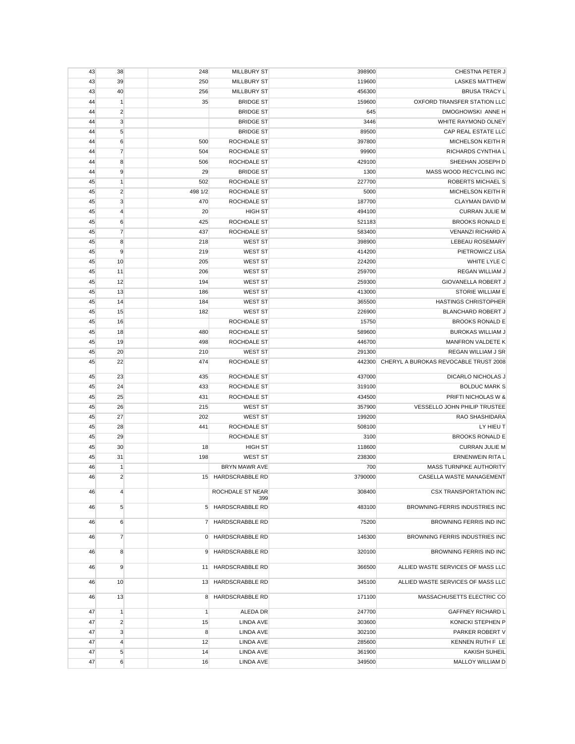| | | | | | | |
|---|---|---|---|---|---|---|
| 43 | 38 | | 248 | MILLBURY ST | 398900 | CHESTNA PETER J |
| 43 | 39 | | 250 | MILLBURY ST | 119600 | LASKES MATTHEW |
| 43 | 40 | | 256 | MILLBURY ST | 456300 | BRUSA TRACY L |
| 44 | 1 | | 35 | BRIDGE ST | 159600 | OXFORD TRANSFER STATION LLC |
| 44 | 2 | | | BRIDGE ST | 645 | DMOGHOWSKI ANNE H |
| 44 | 3 | | | BRIDGE ST | 3446 | WHITE RAYMOND OLNEY |
| 44 | 5 | | | BRIDGE ST | 89500 | CAP REAL ESTATE LLC |
| 44 | 6 | | 500 | ROCHDALE ST | 397800 | MICHELSON KEITH R |
| 44 | 7 | | 504 | ROCHDALE ST | 99900 | RICHARDS CYNTHIA L |
| 44 | 8 | | 506 | ROCHDALE ST | 429100 | SHEEHAN JOSEPH D |
| 44 | 9 | | 29 | BRIDGE ST | 1300 | MASS WOOD RECYCLING INC |
| 45 | 1 | | 502 | ROCHDALE ST | 227700 | ROBERTS MICHAEL S |
| 45 | 2 | | 498 1/2 | ROCHDALE ST | 5000 | MICHELSON KEITH R |
| 45 | 3 | | 470 | ROCHDALE ST | 187700 | CLAYMAN DAVID M |
| 45 | 4 | | 20 | HIGH ST | 494100 | CURRAN JULIE M |
| 45 | 6 | | 425 | ROCHDALE ST | 521183 | BROOKS RONALD E |
| 45 | 7 | | 437 | ROCHDALE ST | 583400 | VENANZI RICHARD A |
| 45 | 8 | | 218 | WEST ST | 398900 | LEBEAU ROSEMARY |
| 45 | 9 | | 219 | WEST ST | 414200 | PIETROWICZ LISA |
| 45 | 10 | | 205 | WEST ST | 224200 | WHITE LYLE C |
| 45 | 11 | | 206 | WEST ST | 259700 | REGAN WILLIAM J |
| 45 | 12 | | 194 | WEST ST | 259300 | GIOVANELLA ROBERT J |
| 45 | 13 | | 186 | WEST ST | 413000 | STORIE WILLIAM E |
| 45 | 14 | | 184 | WEST ST | 365500 | HASTINGS CHRISTOPHER |
| 45 | 15 | | 182 | WEST ST | 226900 | BLANCHARD ROBERT J |
| 45 | 16 | | | ROCHDALE ST | 15750 | BROOKS RONALD E |
| 45 | 18 | | 480 | ROCHDALE ST | 589600 | BUROKAS WILLIAM J |
| 45 | 19 | | 498 | ROCHDALE ST | 446700 | MANFRON VALDETE K |
| 45 | 20 | | 210 | WEST ST | 291300 | REGAN WILLIAM J SR |
| 45 | 22 | | 474 | ROCHDALE ST | 442300 | CHERYL A BUROKAS REVOCABLE TRUST 2008 |
| 45 | 23 | | 435 | ROCHDALE ST | 437000 | DICARLO NICHOLAS J |
| 45 | 24 | | 433 | ROCHDALE ST | 319100 | BOLDUC MARK S |
| 45 | 25 | | 431 | ROCHDALE ST | 434500 | PRIFTI NICHOLAS W & |
| 45 | 26 | | 215 | WEST ST | 357900 | VESSELLO JOHN PHILIP TRUSTEE |
| 45 | 27 | | 202 | WEST ST | 199200 | RAO SHASHIDARA |
| 45 | 28 | | 441 | ROCHDALE ST | 508100 | LY HIEU T |
| 45 | 29 | | | ROCHDALE ST | 3100 | BROOKS RONALD E |
| 45 | 30 | | 18 | HIGH ST | 118600 | CURRAN JULIE M |
| 45 | 31 | | 198 | WEST ST | 238300 | ERNENWEIN RITA L |
| 46 | 1 | | | BRYN MAWR AVE | 700 | MASS TURNPIKE AUTHORITY |
| 46 | 2 | | 15 | HARDSCRABBLE RD | 3790000 | CASELLA WASTE MANAGEMENT |
| 46 | 4 | | | ROCHDALE ST NEAR 399 | 308400 | CSX TRANSPORTATION INC |
| 46 | 5 | | 5 | HARDSCRABBLE RD | 483100 | BROWNING-FERRIS INDUSTRIES INC |
| 46 | 6 | | 7 | HARDSCRABBLE RD | 75200 | BROWNING FERRIS IND INC |
| 46 | 7 | | 0 | HARDSCRABBLE RD | 146300 | BROWNING FERRIS INDUSTRIES INC |
| 46 | 8 | | 9 | HARDSCRABBLE RD | 320100 | BROWNING FERRIS IND INC |
| 46 | 9 | | 11 | HARDSCRABBLE RD | 366500 | ALLIED WASTE SERVICES OF MASS LLC |
| 46 | 10 | | 13 | HARDSCRABBLE RD | 345100 | ALLIED WASTE SERVICES OF MASS LLC |
| 46 | 13 | | 8 | HARDSCRABBLE RD | 171100 | MASSACHUSETTS ELECTRIC CO |
| 47 | 1 | | 1 | ALEDA DR | 247700 | GAFFNEY RICHARD L |
| 47 | 2 | | 15 | LINDA AVE | 303600 | KONICKI STEPHEN P |
| 47 | 3 | | 8 | LINDA AVE | 302100 | PARKER ROBERT V |
| 47 | 4 | | 12 | LINDA AVE | 285600 | KENNEN RUTH F LE |
| 47 | 5 | | 14 | LINDA AVE | 361900 | KAKISH SUHEIL |
| 47 | 6 | | 16 | LINDA AVE | 349500 | MALLOY WILLIAM D |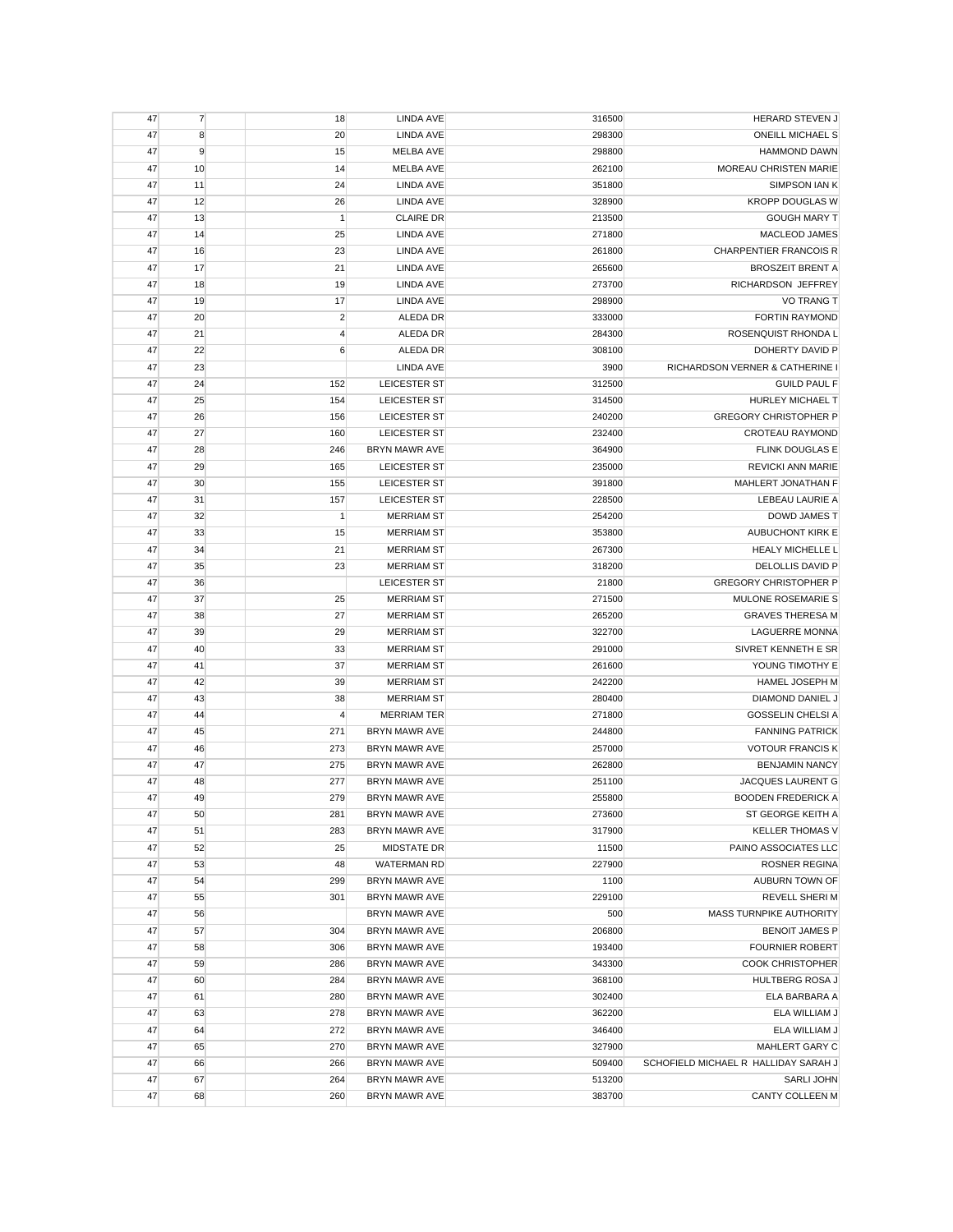| | | | | | | |
|---|---|---|---|---|---|---|
| 47 | 7 | | 18 | LINDA AVE | 316500 | HERARD STEVEN J |
| 47 | 8 | | 20 | LINDA AVE | 298300 | ONEILL MICHAEL S |
| 47 | 9 | | 15 | MELBA AVE | 298800 | HAMMOND DAWN |
| 47 | 10 | | 14 | MELBA AVE | 262100 | MOREAU CHRISTEN MARIE |
| 47 | 11 | | 24 | LINDA AVE | 351800 | SIMPSON IAN K |
| 47 | 12 | | 26 | LINDA AVE | 328900 | KROPP DOUGLAS W |
| 47 | 13 | | 1 | CLAIRE DR | 213500 | GOUGH MARY T |
| 47 | 14 | | 25 | LINDA AVE | 271800 | MACLEOD JAMES |
| 47 | 16 | | 23 | LINDA AVE | 261800 | CHARPENTIER FRANCOIS R |
| 47 | 17 | | 21 | LINDA AVE | 265600 | BROSZEIT BRENT A |
| 47 | 18 | | 19 | LINDA AVE | 273700 | RICHARDSON JEFFREY |
| 47 | 19 | | 17 | LINDA AVE | 298900 | VO TRANG T |
| 47 | 20 | | 2 | ALEDA DR | 333000 | FORTIN RAYMOND |
| 47 | 21 | | 4 | ALEDA DR | 284300 | ROSENQUIST RHONDA L |
| 47 | 22 | | 6 | ALEDA DR | 308100 | DOHERTY DAVID P |
| 47 | 23 | | | LINDA AVE | 3900 | RICHARDSON VERNER & CATHERINE I |
| 47 | 24 | | 152 | LEICESTER ST | 312500 | GUILD PAUL F |
| 47 | 25 | | 154 | LEICESTER ST | 314500 | HURLEY MICHAEL T |
| 47 | 26 | | 156 | LEICESTER ST | 240200 | GREGORY CHRISTOPHER P |
| 47 | 27 | | 160 | LEICESTER ST | 232400 | CROTEAU RAYMOND |
| 47 | 28 | | 246 | BRYN MAWR AVE | 364900 | FLINK DOUGLAS E |
| 47 | 29 | | 165 | LEICESTER ST | 235000 | REVICKI ANN MARIE |
| 47 | 30 | | 155 | LEICESTER ST | 391800 | MAHLERT JONATHAN F |
| 47 | 31 | | 157 | LEICESTER ST | 228500 | LEBEAU LAURIE A |
| 47 | 32 | | 1 | MERRIAM ST | 254200 | DOWD JAMES T |
| 47 | 33 | | 15 | MERRIAM ST | 353800 | AUBUCHONT KIRK E |
| 47 | 34 | | 21 | MERRIAM ST | 267300 | HEALY MICHELLE L |
| 47 | 35 | | 23 | MERRIAM ST | 318200 | DELOLLIS DAVID P |
| 47 | 36 | | | LEICESTER ST | 21800 | GREGORY CHRISTOPHER P |
| 47 | 37 | | 25 | MERRIAM ST | 271500 | MULONE ROSEMARIE S |
| 47 | 38 | | 27 | MERRIAM ST | 265200 | GRAVES THERESA M |
| 47 | 39 | | 29 | MERRIAM ST | 322700 | LAGUERRE MONNA |
| 47 | 40 | | 33 | MERRIAM ST | 291000 | SIVRET KENNETH E SR |
| 47 | 41 | | 37 | MERRIAM ST | 261600 | YOUNG TIMOTHY E |
| 47 | 42 | | 39 | MERRIAM ST | 242200 | HAMEL JOSEPH M |
| 47 | 43 | | 38 | MERRIAM ST | 280400 | DIAMOND DANIEL J |
| 47 | 44 | | 4 | MERRIAM TER | 271800 | GOSSELIN CHELSI A |
| 47 | 45 | | 271 | BRYN MAWR AVE | 244800 | FANNING PATRICK |
| 47 | 46 | | 273 | BRYN MAWR AVE | 257000 | VOTOUR FRANCIS K |
| 47 | 47 | | 275 | BRYN MAWR AVE | 262800 | BENJAMIN NANCY |
| 47 | 48 | | 277 | BRYN MAWR AVE | 251100 | JACQUES LAURENT G |
| 47 | 49 | | 279 | BRYN MAWR AVE | 255800 | BOODEN FREDERICK A |
| 47 | 50 | | 281 | BRYN MAWR AVE | 273600 | ST GEORGE KEITH A |
| 47 | 51 | | 283 | BRYN MAWR AVE | 317900 | KELLER THOMAS V |
| 47 | 52 | | 25 | MIDSTATE DR | 11500 | PAINO ASSOCIATES LLC |
| 47 | 53 | | 48 | WATERMAN RD | 227900 | ROSNER REGINA |
| 47 | 54 | | 299 | BRYN MAWR AVE | 1100 | AUBURN TOWN OF |
| 47 | 55 | | 301 | BRYN MAWR AVE | 229100 | REVELL SHERI M |
| 47 | 56 | | | BRYN MAWR AVE | 500 | MASS TURNPIKE AUTHORITY |
| 47 | 57 | | 304 | BRYN MAWR AVE | 206800 | BENOIT JAMES P |
| 47 | 58 | | 306 | BRYN MAWR AVE | 193400 | FOURNIER ROBERT |
| 47 | 59 | | 286 | BRYN MAWR AVE | 343300 | COOK CHRISTOPHER |
| 47 | 60 | | 284 | BRYN MAWR AVE | 368100 | HULTBERG ROSA J |
| 47 | 61 | | 280 | BRYN MAWR AVE | 302400 | ELA BARBARA A |
| 47 | 63 | | 278 | BRYN MAWR AVE | 362200 | ELA WILLIAM J |
| 47 | 64 | | 272 | BRYN MAWR AVE | 346400 | ELA WILLIAM J |
| 47 | 65 | | 270 | BRYN MAWR AVE | 327900 | MAHLERT GARY C |
| 47 | 66 | | 266 | BRYN MAWR AVE | 509400 | SCHOFIELD MICHAEL R HALLIDAY SARAH J |
| 47 | 67 | | 264 | BRYN MAWR AVE | 513200 | SARLI JOHN |
| 47 | 68 | | 260 | BRYN MAWR AVE | 383700 | CANTY COLLEEN M |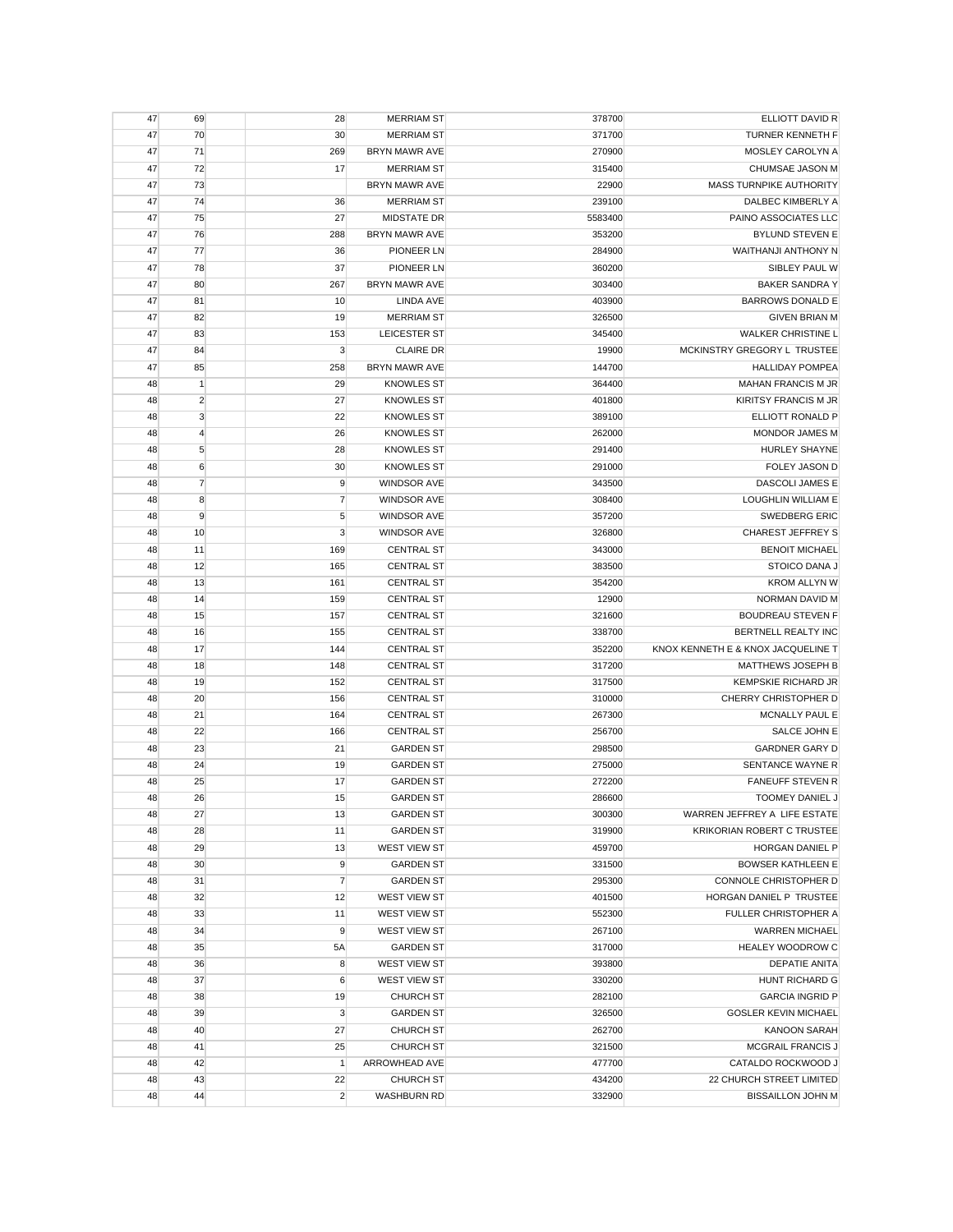| | | | | | | |
|---|---|---|---|---|---|---|
| 47 | 69 | | 28 | MERRIAM ST | 378700 | ELLIOTT DAVID R |
| 47 | 70 | | 30 | MERRIAM ST | 371700 | TURNER KENNETH F |
| 47 | 71 | | 269 | BRYN MAWR AVE | 270900 | MOSLEY CAROLYN A |
| 47 | 72 | | 17 | MERRIAM ST | 315400 | CHUMSAE JASON M |
| 47 | 73 | | | BRYN MAWR AVE | 22900 | MASS TURNPIKE AUTHORITY |
| 47 | 74 | | 36 | MERRIAM ST | 239100 | DALBEC KIMBERLY A |
| 47 | 75 | | 27 | MIDSTATE DR | 5583400 | PAINO ASSOCIATES LLC |
| 47 | 76 | | 288 | BRYN MAWR AVE | 353200 | BYLUND STEVEN E |
| 47 | 77 | | 36 | PIONEER LN | 284900 | WAITHANJI ANTHONY N |
| 47 | 78 | | 37 | PIONEER LN | 360200 | SIBLEY PAUL W |
| 47 | 80 | | 267 | BRYN MAWR AVE | 303400 | BAKER SANDRA Y |
| 47 | 81 | | 10 | LINDA AVE | 403900 | BARROWS DONALD E |
| 47 | 82 | | 19 | MERRIAM ST | 326500 | GIVEN BRIAN M |
| 47 | 83 | | 153 | LEICESTER ST | 345400 | WALKER CHRISTINE L |
| 47 | 84 | | 3 | CLAIRE DR | 19900 | MCKINSTRY GREGORY L TRUSTEE |
| 47 | 85 | | 258 | BRYN MAWR AVE | 144700 | HALLIDAY POMPEA |
| 48 | 1 | | 29 | KNOWLES ST | 364400 | MAHAN FRANCIS M JR |
| 48 | 2 | | 27 | KNOWLES ST | 401800 | KIRITSY FRANCIS M JR |
| 48 | 3 | | 22 | KNOWLES ST | 389100 | ELLIOTT RONALD P |
| 48 | 4 | | 26 | KNOWLES ST | 262000 | MONDOR JAMES M |
| 48 | 5 | | 28 | KNOWLES ST | 291400 | HURLEY SHAYNE |
| 48 | 6 | | 30 | KNOWLES ST | 291000 | FOLEY JASON D |
| 48 | 7 | | 9 | WINDSOR AVE | 343500 | DASCOLI JAMES E |
| 48 | 8 | | 7 | WINDSOR AVE | 308400 | LOUGHLIN WILLIAM E |
| 48 | 9 | | 5 | WINDSOR AVE | 357200 | SWEDBERG ERIC |
| 48 | 10 | | 3 | WINDSOR AVE | 326800 | CHAREST JEFFREY S |
| 48 | 11 | | 169 | CENTRAL ST | 343000 | BENOIT MICHAEL |
| 48 | 12 | | 165 | CENTRAL ST | 383500 | STOICO DANA J |
| 48 | 13 | | 161 | CENTRAL ST | 354200 | KROM ALLYN W |
| 48 | 14 | | 159 | CENTRAL ST | 12900 | NORMAN DAVID M |
| 48 | 15 | | 157 | CENTRAL ST | 321600 | BOUDREAU STEVEN F |
| 48 | 16 | | 155 | CENTRAL ST | 338700 | BERTNELL REALTY INC |
| 48 | 17 | | 144 | CENTRAL ST | 352200 | KNOX KENNETH E & KNOX JACQUELINE T |
| 48 | 18 | | 148 | CENTRAL ST | 317200 | MATTHEWS JOSEPH B |
| 48 | 19 | | 152 | CENTRAL ST | 317500 | KEMPSKIE RICHARD JR |
| 48 | 20 | | 156 | CENTRAL ST | 310000 | CHERRY CHRISTOPHER D |
| 48 | 21 | | 164 | CENTRAL ST | 267300 | MCNALLY PAUL E |
| 48 | 22 | | 166 | CENTRAL ST | 256700 | SALCE JOHN E |
| 48 | 23 | | 21 | GARDEN ST | 298500 | GARDNER GARY D |
| 48 | 24 | | 19 | GARDEN ST | 275000 | SENTANCE WAYNE R |
| 48 | 25 | | 17 | GARDEN ST | 272200 | FANEUFF STEVEN R |
| 48 | 26 | | 15 | GARDEN ST | 286600 | TOOMEY DANIEL J |
| 48 | 27 | | 13 | GARDEN ST | 300300 | WARREN JEFFREY A LIFE ESTATE |
| 48 | 28 | | 11 | GARDEN ST | 319900 | KRIKORIAN ROBERT C TRUSTEE |
| 48 | 29 | | 13 | WEST VIEW ST | 459700 | HORGAN DANIEL P |
| 48 | 30 | | 9 | GARDEN ST | 331500 | BOWSER KATHLEEN E |
| 48 | 31 | | 7 | GARDEN ST | 295300 | CONNOLE CHRISTOPHER D |
| 48 | 32 | | 12 | WEST VIEW ST | 401500 | HORGAN DANIEL P TRUSTEE |
| 48 | 33 | | 11 | WEST VIEW ST | 552300 | FULLER CHRISTOPHER A |
| 48 | 34 | | 9 | WEST VIEW ST | 267100 | WARREN MICHAEL |
| 48 | 35 | | 5A | GARDEN ST | 317000 | HEALEY WOODROW C |
| 48 | 36 | | 8 | WEST VIEW ST | 393800 | DEPATIE ANITA |
| 48 | 37 | | 6 | WEST VIEW ST | 330200 | HUNT RICHARD G |
| 48 | 38 | | 19 | CHURCH ST | 282100 | GARCIA INGRID P |
| 48 | 39 | | 3 | GARDEN ST | 326500 | GOSLER KEVIN MICHAEL |
| 48 | 40 | | 27 | CHURCH ST | 262700 | KANOON SARAH |
| 48 | 41 | | 25 | CHURCH ST | 321500 | MCGRAIL FRANCIS J |
| 48 | 42 | | 1 | ARROWHEAD AVE | 477700 | CATALDO ROCKWOOD J |
| 48 | 43 | | 22 | CHURCH ST | 434200 | 22 CHURCH STREET LIMITED |
| 48 | 44 | | 2 | WASHBURN RD | 332900 | BISSAILLON JOHN M |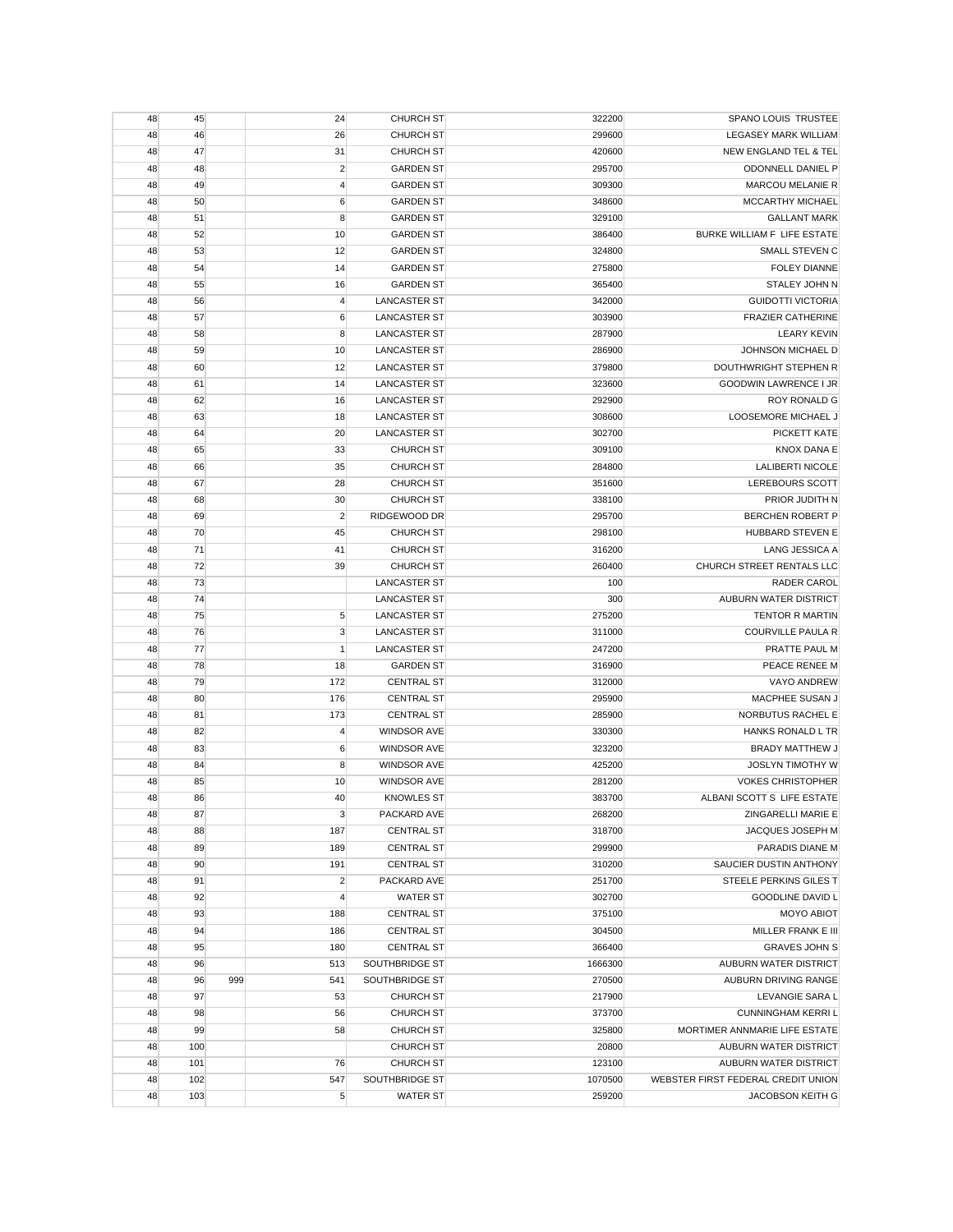| | | | | | | |
|---|---|---|---|---|---|---|
| 48 | 45 | | 24 | CHURCH ST | 322200 | SPANO LOUIS TRUSTEE |
| 48 | 46 | | 26 | CHURCH ST | 299600 | LEGASEY MARK WILLIAM |
| 48 | 47 | | 31 | CHURCH ST | 420600 | NEW ENGLAND TEL & TEL |
| 48 | 48 | | 2 | GARDEN ST | 295700 | ODONNELL DANIEL P |
| 48 | 49 | | 4 | GARDEN ST | 309300 | MARCOU MELANIE R |
| 48 | 50 | | 6 | GARDEN ST | 348600 | MCCARTHY MICHAEL |
| 48 | 51 | | 8 | GARDEN ST | 329100 | GALLANT MARK |
| 48 | 52 | | 10 | GARDEN ST | 386400 | BURKE WILLIAM F LIFE ESTATE |
| 48 | 53 | | 12 | GARDEN ST | 324800 | SMALL STEVEN C |
| 48 | 54 | | 14 | GARDEN ST | 275800 | FOLEY DIANNE |
| 48 | 55 | | 16 | GARDEN ST | 365400 | STALEY JOHN N |
| 48 | 56 | | 4 | LANCASTER ST | 342000 | GUIDOTTI VICTORIA |
| 48 | 57 | | 6 | LANCASTER ST | 303900 | FRAZIER CATHERINE |
| 48 | 58 | | 8 | LANCASTER ST | 287900 | LEARY KEVIN |
| 48 | 59 | | 10 | LANCASTER ST | 286900 | JOHNSON MICHAEL D |
| 48 | 60 | | 12 | LANCASTER ST | 379800 | DOUTHWRIGHT STEPHEN R |
| 48 | 61 | | 14 | LANCASTER ST | 323600 | GOODWIN LAWRENCE I JR |
| 48 | 62 | | 16 | LANCASTER ST | 292900 | ROY RONALD G |
| 48 | 63 | | 18 | LANCASTER ST | 308600 | LOOSEMORE MICHAEL J |
| 48 | 64 | | 20 | LANCASTER ST | 302700 | PICKETT KATE |
| 48 | 65 | | 33 | CHURCH ST | 309100 | KNOX DANA E |
| 48 | 66 | | 35 | CHURCH ST | 284800 | LALIBERTI NICOLE |
| 48 | 67 | | 28 | CHURCH ST | 351600 | LEREBOURS SCOTT |
| 48 | 68 | | 30 | CHURCH ST | 338100 | PRIOR JUDITH N |
| 48 | 69 | | 2 | RIDGEWOOD DR | 295700 | BERCHEN ROBERT P |
| 48 | 70 | | 45 | CHURCH ST | 298100 | HUBBARD STEVEN E |
| 48 | 71 | | 41 | CHURCH ST | 316200 | LANG JESSICA A |
| 48 | 72 | | 39 | CHURCH ST | 260400 | CHURCH STREET RENTALS LLC |
| 48 | 73 | | | LANCASTER ST | 100 | RADER CAROL |
| 48 | 74 | | | LANCASTER ST | 300 | AUBURN WATER DISTRICT |
| 48 | 75 | | 5 | LANCASTER ST | 275200 | TENTOR R MARTIN |
| 48 | 76 | | 3 | LANCASTER ST | 311000 | COURVILLE PAULA R |
| 48 | 77 | | 1 | LANCASTER ST | 247200 | PRATTE PAUL M |
| 48 | 78 | | 18 | GARDEN ST | 316900 | PEACE RENEE M |
| 48 | 79 | | 172 | CENTRAL ST | 312000 | VAYO ANDREW |
| 48 | 80 | | 176 | CENTRAL ST | 295900 | MACPHEE SUSAN J |
| 48 | 81 | | 173 | CENTRAL ST | 285900 | NORBUTUS RACHEL E |
| 48 | 82 | | 4 | WINDSOR AVE | 330300 | HANKS RONALD L TR |
| 48 | 83 | | 6 | WINDSOR AVE | 323200 | BRADY MATTHEW J |
| 48 | 84 | | 8 | WINDSOR AVE | 425200 | JOSLYN TIMOTHY W |
| 48 | 85 | | 10 | WINDSOR AVE | 281200 | VOKES CHRISTOPHER |
| 48 | 86 | | 40 | KNOWLES ST | 383700 | ALBANI SCOTT S LIFE ESTATE |
| 48 | 87 | | 3 | PACKARD AVE | 268200 | ZINGARELLI MARIE E |
| 48 | 88 | | 187 | CENTRAL ST | 318700 | JACQUES JOSEPH M |
| 48 | 89 | | 189 | CENTRAL ST | 299900 | PARADIS DIANE M |
| 48 | 90 | | 191 | CENTRAL ST | 310200 | SAUCIER DUSTIN ANTHONY |
| 48 | 91 | | 2 | PACKARD AVE | 251700 | STEELE PERKINS GILES T |
| 48 | 92 | | 4 | WATER ST | 302700 | GOODLINE DAVID L |
| 48 | 93 | | 188 | CENTRAL ST | 375100 | MOYO ABIOT |
| 48 | 94 | | 186 | CENTRAL ST | 304500 | MILLER FRANK E III |
| 48 | 95 | | 180 | CENTRAL ST | 366400 | GRAVES JOHN S |
| 48 | 96 | | 513 | SOUTHBRIDGE ST | 1666300 | AUBURN WATER DISTRICT |
| 48 | 96 | 999 | 541 | SOUTHBRIDGE ST | 270500 | AUBURN DRIVING RANGE |
| 48 | 97 | | 53 | CHURCH ST | 217900 | LEVANGIE SARA L |
| 48 | 98 | | 56 | CHURCH ST | 373700 | CUNNINGHAM KERRI L |
| 48 | 99 | | 58 | CHURCH ST | 325800 | MORTIMER ANNMARIE LIFE ESTATE |
| 48 | 100 | | | CHURCH ST | 20800 | AUBURN WATER DISTRICT |
| 48 | 101 | | 76 | CHURCH ST | 123100 | AUBURN WATER DISTRICT |
| 48 | 102 | | 547 | SOUTHBRIDGE ST | 1070500 | WEBSTER FIRST FEDERAL CREDIT UNION |
| 48 | 103 | | 5 | WATER ST | 259200 | JACOBSON KEITH G |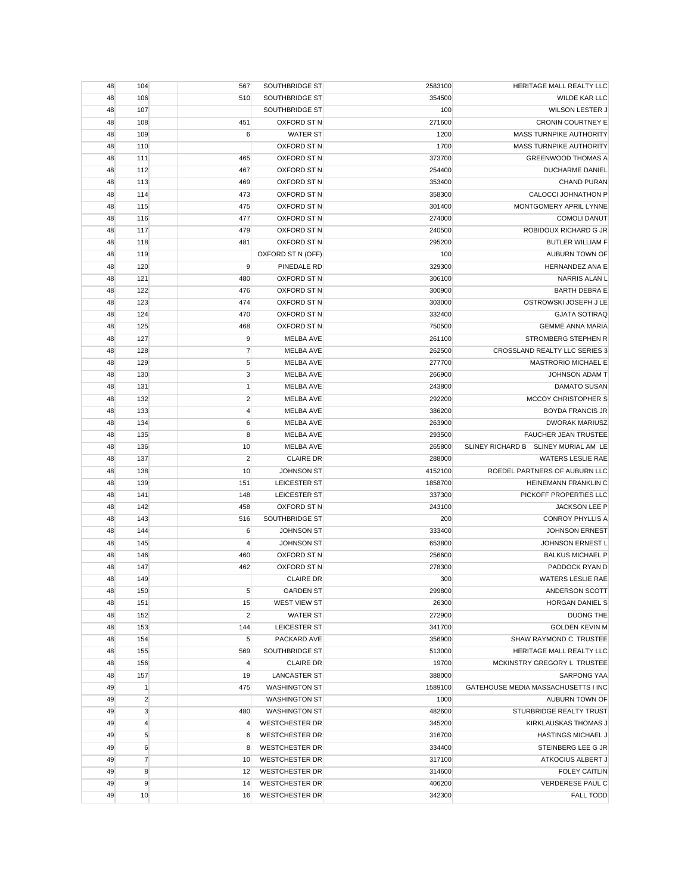| | | | | | | |
|---|---|---|---|---|---|---|
| 48 | 104 | | 567 | SOUTHBRIDGE ST | 2583100 | HERITAGE MALL REALTY LLC |
| 48 | 106 | | 510 | SOUTHBRIDGE ST | 354500 | WILDE KAR LLC |
| 48 | 107 | | | SOUTHBRIDGE ST | 100 | WILSON LESTER J |
| 48 | 108 | | 451 | OXFORD ST N | 271600 | CRONIN COURTNEY E |
| 48 | 109 | | 6 | WATER ST | 1200 | MASS TURNPIKE AUTHORITY |
| 48 | 110 | | | OXFORD ST N | 1700 | MASS TURNPIKE AUTHORITY |
| 48 | 111 | | 465 | OXFORD ST N | 373700 | GREENWOOD THOMAS A |
| 48 | 112 | | 467 | OXFORD ST N | 254400 | DUCHARME DANIEL |
| 48 | 113 | | 469 | OXFORD ST N | 353400 | CHAND PURAN |
| 48 | 114 | | 473 | OXFORD ST N | 358300 | CALOCCI JOHNATHON P |
| 48 | 115 | | 475 | OXFORD ST N | 301400 | MONTGOMERY APRIL LYNNE |
| 48 | 116 | | 477 | OXFORD ST N | 274000 | COMOLI DANUT |
| 48 | 117 | | 479 | OXFORD ST N | 240500 | ROBIDOUX RICHARD G JR |
| 48 | 118 | | 481 | OXFORD ST N | 295200 | BUTLER WILLIAM F |
| 48 | 119 | | | OXFORD ST N (OFF) | 100 | AUBURN TOWN OF |
| 48 | 120 | | 9 | PINEDALE RD | 329300 | HERNANDEZ ANA E |
| 48 | 121 | | 480 | OXFORD ST N | 306100 | NARRIS ALAN L |
| 48 | 122 | | 476 | OXFORD ST N | 300900 | BARTH DEBRA E |
| 48 | 123 | | 474 | OXFORD ST N | 303000 | OSTROWSKI JOSEPH J LE |
| 48 | 124 | | 470 | OXFORD ST N | 332400 | GJATA SOTIRAQ |
| 48 | 125 | | 468 | OXFORD ST N | 750500 | GEMME ANNA MARIA |
| 48 | 127 | | 9 | MELBA AVE | 261100 | STROMBERG STEPHEN R |
| 48 | 128 | | 7 | MELBA AVE | 262500 | CROSSLAND REALTY LLC SERIES 3 |
| 48 | 129 | | 5 | MELBA AVE | 277700 | MASTRORIO MICHAEL E |
| 48 | 130 | | 3 | MELBA AVE | 266900 | JOHNSON ADAM T |
| 48 | 131 | | 1 | MELBA AVE | 243800 | DAMATO SUSAN |
| 48 | 132 | | 2 | MELBA AVE | 292200 | MCCOY CHRISTOPHER S |
| 48 | 133 | | 4 | MELBA AVE | 386200 | BOYDA FRANCIS JR |
| 48 | 134 | | 6 | MELBA AVE | 263900 | DWORAK MARIUSZ |
| 48 | 135 | | 8 | MELBA AVE | 293500 | FAUCHER JEAN TRUSTEE |
| 48 | 136 | | 10 | MELBA AVE | 265800 | SLINEY RICHARD B SLINEY MURIAL AM LE |
| 48 | 137 | | 2 | CLAIRE DR | 288000 | WATERS LESLIE RAE |
| 48 | 138 | | 10 | JOHNSON ST | 4152100 | ROEDEL PARTNERS OF AUBURN LLC |
| 48 | 139 | | 151 | LEICESTER ST | 1858700 | HEINEMANN FRANKLIN C |
| 48 | 141 | | 148 | LEICESTER ST | 337300 | PICKOFF PROPERTIES LLC |
| 48 | 142 | | 458 | OXFORD ST N | 243100 | JACKSON LEE P |
| 48 | 143 | | 516 | SOUTHBRIDGE ST | 200 | CONROY PHYLLIS A |
| 48 | 144 | | 6 | JOHNSON ST | 333400 | JOHNSON ERNEST |
| 48 | 145 | | 4 | JOHNSON ST | 653800 | JOHNSON ERNEST L |
| 48 | 146 | | 460 | OXFORD ST N | 256600 | BALKUS MICHAEL P |
| 48 | 147 | | 462 | OXFORD ST N | 278300 | PADDOCK RYAN D |
| 48 | 149 | | | CLAIRE DR | 300 | WATERS LESLIE RAE |
| 48 | 150 | | 5 | GARDEN ST | 299800 | ANDERSON SCOTT |
| 48 | 151 | | 15 | WEST VIEW ST | 26300 | HORGAN DANIEL S |
| 48 | 152 | | 2 | WATER ST | 272900 | DUONG THE |
| 48 | 153 | | 144 | LEICESTER ST | 341700 | GOLDEN KEVIN M |
| 48 | 154 | | 5 | PACKARD AVE | 356900 | SHAW RAYMOND C TRUSTEE |
| 48 | 155 | | 569 | SOUTHBRIDGE ST | 513000 | HERITAGE MALL REALTY LLC |
| 48 | 156 | | 4 | CLAIRE DR | 19700 | MCKINSTRY GREGORY L TRUSTEE |
| 48 | 157 | | 19 | LANCASTER ST | 388000 | SARPONG YAA |
| 49 | 1 | | 475 | WASHINGTON ST | 1589100 | GATEHOUSE MEDIA MASSACHUSETTS I INC |
| 49 | 2 | | | WASHINGTON ST | 1000 | AUBURN TOWN OF |
| 49 | 3 | | 480 | WASHINGTON ST | 482600 | STURBRIDGE REALTY TRUST |
| 49 | 4 | | 4 | WESTCHESTER DR | 345200 | KIRKLAUSKAS THOMAS J |
| 49 | 5 | | 6 | WESTCHESTER DR | 316700 | HASTINGS MICHAEL J |
| 49 | 6 | | 8 | WESTCHESTER DR | 334400 | STEINBERG LEE G JR |
| 49 | 7 | | 10 | WESTCHESTER DR | 317100 | ATKOCIUS ALBERT J |
| 49 | 8 | | 12 | WESTCHESTER DR | 314600 | FOLEY CAITLIN |
| 49 | 9 | | 14 | WESTCHESTER DR | 406200 | VERDERESE PAUL C |
| 49 | 10 | | 16 | WESTCHESTER DR | 342300 | FALL TODD |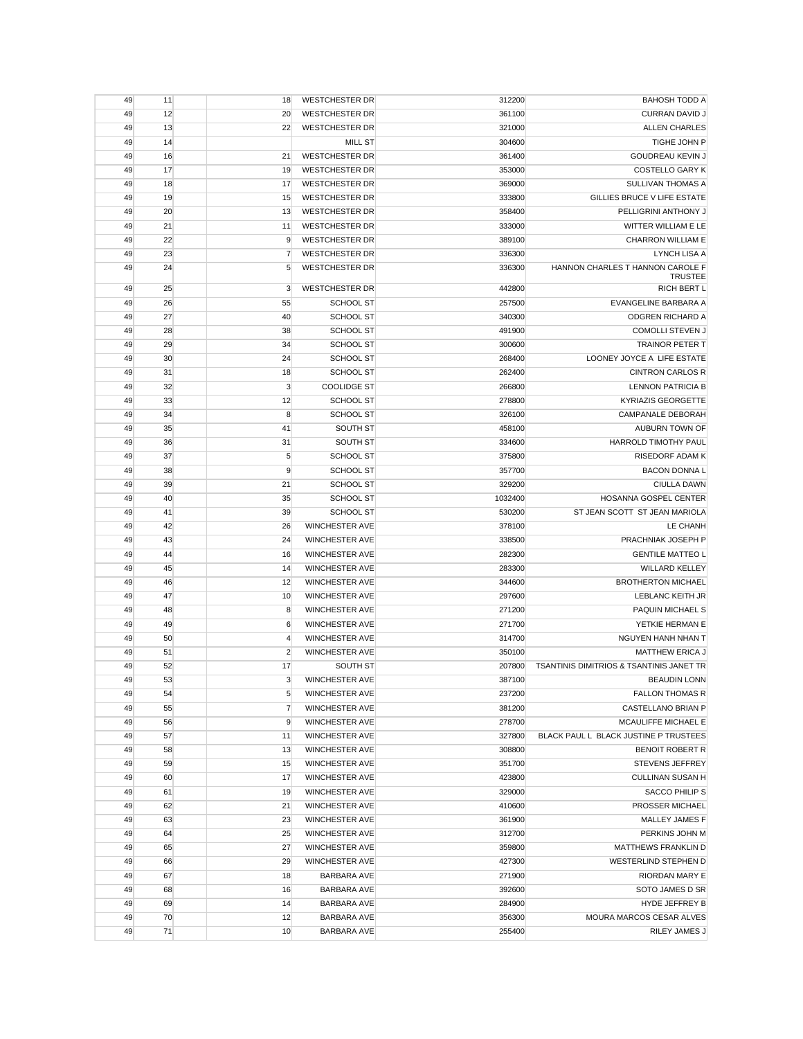| | | | | | | |
|---|---|---|---|---|---|---|
| 49 | 11 | | 18 | WESTCHESTER DR | 312200 | BAHOSH TODD A |
| 49 | 12 | | 20 | WESTCHESTER DR | 361100 | CURRAN DAVID J |
| 49 | 13 | | 22 | WESTCHESTER DR | 321000 | ALLEN CHARLES |
| 49 | 14 | | | MILL ST | 304600 | TIGHE JOHN P |
| 49 | 16 | | 21 | WESTCHESTER DR | 361400 | GOUDREAU KEVIN J |
| 49 | 17 | | 19 | WESTCHESTER DR | 353000 | COSTELLO GARY K |
| 49 | 18 | | 17 | WESTCHESTER DR | 369000 | SULLIVAN THOMAS A |
| 49 | 19 | | 15 | WESTCHESTER DR | 333800 | GILLIES BRUCE V LIFE ESTATE |
| 49 | 20 | | 13 | WESTCHESTER DR | 358400 | PELLIGRINI ANTHONY J |
| 49 | 21 | | 11 | WESTCHESTER DR | 333000 | WITTER WILLIAM E LE |
| 49 | 22 | | 9 | WESTCHESTER DR | 389100 | CHARRON WILLIAM E |
| 49 | 23 | | 7 | WESTCHESTER DR | 336300 | LYNCH LISA A |
| 49 | 24 | | 5 | WESTCHESTER DR | 336300 | HANNON CHARLES T HANNON CAROLE F TRUSTEE |
| 49 | 25 | | 3 | WESTCHESTER DR | 442800 | RICH BERT L |
| 49 | 26 | | 55 | SCHOOL ST | 257500 | EVANGELINE BARBARA A |
| 49 | 27 | | 40 | SCHOOL ST | 340300 | ODGREN RICHARD A |
| 49 | 28 | | 38 | SCHOOL ST | 491900 | COMOLLI STEVEN J |
| 49 | 29 | | 34 | SCHOOL ST | 300600 | TRAINOR PETER T |
| 49 | 30 | | 24 | SCHOOL ST | 268400 | LOONEY JOYCE A LIFE ESTATE |
| 49 | 31 | | 18 | SCHOOL ST | 262400 | CINTRON CARLOS R |
| 49 | 32 | | 3 | COOLIDGE ST | 266800 | LENNON PATRICIA B |
| 49 | 33 | | 12 | SCHOOL ST | 278800 | KYRIAZIS GEORGETTE |
| 49 | 34 | | 8 | SCHOOL ST | 326100 | CAMPANALE DEBORAH |
| 49 | 35 | | 41 | SOUTH ST | 458100 | AUBURN TOWN OF |
| 49 | 36 | | 31 | SOUTH ST | 334600 | HARROLD TIMOTHY PAUL |
| 49 | 37 | | 5 | SCHOOL ST | 375800 | RISEDORF ADAM K |
| 49 | 38 | | 9 | SCHOOL ST | 357700 | BACON DONNA L |
| 49 | 39 | | 21 | SCHOOL ST | 329200 | CIULLA DAWN |
| 49 | 40 | | 35 | SCHOOL ST | 1032400 | HOSANNA GOSPEL CENTER |
| 49 | 41 | | 39 | SCHOOL ST | 530200 | ST JEAN SCOTT ST JEAN MARIOLA |
| 49 | 42 | | 26 | WINCHESTER AVE | 378100 | LE CHANH |
| 49 | 43 | | 24 | WINCHESTER AVE | 338500 | PRACHNIAK JOSEPH P |
| 49 | 44 | | 16 | WINCHESTER AVE | 282300 | GENTILE MATTEO L |
| 49 | 45 | | 14 | WINCHESTER AVE | 283300 | WILLARD KELLEY |
| 49 | 46 | | 12 | WINCHESTER AVE | 344600 | BROTHERTON MICHAEL |
| 49 | 47 | | 10 | WINCHESTER AVE | 297600 | LEBLANC KEITH JR |
| 49 | 48 | | 8 | WINCHESTER AVE | 271200 | PAQUIN MICHAEL S |
| 49 | 49 | | 6 | WINCHESTER AVE | 271700 | YETKIE HERMAN E |
| 49 | 50 | | 4 | WINCHESTER AVE | 314700 | NGUYEN HANH NHAN T |
| 49 | 51 | | 2 | WINCHESTER AVE | 350100 | MATTHEW ERICA J |
| 49 | 52 | | 17 | SOUTH ST | 207800 | TSANTINIS DIMITRIOS & TSANTINIS JANET TR |
| 49 | 53 | | 3 | WINCHESTER AVE | 387100 | BEAUDIN LONN |
| 49 | 54 | | 5 | WINCHESTER AVE | 237200 | FALLON THOMAS R |
| 49 | 55 | | 7 | WINCHESTER AVE | 381200 | CASTELLANO BRIAN P |
| 49 | 56 | | 9 | WINCHESTER AVE | 278700 | MCAULIFFE MICHAEL E |
| 49 | 57 | | 11 | WINCHESTER AVE | 327800 | BLACK PAUL L BLACK JUSTINE P TRUSTEES |
| 49 | 58 | | 13 | WINCHESTER AVE | 308800 | BENOIT ROBERT R |
| 49 | 59 | | 15 | WINCHESTER AVE | 351700 | STEVENS JEFFREY |
| 49 | 60 | | 17 | WINCHESTER AVE | 423800 | CULLINAN SUSAN H |
| 49 | 61 | | 19 | WINCHESTER AVE | 329000 | SACCO PHILIP S |
| 49 | 62 | | 21 | WINCHESTER AVE | 410600 | PROSSER MICHAEL |
| 49 | 63 | | 23 | WINCHESTER AVE | 361900 | MALLEY JAMES F |
| 49 | 64 | | 25 | WINCHESTER AVE | 312700 | PERKINS JOHN M |
| 49 | 65 | | 27 | WINCHESTER AVE | 359800 | MATTHEWS FRANKLIN D |
| 49 | 66 | | 29 | WINCHESTER AVE | 427300 | WESTERLIND STEPHEN D |
| 49 | 67 | | 18 | BARBARA AVE | 271900 | RIORDAN MARY E |
| 49 | 68 | | 16 | BARBARA AVE | 392600 | SOTO JAMES D SR |
| 49 | 69 | | 14 | BARBARA AVE | 284900 | HYDE JEFFREY B |
| 49 | 70 | | 12 | BARBARA AVE | 356300 | MOURA MARCOS CESAR ALVES |
| 49 | 71 | | 10 | BARBARA AVE | 255400 | RILEY JAMES J |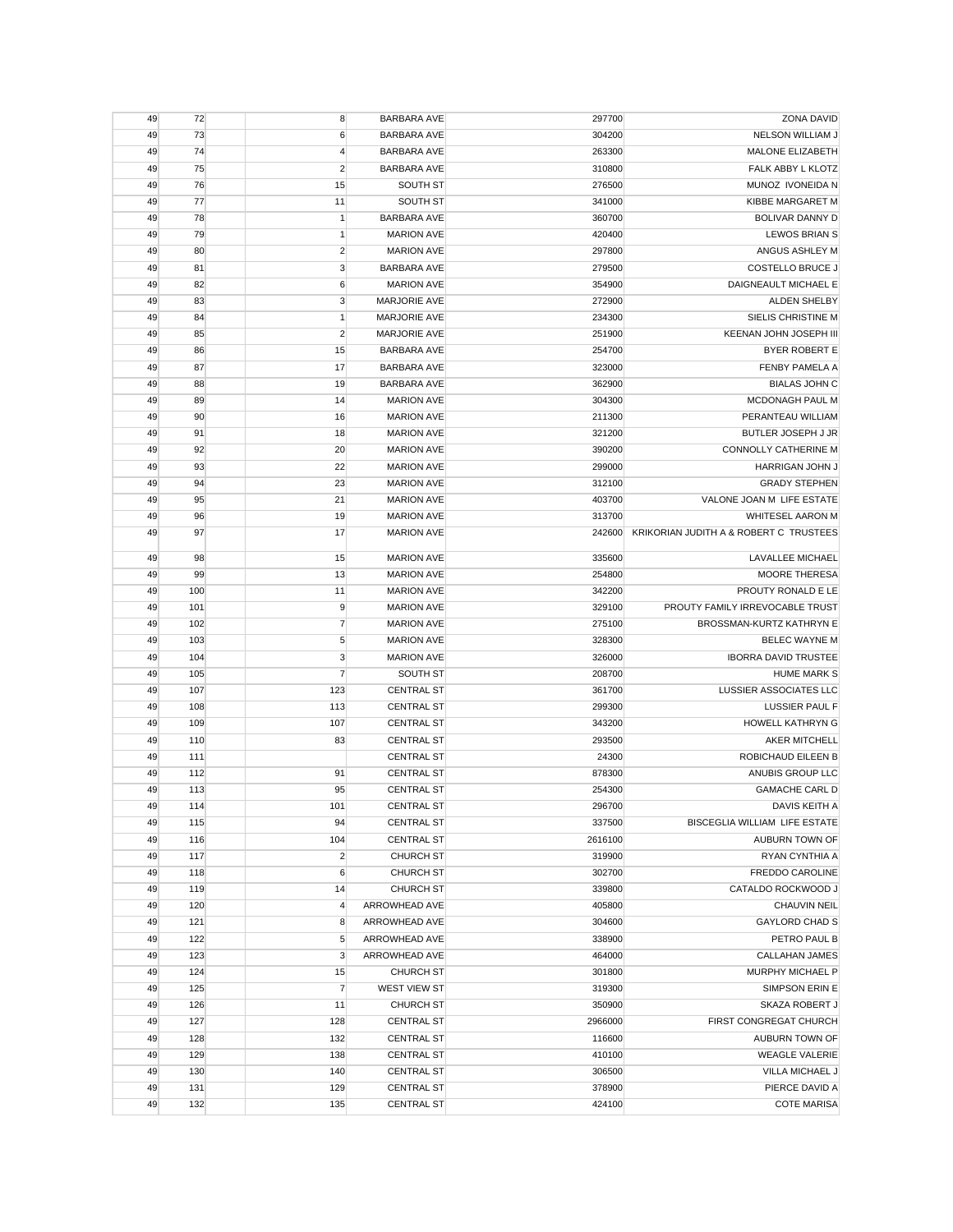| | | | | | | |
|---|---|---|---|---|---|---|
| 49 | 72 | | 8 | BARBARA AVE | 297700 | ZONA DAVID |
| 49 | 73 | | 6 | BARBARA AVE | 304200 | NELSON WILLIAM J |
| 49 | 74 | | 4 | BARBARA AVE | 263300 | MALONE ELIZABETH |
| 49 | 75 | | 2 | BARBARA AVE | 310800 | FALK ABBY L KLOTZ |
| 49 | 76 | | 15 | SOUTH ST | 276500 | MUNOZ IVONEIDA N |
| 49 | 77 | | 11 | SOUTH ST | 341000 | KIBBE MARGARET M |
| 49 | 78 | | 1 | BARBARA AVE | 360700 | BOLIVAR DANNY D |
| 49 | 79 | | 1 | MARION AVE | 420400 | LEWOS BRIAN S |
| 49 | 80 | | 2 | MARION AVE | 297800 | ANGUS ASHLEY M |
| 49 | 81 | | 3 | BARBARA AVE | 279500 | COSTELLO BRUCE J |
| 49 | 82 | | 6 | MARION AVE | 354900 | DAIGNEAULT MICHAEL E |
| 49 | 83 | | 3 | MARJORIE AVE | 272900 | ALDEN SHELBY |
| 49 | 84 | | 1 | MARJORIE AVE | 234300 | SIELIS CHRISTINE M |
| 49 | 85 | | 2 | MARJORIE AVE | 251900 | KEENAN JOHN JOSEPH III |
| 49 | 86 | | 15 | BARBARA AVE | 254700 | BYER ROBERT E |
| 49 | 87 | | 17 | BARBARA AVE | 323000 | FENBY PAMELA A |
| 49 | 88 | | 19 | BARBARA AVE | 362900 | BIALAS JOHN C |
| 49 | 89 | | 14 | MARION AVE | 304300 | MCDONAGH PAUL M |
| 49 | 90 | | 16 | MARION AVE | 211300 | PERANTEAU WILLIAM |
| 49 | 91 | | 18 | MARION AVE | 321200 | BUTLER JOSEPH J JR |
| 49 | 92 | | 20 | MARION AVE | 390200 | CONNOLLY CATHERINE M |
| 49 | 93 | | 22 | MARION AVE | 299000 | HARRIGAN JOHN J |
| 49 | 94 | | 23 | MARION AVE | 312100 | GRADY STEPHEN |
| 49 | 95 | | 21 | MARION AVE | 403700 | VALONE JOAN M LIFE ESTATE |
| 49 | 96 | | 19 | MARION AVE | 313700 | WHITESEL AARON M |
| 49 | 97 | | 17 | MARION AVE | 242600 | KRIKORIAN JUDITH A & ROBERT C TRUSTEES |
| 49 | 98 | | 15 | MARION AVE | 335600 | LAVALLEE MICHAEL |
| 49 | 99 | | 13 | MARION AVE | 254800 | MOORE THERESA |
| 49 | 100 | | 11 | MARION AVE | 342200 | PROUTY RONALD E LE |
| 49 | 101 | | 9 | MARION AVE | 329100 | PROUTY FAMILY IRREVOCABLE TRUST |
| 49 | 102 | | 7 | MARION AVE | 275100 | BROSSMAN-KURTZ KATHRYN E |
| 49 | 103 | | 5 | MARION AVE | 328300 | BELEC WAYNE M |
| 49 | 104 | | 3 | MARION AVE | 326000 | IBORRA DAVID TRUSTEE |
| 49 | 105 | | 7 | SOUTH ST | 208700 | HUME MARK S |
| 49 | 107 | | 123 | CENTRAL ST | 361700 | LUSSIER ASSOCIATES LLC |
| 49 | 108 | | 113 | CENTRAL ST | 299300 | LUSSIER PAUL F |
| 49 | 109 | | 107 | CENTRAL ST | 343200 | HOWELL KATHRYN G |
| 49 | 110 | | 83 | CENTRAL ST | 293500 | AKER MITCHELL |
| 49 | 111 | | | CENTRAL ST | 24300 | ROBICHAUD EILEEN B |
| 49 | 112 | | 91 | CENTRAL ST | 878300 | ANUBIS GROUP LLC |
| 49 | 113 | | 95 | CENTRAL ST | 254300 | GAMACHE CARL D |
| 49 | 114 | | 101 | CENTRAL ST | 296700 | DAVIS KEITH A |
| 49 | 115 | | 94 | CENTRAL ST | 337500 | BISCEGLIA WILLIAM LIFE ESTATE |
| 49 | 116 | | 104 | CENTRAL ST | 2616100 | AUBURN TOWN OF |
| 49 | 117 | | 2 | CHURCH ST | 319900 | RYAN CYNTHIA A |
| 49 | 118 | | 6 | CHURCH ST | 302700 | FREDDO CAROLINE |
| 49 | 119 | | 14 | CHURCH ST | 339800 | CATALDO ROCKWOOD J |
| 49 | 120 | | 4 | ARROWHEAD AVE | 405800 | CHAUVIN NEIL |
| 49 | 121 | | 8 | ARROWHEAD AVE | 304600 | GAYLORD CHAD S |
| 49 | 122 | | 5 | ARROWHEAD AVE | 338900 | PETRO PAUL B |
| 49 | 123 | | 3 | ARROWHEAD AVE | 464000 | CALLAHAN JAMES |
| 49 | 124 | | 15 | CHURCH ST | 301800 | MURPHY MICHAEL P |
| 49 | 125 | | 7 | WEST VIEW ST | 319300 | SIMPSON ERIN E |
| 49 | 126 | | 11 | CHURCH ST | 350900 | SKAZA ROBERT J |
| 49 | 127 | | 128 | CENTRAL ST | 2966000 | FIRST CONGREGAT CHURCH |
| 49 | 128 | | 132 | CENTRAL ST | 116600 | AUBURN TOWN OF |
| 49 | 129 | | 138 | CENTRAL ST | 410100 | WEAGLE VALERIE |
| 49 | 130 | | 140 | CENTRAL ST | 306500 | VILLA MICHAEL J |
| 49 | 131 | | 129 | CENTRAL ST | 378900 | PIERCE DAVID A |
| 49 | 132 | | 135 | CENTRAL ST | 424100 | COTE MARISA |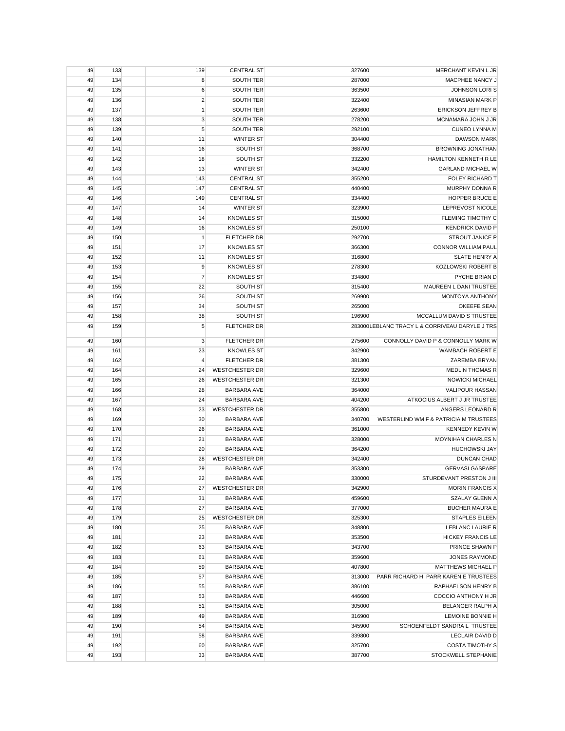| | | | | | | |
|---|---|---|---|---|---|---|
| 49 | 133 | | 139 | CENTRAL ST | 327600 | MERCHANT KEVIN L JR |
| 49 | 134 | | 8 | SOUTH TER | 287000 | MACPHEE NANCY J |
| 49 | 135 | | 6 | SOUTH TER | 363500 | JOHNSON LORI S |
| 49 | 136 | | 2 | SOUTH TER | 322400 | MINASIAN MARK P |
| 49 | 137 | | 1 | SOUTH TER | 263600 | ERICKSON JEFFREY B |
| 49 | 138 | | 3 | SOUTH TER | 278200 | MCNAMARA JOHN J JR |
| 49 | 139 | | 5 | SOUTH TER | 292100 | CUNEO LYNNA M |
| 49 | 140 | | 11 | WINTER ST | 304400 | DAWSON MARK |
| 49 | 141 | | 16 | SOUTH ST | 368700 | BROWNING JONATHAN |
| 49 | 142 | | 18 | SOUTH ST | 332200 | HAMILTON KENNETH R LE |
| 49 | 143 | | 13 | WINTER ST | 342400 | GARLAND MICHAEL W |
| 49 | 144 | | 143 | CENTRAL ST | 355200 | FOLEY RICHARD T |
| 49 | 145 | | 147 | CENTRAL ST | 440400 | MURPHY DONNA R |
| 49 | 146 | | 149 | CENTRAL ST | 334400 | HOPPER BRUCE E |
| 49 | 147 | | 14 | WINTER ST | 323900 | LEPREVOST NICOLE |
| 49 | 148 | | 14 | KNOWLES ST | 315000 | FLEMING TIMOTHY C |
| 49 | 149 | | 16 | KNOWLES ST | 250100 | KENDRICK DAVID P |
| 49 | 150 | | 1 | FLETCHER DR | 292700 | STROUT JANICE P |
| 49 | 151 | | 17 | KNOWLES ST | 366300 | CONNOR WILLIAM PAUL |
| 49 | 152 | | 11 | KNOWLES ST | 316800 | SLATE HENRY A |
| 49 | 153 | | 9 | KNOWLES ST | 278300 | KOZLOWSKI ROBERT B |
| 49 | 154 | | 7 | KNOWLES ST | 334800 | PYCHE BRIAN D |
| 49 | 155 | | 22 | SOUTH ST | 315400 | MAUREEN L DANI TRUSTEE |
| 49 | 156 | | 26 | SOUTH ST | 269900 | MONTOYA ANTHONY |
| 49 | 157 | | 34 | SOUTH ST | 265000 | OKEEFE SEAN |
| 49 | 158 | | 38 | SOUTH ST | 196900 | MCCALLUM DAVID S TRUSTEE |
| 49 | 159 | | 5 | FLETCHER DR | 283000 | LEBLANC TRACY L & CORRIVEAU DARYLE J TRS |
| 49 | 160 | | 3 | FLETCHER DR | 275600 | CONNOLLY DAVID P & CONNOLLY MARK W |
| 49 | 161 | | 23 | KNOWLES ST | 342900 | WAMBACH ROBERT E |
| 49 | 162 | | 4 | FLETCHER DR | 381300 | ZAREMBA BRYAN |
| 49 | 164 | | 24 | WESTCHESTER DR | 329600 | MEDLIN THOMAS R |
| 49 | 165 | | 26 | WESTCHESTER DR | 321300 | NOWICKI MICHAEL |
| 49 | 166 | | 28 | BARBARA AVE | 364000 | VALIPOUR HASSAN |
| 49 | 167 | | 24 | BARBARA AVE | 404200 | ATKOCIUS ALBERT J JR TRUSTEE |
| 49 | 168 | | 23 | WESTCHESTER DR | 355800 | ANGERS LEONARD R |
| 49 | 169 | | 30 | BARBARA AVE | 340700 | WESTERLIND WM F & PATRICIA M TRUSTEES |
| 49 | 170 | | 26 | BARBARA AVE | 361000 | KENNEDY KEVIN W |
| 49 | 171 | | 21 | BARBARA AVE | 328000 | MOYNIHAN CHARLES N |
| 49 | 172 | | 20 | BARBARA AVE | 364200 | HUCHOWSKI JAY |
| 49 | 173 | | 28 | WESTCHESTER DR | 342400 | DUNCAN CHAD |
| 49 | 174 | | 29 | BARBARA AVE | 353300 | GERVASI GASPARE |
| 49 | 175 | | 22 | BARBARA AVE | 330000 | STURDEVANT PRESTON J III |
| 49 | 176 | | 27 | WESTCHESTER DR | 342900 | MORIN FRANCIS X |
| 49 | 177 | | 31 | BARBARA AVE | 459600 | SZALAY GLENN A |
| 49 | 178 | | 27 | BARBARA AVE | 377000 | BUCHER MAURA E |
| 49 | 179 | | 25 | WESTCHESTER DR | 325300 | STAPLES EILEEN |
| 49 | 180 | | 25 | BARBARA AVE | 348800 | LEBLANC LAURIE R |
| 49 | 181 | | 23 | BARBARA AVE | 353500 | HICKEY FRANCIS LE |
| 49 | 182 | | 63 | BARBARA AVE | 343700 | PRINCE SHAWN P |
| 49 | 183 | | 61 | BARBARA AVE | 359600 | JONES RAYMOND |
| 49 | 184 | | 59 | BARBARA AVE | 407800 | MATTHEWS MICHAEL P |
| 49 | 185 | | 57 | BARBARA AVE | 313000 | PARR RICHARD H PARR KAREN E TRUSTEES |
| 49 | 186 | | 55 | BARBARA AVE | 386100 | RAPHAELSON HENRY B |
| 49 | 187 | | 53 | BARBARA AVE | 446600 | COCCIO ANTHONY H JR |
| 49 | 188 | | 51 | BARBARA AVE | 305000 | BELANGER RALPH A |
| 49 | 189 | | 49 | BARBARA AVE | 316900 | LEMOINE BONNIE H |
| 49 | 190 | | 54 | BARBARA AVE | 345900 | SCHOENFELDT SANDRA L TRUSTEE |
| 49 | 191 | | 58 | BARBARA AVE | 339800 | LECLAIR DAVID D |
| 49 | 192 | | 60 | BARBARA AVE | 325700 | COSTA TIMOTHY S |
| 49 | 193 | | 33 | BARBARA AVE | 387700 | STOCKWELL STEPHANIE |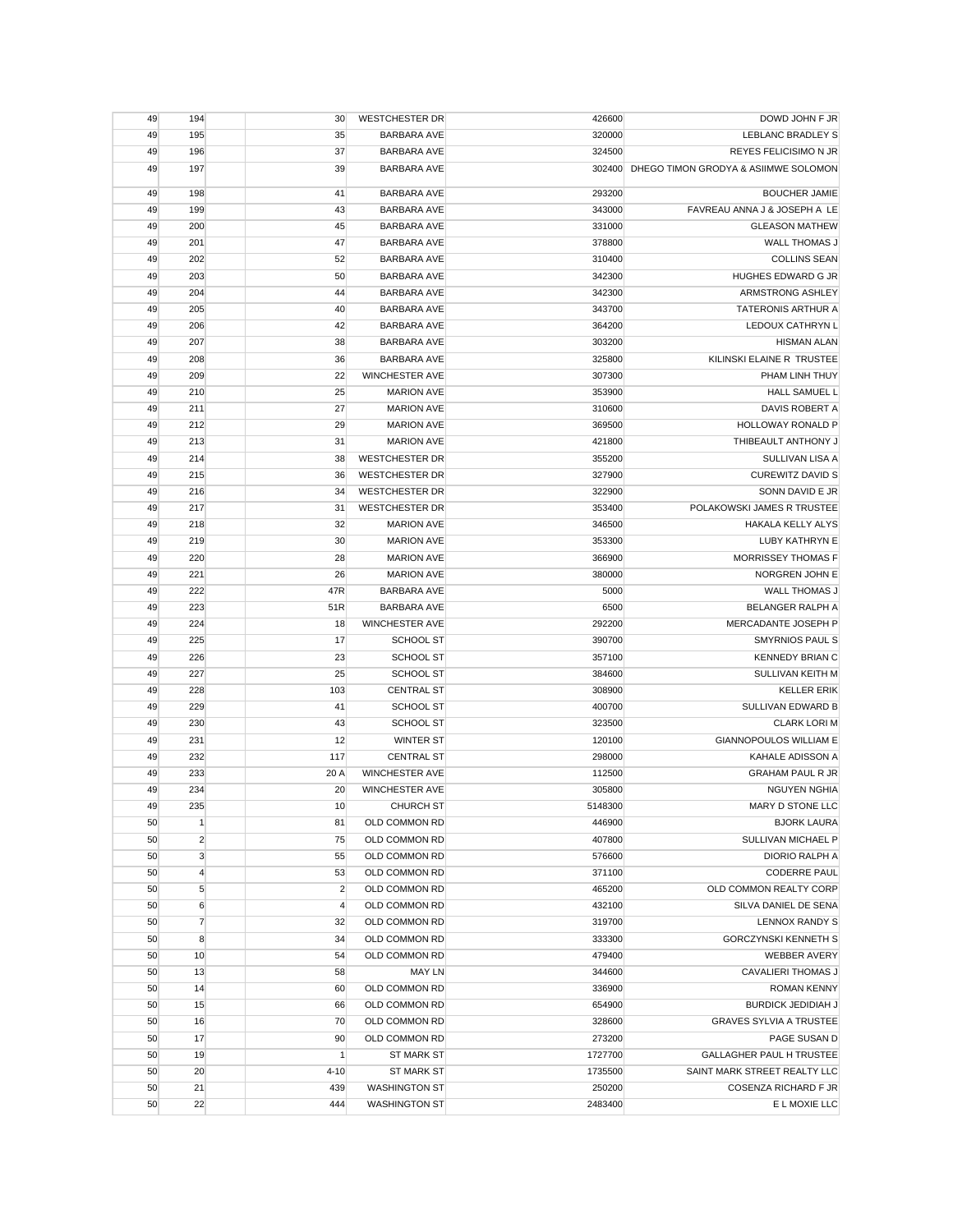| | | | | | | |
|---|---|---|---|---|---|---|
| 49 | 194 | | 30 | WESTCHESTER DR | 426600 | DOWD JOHN F JR |
| 49 | 195 | | 35 | BARBARA AVE | 320000 | LEBLANC BRADLEY S |
| 49 | 196 | | 37 | BARBARA AVE | 324500 | REYES FELICISIMO N JR |
| 49 | 197 | | 39 | BARBARA AVE | 302400 | DHEGO TIMON GRODYA & ASIIMWE SOLOMON |
| 49 | 198 | | 41 | BARBARA AVE | 293200 | BOUCHER JAMIE |
| 49 | 199 | | 43 | BARBARA AVE | 343000 | FAVREAU ANNA J & JOSEPH A LE |
| 49 | 200 | | 45 | BARBARA AVE | 331000 | GLEASON MATHEW |
| 49 | 201 | | 47 | BARBARA AVE | 378800 | WALL THOMAS J |
| 49 | 202 | | 52 | BARBARA AVE | 310400 | COLLINS SEAN |
| 49 | 203 | | 50 | BARBARA AVE | 342300 | HUGHES EDWARD G JR |
| 49 | 204 | | 44 | BARBARA AVE | 342300 | ARMSTRONG ASHLEY |
| 49 | 205 | | 40 | BARBARA AVE | 343700 | TATERONIS ARTHUR A |
| 49 | 206 | | 42 | BARBARA AVE | 364200 | LEDOUX CATHRYN L |
| 49 | 207 | | 38 | BARBARA AVE | 303200 | HISMAN ALAN |
| 49 | 208 | | 36 | BARBARA AVE | 325800 | KILINSKI ELAINE R TRUSTEE |
| 49 | 209 | | 22 | WINCHESTER AVE | 307300 | PHAM LINH THUY |
| 49 | 210 | | 25 | MARION AVE | 353900 | HALL SAMUEL L |
| 49 | 211 | | 27 | MARION AVE | 310600 | DAVIS ROBERT A |
| 49 | 212 | | 29 | MARION AVE | 369500 | HOLLOWAY RONALD P |
| 49 | 213 | | 31 | MARION AVE | 421800 | THIBEAULT ANTHONY J |
| 49 | 214 | | 38 | WESTCHESTER DR | 355200 | SULLIVAN LISA A |
| 49 | 215 | | 36 | WESTCHESTER DR | 327900 | CUREWITZ DAVID S |
| 49 | 216 | | 34 | WESTCHESTER DR | 322900 | SONN DAVID E JR |
| 49 | 217 | | 31 | WESTCHESTER DR | 353400 | POLAKOWSKI JAMES R TRUSTEE |
| 49 | 218 | | 32 | MARION AVE | 346500 | HAKALA KELLY ALYS |
| 49 | 219 | | 30 | MARION AVE | 353300 | LUBY KATHRYN E |
| 49 | 220 | | 28 | MARION AVE | 366900 | MORRISSEY THOMAS F |
| 49 | 221 | | 26 | MARION AVE | 380000 | NORGREN JOHN E |
| 49 | 222 | | 47R | BARBARA AVE | 5000 | WALL THOMAS J |
| 49 | 223 | | 51R | BARBARA AVE | 6500 | BELANGER RALPH A |
| 49 | 224 | | 18 | WINCHESTER AVE | 292200 | MERCADANTE JOSEPH P |
| 49 | 225 | | 17 | SCHOOL ST | 390700 | SMYRNIOS PAUL S |
| 49 | 226 | | 23 | SCHOOL ST | 357100 | KENNEDY BRIAN C |
| 49 | 227 | | 25 | SCHOOL ST | 384600 | SULLIVAN KEITH M |
| 49 | 228 | | 103 | CENTRAL ST | 308900 | KELLER ERIK |
| 49 | 229 | | 41 | SCHOOL ST | 400700 | SULLIVAN EDWARD B |
| 49 | 230 | | 43 | SCHOOL ST | 323500 | CLARK LORI M |
| 49 | 231 | | 12 | WINTER ST | 120100 | GIANNOPOULOS WILLIAM E |
| 49 | 232 | | 117 | CENTRAL ST | 298000 | KAHALE ADISSON A |
| 49 | 233 | | 20 A | WINCHESTER AVE | 112500 | GRAHAM PAUL R JR |
| 49 | 234 | | 20 | WINCHESTER AVE | 305800 | NGUYEN NGHIA |
| 49 | 235 | | 10 | CHURCH ST | 5148300 | MARY D STONE LLC |
| 50 | 1 | | 81 | OLD COMMON RD | 446900 | BJORK LAURA |
| 50 | 2 | | 75 | OLD COMMON RD | 407800 | SULLIVAN MICHAEL P |
| 50 | 3 | | 55 | OLD COMMON RD | 576600 | DIORIO RALPH A |
| 50 | 4 | | 53 | OLD COMMON RD | 371100 | CODERRE PAUL |
| 50 | 5 | | 2 | OLD COMMON RD | 465200 | OLD COMMON REALTY CORP |
| 50 | 6 | | 4 | OLD COMMON RD | 432100 | SILVA DANIEL DE SENA |
| 50 | 7 | | 32 | OLD COMMON RD | 319700 | LENNOX RANDY S |
| 50 | 8 | | 34 | OLD COMMON RD | 333300 | GORCZYNSKI KENNETH S |
| 50 | 10 | | 54 | OLD COMMON RD | 479400 | WEBBER AVERY |
| 50 | 13 | | 58 | MAY LN | 344600 | CAVALIERI THOMAS J |
| 50 | 14 | | 60 | OLD COMMON RD | 336900 | ROMAN KENNY |
| 50 | 15 | | 66 | OLD COMMON RD | 654900 | BURDICK JEDIDIAH J |
| 50 | 16 | | 70 | OLD COMMON RD | 328600 | GRAVES SYLVIA A TRUSTEE |
| 50 | 17 | | 90 | OLD COMMON RD | 273200 | PAGE SUSAN D |
| 50 | 19 | | 1 | ST MARK ST | 1727700 | GALLAGHER PAUL H TRUSTEE |
| 50 | 20 | | 4-10 | ST MARK ST | 1735500 | SAINT MARK STREET REALTY LLC |
| 50 | 21 | | 439 | WASHINGTON ST | 250200 | COSENZA RICHARD F JR |
| 50 | 22 | | 444 | WASHINGTON ST | 2483400 | E L MOXIE LLC |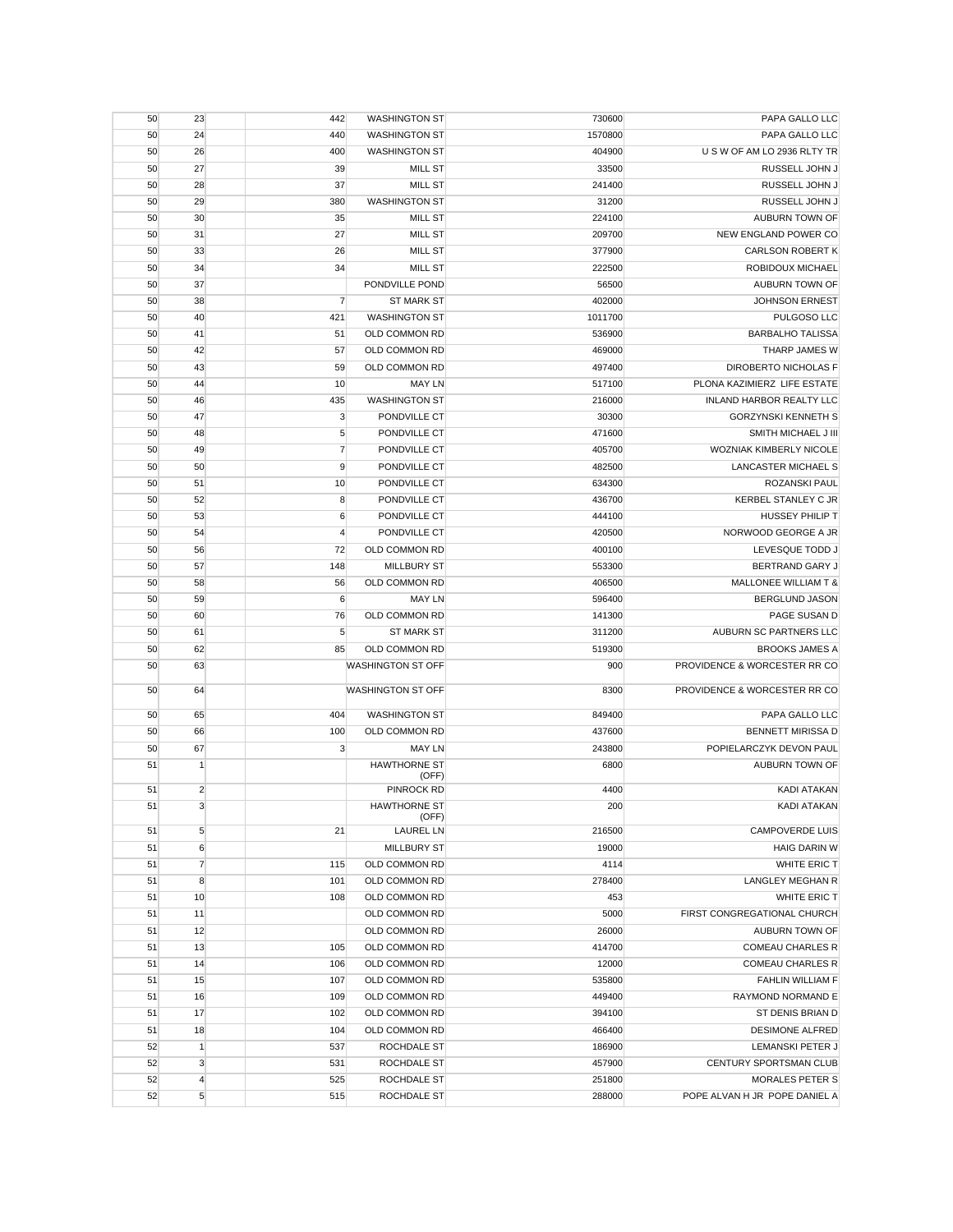| | | | | | | |
|---|---|---|---|---|---|---|
| 50 | 23 | | 442 | WASHINGTON ST | 730600 | PAPA GALLO LLC |
| 50 | 24 | | 440 | WASHINGTON ST | 1570800 | PAPA GALLO LLC |
| 50 | 26 | | 400 | WASHINGTON ST | 404900 | U S W OF AM LO 2936 RLTY TR |
| 50 | 27 | | 39 | MILL ST | 33500 | RUSSELL JOHN J |
| 50 | 28 | | 37 | MILL ST | 241400 | RUSSELL JOHN J |
| 50 | 29 | | 380 | WASHINGTON ST | 31200 | RUSSELL JOHN J |
| 50 | 30 | | 35 | MILL ST | 224100 | AUBURN TOWN OF |
| 50 | 31 | | 27 | MILL ST | 209700 | NEW ENGLAND POWER CO |
| 50 | 33 | | 26 | MILL ST | 377900 | CARLSON ROBERT K |
| 50 | 34 | | 34 | MILL ST | 222500 | ROBIDOUX MICHAEL |
| 50 | 37 | | | PONDVILLE POND | 56500 | AUBURN TOWN OF |
| 50 | 38 | | 7 | ST MARK ST | 402000 | JOHNSON ERNEST |
| 50 | 40 | | 421 | WASHINGTON ST | 1011700 | PULGOSO LLC |
| 50 | 41 | | 51 | OLD COMMON RD | 536900 | BARBALHO TALISSA |
| 50 | 42 | | 57 | OLD COMMON RD | 469000 | THARP JAMES W |
| 50 | 43 | | 59 | OLD COMMON RD | 497400 | DIROBERTO NICHOLAS F |
| 50 | 44 | | 10 | MAY LN | 517100 | PLONA KAZIMIERZ LIFE ESTATE |
| 50 | 46 | | 435 | WASHINGTON ST | 216000 | INLAND HARBOR REALTY LLC |
| 50 | 47 | | 3 | PONDVILLE CT | 30300 | GORZYNSKI KENNETH S |
| 50 | 48 | | 5 | PONDVILLE CT | 471600 | SMITH MICHAEL J III |
| 50 | 49 | | 7 | PONDVILLE CT | 405700 | WOZNIAK KIMBERLY NICOLE |
| 50 | 50 | | 9 | PONDVILLE CT | 482500 | LANCASTER MICHAEL S |
| 50 | 51 | | 10 | PONDVILLE CT | 634300 | ROZANSKI PAUL |
| 50 | 52 | | 8 | PONDVILLE CT | 436700 | KERBEL STANLEY C JR |
| 50 | 53 | | 6 | PONDVILLE CT | 444100 | HUSSEY PHILIP T |
| 50 | 54 | | 4 | PONDVILLE CT | 420500 | NORWOOD GEORGE A JR |
| 50 | 56 | | 72 | OLD COMMON RD | 400100 | LEVESQUE TODD J |
| 50 | 57 | | 148 | MILLBURY ST | 553300 | BERTRAND GARY J |
| 50 | 58 | | 56 | OLD COMMON RD | 406500 | MALLONEE WILLIAM T & |
| 50 | 59 | | 6 | MAY LN | 596400 | BERGLUND JASON |
| 50 | 60 | | 76 | OLD COMMON RD | 141300 | PAGE SUSAN D |
| 50 | 61 | | 5 | ST MARK ST | 311200 | AUBURN SC PARTNERS LLC |
| 50 | 62 | | 85 | OLD COMMON RD | 519300 | BROOKS JAMES A |
| 50 | 63 | | | WASHINGTON ST OFF | 900 | PROVIDENCE & WORCESTER RR CO |
| 50 | 64 | | | WASHINGTON ST OFF | 8300 | PROVIDENCE & WORCESTER RR CO |
| 50 | 65 | | 404 | WASHINGTON ST | 849400 | PAPA GALLO LLC |
| 50 | 66 | | 100 | OLD COMMON RD | 437600 | BENNETT MIRISSA D |
| 50 | 67 | | 3 | MAY LN | 243800 | POPIELARCZYK DEVON PAUL |
| 51 | 1 | | | HAWTHORNE ST (OFF) | 6800 | AUBURN TOWN OF |
| 51 | 2 | | | PINROCK RD | 4400 | KADI ATAKAN |
| 51 | 3 | | | HAWTHORNE ST (OFF) | 200 | KADI ATAKAN |
| 51 | 5 | | 21 | LAUREL LN | 216500 | CAMPOVERDE LUIS |
| 51 | 6 | | | MILLBURY ST | 19000 | HAIG DARIN W |
| 51 | 7 | | 115 | OLD COMMON RD | 4114 | WHITE ERIC T |
| 51 | 8 | | 101 | OLD COMMON RD | 278400 | LANGLEY MEGHAN R |
| 51 | 10 | | 108 | OLD COMMON RD | 453 | WHITE ERIC T |
| 51 | 11 | | | OLD COMMON RD | 5000 | FIRST CONGREGATIONAL CHURCH |
| 51 | 12 | | | OLD COMMON RD | 26000 | AUBURN TOWN OF |
| 51 | 13 | | 105 | OLD COMMON RD | 414700 | COMEAU CHARLES R |
| 51 | 14 | | 106 | OLD COMMON RD | 12000 | COMEAU CHARLES R |
| 51 | 15 | | 107 | OLD COMMON RD | 535800 | FAHLIN WILLIAM F |
| 51 | 16 | | 109 | OLD COMMON RD | 449400 | RAYMOND NORMAND E |
| 51 | 17 | | 102 | OLD COMMON RD | 394100 | ST DENIS BRIAN D |
| 51 | 18 | | 104 | OLD COMMON RD | 466400 | DESIMONE ALFRED |
| 52 | 1 | | 537 | ROCHDALE ST | 186900 | LEMANSKI PETER J |
| 52 | 3 | | 531 | ROCHDALE ST | 457900 | CENTURY SPORTSMAN CLUB |
| 52 | 4 | | 525 | ROCHDALE ST | 251800 | MORALES PETER S |
| 52 | 5 | | 515 | ROCHDALE ST | 288000 | POPE ALVAN H JR POPE DANIEL A |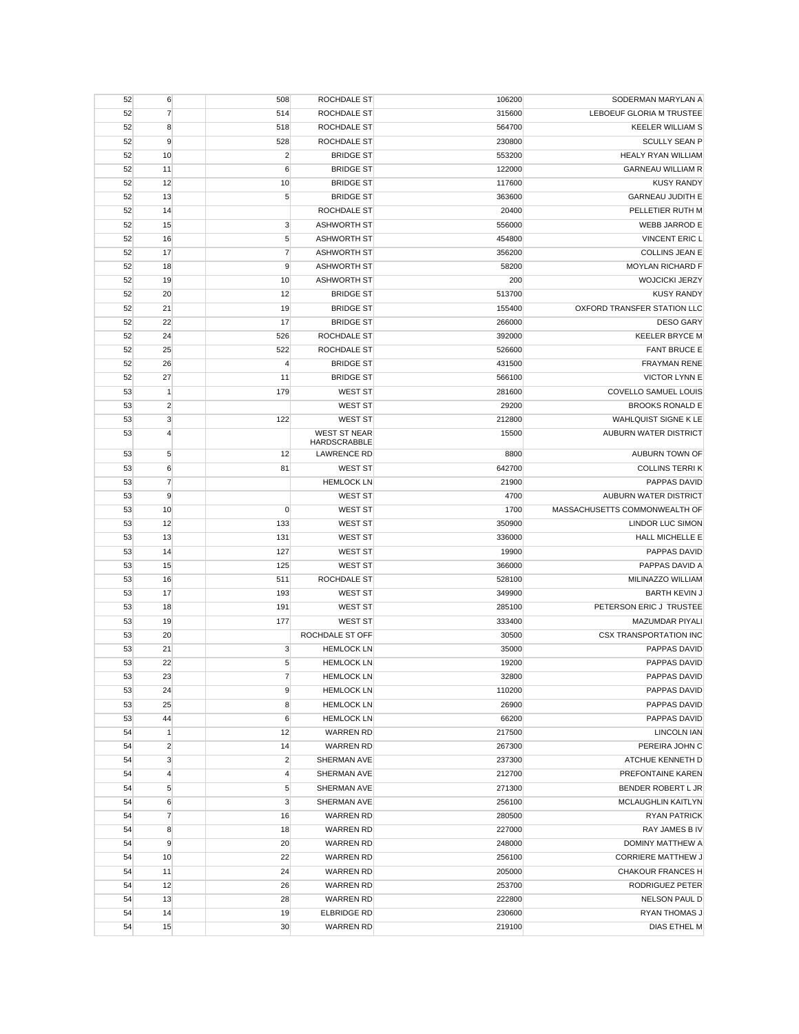| | | | | | | |
|---|---|---|---|---|---|---|
| 52 | 6 | | 508 | ROCHDALE ST | 106200 | SODERMAN MARYLAN A |
| 52 | 7 | | 514 | ROCHDALE ST | 315600 | LEBOEUF GLORIA M TRUSTEE |
| 52 | 8 | | 518 | ROCHDALE ST | 564700 | KEELER WILLIAM S |
| 52 | 9 | | 528 | ROCHDALE ST | 230800 | SCULLY SEAN P |
| 52 | 10 | | 2 | BRIDGE ST | 553200 | HEALY RYAN WILLIAM |
| 52 | 11 | | 6 | BRIDGE ST | 122000 | GARNEAU WILLIAM R |
| 52 | 12 | | 10 | BRIDGE ST | 117600 | KUSY RANDY |
| 52 | 13 | | 5 | BRIDGE ST | 363600 | GARNEAU JUDITH E |
| 52 | 14 | | | ROCHDALE ST | 20400 | PELLETIER RUTH M |
| 52 | 15 | | 3 | ASHWORTH ST | 556000 | WEBB JARROD E |
| 52 | 16 | | 5 | ASHWORTH ST | 454800 | VINCENT ERIC L |
| 52 | 17 | | 7 | ASHWORTH ST | 356200 | COLLINS JEAN E |
| 52 | 18 | | 9 | ASHWORTH ST | 58200 | MOYLAN RICHARD F |
| 52 | 19 | | 10 | ASHWORTH ST | 200 | WOJCICKI JERZY |
| 52 | 20 | | 12 | BRIDGE ST | 513700 | KUSY RANDY |
| 52 | 21 | | 19 | BRIDGE ST | 155400 | OXFORD TRANSFER STATION LLC |
| 52 | 22 | | 17 | BRIDGE ST | 266000 | DESO GARY |
| 52 | 24 | | 526 | ROCHDALE ST | 392000 | KEELER BRYCE M |
| 52 | 25 | | 522 | ROCHDALE ST | 526600 | FANT BRUCE E |
| 52 | 26 | | 4 | BRIDGE ST | 431500 | FRAYMAN RENE |
| 52 | 27 | | 11 | BRIDGE ST | 566100 | VICTOR LYNN E |
| 53 | 1 | | 179 | WEST ST | 281600 | COVELLO SAMUEL LOUIS |
| 53 | 2 | | | WEST ST | 29200 | BROOKS RONALD E |
| 53 | 3 | | 122 | WEST ST | 212800 | WAHLQUIST SIGNE K LE |
| 53 | 4 | | | WEST ST NEAR HARDSCRABBLE | 15500 | AUBURN WATER DISTRICT |
| 53 | 5 | | 12 | LAWRENCE RD | 8800 | AUBURN TOWN OF |
| 53 | 6 | | 81 | WEST ST | 642700 | COLLINS TERRI K |
| 53 | 7 | | | HEMLOCK LN | 21900 | PAPPAS DAVID |
| 53 | 9 | | | WEST ST | 4700 | AUBURN WATER DISTRICT |
| 53 | 10 | | 0 | WEST ST | 1700 | MASSACHUSETTS COMMONWEALTH OF |
| 53 | 12 | | 133 | WEST ST | 350900 | LINDOR LUC SIMON |
| 53 | 13 | | 131 | WEST ST | 336000 | HALL MICHELLE E |
| 53 | 14 | | 127 | WEST ST | 19900 | PAPPAS DAVID |
| 53 | 15 | | 125 | WEST ST | 366000 | PAPPAS DAVID A |
| 53 | 16 | | 511 | ROCHDALE ST | 528100 | MILINAZZO WILLIAM |
| 53 | 17 | | 193 | WEST ST | 349900 | BARTH KEVIN J |
| 53 | 18 | | 191 | WEST ST | 285100 | PETERSON ERIC J TRUSTEE |
| 53 | 19 | | 177 | WEST ST | 333400 | MAZUMDAR PIYALI |
| 53 | 20 | | | ROCHDALE ST OFF | 30500 | CSX TRANSPORTATION INC |
| 53 | 21 | | 3 | HEMLOCK LN | 35000 | PAPPAS DAVID |
| 53 | 22 | | 5 | HEMLOCK LN | 19200 | PAPPAS DAVID |
| 53 | 23 | | 7 | HEMLOCK LN | 32800 | PAPPAS DAVID |
| 53 | 24 | | 9 | HEMLOCK LN | 110200 | PAPPAS DAVID |
| 53 | 25 | | 8 | HEMLOCK LN | 26900 | PAPPAS DAVID |
| 53 | 44 | | 6 | HEMLOCK LN | 66200 | PAPPAS DAVID |
| 54 | 1 | | 12 | WARREN RD | 217500 | LINCOLN IAN |
| 54 | 2 | | 14 | WARREN RD | 267300 | PEREIRA JOHN C |
| 54 | 3 | | 2 | SHERMAN AVE | 237300 | ATCHUE KENNETH D |
| 54 | 4 | | 4 | SHERMAN AVE | 212700 | PREFONTAINE KAREN |
| 54 | 5 | | 5 | SHERMAN AVE | 271300 | BENDER ROBERT L JR |
| 54 | 6 | | 3 | SHERMAN AVE | 256100 | MCLAUGHLIN KAITLYN |
| 54 | 7 | | 16 | WARREN RD | 280500 | RYAN PATRICK |
| 54 | 8 | | 18 | WARREN RD | 227000 | RAY JAMES B IV |
| 54 | 9 | | 20 | WARREN RD | 248000 | DOMINY MATTHEW A |
| 54 | 10 | | 22 | WARREN RD | 256100 | CORRIERE MATTHEW J |
| 54 | 11 | | 24 | WARREN RD | 205000 | CHAKOUR FRANCES H |
| 54 | 12 | | 26 | WARREN RD | 253700 | RODRIGUEZ PETER |
| 54 | 13 | | 28 | WARREN RD | 222800 | NELSON PAUL D |
| 54 | 14 | | 19 | ELBRIDGE RD | 230600 | RYAN THOMAS J |
| 54 | 15 | | 30 | WARREN RD | 219100 | DIAS ETHEL M |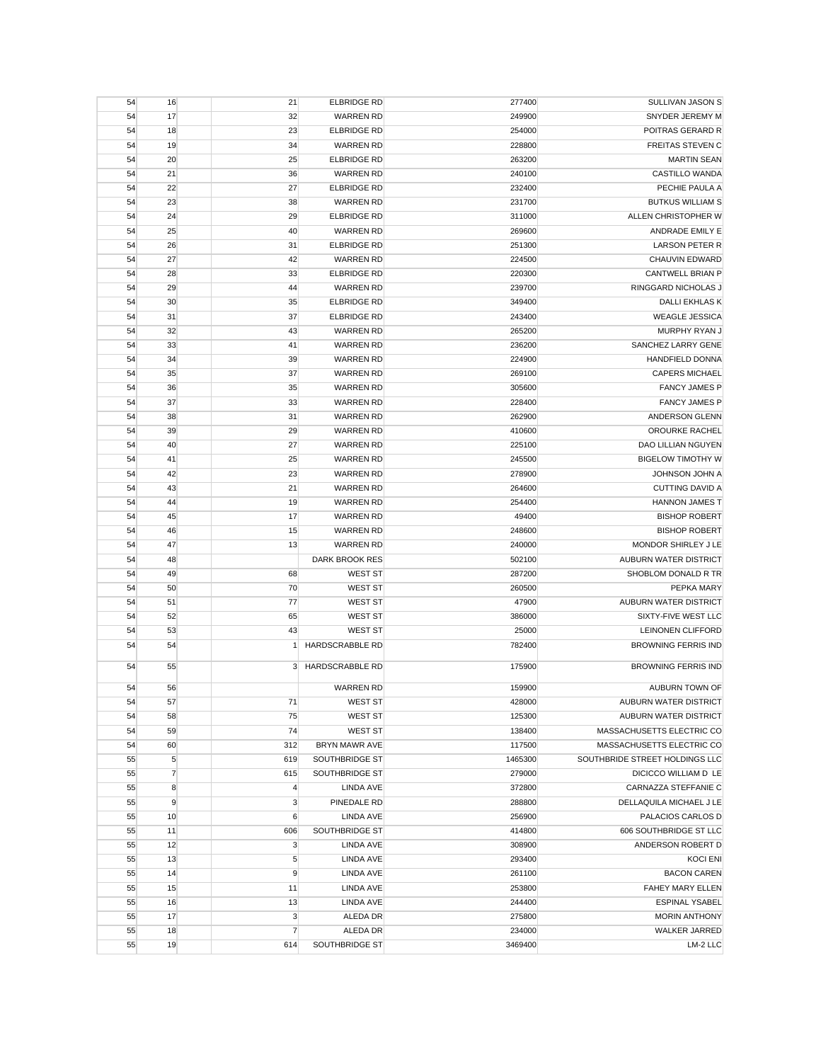| | | | | | | |
|---|---|---|---|---|---|---|
| 54 | 16 | | 21 | ELBRIDGE RD | 277400 | SULLIVAN JASON S |
| 54 | 17 | | 32 | WARREN RD | 249900 | SNYDER JEREMY M |
| 54 | 18 | | 23 | ELBRIDGE RD | 254000 | POITRAS GERARD R |
| 54 | 19 | | 34 | WARREN RD | 228800 | FREITAS STEVEN C |
| 54 | 20 | | 25 | ELBRIDGE RD | 263200 | MARTIN SEAN |
| 54 | 21 | | 36 | WARREN RD | 240100 | CASTILLO WANDA |
| 54 | 22 | | 27 | ELBRIDGE RD | 232400 | PECHIE PAULA A |
| 54 | 23 | | 38 | WARREN RD | 231700 | BUTKUS WILLIAM S |
| 54 | 24 | | 29 | ELBRIDGE RD | 311000 | ALLEN CHRISTOPHER W |
| 54 | 25 | | 40 | WARREN RD | 269600 | ANDRADE EMILY E |
| 54 | 26 | | 31 | ELBRIDGE RD | 251300 | LARSON PETER R |
| 54 | 27 | | 42 | WARREN RD | 224500 | CHAUVIN EDWARD |
| 54 | 28 | | 33 | ELBRIDGE RD | 220300 | CANTWELL BRIAN P |
| 54 | 29 | | 44 | WARREN RD | 239700 | RINGGARD NICHOLAS J |
| 54 | 30 | | 35 | ELBRIDGE RD | 349400 | DALLI EKHLAS K |
| 54 | 31 | | 37 | ELBRIDGE RD | 243400 | WEAGLE JESSICA |
| 54 | 32 | | 43 | WARREN RD | 265200 | MURPHY RYAN J |
| 54 | 33 | | 41 | WARREN RD | 236200 | SANCHEZ LARRY GENE |
| 54 | 34 | | 39 | WARREN RD | 224900 | HANDFIELD DONNA |
| 54 | 35 | | 37 | WARREN RD | 269100 | CAPERS MICHAEL |
| 54 | 36 | | 35 | WARREN RD | 305600 | FANCY JAMES P |
| 54 | 37 | | 33 | WARREN RD | 228400 | FANCY JAMES P |
| 54 | 38 | | 31 | WARREN RD | 262900 | ANDERSON GLENN |
| 54 | 39 | | 29 | WARREN RD | 410600 | OROURKE RACHEL |
| 54 | 40 | | 27 | WARREN RD | 225100 | DAO LILLIAN NGUYEN |
| 54 | 41 | | 25 | WARREN RD | 245500 | BIGELOW TIMOTHY W |
| 54 | 42 | | 23 | WARREN RD | 278900 | JOHNSON JOHN A |
| 54 | 43 | | 21 | WARREN RD | 264600 | CUTTING DAVID A |
| 54 | 44 | | 19 | WARREN RD | 254400 | HANNON JAMES T |
| 54 | 45 | | 17 | WARREN RD | 49400 | BISHOP ROBERT |
| 54 | 46 | | 15 | WARREN RD | 248600 | BISHOP ROBERT |
| 54 | 47 | | 13 | WARREN RD | 240000 | MONDOR SHIRLEY J LE |
| 54 | 48 | | | DARK BROOK RES | 502100 | AUBURN WATER DISTRICT |
| 54 | 49 | | 68 | WEST ST | 287200 | SHOBLOM DONALD R TR |
| 54 | 50 | | 70 | WEST ST | 260500 | PEPKA MARY |
| 54 | 51 | | 77 | WEST ST | 47900 | AUBURN WATER DISTRICT |
| 54 | 52 | | 65 | WEST ST | 386000 | SIXTY-FIVE WEST LLC |
| 54 | 53 | | 43 | WEST ST | 25000 | LEINONEN CLIFFORD |
| 54 | 54 | | 1 | HARDSCRABBLE RD | 782400 | BROWNING FERRIS IND |
| 54 | 55 | | 3 | HARDSCRABBLE RD | 175900 | BROWNING FERRIS IND |
| 54 | 56 | | | WARREN RD | 159900 | AUBURN TOWN OF |
| 54 | 57 | | 71 | WEST ST | 428000 | AUBURN WATER DISTRICT |
| 54 | 58 | | 75 | WEST ST | 125300 | AUBURN WATER DISTRICT |
| 54 | 59 | | 74 | WEST ST | 138400 | MASSACHUSETTS ELECTRIC CO |
| 54 | 60 | | 312 | BRYN MAWR AVE | 117500 | MASSACHUSETTS ELECTRIC CO |
| 55 | 5 | | 619 | SOUTHBRIDGE ST | 1465300 | SOUTHBRIDE STREET HOLDINGS LLC |
| 55 | 7 | | 615 | SOUTHBRIDGE ST | 279000 | DICICCO WILLIAM D LE |
| 55 | 8 | | 4 | LINDA AVE | 372800 | CARNAZZA STEFFANIE C |
| 55 | 9 | | 3 | PINEDALE RD | 288800 | DELLAQUILA MICHAEL J LE |
| 55 | 10 | | 6 | LINDA AVE | 256900 | PALACIOS CARLOS D |
| 55 | 11 | | 606 | SOUTHBRIDGE ST | 414800 | 606 SOUTHBRIDGE ST LLC |
| 55 | 12 | | 3 | LINDA AVE | 308900 | ANDERSON ROBERT D |
| 55 | 13 | | 5 | LINDA AVE | 293400 | KOCI ENI |
| 55 | 14 | | 9 | LINDA AVE | 261100 | BACON CAREN |
| 55 | 15 | | 11 | LINDA AVE | 253800 | FAHEY MARY ELLEN |
| 55 | 16 | | 13 | LINDA AVE | 244400 | ESPINAL YSABEL |
| 55 | 17 | | 3 | ALEDA DR | 275800 | MORIN ANTHONY |
| 55 | 18 | | 7 | ALEDA DR | 234000 | WALKER JARRED |
| 55 | 19 | | 614 | SOUTHBRIDGE ST | 3469400 | LM-2 LLC |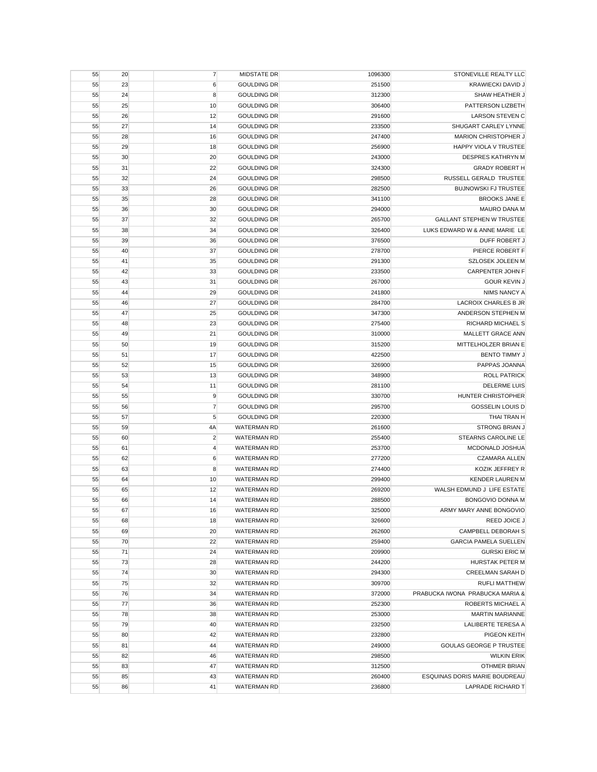| | | | | | | |
|---|---|---|---|---|---|---|
| 55 | 20 | | 7 | MIDSTATE DR | 1096300 | STONEVILLE REALTY LLC |
| 55 | 23 | | 6 | GOULDING DR | 251500 | KRAWIECKI DAVID J |
| 55 | 24 | | 8 | GOULDING DR | 312300 | SHAW HEATHER J |
| 55 | 25 | | 10 | GOULDING DR | 306400 | PATTERSON LIZBETH |
| 55 | 26 | | 12 | GOULDING DR | 291600 | LARSON STEVEN C |
| 55 | 27 | | 14 | GOULDING DR | 233500 | SHUGART CARLEY LYNNE |
| 55 | 28 | | 16 | GOULDING DR | 247400 | MARION CHRISTOPHER J |
| 55 | 29 | | 18 | GOULDING DR | 256900 | HAPPY VIOLA V TRUSTEE |
| 55 | 30 | | 20 | GOULDING DR | 243000 | DESPRES KATHRYN M |
| 55 | 31 | | 22 | GOULDING DR | 324300 | GRADY ROBERT H |
| 55 | 32 | | 24 | GOULDING DR | 298500 | RUSSELL GERALD TRUSTEE |
| 55 | 33 | | 26 | GOULDING DR | 282500 | BUJNOWSKI FJ TRUSTEE |
| 55 | 35 | | 28 | GOULDING DR | 341100 | BROOKS JANE E |
| 55 | 36 | | 30 | GOULDING DR | 294000 | MAURO DANA M |
| 55 | 37 | | 32 | GOULDING DR | 265700 | GALLANT STEPHEN W TRUSTEE |
| 55 | 38 | | 34 | GOULDING DR | 326400 | LUKS EDWARD W & ANNE MARIE LE |
| 55 | 39 | | 36 | GOULDING DR | 376500 | DUFF ROBERT J |
| 55 | 40 | | 37 | GOULDING DR | 278700 | PIERCE ROBERT F |
| 55 | 41 | | 35 | GOULDING DR | 291300 | SZLOSEK JOLEEN M |
| 55 | 42 | | 33 | GOULDING DR | 233500 | CARPENTER JOHN F |
| 55 | 43 | | 31 | GOULDING DR | 267000 | GOUR KEVIN J |
| 55 | 44 | | 29 | GOULDING DR | 241800 | NIMS NANCY A |
| 55 | 46 | | 27 | GOULDING DR | 284700 | LACROIX CHARLES B JR |
| 55 | 47 | | 25 | GOULDING DR | 347300 | ANDERSON STEPHEN M |
| 55 | 48 | | 23 | GOULDING DR | 275400 | RICHARD MICHAEL S |
| 55 | 49 | | 21 | GOULDING DR | 310000 | MALLETT GRACE ANN |
| 55 | 50 | | 19 | GOULDING DR | 315200 | MITTELHOLZER BRIAN E |
| 55 | 51 | | 17 | GOULDING DR | 422500 | BENTO TIMMY J |
| 55 | 52 | | 15 | GOULDING DR | 326900 | PAPPAS JOANNA |
| 55 | 53 | | 13 | GOULDING DR | 348900 | ROLL PATRICK |
| 55 | 54 | | 11 | GOULDING DR | 281100 | DELERME LUIS |
| 55 | 55 | | 9 | GOULDING DR | 330700 | HUNTER CHRISTOPHER |
| 55 | 56 | | 7 | GOULDING DR | 295700 | GOSSELIN LOUIS D |
| 55 | 57 | | 5 | GOULDING DR | 220300 | THAI TRAN H |
| 55 | 59 | | 4A | WATERMAN RD | 261600 | STRONG BRIAN J |
| 55 | 60 | | 2 | WATERMAN RD | 255400 | STEARNS CAROLINE LE |
| 55 | 61 | | 4 | WATERMAN RD | 253700 | MCDONALD JOSHUA |
| 55 | 62 | | 6 | WATERMAN RD | 277200 | CZAMARA ALLEN |
| 55 | 63 | | 8 | WATERMAN RD | 274400 | KOZIK JEFFREY R |
| 55 | 64 | | 10 | WATERMAN RD | 299400 | KENDER LAUREN M |
| 55 | 65 | | 12 | WATERMAN RD | 269200 | WALSH EDMUND J LIFE ESTATE |
| 55 | 66 | | 14 | WATERMAN RD | 288500 | BONGOVIO DONNA M |
| 55 | 67 | | 16 | WATERMAN RD | 325000 | ARMY MARY ANNE BONGOVIO |
| 55 | 68 | | 18 | WATERMAN RD | 326600 | REED JOICE J |
| 55 | 69 | | 20 | WATERMAN RD | 262600 | CAMPBELL DEBORAH S |
| 55 | 70 | | 22 | WATERMAN RD | 259400 | GARCIA PAMELA SUELLEN |
| 55 | 71 | | 24 | WATERMAN RD | 209900 | GURSKI ERIC M |
| 55 | 73 | | 28 | WATERMAN RD | 244200 | HURSTAK PETER M |
| 55 | 74 | | 30 | WATERMAN RD | 294300 | CREELMAN SARAH D |
| 55 | 75 | | 32 | WATERMAN RD | 309700 | RUFLI MATTHEW |
| 55 | 76 | | 34 | WATERMAN RD | 372000 | PRABUCKA IWONA PRABUCKA MARIA & |
| 55 | 77 | | 36 | WATERMAN RD | 252300 | ROBERTS MICHAEL A |
| 55 | 78 | | 38 | WATERMAN RD | 253000 | MARTIN MARIANNE |
| 55 | 79 | | 40 | WATERMAN RD | 232500 | LALIBERTE TERESA A |
| 55 | 80 | | 42 | WATERMAN RD | 232800 | PIGEON KEITH |
| 55 | 81 | | 44 | WATERMAN RD | 249000 | GOULAS GEORGE P TRUSTEE |
| 55 | 82 | | 46 | WATERMAN RD | 298500 | WILKIN ERIK |
| 55 | 83 | | 47 | WATERMAN RD | 312500 | OTHMER BRIAN |
| 55 | 85 | | 43 | WATERMAN RD | 260400 | ESQUINAS DORIS MARIE BOUDREAU |
| 55 | 86 | | 41 | WATERMAN RD | 236800 | LAPRADE RICHARD T |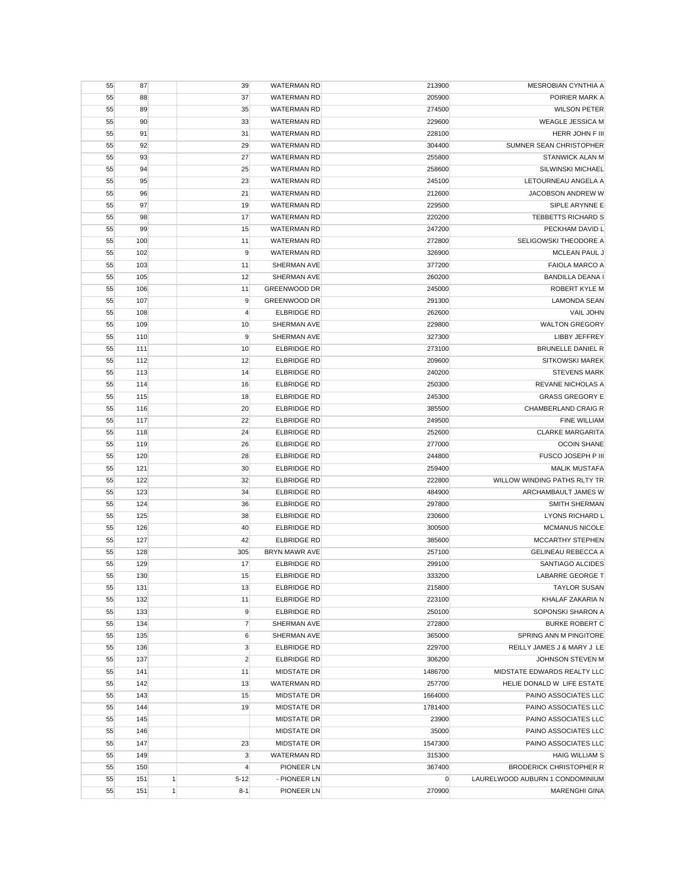| | | | | | | |
|---|---|---|---|---|---|---|
| 55 | 87 | | 39 | WATERMAN RD | 213900 | MESROBIAN CYNTHIA A |
| 55 | 88 | | 37 | WATERMAN RD | 205900 | POIRIER MARK A |
| 55 | 89 | | 35 | WATERMAN RD | 274500 | WILSON PETER |
| 55 | 90 | | 33 | WATERMAN RD | 229600 | WEAGLE JESSICA M |
| 55 | 91 | | 31 | WATERMAN RD | 228100 | HERR JOHN F III |
| 55 | 92 | | 29 | WATERMAN RD | 304400 | SUMNER SEAN CHRISTOPHER |
| 55 | 93 | | 27 | WATERMAN RD | 255800 | STANWICK ALAN M |
| 55 | 94 | | 25 | WATERMAN RD | 258600 | SILWINSKI MICHAEL |
| 55 | 95 | | 23 | WATERMAN RD | 245100 | LETOURNEAU ANGELA A |
| 55 | 96 | | 21 | WATERMAN RD | 212600 | JACOBSON ANDREW W |
| 55 | 97 | | 19 | WATERMAN RD | 229500 | SIPLE ARYNNE E |
| 55 | 98 | | 17 | WATERMAN RD | 220200 | TEBBETTS RICHARD S |
| 55 | 99 | | 15 | WATERMAN RD | 247200 | PECKHAM DAVID L |
| 55 | 100 | | 11 | WATERMAN RD | 272800 | SELIGOWSKI THEODORE A |
| 55 | 102 | | 9 | WATERMAN RD | 326900 | MCLEAN PAUL J |
| 55 | 103 | | 11 | SHERMAN AVE | 377200 | FAIOLA MARCO A |
| 55 | 105 | | 12 | SHERMAN AVE | 260200 | BANDILLA DEANA I |
| 55 | 106 | | 11 | GREENWOOD DR | 245000 | ROBERT KYLE M |
| 55 | 107 | | 9 | GREENWOOD DR | 291300 | LAMONDA SEAN |
| 55 | 108 | | 4 | ELBRIDGE RD | 262600 | VAIL JOHN |
| 55 | 109 | | 10 | SHERMAN AVE | 229800 | WALTON GREGORY |
| 55 | 110 | | 9 | SHERMAN AVE | 327300 | LIBBY JEFFREY |
| 55 | 111 | | 10 | ELBRIDGE RD | 273100 | BRUNELLE DANIEL R |
| 55 | 112 | | 12 | ELBRIDGE RD | 209600 | SITKOWSKI MAREK |
| 55 | 113 | | 14 | ELBRIDGE RD | 240200 | STEVENS MARK |
| 55 | 114 | | 16 | ELBRIDGE RD | 250300 | REVANE NICHOLAS A |
| 55 | 115 | | 18 | ELBRIDGE RD | 245300 | GRASS GREGORY E |
| 55 | 116 | | 20 | ELBRIDGE RD | 385500 | CHAMBERLAND CRAIG R |
| 55 | 117 | | 22 | ELBRIDGE RD | 249500 | FINE WILLIAM |
| 55 | 118 | | 24 | ELBRIDGE RD | 252600 | CLARKE MARGARITA |
| 55 | 119 | | 26 | ELBRIDGE RD | 277000 | OCOIN SHANE |
| 55 | 120 | | 28 | ELBRIDGE RD | 244800 | FUSCO JOSEPH P III |
| 55 | 121 | | 30 | ELBRIDGE RD | 259400 | MALIK MUSTAFA |
| 55 | 122 | | 32 | ELBRIDGE RD | 222800 | WILLOW WINDING PATHS RLTY TR |
| 55 | 123 | | 34 | ELBRIDGE RD | 484900 | ARCHAMBAULT JAMES W |
| 55 | 124 | | 36 | ELBRIDGE RD | 297800 | SMITH SHERMAN |
| 55 | 125 | | 38 | ELBRIDGE RD | 230600 | LYONS RICHARD L |
| 55 | 126 | | 40 | ELBRIDGE RD | 300500 | MCMANUS NICOLE |
| 55 | 127 | | 42 | ELBRIDGE RD | 385600 | MCCARTHY STEPHEN |
| 55 | 128 | | 305 | BRYN MAWR AVE | 257100 | GELINEAU REBECCA A |
| 55 | 129 | | 17 | ELBRIDGE RD | 299100 | SANTIAGO ALCIDES |
| 55 | 130 | | 15 | ELBRIDGE RD | 333200 | LABARRE GEORGE T |
| 55 | 131 | | 13 | ELBRIDGE RD | 215800 | TAYLOR SUSAN |
| 55 | 132 | | 11 | ELBRIDGE RD | 223100 | KHALAF ZAKARIA N |
| 55 | 133 | | 9 | ELBRIDGE RD | 250100 | SOPONSKI SHARON A |
| 55 | 134 | | 7 | SHERMAN AVE | 272800 | BURKE ROBERT C |
| 55 | 135 | | 6 | SHERMAN AVE | 365000 | SPRING ANN M PINGITORE |
| 55 | 136 | | 3 | ELBRIDGE RD | 229700 | REILLY JAMES J & MARY J LE |
| 55 | 137 | | 2 | ELBRIDGE RD | 306200 | JOHNSON STEVEN M |
| 55 | 141 | | 11 | MIDSTATE DR | 1486700 | MIDSTATE EDWARDS REALTY LLC |
| 55 | 142 | | 13 | WATERMAN RD | 257700 | HELIE DONALD W LIFE ESTATE |
| 55 | 143 | | 15 | MIDSTATE DR | 1664000 | PAINO ASSOCIATES LLC |
| 55 | 144 | | 19 | MIDSTATE DR | 1781400 | PAINO ASSOCIATES LLC |
| 55 | 145 | | | MIDSTATE DR | 23900 | PAINO ASSOCIATES LLC |
| 55 | 146 | | | MIDSTATE DR | 35000 | PAINO ASSOCIATES LLC |
| 55 | 147 | | 23 | MIDSTATE DR | 1547300 | PAINO ASSOCIATES LLC |
| 55 | 149 | | 3 | WATERMAN RD | 315300 | HAIG WILLIAM S |
| 55 | 150 | | 4 | PIONEER LN | 367400 | BRODERICK CHRISTOPHER R |
| 55 | 151 | 1 | 5-12 | - PIONEER LN | 0 | LAURELWOOD AUBURN 1 CONDOMINIUM |
| 55 | 151 | 1 | 8-1 | PIONEER LN | 270900 | MARENGHI GINA |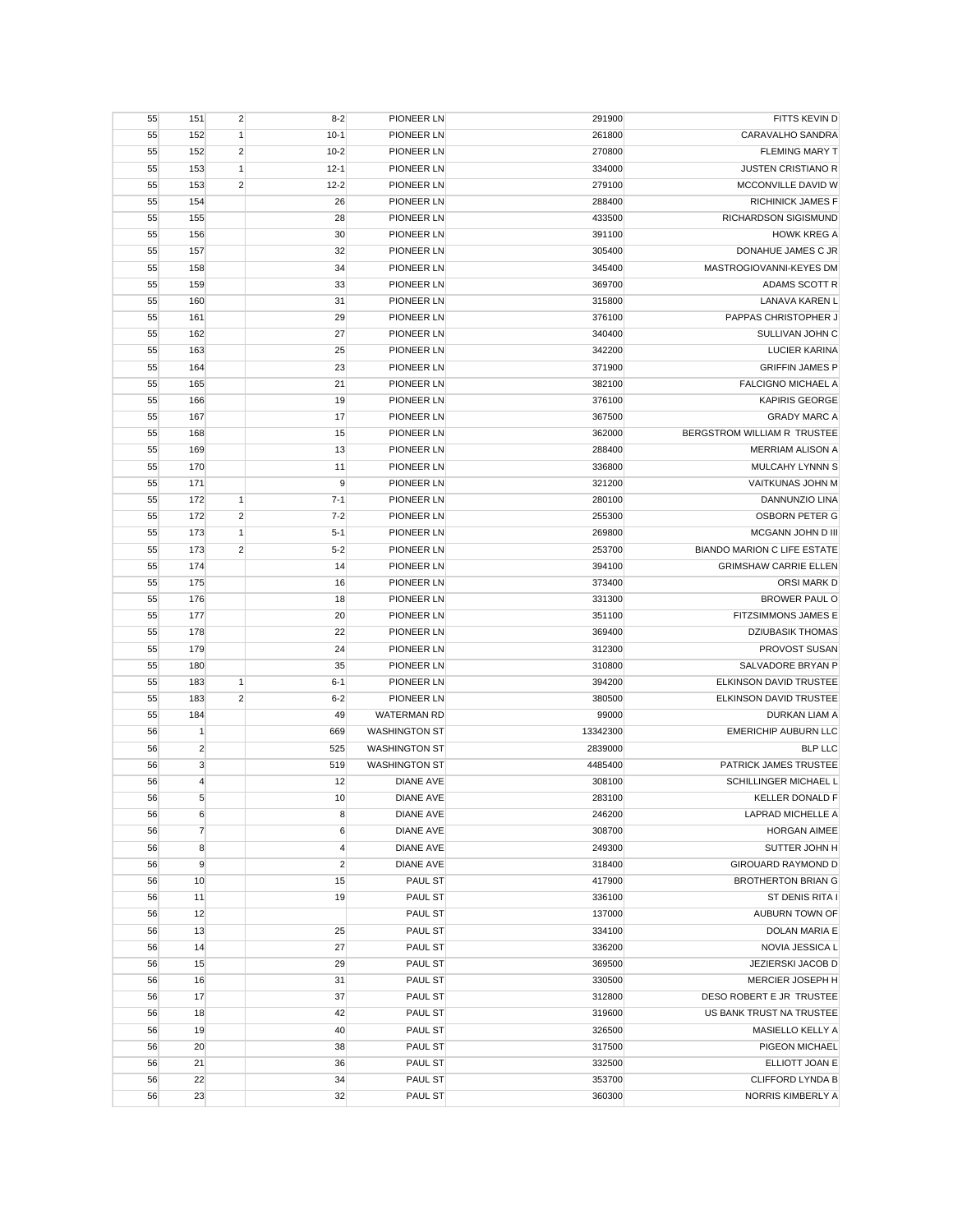| | | | | | | |
|---|---|---|---|---|---|---|
| 55 | 151 | 2 | 8-2 | PIONEER LN | 291900 | FITTS KEVIN D |
| 55 | 152 | 1 | 10-1 | PIONEER LN | 261800 | CARAVALHO SANDRA |
| 55 | 152 | 2 | 10-2 | PIONEER LN | 270800 | FLEMING MARY T |
| 55 | 153 | 1 | 12-1 | PIONEER LN | 334000 | JUSTEN CRISTIANO R |
| 55 | 153 | 2 | 12-2 | PIONEER LN | 279100 | MCCONVILLE DAVID W |
| 55 | 154 | | 26 | PIONEER LN | 288400 | RICHINICK JAMES F |
| 55 | 155 | | 28 | PIONEER LN | 433500 | RICHARDSON SIGISMUND |
| 55 | 156 | | 30 | PIONEER LN | 391100 | HOWK KREG A |
| 55 | 157 | | 32 | PIONEER LN | 305400 | DONAHUE JAMES C JR |
| 55 | 158 | | 34 | PIONEER LN | 345400 | MASTROGIOVANNI-KEYES DM |
| 55 | 159 | | 33 | PIONEER LN | 369700 | ADAMS SCOTT R |
| 55 | 160 | | 31 | PIONEER LN | 315800 | LANAVA KAREN L |
| 55 | 161 | | 29 | PIONEER LN | 376100 | PAPPAS CHRISTOPHER J |
| 55 | 162 | | 27 | PIONEER LN | 340400 | SULLIVAN JOHN C |
| 55 | 163 | | 25 | PIONEER LN | 342200 | LUCIER KARINA |
| 55 | 164 | | 23 | PIONEER LN | 371900 | GRIFFIN JAMES P |
| 55 | 165 | | 21 | PIONEER LN | 382100 | FALCIGNO MICHAEL A |
| 55 | 166 | | 19 | PIONEER LN | 376100 | KAPIRIS GEORGE |
| 55 | 167 | | 17 | PIONEER LN | 367500 | GRADY MARC A |
| 55 | 168 | | 15 | PIONEER LN | 362000 | BERGSTROM WILLIAM R TRUSTEE |
| 55 | 169 | | 13 | PIONEER LN | 288400 | MERRIAM ALISON A |
| 55 | 170 | | 11 | PIONEER LN | 336800 | MULCAHY LYNNN S |
| 55 | 171 | | 9 | PIONEER LN | 321200 | VAITKUNAS JOHN M |
| 55 | 172 | 1 | 7-1 | PIONEER LN | 280100 | DANNUNZIO LINA |
| 55 | 172 | 2 | 7-2 | PIONEER LN | 255300 | OSBORN PETER G |
| 55 | 173 | 1 | 5-1 | PIONEER LN | 269800 | MCGANN JOHN D III |
| 55 | 173 | 2 | 5-2 | PIONEER LN | 253700 | BIANDO MARION C LIFE ESTATE |
| 55 | 174 | | 14 | PIONEER LN | 394100 | GRIMSHAW CARRIE ELLEN |
| 55 | 175 | | 16 | PIONEER LN | 373400 | ORSI MARK D |
| 55 | 176 | | 18 | PIONEER LN | 331300 | BROWER PAUL O |
| 55 | 177 | | 20 | PIONEER LN | 351100 | FITZSIMMONS JAMES E |
| 55 | 178 | | 22 | PIONEER LN | 369400 | DZIUBASIK THOMAS |
| 55 | 179 | | 24 | PIONEER LN | 312300 | PROVOST SUSAN |
| 55 | 180 | | 35 | PIONEER LN | 310800 | SALVADORE BRYAN P |
| 55 | 183 | 1 | 6-1 | PIONEER LN | 394200 | ELKINSON DAVID TRUSTEE |
| 55 | 183 | 2 | 6-2 | PIONEER LN | 380500 | ELKINSON DAVID TRUSTEE |
| 55 | 184 | | 49 | WATERMAN RD | 99000 | DURKAN LIAM A |
| 56 | 1 | | 669 | WASHINGTON ST | 13342300 | EMERICHIP AUBURN LLC |
| 56 | 2 | | 525 | WASHINGTON ST | 2839000 | BLP LLC |
| 56 | 3 | | 519 | WASHINGTON ST | 4485400 | PATRICK JAMES TRUSTEE |
| 56 | 4 | | 12 | DIANE AVE | 308100 | SCHILLINGER MICHAEL L |
| 56 | 5 | | 10 | DIANE AVE | 283100 | KELLER DONALD F |
| 56 | 6 | | 8 | DIANE AVE | 246200 | LAPRAD MICHELLE A |
| 56 | 7 | | 6 | DIANE AVE | 308700 | HORGAN AIMEE |
| 56 | 8 | | 4 | DIANE AVE | 249300 | SUTTER JOHN H |
| 56 | 9 | | 2 | DIANE AVE | 318400 | GIROUARD RAYMOND D |
| 56 | 10 | | 15 | PAUL ST | 417900 | BROTHERTON BRIAN G |
| 56 | 11 | | 19 | PAUL ST | 336100 | ST DENIS RITA I |
| 56 | 12 | | | PAUL ST | 137000 | AUBURN TOWN OF |
| 56 | 13 | | 25 | PAUL ST | 334100 | DOLAN MARIA E |
| 56 | 14 | | 27 | PAUL ST | 336200 | NOVIA JESSICA L |
| 56 | 15 | | 29 | PAUL ST | 369500 | JEZIERSKI JACOB D |
| 56 | 16 | | 31 | PAUL ST | 330500 | MERCIER JOSEPH H |
| 56 | 17 | | 37 | PAUL ST | 312800 | DESO ROBERT E JR TRUSTEE |
| 56 | 18 | | 42 | PAUL ST | 319600 | US BANK TRUST NA TRUSTEE |
| 56 | 19 | | 40 | PAUL ST | 326500 | MASIELLO KELLY A |
| 56 | 20 | | 38 | PAUL ST | 317500 | PIGEON MICHAEL |
| 56 | 21 | | 36 | PAUL ST | 332500 | ELLIOTT JOAN E |
| 56 | 22 | | 34 | PAUL ST | 353700 | CLIFFORD LYNDA B |
| 56 | 23 | | 32 | PAUL ST | 360300 | NORRIS KIMBERLY A |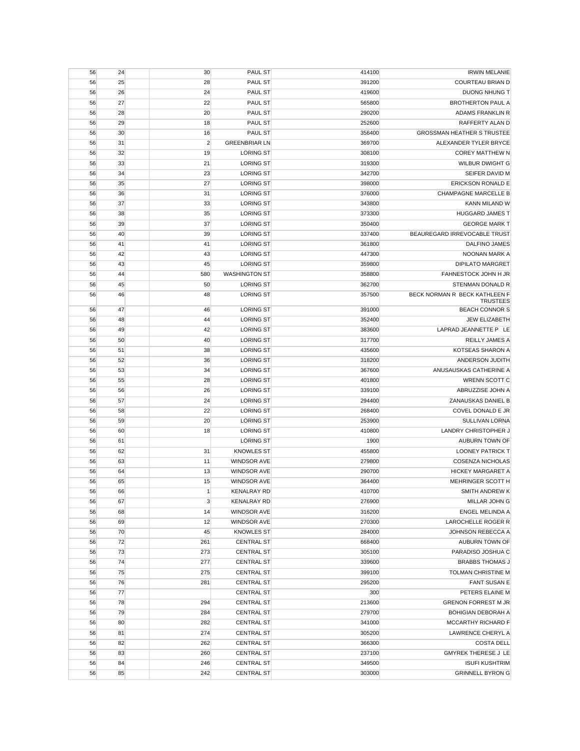| | | | | | | |
|---|---|---|---|---|---|---|
| 56 | 24 | | 30 | PAUL ST | 414100 | IRWIN MELANIE |
| 56 | 25 | | 28 | PAUL ST | 391200 | COURTEAU BRIAN D |
| 56 | 26 | | 24 | PAUL ST | 419600 | DUONG NHUNG T |
| 56 | 27 | | 22 | PAUL ST | 565800 | BROTHERTON PAUL A |
| 56 | 28 | | 20 | PAUL ST | 290200 | ADAMS FRANKLIN R |
| 56 | 29 | | 18 | PAUL ST | 252600 | RAFFERTY ALAN D |
| 56 | 30 | | 16 | PAUL ST | 356400 | GROSSMAN HEATHER S TRUSTEE |
| 56 | 31 | | 2 | GREENBRIAR LN | 369700 | ALEXANDER TYLER BRYCE |
| 56 | 32 | | 19 | LORING ST | 308100 | COREY MATTHEW N |
| 56 | 33 | | 21 | LORING ST | 319300 | WILBUR DWIGHT G |
| 56 | 34 | | 23 | LORING ST | 342700 | SEIFER DAVID M |
| 56 | 35 | | 27 | LORING ST | 398000 | ERICKSON RONALD E |
| 56 | 36 | | 31 | LORING ST | 376000 | CHAMPAGNE MARCELLE B |
| 56 | 37 | | 33 | LORING ST | 343800 | KANN MILAND W |
| 56 | 38 | | 35 | LORING ST | 373300 | HUGGARD JAMES T |
| 56 | 39 | | 37 | LORING ST | 350400 | GEORGE MARK T |
| 56 | 40 | | 39 | LORING ST | 337400 | BEAUREGARD IRREVOCABLE TRUST |
| 56 | 41 | | 41 | LORING ST | 361800 | DALFINO JAMES |
| 56 | 42 | | 43 | LORING ST | 447300 | NOONAN MARK A |
| 56 | 43 | | 45 | LORING ST | 359800 | DIPILATO MARGRET |
| 56 | 44 | | 580 | WASHINGTON ST | 358800 | FAHNESTOCK JOHN H JR |
| 56 | 45 | | 50 | LORING ST | 362700 | STENMAN DONALD R |
| 56 | 46 | | 48 | LORING ST | 357500 | BECK NORMAN R BECK KATHLEEN F TRUSTEES |
| 56 | 47 | | 46 | LORING ST | 391000 | BEACH CONNOR S |
| 56 | 48 | | 44 | LORING ST | 352400 | JEW ELIZABETH |
| 56 | 49 | | 42 | LORING ST | 383600 | LAPRAD JEANNETTE P LE |
| 56 | 50 | | 40 | LORING ST | 317700 | REILLY JAMES A |
| 56 | 51 | | 38 | LORING ST | 435600 | KOTSEAS SHARON A |
| 56 | 52 | | 36 | LORING ST | 318200 | ANDERSON JUDITH |
| 56 | 53 | | 34 | LORING ST | 367600 | ANUSAUSKAS CATHERINE A |
| 56 | 55 | | 28 | LORING ST | 401800 | WRENN SCOTT C |
| 56 | 56 | | 26 | LORING ST | 339100 | ABRUZZISE JOHN A |
| 56 | 57 | | 24 | LORING ST | 294400 | ZANAUSKAS DANIEL B |
| 56 | 58 | | 22 | LORING ST | 268400 | COVEL DONALD E JR |
| 56 | 59 | | 20 | LORING ST | 253900 | SULLIVAN LORNA |
| 56 | 60 | | 18 | LORING ST | 410800 | LANDRY CHRISTOPHER J |
| 56 | 61 | | | LORING ST | 1900 | AUBURN TOWN OF |
| 56 | 62 | | 31 | KNOWLES ST | 455800 | LOONEY PATRICK T |
| 56 | 63 | | 11 | WINDSOR AVE | 279800 | COSENZA NICHOLAS |
| 56 | 64 | | 13 | WINDSOR AVE | 290700 | HICKEY MARGARET A |
| 56 | 65 | | 15 | WINDSOR AVE | 364400 | MEHRINGER SCOTT H |
| 56 | 66 | | 1 | KENALRAY RD | 410700 | SMITH ANDREW K |
| 56 | 67 | | 3 | KENALRAY RD | 276900 | MILLAR JOHN G |
| 56 | 68 | | 14 | WINDSOR AVE | 316200 | ENGEL MELINDA A |
| 56 | 69 | | 12 | WINDSOR AVE | 270300 | LAROCHELLE ROGER R |
| 56 | 70 | | 45 | KNOWLES ST | 284000 | JOHNSON REBECCA A |
| 56 | 72 | | 261 | CENTRAL ST | 668400 | AUBURN TOWN OF |
| 56 | 73 | | 273 | CENTRAL ST | 305100 | PARADISO JOSHUA C |
| 56 | 74 | | 277 | CENTRAL ST | 339600 | BRABBS THOMAS J |
| 56 | 75 | | 275 | CENTRAL ST | 399100 | TOLMAN CHRISTINE M |
| 56 | 76 | | 281 | CENTRAL ST | 295200 | FANT SUSAN E |
| 56 | 77 | | | CENTRAL ST | 300 | PETERS ELAINE M |
| 56 | 78 | | 294 | CENTRAL ST | 213600 | GRENON FORREST M JR |
| 56 | 79 | | 284 | CENTRAL ST | 279700 | BOHIGIAN DEBORAH A |
| 56 | 80 | | 282 | CENTRAL ST | 341000 | MCCARTHY RICHARD F |
| 56 | 81 | | 274 | CENTRAL ST | 305200 | LAWRENCE CHERYL A |
| 56 | 82 | | 262 | CENTRAL ST | 366300 | COSTA DELL |
| 56 | 83 | | 260 | CENTRAL ST | 237100 | GMYREK THERESE J LE |
| 56 | 84 | | 246 | CENTRAL ST | 349500 | ISUFI KUSHTRIM |
| 56 | 85 | | 242 | CENTRAL ST | 303000 | GRINNELL BYRON G |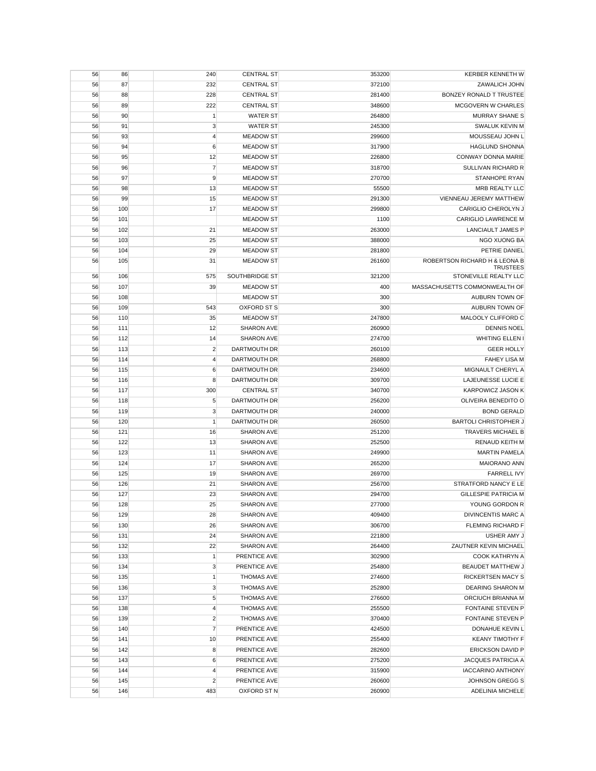| | | | | | | |
|---|---|---|---|---|---|---|
| 56 | 86 | | 240 | CENTRAL ST | 353200 | KERBER KENNETH W |
| 56 | 87 | | 232 | CENTRAL ST | 372100 | ZAWALICH JOHN |
| 56 | 88 | | 228 | CENTRAL ST | 281400 | BONZEY RONALD T TRUSTEE |
| 56 | 89 | | 222 | CENTRAL ST | 348600 | MCGOVERN W CHARLES |
| 56 | 90 | | 1 | WATER ST | 264800 | MURRAY SHANE S |
| 56 | 91 | | 3 | WATER ST | 245300 | SWALUK KEVIN M |
| 56 | 93 | | 4 | MEADOW ST | 299600 | MOUSSEAU JOHN L |
| 56 | 94 | | 6 | MEADOW ST | 317900 | HAGLUND SHONNA |
| 56 | 95 | | 12 | MEADOW ST | 226800 | CONWAY DONNA MARIE |
| 56 | 96 | | 7 | MEADOW ST | 318700 | SULLIVAN RICHARD R |
| 56 | 97 | | 9 | MEADOW ST | 270700 | STANHOPE RYAN |
| 56 | 98 | | 13 | MEADOW ST | 55500 | MRB REALTY LLC |
| 56 | 99 | | 15 | MEADOW ST | 291300 | VIENNEAU JEREMY MATTHEW |
| 56 | 100 | | 17 | MEADOW ST | 299800 | CARIGLIO CHEROLYN J |
| 56 | 101 | | | MEADOW ST | 1100 | CARIGLIO LAWRENCE M |
| 56 | 102 | | 21 | MEADOW ST | 263000 | LANCIAULT JAMES P |
| 56 | 103 | | 25 | MEADOW ST | 388000 | NGO XUONG BA |
| 56 | 104 | | 29 | MEADOW ST | 281800 | PETRIE DANIEL |
| 56 | 105 | | 31 | MEADOW ST | 261600 | ROBERTSON RICHARD H & LEONA B TRUSTEES |
| 56 | 106 | | 575 | SOUTHBRIDGE ST | 321200 | STONEVILLE REALTY LLC |
| 56 | 107 | | 39 | MEADOW ST | 400 | MASSACHUSETTS COMMONWEALTH OF |
| 56 | 108 | | | MEADOW ST | 300 | AUBURN TOWN OF |
| 56 | 109 | | 543 | OXFORD ST S | 300 | AUBURN TOWN OF |
| 56 | 110 | | 35 | MEADOW ST | 247800 | MALOOLY CLIFFORD C |
| 56 | 111 | | 12 | SHARON AVE | 260900 | DENNIS NOEL |
| 56 | 112 | | 14 | SHARON AVE | 274700 | WHITING ELLEN I |
| 56 | 113 | | 2 | DARTMOUTH DR | 260100 | GEER HOLLY |
| 56 | 114 | | 4 | DARTMOUTH DR | 268800 | FAHEY LISA M |
| 56 | 115 | | 6 | DARTMOUTH DR | 234600 | MIGNAULT CHERYL A |
| 56 | 116 | | 8 | DARTMOUTH DR | 309700 | LAJEUNESSE LUCIE E |
| 56 | 117 | | 300 | CENTRAL ST | 340700 | KARPOWICZ JASON K |
| 56 | 118 | | 5 | DARTMOUTH DR | 256200 | OLIVEIRA BENEDITO O |
| 56 | 119 | | 3 | DARTMOUTH DR | 240000 | BOND GERALD |
| 56 | 120 | | 1 | DARTMOUTH DR | 260500 | BARTOLI CHRISTOPHER J |
| 56 | 121 | | 16 | SHARON AVE | 251200 | TRAVERS MICHAEL B |
| 56 | 122 | | 13 | SHARON AVE | 252500 | RENAUD KEITH M |
| 56 | 123 | | 11 | SHARON AVE | 249900 | MARTIN PAMELA |
| 56 | 124 | | 17 | SHARON AVE | 265200 | MAIORANO ANN |
| 56 | 125 | | 19 | SHARON AVE | 269700 | FARRELL IVY |
| 56 | 126 | | 21 | SHARON AVE | 256700 | STRATFORD NANCY E LE |
| 56 | 127 | | 23 | SHARON AVE | 294700 | GILLESPIE PATRICIA M |
| 56 | 128 | | 25 | SHARON AVE | 277000 | YOUNG GORDON R |
| 56 | 129 | | 28 | SHARON AVE | 409400 | DIVINCENTIS MARC A |
| 56 | 130 | | 26 | SHARON AVE | 306700 | FLEMING RICHARD F |
| 56 | 131 | | 24 | SHARON AVE | 221800 | USHER AMY J |
| 56 | 132 | | 22 | SHARON AVE | 264400 | ZAUTNER KEVIN MICHAEL |
| 56 | 133 | | 1 | PRENTICE AVE | 302900 | COOK KATHRYN A |
| 56 | 134 | | 3 | PRENTICE AVE | 254800 | BEAUDET MATTHEW J |
| 56 | 135 | | 1 | THOMAS AVE | 274600 | RICKERTSEN MACY S |
| 56 | 136 | | 3 | THOMAS AVE | 252800 | DEARING SHARON M |
| 56 | 137 | | 5 | THOMAS AVE | 276600 | ORCIUCH BRIANNA M |
| 56 | 138 | | 4 | THOMAS AVE | 255500 | FONTAINE STEVEN P |
| 56 | 139 | | 2 | THOMAS AVE | 370400 | FONTAINE STEVEN P |
| 56 | 140 | | 7 | PRENTICE AVE | 424500 | DONAHUE KEVIN L |
| 56 | 141 | | 10 | PRENTICE AVE | 255400 | KEANY TIMOTHY F |
| 56 | 142 | | 8 | PRENTICE AVE | 282600 | ERICKSON DAVID P |
| 56 | 143 | | 6 | PRENTICE AVE | 275200 | JACQUES PATRICIA A |
| 56 | 144 | | 4 | PRENTICE AVE | 315900 | IACCARINO ANTHONY |
| 56 | 145 | | 2 | PRENTICE AVE | 260600 | JOHNSON GREGG S |
| 56 | 146 | | 483 | OXFORD ST N | 260900 | ADELINIA MICHELE |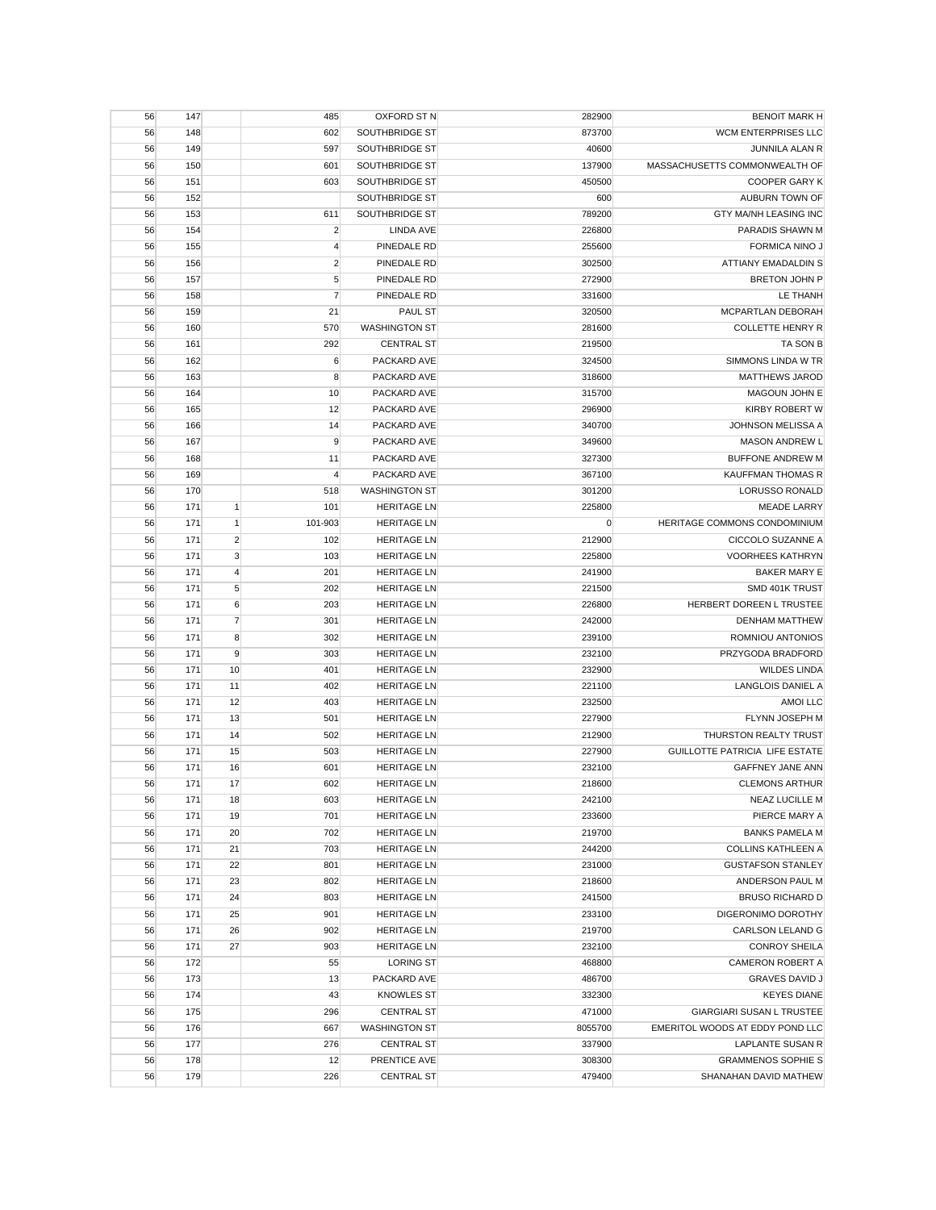| | | | | | | |
|---|---|---|---|---|---|---|
| 56 | 147 | | 485 | OXFORD ST N | 282900 | BENOIT MARK H |
| 56 | 148 | | 602 | SOUTHBRIDGE ST | 873700 | WCM ENTERPRISES LLC |
| 56 | 149 | | 597 | SOUTHBRIDGE ST | 40600 | JUNNILA ALAN R |
| 56 | 150 | | 601 | SOUTHBRIDGE ST | 137900 | MASSACHUSETTS COMMONWEALTH OF |
| 56 | 151 | | 603 | SOUTHBRIDGE ST | 450500 | COOPER GARY K |
| 56 | 152 | | | SOUTHBRIDGE ST | 600 | AUBURN TOWN OF |
| 56 | 153 | | 611 | SOUTHBRIDGE ST | 789200 | GTY MA/NH LEASING INC |
| 56 | 154 | | 2 | LINDA AVE | 226800 | PARADIS SHAWN M |
| 56 | 155 | | 4 | PINEDALE RD | 255600 | FORMICA NINO J |
| 56 | 156 | | 2 | PINEDALE RD | 302500 | ATTIANY EMADALDIN S |
| 56 | 157 | | 5 | PINEDALE RD | 272900 | BRETON JOHN P |
| 56 | 158 | | 7 | PINEDALE RD | 331600 | LE THANH |
| 56 | 159 | | 21 | PAUL ST | 320500 | MCPARTLAN DEBORAH |
| 56 | 160 | | 570 | WASHINGTON ST | 281600 | COLLETTE HENRY R |
| 56 | 161 | | 292 | CENTRAL ST | 219500 | TA SON B |
| 56 | 162 | | 6 | PACKARD AVE | 324500 | SIMMONS LINDA W TR |
| 56 | 163 | | 8 | PACKARD AVE | 318600 | MATTHEWS JAROD |
| 56 | 164 | | 10 | PACKARD AVE | 315700 | MAGOUN JOHN E |
| 56 | 165 | | 12 | PACKARD AVE | 296900 | KIRBY ROBERT W |
| 56 | 166 | | 14 | PACKARD AVE | 340700 | JOHNSON MELISSA A |
| 56 | 167 | | 9 | PACKARD AVE | 349600 | MASON ANDREW L |
| 56 | 168 | | 11 | PACKARD AVE | 327300 | BUFFONE ANDREW M |
| 56 | 169 | | 4 | PACKARD AVE | 367100 | KAUFFMAN THOMAS R |
| 56 | 170 | | 518 | WASHINGTON ST | 301200 | LORUSSO RONALD |
| 56 | 171 | 1 | 101 | HERITAGE LN | 225800 | MEADE LARRY |
| 56 | 171 | 1 | 101-903 | HERITAGE LN | 0 | HERITAGE COMMONS CONDOMINIUM |
| 56 | 171 | 2 | 102 | HERITAGE LN | 212900 | CICCOLO SUZANNE A |
| 56 | 171 | 3 | 103 | HERITAGE LN | 225800 | VOORHEES KATHRYN |
| 56 | 171 | 4 | 201 | HERITAGE LN | 241900 | BAKER MARY E |
| 56 | 171 | 5 | 202 | HERITAGE LN | 221500 | SMD 401K TRUST |
| 56 | 171 | 6 | 203 | HERITAGE LN | 226800 | HERBERT DOREEN L TRUSTEE |
| 56 | 171 | 7 | 301 | HERITAGE LN | 242000 | DENHAM MATTHEW |
| 56 | 171 | 8 | 302 | HERITAGE LN | 239100 | ROMNIOU ANTONIOS |
| 56 | 171 | 9 | 303 | HERITAGE LN | 232100 | PRZYGODA BRADFORD |
| 56 | 171 | 10 | 401 | HERITAGE LN | 232900 | WILDES LINDA |
| 56 | 171 | 11 | 402 | HERITAGE LN | 221100 | LANGLOIS DANIEL A |
| 56 | 171 | 12 | 403 | HERITAGE LN | 232500 | AMOI LLC |
| 56 | 171 | 13 | 501 | HERITAGE LN | 227900 | FLYNN JOSEPH M |
| 56 | 171 | 14 | 502 | HERITAGE LN | 212900 | THURSTON REALTY TRUST |
| 56 | 171 | 15 | 503 | HERITAGE LN | 227900 | GUILLOTTE PATRICIA LIFE ESTATE |
| 56 | 171 | 16 | 601 | HERITAGE LN | 232100 | GAFFNEY JANE ANN |
| 56 | 171 | 17 | 602 | HERITAGE LN | 218600 | CLEMONS ARTHUR |
| 56 | 171 | 18 | 603 | HERITAGE LN | 242100 | NEAZ LUCILLE M |
| 56 | 171 | 19 | 701 | HERITAGE LN | 233600 | PIERCE MARY A |
| 56 | 171 | 20 | 702 | HERITAGE LN | 219700 | BANKS PAMELA M |
| 56 | 171 | 21 | 703 | HERITAGE LN | 244200 | COLLINS KATHLEEN A |
| 56 | 171 | 22 | 801 | HERITAGE LN | 231000 | GUSTAFSON STANLEY |
| 56 | 171 | 23 | 802 | HERITAGE LN | 218600 | ANDERSON PAUL M |
| 56 | 171 | 24 | 803 | HERITAGE LN | 241500 | BRUSO RICHARD D |
| 56 | 171 | 25 | 901 | HERITAGE LN | 233100 | DIGERONIMO DOROTHY |
| 56 | 171 | 26 | 902 | HERITAGE LN | 219700 | CARLSON LELAND G |
| 56 | 171 | 27 | 903 | HERITAGE LN | 232100 | CONROY SHEILA |
| 56 | 172 | | 55 | LORING ST | 468800 | CAMERON ROBERT A |
| 56 | 173 | | 13 | PACKARD AVE | 486700 | GRAVES DAVID J |
| 56 | 174 | | 43 | KNOWLES ST | 332300 | KEYES DIANE |
| 56 | 175 | | 296 | CENTRAL ST | 471000 | GIARGIARI SUSAN L TRUSTEE |
| 56 | 176 | | 667 | WASHINGTON ST | 8055700 | EMERITOL WOODS AT EDDY POND LLC |
| 56 | 177 | | 276 | CENTRAL ST | 337900 | LAPLANTE SUSAN R |
| 56 | 178 | | 12 | PRENTICE AVE | 308300 | GRAMMENOS SOPHIE S |
| 56 | 179 | | 226 | CENTRAL ST | 479400 | SHANAHAN DAVID MATHEW |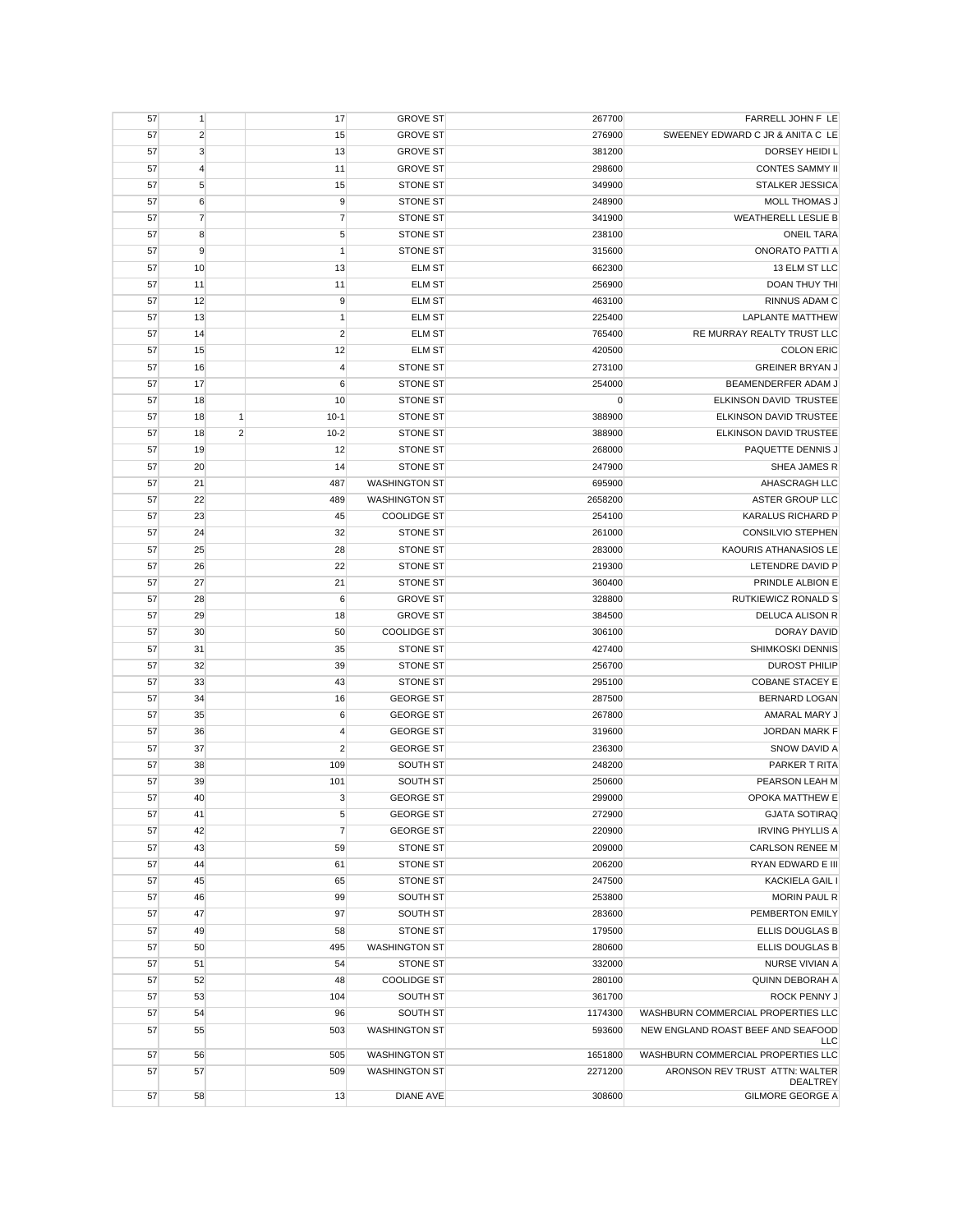| | | | | | | |
|---|---|---|---|---|---|---|
| 57 | 1 | | 17 | GROVE ST | 267700 | FARRELL JOHN F LE |
| 57 | 2 | | 15 | GROVE ST | 276900 | SWEENEY EDWARD C JR & ANITA C LE |
| 57 | 3 | | 13 | GROVE ST | 381200 | DORSEY HEIDI L |
| 57 | 4 | | 11 | GROVE ST | 298600 | CONTES SAMMY II |
| 57 | 5 | | 15 | STONE ST | 349900 | STALKER JESSICA |
| 57 | 6 | | 9 | STONE ST | 248900 | MOLL THOMAS J |
| 57 | 7 | | 7 | STONE ST | 341900 | WEATHERELL LESLIE B |
| 57 | 8 | | 5 | STONE ST | 238100 | ONEIL TARA |
| 57 | 9 | | 1 | STONE ST | 315600 | ONORATO PATTI A |
| 57 | 10 | | 13 | ELM ST | 662300 | 13 ELM ST LLC |
| 57 | 11 | | 11 | ELM ST | 256900 | DOAN THUY THI |
| 57 | 12 | | 9 | ELM ST | 463100 | RINNUS ADAM C |
| 57 | 13 | | 1 | ELM ST | 225400 | LAPLANTE MATTHEW |
| 57 | 14 | | 2 | ELM ST | 765400 | RE MURRAY REALTY TRUST LLC |
| 57 | 15 | | 12 | ELM ST | 420500 | COLON ERIC |
| 57 | 16 | | 4 | STONE ST | 273100 | GREINER BRYAN J |
| 57 | 17 | | 6 | STONE ST | 254000 | BEAMENDERFER ADAM J |
| 57 | 18 | | 10 | STONE ST | 0 | ELKINSON DAVID TRUSTEE |
| 57 | 18 | 1 | 10-1 | STONE ST | 388900 | ELKINSON DAVID TRUSTEE |
| 57 | 18 | 2 | 10-2 | STONE ST | 388900 | ELKINSON DAVID TRUSTEE |
| 57 | 19 | | 12 | STONE ST | 268000 | PAQUETTE DENNIS J |
| 57 | 20 | | 14 | STONE ST | 247900 | SHEA JAMES R |
| 57 | 21 | | 487 | WASHINGTON ST | 695900 | AHASCRAGH LLC |
| 57 | 22 | | 489 | WASHINGTON ST | 2658200 | ASTER GROUP LLC |
| 57 | 23 | | 45 | COOLIDGE ST | 254100 | KARALUS RICHARD P |
| 57 | 24 | | 32 | STONE ST | 261000 | CONSILVIO STEPHEN |
| 57 | 25 | | 28 | STONE ST | 283000 | KAOURIS ATHANASIOS LE |
| 57 | 26 | | 22 | STONE ST | 219300 | LETENDRE DAVID P |
| 57 | 27 | | 21 | STONE ST | 360400 | PRINDLE ALBION E |
| 57 | 28 | | 6 | GROVE ST | 328800 | RUTKIEWICZ RONALD S |
| 57 | 29 | | 18 | GROVE ST | 384500 | DELUCA ALISON R |
| 57 | 30 | | 50 | COOLIDGE ST | 306100 | DORAY DAVID |
| 57 | 31 | | 35 | STONE ST | 427400 | SHIMKOSKI DENNIS |
| 57 | 32 | | 39 | STONE ST | 256700 | DUROST PHILIP |
| 57 | 33 | | 43 | STONE ST | 295100 | COBANE STACEY E |
| 57 | 34 | | 16 | GEORGE ST | 287500 | BERNARD LOGAN |
| 57 | 35 | | 6 | GEORGE ST | 267800 | AMARAL MARY J |
| 57 | 36 | | 4 | GEORGE ST | 319600 | JORDAN MARK F |
| 57 | 37 | | 2 | GEORGE ST | 236300 | SNOW DAVID A |
| 57 | 38 | | 109 | SOUTH ST | 248200 | PARKER T RITA |
| 57 | 39 | | 101 | SOUTH ST | 250600 | PEARSON LEAH M |
| 57 | 40 | | 3 | GEORGE ST | 299000 | OPOKA MATTHEW E |
| 57 | 41 | | 5 | GEORGE ST | 272900 | GJATA SOTIRAQ |
| 57 | 42 | | 7 | GEORGE ST | 220900 | IRVING PHYLLIS A |
| 57 | 43 | | 59 | STONE ST | 209000 | CARLSON RENEE M |
| 57 | 44 | | 61 | STONE ST | 206200 | RYAN EDWARD E III |
| 57 | 45 | | 65 | STONE ST | 247500 | KACKIELA GAIL I |
| 57 | 46 | | 99 | SOUTH ST | 253800 | MORIN PAUL R |
| 57 | 47 | | 97 | SOUTH ST | 283600 | PEMBERTON EMILY |
| 57 | 49 | | 58 | STONE ST | 179500 | ELLIS DOUGLAS B |
| 57 | 50 | | 495 | WASHINGTON ST | 280600 | ELLIS DOUGLAS B |
| 57 | 51 | | 54 | STONE ST | 332000 | NURSE VIVIAN A |
| 57 | 52 | | 48 | COOLIDGE ST | 280100 | QUINN DEBORAH A |
| 57 | 53 | | 104 | SOUTH ST | 361700 | ROCK PENNY J |
| 57 | 54 | | 96 | SOUTH ST | 1174300 | WASHBURN COMMERCIAL PROPERTIES LLC |
| 57 | 55 | | 503 | WASHINGTON ST | 593600 | NEW ENGLAND ROAST BEEF AND SEAFOOD LLC |
| 57 | 56 | | 505 | WASHINGTON ST | 1651800 | WASHBURN COMMERCIAL PROPERTIES LLC |
| 57 | 57 | | 509 | WASHINGTON ST | 2271200 | ARONSON REV TRUST ATTN: WALTER DEALTREY |
| 57 | 58 | | 13 | DIANE AVE | 308600 | GILMORE GEORGE A |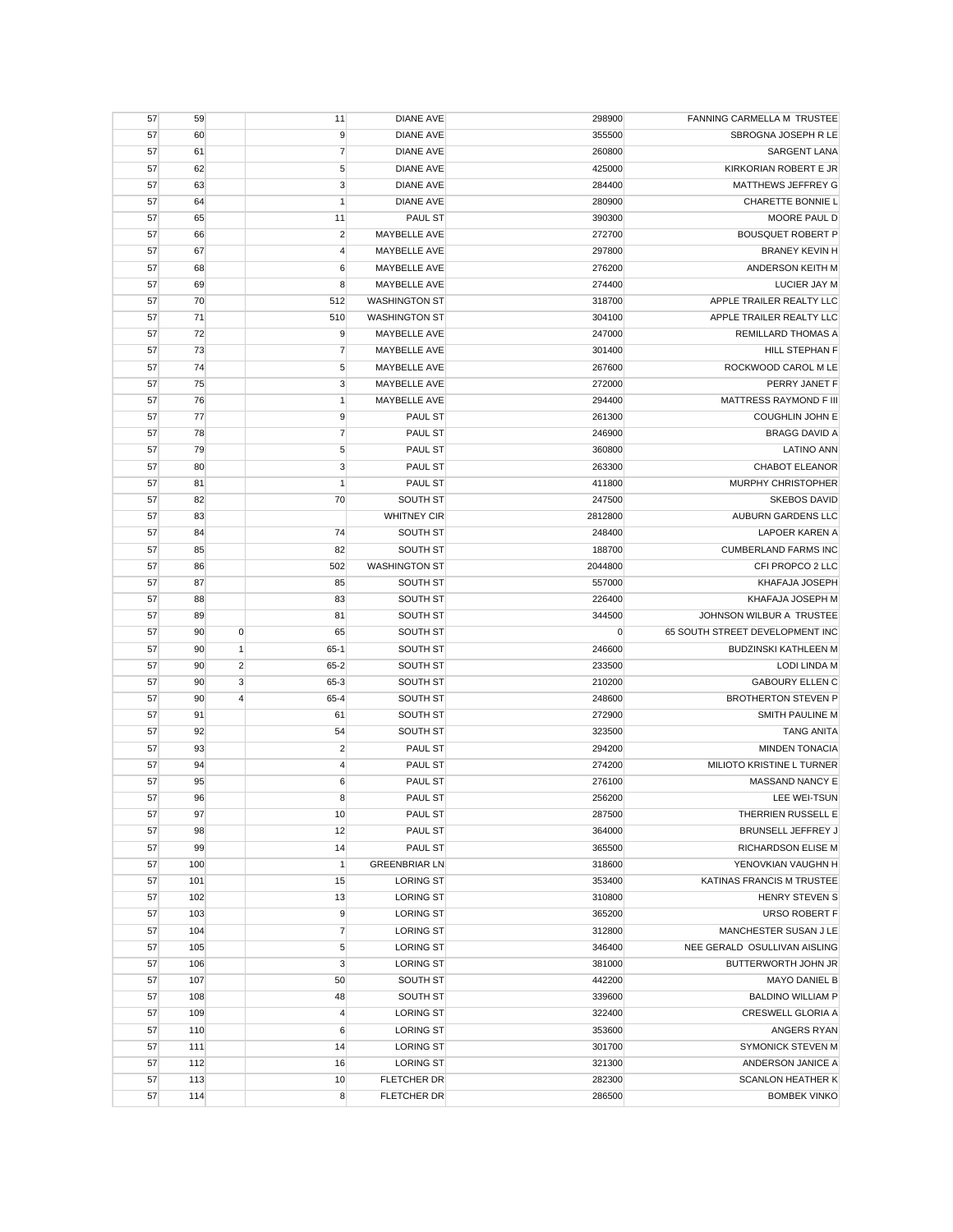| | | | | | | |
|---|---|---|---|---|---|---|
| 57 | 59 | | 11 | DIANE AVE | 298900 | FANNING CARMELLA M TRUSTEE |
| 57 | 60 | | 9 | DIANE AVE | 355500 | SBROGNA JOSEPH R LE |
| 57 | 61 | | 7 | DIANE AVE | 260800 | SARGENT LANA |
| 57 | 62 | | 5 | DIANE AVE | 425000 | KIRKORIAN ROBERT E JR |
| 57 | 63 | | 3 | DIANE AVE | 284400 | MATTHEWS JEFFREY G |
| 57 | 64 | | 1 | DIANE AVE | 280900 | CHARETTE BONNIE L |
| 57 | 65 | | 11 | PAUL ST | 390300 | MOORE PAUL D |
| 57 | 66 | | 2 | MAYBELLE AVE | 272700 | BOUSQUET ROBERT P |
| 57 | 67 | | 4 | MAYBELLE AVE | 297800 | BRANEY KEVIN H |
| 57 | 68 | | 6 | MAYBELLE AVE | 276200 | ANDERSON KEITH M |
| 57 | 69 | | 8 | MAYBELLE AVE | 274400 | LUCIER JAY M |
| 57 | 70 | | 512 | WASHINGTON ST | 318700 | APPLE TRAILER REALTY LLC |
| 57 | 71 | | 510 | WASHINGTON ST | 304100 | APPLE TRAILER REALTY LLC |
| 57 | 72 | | 9 | MAYBELLE AVE | 247000 | REMILLARD THOMAS A |
| 57 | 73 | | 7 | MAYBELLE AVE | 301400 | HILL STEPHAN F |
| 57 | 74 | | 5 | MAYBELLE AVE | 267600 | ROCKWOOD CAROL M LE |
| 57 | 75 | | 3 | MAYBELLE AVE | 272000 | PERRY JANET F |
| 57 | 76 | | 1 | MAYBELLE AVE | 294400 | MATTRESS RAYMOND F III |
| 57 | 77 | | 9 | PAUL ST | 261300 | COUGHLIN JOHN E |
| 57 | 78 | | 7 | PAUL ST | 246900 | BRAGG DAVID A |
| 57 | 79 | | 5 | PAUL ST | 360800 | LATINO ANN |
| 57 | 80 | | 3 | PAUL ST | 263300 | CHABOT ELEANOR |
| 57 | 81 | | 1 | PAUL ST | 411800 | MURPHY CHRISTOPHER |
| 57 | 82 | | 70 | SOUTH ST | 247500 | SKEBOS DAVID |
| 57 | 83 | | | WHITNEY CIR | 2812800 | AUBURN GARDENS LLC |
| 57 | 84 | | 74 | SOUTH ST | 248400 | LAPOER KAREN A |
| 57 | 85 | | 82 | SOUTH ST | 188700 | CUMBERLAND FARMS INC |
| 57 | 86 | | 502 | WASHINGTON ST | 2044800 | CFI PROPCO 2 LLC |
| 57 | 87 | | 85 | SOUTH ST | 557000 | KHAFAJA JOSEPH |
| 57 | 88 | | 83 | SOUTH ST | 226400 | KHAFAJA JOSEPH M |
| 57 | 89 | | 81 | SOUTH ST | 344500 | JOHNSON WILBUR A TRUSTEE |
| 57 | 90 | 0 | 65 | SOUTH ST | 0 | 65 SOUTH STREET DEVELOPMENT INC |
| 57 | 90 | 1 | 65-1 | SOUTH ST | 246600 | BUDZINSKI KATHLEEN M |
| 57 | 90 | 2 | 65-2 | SOUTH ST | 233500 | LODI LINDA M |
| 57 | 90 | 3 | 65-3 | SOUTH ST | 210200 | GABOURY ELLEN C |
| 57 | 90 | 4 | 65-4 | SOUTH ST | 248600 | BROTHERTON STEVEN P |
| 57 | 91 | | 61 | SOUTH ST | 272900 | SMITH PAULINE M |
| 57 | 92 | | 54 | SOUTH ST | 323500 | TANG ANITA |
| 57 | 93 | | 2 | PAUL ST | 294200 | MINDEN TONACIA |
| 57 | 94 | | 4 | PAUL ST | 274200 | MILIOTO KRISTINE L TURNER |
| 57 | 95 | | 6 | PAUL ST | 276100 | MASSAND NANCY E |
| 57 | 96 | | 8 | PAUL ST | 256200 | LEE WEI-TSUN |
| 57 | 97 | | 10 | PAUL ST | 287500 | THERRIEN RUSSELL E |
| 57 | 98 | | 12 | PAUL ST | 364000 | BRUNSELL JEFFREY J |
| 57 | 99 | | 14 | PAUL ST | 365500 | RICHARDSON ELISE M |
| 57 | 100 | | 1 | GREENBRIAR LN | 318600 | YENOVKIAN VAUGHN H |
| 57 | 101 | | 15 | LORING ST | 353400 | KATINAS FRANCIS M TRUSTEE |
| 57 | 102 | | 13 | LORING ST | 310800 | HENRY STEVEN S |
| 57 | 103 | | 9 | LORING ST | 365200 | URSO ROBERT F |
| 57 | 104 | | 7 | LORING ST | 312800 | MANCHESTER SUSAN J LE |
| 57 | 105 | | 5 | LORING ST | 346400 | NEE GERALD OSULLIVAN AISLING |
| 57 | 106 | | 3 | LORING ST | 381000 | BUTTERWORTH JOHN JR |
| 57 | 107 | | 50 | SOUTH ST | 442200 | MAYO DANIEL B |
| 57 | 108 | | 48 | SOUTH ST | 339600 | BALDINO WILLIAM P |
| 57 | 109 | | 4 | LORING ST | 322400 | CRESWELL GLORIA A |
| 57 | 110 | | 6 | LORING ST | 353600 | ANGERS RYAN |
| 57 | 111 | | 14 | LORING ST | 301700 | SYMONICK STEVEN M |
| 57 | 112 | | 16 | LORING ST | 321300 | ANDERSON JANICE A |
| 57 | 113 | | 10 | FLETCHER DR | 282300 | SCANLON HEATHER K |
| 57 | 114 | | 8 | FLETCHER DR | 286500 | BOMBEK VINKO |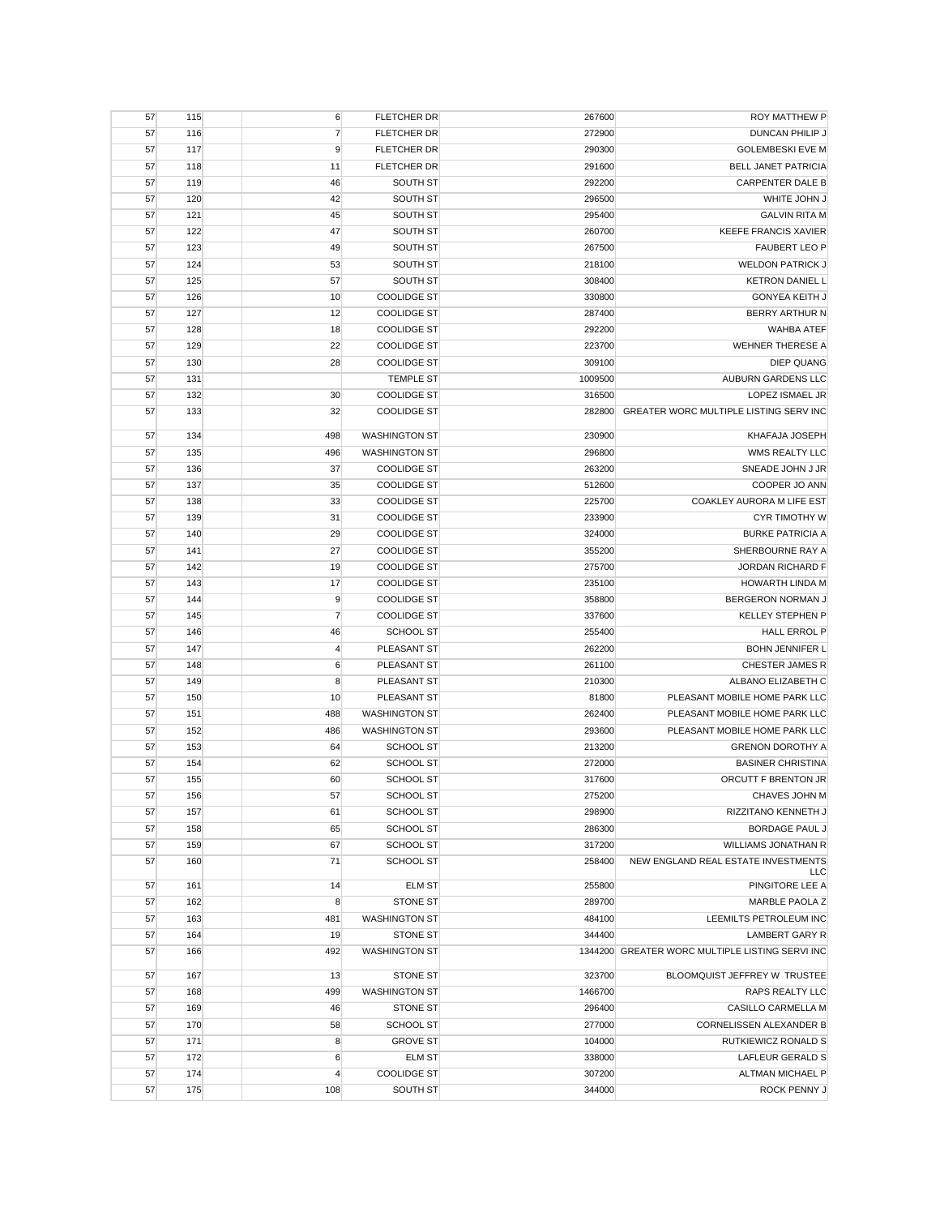| | | | | | | |
|---|---|---|---|---|---|---|
| 57 | 115 | | 6 | FLETCHER DR | 267600 | ROY MATTHEW P |
| 57 | 116 | | 7 | FLETCHER DR | 272900 | DUNCAN PHILIP J |
| 57 | 117 | | 9 | FLETCHER DR | 290300 | GOLEMBESKI EVE M |
| 57 | 118 | | 11 | FLETCHER DR | 291600 | BELL JANET PATRICIA |
| 57 | 119 | | 46 | SOUTH ST | 292200 | CARPENTER DALE B |
| 57 | 120 | | 42 | SOUTH ST | 296500 | WHITE JOHN J |
| 57 | 121 | | 45 | SOUTH ST | 295400 | GALVIN RITA M |
| 57 | 122 | | 47 | SOUTH ST | 260700 | KEEFE FRANCIS XAVIER |
| 57 | 123 | | 49 | SOUTH ST | 267500 | FAUBERT LEO P |
| 57 | 124 | | 53 | SOUTH ST | 218100 | WELDON PATRICK J |
| 57 | 125 | | 57 | SOUTH ST | 308400 | KETRON DANIEL L |
| 57 | 126 | | 10 | COOLIDGE ST | 330800 | GONYEA KEITH J |
| 57 | 127 | | 12 | COOLIDGE ST | 287400 | BERRY ARTHUR N |
| 57 | 128 | | 18 | COOLIDGE ST | 292200 | WAHBA ATEF |
| 57 | 129 | | 22 | COOLIDGE ST | 223700 | WEHNER THERESE A |
| 57 | 130 | | 28 | COOLIDGE ST | 309100 | DIEP QUANG |
| 57 | 131 | | | TEMPLE ST | 1009500 | AUBURN GARDENS LLC |
| 57 | 132 | | 30 | COOLIDGE ST | 316500 | LOPEZ ISMAEL JR |
| 57 | 133 | | 32 | COOLIDGE ST | 282800 | GREATER WORC MULTIPLE LISTING SERV INC |
| 57 | 134 | | 498 | WASHINGTON ST | 230900 | KHAFAJA JOSEPH |
| 57 | 135 | | 496 | WASHINGTON ST | 296800 | WMS REALTY LLC |
| 57 | 136 | | 37 | COOLIDGE ST | 263200 | SNEADE JOHN J JR |
| 57 | 137 | | 35 | COOLIDGE ST | 512600 | COOPER JO ANN |
| 57 | 138 | | 33 | COOLIDGE ST | 225700 | COAKLEY AURORA M LIFE EST |
| 57 | 139 | | 31 | COOLIDGE ST | 233900 | CYR TIMOTHY W |
| 57 | 140 | | 29 | COOLIDGE ST | 324000 | BURKE PATRICIA A |
| 57 | 141 | | 27 | COOLIDGE ST | 355200 | SHERBOURNE RAY A |
| 57 | 142 | | 19 | COOLIDGE ST | 275700 | JORDAN RICHARD F |
| 57 | 143 | | 17 | COOLIDGE ST | 235100 | HOWARTH LINDA M |
| 57 | 144 | | 9 | COOLIDGE ST | 358800 | BERGERON NORMAN J |
| 57 | 145 | | 7 | COOLIDGE ST | 337600 | KELLEY STEPHEN P |
| 57 | 146 | | 46 | SCHOOL ST | 255400 | HALL ERROL P |
| 57 | 147 | | 4 | PLEASANT ST | 262200 | BOHN JENNIFER L |
| 57 | 148 | | 6 | PLEASANT ST | 261100 | CHESTER JAMES R |
| 57 | 149 | | 8 | PLEASANT ST | 210300 | ALBANO ELIZABETH C |
| 57 | 150 | | 10 | PLEASANT ST | 81800 | PLEASANT MOBILE HOME PARK LLC |
| 57 | 151 | | 488 | WASHINGTON ST | 262400 | PLEASANT MOBILE HOME PARK LLC |
| 57 | 152 | | 486 | WASHINGTON ST | 293600 | PLEASANT MOBILE HOME PARK LLC |
| 57 | 153 | | 64 | SCHOOL ST | 213200 | GRENON DOROTHY A |
| 57 | 154 | | 62 | SCHOOL ST | 272000 | BASINER CHRISTINA |
| 57 | 155 | | 60 | SCHOOL ST | 317600 | ORCUTT F BRENTON JR |
| 57 | 156 | | 57 | SCHOOL ST | 275200 | CHAVES JOHN M |
| 57 | 157 | | 61 | SCHOOL ST | 298900 | RIZZITANO KENNETH J |
| 57 | 158 | | 65 | SCHOOL ST | 286300 | BORDAGE PAUL J |
| 57 | 159 | | 67 | SCHOOL ST | 317200 | WILLIAMS JONATHAN R |
| 57 | 160 | | 71 | SCHOOL ST | 258400 | NEW ENGLAND REAL ESTATE INVESTMENTS LLC |
| 57 | 161 | | 14 | ELM ST | 255800 | PINGITORE LEE A |
| 57 | 162 | | 8 | STONE ST | 289700 | MARBLE PAOLA Z |
| 57 | 163 | | 481 | WASHINGTON ST | 484100 | LEEMILTS PETROLEUM INC |
| 57 | 164 | | 19 | STONE ST | 344400 | LAMBERT GARY R |
| 57 | 166 | | 492 | WASHINGTON ST | 1344200 | GREATER WORC MULTIPLE LISTING SERVI INC |
| 57 | 167 | | 13 | STONE ST | 323700 | BLOOMQUIST JEFFREY W TRUSTEE |
| 57 | 168 | | 499 | WASHINGTON ST | 1466700 | RAPS REALTY LLC |
| 57 | 169 | | 46 | STONE ST | 296400 | CASILLO CARMELLA M |
| 57 | 170 | | 58 | SCHOOL ST | 277000 | CORNELISSEN ALEXANDER B |
| 57 | 171 | | 8 | GROVE ST | 104000 | RUTKIEWICZ RONALD S |
| 57 | 172 | | 6 | ELM ST | 338000 | LAFLEUR GERALD S |
| 57 | 174 | | 4 | COOLIDGE ST | 307200 | ALTMAN MICHAEL P |
| 57 | 175 | | 108 | SOUTH ST | 344000 | ROCK PENNY J |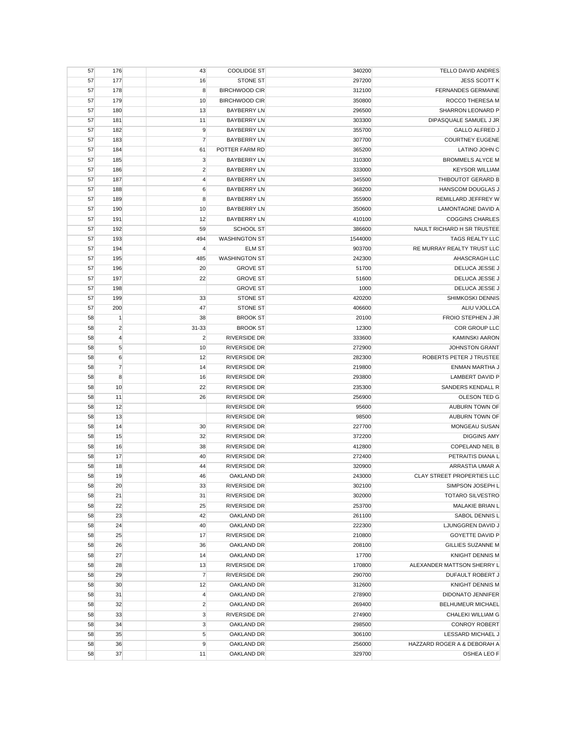| | | | | | | |
|---|---|---|---|---|---|---|
| 57 | 176 | | 43 | COOLIDGE ST | 340200 | TELLO DAVID ANDRES |
| 57 | 177 | | 16 | STONE ST | 297200 | JESS SCOTT K |
| 57 | 178 | | 8 | BIRCHWOOD CIR | 312100 | FERNANDES GERMAINE |
| 57 | 179 | | 10 | BIRCHWOOD CIR | 350800 | ROCCO THERESA M |
| 57 | 180 | | 13 | BAYBERRY LN | 296500 | SHARRON LEONARD P |
| 57 | 181 | | 11 | BAYBERRY LN | 303300 | DIPASQUALE SAMUEL J JR |
| 57 | 182 | | 9 | BAYBERRY LN | 355700 | GALLO ALFRED J |
| 57 | 183 | | 7 | BAYBERRY LN | 307700 | COURTNEY EUGENE |
| 57 | 184 | | 61 | POTTER FARM RD | 365200 | LATINO JOHN C |
| 57 | 185 | | 3 | BAYBERRY LN | 310300 | BROMMELS ALYCE M |
| 57 | 186 | | 2 | BAYBERRY LN | 333000 | KEYSOR WILLIAM |
| 57 | 187 | | 4 | BAYBERRY LN | 345500 | THIBOUTOT GERARD B |
| 57 | 188 | | 6 | BAYBERRY LN | 368200 | HANSCOM DOUGLAS J |
| 57 | 189 | | 8 | BAYBERRY LN | 355900 | REMILLARD JEFFREY W |
| 57 | 190 | | 10 | BAYBERRY LN | 350600 | LAMONTAGNE DAVID A |
| 57 | 191 | | 12 | BAYBERRY LN | 410100 | COGGINS CHARLES |
| 57 | 192 | | 59 | SCHOOL ST | 386600 | NAULT RICHARD H SR TRUSTEE |
| 57 | 193 | | 494 | WASHINGTON ST | 1544000 | TAGS REALTY LLC |
| 57 | 194 | | 4 | ELM ST | 903700 | RE MURRAY REALTY TRUST LLC |
| 57 | 195 | | 485 | WASHINGTON ST | 242300 | AHASCRAGH LLC |
| 57 | 196 | | 20 | GROVE ST | 51700 | DELUCA JESSE J |
| 57 | 197 | | 22 | GROVE ST | 51600 | DELUCA JESSE J |
| 57 | 198 | | | GROVE ST | 1000 | DELUCA JESSE J |
| 57 | 199 | | 33 | STONE ST | 420200 | SHIMKOSKI DENNIS |
| 57 | 200 | | 47 | STONE ST | 406600 | ALIU VJOLLCA |
| 58 | 1 | | 38 | BROOK ST | 20100 | FROIO STEPHEN J JR |
| 58 | 2 | | 31-33 | BROOK ST | 12300 | COR GROUP LLC |
| 58 | 4 | | 2 | RIVERSIDE DR | 333600 | KAMINSKI AARON |
| 58 | 5 | | 10 | RIVERSIDE DR | 272900 | JOHNSTON GRANT |
| 58 | 6 | | 12 | RIVERSIDE DR | 282300 | ROBERTS PETER J TRUSTEE |
| 58 | 7 | | 14 | RIVERSIDE DR | 219800 | ENMAN MARTHA J |
| 58 | 8 | | 16 | RIVERSIDE DR | 293800 | LAMBERT DAVID P |
| 58 | 10 | | 22 | RIVERSIDE DR | 235300 | SANDERS KENDALL R |
| 58 | 11 | | 26 | RIVERSIDE DR | 256900 | OLESON TED G |
| 58 | 12 | | | RIVERSIDE DR | 95600 | AUBURN TOWN OF |
| 58 | 13 | | | RIVERSIDE DR | 98500 | AUBURN TOWN OF |
| 58 | 14 | | 30 | RIVERSIDE DR | 227700 | MONGEAU SUSAN |
| 58 | 15 | | 32 | RIVERSIDE DR | 372200 | DIGGINS AMY |
| 58 | 16 | | 38 | RIVERSIDE DR | 412800 | COPELAND NEIL B |
| 58 | 17 | | 40 | RIVERSIDE DR | 272400 | PETRAITIS DIANA L |
| 58 | 18 | | 44 | RIVERSIDE DR | 320900 | ARRASTIA UMAR A |
| 58 | 19 | | 46 | OAKLAND DR | 243000 | CLAY STREET PROPERTIES LLC |
| 58 | 20 | | 33 | RIVERSIDE DR | 302100 | SIMPSON JOSEPH L |
| 58 | 21 | | 31 | RIVERSIDE DR | 302000 | TOTARO SILVESTRO |
| 58 | 22 | | 25 | RIVERSIDE DR | 253700 | MALAKIE BRIAN L |
| 58 | 23 | | 42 | OAKLAND DR | 261100 | SABOL DENNIS L |
| 58 | 24 | | 40 | OAKLAND DR | 222300 | LJUNGGREN DAVID J |
| 58 | 25 | | 17 | RIVERSIDE DR | 210800 | GOYETTE DAVID P |
| 58 | 26 | | 36 | OAKLAND DR | 208100 | GILLIES SUZANNE M |
| 58 | 27 | | 14 | OAKLAND DR | 17700 | KNIGHT DENNIS M |
| 58 | 28 | | 13 | RIVERSIDE DR | 170800 | ALEXANDER MATTSON SHERRY L |
| 58 | 29 | | 7 | RIVERSIDE DR | 290700 | DUFAULT ROBERT J |
| 58 | 30 | | 12 | OAKLAND DR | 312600 | KNIGHT DENNIS M |
| 58 | 31 | | 4 | OAKLAND DR | 278900 | DIDONATO JENNIFER |
| 58 | 32 | | 2 | OAKLAND DR | 269400 | BELHUMEUR MICHAEL |
| 58 | 33 | | 3 | RIVERSIDE DR | 274900 | CHALEKI WILLIAM G |
| 58 | 34 | | 3 | OAKLAND DR | 298500 | CONROY ROBERT |
| 58 | 35 | | 5 | OAKLAND DR | 306100 | LESSARD MICHAEL J |
| 58 | 36 | | 9 | OAKLAND DR | 256000 | HAZZARD ROGER A & DEBORAH A |
| 58 | 37 | | 11 | OAKLAND DR | 329700 | OSHEA LEO F |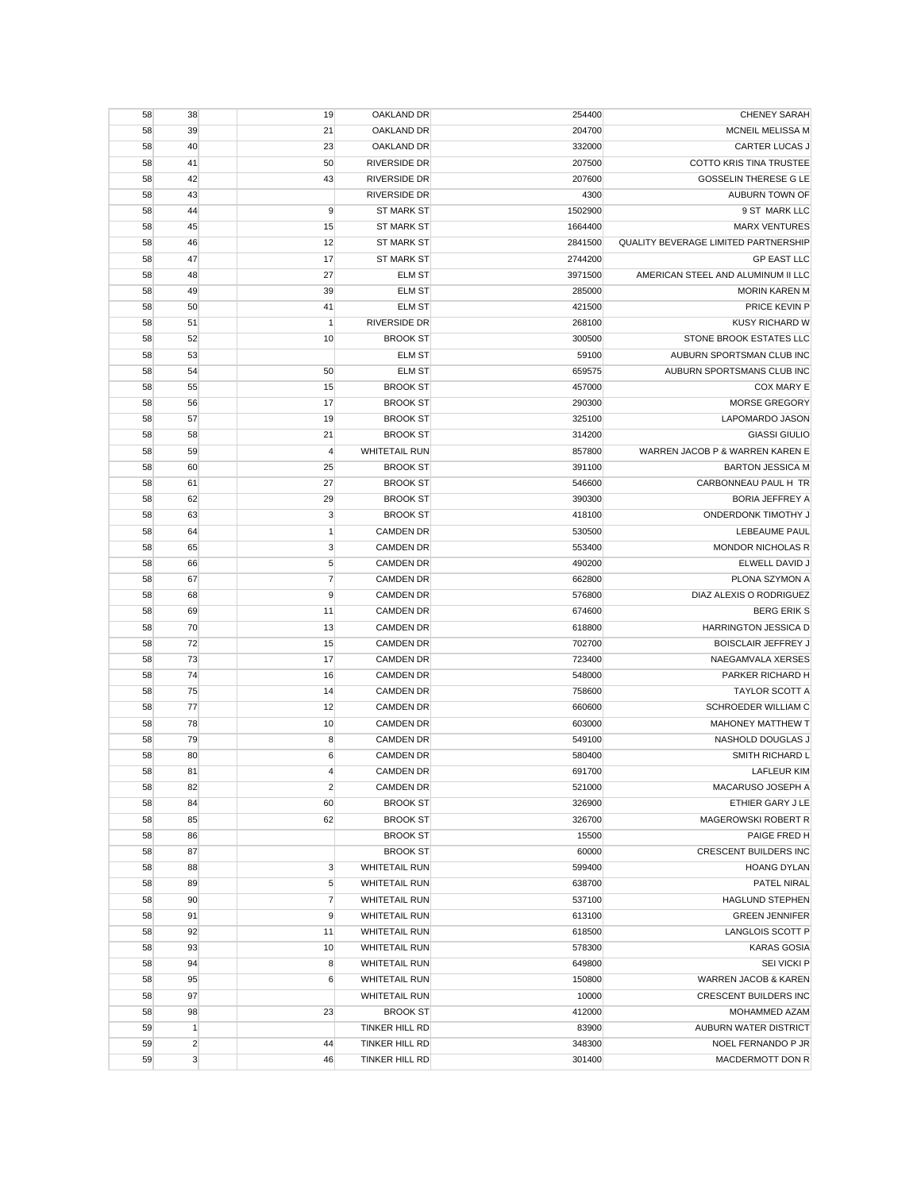| | | | | | | |
|---|---|---|---|---|---|---|
| 58 | 38 | | 19 | OAKLAND DR | 254400 | CHENEY SARAH |
| 58 | 39 | | 21 | OAKLAND DR | 204700 | MCNEIL MELISSA M |
| 58 | 40 | | 23 | OAKLAND DR | 332000 | CARTER LUCAS J |
| 58 | 41 | | 50 | RIVERSIDE DR | 207500 | COTTO KRIS TINA TRUSTEE |
| 58 | 42 | | 43 | RIVERSIDE DR | 207600 | GOSSELIN THERESE G LE |
| 58 | 43 | | | RIVERSIDE DR | 4300 | AUBURN TOWN OF |
| 58 | 44 | | 9 | ST MARK ST | 1502900 | 9 ST MARK LLC |
| 58 | 45 | | 15 | ST MARK ST | 1664400 | MARX VENTURES |
| 58 | 46 | | 12 | ST MARK ST | 2841500 | QUALITY BEVERAGE LIMITED PARTNERSHIP |
| 58 | 47 | | 17 | ST MARK ST | 2744200 | GP EAST LLC |
| 58 | 48 | | 27 | ELM ST | 3971500 | AMERICAN STEEL AND ALUMINUM II LLC |
| 58 | 49 | | 39 | ELM ST | 285000 | MORIN KAREN M |
| 58 | 50 | | 41 | ELM ST | 421500 | PRICE KEVIN P |
| 58 | 51 | | 1 | RIVERSIDE DR | 268100 | KUSY RICHARD W |
| 58 | 52 | | 10 | BROOK ST | 300500 | STONE BROOK ESTATES LLC |
| 58 | 53 | | | ELM ST | 59100 | AUBURN SPORTSMAN CLUB INC |
| 58 | 54 | | 50 | ELM ST | 659575 | AUBURN SPORTSMANS CLUB INC |
| 58 | 55 | | 15 | BROOK ST | 457000 | COX MARY E |
| 58 | 56 | | 17 | BROOK ST | 290300 | MORSE GREGORY |
| 58 | 57 | | 19 | BROOK ST | 325100 | LAPOMARDO JASON |
| 58 | 58 | | 21 | BROOK ST | 314200 | GIASSI GIULIO |
| 58 | 59 | | 4 | WHITETAIL RUN | 857800 | WARREN JACOB P & WARREN KAREN E |
| 58 | 60 | | 25 | BROOK ST | 391100 | BARTON JESSICA M |
| 58 | 61 | | 27 | BROOK ST | 546600 | CARBONNEAU PAUL H TR |
| 58 | 62 | | 29 | BROOK ST | 390300 | BORIA JEFFREY A |
| 58 | 63 | | 3 | BROOK ST | 418100 | ONDERDONK TIMOTHY J |
| 58 | 64 | | 1 | CAMDEN DR | 530500 | LEBEAUME PAUL |
| 58 | 65 | | 3 | CAMDEN DR | 553400 | MONDOR NICHOLAS R |
| 58 | 66 | | 5 | CAMDEN DR | 490200 | ELWELL DAVID J |
| 58 | 67 | | 7 | CAMDEN DR | 662800 | PLONA SZYMON A |
| 58 | 68 | | 9 | CAMDEN DR | 576800 | DIAZ ALEXIS O RODRIGUEZ |
| 58 | 69 | | 11 | CAMDEN DR | 674600 | BERG ERIK S |
| 58 | 70 | | 13 | CAMDEN DR | 618800 | HARRINGTON JESSICA D |
| 58 | 72 | | 15 | CAMDEN DR | 702700 | BOISCLAIR JEFFREY J |
| 58 | 73 | | 17 | CAMDEN DR | 723400 | NAEGAMVALA XERSES |
| 58 | 74 | | 16 | CAMDEN DR | 548000 | PARKER RICHARD H |
| 58 | 75 | | 14 | CAMDEN DR | 758600 | TAYLOR SCOTT A |
| 58 | 77 | | 12 | CAMDEN DR | 660600 | SCHROEDER WILLIAM C |
| 58 | 78 | | 10 | CAMDEN DR | 603000 | MAHONEY MATTHEW T |
| 58 | 79 | | 8 | CAMDEN DR | 549100 | NASHOLD DOUGLAS J |
| 58 | 80 | | 6 | CAMDEN DR | 580400 | SMITH RICHARD L |
| 58 | 81 | | 4 | CAMDEN DR | 691700 | LAFLEUR KIM |
| 58 | 82 | | 2 | CAMDEN DR | 521000 | MACARUSO JOSEPH A |
| 58 | 84 | | 60 | BROOK ST | 326900 | ETHIER GARY J LE |
| 58 | 85 | | 62 | BROOK ST | 326700 | MAGEROWSKI ROBERT R |
| 58 | 86 | | | BROOK ST | 15500 | PAIGE FRED H |
| 58 | 87 | | | BROOK ST | 60000 | CRESCENT BUILDERS INC |
| 58 | 88 | | 3 | WHITETAIL RUN | 599400 | HOANG DYLAN |
| 58 | 89 | | 5 | WHITETAIL RUN | 638700 | PATEL NIRAL |
| 58 | 90 | | 7 | WHITETAIL RUN | 537100 | HAGLUND STEPHEN |
| 58 | 91 | | 9 | WHITETAIL RUN | 613100 | GREEN JENNIFER |
| 58 | 92 | | 11 | WHITETAIL RUN | 618500 | LANGLOIS SCOTT P |
| 58 | 93 | | 10 | WHITETAIL RUN | 578300 | KARAS GOSIA |
| 58 | 94 | | 8 | WHITETAIL RUN | 649800 | SEI VICKI P |
| 58 | 95 | | 6 | WHITETAIL RUN | 150800 | WARREN JACOB & KAREN |
| 58 | 97 | | | WHITETAIL RUN | 10000 | CRESCENT BUILDERS INC |
| 58 | 98 | | 23 | BROOK ST | 412000 | MOHAMMED AZAM |
| 59 | 1 | | | TINKER HILL RD | 83900 | AUBURN WATER DISTRICT |
| 59 | 2 | | 44 | TINKER HILL RD | 348300 | NOEL FERNANDO P JR |
| 59 | 3 | | 46 | TINKER HILL RD | 301400 | MACDERMOTT DON R |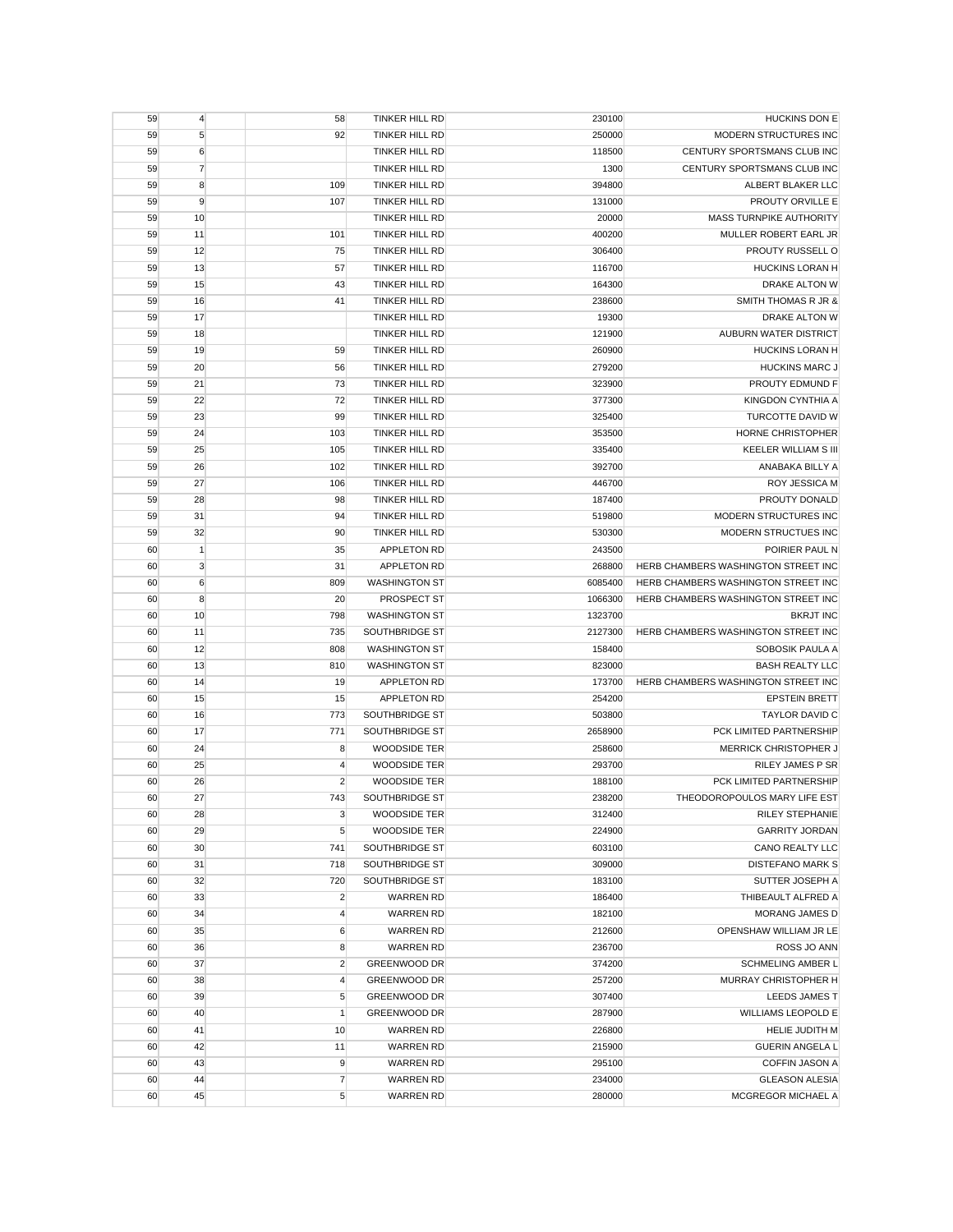| | | | | | | |
|---|---|---|---|---|---|---|
| 59 | 4 | | 58 | TINKER HILL RD | 230100 | HUCKINS DON E |
| 59 | 5 | | 92 | TINKER HILL RD | 250000 | MODERN STRUCTURES INC |
| 59 | 6 | | | TINKER HILL RD | 118500 | CENTURY SPORTSMANS CLUB INC |
| 59 | 7 | | | TINKER HILL RD | 1300 | CENTURY SPORTSMANS CLUB INC |
| 59 | 8 | | 109 | TINKER HILL RD | 394800 | ALBERT BLAKER LLC |
| 59 | 9 | | 107 | TINKER HILL RD | 131000 | PROUTY ORVILLE E |
| 59 | 10 | | | TINKER HILL RD | 20000 | MASS TURNPIKE AUTHORITY |
| 59 | 11 | | 101 | TINKER HILL RD | 400200 | MULLER ROBERT EARL JR |
| 59 | 12 | | 75 | TINKER HILL RD | 306400 | PROUTY RUSSELL O |
| 59 | 13 | | 57 | TINKER HILL RD | 116700 | HUCKINS LORAN H |
| 59 | 15 | | 43 | TINKER HILL RD | 164300 | DRAKE ALTON W |
| 59 | 16 | | 41 | TINKER HILL RD | 238600 | SMITH THOMAS R JR & |
| 59 | 17 | | | TINKER HILL RD | 19300 | DRAKE ALTON W |
| 59 | 18 | | | TINKER HILL RD | 121900 | AUBURN WATER DISTRICT |
| 59 | 19 | | 59 | TINKER HILL RD | 260900 | HUCKINS LORAN H |
| 59 | 20 | | 56 | TINKER HILL RD | 279200 | HUCKINS MARC J |
| 59 | 21 | | 73 | TINKER HILL RD | 323900 | PROUTY EDMUND F |
| 59 | 22 | | 72 | TINKER HILL RD | 377300 | KINGDON CYNTHIA A |
| 59 | 23 | | 99 | TINKER HILL RD | 325400 | TURCOTTE DAVID W |
| 59 | 24 | | 103 | TINKER HILL RD | 353500 | HORNE CHRISTOPHER |
| 59 | 25 | | 105 | TINKER HILL RD | 335400 | KEELER WILLIAM S III |
| 59 | 26 | | 102 | TINKER HILL RD | 392700 | ANABAKA BILLY A |
| 59 | 27 | | 106 | TINKER HILL RD | 446700 | ROY JESSICA M |
| 59 | 28 | | 98 | TINKER HILL RD | 187400 | PROUTY DONALD |
| 59 | 31 | | 94 | TINKER HILL RD | 519800 | MODERN STRUCTURES INC |
| 59 | 32 | | 90 | TINKER HILL RD | 530300 | MODERN STRUCTUES INC |
| 60 | 1 | | 35 | APPLETON RD | 243500 | POIRIER PAUL N |
| 60 | 3 | | 31 | APPLETON RD | 268800 | HERB CHAMBERS WASHINGTON STREET INC |
| 60 | 6 | | 809 | WASHINGTON ST | 6085400 | HERB CHAMBERS WASHINGTON STREET INC |
| 60 | 8 | | 20 | PROSPECT ST | 1066300 | HERB CHAMBERS WASHINGTON STREET INC |
| 60 | 10 | | 798 | WASHINGTON ST | 1323700 | BKRJT INC |
| 60 | 11 | | 735 | SOUTHBRIDGE ST | 2127300 | HERB CHAMBERS WASHINGTON STREET INC |
| 60 | 12 | | 808 | WASHINGTON ST | 158400 | SOBOSIK PAULA A |
| 60 | 13 | | 810 | WASHINGTON ST | 823000 | BASH REALTY LLC |
| 60 | 14 | | 19 | APPLETON RD | 173700 | HERB CHAMBERS WASHINGTON STREET INC |
| 60 | 15 | | 15 | APPLETON RD | 254200 | EPSTEIN BRETT |
| 60 | 16 | | 773 | SOUTHBRIDGE ST | 503800 | TAYLOR DAVID C |
| 60 | 17 | | 771 | SOUTHBRIDGE ST | 2658900 | PCK LIMITED PARTNERSHIP |
| 60 | 24 | | 8 | WOODSIDE TER | 258600 | MERRICK CHRISTOPHER J |
| 60 | 25 | | 4 | WOODSIDE TER | 293700 | RILEY JAMES P SR |
| 60 | 26 | | 2 | WOODSIDE TER | 188100 | PCK LIMITED PARTNERSHIP |
| 60 | 27 | | 743 | SOUTHBRIDGE ST | 238200 | THEODOROPOULOS MARY LIFE EST |
| 60 | 28 | | 3 | WOODSIDE TER | 312400 | RILEY STEPHANIE |
| 60 | 29 | | 5 | WOODSIDE TER | 224900 | GARRITY JORDAN |
| 60 | 30 | | 741 | SOUTHBRIDGE ST | 603100 | CANO REALTY LLC |
| 60 | 31 | | 718 | SOUTHBRIDGE ST | 309000 | DISTEFANO MARK S |
| 60 | 32 | | 720 | SOUTHBRIDGE ST | 183100 | SUTTER JOSEPH A |
| 60 | 33 | | 2 | WARREN RD | 186400 | THIBEAULT ALFRED A |
| 60 | 34 | | 4 | WARREN RD | 182100 | MORANG JAMES D |
| 60 | 35 | | 6 | WARREN RD | 212600 | OPENSHAW WILLIAM JR LE |
| 60 | 36 | | 8 | WARREN RD | 236700 | ROSS JO ANN |
| 60 | 37 | | 2 | GREENWOOD DR | 374200 | SCHMELING AMBER L |
| 60 | 38 | | 4 | GREENWOOD DR | 257200 | MURRAY CHRISTOPHER H |
| 60 | 39 | | 5 | GREENWOOD DR | 307400 | LEEDS JAMES T |
| 60 | 40 | | 1 | GREENWOOD DR | 287900 | WILLIAMS LEOPOLD E |
| 60 | 41 | | 10 | WARREN RD | 226800 | HELIE JUDITH M |
| 60 | 42 | | 11 | WARREN RD | 215900 | GUERIN ANGELA L |
| 60 | 43 | | 9 | WARREN RD | 295100 | COFFIN JASON A |
| 60 | 44 | | 7 | WARREN RD | 234000 | GLEASON ALESIA |
| 60 | 45 | | 5 | WARREN RD | 280000 | MCGREGOR MICHAEL A |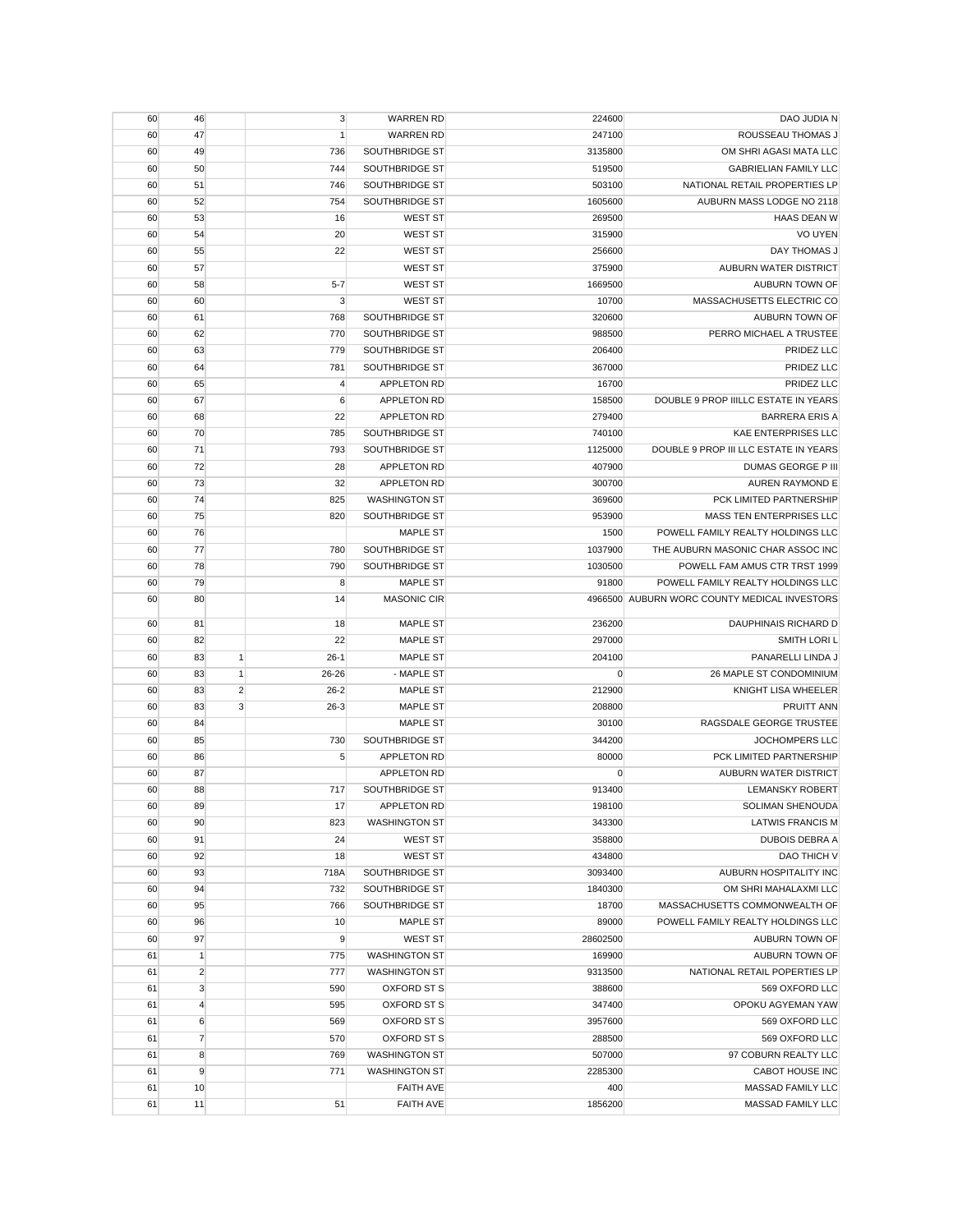| | | | | | | |
|---|---|---|---|---|---|---|
| 60 | 46 | | 3 | WARREN RD | 224600 | DAO JUDIA N |
| 60 | 47 | | 1 | WARREN RD | 247100 | ROUSSEAU THOMAS J |
| 60 | 49 | | 736 | SOUTHBRIDGE ST | 3135800 | OM SHRI AGASI MATA LLC |
| 60 | 50 | | 744 | SOUTHBRIDGE ST | 519500 | GABRIELIAN FAMILY LLC |
| 60 | 51 | | 746 | SOUTHBRIDGE ST | 503100 | NATIONAL RETAIL PROPERTIES LP |
| 60 | 52 | | 754 | SOUTHBRIDGE ST | 1605600 | AUBURN MASS LODGE NO 2118 |
| 60 | 53 | | 16 | WEST ST | 269500 | HAAS DEAN W |
| 60 | 54 | | 20 | WEST ST | 315900 | VO UYEN |
| 60 | 55 | | 22 | WEST ST | 256600 | DAY THOMAS J |
| 60 | 57 | | | WEST ST | 375900 | AUBURN WATER DISTRICT |
| 60 | 58 | | 5-7 | WEST ST | 1669500 | AUBURN TOWN OF |
| 60 | 60 | | 3 | WEST ST | 10700 | MASSACHUSETTS ELECTRIC CO |
| 60 | 61 | | 768 | SOUTHBRIDGE ST | 320600 | AUBURN TOWN OF |
| 60 | 62 | | 770 | SOUTHBRIDGE ST | 988500 | PERRO MICHAEL A TRUSTEE |
| 60 | 63 | | 779 | SOUTHBRIDGE ST | 206400 | PRIDEZ LLC |
| 60 | 64 | | 781 | SOUTHBRIDGE ST | 367000 | PRIDEZ LLC |
| 60 | 65 | | 4 | APPLETON RD | 16700 | PRIDEZ LLC |
| 60 | 67 | | 6 | APPLETON RD | 158500 | DOUBLE 9 PROP IIILLC ESTATE IN YEARS |
| 60 | 68 | | 22 | APPLETON RD | 279400 | BARRERA ERIS A |
| 60 | 70 | | 785 | SOUTHBRIDGE ST | 740100 | KAE ENTERPRISES LLC |
| 60 | 71 | | 793 | SOUTHBRIDGE ST | 1125000 | DOUBLE 9 PROP III LLC ESTATE IN YEARS |
| 60 | 72 | | 28 | APPLETON RD | 407900 | DUMAS GEORGE P III |
| 60 | 73 | | 32 | APPLETON RD | 300700 | AUREN RAYMOND E |
| 60 | 74 | | 825 | WASHINGTON ST | 369600 | PCK LIMITED PARTNERSHIP |
| 60 | 75 | | 820 | SOUTHBRIDGE ST | 953900 | MASS TEN ENTERPRISES LLC |
| 60 | 76 | | | MAPLE ST | 1500 | POWELL FAMILY REALTY HOLDINGS LLC |
| 60 | 77 | | 780 | SOUTHBRIDGE ST | 1037900 | THE AUBURN MASONIC CHAR ASSOC INC |
| 60 | 78 | | 790 | SOUTHBRIDGE ST | 1030500 | POWELL FAM AMUS CTR TRST 1999 |
| 60 | 79 | | 8 | MAPLE ST | 91800 | POWELL FAMILY REALTY HOLDINGS LLC |
| 60 | 80 | | 14 | MASONIC CIR | 4966500 | AUBURN WORC COUNTY MEDICAL INVESTORS |
| 60 | 81 | | 18 | MAPLE ST | 236200 | DAUPHINAIS RICHARD D |
| 60 | 82 | | 22 | MAPLE ST | 297000 | SMITH LORI L |
| 60 | 83 | 1 | 26-1 | MAPLE ST | 204100 | PANARELLI LINDA J |
| 60 | 83 | 1 | 26-26 | - MAPLE ST | 0 | 26 MAPLE ST CONDOMINIUM |
| 60 | 83 | 2 | 26-2 | MAPLE ST | 212900 | KNIGHT LISA WHEELER |
| 60 | 83 | 3 | 26-3 | MAPLE ST | 208800 | PRUITT ANN |
| 60 | 84 | | | MAPLE ST | 30100 | RAGSDALE GEORGE TRUSTEE |
| 60 | 85 | | 730 | SOUTHBRIDGE ST | 344200 | JOCHOMPERS LLC |
| 60 | 86 | | 5 | APPLETON RD | 80000 | PCK LIMITED PARTNERSHIP |
| 60 | 87 | | | APPLETON RD | 0 | AUBURN WATER DISTRICT |
| 60 | 88 | | 717 | SOUTHBRIDGE ST | 913400 | LEMANSKY ROBERT |
| 60 | 89 | | 17 | APPLETON RD | 198100 | SOLIMAN SHENOUDA |
| 60 | 90 | | 823 | WASHINGTON ST | 343300 | LATWIS FRANCIS M |
| 60 | 91 | | 24 | WEST ST | 358800 | DUBOIS DEBRA A |
| 60 | 92 | | 18 | WEST ST | 434800 | DAO THICH V |
| 60 | 93 | | 718A | SOUTHBRIDGE ST | 3093400 | AUBURN HOSPITALITY INC |
| 60 | 94 | | 732 | SOUTHBRIDGE ST | 1840300 | OM SHRI MAHALAXMI LLC |
| 60 | 95 | | 766 | SOUTHBRIDGE ST | 18700 | MASSACHUSETTS COMMONWEALTH OF |
| 60 | 96 | | 10 | MAPLE ST | 89000 | POWELL FAMILY REALTY HOLDINGS LLC |
| 60 | 97 | | 9 | WEST ST | 28602500 | AUBURN TOWN OF |
| 61 | 1 | | 775 | WASHINGTON ST | 169900 | AUBURN TOWN OF |
| 61 | 2 | | 777 | WASHINGTON ST | 9313500 | NATIONAL RETAIL POPERTIES LP |
| 61 | 3 | | 590 | OXFORD ST S | 388600 | 569 OXFORD LLC |
| 61 | 4 | | 595 | OXFORD ST S | 347400 | OPOKU AGYEMAN YAW |
| 61 | 6 | | 569 | OXFORD ST S | 3957600 | 569 OXFORD LLC |
| 61 | 7 | | 570 | OXFORD ST S | 288500 | 569 OXFORD LLC |
| 61 | 8 | | 769 | WASHINGTON ST | 507000 | 97 COBURN REALTY LLC |
| 61 | 9 | | 771 | WASHINGTON ST | 2285300 | CABOT HOUSE INC |
| 61 | 10 | | | FAITH AVE | 400 | MASSAD FAMILY LLC |
| 61 | 11 | | 51 | FAITH AVE | 1856200 | MASSAD FAMILY LLC |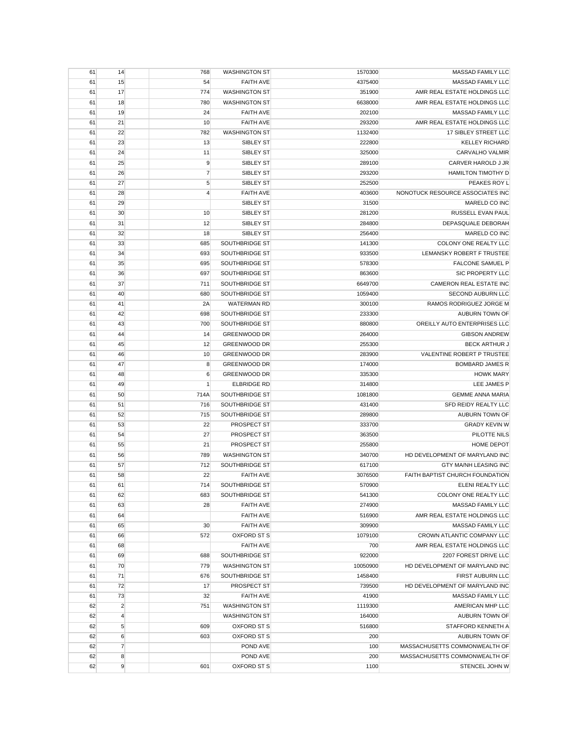| | | | | | | |
|---|---|---|---|---|---|---|
| 61 | 14 | | 768 | WASHINGTON ST | 1570300 | MASSAD FAMILY LLC |
| 61 | 15 | | 54 | FAITH AVE | 4375400 | MASSAD FAMILY LLC |
| 61 | 17 | | 774 | WASHINGTON ST | 351900 | AMR REAL ESTATE HOLDINGS LLC |
| 61 | 18 | | 780 | WASHINGTON ST | 6638000 | AMR REAL ESTATE HOLDINGS LLC |
| 61 | 19 | | 24 | FAITH AVE | 202100 | MASSAD FAMILY LLC |
| 61 | 21 | | 10 | FAITH AVE | 293200 | AMR REAL ESTATE HOLDINGS LLC |
| 61 | 22 | | 782 | WASHINGTON ST | 1132400 | 17 SIBLEY STREET LLC |
| 61 | 23 | | 13 | SIBLEY ST | 222800 | KELLEY RICHARD |
| 61 | 24 | | 11 | SIBLEY ST | 325000 | CARVALHO VALMIR |
| 61 | 25 | | 9 | SIBLEY ST | 289100 | CARVER HAROLD J JR |
| 61 | 26 | | 7 | SIBLEY ST | 293200 | HAMILTON TIMOTHY D |
| 61 | 27 | | 5 | SIBLEY ST | 252500 | PEAKES ROY L |
| 61 | 28 | | 4 | FAITH AVE | 403600 | NONOTUCK RESOURCE ASSOCIATES INC |
| 61 | 29 | | | SIBLEY ST | 31500 | MARELD CO INC |
| 61 | 30 | | 10 | SIBLEY ST | 281200 | RUSSELL EVAN PAUL |
| 61 | 31 | | 12 | SIBLEY ST | 284800 | DEPASQUALE DEBORAH |
| 61 | 32 | | 18 | SIBLEY ST | 256400 | MARELD CO INC |
| 61 | 33 | | 685 | SOUTHBRIDGE ST | 141300 | COLONY ONE REALTY LLC |
| 61 | 34 | | 693 | SOUTHBRIDGE ST | 933500 | LEMANSKY ROBERT F TRUSTEE |
| 61 | 35 | | 695 | SOUTHBRIDGE ST | 578300 | FALCONE SAMUEL P |
| 61 | 36 | | 697 | SOUTHBRIDGE ST | 863600 | SIC PROPERTY LLC |
| 61 | 37 | | 711 | SOUTHBRIDGE ST | 6649700 | CAMERON REAL ESTATE INC |
| 61 | 40 | | 680 | SOUTHBRIDGE ST | 1059400 | SECOND AUBURN LLC |
| 61 | 41 | | 2A | WATERMAN RD | 300100 | RAMOS RODRIGUEZ JORGE M |
| 61 | 42 | | 698 | SOUTHBRIDGE ST | 233300 | AUBURN TOWN OF |
| 61 | 43 | | 700 | SOUTHBRIDGE ST | 880800 | OREILLY AUTO ENTERPRISES LLC |
| 61 | 44 | | 14 | GREENWOOD DR | 264000 | GIBSON ANDREW |
| 61 | 45 | | 12 | GREENWOOD DR | 255300 | BECK ARTHUR J |
| 61 | 46 | | 10 | GREENWOOD DR | 283900 | VALENTINE ROBERT P TRUSTEE |
| 61 | 47 | | 8 | GREENWOOD DR | 174000 | BOMBARD JAMES R |
| 61 | 48 | | 6 | GREENWOOD DR | 335300 | HOWK MARY |
| 61 | 49 | | 1 | ELBRIDGE RD | 314800 | LEE JAMES P |
| 61 | 50 | | 714A | SOUTHBRIDGE ST | 1081800 | GEMME ANNA MARIA |
| 61 | 51 | | 716 | SOUTHBRIDGE ST | 431400 | SFD REIDY REALTY LLC |
| 61 | 52 | | 715 | SOUTHBRIDGE ST | 289800 | AUBURN TOWN OF |
| 61 | 53 | | 22 | PROSPECT ST | 333700 | GRADY KEVIN W |
| 61 | 54 | | 27 | PROSPECT ST | 363500 | PILOTTE NILS |
| 61 | 55 | | 21 | PROSPECT ST | 255800 | HOME DEPOT |
| 61 | 56 | | 789 | WASHINGTON ST | 340700 | HD DEVELOPMENT OF MARYLAND INC |
| 61 | 57 | | 712 | SOUTHBRIDGE ST | 617100 | GTY MA/NH LEASING INC |
| 61 | 58 | | 22 | FAITH AVE | 3076500 | FAITH BAPTIST CHURCH FOUNDATION |
| 61 | 61 | | 714 | SOUTHBRIDGE ST | 570900 | ELENI REALTY LLC |
| 61 | 62 | | 683 | SOUTHBRIDGE ST | 541300 | COLONY ONE REALTY LLC |
| 61 | 63 | | 28 | FAITH AVE | 274900 | MASSAD FAMILY LLC |
| 61 | 64 | | | FAITH AVE | 516900 | AMR REAL ESTATE HOLDINGS LLC |
| 61 | 65 | | 30 | FAITH AVE | 309900 | MASSAD FAMILY LLC |
| 61 | 66 | | 572 | OXFORD ST S | 1079100 | CROWN ATLANTIC COMPANY LLC |
| 61 | 68 | | | FAITH AVE | 700 | AMR REAL ESTATE HOLDINGS LLC |
| 61 | 69 | | 688 | SOUTHBRIDGE ST | 922000 | 2207 FOREST DRIVE LLC |
| 61 | 70 | | 779 | WASHINGTON ST | 10050900 | HD DEVELOPMENT OF MARYLAND INC |
| 61 | 71 | | 676 | SOUTHBRIDGE ST | 1458400 | FIRST AUBURN LLC |
| 61 | 72 | | 17 | PROSPECT ST | 739500 | HD DEVELOPMENT OF MARYLAND INC |
| 61 | 73 | | 32 | FAITH AVE | 41900 | MASSAD FAMILY LLC |
| 62 | 2 | | 751 | WASHINGTON ST | 1119300 | AMERICAN MHP LLC |
| 62 | 4 | | | WASHINGTON ST | 164000 | AUBURN TOWN OF |
| 62 | 5 | | 609 | OXFORD ST S | 516800 | STAFFORD KENNETH A |
| 62 | 6 | | 603 | OXFORD ST S | 200 | AUBURN TOWN OF |
| 62 | 7 | | | POND AVE | 100 | MASSACHUSETTS COMMONWEALTH OF |
| 62 | 8 | | | POND AVE | 200 | MASSACHUSETTS COMMONWEALTH OF |
| 62 | 9 | | 601 | OXFORD ST S | 1100 | STENCEL JOHN W |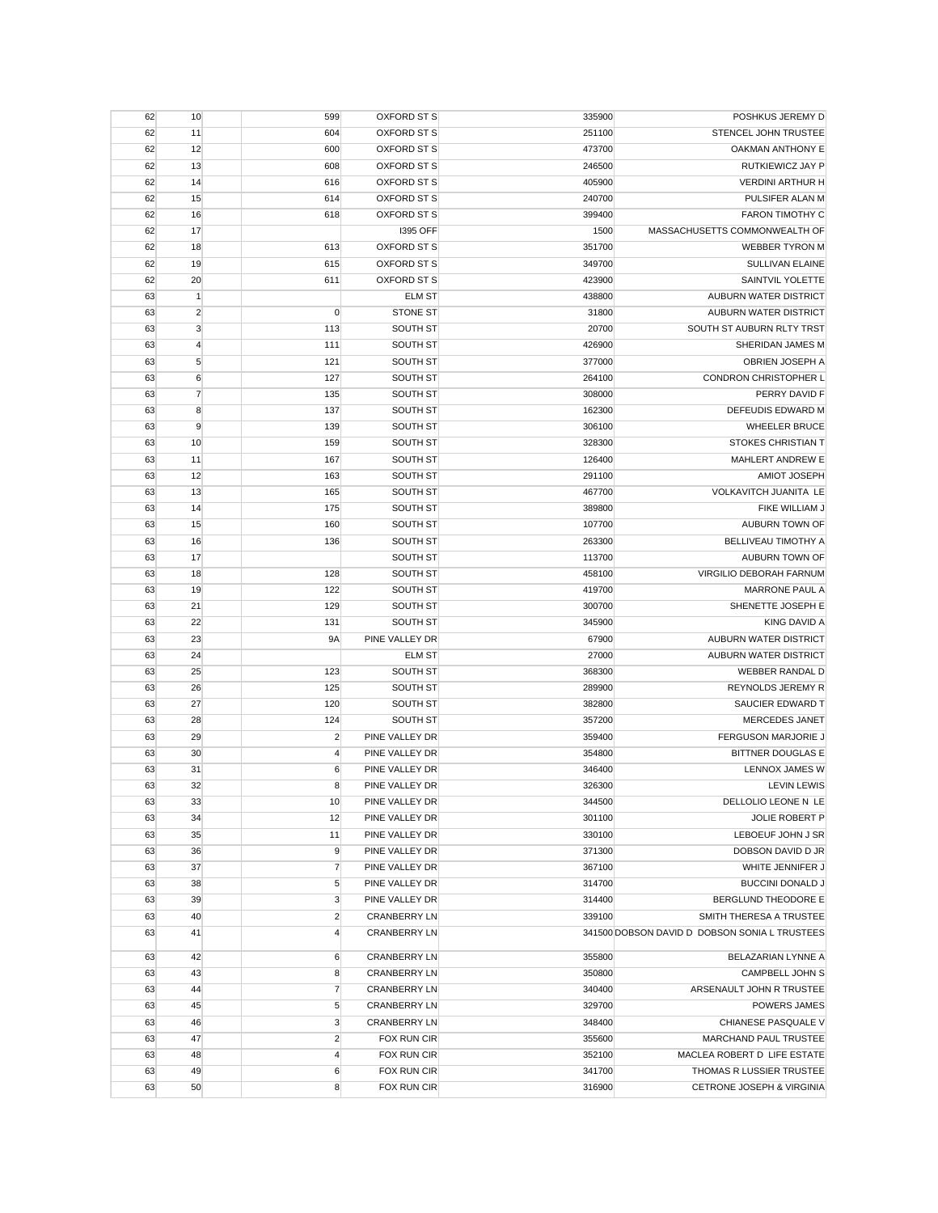| | | | | | | |
|---|---|---|---|---|---|---|
| 62 | 10 | | 599 | OXFORD ST S | 335900 | POSHKUS JEREMY D |
| 62 | 11 | | 604 | OXFORD ST S | 251100 | STENCEL JOHN TRUSTEE |
| 62 | 12 | | 600 | OXFORD ST S | 473700 | OAKMAN ANTHONY E |
| 62 | 13 | | 608 | OXFORD ST S | 246500 | RUTKIEWICZ JAY P |
| 62 | 14 | | 616 | OXFORD ST S | 405900 | VERDINI ARTHUR H |
| 62 | 15 | | 614 | OXFORD ST S | 240700 | PULSIFER ALAN M |
| 62 | 16 | | 618 | OXFORD ST S | 399400 | FARON TIMOTHY C |
| 62 | 17 | | | I395 OFF | 1500 | MASSACHUSETTS COMMONWEALTH OF |
| 62 | 18 | | 613 | OXFORD ST S | 351700 | WEBBER TYRON M |
| 62 | 19 | | 615 | OXFORD ST S | 349700 | SULLIVAN ELAINE |
| 62 | 20 | | 611 | OXFORD ST S | 423900 | SAINTVIL YOLETTE |
| 63 | 1 | | | ELM ST | 438800 | AUBURN WATER DISTRICT |
| 63 | 2 | | 0 | STONE ST | 31800 | AUBURN WATER DISTRICT |
| 63 | 3 | | 113 | SOUTH ST | 20700 | SOUTH ST AUBURN RLTY TRST |
| 63 | 4 | | 111 | SOUTH ST | 426900 | SHERIDAN JAMES M |
| 63 | 5 | | 121 | SOUTH ST | 377000 | OBRIEN JOSEPH A |
| 63 | 6 | | 127 | SOUTH ST | 264100 | CONDRON CHRISTOPHER L |
| 63 | 7 | | 135 | SOUTH ST | 308000 | PERRY DAVID F |
| 63 | 8 | | 137 | SOUTH ST | 162300 | DEFEUDIS EDWARD M |
| 63 | 9 | | 139 | SOUTH ST | 306100 | WHEELER BRUCE |
| 63 | 10 | | 159 | SOUTH ST | 328300 | STOKES CHRISTIAN T |
| 63 | 11 | | 167 | SOUTH ST | 126400 | MAHLERT ANDREW E |
| 63 | 12 | | 163 | SOUTH ST | 291100 | AMIOT JOSEPH |
| 63 | 13 | | 165 | SOUTH ST | 467700 | VOLKAVITCH JUANITA LE |
| 63 | 14 | | 175 | SOUTH ST | 389800 | FIKE WILLIAM J |
| 63 | 15 | | 160 | SOUTH ST | 107700 | AUBURN TOWN OF |
| 63 | 16 | | 136 | SOUTH ST | 263300 | BELLIVEAU TIMOTHY A |
| 63 | 17 | | | SOUTH ST | 113700 | AUBURN TOWN OF |
| 63 | 18 | | 128 | SOUTH ST | 458100 | VIRGILIO DEBORAH FARNUM |
| 63 | 19 | | 122 | SOUTH ST | 419700 | MARRONE PAUL A |
| 63 | 21 | | 129 | SOUTH ST | 300700 | SHENETTE JOSEPH E |
| 63 | 22 | | 131 | SOUTH ST | 345900 | KING DAVID A |
| 63 | 23 | | 9A | PINE VALLEY DR | 67900 | AUBURN WATER DISTRICT |
| 63 | 24 | | | ELM ST | 27000 | AUBURN WATER DISTRICT |
| 63 | 25 | | 123 | SOUTH ST | 368300 | WEBBER RANDAL D |
| 63 | 26 | | 125 | SOUTH ST | 289900 | REYNOLDS JEREMY R |
| 63 | 27 | | 120 | SOUTH ST | 382800 | SAUCIER EDWARD T |
| 63 | 28 | | 124 | SOUTH ST | 357200 | MERCEDES JANET |
| 63 | 29 | | 2 | PINE VALLEY DR | 359400 | FERGUSON MARJORIE J |
| 63 | 30 | | 4 | PINE VALLEY DR | 354800 | BITTNER DOUGLAS E |
| 63 | 31 | | 6 | PINE VALLEY DR | 346400 | LENNOX JAMES W |
| 63 | 32 | | 8 | PINE VALLEY DR | 326300 | LEVIN LEWIS |
| 63 | 33 | | 10 | PINE VALLEY DR | 344500 | DELLOLIO LEONE N LE |
| 63 | 34 | | 12 | PINE VALLEY DR | 301100 | JOLIE ROBERT P |
| 63 | 35 | | 11 | PINE VALLEY DR | 330100 | LEBOEUF JOHN J SR |
| 63 | 36 | | 9 | PINE VALLEY DR | 371300 | DOBSON DAVID D JR |
| 63 | 37 | | 7 | PINE VALLEY DR | 367100 | WHITE JENNIFER J |
| 63 | 38 | | 5 | PINE VALLEY DR | 314700 | BUCCINI DONALD J |
| 63 | 39 | | 3 | PINE VALLEY DR | 314400 | BERGLUND THEODORE E |
| 63 | 40 | | 2 | CRANBERRY LN | 339100 | SMITH THERESA A TRUSTEE |
| 63 | 41 | | 4 | CRANBERRY LN | 341500 | DOBSON DAVID D DOBSON SONIA L TRUSTEES |
| 63 | 42 | | 6 | CRANBERRY LN | 355800 | BELAZARIAN LYNNE A |
| 63 | 43 | | 8 | CRANBERRY LN | 350800 | CAMPBELL JOHN S |
| 63 | 44 | | 7 | CRANBERRY LN | 340400 | ARSENAULT JOHN R TRUSTEE |
| 63 | 45 | | 5 | CRANBERRY LN | 329700 | POWERS JAMES |
| 63 | 46 | | 3 | CRANBERRY LN | 348400 | CHIANESE PASQUALE V |
| 63 | 47 | | 2 | FOX RUN CIR | 355600 | MARCHAND PAUL TRUSTEE |
| 63 | 48 | | 4 | FOX RUN CIR | 352100 | MACLEA ROBERT D LIFE ESTATE |
| 63 | 49 | | 6 | FOX RUN CIR | 341700 | THOMAS R LUSSIER TRUSTEE |
| 63 | 50 | | 8 | FOX RUN CIR | 316900 | CETRONE JOSEPH & VIRGINIA |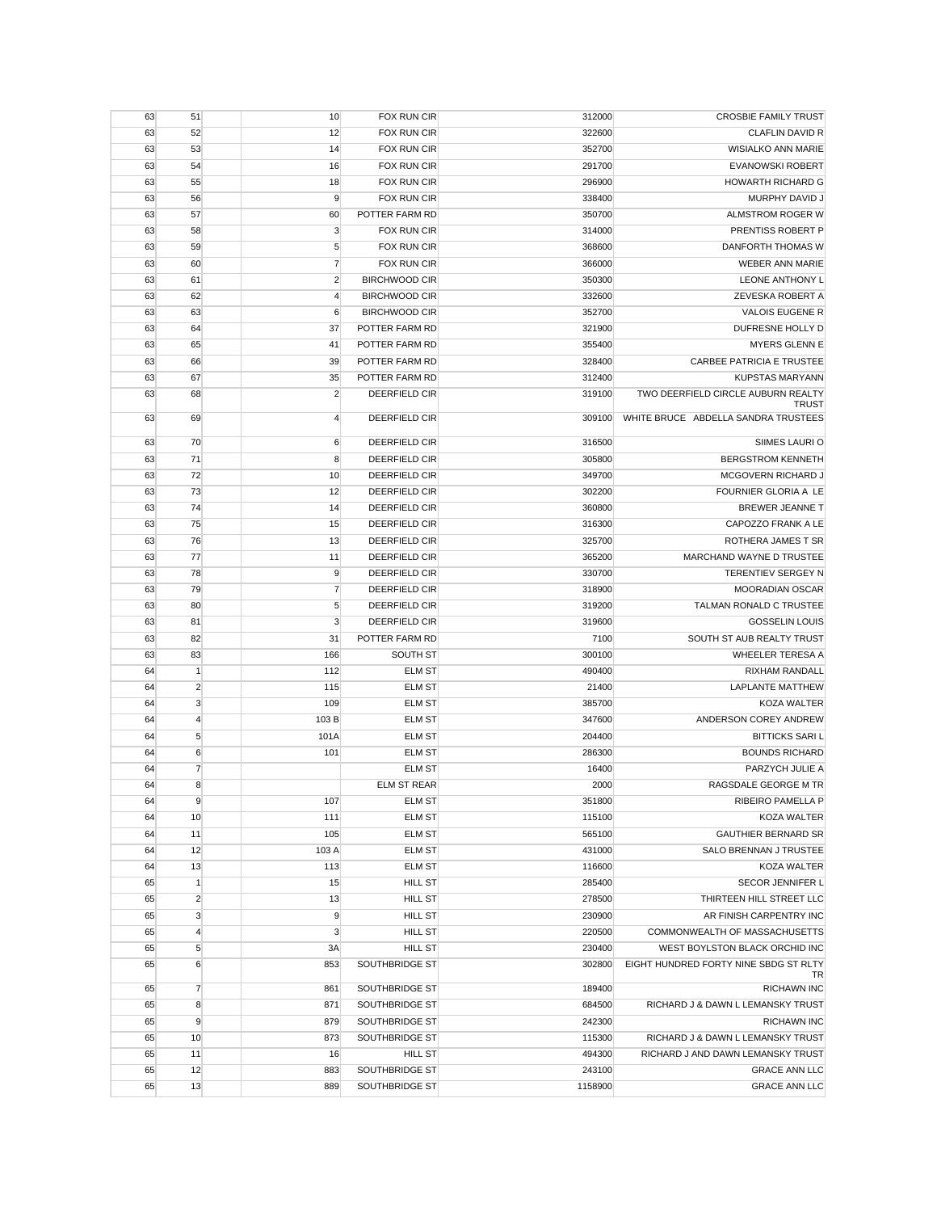| | | | | | | |
|---|---|---|---|---|---|---|
| 63 | 51 | | 10 | FOX RUN CIR | 312000 | CROSBIE FAMILY TRUST |
| 63 | 52 | | 12 | FOX RUN CIR | 322600 | CLAFLIN DAVID R |
| 63 | 53 | | 14 | FOX RUN CIR | 352700 | WISIALKO ANN MARIE |
| 63 | 54 | | 16 | FOX RUN CIR | 291700 | EVANOWSKI ROBERT |
| 63 | 55 | | 18 | FOX RUN CIR | 296900 | HOWARTH RICHARD G |
| 63 | 56 | | 9 | FOX RUN CIR | 338400 | MURPHY DAVID J |
| 63 | 57 | | 60 | POTTER FARM RD | 350700 | ALMSTROM ROGER W |
| 63 | 58 | | 3 | FOX RUN CIR | 314000 | PRENTISS ROBERT P |
| 63 | 59 | | 5 | FOX RUN CIR | 368600 | DANFORTH THOMAS W |
| 63 | 60 | | 7 | FOX RUN CIR | 366000 | WEBER ANN MARIE |
| 63 | 61 | | 2 | BIRCHWOOD CIR | 350300 | LEONE ANTHONY L |
| 63 | 62 | | 4 | BIRCHWOOD CIR | 332600 | ZEVESKA ROBERT A |
| 63 | 63 | | 6 | BIRCHWOOD CIR | 352700 | VALOIS EUGENE R |
| 63 | 64 | | 37 | POTTER FARM RD | 321900 | DUFRESNE HOLLY D |
| 63 | 65 | | 41 | POTTER FARM RD | 355400 | MYERS GLENN E |
| 63 | 66 | | 39 | POTTER FARM RD | 328400 | CARBEE PATRICIA E TRUSTEE |
| 63 | 67 | | 35 | POTTER FARM RD | 312400 | KUPSTAS MARYANN |
| 63 | 68 | | 2 | DEERFIELD CIR | 319100 | TWO DEERFIELD CIRCLE AUBURN REALTY TRUST |
| 63 | 69 | | 4 | DEERFIELD CIR | 309100 | WHITE BRUCE ABDELLA SANDRA TRUSTEES |
| 63 | 70 | | 6 | DEERFIELD CIR | 316500 | SIIMES LAURI O |
| 63 | 71 | | 8 | DEERFIELD CIR | 305800 | BERGSTROM KENNETH |
| 63 | 72 | | 10 | DEERFIELD CIR | 349700 | MCGOVERN RICHARD J |
| 63 | 73 | | 12 | DEERFIELD CIR | 302200 | FOURNIER GLORIA A LE |
| 63 | 74 | | 14 | DEERFIELD CIR | 360800 | BREWER JEANNE T |
| 63 | 75 | | 15 | DEERFIELD CIR | 316300 | CAPOZZO FRANK A LE |
| 63 | 76 | | 13 | DEERFIELD CIR | 325700 | ROTHERA JAMES T SR |
| 63 | 77 | | 11 | DEERFIELD CIR | 365200 | MARCHAND WAYNE D TRUSTEE |
| 63 | 78 | | 9 | DEERFIELD CIR | 330700 | TERENTIEV SERGEY N |
| 63 | 79 | | 7 | DEERFIELD CIR | 318900 | MOORADIAN OSCAR |
| 63 | 80 | | 5 | DEERFIELD CIR | 319200 | TALMAN RONALD C TRUSTEE |
| 63 | 81 | | 3 | DEERFIELD CIR | 319600 | GOSSELIN LOUIS |
| 63 | 82 | | 31 | POTTER FARM RD | 7100 | SOUTH ST AUB REALTY TRUST |
| 63 | 83 | | 166 | SOUTH ST | 300100 | WHEELER TERESA A |
| 64 | 1 | | 112 | ELM ST | 490400 | RIXHAM RANDALL |
| 64 | 2 | | 115 | ELM ST | 21400 | LAPLANTE MATTHEW |
| 64 | 3 | | 109 | ELM ST | 385700 | KOZA WALTER |
| 64 | 4 | | 103 B | ELM ST | 347600 | ANDERSON COREY ANDREW |
| 64 | 5 | | 101A | ELM ST | 204400 | BITTICKS SARI L |
| 64 | 6 | | 101 | ELM ST | 286300 | BOUNDS RICHARD |
| 64 | 7 | | | ELM ST | 16400 | PARZYCH JULIE A |
| 64 | 8 | | | ELM ST REAR | 2000 | RAGSDALE GEORGE M TR |
| 64 | 9 | | 107 | ELM ST | 351800 | RIBEIRO PAMELLA P |
| 64 | 10 | | 111 | ELM ST | 115100 | KOZA WALTER |
| 64 | 11 | | 105 | ELM ST | 565100 | GAUTHIER BERNARD SR |
| 64 | 12 | | 103 A | ELM ST | 431000 | SALO BRENNAN J TRUSTEE |
| 64 | 13 | | 113 | ELM ST | 116600 | KOZA WALTER |
| 65 | 1 | | 15 | HILL ST | 285400 | SECOR JENNIFER L |
| 65 | 2 | | 13 | HILL ST | 278500 | THIRTEEN HILL STREET LLC |
| 65 | 3 | | 9 | HILL ST | 230900 | AR FINISH CARPENTRY INC |
| 65 | 4 | | 3 | HILL ST | 220500 | COMMONWEALTH OF MASSACHUSETTS |
| 65 | 5 | | 3A | HILL ST | 230400 | WEST BOYLSTON BLACK ORCHID INC |
| 65 | 6 | | 853 | SOUTHBRIDGE ST | 302800 | EIGHT HUNDRED FORTY NINE SBDG ST RLTY TR |
| 65 | 7 | | 861 | SOUTHBRIDGE ST | 189400 | RICHAWN INC |
| 65 | 8 | | 871 | SOUTHBRIDGE ST | 684500 | RICHARD J & DAWN L LEMANSKY TRUST |
| 65 | 9 | | 879 | SOUTHBRIDGE ST | 242300 | RICHAWN INC |
| 65 | 10 | | 873 | SOUTHBRIDGE ST | 115300 | RICHARD J & DAWN L LEMANSKY TRUST |
| 65 | 11 | | 16 | HILL ST | 494300 | RICHARD J AND DAWN LEMANSKY TRUST |
| 65 | 12 | | 883 | SOUTHBRIDGE ST | 243100 | GRACE ANN LLC |
| 65 | 13 | | 889 | SOUTHBRIDGE ST | 1158900 | GRACE ANN LLC |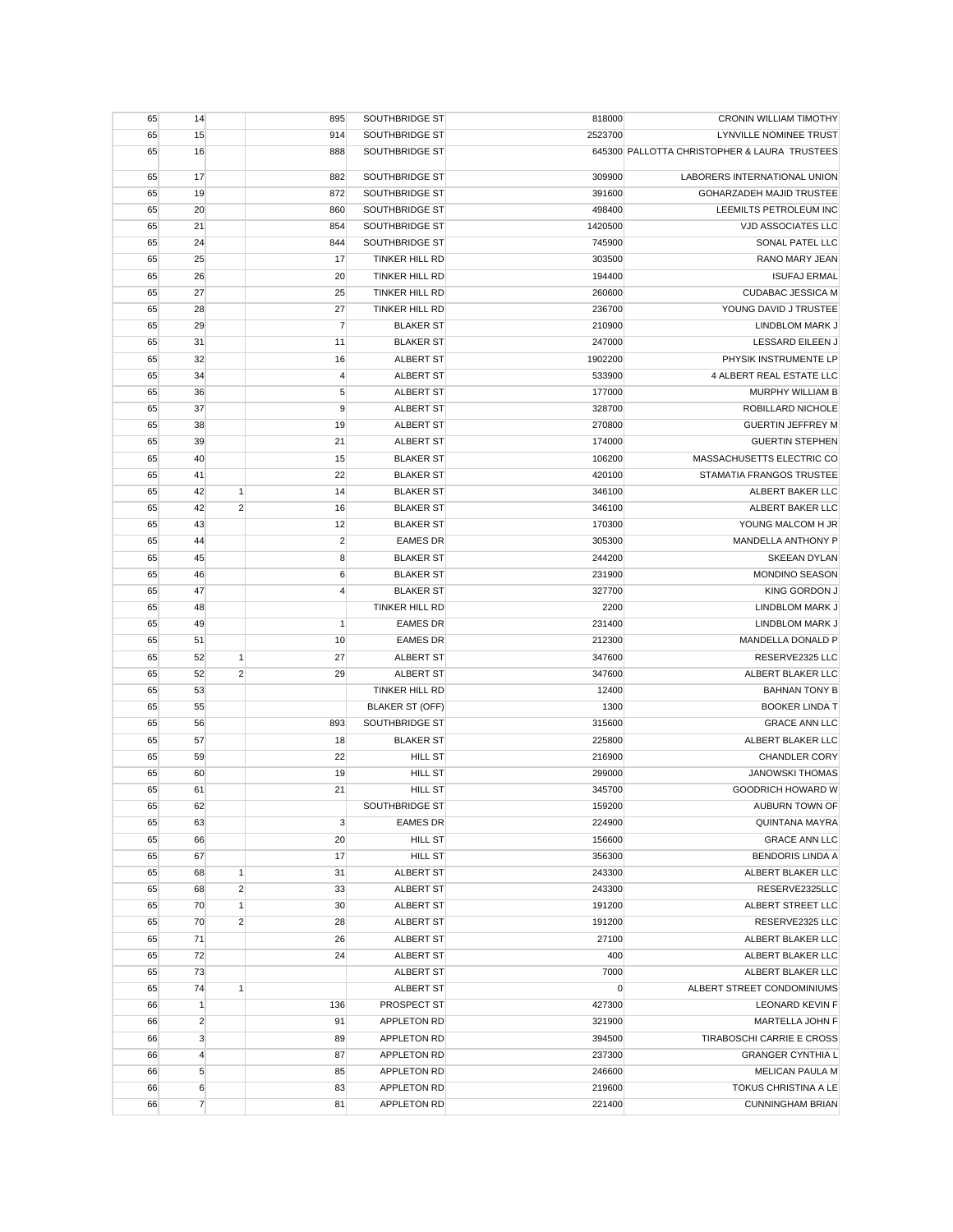| | | | | | | |
|---|---|---|---|---|---|---|
| 65 | 14 | | 895 | SOUTHBRIDGE ST | 818000 | CRONIN WILLIAM TIMOTHY |
| 65 | 15 | | 914 | SOUTHBRIDGE ST | 2523700 | LYNVILLE NOMINEE TRUST |
| 65 | 16 | | 888 | SOUTHBRIDGE ST | 645300 | PALLOTTA CHRISTOPHER & LAURA TRUSTEES |
| 65 | 17 | | 882 | SOUTHBRIDGE ST | 309900 | LABORERS INTERNATIONAL UNION |
| 65 | 19 | | 872 | SOUTHBRIDGE ST | 391600 | GOHARZADEH MAJID TRUSTEE |
| 65 | 20 | | 860 | SOUTHBRIDGE ST | 498400 | LEEMILTS PETROLEUM INC |
| 65 | 21 | | 854 | SOUTHBRIDGE ST | 1420500 | VJD ASSOCIATES LLC |
| 65 | 24 | | 844 | SOUTHBRIDGE ST | 745900 | SONAL PATEL LLC |
| 65 | 25 | | 17 | TINKER HILL RD | 303500 | RANO MARY JEAN |
| 65 | 26 | | 20 | TINKER HILL RD | 194400 | ISUFAJ ERMAL |
| 65 | 27 | | 25 | TINKER HILL RD | 260600 | CUDABAC JESSICA M |
| 65 | 28 | | 27 | TINKER HILL RD | 236700 | YOUNG DAVID J TRUSTEE |
| 65 | 29 | | 7 | BLAKER ST | 210900 | LINDBLOM MARK J |
| 65 | 31 | | 11 | BLAKER ST | 247000 | LESSARD EILEEN J |
| 65 | 32 | | 16 | ALBERT ST | 1902200 | PHYSIK INSTRUMENTE LP |
| 65 | 34 | | 4 | ALBERT ST | 533900 | 4 ALBERT REAL ESTATE LLC |
| 65 | 36 | | 5 | ALBERT ST | 177000 | MURPHY WILLIAM B |
| 65 | 37 | | 9 | ALBERT ST | 328700 | ROBILLARD NICHOLE |
| 65 | 38 | | 19 | ALBERT ST | 270800 | GUERTIN JEFFREY M |
| 65 | 39 | | 21 | ALBERT ST | 174000 | GUERTIN STEPHEN |
| 65 | 40 | | 15 | BLAKER ST | 106200 | MASSACHUSETTS ELECTRIC CO |
| 65 | 41 | | 22 | BLAKER ST | 420100 | STAMATIA FRANGOS TRUSTEE |
| 65 | 42 | 1 | 14 | BLAKER ST | 346100 | ALBERT BAKER LLC |
| 65 | 42 | 2 | 16 | BLAKER ST | 346100 | ALBERT BAKER LLC |
| 65 | 43 | | 12 | BLAKER ST | 170300 | YOUNG MALCOM H JR |
| 65 | 44 | | 2 | EAMES DR | 305300 | MANDELLA ANTHONY P |
| 65 | 45 | | 8 | BLAKER ST | 244200 | SKEEAN DYLAN |
| 65 | 46 | | 6 | BLAKER ST | 231900 | MONDINO SEASON |
| 65 | 47 | | 4 | BLAKER ST | 327700 | KING GORDON J |
| 65 | 48 | | | TINKER HILL RD | 2200 | LINDBLOM MARK J |
| 65 | 49 | | 1 | EAMES DR | 231400 | LINDBLOM MARK J |
| 65 | 51 | | 10 | EAMES DR | 212300 | MANDELLA DONALD P |
| 65 | 52 | 1 | 27 | ALBERT ST | 347600 | RESERVE2325 LLC |
| 65 | 52 | 2 | 29 | ALBERT ST | 347600 | ALBERT BLAKER LLC |
| 65 | 53 | | | TINKER HILL RD | 12400 | BAHNAN TONY B |
| 65 | 55 | | | BLAKER ST (OFF) | 1300 | BOOKER LINDA T |
| 65 | 56 | | 893 | SOUTHBRIDGE ST | 315600 | GRACE ANN LLC |
| 65 | 57 | | 18 | BLAKER ST | 225800 | ALBERT BLAKER LLC |
| 65 | 59 | | 22 | HILL ST | 216900 | CHANDLER CORY |
| 65 | 60 | | 19 | HILL ST | 299000 | JANOWSKI THOMAS |
| 65 | 61 | | 21 | HILL ST | 345700 | GOODRICH HOWARD W |
| 65 | 62 | | | SOUTHBRIDGE ST | 159200 | AUBURN TOWN OF |
| 65 | 63 | | 3 | EAMES DR | 224900 | QUINTANA MAYRA |
| 65 | 66 | | 20 | HILL ST | 156600 | GRACE ANN LLC |
| 65 | 67 | | 17 | HILL ST | 356300 | BENDORIS LINDA A |
| 65 | 68 | 1 | 31 | ALBERT ST | 243300 | ALBERT BLAKER LLC |
| 65 | 68 | 2 | 33 | ALBERT ST | 243300 | RESERVE2325LLC |
| 65 | 70 | 1 | 30 | ALBERT ST | 191200 | ALBERT STREET LLC |
| 65 | 70 | 2 | 28 | ALBERT ST | 191200 | RESERVE2325 LLC |
| 65 | 71 | | 26 | ALBERT ST | 27100 | ALBERT BLAKER LLC |
| 65 | 72 | | 24 | ALBERT ST | 400 | ALBERT BLAKER LLC |
| 65 | 73 | | | ALBERT ST | 7000 | ALBERT BLAKER LLC |
| 65 | 74 | 1 | | ALBERT ST | 0 | ALBERT STREET CONDOMINIUMS |
| 66 | 1 | | 136 | PROSPECT ST | 427300 | LEONARD KEVIN F |
| 66 | 2 | | 91 | APPLETON RD | 321900 | MARTELLA JOHN F |
| 66 | 3 | | 89 | APPLETON RD | 394500 | TIRABOSCHI CARRIE E CROSS |
| 66 | 4 | | 87 | APPLETON RD | 237300 | GRANGER CYNTHIA L |
| 66 | 5 | | 85 | APPLETON RD | 246600 | MELICAN PAULA M |
| 66 | 6 | | 83 | APPLETON RD | 219600 | TOKUS CHRISTINA A LE |
| 66 | 7 | | 81 | APPLETON RD | 221400 | CUNNINGHAM BRIAN |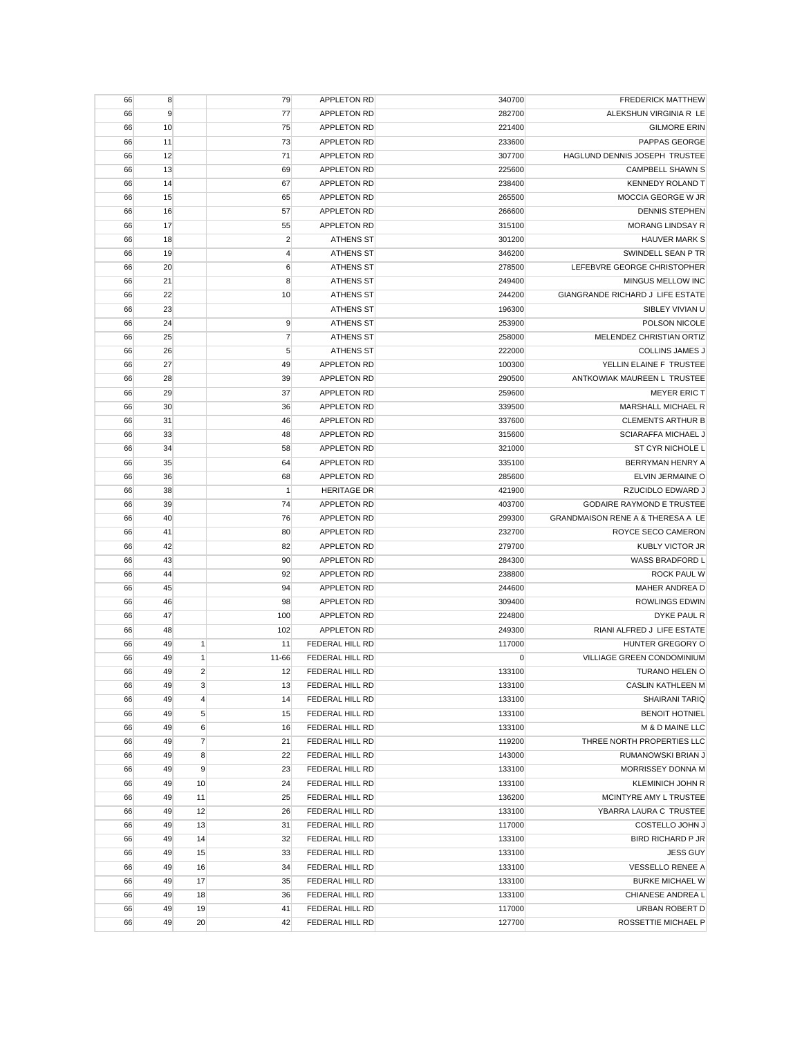| | | | | | | |
|---|---|---|---|---|---|---|
| 66 | 8 | | 79 | APPLETON RD | 340700 | FREDERICK MATTHEW |
| 66 | 9 | | 77 | APPLETON RD | 282700 | ALEKSHUN VIRGINIA R LE |
| 66 | 10 | | 75 | APPLETON RD | 221400 | GILMORE ERIN |
| 66 | 11 | | 73 | APPLETON RD | 233600 | PAPPAS GEORGE |
| 66 | 12 | | 71 | APPLETON RD | 307700 | HAGLUND DENNIS JOSEPH TRUSTEE |
| 66 | 13 | | 69 | APPLETON RD | 225600 | CAMPBELL SHAWN S |
| 66 | 14 | | 67 | APPLETON RD | 238400 | KENNEDY ROLAND T |
| 66 | 15 | | 65 | APPLETON RD | 265500 | MOCCIA GEORGE W JR |
| 66 | 16 | | 57 | APPLETON RD | 266600 | DENNIS STEPHEN |
| 66 | 17 | | 55 | APPLETON RD | 315100 | MORANG LINDSAY R |
| 66 | 18 | | 2 | ATHENS ST | 301200 | HAUVER MARK S |
| 66 | 19 | | 4 | ATHENS ST | 346200 | SWINDELL SEAN P TR |
| 66 | 20 | | 6 | ATHENS ST | 278500 | LEFEBVRE GEORGE CHRISTOPHER |
| 66 | 21 | | 8 | ATHENS ST | 249400 | MINGUS MELLOW INC |
| 66 | 22 | | 10 | ATHENS ST | 244200 | GIANGRANDE RICHARD J LIFE ESTATE |
| 66 | 23 | | | ATHENS ST | 196300 | SIBLEY VIVIAN U |
| 66 | 24 | | 9 | ATHENS ST | 253900 | POLSON NICOLE |
| 66 | 25 | | 7 | ATHENS ST | 258000 | MELENDEZ CHRISTIAN ORTIZ |
| 66 | 26 | | 5 | ATHENS ST | 222000 | COLLINS JAMES J |
| 66 | 27 | | 49 | APPLETON RD | 100300 | YELLIN ELAINE F TRUSTEE |
| 66 | 28 | | 39 | APPLETON RD | 290500 | ANTKOWIAK MAUREEN L TRUSTEE |
| 66 | 29 | | 37 | APPLETON RD | 259600 | MEYER ERIC T |
| 66 | 30 | | 36 | APPLETON RD | 339500 | MARSHALL MICHAEL R |
| 66 | 31 | | 46 | APPLETON RD | 337600 | CLEMENTS ARTHUR B |
| 66 | 33 | | 48 | APPLETON RD | 315600 | SCIARAFFA MICHAEL J |
| 66 | 34 | | 58 | APPLETON RD | 321000 | ST CYR NICHOLE L |
| 66 | 35 | | 64 | APPLETON RD | 335100 | BERRYMAN HENRY A |
| 66 | 36 | | 68 | APPLETON RD | 285600 | ELVIN JERMAINE O |
| 66 | 38 | | 1 | HERITAGE DR | 421900 | RZUCIDLO EDWARD J |
| 66 | 39 | | 74 | APPLETON RD | 403700 | GODAIRE RAYMOND E TRUSTEE |
| 66 | 40 | | 76 | APPLETON RD | 299300 | GRANDMAISON RENE A & THERESA A LE |
| 66 | 41 | | 80 | APPLETON RD | 232700 | ROYCE SECO CAMERON |
| 66 | 42 | | 82 | APPLETON RD | 279700 | KUBLY VICTOR JR |
| 66 | 43 | | 90 | APPLETON RD | 284300 | WASS BRADFORD L |
| 66 | 44 | | 92 | APPLETON RD | 238800 | ROCK PAUL W |
| 66 | 45 | | 94 | APPLETON RD | 244600 | MAHER ANDREA D |
| 66 | 46 | | 98 | APPLETON RD | 309400 | ROWLINGS EDWIN |
| 66 | 47 | | 100 | APPLETON RD | 224800 | DYKE PAUL R |
| 66 | 48 | | 102 | APPLETON RD | 249300 | RIANI ALFRED J LIFE ESTATE |
| 66 | 49 | 1 | 11 | FEDERAL HILL RD | 117000 | HUNTER GREGORY O |
| 66 | 49 | 1 | 11-66 | FEDERAL HILL RD | 0 | VILLIAGE GREEN CONDOMINIUM |
| 66 | 49 | 2 | 12 | FEDERAL HILL RD | 133100 | TURANO HELEN O |
| 66 | 49 | 3 | 13 | FEDERAL HILL RD | 133100 | CASLIN KATHLEEN M |
| 66 | 49 | 4 | 14 | FEDERAL HILL RD | 133100 | SHAIRANI TARIQ |
| 66 | 49 | 5 | 15 | FEDERAL HILL RD | 133100 | BENOIT HOTNIEL |
| 66 | 49 | 6 | 16 | FEDERAL HILL RD | 133100 | M & D MAINE LLC |
| 66 | 49 | 7 | 21 | FEDERAL HILL RD | 119200 | THREE NORTH PROPERTIES LLC |
| 66 | 49 | 8 | 22 | FEDERAL HILL RD | 143000 | RUMANOWSKI BRIAN J |
| 66 | 49 | 9 | 23 | FEDERAL HILL RD | 133100 | MORRISSEY DONNA M |
| 66 | 49 | 10 | 24 | FEDERAL HILL RD | 133100 | KLEMINICH JOHN R |
| 66 | 49 | 11 | 25 | FEDERAL HILL RD | 136200 | MCINTYRE AMY L TRUSTEE |
| 66 | 49 | 12 | 26 | FEDERAL HILL RD | 133100 | YBARRA LAURA C TRUSTEE |
| 66 | 49 | 13 | 31 | FEDERAL HILL RD | 117000 | COSTELLO JOHN J |
| 66 | 49 | 14 | 32 | FEDERAL HILL RD | 133100 | BIRD RICHARD P JR |
| 66 | 49 | 15 | 33 | FEDERAL HILL RD | 133100 | JESS GUY |
| 66 | 49 | 16 | 34 | FEDERAL HILL RD | 133100 | VESSELLO RENEE A |
| 66 | 49 | 17 | 35 | FEDERAL HILL RD | 133100 | BURKE MICHAEL W |
| 66 | 49 | 18 | 36 | FEDERAL HILL RD | 133100 | CHIANESE ANDREA L |
| 66 | 49 | 19 | 41 | FEDERAL HILL RD | 117000 | URBAN ROBERT D |
| 66 | 49 | 20 | 42 | FEDERAL HILL RD | 127700 | ROSSETTIE MICHAEL P |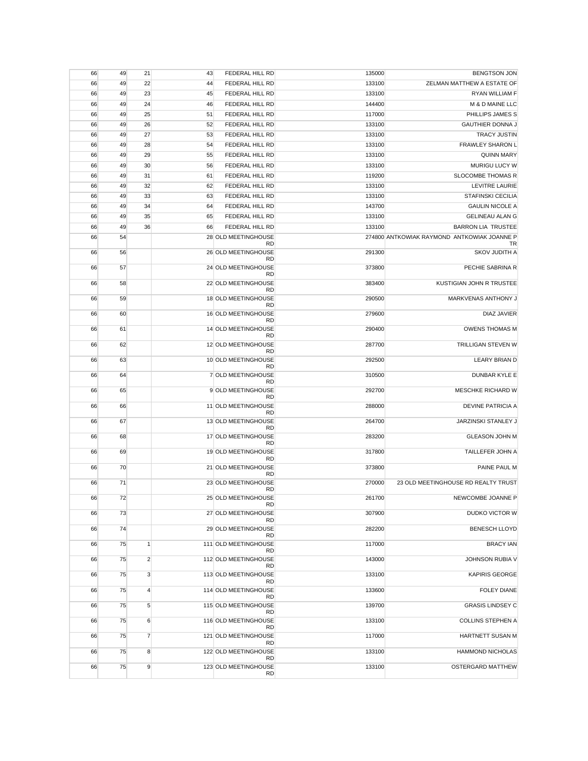| | | | | | | |
|---|---|---|---|---|---|---|
| 66 | 49 | 21 | 43 | FEDERAL HILL RD | 135000 | BENGTSON JON |
| 66 | 49 | 22 | 44 | FEDERAL HILL RD | 133100 | ZELMAN MATTHEW A ESTATE OF |
| 66 | 49 | 23 | 45 | FEDERAL HILL RD | 133100 | RYAN WILLIAM F |
| 66 | 49 | 24 | 46 | FEDERAL HILL RD | 144400 | M & D MAINE LLC |
| 66 | 49 | 25 | 51 | FEDERAL HILL RD | 117000 | PHILLIPS JAMES S |
| 66 | 49 | 26 | 52 | FEDERAL HILL RD | 133100 | GAUTHIER DONNA J |
| 66 | 49 | 27 | 53 | FEDERAL HILL RD | 133100 | TRACY JUSTIN |
| 66 | 49 | 28 | 54 | FEDERAL HILL RD | 133100 | FRAWLEY SHARON L |
| 66 | 49 | 29 | 55 | FEDERAL HILL RD | 133100 | QUINN MARY |
| 66 | 49 | 30 | 56 | FEDERAL HILL RD | 133100 | MURIGU LUCY W |
| 66 | 49 | 31 | 61 | FEDERAL HILL RD | 119200 | SLOCOMBE THOMAS R |
| 66 | 49 | 32 | 62 | FEDERAL HILL RD | 133100 | LEVITRE LAURIE |
| 66 | 49 | 33 | 63 | FEDERAL HILL RD | 133100 | STAFINSKI CECILIA |
| 66 | 49 | 34 | 64 | FEDERAL HILL RD | 143700 | GAULIN NICOLE A |
| 66 | 49 | 35 | 65 | FEDERAL HILL RD | 133100 | GELINEAU ALAN G |
| 66 | 49 | 36 | 66 | FEDERAL HILL RD | 133100 | BARRON LIA TRUSTEE |
| 66 | 54 | | 28 | OLD MEETINGHOUSE RD | 274800 | ANTKOWIAK RAYMOND ANTKOWIAK JOANNE P TR |
| 66 | 56 | | 26 | OLD MEETINGHOUSE RD | 291300 | SKOV JUDITH A |
| 66 | 57 | | 24 | OLD MEETINGHOUSE RD | 373800 | PECHIE SABRINA R |
| 66 | 58 | | 22 | OLD MEETINGHOUSE RD | 383400 | KUSTIGIAN JOHN R TRUSTEE |
| 66 | 59 | | 18 | OLD MEETINGHOUSE RD | 290500 | MARKVENAS ANTHONY J |
| 66 | 60 | | 16 | OLD MEETINGHOUSE RD | 279600 | DIAZ JAVIER |
| 66 | 61 | | 14 | OLD MEETINGHOUSE RD | 290400 | OWENS THOMAS M |
| 66 | 62 | | 12 | OLD MEETINGHOUSE RD | 287700 | TRILLIGAN STEVEN W |
| 66 | 63 | | 10 | OLD MEETINGHOUSE RD | 292500 | LEARY BRIAN D |
| 66 | 64 | | 7 | OLD MEETINGHOUSE RD | 310500 | DUNBAR KYLE E |
| 66 | 65 | | 9 | OLD MEETINGHOUSE RD | 292700 | MESCHKE RICHARD W |
| 66 | 66 | | 11 | OLD MEETINGHOUSE RD | 288000 | DEVINE PATRICIA A |
| 66 | 67 | | 13 | OLD MEETINGHOUSE RD | 264700 | JARZINSKI STANLEY J |
| 66 | 68 | | 17 | OLD MEETINGHOUSE RD | 283200 | GLEASON JOHN M |
| 66 | 69 | | 19 | OLD MEETINGHOUSE RD | 317800 | TAILLEFER JOHN A |
| 66 | 70 | | 21 | OLD MEETINGHOUSE RD | 373800 | PAINE PAUL M |
| 66 | 71 | | 23 | OLD MEETINGHOUSE RD | 270000 | 23 OLD MEETINGHOUSE RD REALTY TRUST |
| 66 | 72 | | 25 | OLD MEETINGHOUSE RD | 261700 | NEWCOMBE JOANNE P |
| 66 | 73 | | 27 | OLD MEETINGHOUSE RD | 307900 | DUDKO VICTOR W |
| 66 | 74 | | 29 | OLD MEETINGHOUSE RD | 282200 | BENESCH LLOYD |
| 66 | 75 | 1 | 111 | OLD MEETINGHOUSE RD | 117000 | BRACY IAN |
| 66 | 75 | 2 | 112 | OLD MEETINGHOUSE RD | 143000 | JOHNSON RUBIA V |
| 66 | 75 | 3 | 113 | OLD MEETINGHOUSE RD | 133100 | KAPIRIS GEORGE |
| 66 | 75 | 4 | 114 | OLD MEETINGHOUSE RD | 133600 | FOLEY DIANE |
| 66 | 75 | 5 | 115 | OLD MEETINGHOUSE RD | 139700 | GRASIS LINDSEY C |
| 66 | 75 | 6 | 116 | OLD MEETINGHOUSE RD | 133100 | COLLINS STEPHEN A |
| 66 | 75 | 7 | 121 | OLD MEETINGHOUSE RD | 117000 | HARTNETT SUSAN M |
| 66 | 75 | 8 | 122 | OLD MEETINGHOUSE RD | 133100 | HAMMOND NICHOLAS |
| 66 | 75 | 9 | 123 | OLD MEETINGHOUSE RD | 133100 | OSTERGARD MATTHEW |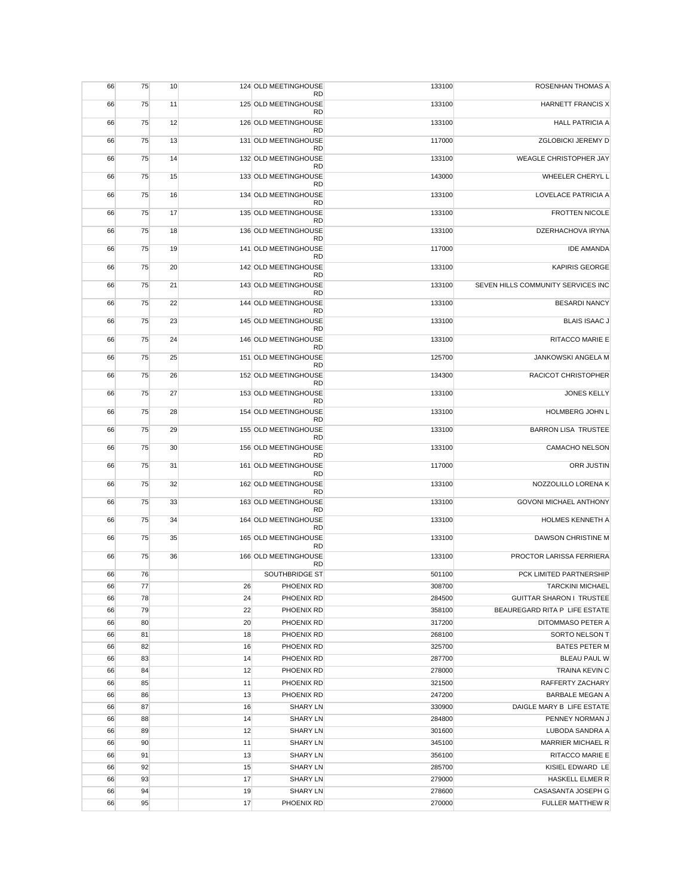| | | | | | | |
|---|---|---|---|---|---|---|
| 66 | 75 | 10 | 124 | OLD MEETINGHOUSE RD | 133100 | ROSENHAN THOMAS A |
| 66 | 75 | 11 | 125 | OLD MEETINGHOUSE RD | 133100 | HARNETT FRANCIS X |
| 66 | 75 | 12 | 126 | OLD MEETINGHOUSE RD | 133100 | HALL PATRICIA A |
| 66 | 75 | 13 | 131 | OLD MEETINGHOUSE RD | 117000 | ZGLOBICKI JEREMY D |
| 66 | 75 | 14 | 132 | OLD MEETINGHOUSE RD | 133100 | WEAGLE CHRISTOPHER JAY |
| 66 | 75 | 15 | 133 | OLD MEETINGHOUSE RD | 143000 | WHEELER CHERYL L |
| 66 | 75 | 16 | 134 | OLD MEETINGHOUSE RD | 133100 | LOVELACE PATRICIA A |
| 66 | 75 | 17 | 135 | OLD MEETINGHOUSE RD | 133100 | FROTTEN NICOLE |
| 66 | 75 | 18 | 136 | OLD MEETINGHOUSE RD | 133100 | DZERHACHOVA IRYNA |
| 66 | 75 | 19 | 141 | OLD MEETINGHOUSE RD | 117000 | IDE AMANDA |
| 66 | 75 | 20 | 142 | OLD MEETINGHOUSE RD | 133100 | KAPIRIS GEORGE |
| 66 | 75 | 21 | 143 | OLD MEETINGHOUSE RD | 133100 | SEVEN HILLS COMMUNITY SERVICES INC |
| 66 | 75 | 22 | 144 | OLD MEETINGHOUSE RD | 133100 | BESARDI NANCY |
| 66 | 75 | 23 | 145 | OLD MEETINGHOUSE RD | 133100 | BLAIS ISAAC J |
| 66 | 75 | 24 | 146 | OLD MEETINGHOUSE RD | 133100 | RITACCO MARIE E |
| 66 | 75 | 25 | 151 | OLD MEETINGHOUSE RD | 125700 | JANKOWSKI ANGELA M |
| 66 | 75 | 26 | 152 | OLD MEETINGHOUSE RD | 134300 | RACICOT CHRISTOPHER |
| 66 | 75 | 27 | 153 | OLD MEETINGHOUSE RD | 133100 | JONES KELLY |
| 66 | 75 | 28 | 154 | OLD MEETINGHOUSE RD | 133100 | HOLMBERG JOHN L |
| 66 | 75 | 29 | 155 | OLD MEETINGHOUSE RD | 133100 | BARRON LISA TRUSTEE |
| 66 | 75 | 30 | 156 | OLD MEETINGHOUSE RD | 133100 | CAMACHO NELSON |
| 66 | 75 | 31 | 161 | OLD MEETINGHOUSE RD | 117000 | ORR JUSTIN |
| 66 | 75 | 32 | 162 | OLD MEETINGHOUSE RD | 133100 | NOZZOLILLO LORENA K |
| 66 | 75 | 33 | 163 | OLD MEETINGHOUSE RD | 133100 | GOVONI MICHAEL ANTHONY |
| 66 | 75 | 34 | 164 | OLD MEETINGHOUSE RD | 133100 | HOLMES KENNETH A |
| 66 | 75 | 35 | 165 | OLD MEETINGHOUSE RD | 133100 | DAWSON CHRISTINE M |
| 66 | 75 | 36 | 166 | OLD MEETINGHOUSE RD | 133100 | PROCTOR LARISSA FERRIERA |
| 66 | 76 | | | SOUTHBRIDGE ST | 501100 | PCK LIMITED PARTNERSHIP |
| 66 | 77 | | 26 | PHOENIX RD | 308700 | TARCKINI MICHAEL |
| 66 | 78 | | 24 | PHOENIX RD | 284500 | GUITTAR SHARON I TRUSTEE |
| 66 | 79 | | 22 | PHOENIX RD | 358100 | BEAUREGARD RITA P LIFE ESTATE |
| 66 | 80 | | 20 | PHOENIX RD | 317200 | DITOMMASO PETER A |
| 66 | 81 | | 18 | PHOENIX RD | 268100 | SORTO NELSON T |
| 66 | 82 | | 16 | PHOENIX RD | 325700 | BATES PETER M |
| 66 | 83 | | 14 | PHOENIX RD | 287700 | BLEAU PAUL W |
| 66 | 84 | | 12 | PHOENIX RD | 278000 | TRAINA KEVIN C |
| 66 | 85 | | 11 | PHOENIX RD | 321500 | RAFFERTY ZACHARY |
| 66 | 86 | | 13 | PHOENIX RD | 247200 | BARBALE MEGAN A |
| 66 | 87 | | 16 | SHARY LN | 330900 | DAIGLE MARY B LIFE ESTATE |
| 66 | 88 | | 14 | SHARY LN | 284800 | PENNEY NORMAN J |
| 66 | 89 | | 12 | SHARY LN | 301600 | LUBODA SANDRA A |
| 66 | 90 | | 11 | SHARY LN | 345100 | MARRIER MICHAEL R |
| 66 | 91 | | 13 | SHARY LN | 356100 | RITACCO MARIE E |
| 66 | 92 | | 15 | SHARY LN | 285700 | KISIEL EDWARD LE |
| 66 | 93 | | 17 | SHARY LN | 279000 | HASKELL ELMER R |
| 66 | 94 | | 19 | SHARY LN | 278600 | CASASANTA JOSEPH G |
| 66 | 95 | | 17 | PHOENIX RD | 270000 | FULLER MATTHEW R |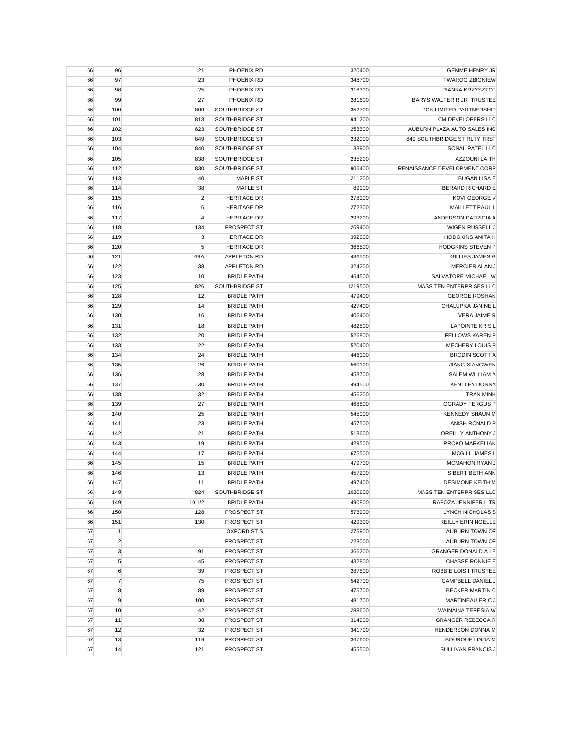| | | | | | | |
|---|---|---|---|---|---|---|
| 66 | 96 | | 21 | PHOENIX RD | 320400 | GEMME HENRY JR |
| 66 | 97 | | 23 | PHOENIX RD | 348700 | TWAROG ZBIGNIEW |
| 66 | 98 | | 25 | PHOENIX RD | 318300 | PIANKA KRZYSZTOF |
| 66 | 99 | | 27 | PHOENIX RD | 281600 | BARYS WALTER R JR TRUSTEE |
| 66 | 100 | | 809 | SOUTHBRIDGE ST | 352700 | PCK LIMITED PARTNERSHIP |
| 66 | 101 | | 813 | SOUTHBRIDGE ST | 941200 | CM DEVELOPERS LLC |
| 66 | 102 | | 823 | SOUTHBRIDGE ST | 253300 | AUBURN PLAZA AUTO SALES INC |
| 66 | 103 | | 849 | SOUTHBRIDGE ST | 232000 | 849 SOUTHBRIDGE ST RLTY TRST |
| 66 | 104 | | 840 | SOUTHBRIDGE ST | 33900 | SONAL PATEL LLC |
| 66 | 105 | | 838 | SOUTHBRIDGE ST | 235200 | AZZOUNI LAITH |
| 66 | 112 | | 830 | SOUTHBRIDGE ST | 906400 | RENAISSANCE DEVELOPMENT CORP |
| 66 | 113 | | 40 | MAPLE ST | 211200 | BUGAN LISA E |
| 66 | 114 | | 38 | MAPLE ST | 89100 | BERARD RICHARD E |
| 66 | 115 | | 2 | HERITAGE DR | 278100 | KOVI GEORGE V |
| 66 | 116 | | 6 | HERITAGE DR | 272300 | MAILLETT PAUL L |
| 66 | 117 | | 4 | HERITAGE DR | 293200 | ANDERSON PATRICIA A |
| 66 | 118 | | 134 | PROSPECT ST | 269400 | WIGEN RUSSELL J |
| 66 | 119 | | 3 | HERITAGE DR | 392600 | HODGKINS ANITA H |
| 66 | 120 | | 5 | HERITAGE DR | 366500 | HODGKINS STEVEN P |
| 66 | 121 | | 69A | APPLETON RD | 436500 | GILLIES JAMES G |
| 66 | 122 | | 38 | APPLETON RD | 324200 | MERCIER ALAN J |
| 66 | 123 | | 10 | BRIDLE PATH | 464500 | SALVATORE MICHAEL W |
| 66 | 125 | | 826 | SOUTHBRIDGE ST | 1219500 | MASS TEN ENTERPRISES LLC |
| 66 | 128 | | 12 | BRIDLE PATH | 479400 | GEORGE ROSHAN |
| 66 | 129 | | 14 | BRIDLE PATH | 427400 | CHALUPKA JANINE L |
| 66 | 130 | | 16 | BRIDLE PATH | 406400 | VERA JAIME R |
| 66 | 131 | | 18 | BRIDLE PATH | 482800 | LAPOINTE KRIS L |
| 66 | 132 | | 20 | BRIDLE PATH | 526800 | FELLOWS KAREN P |
| 66 | 133 | | 22 | BRIDLE PATH | 520400 | MECHERY LOUIS P |
| 66 | 134 | | 24 | BRIDLE PATH | 446100 | BRODIN SCOTT A |
| 66 | 135 | | 26 | BRIDLE PATH | 560100 | JIANG XIANGWEN |
| 66 | 136 | | 28 | BRIDLE PATH | 453700 | SALEM WILLIAM A |
| 66 | 137 | | 30 | BRIDLE PATH | 494500 | KENTLEY DONNA |
| 66 | 138 | | 32 | BRIDLE PATH | 456200 | TRAN MINH |
| 66 | 139 | | 27 | BRIDLE PATH | 468800 | OGRADY FERGUS P |
| 66 | 140 | | 25 | BRIDLE PATH | 545000 | KENNEDY SHAUN M |
| 66 | 141 | | 23 | BRIDLE PATH | 457500 | ANISH RONALD P |
| 66 | 142 | | 21 | BRIDLE PATH | 518600 | OREILLY ANTHONY J |
| 66 | 143 | | 19 | BRIDLE PATH | 429500 | PROKO MARKELIAN |
| 66 | 144 | | 17 | BRIDLE PATH | 675500 | MCGILL JAMES L |
| 66 | 145 | | 15 | BRIDLE PATH | 479700 | MCMAHON RYAN J |
| 66 | 146 | | 13 | BRIDLE PATH | 457200 | SIBERT BETH ANN |
| 66 | 147 | | 11 | BRIDLE PATH | 497400 | DESIMONE KEITH M |
| 66 | 148 | | 824 | SOUTHBRIDGE ST | 1020600 | MASS TEN ENTERPRISES LLC |
| 66 | 149 | | 10 1/2 | BRIDLE PATH | 490800 | RAPOZA JENNIFER L TR |
| 66 | 150 | | 128 | PROSPECT ST | 573900 | LYNCH NICHOLAS S |
| 66 | 151 | | 130 | PROSPECT ST | 429300 | REILLY ERIN NOELLE |
| 67 | 1 | | | OXFORD ST S | 275900 | AUBURN TOWN OF |
| 67 | 2 | | | PROSPECT ST | 228000 | AUBURN TOWN OF |
| 67 | 3 | | 91 | PROSPECT ST | 366200 | GRANGER DONALD A LE |
| 67 | 5 | | 45 | PROSPECT ST | 432800 | CHASSE RONNIE E |
| 67 | 6 | | 39 | PROSPECT ST | 287800 | ROBBIE LOIS I TRUSTEE |
| 67 | 7 | | 75 | PROSPECT ST | 542700 | CAMPBELL DANIEL J |
| 67 | 8 | | 89 | PROSPECT ST | 475700 | BECKER MARTIN C |
| 67 | 9 | | 100 | PROSPECT ST | 481700 | MARTINEAU ERIC J |
| 67 | 10 | | 42 | PROSPECT ST | 288600 | WAINAINA TERESIA W |
| 67 | 11 | | 38 | PROSPECT ST | 314900 | GRANGER REBECCA R |
| 67 | 12 | | 32 | PROSPECT ST | 341700 | HENDERSON DONNA M |
| 67 | 13 | | 119 | PROSPECT ST | 367600 | BOURQUE LINDA M |
| 67 | 14 | | 121 | PROSPECT ST | 455500 | SULLIVAN FRANCIS J |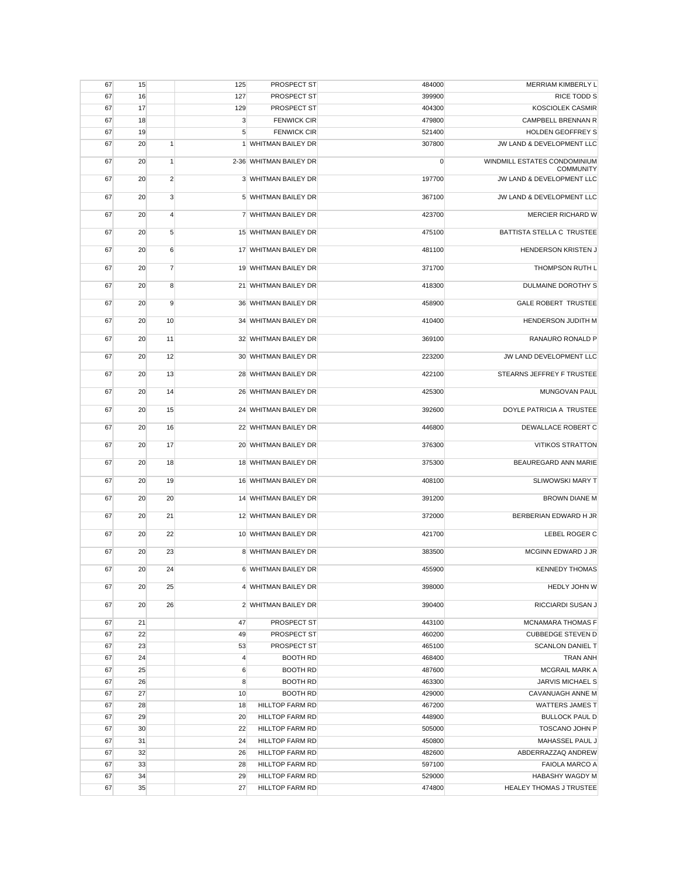| | | | | | | |
|---|---|---|---|---|---|---|
| 67 | 15 | | 125 | PROSPECT ST | 484000 | MERRIAM KIMBERLY L |
| 67 | 16 | | 127 | PROSPECT ST | 399900 | RICE TODD S |
| 67 | 17 | | 129 | PROSPECT ST | 404300 | KOSCIOLEK CASMIR |
| 67 | 18 | | 3 | FENWICK CIR | 479800 | CAMPBELL BRENNAN R |
| 67 | 19 | | 5 | FENWICK CIR | 521400 | HOLDEN GEOFFREY S |
| 67 | 20 | 1 | 1 | WHITMAN BAILEY DR | 307800 | JW LAND & DEVELOPMENT LLC |
| 67 | 20 | 1 | 2-36 | WHITMAN BAILEY DR | 0 | WINDMILL ESTATES CONDOMINIUM COMMUNITY |
| 67 | 20 | 2 | 3 | WHITMAN BAILEY DR | 197700 | JW LAND & DEVELOPMENT LLC |
| 67 | 20 | 3 | 5 | WHITMAN BAILEY DR | 367100 | JW LAND & DEVELOPMENT LLC |
| 67 | 20 | 4 | 7 | WHITMAN BAILEY DR | 423700 | MERCIER RICHARD W |
| 67 | 20 | 5 | 15 | WHITMAN BAILEY DR | 475100 | BATTISTA STELLA C TRUSTEE |
| 67 | 20 | 6 | 17 | WHITMAN BAILEY DR | 481100 | HENDERSON KRISTEN J |
| 67 | 20 | 7 | 19 | WHITMAN BAILEY DR | 371700 | THOMPSON RUTH L |
| 67 | 20 | 8 | 21 | WHITMAN BAILEY DR | 418300 | DULMAINE DOROTHY S |
| 67 | 20 | 9 | 36 | WHITMAN BAILEY DR | 458900 | GALE ROBERT TRUSTEE |
| 67 | 20 | 10 | 34 | WHITMAN BAILEY DR | 410400 | HENDERSON JUDITH M |
| 67 | 20 | 11 | 32 | WHITMAN BAILEY DR | 369100 | RANAURO RONALD P |
| 67 | 20 | 12 | 30 | WHITMAN BAILEY DR | 223200 | JW LAND DEVELOPMENT LLC |
| 67 | 20 | 13 | 28 | WHITMAN BAILEY DR | 422100 | STEARNS JEFFREY F TRUSTEE |
| 67 | 20 | 14 | 26 | WHITMAN BAILEY DR | 425300 | MUNGOVAN PAUL |
| 67 | 20 | 15 | 24 | WHITMAN BAILEY DR | 392600 | DOYLE PATRICIA A TRUSTEE |
| 67 | 20 | 16 | 22 | WHITMAN BAILEY DR | 446800 | DEWALLACE ROBERT C |
| 67 | 20 | 17 | 20 | WHITMAN BAILEY DR | 376300 | VITIKOS STRATTON |
| 67 | 20 | 18 | 18 | WHITMAN BAILEY DR | 375300 | BEAUREGARD ANN MARIE |
| 67 | 20 | 19 | 16 | WHITMAN BAILEY DR | 408100 | SLIWOWSKI MARY T |
| 67 | 20 | 20 | 14 | WHITMAN BAILEY DR | 391200 | BROWN DIANE M |
| 67 | 20 | 21 | 12 | WHITMAN BAILEY DR | 372000 | BERBERIAN EDWARD H JR |
| 67 | 20 | 22 | 10 | WHITMAN BAILEY DR | 421700 | LEBEL ROGER C |
| 67 | 20 | 23 | 8 | WHITMAN BAILEY DR | 383500 | MCGINN EDWARD J JR |
| 67 | 20 | 24 | 6 | WHITMAN BAILEY DR | 455900 | KENNEDY THOMAS |
| 67 | 20 | 25 | 4 | WHITMAN BAILEY DR | 398000 | HEDLY JOHN W |
| 67 | 20 | 26 | 2 | WHITMAN BAILEY DR | 390400 | RICCIARDI SUSAN J |
| 67 | 21 | | 47 | PROSPECT ST | 443100 | MCNAMARA THOMAS F |
| 67 | 22 | | 49 | PROSPECT ST | 460200 | CUBBEDGE STEVEN D |
| 67 | 23 | | 53 | PROSPECT ST | 465100 | SCANLON DANIEL T |
| 67 | 24 | | 4 | BOOTH RD | 468400 | TRAN ANH |
| 67 | 25 | | 6 | BOOTH RD | 487600 | MCGRAIL MARK A |
| 67 | 26 | | 8 | BOOTH RD | 463300 | JARVIS MICHAEL S |
| 67 | 27 | | 10 | BOOTH RD | 429000 | CAVANUAGH ANNE M |
| 67 | 28 | | 18 | HILLTOP FARM RD | 467200 | WATTERS JAMES T |
| 67 | 29 | | 20 | HILLTOP FARM RD | 448900 | BULLOCK PAUL D |
| 67 | 30 | | 22 | HILLTOP FARM RD | 505000 | TOSCANO JOHN P |
| 67 | 31 | | 24 | HILLTOP FARM RD | 450800 | MAHASSEL PAUL J |
| 67 | 32 | | 26 | HILLTOP FARM RD | 482600 | ABDERRAZZAQ ANDREW |
| 67 | 33 | | 28 | HILLTOP FARM RD | 597100 | FAIOLA MARCO A |
| 67 | 34 | | 29 | HILLTOP FARM RD | 529000 | HABASHY WAGDY M |
| 67 | 35 | | 27 | HILLTOP FARM RD | 474800 | HEALEY THOMAS J TRUSTEE |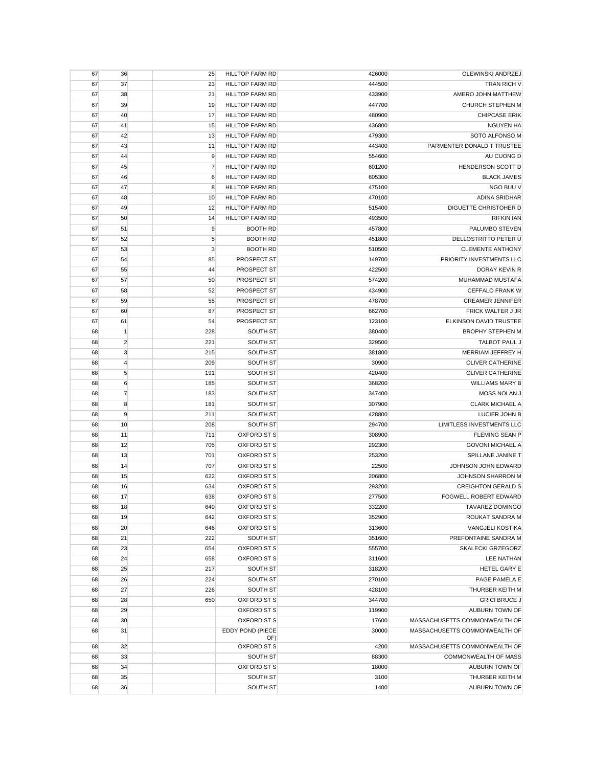| | | | | | |
|---|---|---|---|---|---|
| 67 | 36 | 25 | HILLTOP FARM RD | 426000 | OLEWINSKI ANDRZEJ |
| 67 | 37 | 23 | HILLTOP FARM RD | 444500 | TRAN RICH V |
| 67 | 38 | 21 | HILLTOP FARM RD | 433900 | AMERO JOHN MATTHEW |
| 67 | 39 | 19 | HILLTOP FARM RD | 447700 | CHURCH STEPHEN M |
| 67 | 40 | 17 | HILLTOP FARM RD | 480900 | CHIPCASE ERIK |
| 67 | 41 | 15 | HILLTOP FARM RD | 436800 | NGUYEN HA |
| 67 | 42 | 13 | HILLTOP FARM RD | 479300 | SOTO ALFONSO M |
| 67 | 43 | 11 | HILLTOP FARM RD | 443400 | PARMENTER DONALD T TRUSTEE |
| 67 | 44 | 9 | HILLTOP FARM RD | 554600 | AU CUONG D |
| 67 | 45 | 7 | HILLTOP FARM RD | 601200 | HENDERSON SCOTT D |
| 67 | 46 | 6 | HILLTOP FARM RD | 605300 | BLACK JAMES |
| 67 | 47 | 8 | HILLTOP FARM RD | 475100 | NGO BUU V |
| 67 | 48 | 10 | HILLTOP FARM RD | 470100 | ADINA SRIDHAR |
| 67 | 49 | 12 | HILLTOP FARM RD | 515400 | DIGUETTE CHRISTOHER D |
| 67 | 50 | 14 | HILLTOP FARM RD | 493500 | RIFKIN IAN |
| 67 | 51 | 9 | BOOTH RD | 457800 | PALUMBO STEVEN |
| 67 | 52 | 5 | BOOTH RD | 451800 | DELLOSTRITTO PETER U |
| 67 | 53 | 3 | BOOTH RD | 510500 | CLEMENTE ANTHONY |
| 67 | 54 | 85 | PROSPECT ST | 149700 | PRIORITY INVESTMENTS LLC |
| 67 | 55 | 44 | PROSPECT ST | 422500 | DORAY KEVIN R |
| 67 | 57 | 50 | PROSPECT ST | 574200 | MUHAMMAD MUSTAFA |
| 67 | 58 | 52 | PROSPECT ST | 434900 | CEFFALO FRANK W |
| 67 | 59 | 55 | PROSPECT ST | 478700 | CREAMER JENNIFER |
| 67 | 60 | 87 | PROSPECT ST | 662700 | FRICK WALTER J JR |
| 67 | 61 | 54 | PROSPECT ST | 123100 | ELKINSON DAVID TRUSTEE |
| 68 | 1 | 228 | SOUTH ST | 380400 | BROPHY STEPHEN M |
| 68 | 2 | 221 | SOUTH ST | 329500 | TALBOT PAUL J |
| 68 | 3 | 215 | SOUTH ST | 381800 | MERRIAM JEFFREY H |
| 68 | 4 | 209 | SOUTH ST | 30900 | OLIVER CATHERINE |
| 68 | 5 | 191 | SOUTH ST | 420400 | OLIVER CATHERINE |
| 68 | 6 | 185 | SOUTH ST | 368200 | WILLIAMS MARY B |
| 68 | 7 | 183 | SOUTH ST | 347400 | MOSS NOLAN J |
| 68 | 8 | 181 | SOUTH ST | 307900 | CLARK MICHAEL A |
| 68 | 9 | 211 | SOUTH ST | 428800 | LUCIER JOHN B |
| 68 | 10 | 208 | SOUTH ST | 294700 | LIMITLESS INVESTMENTS LLC |
| 68 | 11 | 711 | OXFORD ST S | 308900 | FLEMING SEAN P |
| 68 | 12 | 705 | OXFORD ST S | 292300 | GOVONI MICHAEL A |
| 68 | 13 | 701 | OXFORD ST S | 253200 | SPILLANE JANINE T |
| 68 | 14 | 707 | OXFORD ST S | 22500 | JOHNSON JOHN EDWARD |
| 68 | 15 | 622 | OXFORD ST S | 206800 | JOHNSON SHARRON M |
| 68 | 16 | 634 | OXFORD ST S | 293200 | CREIGHTON GERALD S |
| 68 | 17 | 638 | OXFORD ST S | 277500 | FOGWELL ROBERT EDWARD |
| 68 | 18 | 640 | OXFORD ST S | 332200 | TAVAREZ DOMINGO |
| 68 | 19 | 642 | OXFORD ST S | 352900 | ROUKAT SANDRA M |
| 68 | 20 | 646 | OXFORD ST S | 313600 | VANGJELI KOSTIKA |
| 68 | 21 | 222 | SOUTH ST | 351600 | PREFONTAINE SANDRA M |
| 68 | 23 | 654 | OXFORD ST S | 555700 | SKALECKI GRZEGORZ |
| 68 | 24 | 658 | OXFORD ST S | 311600 | LEE NATHAN |
| 68 | 25 | 217 | SOUTH ST | 318200 | HETEL GARY E |
| 68 | 26 | 224 | SOUTH ST | 270100 | PAGE PAMELA E |
| 68 | 27 | 226 | SOUTH ST | 428100 | THURBER KEITH M |
| 68 | 28 | 650 | OXFORD ST S | 344700 | GRICI BRUCE J |
| 68 | 29 | | OXFORD ST S | 119900 | AUBURN TOWN OF |
| 68 | 30 | | OXFORD ST S | 17600 | MASSACHUSETTS COMMONWEALTH OF |
| 68 | 31 | | EDDY POND (PIECE OF) | 30000 | MASSACHUSETTS COMMONWEALTH OF |
| 68 | 32 | | OXFORD ST S | 4200 | MASSACHUSETTS COMMONWEALTH OF |
| 68 | 33 | | SOUTH ST | 88300 | COMMONWEALTH OF MASS |
| 68 | 34 | | OXFORD ST S | 18000 | AUBURN TOWN OF |
| 68 | 35 | | SOUTH ST | 3100 | THURBER KEITH M |
| 68 | 36 | | SOUTH ST | 1400 | AUBURN TOWN OF |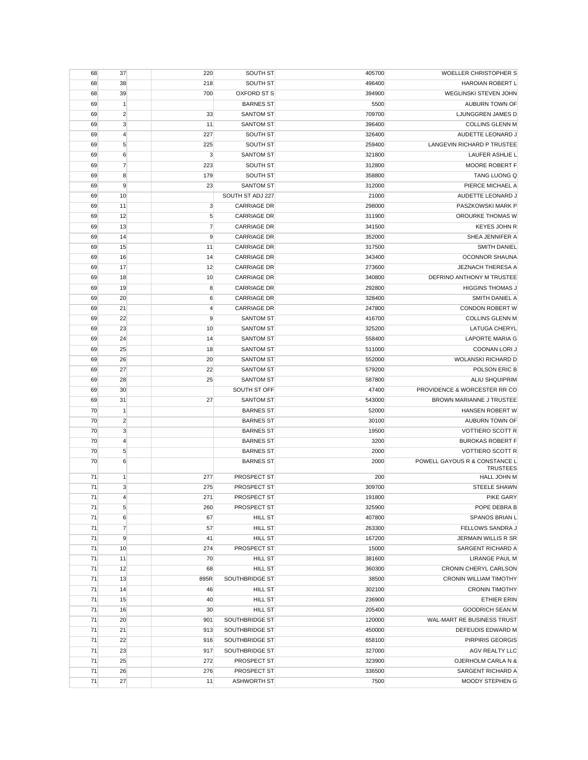| | | | | | | |
|---|---|---|---|---|---|---|
| 68 | 37 | | 220 | SOUTH ST | 405700 | WOELLER CHRISTOPHER S |
| 68 | 38 | | 218 | SOUTH ST | 496400 | HAROIAN ROBERT L |
| 68 | 39 | | 700 | OXFORD ST S | 394900 | WEGLINSKI STEVEN JOHN |
| 69 | 1 | | | BARNES ST | 5500 | AUBURN TOWN OF |
| 69 | 2 | | 33 | SANTOM ST | 709700 | LJUNGGREN JAMES D |
| 69 | 3 | | 11 | SANTOM ST | 396400 | COLLINS GLENN M |
| 69 | 4 | | 227 | SOUTH ST | 326400 | AUDETTE LEONARD J |
| 69 | 5 | | 225 | SOUTH ST | 259400 | LANGEVIN RICHARD P TRUSTEE |
| 69 | 6 | | 3 | SANTOM ST | 321800 | LAUFER ASHLIE L |
| 69 | 7 | | 223 | SOUTH ST | 312800 | MOORE ROBERT F |
| 69 | 8 | | 179 | SOUTH ST | 358800 | TANG LUONG Q |
| 69 | 9 | | 23 | SANTOM ST | 312000 | PIERCE MICHAEL A |
| 69 | 10 | | | SOUTH ST ADJ 227 | 21000 | AUDETTE LEONARD J |
| 69 | 11 | | 3 | CARRIAGE DR | 298000 | PASZKOWSKI MARK P |
| 69 | 12 | | 5 | CARRIAGE DR | 311900 | OROURKE THOMAS W |
| 69 | 13 | | 7 | CARRIAGE DR | 341500 | KEYES JOHN R |
| 69 | 14 | | 9 | CARRIAGE DR | 352000 | SHEA JENNIFER A |
| 69 | 15 | | 11 | CARRIAGE DR | 317500 | SMITH DANIEL |
| 69 | 16 | | 14 | CARRIAGE DR | 343400 | OCONNOR SHAUNA |
| 69 | 17 | | 12 | CARRIAGE DR | 273600 | JEZNACH THERESA A |
| 69 | 18 | | 10 | CARRIAGE DR | 340800 | DEFRINO ANTHONY M TRUSTEE |
| 69 | 19 | | 8 | CARRIAGE DR | 292800 | HIGGINS THOMAS J |
| 69 | 20 | | 6 | CARRIAGE DR | 328400 | SMITH DANIEL A |
| 69 | 21 | | 4 | CARRIAGE DR | 247800 | CONDON ROBERT W |
| 69 | 22 | | 9 | SANTOM ST | 416700 | COLLINS GLENN M |
| 69 | 23 | | 10 | SANTOM ST | 325200 | LATUGA CHERYL |
| 69 | 24 | | 14 | SANTOM ST | 558400 | LAPORTE MARIA G |
| 69 | 25 | | 18 | SANTOM ST | 511000 | COONAN LORI J |
| 69 | 26 | | 20 | SANTOM ST | 552000 | WOLANSKI RICHARD D |
| 69 | 27 | | 22 | SANTOM ST | 579200 | POLSON ERIC B |
| 69 | 28 | | 25 | SANTOM ST | 587800 | ALIU SHQUIPRIM |
| 69 | 30 | | | SOUTH ST OFF | 47400 | PROVIDENCE & WORCESTER RR CO |
| 69 | 31 | | 27 | SANTOM ST | 543000 | BROWN MARIANNE J TRUSTEE |
| 70 | 1 | | | BARNES ST | 52000 | HANSEN ROBERT W |
| 70 | 2 | | | BARNES ST | 30100 | AUBURN TOWN OF |
| 70 | 3 | | | BARNES ST | 19500 | VOTTIERO SCOTT R |
| 70 | 4 | | | BARNES ST | 3200 | BUROKAS ROBERT F |
| 70 | 5 | | | BARNES ST | 2000 | VOTTIERO SCOTT R |
| 70 | 6 | | | BARNES ST | 2000 | POWELL GAYOUS R & CONSTANCE L TRUSTEES |
| 71 | 1 | | 277 | PROSPECT ST | 200 | HALL JOHN M |
| 71 | 3 | | 275 | PROSPECT ST | 309700 | STEELE SHAWN |
| 71 | 4 | | 271 | PROSPECT ST | 191800 | PIKE GARY |
| 71 | 5 | | 260 | PROSPECT ST | 325900 | POPE DEBRA B |
| 71 | 6 | | 67 | HILL ST | 407800 | SPANOS BRIAN L |
| 71 | 7 | | 57 | HILL ST | 263300 | FELLOWS SANDRA J |
| 71 | 9 | | 41 | HILL ST | 167200 | JERMAIN WILLIS R SR |
| 71 | 10 | | 274 | PROSPECT ST | 15000 | SARGENT RICHARD A |
| 71 | 11 | | 70 | HILL ST | 381600 | LIRANGE PAUL M |
| 71 | 12 | | 68 | HILL ST | 360300 | CRONIN CHERYL CARLSON |
| 71 | 13 | | 895R | SOUTHBRIDGE ST | 38500 | CRONIN WILLIAM TIMOTHY |
| 71 | 14 | | 46 | HILL ST | 302100 | CRONIN TIMOTHY |
| 71 | 15 | | 40 | HILL ST | 236900 | ETHIER ERIN |
| 71 | 16 | | 30 | HILL ST | 205400 | GOODRICH SEAN M |
| 71 | 20 | | 901 | SOUTHBRIDGE ST | 120000 | WAL-MART RE BUSINESS TRUST |
| 71 | 21 | | 913 | SOUTHBRIDGE ST | 450000 | DEFEUDIS EDWARD M |
| 71 | 22 | | 916 | SOUTHBRIDGE ST | 658100 | PIRPIRIS GEORGIS |
| 71 | 23 | | 917 | SOUTHBRIDGE ST | 327000 | AGV REALTY LLC |
| 71 | 25 | | 272 | PROSPECT ST | 323900 | OJERHOLM CARLA N & |
| 71 | 26 | | 276 | PROSPECT ST | 336500 | SARGENT RICHARD A |
| 71 | 27 | | 11 | ASHWORTH ST | 7500 | MOODY STEPHEN G |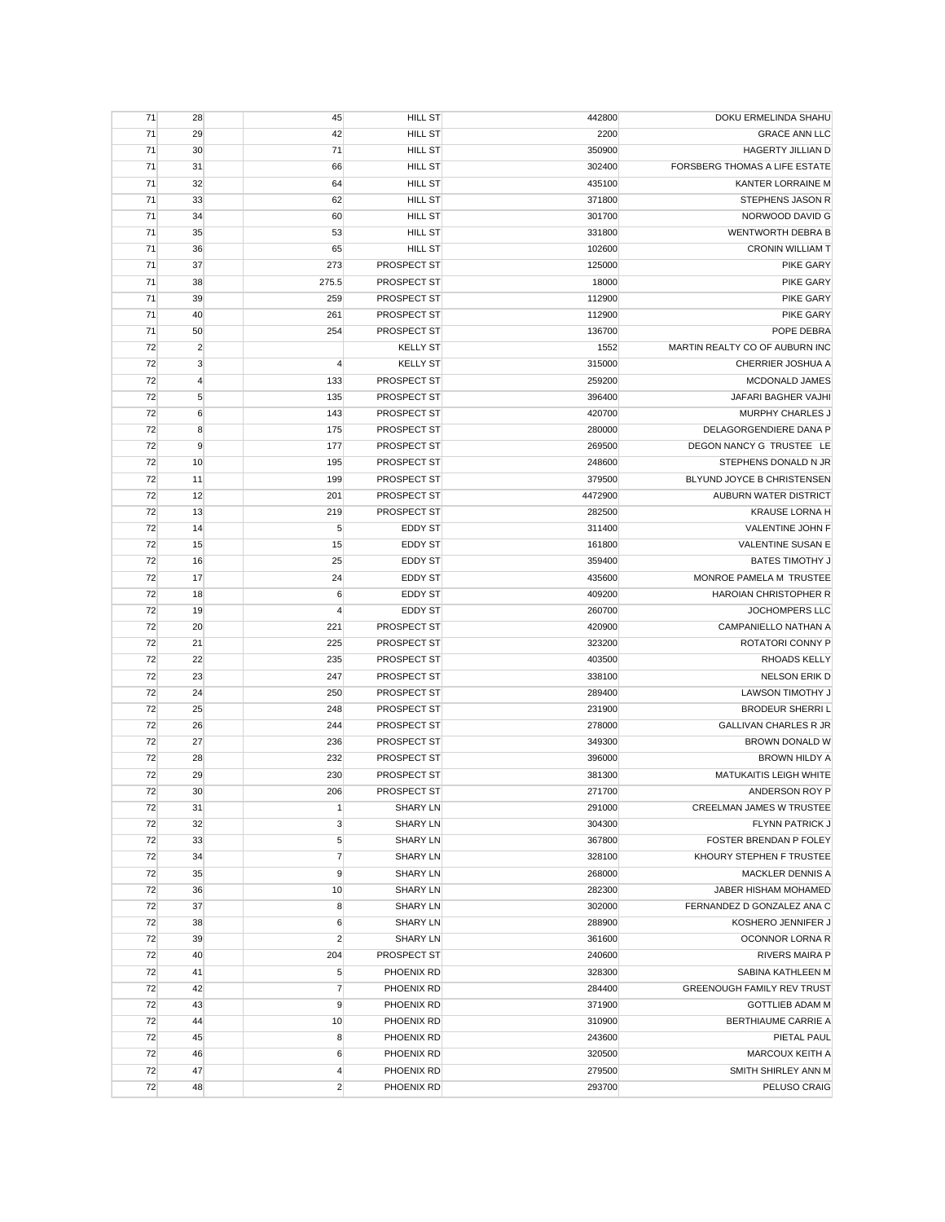| | | | | | | |
|---|---|---|---|---|---|---|
| 71 | 28 | | 45 | HILL ST | 442800 | DOKU ERMELINDA SHAHU |
| 71 | 29 | | 42 | HILL ST | 2200 | GRACE ANN LLC |
| 71 | 30 | | 71 | HILL ST | 350900 | HAGERTY JILLIAN D |
| 71 | 31 | | 66 | HILL ST | 302400 | FORSBERG THOMAS A LIFE ESTATE |
| 71 | 32 | | 64 | HILL ST | 435100 | KANTER LORRAINE M |
| 71 | 33 | | 62 | HILL ST | 371800 | STEPHENS JASON R |
| 71 | 34 | | 60 | HILL ST | 301700 | NORWOOD DAVID G |
| 71 | 35 | | 53 | HILL ST | 331800 | WENTWORTH DEBRA B |
| 71 | 36 | | 65 | HILL ST | 102600 | CRONIN WILLIAM T |
| 71 | 37 | | 273 | PROSPECT ST | 125000 | PIKE GARY |
| 71 | 38 | | 275.5 | PROSPECT ST | 18000 | PIKE GARY |
| 71 | 39 | | 259 | PROSPECT ST | 112900 | PIKE GARY |
| 71 | 40 | | 261 | PROSPECT ST | 112900 | PIKE GARY |
| 71 | 50 | | 254 | PROSPECT ST | 136700 | POPE DEBRA |
| 72 | 2 | | | KELLY ST | 1552 | MARTIN REALTY CO OF AUBURN INC |
| 72 | 3 | | 4 | KELLY ST | 315000 | CHERRIER JOSHUA A |
| 72 | 4 | | 133 | PROSPECT ST | 259200 | MCDONALD JAMES |
| 72 | 5 | | 135 | PROSPECT ST | 396400 | JAFARI BAGHER VAJHI |
| 72 | 6 | | 143 | PROSPECT ST | 420700 | MURPHY CHARLES J |
| 72 | 8 | | 175 | PROSPECT ST | 280000 | DELAGORGENDIERE DANA P |
| 72 | 9 | | 177 | PROSPECT ST | 269500 | DEGON NANCY G TRUSTEE LE |
| 72 | 10 | | 195 | PROSPECT ST | 248600 | STEPHENS DONALD N JR |
| 72 | 11 | | 199 | PROSPECT ST | 379500 | BLYUND JOYCE B CHRISTENSEN |
| 72 | 12 | | 201 | PROSPECT ST | 4472900 | AUBURN WATER DISTRICT |
| 72 | 13 | | 219 | PROSPECT ST | 282500 | KRAUSE LORNA H |
| 72 | 14 | | 5 | EDDY ST | 311400 | VALENTINE JOHN F |
| 72 | 15 | | 15 | EDDY ST | 161800 | VALENTINE SUSAN E |
| 72 | 16 | | 25 | EDDY ST | 359400 | BATES TIMOTHY J |
| 72 | 17 | | 24 | EDDY ST | 435600 | MONROE PAMELA M TRUSTEE |
| 72 | 18 | | 6 | EDDY ST | 409200 | HAROIAN CHRISTOPHER R |
| 72 | 19 | | 4 | EDDY ST | 260700 | JOCHOMPERS LLC |
| 72 | 20 | | 221 | PROSPECT ST | 420900 | CAMPANIELLO NATHAN A |
| 72 | 21 | | 225 | PROSPECT ST | 323200 | ROTATORI CONNY P |
| 72 | 22 | | 235 | PROSPECT ST | 403500 | RHOADS KELLY |
| 72 | 23 | | 247 | PROSPECT ST | 338100 | NELSON ERIK D |
| 72 | 24 | | 250 | PROSPECT ST | 289400 | LAWSON TIMOTHY J |
| 72 | 25 | | 248 | PROSPECT ST | 231900 | BRODEUR SHERRI L |
| 72 | 26 | | 244 | PROSPECT ST | 278000 | GALLIVAN CHARLES R JR |
| 72 | 27 | | 236 | PROSPECT ST | 349300 | BROWN DONALD W |
| 72 | 28 | | 232 | PROSPECT ST | 396000 | BROWN HILDY A |
| 72 | 29 | | 230 | PROSPECT ST | 381300 | MATUKAITIS LEIGH WHITE |
| 72 | 30 | | 206 | PROSPECT ST | 271700 | ANDERSON ROY P |
| 72 | 31 | | 1 | SHARY LN | 291000 | CREELMAN JAMES W TRUSTEE |
| 72 | 32 | | 3 | SHARY LN | 304300 | FLYNN PATRICK J |
| 72 | 33 | | 5 | SHARY LN | 367800 | FOSTER BRENDAN P FOLEY |
| 72 | 34 | | 7 | SHARY LN | 328100 | KHOURY STEPHEN F TRUSTEE |
| 72 | 35 | | 9 | SHARY LN | 268000 | MACKLER DENNIS A |
| 72 | 36 | | 10 | SHARY LN | 282300 | JABER HISHAM MOHAMED |
| 72 | 37 | | 8 | SHARY LN | 302000 | FERNANDEZ D GONZALEZ ANA C |
| 72 | 38 | | 6 | SHARY LN | 288900 | KOSHERO JENNIFER J |
| 72 | 39 | | 2 | SHARY LN | 361600 | OCONNOR LORNA R |
| 72 | 40 | | 204 | PROSPECT ST | 240600 | RIVERS MAIRA P |
| 72 | 41 | | 5 | PHOENIX RD | 328300 | SABINA KATHLEEN M |
| 72 | 42 | | 7 | PHOENIX RD | 284400 | GREENOUGH FAMILY REV TRUST |
| 72 | 43 | | 9 | PHOENIX RD | 371900 | GOTTLIEB ADAM M |
| 72 | 44 | | 10 | PHOENIX RD | 310900 | BERTHIAUME CARRIE A |
| 72 | 45 | | 8 | PHOENIX RD | 243600 | PIETAL PAUL |
| 72 | 46 | | 6 | PHOENIX RD | 320500 | MARCOUX KEITH A |
| 72 | 47 | | 4 | PHOENIX RD | 279500 | SMITH SHIRLEY ANN M |
| 72 | 48 | | 2 | PHOENIX RD | 293700 | PELUSO CRAIG |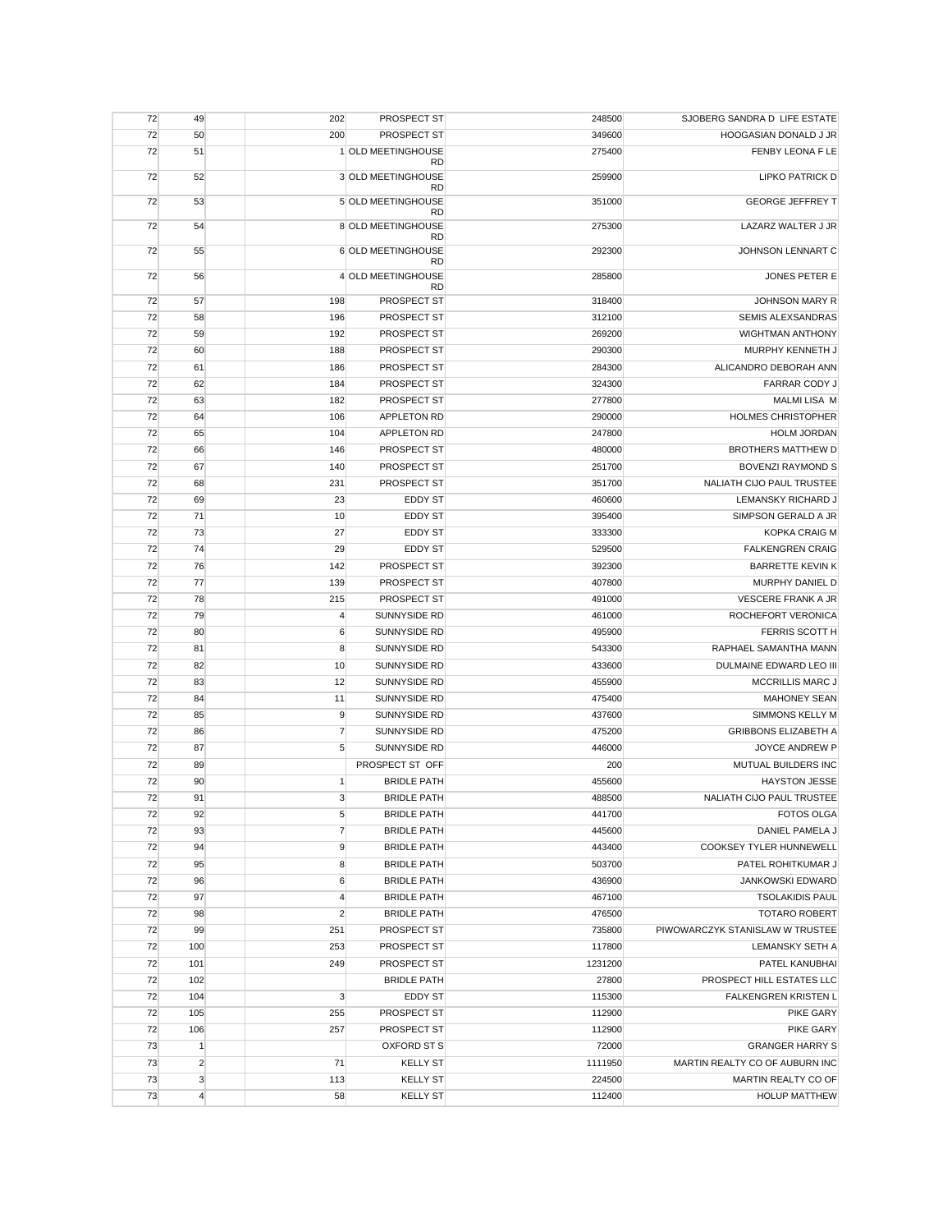| | | | | | | |
|---|---|---|---|---|---|---|
| 72 | 49 | | 202 | PROSPECT ST | 248500 | SJOBERG SANDRA D LIFE ESTATE |
| 72 | 50 | | 200 | PROSPECT ST | 349600 | HOOGASIAN DONALD J JR |
| 72 | 51 | | 1 | OLD MEETINGHOUSE RD | 275400 | FENBY LEONA F LE |
| 72 | 52 | | 3 | OLD MEETINGHOUSE RD | 259900 | LIPKO PATRICK D |
| 72 | 53 | | 5 | OLD MEETINGHOUSE RD | 351000 | GEORGE JEFFREY T |
| 72 | 54 | | 8 | OLD MEETINGHOUSE RD | 275300 | LAZARZ WALTER J JR |
| 72 | 55 | | 6 | OLD MEETINGHOUSE RD | 292300 | JOHNSON LENNART C |
| 72 | 56 | | 4 | OLD MEETINGHOUSE RD | 285800 | JONES PETER E |
| 72 | 57 | | 198 | PROSPECT ST | 318400 | JOHNSON MARY R |
| 72 | 58 | | 196 | PROSPECT ST | 312100 | SEMIS ALEXSANDRAS |
| 72 | 59 | | 192 | PROSPECT ST | 269200 | WIGHTMAN ANTHONY |
| 72 | 60 | | 188 | PROSPECT ST | 290300 | MURPHY KENNETH J |
| 72 | 61 | | 186 | PROSPECT ST | 284300 | ALICANDRO DEBORAH ANN |
| 72 | 62 | | 184 | PROSPECT ST | 324300 | FARRAR CODY J |
| 72 | 63 | | 182 | PROSPECT ST | 277800 | MALMI LISA M |
| 72 | 64 | | 106 | APPLETON RD | 290000 | HOLMES CHRISTOPHER |
| 72 | 65 | | 104 | APPLETON RD | 247800 | HOLM JORDAN |
| 72 | 66 | | 146 | PROSPECT ST | 480000 | BROTHERS MATTHEW D |
| 72 | 67 | | 140 | PROSPECT ST | 251700 | BOVENZI RAYMOND S |
| 72 | 68 | | 231 | PROSPECT ST | 351700 | NALIATH CIJO PAUL TRUSTEE |
| 72 | 69 | | 23 | EDDY ST | 460600 | LEMANSKY RICHARD J |
| 72 | 71 | | 10 | EDDY ST | 395400 | SIMPSON GERALD A JR |
| 72 | 73 | | 27 | EDDY ST | 333300 | KOPKA CRAIG M |
| 72 | 74 | | 29 | EDDY ST | 529500 | FALKENGREN CRAIG |
| 72 | 76 | | 142 | PROSPECT ST | 392300 | BARRETTE KEVIN K |
| 72 | 77 | | 139 | PROSPECT ST | 407800 | MURPHY DANIEL D |
| 72 | 78 | | 215 | PROSPECT ST | 491000 | VESCERE FRANK A JR |
| 72 | 79 | | 4 | SUNNYSIDE RD | 461000 | ROCHEFORT VERONICA |
| 72 | 80 | | 6 | SUNNYSIDE RD | 495900 | FERRIS SCOTT H |
| 72 | 81 | | 8 | SUNNYSIDE RD | 543300 | RAPHAEL SAMANTHA MANN |
| 72 | 82 | | 10 | SUNNYSIDE RD | 433600 | DULMAINE EDWARD LEO III |
| 72 | 83 | | 12 | SUNNYSIDE RD | 455900 | MCCRILLIS MARC J |
| 72 | 84 | | 11 | SUNNYSIDE RD | 475400 | MAHONEY SEAN |
| 72 | 85 | | 9 | SUNNYSIDE RD | 437600 | SIMMONS KELLY M |
| 72 | 86 | | 7 | SUNNYSIDE RD | 475200 | GRIBBONS ELIZABETH A |
| 72 | 87 | | 5 | SUNNYSIDE RD | 446000 | JOYCE ANDREW P |
| 72 | 89 | | | PROSPECT ST OFF | 200 | MUTUAL BUILDERS INC |
| 72 | 90 | | 1 | BRIDLE PATH | 455600 | HAYSTON JESSE |
| 72 | 91 | | 3 | BRIDLE PATH | 488500 | NALIATH CIJO PAUL TRUSTEE |
| 72 | 92 | | 5 | BRIDLE PATH | 441700 | FOTOS OLGA |
| 72 | 93 | | 7 | BRIDLE PATH | 445600 | DANIEL PAMELA J |
| 72 | 94 | | 9 | BRIDLE PATH | 443400 | COOKSEY TYLER HUNNEWELL |
| 72 | 95 | | 8 | BRIDLE PATH | 503700 | PATEL ROHITKUMAR J |
| 72 | 96 | | 6 | BRIDLE PATH | 436900 | JANKOWSKI EDWARD |
| 72 | 97 | | 4 | BRIDLE PATH | 467100 | TSOLAKIDIS PAUL |
| 72 | 98 | | 2 | BRIDLE PATH | 476500 | TOTARO ROBERT |
| 72 | 99 | | 251 | PROSPECT ST | 735800 | PIWOWARCZYK STANISLAW W TRUSTEE |
| 72 | 100 | | 253 | PROSPECT ST | 117800 | LEMANSKY SETH A |
| 72 | 101 | | 249 | PROSPECT ST | 1231200 | PATEL KANUBHAI |
| 72 | 102 | | | BRIDLE PATH | 27800 | PROSPECT HILL ESTATES LLC |
| 72 | 104 | | 3 | EDDY ST | 115300 | FALKENGREN KRISTEN L |
| 72 | 105 | | 255 | PROSPECT ST | 112900 | PIKE GARY |
| 72 | 106 | | 257 | PROSPECT ST | 112900 | PIKE GARY |
| 73 | 1 | | | OXFORD ST S | 72000 | GRANGER HARRY S |
| 73 | 2 | | 71 | KELLY ST | 1111950 | MARTIN REALTY CO OF AUBURN INC |
| 73 | 3 | | 113 | KELLY ST | 224500 | MARTIN REALTY CO OF |
| 73 | 4 | | 58 | KELLY ST | 112400 | HOLUP MATTHEW |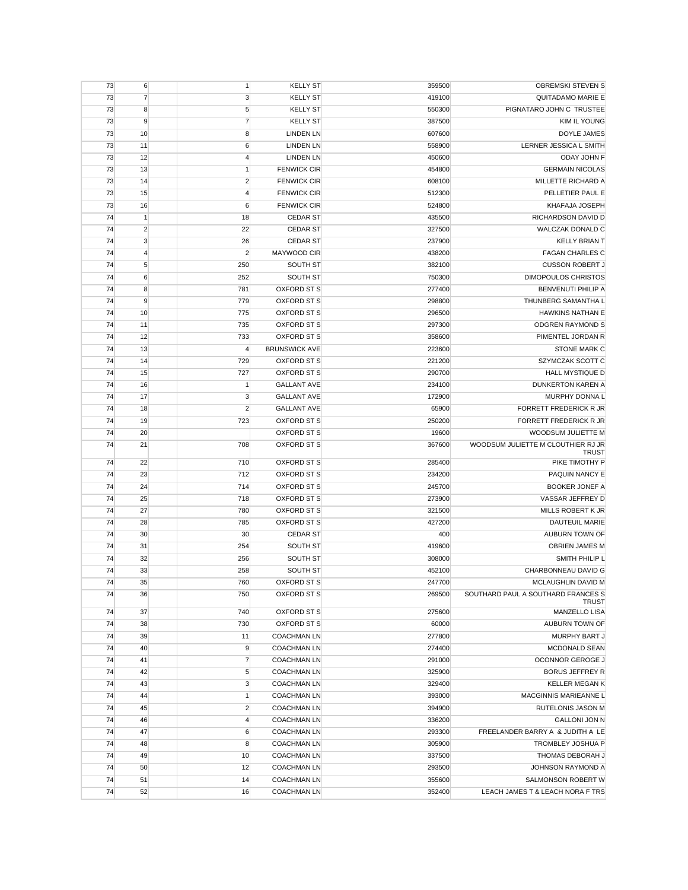| | | | | | | |
|---|---|---|---|---|---|---|
| 73 | 6 | | 1 | KELLY ST | 359500 | OBREMSKI STEVEN S |
| 73 | 7 | | 3 | KELLY ST | 419100 | QUITADAMO MARIE E |
| 73 | 8 | | 5 | KELLY ST | 550300 | PIGNATARO JOHN C TRUSTEE |
| 73 | 9 | | 7 | KELLY ST | 387500 | KIM IL YOUNG |
| 73 | 10 | | 8 | LINDEN LN | 607600 | DOYLE JAMES |
| 73 | 11 | | 6 | LINDEN LN | 558900 | LERNER JESSICA L SMITH |
| 73 | 12 | | 4 | LINDEN LN | 450600 | ODAY JOHN F |
| 73 | 13 | | 1 | FENWICK CIR | 454800 | GERMAIN NICOLAS |
| 73 | 14 | | 2 | FENWICK CIR | 608100 | MILLETTE RICHARD A |
| 73 | 15 | | 4 | FENWICK CIR | 512300 | PELLETIER PAUL E |
| 73 | 16 | | 6 | FENWICK CIR | 524800 | KHAFAJA JOSEPH |
| 74 | 1 | | 18 | CEDAR ST | 435500 | RICHARDSON DAVID D |
| 74 | 2 | | 22 | CEDAR ST | 327500 | WALCZAK DONALD C |
| 74 | 3 | | 26 | CEDAR ST | 237900 | KELLY BRIAN T |
| 74 | 4 | | 2 | MAYWOOD CIR | 438200 | FAGAN CHARLES C |
| 74 | 5 | | 250 | SOUTH ST | 382100 | CUSSON ROBERT J |
| 74 | 6 | | 252 | SOUTH ST | 750300 | DIMOPOULOS CHRISTOS |
| 74 | 8 | | 781 | OXFORD ST S | 277400 | BENVENUTI PHILIP A |
| 74 | 9 | | 779 | OXFORD ST S | 298800 | THUNBERG SAMANTHA L |
| 74 | 10 | | 775 | OXFORD ST S | 296500 | HAWKINS NATHAN E |
| 74 | 11 | | 735 | OXFORD ST S | 297300 | ODGREN RAYMOND S |
| 74 | 12 | | 733 | OXFORD ST S | 358600 | PIMENTEL JORDAN R |
| 74 | 13 | | 4 | BRUNSWICK AVE | 223600 | STONE MARK C |
| 74 | 14 | | 729 | OXFORD ST S | 221200 | SZYMCZAK SCOTT C |
| 74 | 15 | | 727 | OXFORD ST S | 290700 | HALL MYSTIQUE D |
| 74 | 16 | | 1 | GALLANT AVE | 234100 | DUNKERTON KAREN A |
| 74 | 17 | | 3 | GALLANT AVE | 172900 | MURPHY DONNA L |
| 74 | 18 | | 2 | GALLANT AVE | 65900 | FORRETT FREDERICK R JR |
| 74 | 19 | | 723 | OXFORD ST S | 250200 | FORRETT FREDERICK R JR |
| 74 | 20 | | | OXFORD ST S | 19600 | WOODSUM JULIETTE M |
| 74 | 21 | | 708 | OXFORD ST S | 367600 | WOODSUM JULIETTE M CLOUTHIER RJ JR TRUST |
| 74 | 22 | | 710 | OXFORD ST S | 285400 | PIKE TIMOTHY P |
| 74 | 23 | | 712 | OXFORD ST S | 234200 | PAQUIN NANCY E |
| 74 | 24 | | 714 | OXFORD ST S | 245700 | BOOKER JONEF A |
| 74 | 25 | | 718 | OXFORD ST S | 273900 | VASSAR JEFFREY D |
| 74 | 27 | | 780 | OXFORD ST S | 321500 | MILLS ROBERT K JR |
| 74 | 28 | | 785 | OXFORD ST S | 427200 | DAUTEUIL MARIE |
| 74 | 30 | | 30 | CEDAR ST | 400 | AUBURN TOWN OF |
| 74 | 31 | | 254 | SOUTH ST | 419600 | OBRIEN JAMES M |
| 74 | 32 | | 256 | SOUTH ST | 308000 | SMITH PHILIP L |
| 74 | 33 | | 258 | SOUTH ST | 452100 | CHARBONNEAU DAVID G |
| 74 | 35 | | 760 | OXFORD ST S | 247700 | MCLAUGHLIN DAVID M |
| 74 | 36 | | 750 | OXFORD ST S | 269500 | SOUTHARD PAUL A SOUTHARD FRANCES S TRUST |
| 74 | 37 | | 740 | OXFORD ST S | 275600 | MANZELLO LISA |
| 74 | 38 | | 730 | OXFORD ST S | 60000 | AUBURN TOWN OF |
| 74 | 39 | | 11 | COACHMAN LN | 277800 | MURPHY BART J |
| 74 | 40 | | 9 | COACHMAN LN | 274400 | MCDONALD SEAN |
| 74 | 41 | | 7 | COACHMAN LN | 291000 | OCONNOR GEROGE J |
| 74 | 42 | | 5 | COACHMAN LN | 325900 | BORUS JEFFREY R |
| 74 | 43 | | 3 | COACHMAN LN | 329400 | KELLER MEGAN K |
| 74 | 44 | | 1 | COACHMAN LN | 393000 | MACGINNIS MARIEANNE L |
| 74 | 45 | | 2 | COACHMAN LN | 394900 | RUTELONIS JASON M |
| 74 | 46 | | 4 | COACHMAN LN | 336200 | GALLONI JON N |
| 74 | 47 | | 6 | COACHMAN LN | 293300 | FREELANDER BARRY A & JUDITH A LE |
| 74 | 48 | | 8 | COACHMAN LN | 305900 | TROMBLEY JOSHUA P |
| 74 | 49 | | 10 | COACHMAN LN | 337500 | THOMAS DEBORAH J |
| 74 | 50 | | 12 | COACHMAN LN | 293500 | JOHNSON RAYMOND A |
| 74 | 51 | | 14 | COACHMAN LN | 355600 | SALMONSON ROBERT W |
| 74 | 52 | | 16 | COACHMAN LN | 352400 | LEACH JAMES T & LEACH NORA F TRS |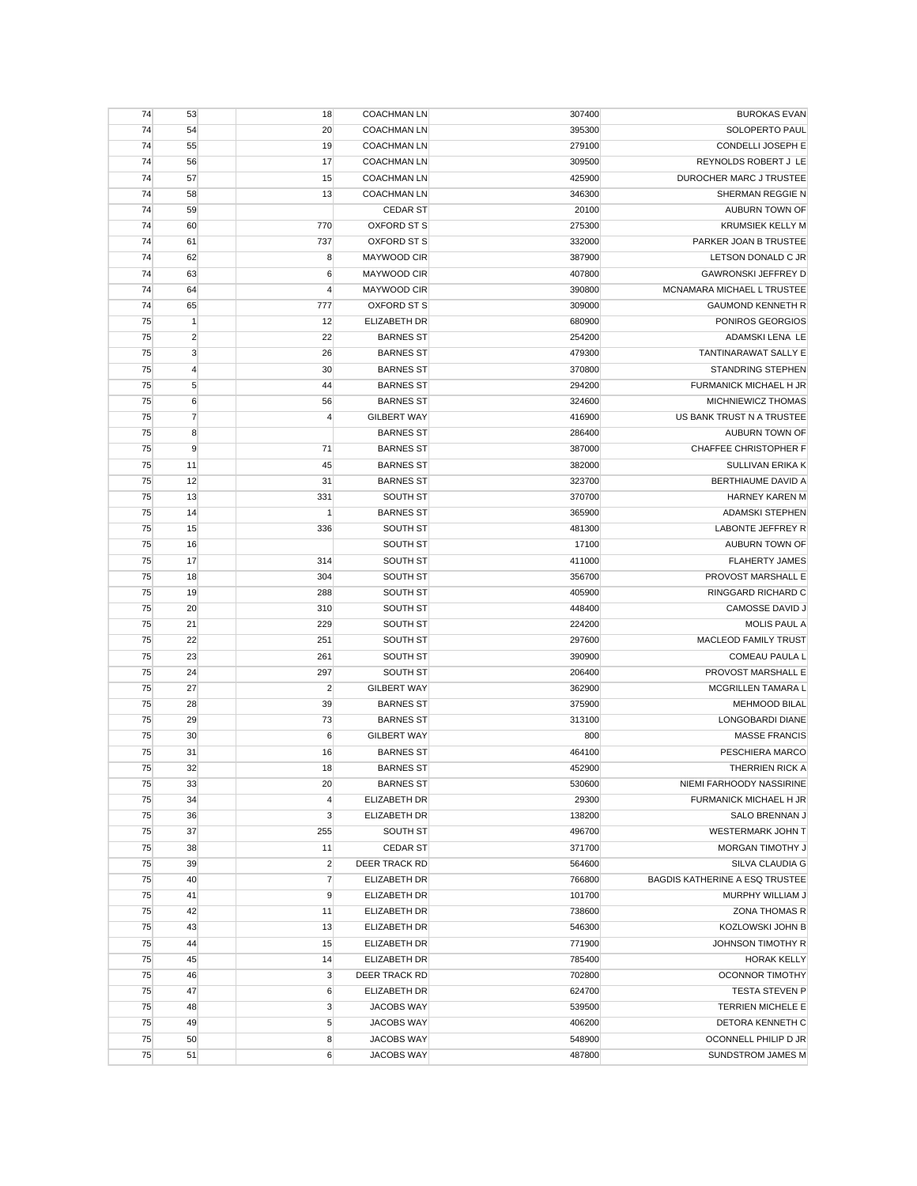| | | | | | | |
|---|---|---|---|---|---|---|
| 74 | 53 | | 18 | COACHMAN LN | 307400 | BUROKAS EVAN |
| 74 | 54 | | 20 | COACHMAN LN | 395300 | SOLOPERTO PAUL |
| 74 | 55 | | 19 | COACHMAN LN | 279100 | CONDELLI JOSEPH E |
| 74 | 56 | | 17 | COACHMAN LN | 309500 | REYNOLDS ROBERT J LE |
| 74 | 57 | | 15 | COACHMAN LN | 425900 | DUROCHER MARC J TRUSTEE |
| 74 | 58 | | 13 | COACHMAN LN | 346300 | SHERMAN REGGIE N |
| 74 | 59 | | | CEDAR ST | 20100 | AUBURN TOWN OF |
| 74 | 60 | | 770 | OXFORD ST S | 275300 | KRUMSIEK KELLY M |
| 74 | 61 | | 737 | OXFORD ST S | 332000 | PARKER JOAN B TRUSTEE |
| 74 | 62 | | 8 | MAYWOOD CIR | 387900 | LETSON DONALD C JR |
| 74 | 63 | | 6 | MAYWOOD CIR | 407800 | GAWRONSKI JEFFREY D |
| 74 | 64 | | 4 | MAYWOOD CIR | 390800 | MCNAMARA MICHAEL L TRUSTEE |
| 74 | 65 | | 777 | OXFORD ST S | 309000 | GAUMOND KENNETH R |
| 75 | 1 | | 12 | ELIZABETH DR | 680900 | PONIROS GEORGIOS |
| 75 | 2 | | 22 | BARNES ST | 254200 | ADAMSKI LENA LE |
| 75 | 3 | | 26 | BARNES ST | 479300 | TANTINARAWAT SALLY E |
| 75 | 4 | | 30 | BARNES ST | 370800 | STANDRING STEPHEN |
| 75 | 5 | | 44 | BARNES ST | 294200 | FURMANICK MICHAEL H JR |
| 75 | 6 | | 56 | BARNES ST | 324600 | MICHNIEWICZ THOMAS |
| 75 | 7 | | 4 | GILBERT WAY | 416900 | US BANK TRUST N A TRUSTEE |
| 75 | 8 | | | BARNES ST | 286400 | AUBURN TOWN OF |
| 75 | 9 | | 71 | BARNES ST | 387000 | CHAFFEE CHRISTOPHER F |
| 75 | 11 | | 45 | BARNES ST | 382000 | SULLIVAN ERIKA K |
| 75 | 12 | | 31 | BARNES ST | 323700 | BERTHIAUME DAVID A |
| 75 | 13 | | 331 | SOUTH ST | 370700 | HARNEY KAREN M |
| 75 | 14 | | 1 | BARNES ST | 365900 | ADAMSKI STEPHEN |
| 75 | 15 | | 336 | SOUTH ST | 481300 | LABONTE JEFFREY R |
| 75 | 16 | | | SOUTH ST | 17100 | AUBURN TOWN OF |
| 75 | 17 | | 314 | SOUTH ST | 411000 | FLAHERTY JAMES |
| 75 | 18 | | 304 | SOUTH ST | 356700 | PROVOST MARSHALL E |
| 75 | 19 | | 288 | SOUTH ST | 405900 | RINGGARD RICHARD C |
| 75 | 20 | | 310 | SOUTH ST | 448400 | CAMOSSE DAVID J |
| 75 | 21 | | 229 | SOUTH ST | 224200 | MOLIS PAUL A |
| 75 | 22 | | 251 | SOUTH ST | 297600 | MACLEOD FAMILY TRUST |
| 75 | 23 | | 261 | SOUTH ST | 390900 | COMEAU PAULA L |
| 75 | 24 | | 297 | SOUTH ST | 206400 | PROVOST MARSHALL E |
| 75 | 27 | | 2 | GILBERT WAY | 362900 | MCGRILLEN TAMARA L |
| 75 | 28 | | 39 | BARNES ST | 375900 | MEHMOOD BILAL |
| 75 | 29 | | 73 | BARNES ST | 313100 | LONGOBARDI DIANE |
| 75 | 30 | | 6 | GILBERT WAY | 800 | MASSE FRANCIS |
| 75 | 31 | | 16 | BARNES ST | 464100 | PESCHIERA MARCO |
| 75 | 32 | | 18 | BARNES ST | 452900 | THERRIEN RICK A |
| 75 | 33 | | 20 | BARNES ST | 530600 | NIEMI FARHOODY NASSIRINE |
| 75 | 34 | | 4 | ELIZABETH DR | 29300 | FURMANICK MICHAEL H JR |
| 75 | 36 | | 3 | ELIZABETH DR | 138200 | SALO BRENNAN J |
| 75 | 37 | | 255 | SOUTH ST | 496700 | WESTERMARK JOHN T |
| 75 | 38 | | 11 | CEDAR ST | 371700 | MORGAN TIMOTHY J |
| 75 | 39 | | 2 | DEER TRACK RD | 564600 | SILVA CLAUDIA G |
| 75 | 40 | | 7 | ELIZABETH DR | 766800 | BAGDIS KATHERINE A ESQ TRUSTEE |
| 75 | 41 | | 9 | ELIZABETH DR | 101700 | MURPHY WILLIAM J |
| 75 | 42 | | 11 | ELIZABETH DR | 738600 | ZONA THOMAS R |
| 75 | 43 | | 13 | ELIZABETH DR | 546300 | KOZLOWSKI JOHN B |
| 75 | 44 | | 15 | ELIZABETH DR | 771900 | JOHNSON TIMOTHY R |
| 75 | 45 | | 14 | ELIZABETH DR | 785400 | HORAK KELLY |
| 75 | 46 | | 3 | DEER TRACK RD | 702800 | OCONNOR TIMOTHY |
| 75 | 47 | | 6 | ELIZABETH DR | 624700 | TESTA STEVEN P |
| 75 | 48 | | 3 | JACOBS WAY | 539500 | TERRIEN MICHELE E |
| 75 | 49 | | 5 | JACOBS WAY | 406200 | DETORA KENNETH C |
| 75 | 50 | | 8 | JACOBS WAY | 548900 | OCONNELL PHILIP D JR |
| 75 | 51 | | 6 | JACOBS WAY | 487800 | SUNDSTROM JAMES M |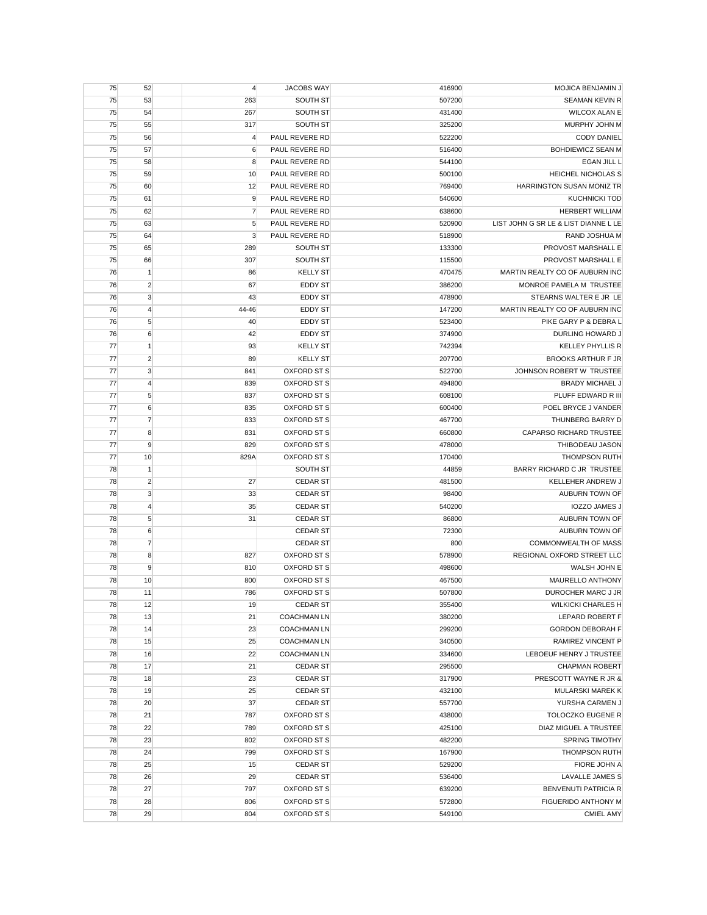| | | | | | | |
|---|---|---|---|---|---|---|
| 75 | 52 | | 4 | JACOBS WAY | 416900 | MOJICA BENJAMIN J |
| 75 | 53 | | 263 | SOUTH ST | 507200 | SEAMAN KEVIN R |
| 75 | 54 | | 267 | SOUTH ST | 431400 | WILCOX ALAN E |
| 75 | 55 | | 317 | SOUTH ST | 325200 | MURPHY JOHN M |
| 75 | 56 | | 4 | PAUL REVERE RD | 522200 | CODY DANIEL |
| 75 | 57 | | 6 | PAUL REVERE RD | 516400 | BOHDIEWICZ SEAN M |
| 75 | 58 | | 8 | PAUL REVERE RD | 544100 | EGAN JILL L |
| 75 | 59 | | 10 | PAUL REVERE RD | 500100 | HEICHEL NICHOLAS S |
| 75 | 60 | | 12 | PAUL REVERE RD | 769400 | HARRINGTON SUSAN MONIZ TR |
| 75 | 61 | | 9 | PAUL REVERE RD | 540600 | KUCHNICKI TOD |
| 75 | 62 | | 7 | PAUL REVERE RD | 638600 | HERBERT WILLIAM |
| 75 | 63 | | 5 | PAUL REVERE RD | 520900 | LIST JOHN G SR LE & LIST DIANNE L LE |
| 75 | 64 | | 3 | PAUL REVERE RD | 518900 | RAND JOSHUA M |
| 75 | 65 | | 289 | SOUTH ST | 133300 | PROVOST MARSHALL E |
| 75 | 66 | | 307 | SOUTH ST | 115500 | PROVOST MARSHALL E |
| 76 | 1 | | 86 | KELLY ST | 470475 | MARTIN REALTY CO OF AUBURN INC |
| 76 | 2 | | 67 | EDDY ST | 386200 | MONROE PAMELA M TRUSTEE |
| 76 | 3 | | 43 | EDDY ST | 478900 | STEARNS WALTER E JR LE |
| 76 | 4 | | 44-46 | EDDY ST | 147200 | MARTIN REALTY CO OF AUBURN INC |
| 76 | 5 | | 40 | EDDY ST | 523400 | PIKE GARY P & DEBRA L |
| 76 | 6 | | 42 | EDDY ST | 374900 | DURLING HOWARD J |
| 77 | 1 | | 93 | KELLY ST | 742394 | KELLEY PHYLLIS R |
| 77 | 2 | | 89 | KELLY ST | 207700 | BROOKS ARTHUR F JR |
| 77 | 3 | | 841 | OXFORD ST S | 522700 | JOHNSON ROBERT W TRUSTEE |
| 77 | 4 | | 839 | OXFORD ST S | 494800 | BRADY MICHAEL J |
| 77 | 5 | | 837 | OXFORD ST S | 608100 | PLUFF EDWARD R III |
| 77 | 6 | | 835 | OXFORD ST S | 600400 | POEL BRYCE J VANDER |
| 77 | 7 | | 833 | OXFORD ST S | 467700 | THUNBERG BARRY D |
| 77 | 8 | | 831 | OXFORD ST S | 660800 | CAPARSO RICHARD TRUSTEE |
| 77 | 9 | | 829 | OXFORD ST S | 478000 | THIBODEAU JASON |
| 77 | 10 | | 829A | OXFORD ST S | 170400 | THOMPSON RUTH |
| 78 | 1 | | | SOUTH ST | 44859 | BARRY RICHARD C JR TRUSTEE |
| 78 | 2 | | 27 | CEDAR ST | 481500 | KELLEHER ANDREW J |
| 78 | 3 | | 33 | CEDAR ST | 98400 | AUBURN TOWN OF |
| 78 | 4 | | 35 | CEDAR ST | 540200 | IOZZO JAMES J |
| 78 | 5 | | 31 | CEDAR ST | 86800 | AUBURN TOWN OF |
| 78 | 6 | | | CEDAR ST | 72300 | AUBURN TOWN OF |
| 78 | 7 | | | CEDAR ST | 800 | COMMONWEALTH OF MASS |
| 78 | 8 | | 827 | OXFORD ST S | 578900 | REGIONAL OXFORD STREET LLC |
| 78 | 9 | | 810 | OXFORD ST S | 498600 | WALSH JOHN E |
| 78 | 10 | | 800 | OXFORD ST S | 467500 | MAURELLO ANTHONY |
| 78 | 11 | | 786 | OXFORD ST S | 507800 | DUROCHER MARC J JR |
| 78 | 12 | | 19 | CEDAR ST | 355400 | WILKICKI CHARLES H |
| 78 | 13 | | 21 | COACHMAN LN | 380200 | LEPARD ROBERT F |
| 78 | 14 | | 23 | COACHMAN LN | 299200 | GORDON DEBORAH F |
| 78 | 15 | | 25 | COACHMAN LN | 340500 | RAMIREZ VINCENT P |
| 78 | 16 | | 22 | COACHMAN LN | 334600 | LEBOEUF HENRY J TRUSTEE |
| 78 | 17 | | 21 | CEDAR ST | 295500 | CHAPMAN ROBERT |
| 78 | 18 | | 23 | CEDAR ST | 317900 | PRESCOTT WAYNE R JR & |
| 78 | 19 | | 25 | CEDAR ST | 432100 | MULARSKI MAREK K |
| 78 | 20 | | 37 | CEDAR ST | 557700 | YURSHA CARMEN J |
| 78 | 21 | | 787 | OXFORD ST S | 438000 | TOLOCZKO EUGENE R |
| 78 | 22 | | 789 | OXFORD ST S | 425100 | DIAZ MIGUEL A TRUSTEE |
| 78 | 23 | | 802 | OXFORD ST S | 482200 | SPRING TIMOTHY |
| 78 | 24 | | 799 | OXFORD ST S | 167900 | THOMPSON RUTH |
| 78 | 25 | | 15 | CEDAR ST | 529200 | FIORE JOHN A |
| 78 | 26 | | 29 | CEDAR ST | 536400 | LAVALLE JAMES S |
| 78 | 27 | | 797 | OXFORD ST S | 639200 | BENVENUTI PATRICIA R |
| 78 | 28 | | 806 | OXFORD ST S | 572800 | FIGUERIDO ANTHONY M |
| 78 | 29 | | 804 | OXFORD ST S | 549100 | CMIEL AMY |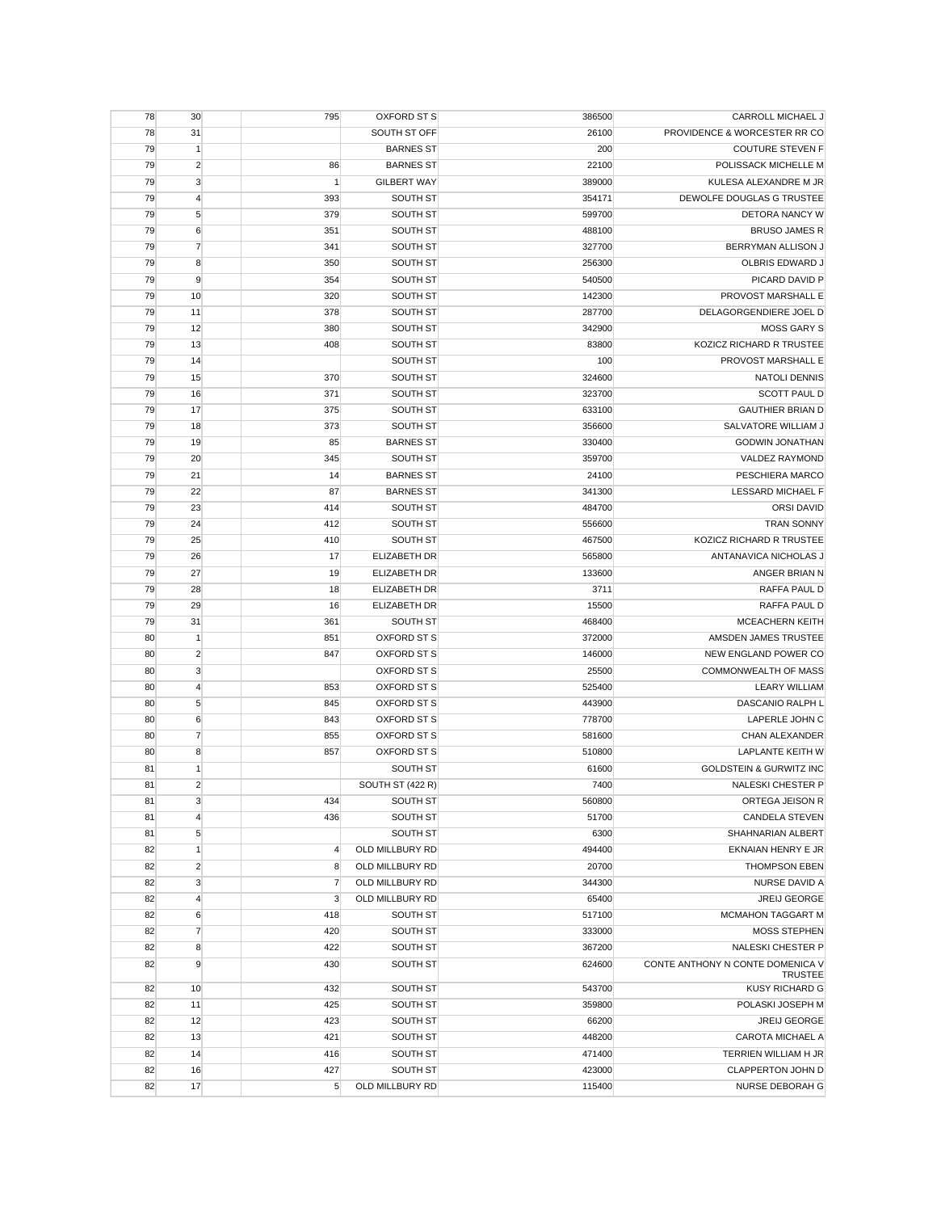| | | | | | | |
|---|---|---|---|---|---|---|
| 78 | 30 | | 795 | OXFORD ST S | 386500 | CARROLL MICHAEL J |
| 78 | 31 | | | SOUTH ST OFF | 26100 | PROVIDENCE & WORCESTER RR CO |
| 79 | 1 | | | BARNES ST | 200 | COUTURE STEVEN F |
| 79 | 2 | | 86 | BARNES ST | 22100 | POLISSACK MICHELLE M |
| 79 | 3 | | 1 | GILBERT WAY | 389000 | KULESA ALEXANDRE M JR |
| 79 | 4 | | 393 | SOUTH ST | 354171 | DEWOLFE DOUGLAS G TRUSTEE |
| 79 | 5 | | 379 | SOUTH ST | 599700 | DETORA NANCY W |
| 79 | 6 | | 351 | SOUTH ST | 488100 | BRUSO JAMES R |
| 79 | 7 | | 341 | SOUTH ST | 327700 | BERRYMAN ALLISON J |
| 79 | 8 | | 350 | SOUTH ST | 256300 | OLBRIS EDWARD J |
| 79 | 9 | | 354 | SOUTH ST | 540500 | PICARD DAVID P |
| 79 | 10 | | 320 | SOUTH ST | 142300 | PROVOST MARSHALL E |
| 79 | 11 | | 378 | SOUTH ST | 287700 | DELAGORGENDIERE JOEL D |
| 79 | 12 | | 380 | SOUTH ST | 342900 | MOSS GARY S |
| 79 | 13 | | 408 | SOUTH ST | 83800 | KOZICZ RICHARD R TRUSTEE |
| 79 | 14 | | | SOUTH ST | 100 | PROVOST MARSHALL E |
| 79 | 15 | | 370 | SOUTH ST | 324600 | NATOLI DENNIS |
| 79 | 16 | | 371 | SOUTH ST | 323700 | SCOTT PAUL D |
| 79 | 17 | | 375 | SOUTH ST | 633100 | GAUTHIER BRIAN D |
| 79 | 18 | | 373 | SOUTH ST | 356600 | SALVATORE WILLIAM J |
| 79 | 19 | | 85 | BARNES ST | 330400 | GODWIN JONATHAN |
| 79 | 20 | | 345 | SOUTH ST | 359700 | VALDEZ RAYMOND |
| 79 | 21 | | 14 | BARNES ST | 24100 | PESCHIERA MARCO |
| 79 | 22 | | 87 | BARNES ST | 341300 | LESSARD MICHAEL F |
| 79 | 23 | | 414 | SOUTH ST | 484700 | ORSI DAVID |
| 79 | 24 | | 412 | SOUTH ST | 556600 | TRAN SONNY |
| 79 | 25 | | 410 | SOUTH ST | 467500 | KOZICZ RICHARD R TRUSTEE |
| 79 | 26 | | 17 | ELIZABETH DR | 565800 | ANTANAVICA NICHOLAS J |
| 79 | 27 | | 19 | ELIZABETH DR | 133600 | ANGER BRIAN N |
| 79 | 28 | | 18 | ELIZABETH DR | 3711 | RAFFA PAUL D |
| 79 | 29 | | 16 | ELIZABETH DR | 15500 | RAFFA PAUL D |
| 79 | 31 | | 361 | SOUTH ST | 468400 | MCEACHERN KEITH |
| 80 | 1 | | 851 | OXFORD ST S | 372000 | AMSDEN JAMES TRUSTEE |
| 80 | 2 | | 847 | OXFORD ST S | 146000 | NEW ENGLAND POWER CO |
| 80 | 3 | | | OXFORD ST S | 25500 | COMMONWEALTH OF MASS |
| 80 | 4 | | 853 | OXFORD ST S | 525400 | LEARY WILLIAM |
| 80 | 5 | | 845 | OXFORD ST S | 443900 | DASCANIO RALPH L |
| 80 | 6 | | 843 | OXFORD ST S | 778700 | LAPERLE JOHN C |
| 80 | 7 | | 855 | OXFORD ST S | 581600 | CHAN ALEXANDER |
| 80 | 8 | | 857 | OXFORD ST S | 510800 | LAPLANTE KEITH W |
| 81 | 1 | | | SOUTH ST | 61600 | GOLDSTEIN & GURWITZ INC |
| 81 | 2 | | | SOUTH ST (422 R) | 7400 | NALESKI CHESTER P |
| 81 | 3 | | 434 | SOUTH ST | 560800 | ORTEGA JEISON R |
| 81 | 4 | | 436 | SOUTH ST | 51700 | CANDELA STEVEN |
| 81 | 5 | | | SOUTH ST | 6300 | SHAHNARIAN ALBERT |
| 82 | 1 | | 4 | OLD MILLBURY RD | 494400 | EKNAIAN HENRY E JR |
| 82 | 2 | | 8 | OLD MILLBURY RD | 20700 | THOMPSON EBEN |
| 82 | 3 | | 7 | OLD MILLBURY RD | 344300 | NURSE DAVID A |
| 82 | 4 | | 3 | OLD MILLBURY RD | 65400 | JREIJ GEORGE |
| 82 | 6 | | 418 | SOUTH ST | 517100 | MCMAHON TAGGART M |
| 82 | 7 | | 420 | SOUTH ST | 333000 | MOSS STEPHEN |
| 82 | 8 | | 422 | SOUTH ST | 367200 | NALESKI CHESTER P |
| 82 | 9 | | 430 | SOUTH ST | 624600 | CONTE ANTHONY N CONTE DOMENICA V TRUSTEE |
| 82 | 10 | | 432 | SOUTH ST | 543700 | KUSY RICHARD G |
| 82 | 11 | | 425 | SOUTH ST | 359800 | POLASKI JOSEPH M |
| 82 | 12 | | 423 | SOUTH ST | 66200 | JREIJ GEORGE |
| 82 | 13 | | 421 | SOUTH ST | 448200 | CAROTA MICHAEL A |
| 82 | 14 | | 416 | SOUTH ST | 471400 | TERRIEN WILLIAM H JR |
| 82 | 16 | | 427 | SOUTH ST | 423000 | CLAPPERTON JOHN D |
| 82 | 17 | | 5 | OLD MILLBURY RD | 115400 | NURSE DEBORAH G |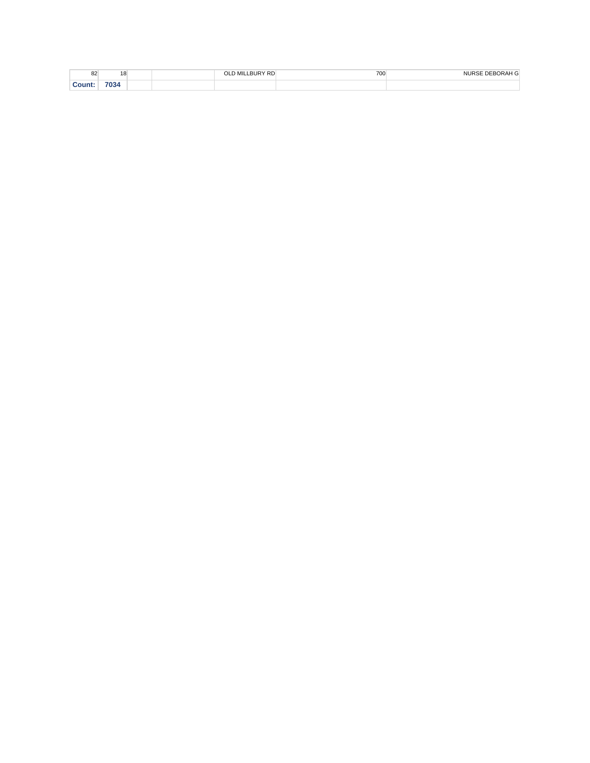| | | | | | | |
|---|---|---|---|---|---|---|
| 82 | 18 | | | OLD MILLBURY RD | 700 | NURSE DEBORAH G |
| **Count:** | **7034** | | | | | |